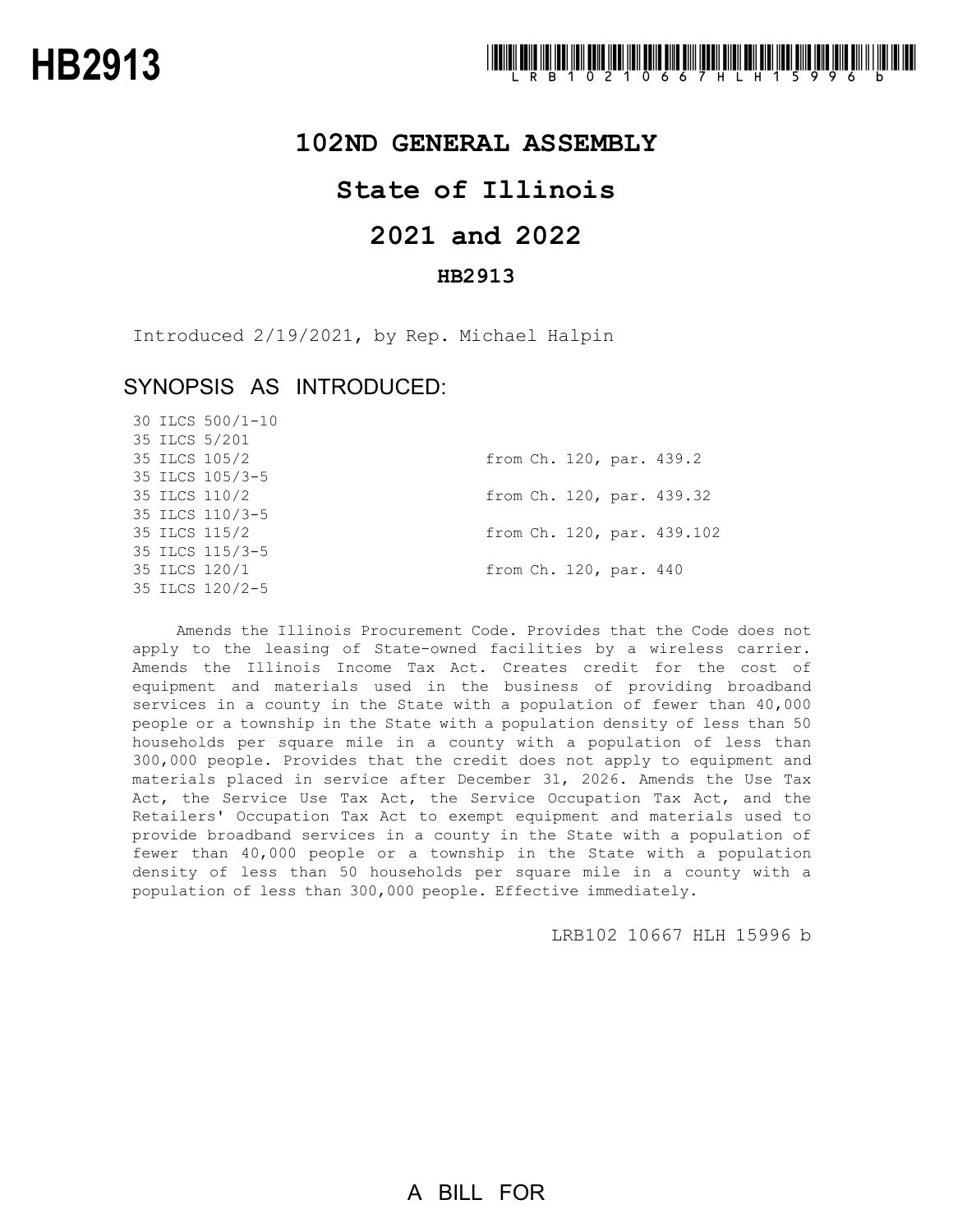# HB2913

LRB102 10667 HLH 15996 b

# 102ND GENERAL ASSEMBLY

# State of Illinois

# 2021 and 2022

## HB2913

Introduced 2/19/2021, by Rep. Michael Halpin

## SYNOPSIS AS INTRODUCED:

| | |
|---|---|
| 30 ILCS 500/1-10 | |
| 35 ILCS 5/201 | |
| 35 ILCS 105/2 | from Ch. 120, par. 439.2 |
| 35 ILCS 105/3-5 | |
| 35 ILCS 110/2 | from Ch. 120, par. 439.32 |
| 35 ILCS 110/3-5 | |
| 35 ILCS 115/2 | from Ch. 120, par. 439.102 |
| 35 ILCS 115/3-5 | |
| 35 ILCS 120/1 | from Ch. 120, par. 440 |
| 35 ILCS 120/2-5 | |

Amends the Illinois Procurement Code. Provides that the Code does not apply to the leasing of State-owned facilities by a wireless carrier. Amends the Illinois Income Tax Act. Creates credit for the cost of equipment and materials used in the business of providing broadband services in a county in the State with a population of fewer than 40,000 people or a township in the State with a population density of less than 50 households per square mile in a county with a population of less than 300,000 people. Provides that the credit does not apply to equipment and materials placed in service after December 31, 2026. Amends the Use Tax Act, the Service Use Tax Act, the Service Occupation Tax Act, and the Retailers' Occupation Tax Act to exempt equipment and materials used to provide broadband services in a county in the State with a population of fewer than 40,000 people or a township in the State with a population density of less than 50 households per square mile in a county with a population of less than 300,000 people. Effective immediately.

LRB102 10667 HLH 15996 b

A BILL FOR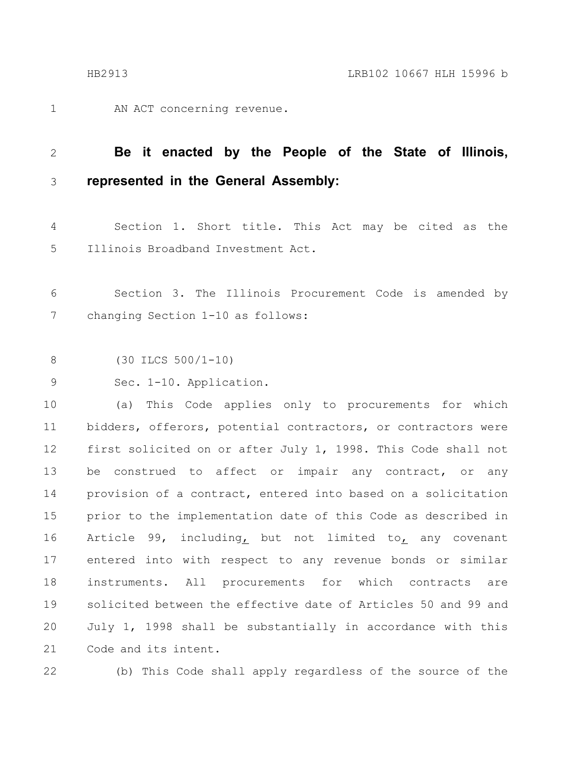AN ACT concerning revenue.

**Be it enacted by the People of the State of Illinois, represented in the General Assembly:**

Section 1. Short title. This Act may be cited as the Illinois Broadband Investment Act.

Section 3. The Illinois Procurement Code is amended by changing Section 1-10 as follows:

(30 ILCS 500/1-10)

Sec. 1-10. Application.

(a) This Code applies only to procurements for which bidders, offerors, potential contractors, or contractors were first solicited on or after July 1, 1998. This Code shall not be construed to affect or impair any contract, or any provision of a contract, entered into based on a solicitation prior to the implementation date of this Code as described in Article 99, including, but not limited to, any covenant entered into with respect to any revenue bonds or similar instruments. All procurements for which contracts are solicited between the effective date of Articles 50 and 99 and July 1, 1998 shall be substantially in accordance with this Code and its intent.

(b) This Code shall apply regardless of the source of the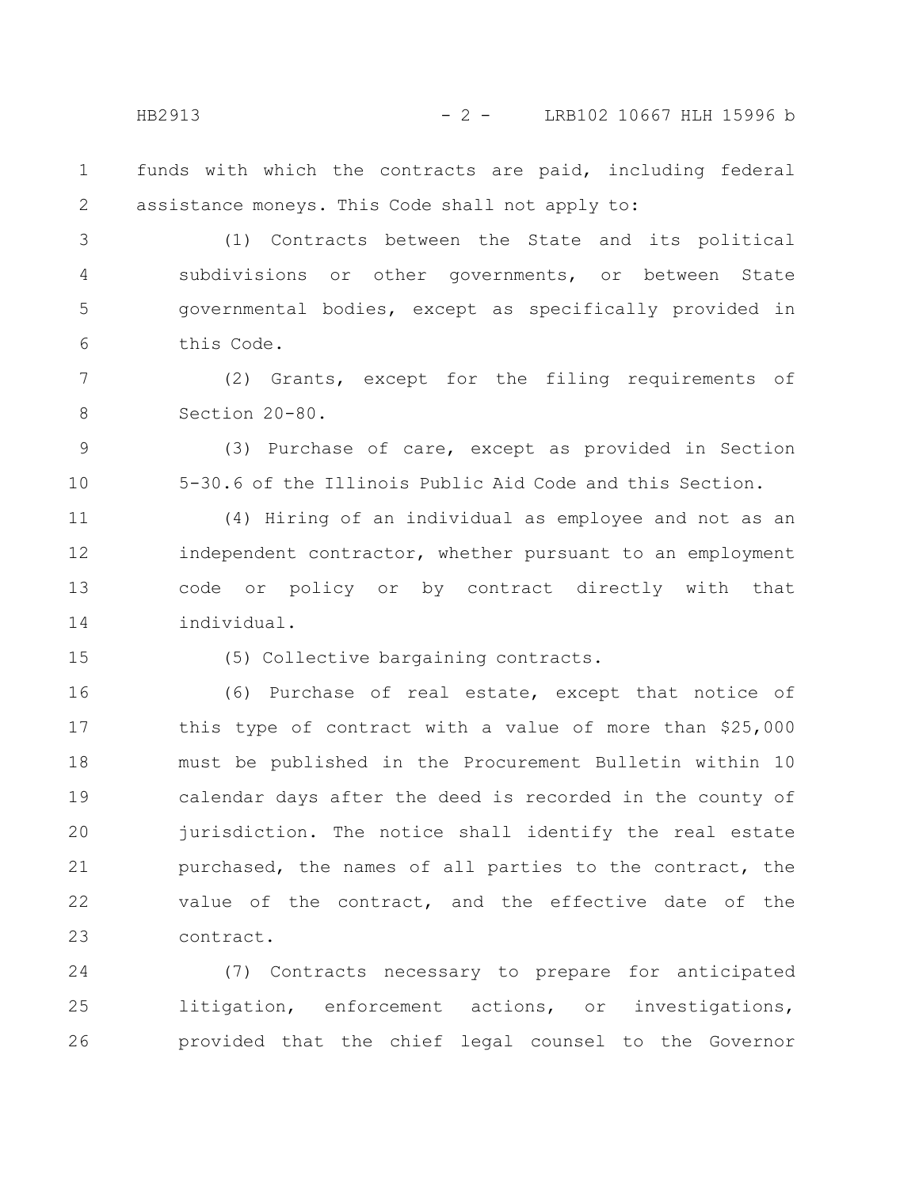funds with which the contracts are paid, including federal assistance moneys. This Code shall not apply to:

(1) Contracts between the State and its political subdivisions or other governments, or between State governmental bodies, except as specifically provided in this Code.

(2) Grants, except for the filing requirements of Section 20-80.

(3) Purchase of care, except as provided in Section 5-30.6 of the Illinois Public Aid Code and this Section.

(4) Hiring of an individual as employee and not as an independent contractor, whether pursuant to an employment code or policy or by contract directly with that individual.

(5) Collective bargaining contracts.

(6) Purchase of real estate, except that notice of this type of contract with a value of more than $25,000 must be published in the Procurement Bulletin within 10 calendar days after the deed is recorded in the county of jurisdiction. The notice shall identify the real estate purchased, the names of all parties to the contract, the value of the contract, and the effective date of the contract.

(7) Contracts necessary to prepare for anticipated litigation, enforcement actions, or investigations, provided that the chief legal counsel to the Governor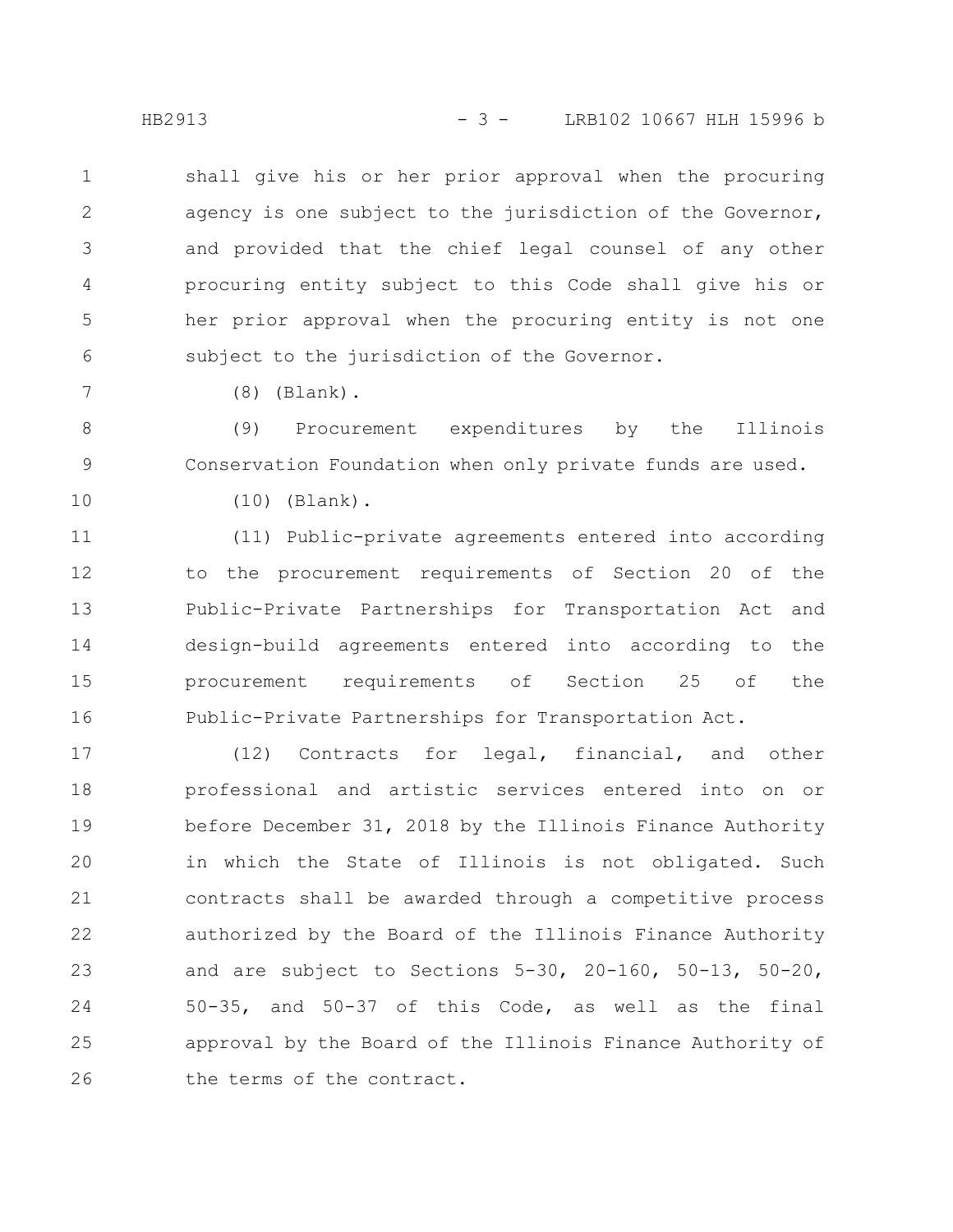shall give his or her prior approval when the procuring agency is one subject to the jurisdiction of the Governor, and provided that the chief legal counsel of any other procuring entity subject to this Code shall give his or her prior approval when the procuring entity is not one subject to the jurisdiction of the Governor.

(8) (Blank).

(9) Procurement expenditures by the Illinois Conservation Foundation when only private funds are used.

(10) (Blank).

(11) Public-private agreements entered into according to the procurement requirements of Section 20 of the Public-Private Partnerships for Transportation Act and design-build agreements entered into according to the procurement requirements of Section 25 of the Public-Private Partnerships for Transportation Act.

(12) Contracts for legal, financial, and other professional and artistic services entered into on or before December 31, 2018 by the Illinois Finance Authority in which the State of Illinois is not obligated. Such contracts shall be awarded through a competitive process authorized by the Board of the Illinois Finance Authority and are subject to Sections 5-30, 20-160, 50-13, 50-20, 50-35, and 50-37 of this Code, as well as the final approval by the Board of the Illinois Finance Authority of the terms of the contract.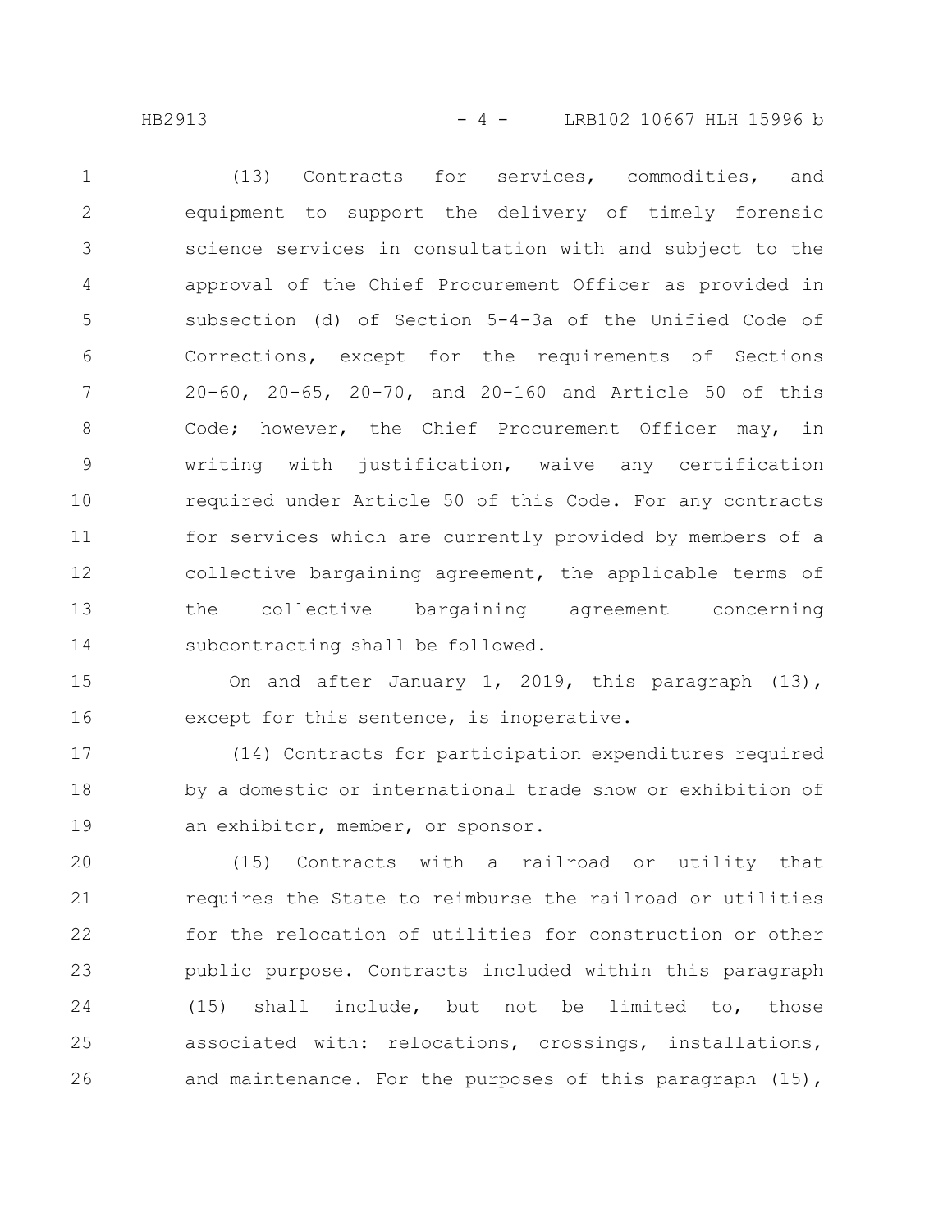(13) Contracts for services, commodities, and equipment to support the delivery of timely forensic science services in consultation with and subject to the approval of the Chief Procurement Officer as provided in subsection (d) of Section 5-4-3a of the Unified Code of Corrections, except for the requirements of Sections 20-60, 20-65, 20-70, and 20-160 and Article 50 of this Code; however, the Chief Procurement Officer may, in writing with justification, waive any certification required under Article 50 of this Code. For any contracts for services which are currently provided by members of a collective bargaining agreement, the applicable terms of the collective bargaining agreement concerning subcontracting shall be followed.

On and after January 1, 2019, this paragraph (13), except for this sentence, is inoperative.

(14) Contracts for participation expenditures required by a domestic or international trade show or exhibition of an exhibitor, member, or sponsor.

(15) Contracts with a railroad or utility that requires the State to reimburse the railroad or utilities for the relocation of utilities for construction or other public purpose. Contracts included within this paragraph (15) shall include, but not be limited to, those associated with: relocations, crossings, installations, and maintenance. For the purposes of this paragraph (15),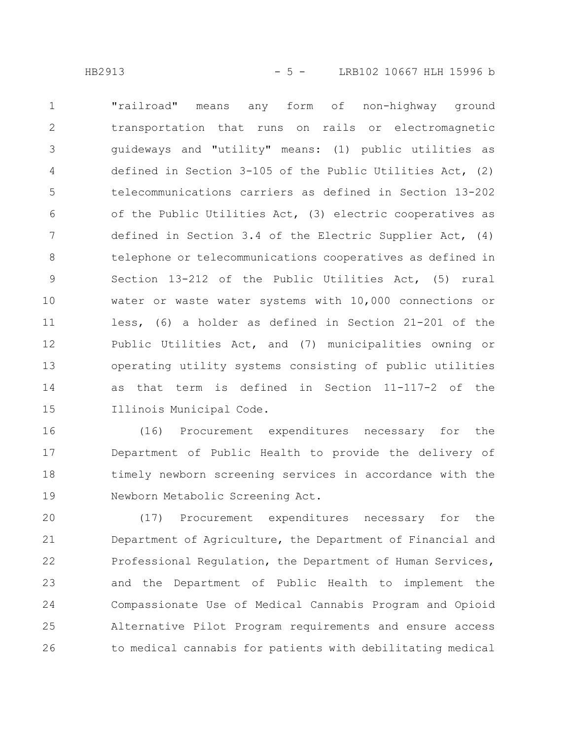"railroad" means any form of non-highway ground transportation that runs on rails or electromagnetic guideways and "utility" means: (1) public utilities as defined in Section 3-105 of the Public Utilities Act, (2) telecommunications carriers as defined in Section 13-202 of the Public Utilities Act, (3) electric cooperatives as defined in Section 3.4 of the Electric Supplier Act, (4) telephone or telecommunications cooperatives as defined in Section 13-212 of the Public Utilities Act, (5) rural water or waste water systems with 10,000 connections or less, (6) a holder as defined in Section 21-201 of the Public Utilities Act, and (7) municipalities owning or operating utility systems consisting of public utilities as that term is defined in Section 11-117-2 of the Illinois Municipal Code.

(16) Procurement expenditures necessary for the Department of Public Health to provide the delivery of timely newborn screening services in accordance with the Newborn Metabolic Screening Act.

(17) Procurement expenditures necessary for the Department of Agriculture, the Department of Financial and Professional Regulation, the Department of Human Services, and the Department of Public Health to implement the Compassionate Use of Medical Cannabis Program and Opioid Alternative Pilot Program requirements and ensure access to medical cannabis for patients with debilitating medical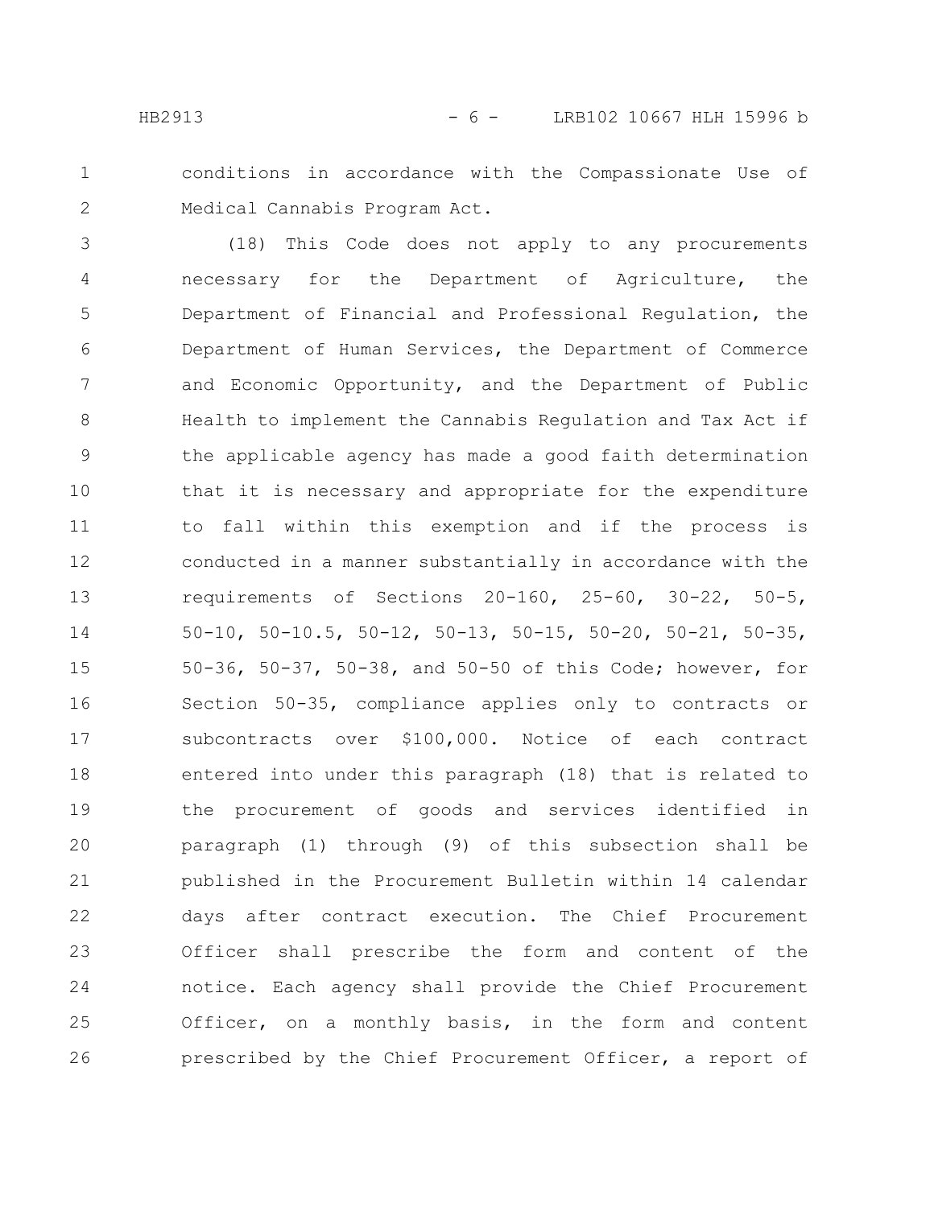conditions in accordance with the Compassionate Use of Medical Cannabis Program Act.

(18) This Code does not apply to any procurements necessary for the Department of Agriculture, the Department of Financial and Professional Regulation, the Department of Human Services, the Department of Commerce and Economic Opportunity, and the Department of Public Health to implement the Cannabis Regulation and Tax Act if the applicable agency has made a good faith determination that it is necessary and appropriate for the expenditure to fall within this exemption and if the process is conducted in a manner substantially in accordance with the requirements of Sections 20-160, 25-60, 30-22, 50-5, 50-10, 50-10.5, 50-12, 50-13, 50-15, 50-20, 50-21, 50-35, 50-36, 50-37, 50-38, and 50-50 of this Code; however, for Section 50-35, compliance applies only to contracts or subcontracts over $100,000. Notice of each contract entered into under this paragraph (18) that is related to the procurement of goods and services identified in paragraph (1) through (9) of this subsection shall be published in the Procurement Bulletin within 14 calendar days after contract execution. The Chief Procurement Officer shall prescribe the form and content of the notice. Each agency shall provide the Chief Procurement Officer, on a monthly basis, in the form and content prescribed by the Chief Procurement Officer, a report of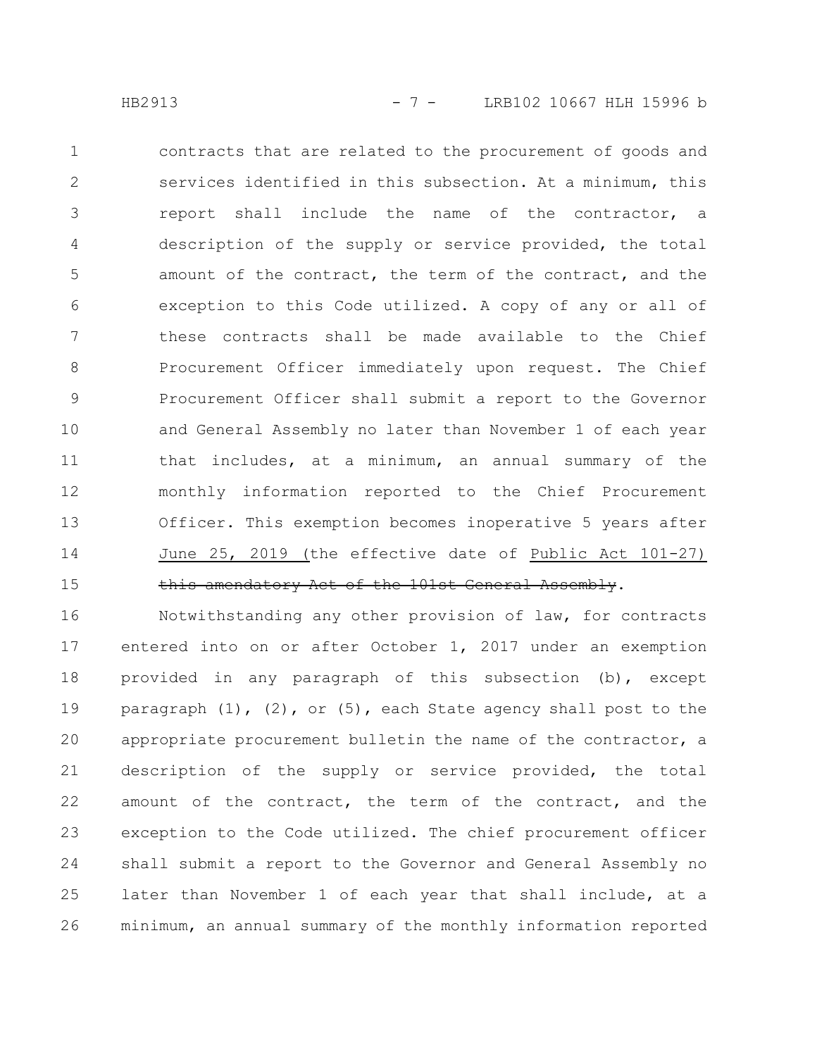contracts that are related to the procurement of goods and services identified in this subsection. At a minimum, this report shall include the name of the contractor, a description of the supply or service provided, the total amount of the contract, the term of the contract, and the exception to this Code utilized. A copy of any or all of these contracts shall be made available to the Chief Procurement Officer immediately upon request. The Chief Procurement Officer shall submit a report to the Governor and General Assembly no later than November 1 of each year that includes, at a minimum, an annual summary of the monthly information reported to the Chief Procurement Officer. This exemption becomes inoperative 5 years after June 25, 2019 (the effective date of Public Act 101-27) ~~this amendatory Act of the 101st General Assembly~~.

Notwithstanding any other provision of law, for contracts entered into on or after October 1, 2017 under an exemption provided in any paragraph of this subsection (b), except paragraph (1), (2), or (5), each State agency shall post to the appropriate procurement bulletin the name of the contractor, a description of the supply or service provided, the total amount of the contract, the term of the contract, and the exception to the Code utilized. The chief procurement officer shall submit a report to the Governor and General Assembly no later than November 1 of each year that shall include, at a minimum, an annual summary of the monthly information reported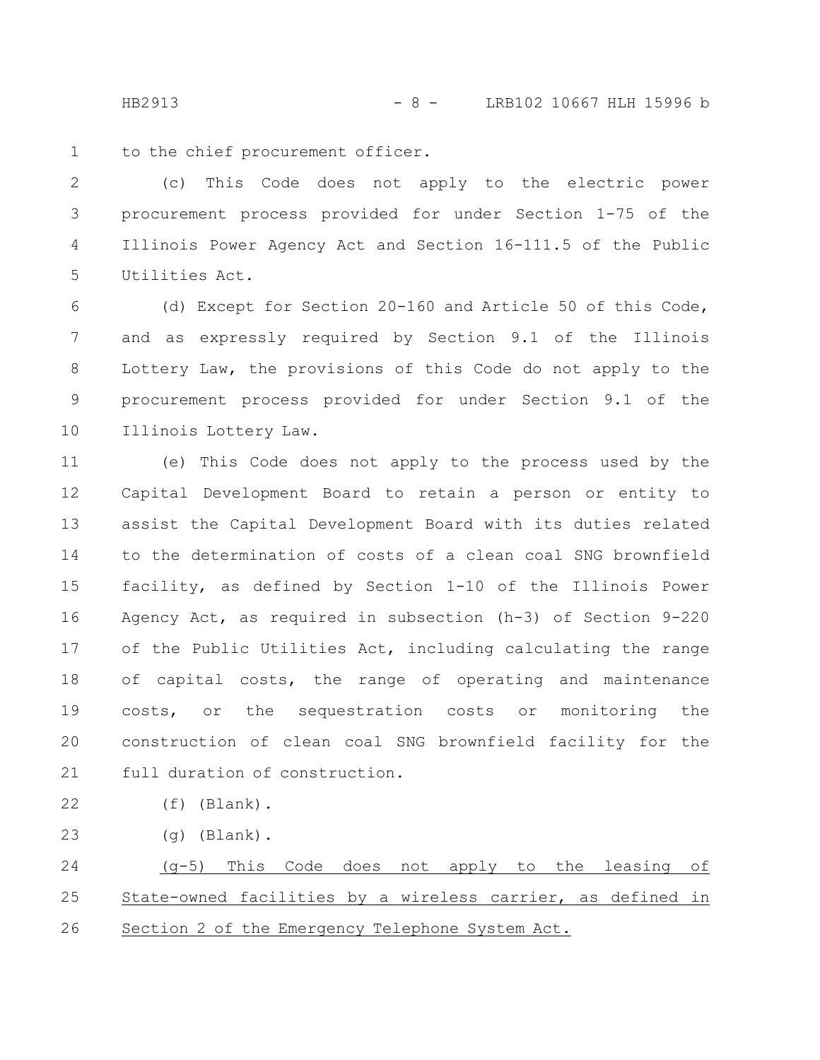to the chief procurement officer.

(c) This Code does not apply to the electric power procurement process provided for under Section 1-75 of the Illinois Power Agency Act and Section 16-111.5 of the Public Utilities Act.

(d) Except for Section 20-160 and Article 50 of this Code, and as expressly required by Section 9.1 of the Illinois Lottery Law, the provisions of this Code do not apply to the procurement process provided for under Section 9.1 of the Illinois Lottery Law.

(e) This Code does not apply to the process used by the Capital Development Board to retain a person or entity to assist the Capital Development Board with its duties related to the determination of costs of a clean coal SNG brownfield facility, as defined by Section 1-10 of the Illinois Power Agency Act, as required in subsection (h-3) of Section 9-220 of the Public Utilities Act, including calculating the range of capital costs, the range of operating and maintenance costs, or the sequestration costs or monitoring the construction of clean coal SNG brownfield facility for the full duration of construction.

(f) (Blank).

(g) (Blank).

(g-5) This Code does not apply to the leasing of State-owned facilities by a wireless carrier, as defined in Section 2 of the Emergency Telephone System Act.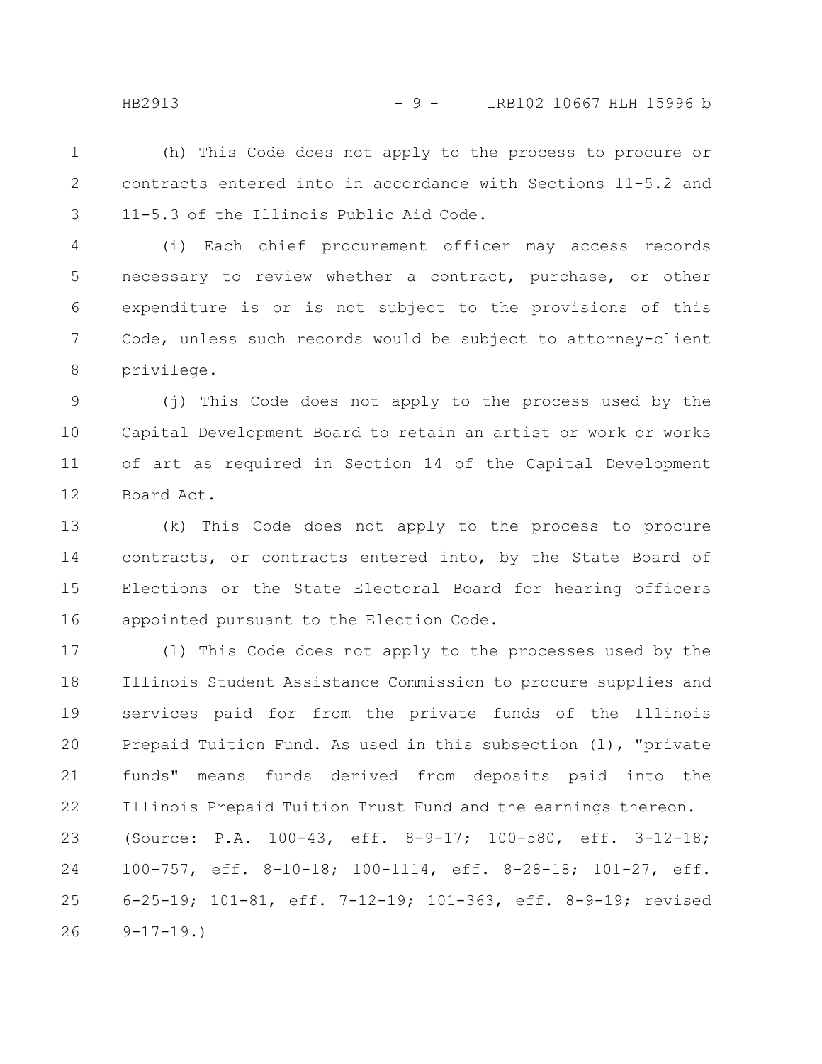(h) This Code does not apply to the process to procure or contracts entered into in accordance with Sections 11-5.2 and 11-5.3 of the Illinois Public Aid Code.

(i) Each chief procurement officer may access records necessary to review whether a contract, purchase, or other expenditure is or is not subject to the provisions of this Code, unless such records would be subject to attorney-client privilege.

(j) This Code does not apply to the process used by the Capital Development Board to retain an artist or work or works of art as required in Section 14 of the Capital Development Board Act.

(k) This Code does not apply to the process to procure contracts, or contracts entered into, by the State Board of Elections or the State Electoral Board for hearing officers appointed pursuant to the Election Code.

(l) This Code does not apply to the processes used by the Illinois Student Assistance Commission to procure supplies and services paid for from the private funds of the Illinois Prepaid Tuition Fund. As used in this subsection (l), "private funds" means funds derived from deposits paid into the Illinois Prepaid Tuition Trust Fund and the earnings thereon.

(Source: P.A. 100-43, eff. 8-9-17; 100-580, eff. 3-12-18; 100-757, eff. 8-10-18; 100-1114, eff. 8-28-18; 101-27, eff. 6-25-19; 101-81, eff. 7-12-19; 101-363, eff. 8-9-19; revised 9-17-19.)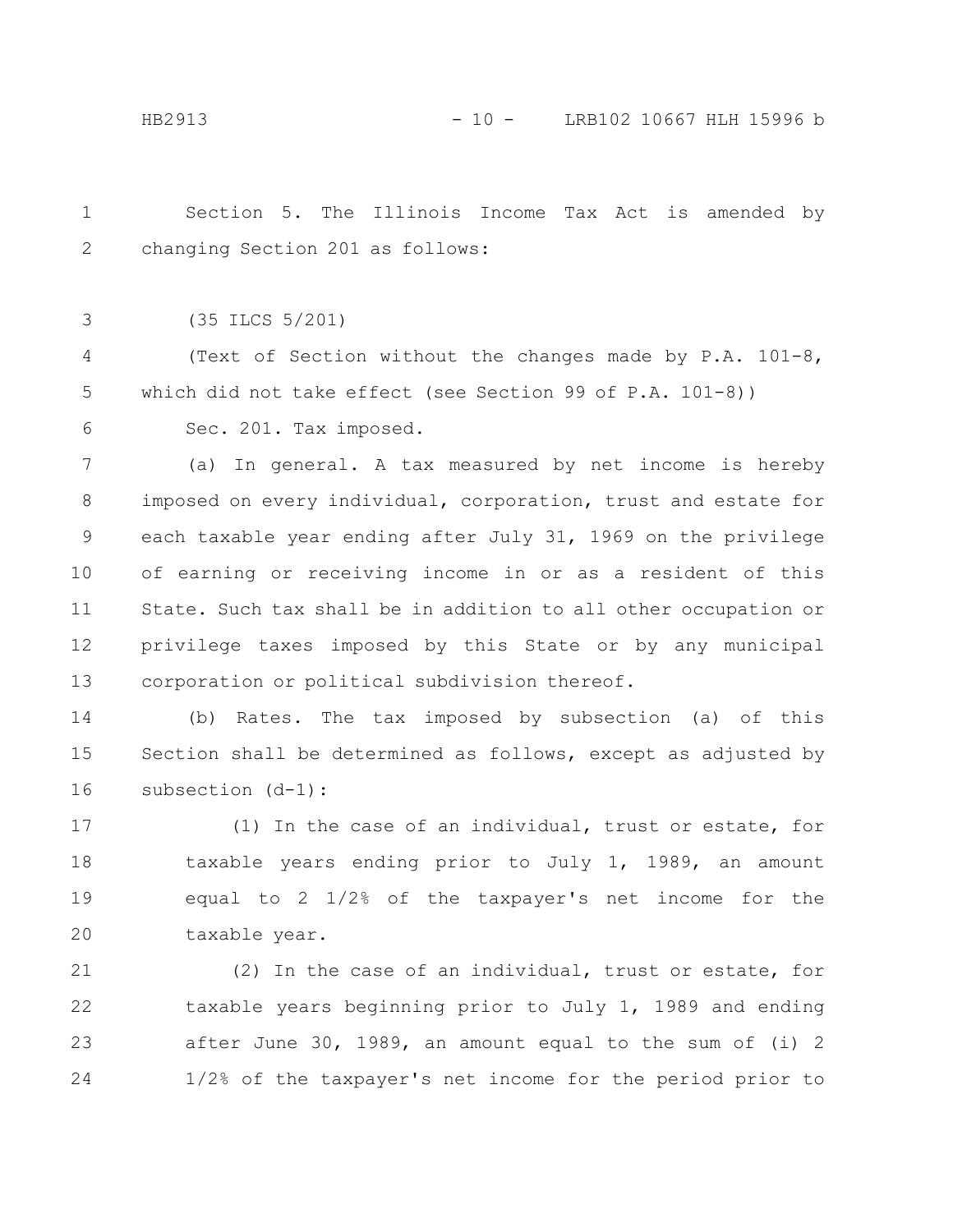Section 5. The Illinois Income Tax Act is amended by changing Section 201 as follows:

(35 ILCS 5/201)

(Text of Section without the changes made by P.A. 101-8, which did not take effect (see Section 99 of P.A. 101-8))

Sec. 201. Tax imposed.

(a) In general. A tax measured by net income is hereby imposed on every individual, corporation, trust and estate for each taxable year ending after July 31, 1969 on the privilege of earning or receiving income in or as a resident of this State. Such tax shall be in addition to all other occupation or privilege taxes imposed by this State or by any municipal corporation or political subdivision thereof.

(b) Rates. The tax imposed by subsection (a) of this Section shall be determined as follows, except as adjusted by subsection (d-1):

(1) In the case of an individual, trust or estate, for taxable years ending prior to July 1, 1989, an amount equal to 2 1/2% of the taxpayer's net income for the taxable year.

(2) In the case of an individual, trust or estate, for taxable years beginning prior to July 1, 1989 and ending after June 30, 1989, an amount equal to the sum of (i) 2 1/2% of the taxpayer's net income for the period prior to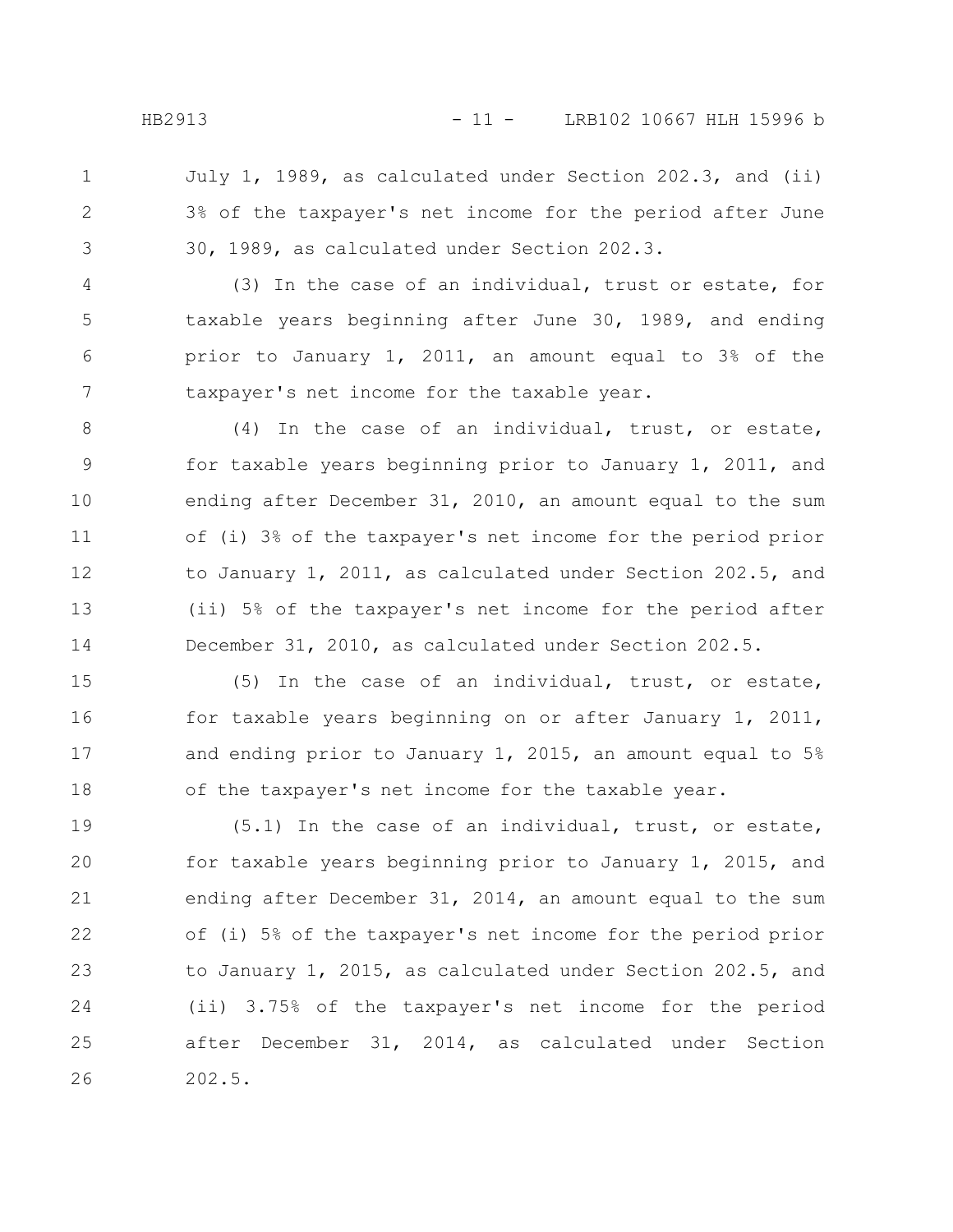July 1, 1989, as calculated under Section 202.3, and (ii) 3% of the taxpayer's net income for the period after June 30, 1989, as calculated under Section 202.3.

(3) In the case of an individual, trust or estate, for taxable years beginning after June 30, 1989, and ending prior to January 1, 2011, an amount equal to 3% of the taxpayer's net income for the taxable year.

(4) In the case of an individual, trust, or estate, for taxable years beginning prior to January 1, 2011, and ending after December 31, 2010, an amount equal to the sum of (i) 3% of the taxpayer's net income for the period prior to January 1, 2011, as calculated under Section 202.5, and (ii) 5% of the taxpayer's net income for the period after December 31, 2010, as calculated under Section 202.5.

(5) In the case of an individual, trust, or estate, for taxable years beginning on or after January 1, 2011, and ending prior to January 1, 2015, an amount equal to 5% of the taxpayer's net income for the taxable year.

(5.1) In the case of an individual, trust, or estate, for taxable years beginning prior to January 1, 2015, and ending after December 31, 2014, an amount equal to the sum of (i) 5% of the taxpayer's net income for the period prior to January 1, 2015, as calculated under Section 202.5, and (ii) 3.75% of the taxpayer's net income for the period after December 31, 2014, as calculated under Section 202.5.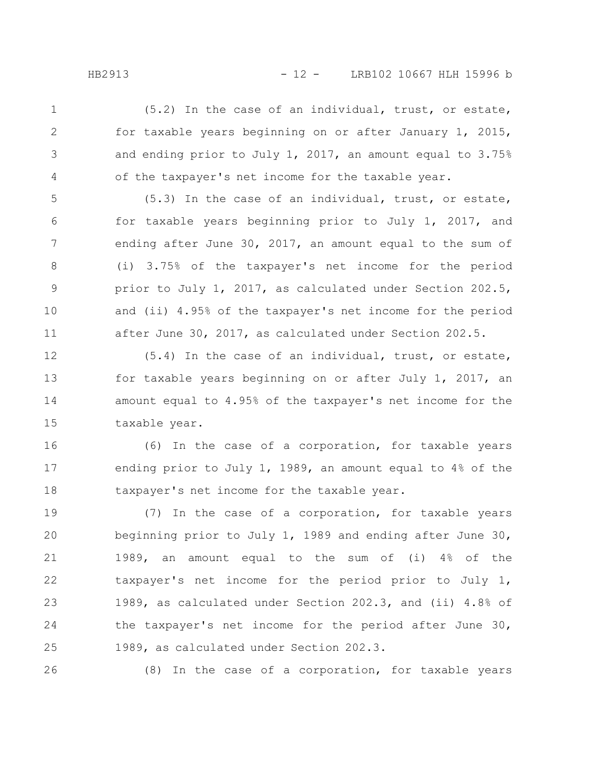(5.2) In the case of an individual, trust, or estate, for taxable years beginning on or after January 1, 2015, and ending prior to July 1, 2017, an amount equal to 3.75% of the taxpayer's net income for the taxable year.

(5.3) In the case of an individual, trust, or estate, for taxable years beginning prior to July 1, 2017, and ending after June 30, 2017, an amount equal to the sum of (i) 3.75% of the taxpayer's net income for the period prior to July 1, 2017, as calculated under Section 202.5, and (ii) 4.95% of the taxpayer's net income for the period after June 30, 2017, as calculated under Section 202.5.

(5.4) In the case of an individual, trust, or estate, for taxable years beginning on or after July 1, 2017, an amount equal to 4.95% of the taxpayer's net income for the taxable year.

(6) In the case of a corporation, for taxable years ending prior to July 1, 1989, an amount equal to 4% of the taxpayer's net income for the taxable year.

(7) In the case of a corporation, for taxable years beginning prior to July 1, 1989 and ending after June 30, 1989, an amount equal to the sum of (i) 4% of the taxpayer's net income for the period prior to July 1, 1989, as calculated under Section 202.3, and (ii) 4.8% of the taxpayer's net income for the period after June 30, 1989, as calculated under Section 202.3.

(8) In the case of a corporation, for taxable years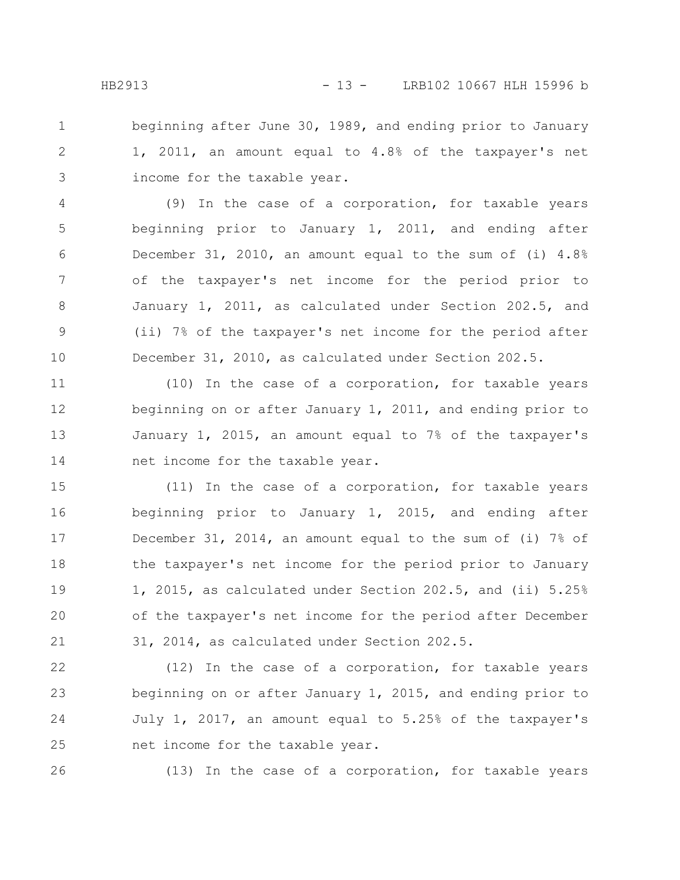beginning after June 30, 1989, and ending prior to January 1, 2011, an amount equal to 4.8% of the taxpayer's net income for the taxable year.

(9) In the case of a corporation, for taxable years beginning prior to January 1, 2011, and ending after December 31, 2010, an amount equal to the sum of (i) 4.8% of the taxpayer's net income for the period prior to January 1, 2011, as calculated under Section 202.5, and (ii) 7% of the taxpayer's net income for the period after December 31, 2010, as calculated under Section 202.5.

(10) In the case of a corporation, for taxable years beginning on or after January 1, 2011, and ending prior to January 1, 2015, an amount equal to 7% of the taxpayer's net income for the taxable year.

(11) In the case of a corporation, for taxable years beginning prior to January 1, 2015, and ending after December 31, 2014, an amount equal to the sum of (i) 7% of the taxpayer's net income for the period prior to January 1, 2015, as calculated under Section 202.5, and (ii) 5.25% of the taxpayer's net income for the period after December 31, 2014, as calculated under Section 202.5.

(12) In the case of a corporation, for taxable years beginning on or after January 1, 2015, and ending prior to July 1, 2017, an amount equal to 5.25% of the taxpayer's net income for the taxable year.

(13) In the case of a corporation, for taxable years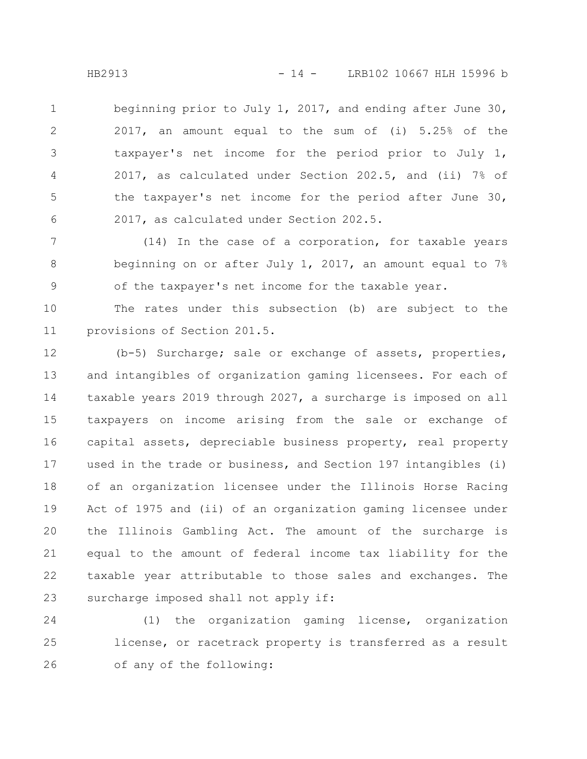beginning prior to July 1, 2017, and ending after June 30, 2017, an amount equal to the sum of (i) 5.25% of the taxpayer's net income for the period prior to July 1, 2017, as calculated under Section 202.5, and (ii) 7% of the taxpayer's net income for the period after June 30, 2017, as calculated under Section 202.5.

(14) In the case of a corporation, for taxable years beginning on or after July 1, 2017, an amount equal to 7% of the taxpayer's net income for the taxable year.

The rates under this subsection (b) are subject to the provisions of Section 201.5.

(b-5) Surcharge; sale or exchange of assets, properties, and intangibles of organization gaming licensees. For each of taxable years 2019 through 2027, a surcharge is imposed on all taxpayers on income arising from the sale or exchange of capital assets, depreciable business property, real property used in the trade or business, and Section 197 intangibles (i) of an organization licensee under the Illinois Horse Racing Act of 1975 and (ii) of an organization gaming licensee under the Illinois Gambling Act. The amount of the surcharge is equal to the amount of federal income tax liability for the taxable year attributable to those sales and exchanges. The surcharge imposed shall not apply if:

(1) the organization gaming license, organization license, or racetrack property is transferred as a result of any of the following: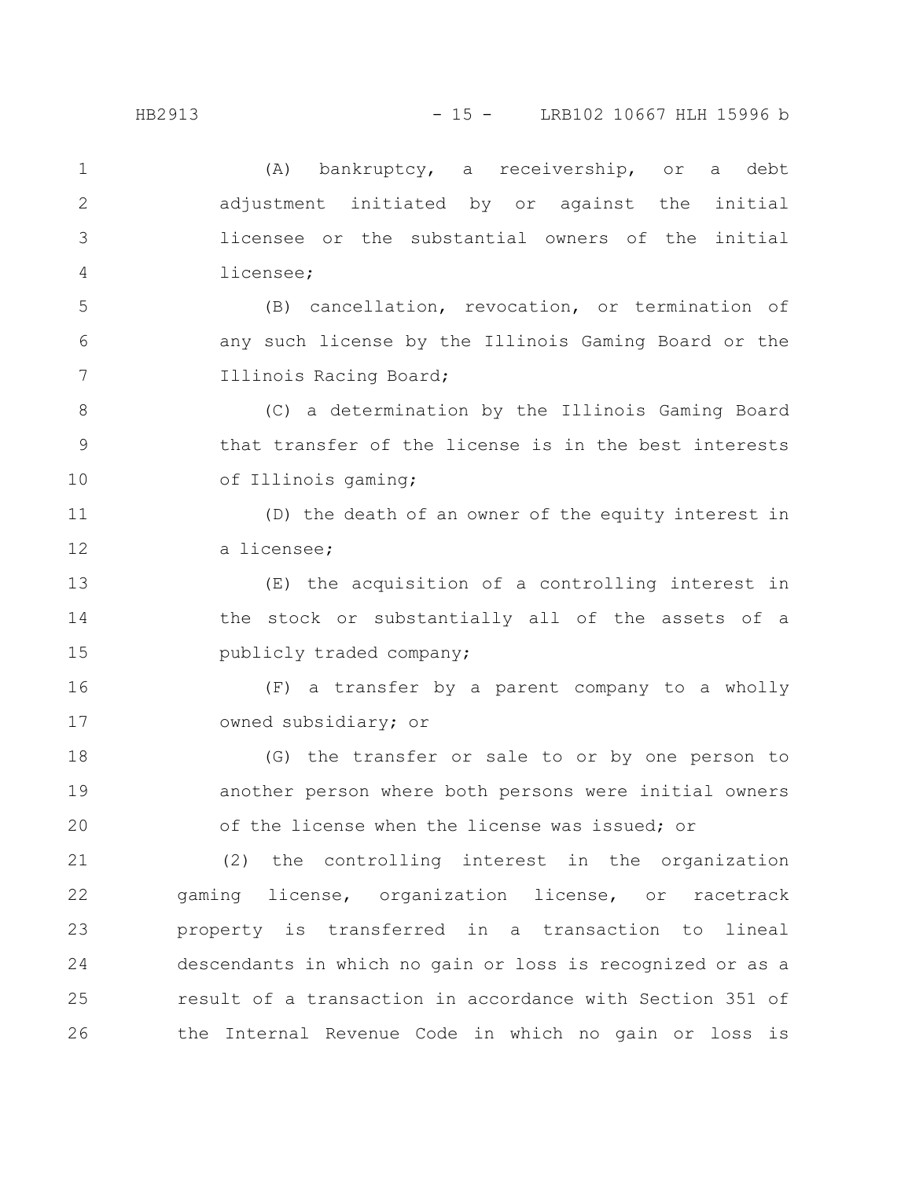(A) bankruptcy, a receivership, or a debt adjustment initiated by or against the initial licensee or the substantial owners of the initial licensee;

(B) cancellation, revocation, or termination of any such license by the Illinois Gaming Board or the Illinois Racing Board;

(C) a determination by the Illinois Gaming Board that transfer of the license is in the best interests of Illinois gaming;

(D) the death of an owner of the equity interest in a licensee;

(E) the acquisition of a controlling interest in the stock or substantially all of the assets of a publicly traded company;

(F) a transfer by a parent company to a wholly owned subsidiary; or

(G) the transfer or sale to or by one person to another person where both persons were initial owners of the license when the license was issued; or

(2) the controlling interest in the organization gaming license, organization license, or racetrack property is transferred in a transaction to lineal descendants in which no gain or loss is recognized or as a result of a transaction in accordance with Section 351 of the Internal Revenue Code in which no gain or loss is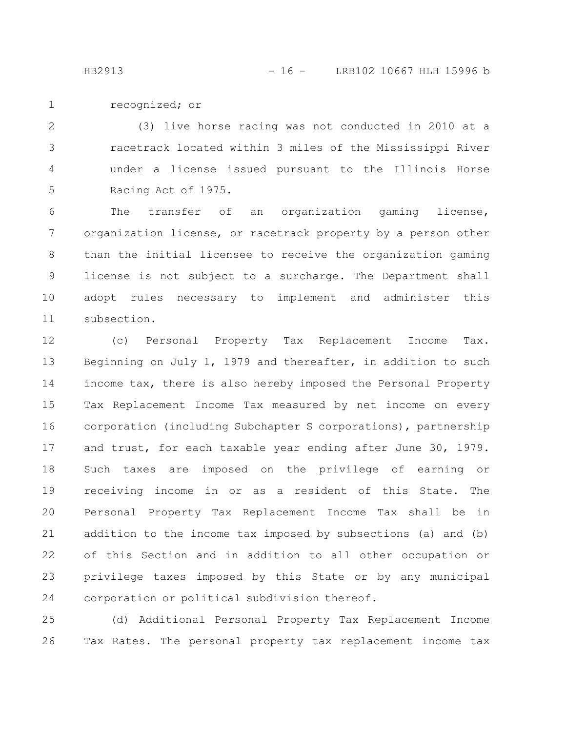recognized; or

(3) live horse racing was not conducted in 2010 at a racetrack located within 3 miles of the Mississippi River under a license issued pursuant to the Illinois Horse Racing Act of 1975.

The transfer of an organization gaming license, organization license, or racetrack property by a person other than the initial licensee to receive the organization gaming license is not subject to a surcharge. The Department shall adopt rules necessary to implement and administer this subsection.

(c) Personal Property Tax Replacement Income Tax. Beginning on July 1, 1979 and thereafter, in addition to such income tax, there is also hereby imposed the Personal Property Tax Replacement Income Tax measured by net income on every corporation (including Subchapter S corporations), partnership and trust, for each taxable year ending after June 30, 1979. Such taxes are imposed on the privilege of earning or receiving income in or as a resident of this State. The Personal Property Tax Replacement Income Tax shall be in addition to the income tax imposed by subsections (a) and (b) of this Section and in addition to all other occupation or privilege taxes imposed by this State or by any municipal corporation or political subdivision thereof.

(d) Additional Personal Property Tax Replacement Income Tax Rates. The personal property tax replacement income tax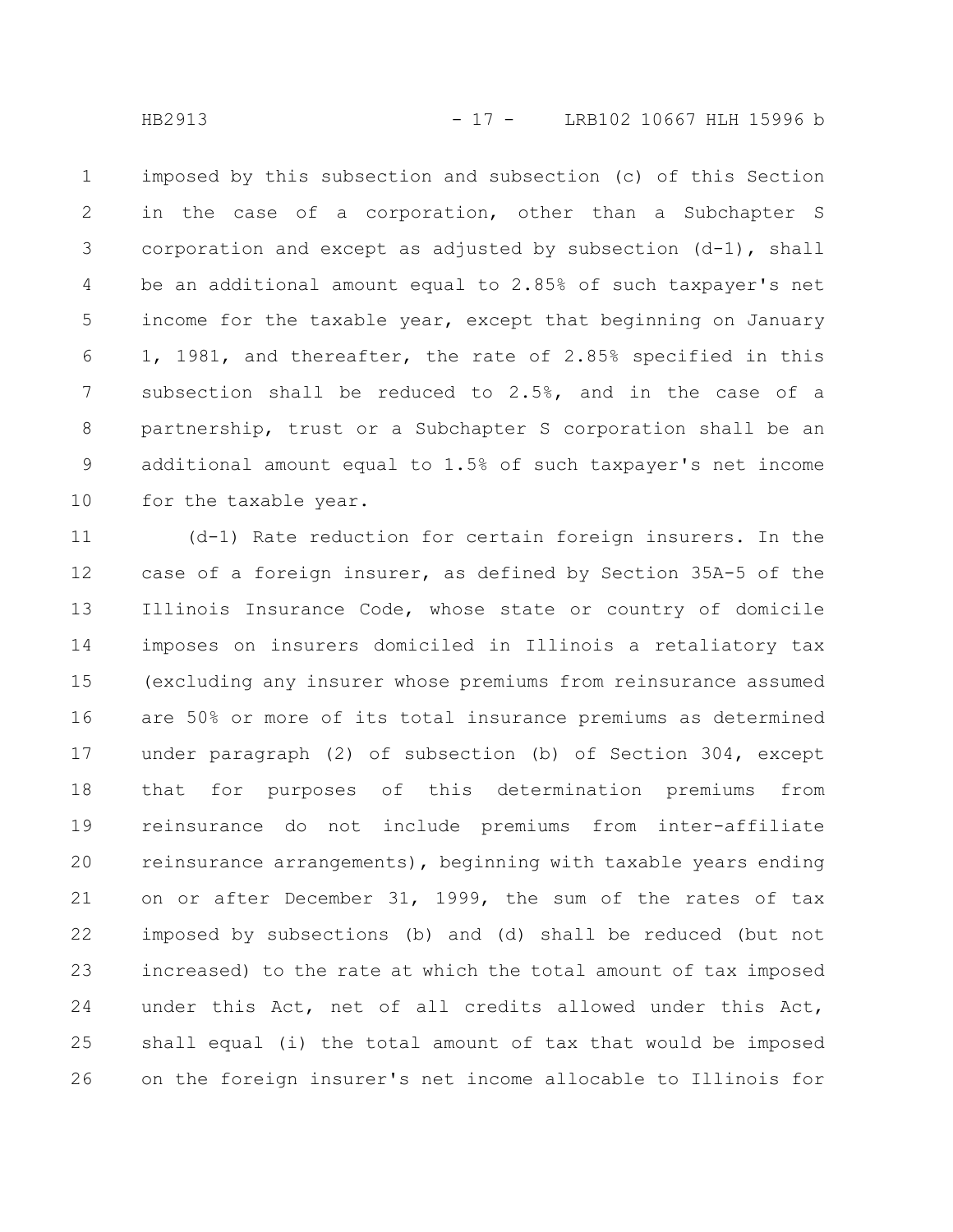imposed by this subsection and subsection (c) of this Section in the case of a corporation, other than a Subchapter S corporation and except as adjusted by subsection (d-1), shall be an additional amount equal to 2.85% of such taxpayer's net income for the taxable year, except that beginning on January 1, 1981, and thereafter, the rate of 2.85% specified in this subsection shall be reduced to 2.5%, and in the case of a partnership, trust or a Subchapter S corporation shall be an additional amount equal to 1.5% of such taxpayer's net income for the taxable year.

(d-1) Rate reduction for certain foreign insurers. In the case of a foreign insurer, as defined by Section 35A-5 of the Illinois Insurance Code, whose state or country of domicile imposes on insurers domiciled in Illinois a retaliatory tax (excluding any insurer whose premiums from reinsurance assumed are 50% or more of its total insurance premiums as determined under paragraph (2) of subsection (b) of Section 304, except that for purposes of this determination premiums from reinsurance do not include premiums from inter-affiliate reinsurance arrangements), beginning with taxable years ending on or after December 31, 1999, the sum of the rates of tax imposed by subsections (b) and (d) shall be reduced (but not increased) to the rate at which the total amount of tax imposed under this Act, net of all credits allowed under this Act, shall equal (i) the total amount of tax that would be imposed on the foreign insurer's net income allocable to Illinois for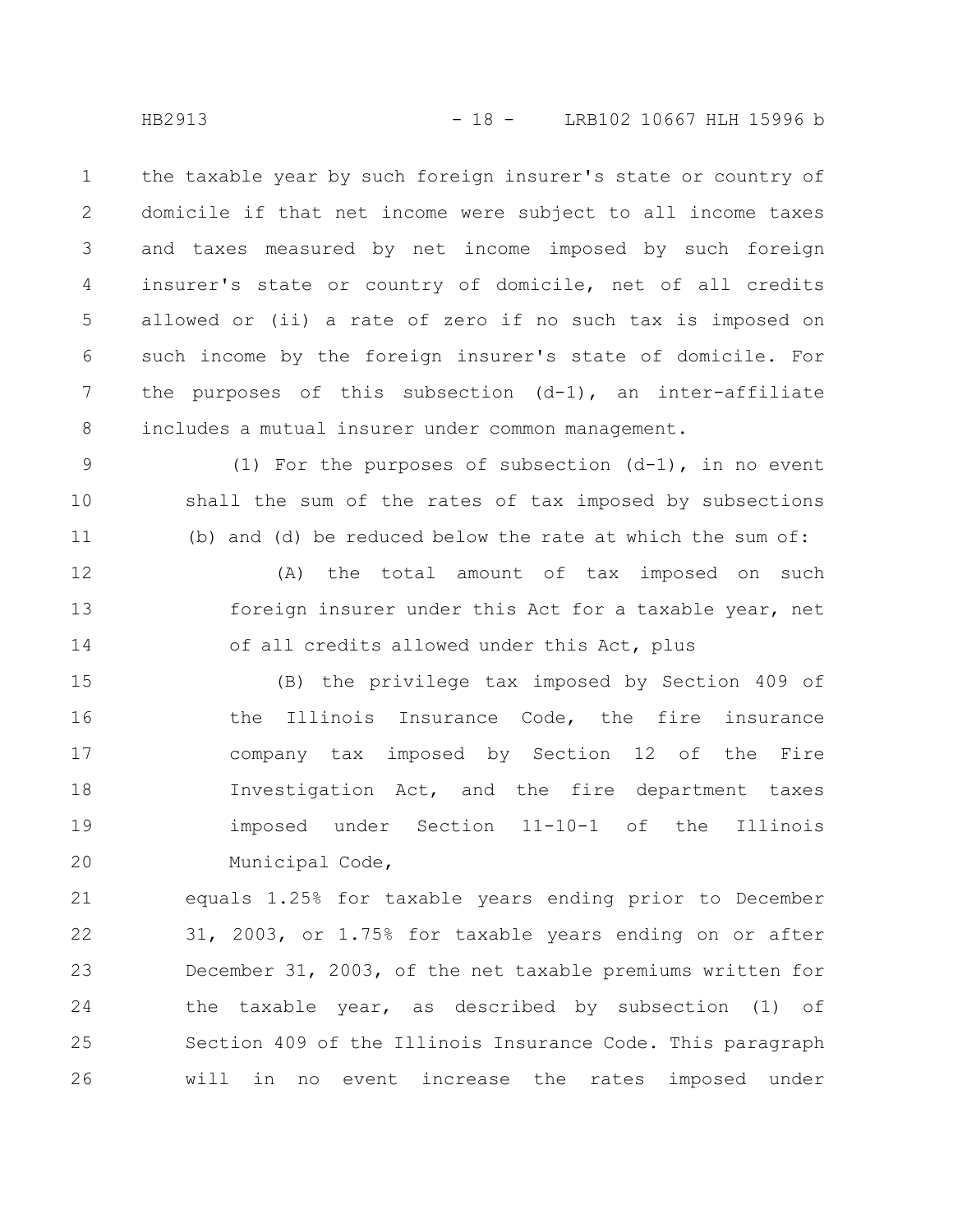the taxable year by such foreign insurer's state or country of domicile if that net income were subject to all income taxes and taxes measured by net income imposed by such foreign insurer's state or country of domicile, net of all credits allowed or (ii) a rate of zero if no such tax is imposed on such income by the foreign insurer's state of domicile. For the purposes of this subsection (d-1), an inter-affiliate includes a mutual insurer under common management.

(1) For the purposes of subsection (d-1), in no event shall the sum of the rates of tax imposed by subsections (b) and (d) be reduced below the rate at which the sum of:

(A) the total amount of tax imposed on such foreign insurer under this Act for a taxable year, net of all credits allowed under this Act, plus

(B) the privilege tax imposed by Section 409 of the Illinois Insurance Code, the fire insurance company tax imposed by Section 12 of the Fire Investigation Act, and the fire department taxes imposed under Section 11-10-1 of the Illinois Municipal Code,

equals 1.25% for taxable years ending prior to December 31, 2003, or 1.75% for taxable years ending on or after December 31, 2003, of the net taxable premiums written for the taxable year, as described by subsection (1) of Section 409 of the Illinois Insurance Code. This paragraph will in no event increase the rates imposed under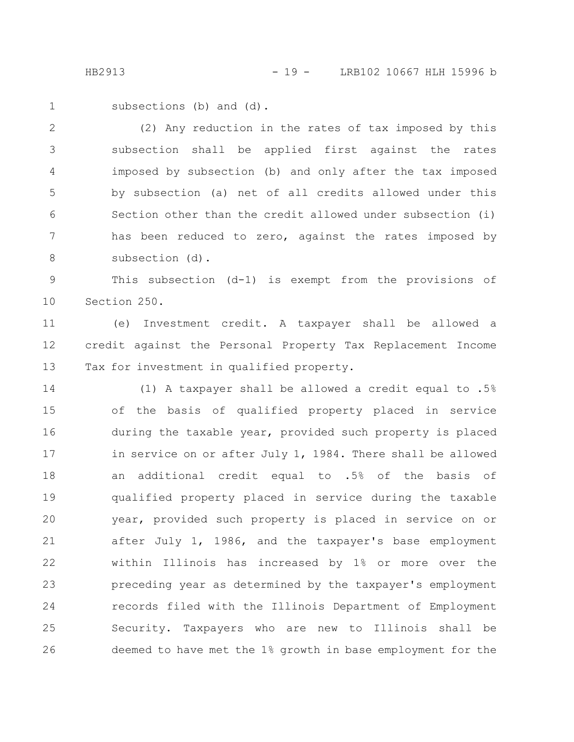subsections (b) and (d).

(2) Any reduction in the rates of tax imposed by this subsection shall be applied first against the rates imposed by subsection (b) and only after the tax imposed by subsection (a) net of all credits allowed under this Section other than the credit allowed under subsection (i) has been reduced to zero, against the rates imposed by subsection (d).

This subsection (d-1) is exempt from the provisions of Section 250.

(e) Investment credit. A taxpayer shall be allowed a credit against the Personal Property Tax Replacement Income Tax for investment in qualified property.

(1) A taxpayer shall be allowed a credit equal to .5% of the basis of qualified property placed in service during the taxable year, provided such property is placed in service on or after July 1, 1984. There shall be allowed an additional credit equal to .5% of the basis of qualified property placed in service during the taxable year, provided such property is placed in service on or after July 1, 1986, and the taxpayer's base employment within Illinois has increased by 1% or more over the preceding year as determined by the taxpayer's employment records filed with the Illinois Department of Employment Security. Taxpayers who are new to Illinois shall be deemed to have met the 1% growth in base employment for the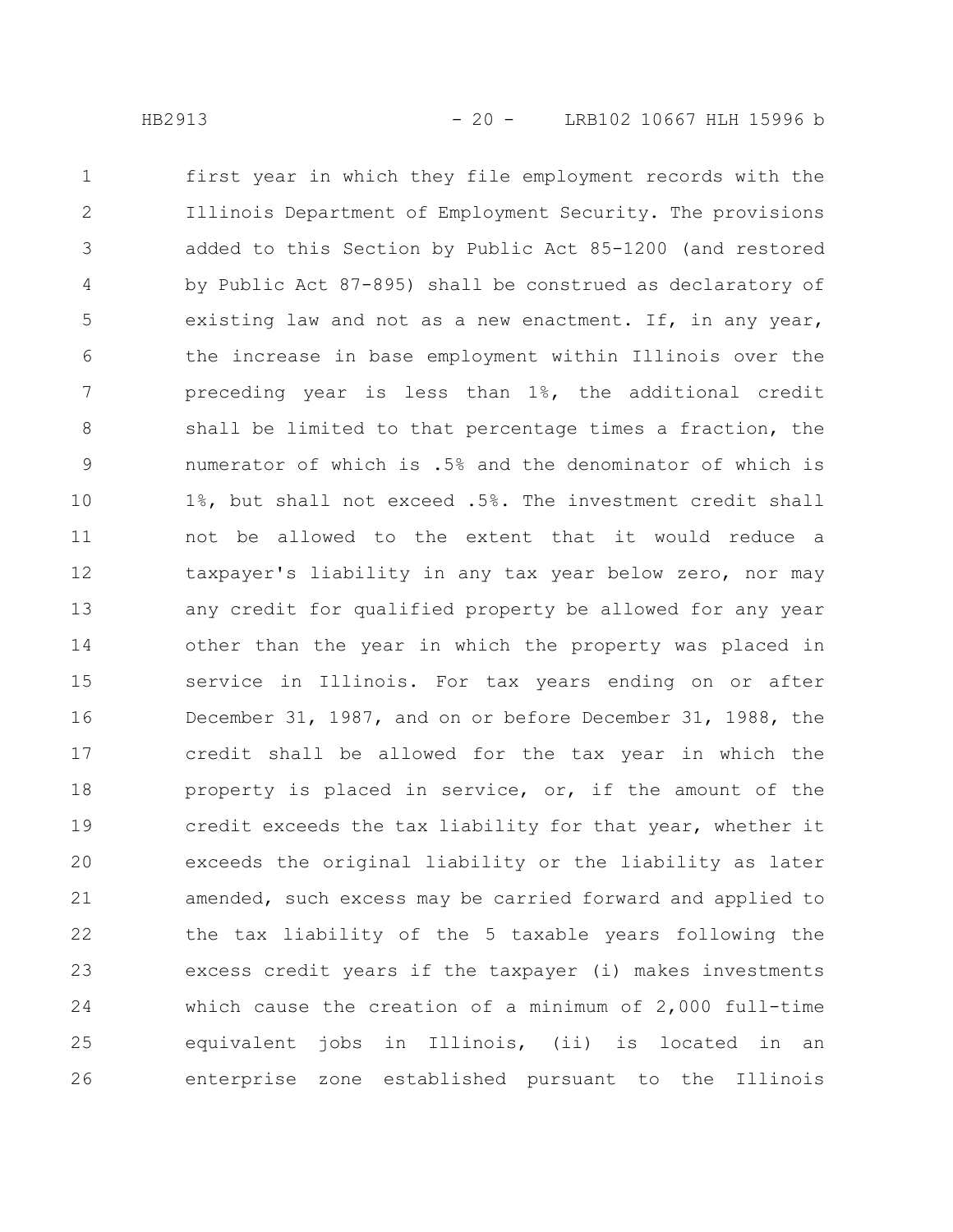first year in which they file employment records with the Illinois Department of Employment Security. The provisions added to this Section by Public Act 85-1200 (and restored by Public Act 87-895) shall be construed as declaratory of existing law and not as a new enactment. If, in any year, the increase in base employment within Illinois over the preceding year is less than 1%, the additional credit shall be limited to that percentage times a fraction, the numerator of which is .5% and the denominator of which is 1%, but shall not exceed .5%. The investment credit shall not be allowed to the extent that it would reduce a taxpayer's liability in any tax year below zero, nor may any credit for qualified property be allowed for any year other than the year in which the property was placed in service in Illinois. For tax years ending on or after December 31, 1987, and on or before December 31, 1988, the credit shall be allowed for the tax year in which the property is placed in service, or, if the amount of the credit exceeds the tax liability for that year, whether it exceeds the original liability or the liability as later amended, such excess may be carried forward and applied to the tax liability of the 5 taxable years following the excess credit years if the taxpayer (i) makes investments which cause the creation of a minimum of 2,000 full-time equivalent jobs in Illinois, (ii) is located in an enterprise zone established pursuant to the Illinois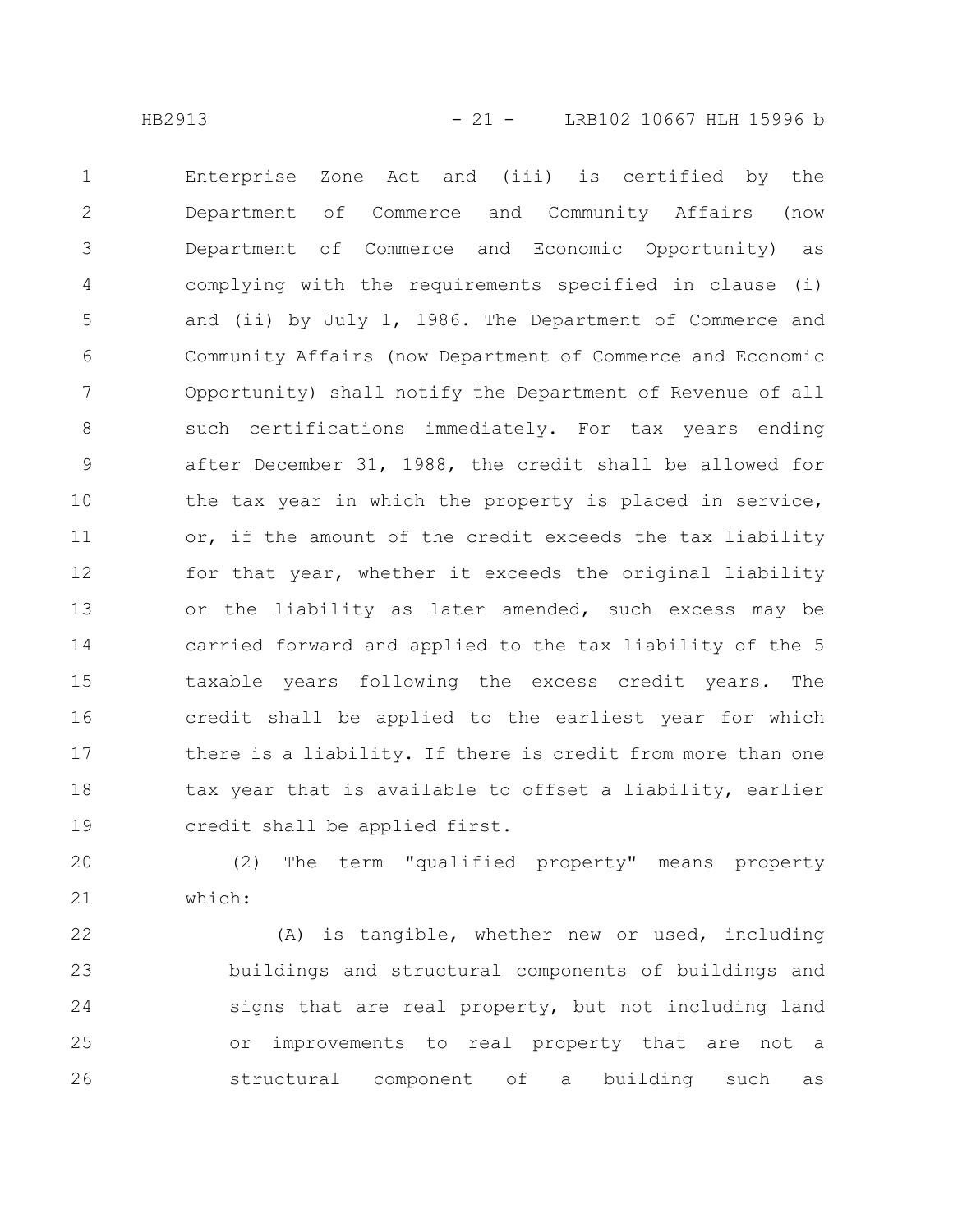Enterprise Zone Act and (iii) is certified by the Department of Commerce and Community Affairs (now Department of Commerce and Economic Opportunity) as complying with the requirements specified in clause (i) and (ii) by July 1, 1986. The Department of Commerce and Community Affairs (now Department of Commerce and Economic Opportunity) shall notify the Department of Revenue of all such certifications immediately. For tax years ending after December 31, 1988, the credit shall be allowed for the tax year in which the property is placed in service, or, if the amount of the credit exceeds the tax liability for that year, whether it exceeds the original liability or the liability as later amended, such excess may be carried forward and applied to the tax liability of the 5 taxable years following the excess credit years. The credit shall be applied to the earliest year for which there is a liability. If there is credit from more than one tax year that is available to offset a liability, earlier credit shall be applied first.

(2) The term "qualified property" means property which:

(A) is tangible, whether new or used, including buildings and structural components of buildings and signs that are real property, but not including land or improvements to real property that are not a structural component of a building such as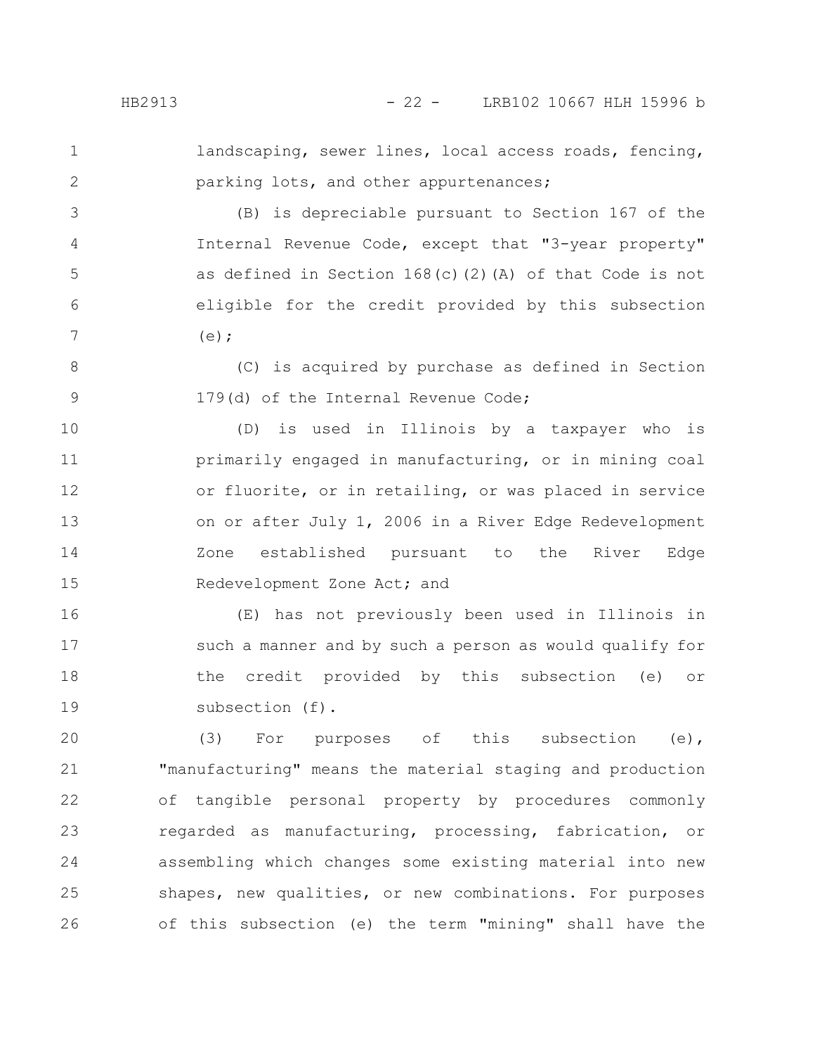landscaping, sewer lines, local access roads, fencing, parking lots, and other appurtenances;

(B) is depreciable pursuant to Section 167 of the Internal Revenue Code, except that "3-year property" as defined in Section 168(c)(2)(A) of that Code is not eligible for the credit provided by this subsection (e);

(C) is acquired by purchase as defined in Section 179(d) of the Internal Revenue Code;

(D) is used in Illinois by a taxpayer who is primarily engaged in manufacturing, or in mining coal or fluorite, or in retailing, or was placed in service on or after July 1, 2006 in a River Edge Redevelopment Zone established pursuant to the River Edge Redevelopment Zone Act; and

(E) has not previously been used in Illinois in such a manner and by such a person as would qualify for the credit provided by this subsection (e) or subsection (f).

(3) For purposes of this subsection (e), "manufacturing" means the material staging and production of tangible personal property by procedures commonly regarded as manufacturing, processing, fabrication, or assembling which changes some existing material into new shapes, new qualities, or new combinations. For purposes of this subsection (e) the term "mining" shall have the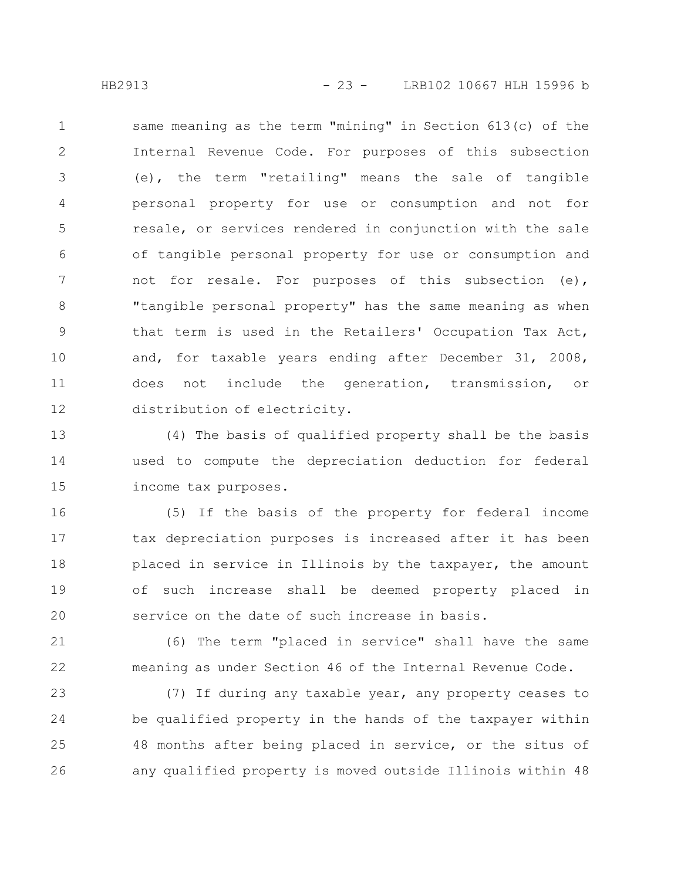same meaning as the term "mining" in Section 613(c) of the Internal Revenue Code. For purposes of this subsection (e), the term "retailing" means the sale of tangible personal property for use or consumption and not for resale, or services rendered in conjunction with the sale of tangible personal property for use or consumption and not for resale. For purposes of this subsection (e), "tangible personal property" has the same meaning as when that term is used in the Retailers' Occupation Tax Act, and, for taxable years ending after December 31, 2008, does not include the generation, transmission, or distribution of electricity.

(4) The basis of qualified property shall be the basis used to compute the depreciation deduction for federal income tax purposes.

(5) If the basis of the property for federal income tax depreciation purposes is increased after it has been placed in service in Illinois by the taxpayer, the amount of such increase shall be deemed property placed in service on the date of such increase in basis.

(6) The term "placed in service" shall have the same meaning as under Section 46 of the Internal Revenue Code.

(7) If during any taxable year, any property ceases to be qualified property in the hands of the taxpayer within 48 months after being placed in service, or the situs of any qualified property is moved outside Illinois within 48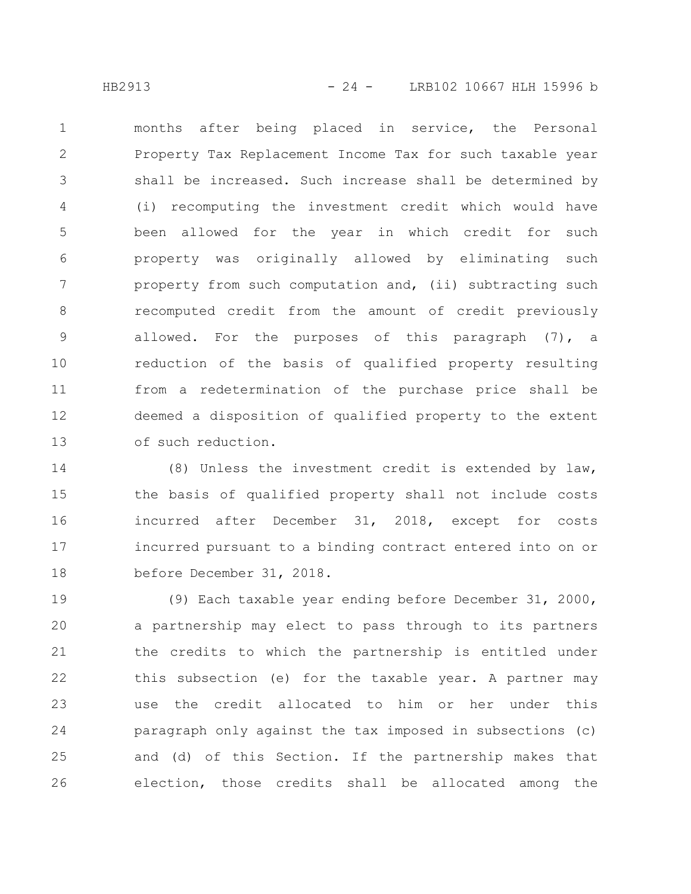months after being placed in service, the Personal Property Tax Replacement Income Tax for such taxable year shall be increased. Such increase shall be determined by (i) recomputing the investment credit which would have been allowed for the year in which credit for such property was originally allowed by eliminating such property from such computation and, (ii) subtracting such recomputed credit from the amount of credit previously allowed. For the purposes of this paragraph (7), a reduction of the basis of qualified property resulting from a redetermination of the purchase price shall be deemed a disposition of qualified property to the extent of such reduction.

(8) Unless the investment credit is extended by law, the basis of qualified property shall not include costs incurred after December 31, 2018, except for costs incurred pursuant to a binding contract entered into on or before December 31, 2018.

(9) Each taxable year ending before December 31, 2000, a partnership may elect to pass through to its partners the credits to which the partnership is entitled under this subsection (e) for the taxable year. A partner may use the credit allocated to him or her under this paragraph only against the tax imposed in subsections (c) and (d) of this Section. If the partnership makes that election, those credits shall be allocated among the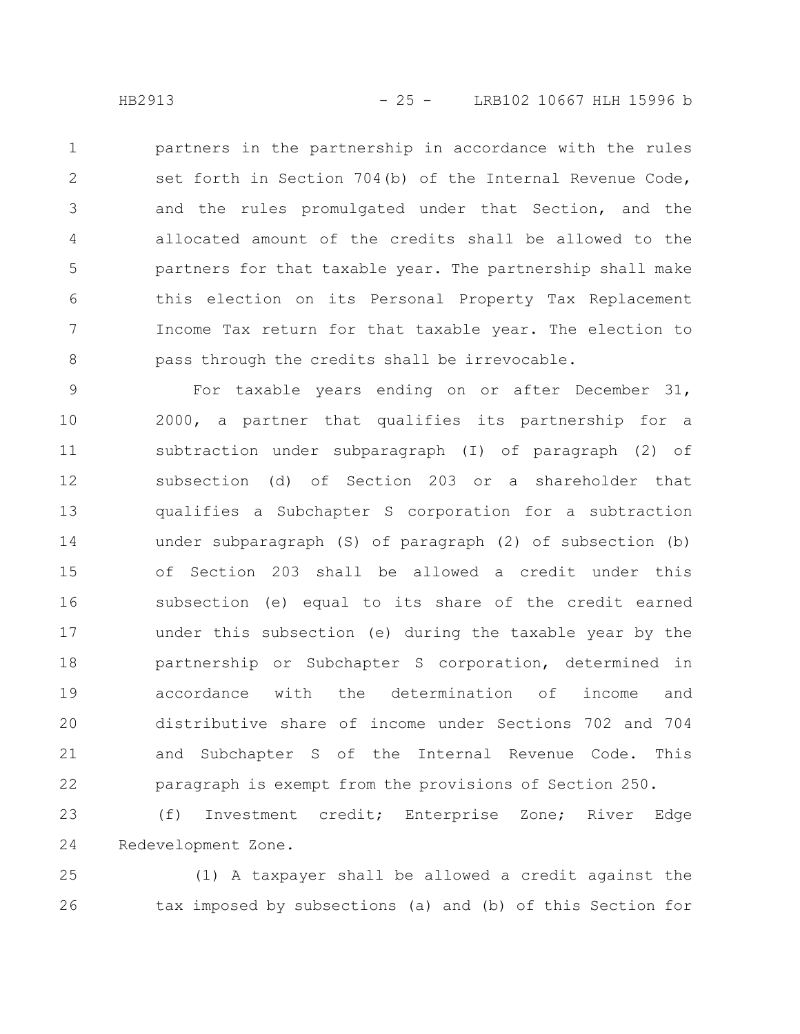partners in the partnership in accordance with the rules set forth in Section 704(b) of the Internal Revenue Code, and the rules promulgated under that Section, and the allocated amount of the credits shall be allowed to the partners for that taxable year. The partnership shall make this election on its Personal Property Tax Replacement Income Tax return for that taxable year. The election to pass through the credits shall be irrevocable.

For taxable years ending on or after December 31, 2000, a partner that qualifies its partnership for a subtraction under subparagraph (I) of paragraph (2) of subsection (d) of Section 203 or a shareholder that qualifies a Subchapter S corporation for a subtraction under subparagraph (S) of paragraph (2) of subsection (b) of Section 203 shall be allowed a credit under this subsection (e) equal to its share of the credit earned under this subsection (e) during the taxable year by the partnership or Subchapter S corporation, determined in accordance with the determination of income and distributive share of income under Sections 702 and 704 and Subchapter S of the Internal Revenue Code. This paragraph is exempt from the provisions of Section 250.

(f) Investment credit; Enterprise Zone; River Edge Redevelopment Zone.

(1) A taxpayer shall be allowed a credit against the tax imposed by subsections (a) and (b) of this Section for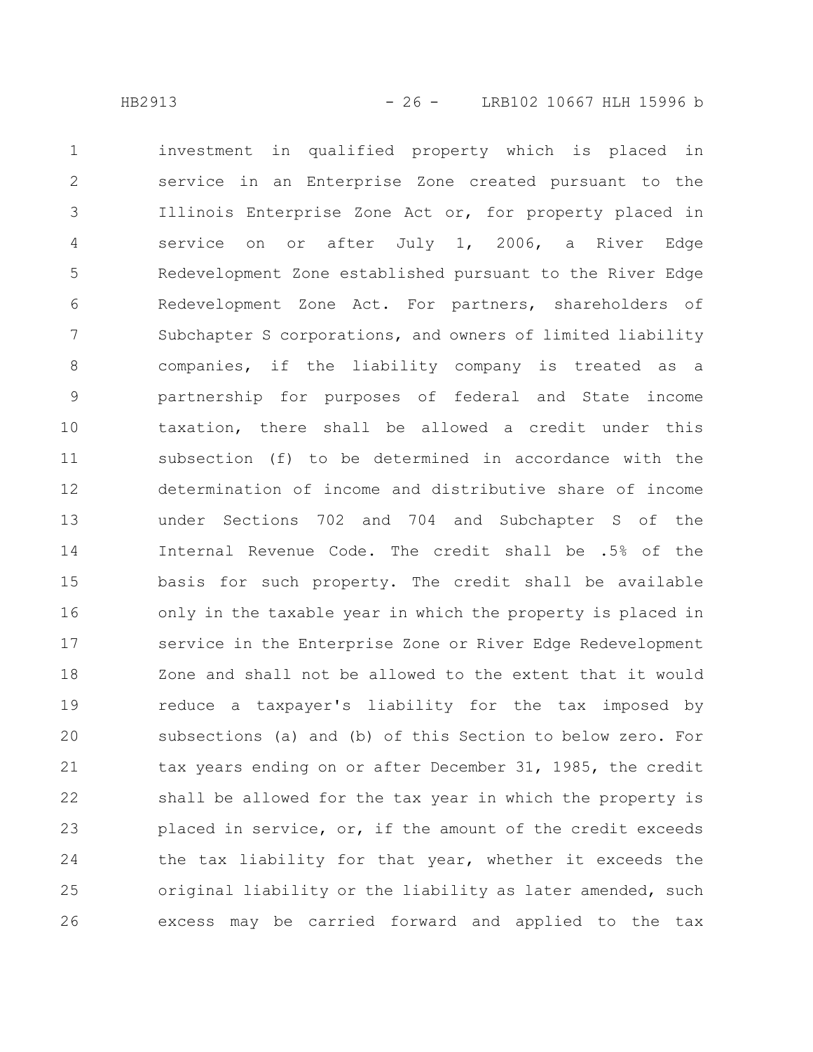investment in qualified property which is placed in service in an Enterprise Zone created pursuant to the Illinois Enterprise Zone Act or, for property placed in service on or after July 1, 2006, a River Edge Redevelopment Zone established pursuant to the River Edge Redevelopment Zone Act. For partners, shareholders of Subchapter S corporations, and owners of limited liability companies, if the liability company is treated as a partnership for purposes of federal and State income taxation, there shall be allowed a credit under this subsection (f) to be determined in accordance with the determination of income and distributive share of income under Sections 702 and 704 and Subchapter S of the Internal Revenue Code. The credit shall be .5% of the basis for such property. The credit shall be available only in the taxable year in which the property is placed in service in the Enterprise Zone or River Edge Redevelopment Zone and shall not be allowed to the extent that it would reduce a taxpayer's liability for the tax imposed by subsections (a) and (b) of this Section to below zero. For tax years ending on or after December 31, 1985, the credit shall be allowed for the tax year in which the property is placed in service, or, if the amount of the credit exceeds the tax liability for that year, whether it exceeds the original liability or the liability as later amended, such excess may be carried forward and applied to the tax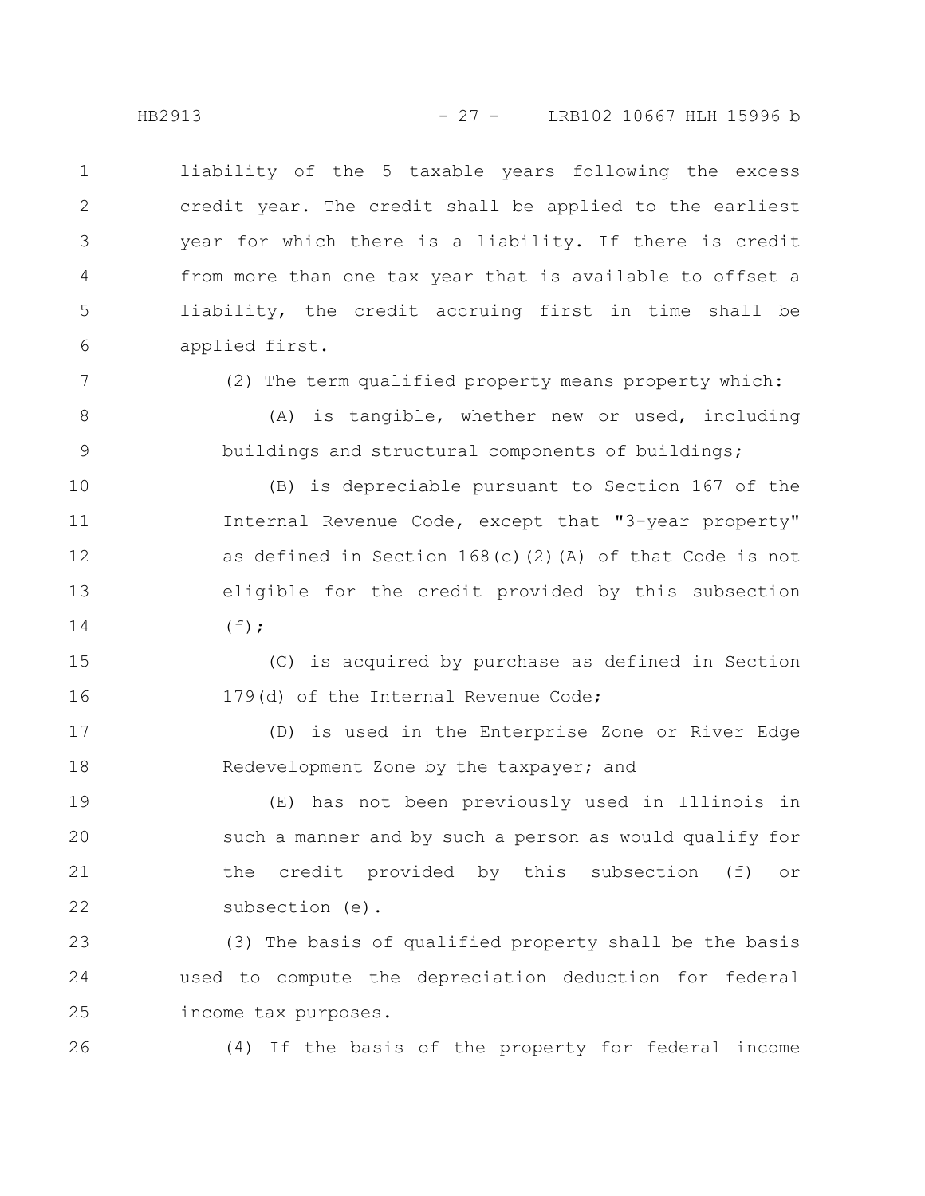liability of the 5 taxable years following the excess credit year. The credit shall be applied to the earliest year for which there is a liability. If there is credit from more than one tax year that is available to offset a liability, the credit accruing first in time shall be applied first.

(2) The term qualified property means property which:

(A) is tangible, whether new or used, including buildings and structural components of buildings;

(B) is depreciable pursuant to Section 167 of the Internal Revenue Code, except that "3-year property" as defined in Section 168(c)(2)(A) of that Code is not eligible for the credit provided by this subsection (f);

(C) is acquired by purchase as defined in Section 179(d) of the Internal Revenue Code;

(D) is used in the Enterprise Zone or River Edge Redevelopment Zone by the taxpayer; and

(E) has not been previously used in Illinois in such a manner and by such a person as would qualify for the credit provided by this subsection (f) or subsection (e).

(3) The basis of qualified property shall be the basis used to compute the depreciation deduction for federal income tax purposes.

(4) If the basis of the property for federal income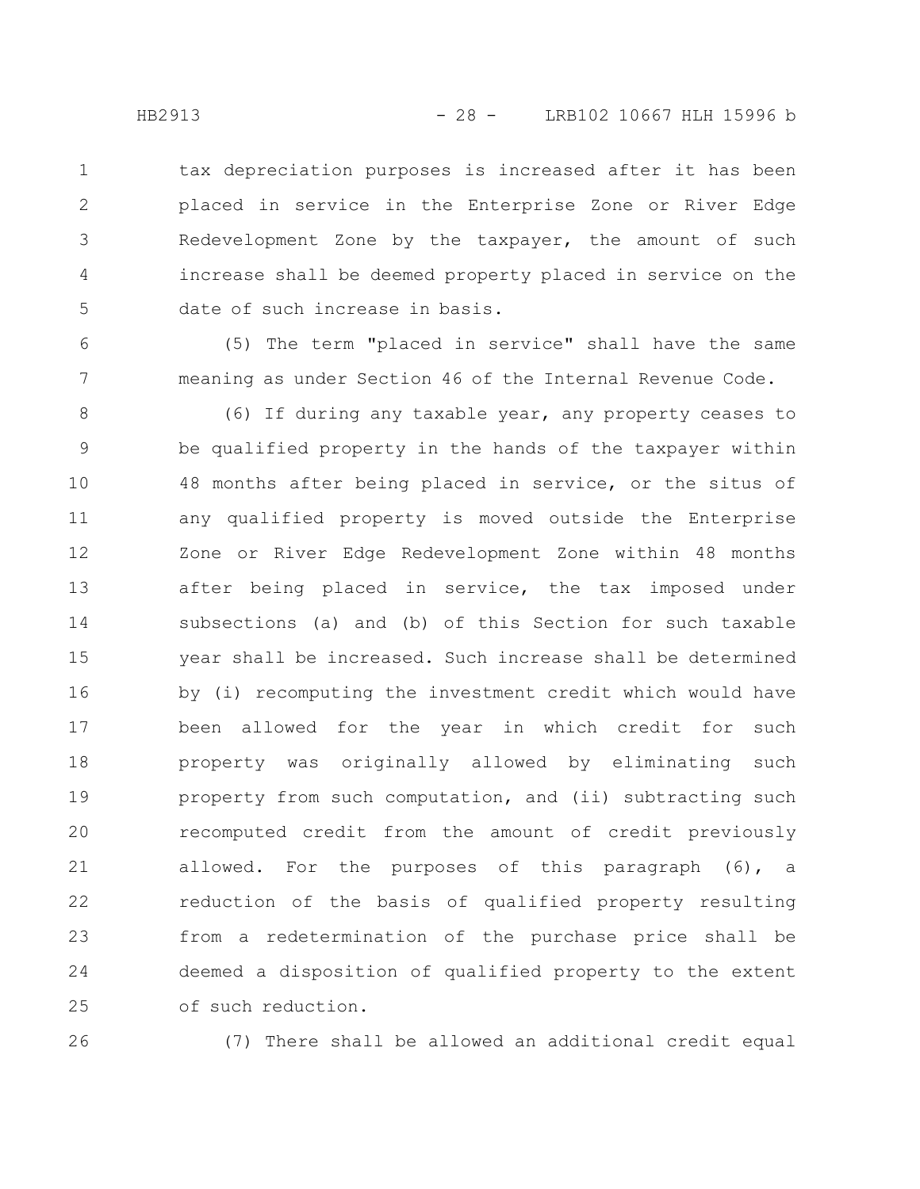tax depreciation purposes is increased after it has been placed in service in the Enterprise Zone or River Edge Redevelopment Zone by the taxpayer, the amount of such increase shall be deemed property placed in service on the date of such increase in basis.

(5) The term "placed in service" shall have the same meaning as under Section 46 of the Internal Revenue Code.

(6) If during any taxable year, any property ceases to be qualified property in the hands of the taxpayer within 48 months after being placed in service, or the situs of any qualified property is moved outside the Enterprise Zone or River Edge Redevelopment Zone within 48 months after being placed in service, the tax imposed under subsections (a) and (b) of this Section for such taxable year shall be increased. Such increase shall be determined by (i) recomputing the investment credit which would have been allowed for the year in which credit for such property was originally allowed by eliminating such property from such computation, and (ii) subtracting such recomputed credit from the amount of credit previously allowed. For the purposes of this paragraph (6), a reduction of the basis of qualified property resulting from a redetermination of the purchase price shall be deemed a disposition of qualified property to the extent of such reduction.

(7) There shall be allowed an additional credit equal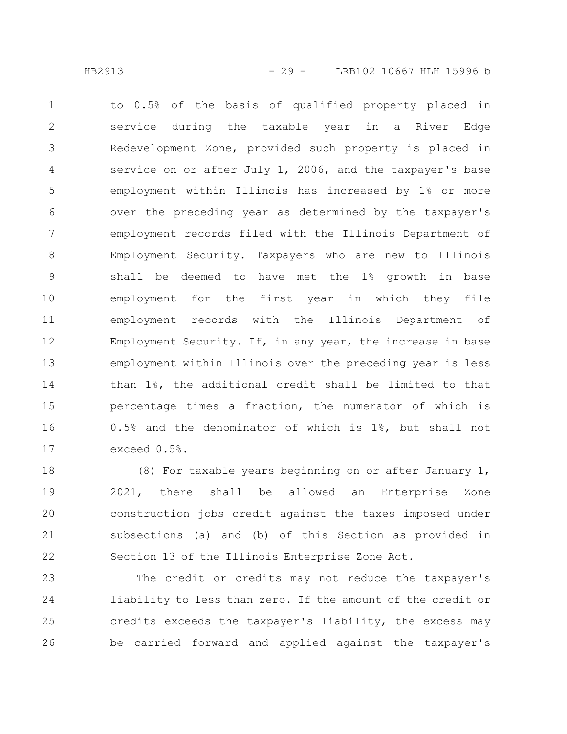to 0.5% of the basis of qualified property placed in service during the taxable year in a River Edge Redevelopment Zone, provided such property is placed in service on or after July 1, 2006, and the taxpayer's base employment within Illinois has increased by 1% or more over the preceding year as determined by the taxpayer's employment records filed with the Illinois Department of Employment Security. Taxpayers who are new to Illinois shall be deemed to have met the 1% growth in base employment for the first year in which they file employment records with the Illinois Department of Employment Security. If, in any year, the increase in base employment within Illinois over the preceding year is less than 1%, the additional credit shall be limited to that percentage times a fraction, the numerator of which is 0.5% and the denominator of which is 1%, but shall not exceed 0.5%.

(8) For taxable years beginning on or after January 1, 2021, there shall be allowed an Enterprise Zone construction jobs credit against the taxes imposed under subsections (a) and (b) of this Section as provided in Section 13 of the Illinois Enterprise Zone Act.

The credit or credits may not reduce the taxpayer's liability to less than zero. If the amount of the credit or credits exceeds the taxpayer's liability, the excess may be carried forward and applied against the taxpayer's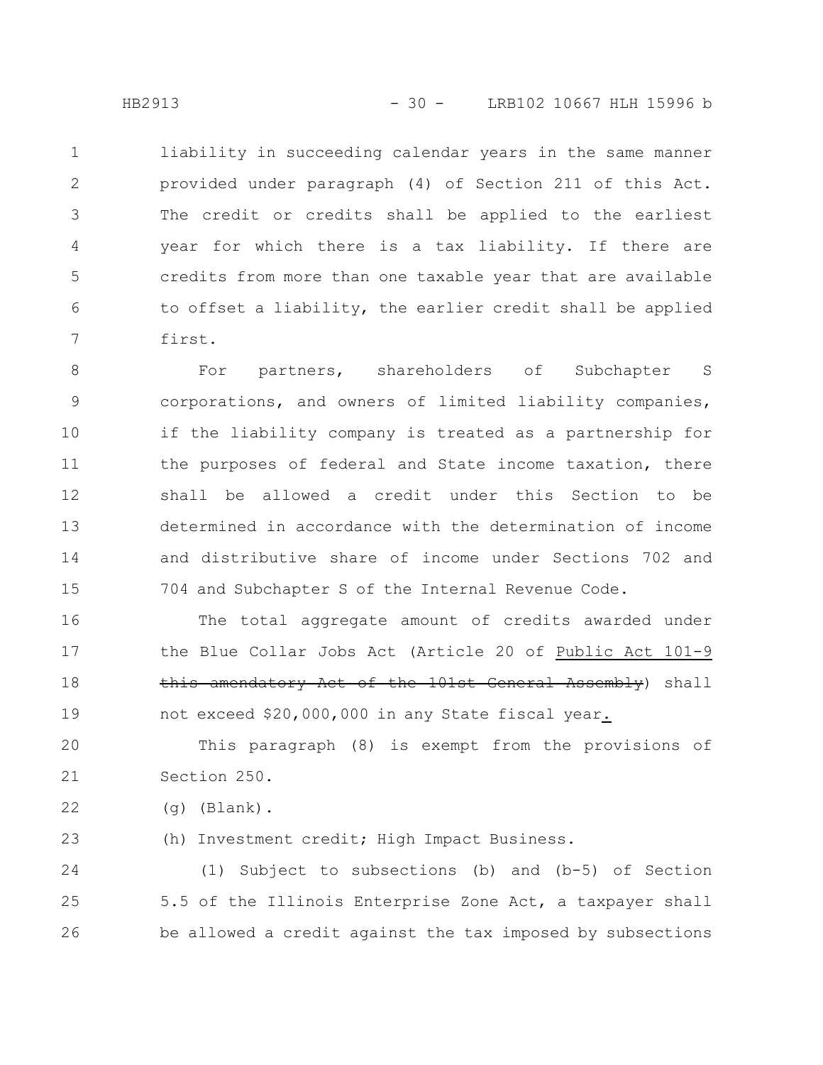liability in succeeding calendar years in the same manner provided under paragraph (4) of Section 211 of this Act. The credit or credits shall be applied to the earliest year for which there is a tax liability. If there are credits from more than one taxable year that are available to offset a liability, the earlier credit shall be applied first.

For partners, shareholders of Subchapter S corporations, and owners of limited liability companies, if the liability company is treated as a partnership for the purposes of federal and State income taxation, there shall be allowed a credit under this Section to be determined in accordance with the determination of income and distributive share of income under Sections 702 and 704 and Subchapter S of the Internal Revenue Code.

The total aggregate amount of credits awarded under the Blue Collar Jobs Act (Article 20 of Public Act 101-9 ~~this amendatory Act of the 101st General Assembly~~) shall not exceed $20,000,000 in any State fiscal year.

This paragraph (8) is exempt from the provisions of Section 250.

(g) (Blank).

(h) Investment credit; High Impact Business.

(1) Subject to subsections (b) and (b-5) of Section 5.5 of the Illinois Enterprise Zone Act, a taxpayer shall be allowed a credit against the tax imposed by subsections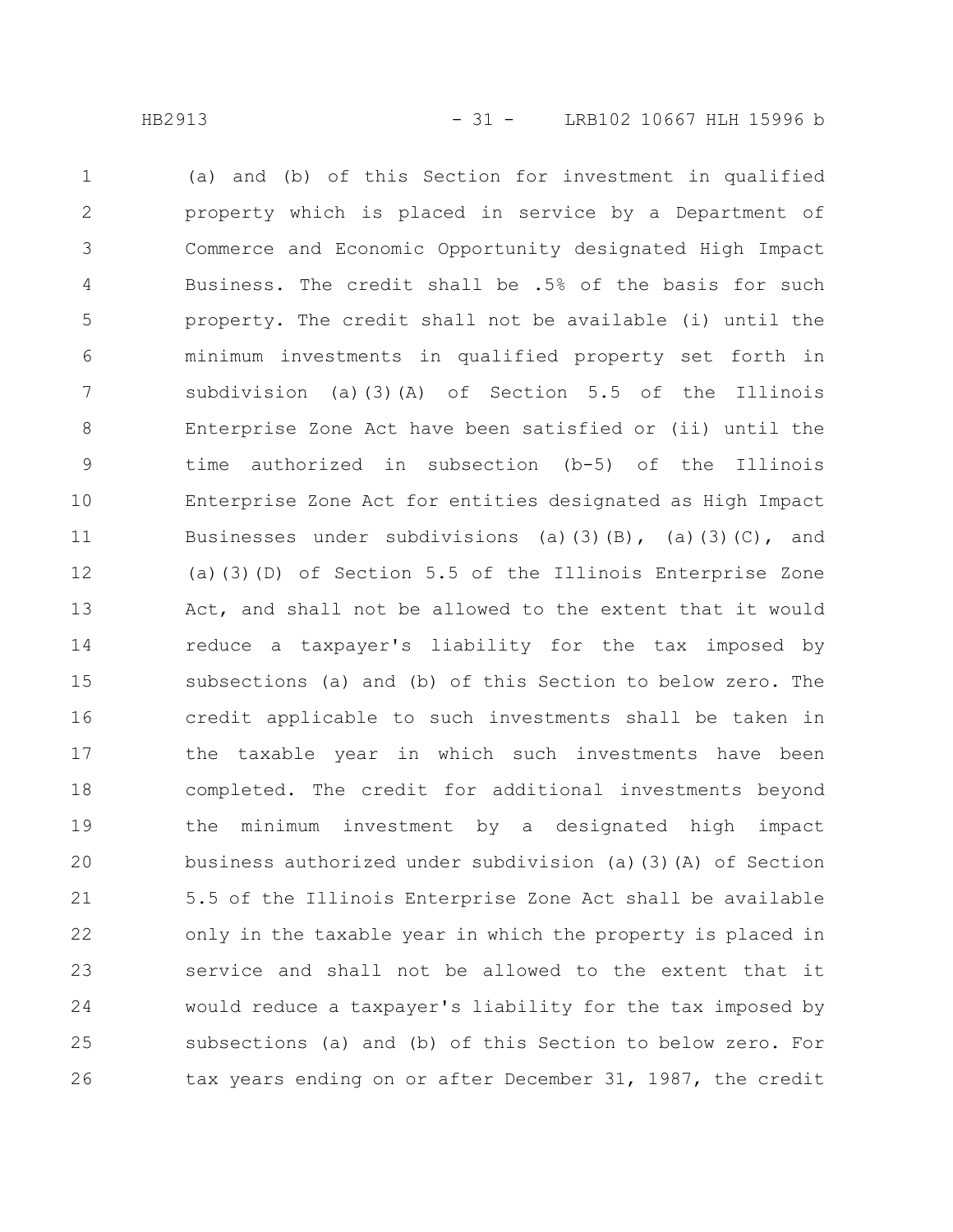(a) and (b) of this Section for investment in qualified property which is placed in service by a Department of Commerce and Economic Opportunity designated High Impact Business. The credit shall be .5% of the basis for such property. The credit shall not be available (i) until the minimum investments in qualified property set forth in subdivision (a)(3)(A) of Section 5.5 of the Illinois Enterprise Zone Act have been satisfied or (ii) until the time authorized in subsection (b-5) of the Illinois Enterprise Zone Act for entities designated as High Impact Businesses under subdivisions (a)(3)(B), (a)(3)(C), and (a)(3)(D) of Section 5.5 of the Illinois Enterprise Zone Act, and shall not be allowed to the extent that it would reduce a taxpayer's liability for the tax imposed by subsections (a) and (b) of this Section to below zero. The credit applicable to such investments shall be taken in the taxable year in which such investments have been completed. The credit for additional investments beyond the minimum investment by a designated high impact business authorized under subdivision (a)(3)(A) of Section 5.5 of the Illinois Enterprise Zone Act shall be available only in the taxable year in which the property is placed in service and shall not be allowed to the extent that it would reduce a taxpayer's liability for the tax imposed by subsections (a) and (b) of this Section to below zero. For tax years ending on or after December 31, 1987, the credit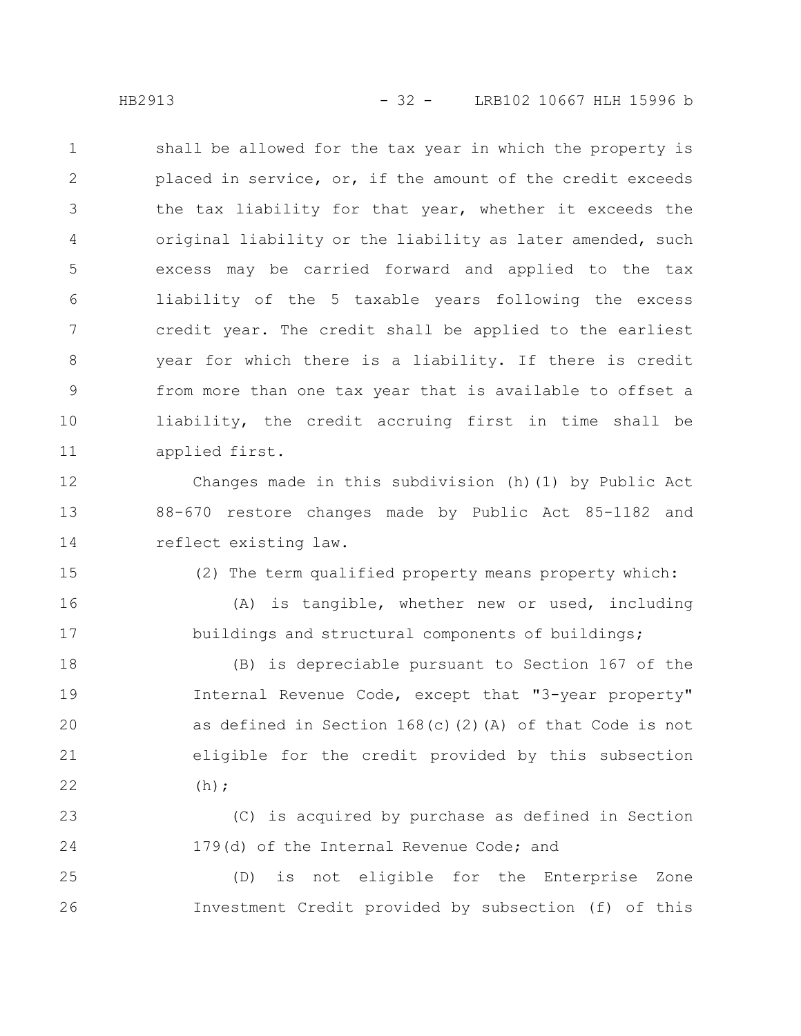shall be allowed for the tax year in which the property is placed in service, or, if the amount of the credit exceeds the tax liability for that year, whether it exceeds the original liability or the liability as later amended, such excess may be carried forward and applied to the tax liability of the 5 taxable years following the excess credit year. The credit shall be applied to the earliest year for which there is a liability. If there is credit from more than one tax year that is available to offset a liability, the credit accruing first in time shall be applied first.

Changes made in this subdivision (h)(1) by Public Act 88-670 restore changes made by Public Act 85-1182 and reflect existing law.

(2) The term qualified property means property which:

(A) is tangible, whether new or used, including buildings and structural components of buildings;

(B) is depreciable pursuant to Section 167 of the Internal Revenue Code, except that "3-year property" as defined in Section 168(c)(2)(A) of that Code is not eligible for the credit provided by this subsection (h);

(C) is acquired by purchase as defined in Section 179(d) of the Internal Revenue Code; and

(D) is not eligible for the Enterprise Zone Investment Credit provided by subsection (f) of this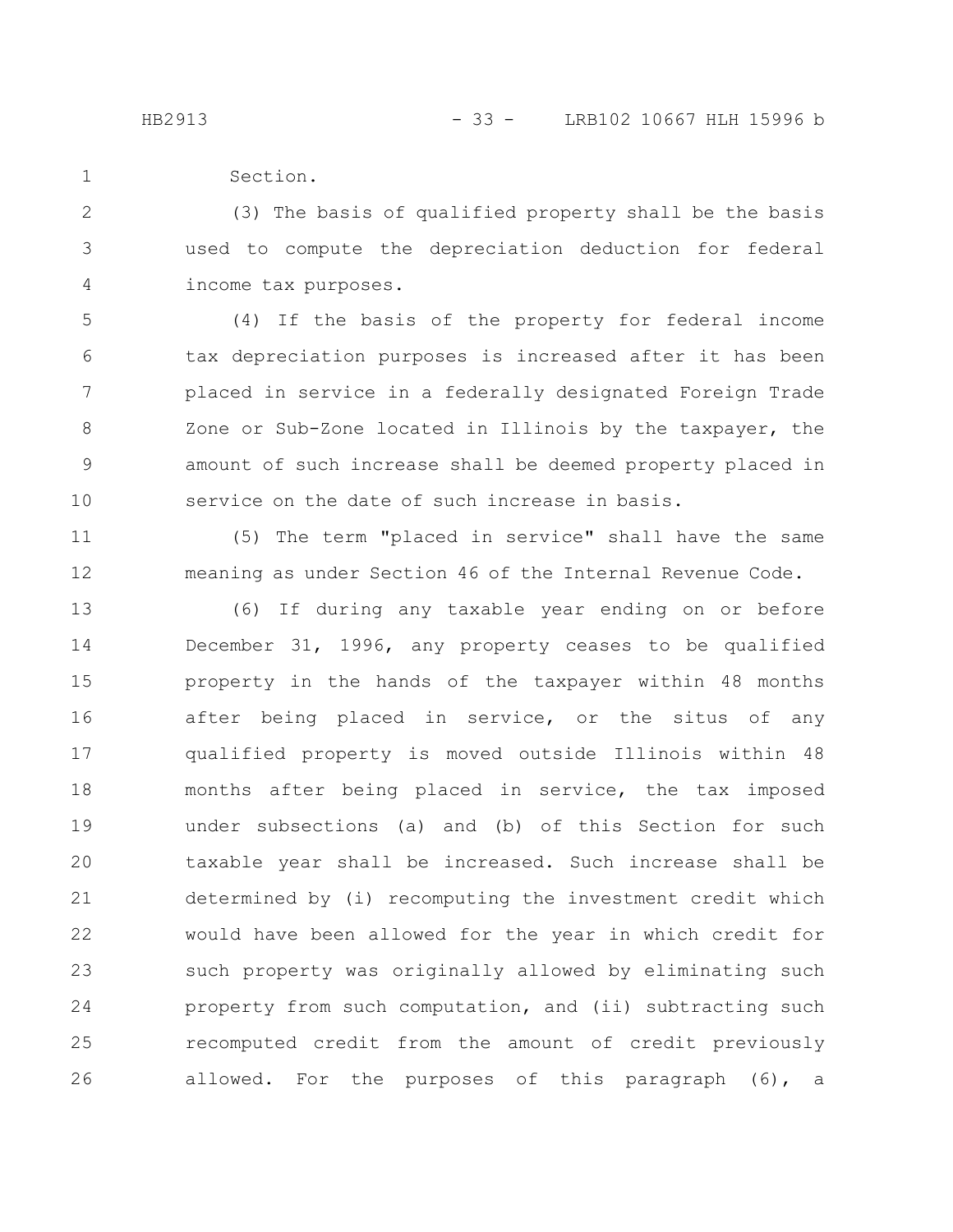Section.

(3) The basis of qualified property shall be the basis used to compute the depreciation deduction for federal income tax purposes.

(4) If the basis of the property for federal income tax depreciation purposes is increased after it has been placed in service in a federally designated Foreign Trade Zone or Sub-Zone located in Illinois by the taxpayer, the amount of such increase shall be deemed property placed in service on the date of such increase in basis.

(5) The term "placed in service" shall have the same meaning as under Section 46 of the Internal Revenue Code.

(6) If during any taxable year ending on or before December 31, 1996, any property ceases to be qualified property in the hands of the taxpayer within 48 months after being placed in service, or the situs of any qualified property is moved outside Illinois within 48 months after being placed in service, the tax imposed under subsections (a) and (b) of this Section for such taxable year shall be increased. Such increase shall be determined by (i) recomputing the investment credit which would have been allowed for the year in which credit for such property was originally allowed by eliminating such property from such computation, and (ii) subtracting such recomputed credit from the amount of credit previously allowed. For the purposes of this paragraph (6), a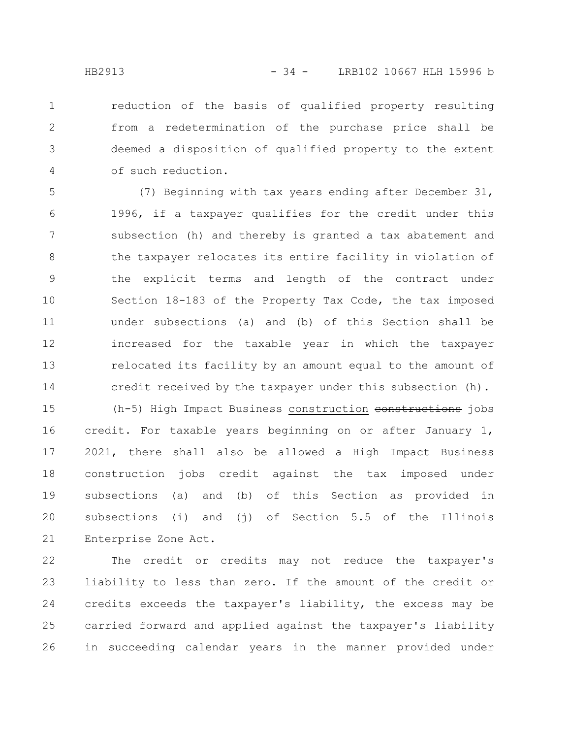reduction of the basis of qualified property resulting from a redetermination of the purchase price shall be deemed a disposition of qualified property to the extent of such reduction.

(7) Beginning with tax years ending after December 31, 1996, if a taxpayer qualifies for the credit under this subsection (h) and thereby is granted a tax abatement and the taxpayer relocates its entire facility in violation of the explicit terms and length of the contract under Section 18-183 of the Property Tax Code, the tax imposed under subsections (a) and (b) of this Section shall be increased for the taxable year in which the taxpayer relocated its facility by an amount equal to the amount of credit received by the taxpayer under this subsection (h).

(h-5) High Impact Business construction ~~constructions~~ jobs credit. For taxable years beginning on or after January 1, 2021, there shall also be allowed a High Impact Business construction jobs credit against the tax imposed under subsections (a) and (b) of this Section as provided in subsections (i) and (j) of Section 5.5 of the Illinois Enterprise Zone Act.

The credit or credits may not reduce the taxpayer's liability to less than zero. If the amount of the credit or credits exceeds the taxpayer's liability, the excess may be carried forward and applied against the taxpayer's liability in succeeding calendar years in the manner provided under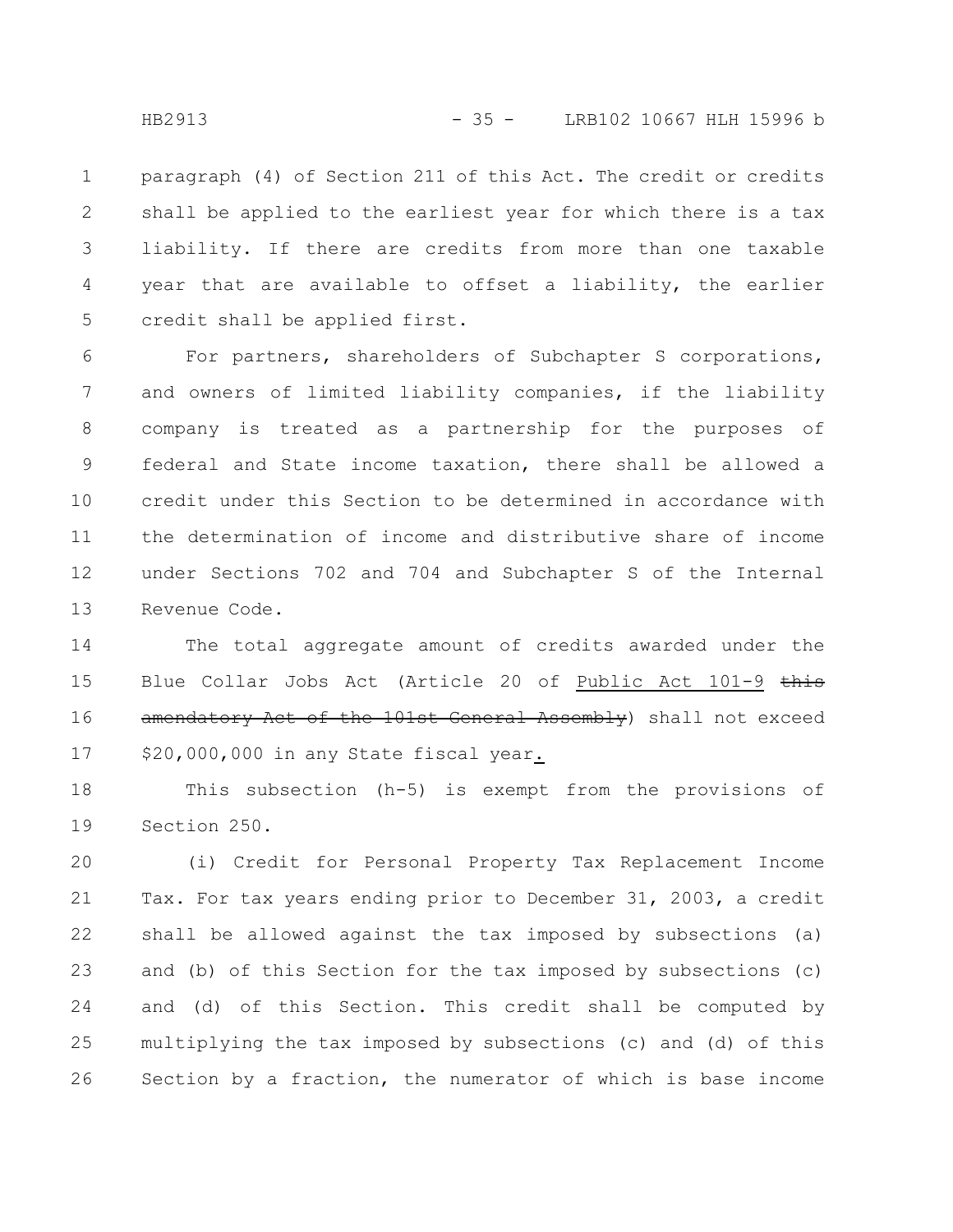paragraph (4) of Section 211 of this Act. The credit or credits shall be applied to the earliest year for which there is a tax liability. If there are credits from more than one taxable year that are available to offset a liability, the earlier credit shall be applied first.

For partners, shareholders of Subchapter S corporations, and owners of limited liability companies, if the liability company is treated as a partnership for the purposes of federal and State income taxation, there shall be allowed a credit under this Section to be determined in accordance with the determination of income and distributive share of income under Sections 702 and 704 and Subchapter S of the Internal Revenue Code.

The total aggregate amount of credits awarded under the Blue Collar Jobs Act (Article 20 of Public Act 101-9 ~~this amendatory Act of the 101st General Assembly~~) shall not exceed $20,000,000 in any State fiscal year.

This subsection (h-5) is exempt from the provisions of Section 250.

(i) Credit for Personal Property Tax Replacement Income Tax. For tax years ending prior to December 31, 2003, a credit shall be allowed against the tax imposed by subsections (a) and (b) of this Section for the tax imposed by subsections (c) and (d) of this Section. This credit shall be computed by multiplying the tax imposed by subsections (c) and (d) of this Section by a fraction, the numerator of which is base income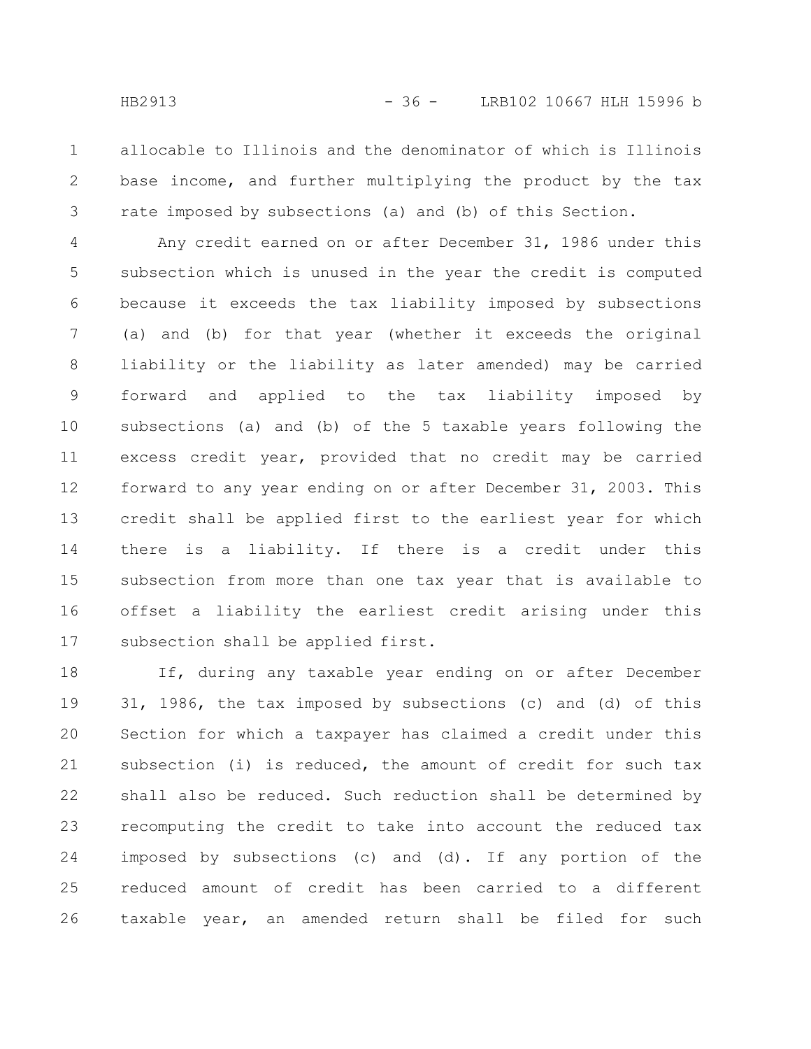allocable to Illinois and the denominator of which is Illinois base income, and further multiplying the product by the tax rate imposed by subsections (a) and (b) of this Section.

Any credit earned on or after December 31, 1986 under this subsection which is unused in the year the credit is computed because it exceeds the tax liability imposed by subsections (a) and (b) for that year (whether it exceeds the original liability or the liability as later amended) may be carried forward and applied to the tax liability imposed by subsections (a) and (b) of the 5 taxable years following the excess credit year, provided that no credit may be carried forward to any year ending on or after December 31, 2003. This credit shall be applied first to the earliest year for which there is a liability. If there is a credit under this subsection from more than one tax year that is available to offset a liability the earliest credit arising under this subsection shall be applied first.

If, during any taxable year ending on or after December 31, 1986, the tax imposed by subsections (c) and (d) of this Section for which a taxpayer has claimed a credit under this subsection (i) is reduced, the amount of credit for such tax shall also be reduced. Such reduction shall be determined by recomputing the credit to take into account the reduced tax imposed by subsections (c) and (d). If any portion of the reduced amount of credit has been carried to a different taxable year, an amended return shall be filed for such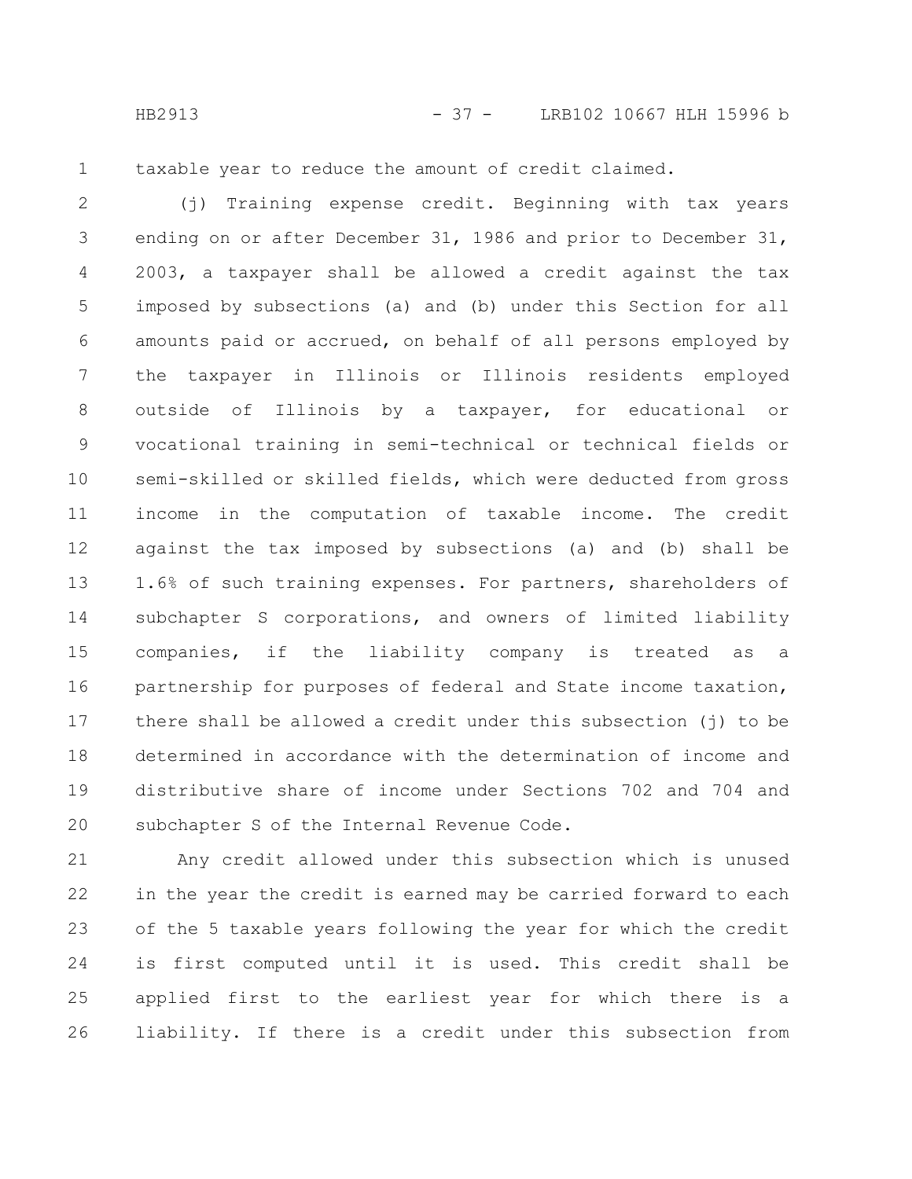taxable year to reduce the amount of credit claimed.

(j) Training expense credit. Beginning with tax years ending on or after December 31, 1986 and prior to December 31, 2003, a taxpayer shall be allowed a credit against the tax imposed by subsections (a) and (b) under this Section for all amounts paid or accrued, on behalf of all persons employed by the taxpayer in Illinois or Illinois residents employed outside of Illinois by a taxpayer, for educational or vocational training in semi-technical or technical fields or semi-skilled or skilled fields, which were deducted from gross income in the computation of taxable income. The credit against the tax imposed by subsections (a) and (b) shall be 1.6% of such training expenses. For partners, shareholders of subchapter S corporations, and owners of limited liability companies, if the liability company is treated as a partnership for purposes of federal and State income taxation, there shall be allowed a credit under this subsection (j) to be determined in accordance with the determination of income and distributive share of income under Sections 702 and 704 and subchapter S of the Internal Revenue Code.

Any credit allowed under this subsection which is unused in the year the credit is earned may be carried forward to each of the 5 taxable years following the year for which the credit is first computed until it is used. This credit shall be applied first to the earliest year for which there is a liability. If there is a credit under this subsection from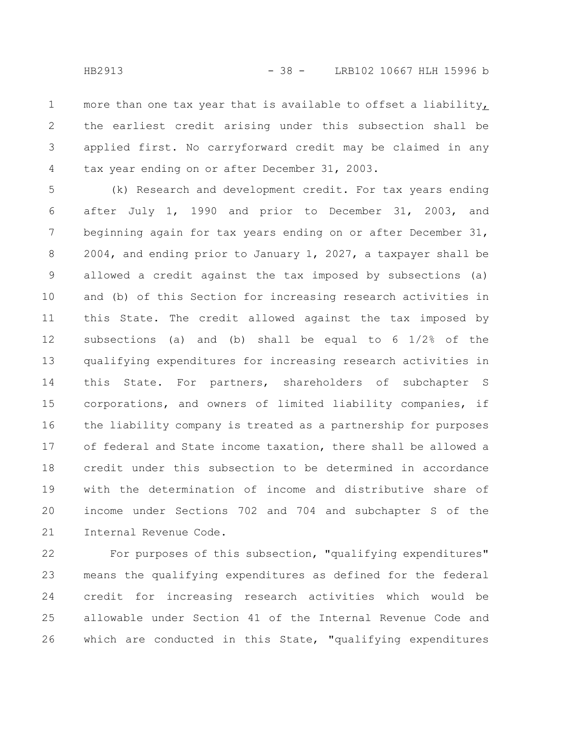more than one tax year that is available to offset a liability, the earliest credit arising under this subsection shall be applied first. No carryforward credit may be claimed in any tax year ending on or after December 31, 2003.

(k) Research and development credit. For tax years ending after July 1, 1990 and prior to December 31, 2003, and beginning again for tax years ending on or after December 31, 2004, and ending prior to January 1, 2027, a taxpayer shall be allowed a credit against the tax imposed by subsections (a) and (b) of this Section for increasing research activities in this State. The credit allowed against the tax imposed by subsections (a) and (b) shall be equal to 6 1/2% of the qualifying expenditures for increasing research activities in this State. For partners, shareholders of subchapter S corporations, and owners of limited liability companies, if the liability company is treated as a partnership for purposes of federal and State income taxation, there shall be allowed a credit under this subsection to be determined in accordance with the determination of income and distributive share of income under Sections 702 and 704 and subchapter S of the Internal Revenue Code.

For purposes of this subsection, "qualifying expenditures" means the qualifying expenditures as defined for the federal credit for increasing research activities which would be allowable under Section 41 of the Internal Revenue Code and which are conducted in this State, "qualifying expenditures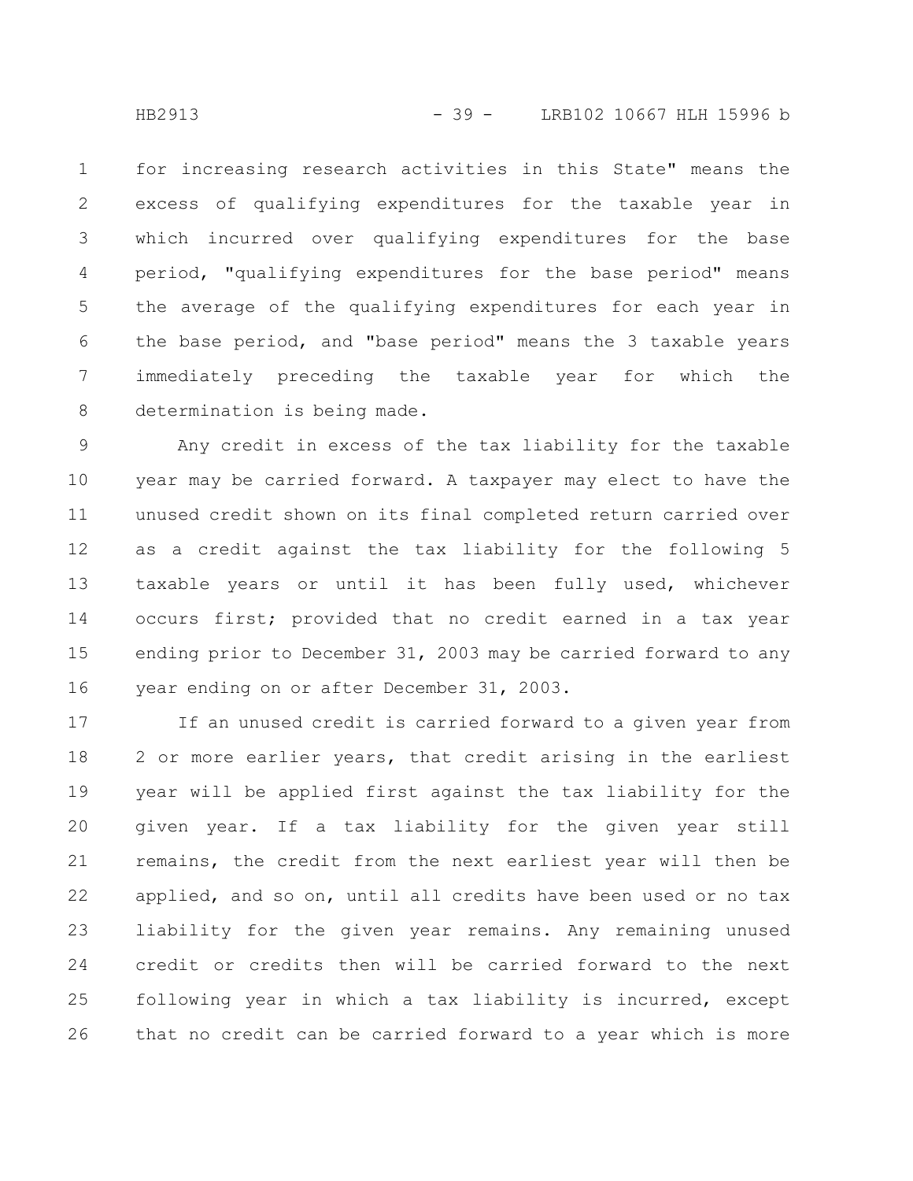for increasing research activities in this State" means the excess of qualifying expenditures for the taxable year in which incurred over qualifying expenditures for the base period, "qualifying expenditures for the base period" means the average of the qualifying expenditures for each year in the base period, and "base period" means the 3 taxable years immediately preceding the taxable year for which the determination is being made.

Any credit in excess of the tax liability for the taxable year may be carried forward. A taxpayer may elect to have the unused credit shown on its final completed return carried over as a credit against the tax liability for the following 5 taxable years or until it has been fully used, whichever occurs first; provided that no credit earned in a tax year ending prior to December 31, 2003 may be carried forward to any year ending on or after December 31, 2003.

If an unused credit is carried forward to a given year from 2 or more earlier years, that credit arising in the earliest year will be applied first against the tax liability for the given year. If a tax liability for the given year still remains, the credit from the next earliest year will then be applied, and so on, until all credits have been used or no tax liability for the given year remains. Any remaining unused credit or credits then will be carried forward to the next following year in which a tax liability is incurred, except that no credit can be carried forward to a year which is more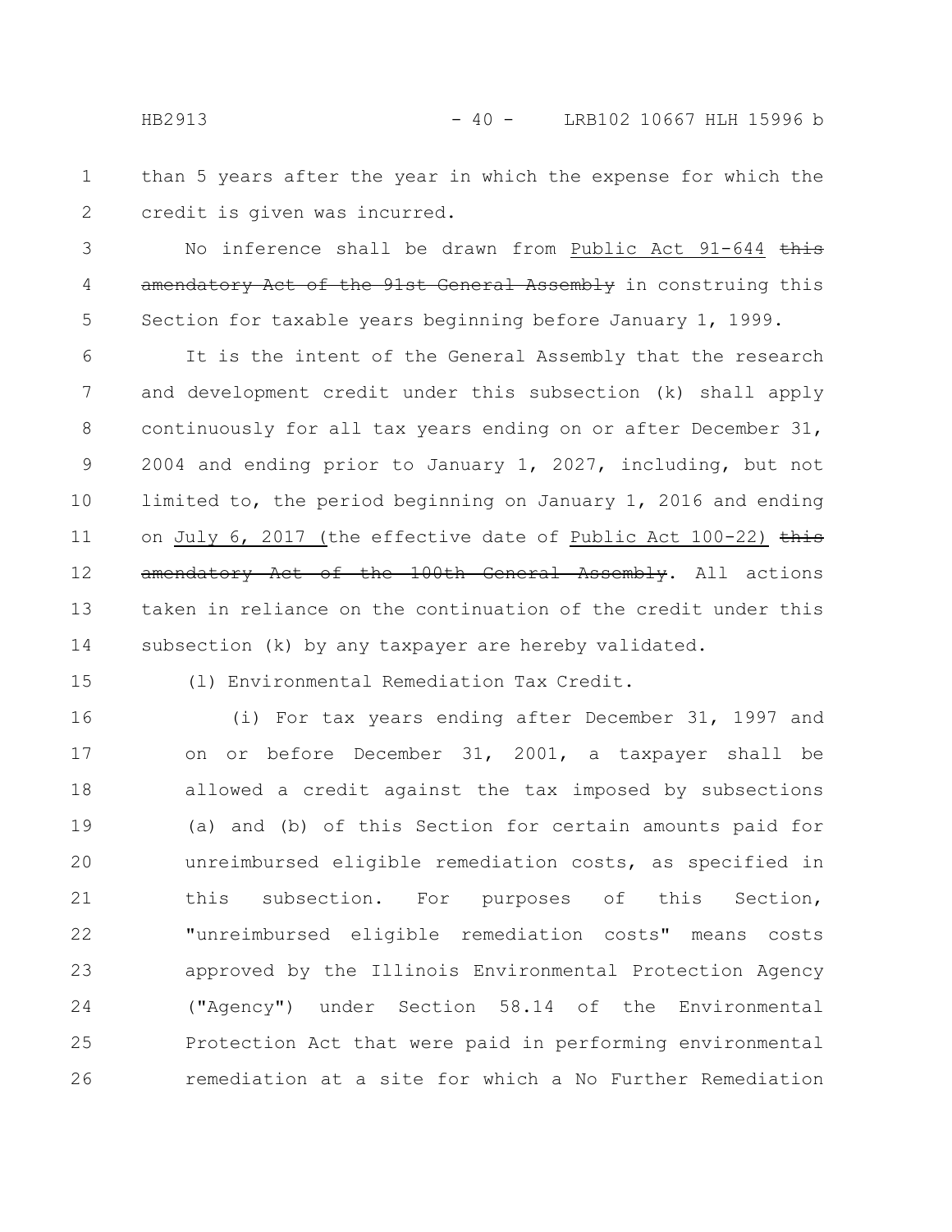than 5 years after the year in which the expense for which the credit is given was incurred.

No inference shall be drawn from Public Act 91-644 ~~this amendatory Act of the 91st General Assembly~~ in construing this Section for taxable years beginning before January 1, 1999.

It is the intent of the General Assembly that the research and development credit under this subsection (k) shall apply continuously for all tax years ending on or after December 31, 2004 and ending prior to January 1, 2027, including, but not limited to, the period beginning on January 1, 2016 and ending on July 6, 2017 (the effective date of Public Act 100-22) ~~this amendatory Act of the 100th General Assembly~~. All actions taken in reliance on the continuation of the credit under this subsection (k) by any taxpayer are hereby validated.

(l) Environmental Remediation Tax Credit.

(i) For tax years ending after December 31, 1997 and on or before December 31, 2001, a taxpayer shall be allowed a credit against the tax imposed by subsections (a) and (b) of this Section for certain amounts paid for unreimbursed eligible remediation costs, as specified in this subsection. For purposes of this Section, "unreimbursed eligible remediation costs" means costs approved by the Illinois Environmental Protection Agency ("Agency") under Section 58.14 of the Environmental Protection Act that were paid in performing environmental remediation at a site for which a No Further Remediation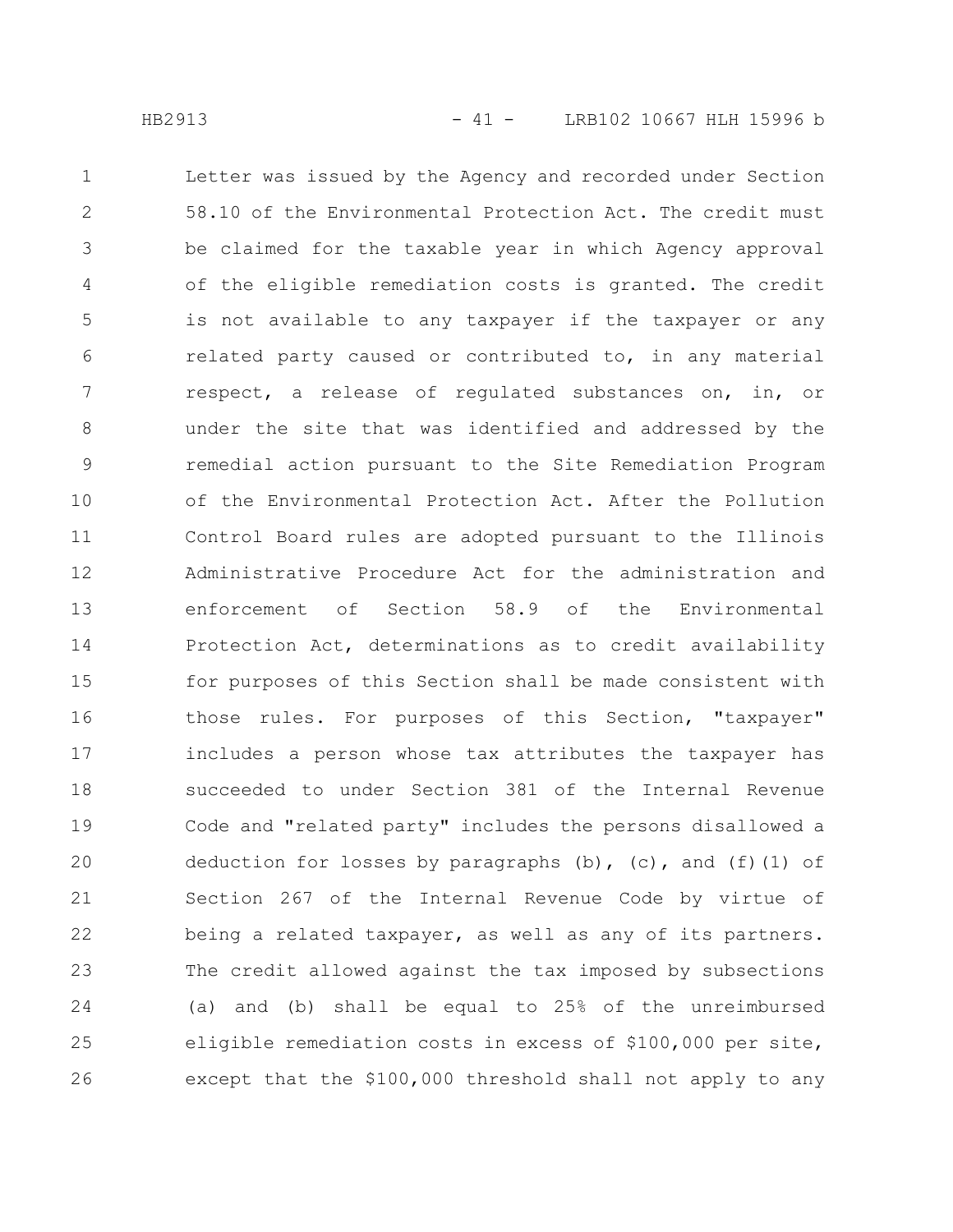Letter was issued by the Agency and recorded under Section 58.10 of the Environmental Protection Act. The credit must be claimed for the taxable year in which Agency approval of the eligible remediation costs is granted. The credit is not available to any taxpayer if the taxpayer or any related party caused or contributed to, in any material respect, a release of regulated substances on, in, or under the site that was identified and addressed by the remedial action pursuant to the Site Remediation Program of the Environmental Protection Act. After the Pollution Control Board rules are adopted pursuant to the Illinois Administrative Procedure Act for the administration and enforcement of Section 58.9 of the Environmental Protection Act, determinations as to credit availability for purposes of this Section shall be made consistent with those rules. For purposes of this Section, "taxpayer" includes a person whose tax attributes the taxpayer has succeeded to under Section 381 of the Internal Revenue Code and "related party" includes the persons disallowed a deduction for losses by paragraphs (b), (c), and (f)(1) of Section 267 of the Internal Revenue Code by virtue of being a related taxpayer, as well as any of its partners. The credit allowed against the tax imposed by subsections (a) and (b) shall be equal to 25% of the unreimbursed eligible remediation costs in excess of $100,000 per site, except that the $100,000 threshold shall not apply to any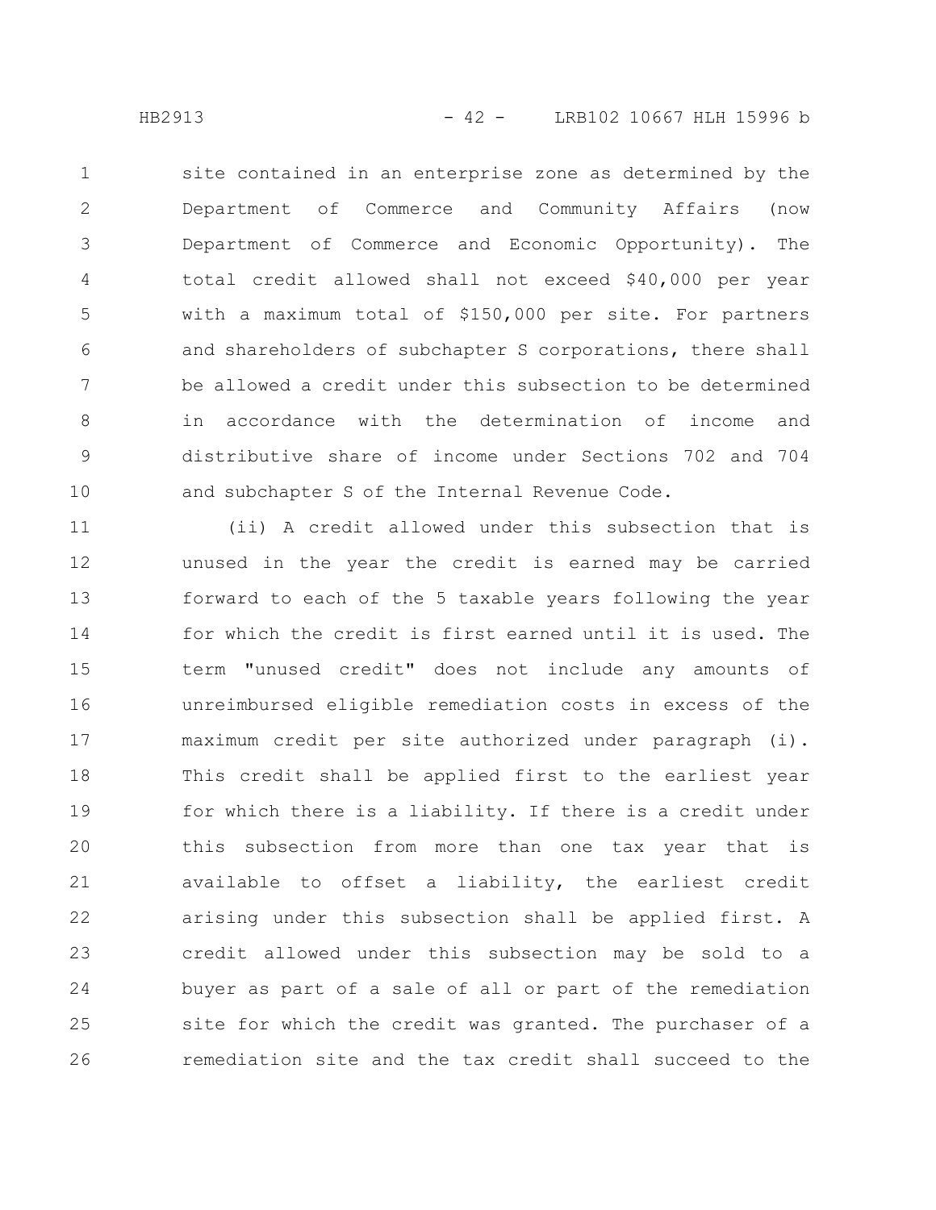site contained in an enterprise zone as determined by the Department of Commerce and Community Affairs (now Department of Commerce and Economic Opportunity). The total credit allowed shall not exceed $40,000 per year with a maximum total of $150,000 per site. For partners and shareholders of subchapter S corporations, there shall be allowed a credit under this subsection to be determined in accordance with the determination of income and distributive share of income under Sections 702 and 704 and subchapter S of the Internal Revenue Code.

(ii) A credit allowed under this subsection that is unused in the year the credit is earned may be carried forward to each of the 5 taxable years following the year for which the credit is first earned until it is used. The term "unused credit" does not include any amounts of unreimbursed eligible remediation costs in excess of the maximum credit per site authorized under paragraph (i). This credit shall be applied first to the earliest year for which there is a liability. If there is a credit under this subsection from more than one tax year that is available to offset a liability, the earliest credit arising under this subsection shall be applied first. A credit allowed under this subsection may be sold to a buyer as part of a sale of all or part of the remediation site for which the credit was granted. The purchaser of a remediation site and the tax credit shall succeed to the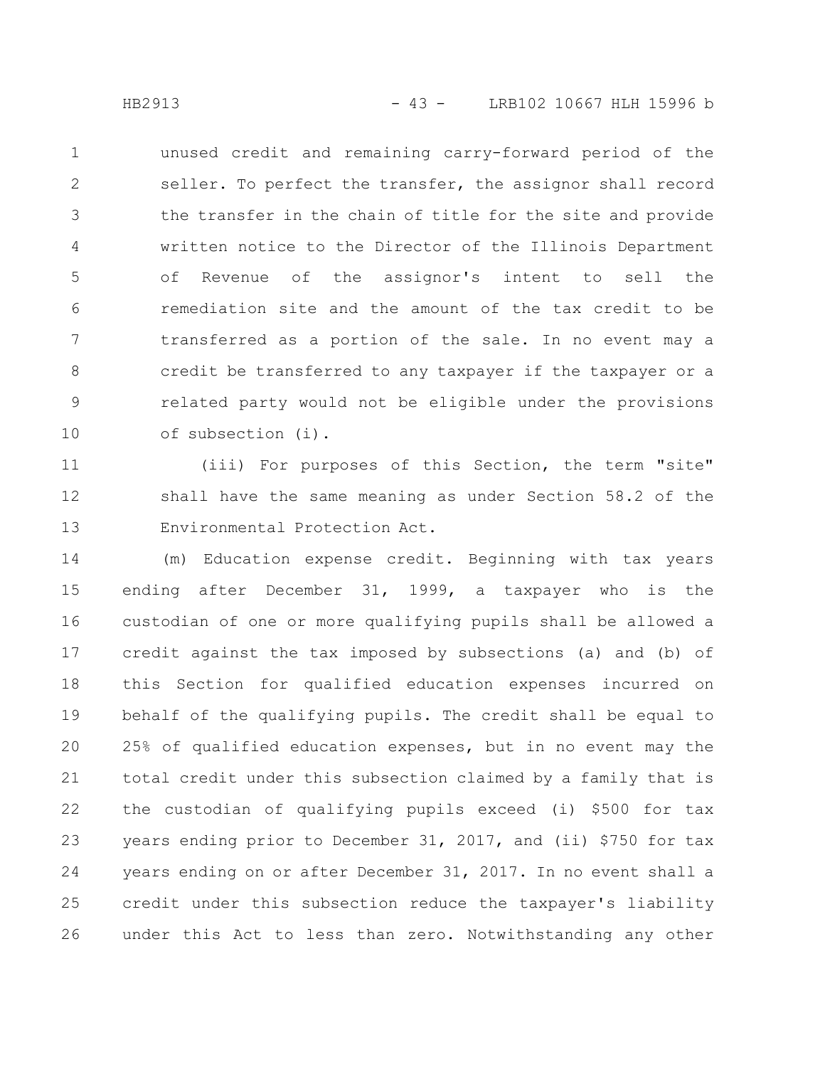unused credit and remaining carry-forward period of the seller. To perfect the transfer, the assignor shall record the transfer in the chain of title for the site and provide written notice to the Director of the Illinois Department of Revenue of the assignor's intent to sell the remediation site and the amount of the tax credit to be transferred as a portion of the sale. In no event may a credit be transferred to any taxpayer if the taxpayer or a related party would not be eligible under the provisions of subsection (i).

(iii) For purposes of this Section, the term "site" shall have the same meaning as under Section 58.2 of the Environmental Protection Act.

(m) Education expense credit. Beginning with tax years ending after December 31, 1999, a taxpayer who is the custodian of one or more qualifying pupils shall be allowed a credit against the tax imposed by subsections (a) and (b) of this Section for qualified education expenses incurred on behalf of the qualifying pupils. The credit shall be equal to 25% of qualified education expenses, but in no event may the total credit under this subsection claimed by a family that is the custodian of qualifying pupils exceed (i) $500 for tax years ending prior to December 31, 2017, and (ii) $750 for tax years ending on or after December 31, 2017. In no event shall a credit under this subsection reduce the taxpayer's liability under this Act to less than zero. Notwithstanding any other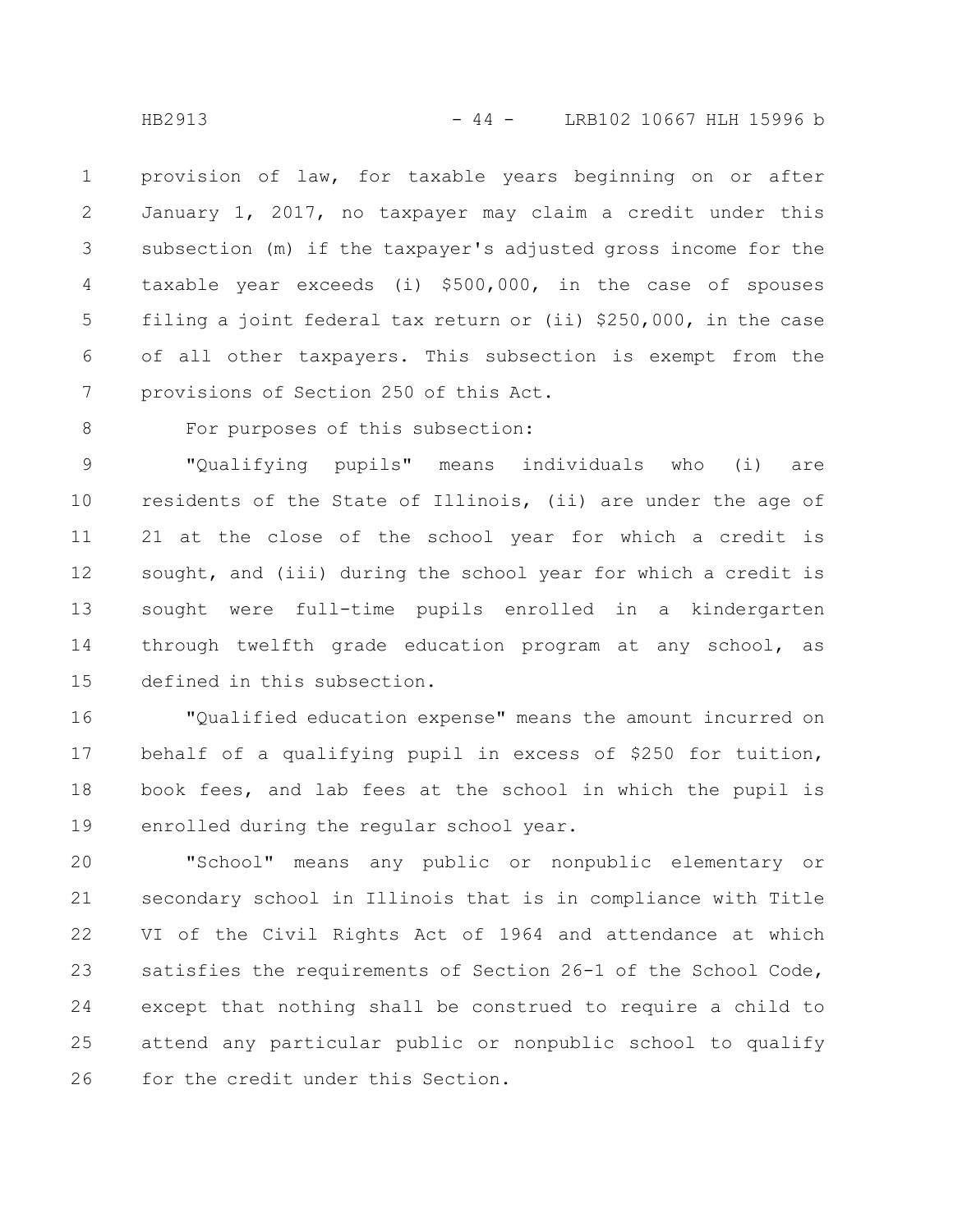provision of law, for taxable years beginning on or after January 1, 2017, no taxpayer may claim a credit under this subsection (m) if the taxpayer's adjusted gross income for the taxable year exceeds (i) $500,000, in the case of spouses filing a joint federal tax return or (ii) $250,000, in the case of all other taxpayers. This subsection is exempt from the provisions of Section 250 of this Act.

For purposes of this subsection:

"Qualifying pupils" means individuals who (i) are residents of the State of Illinois, (ii) are under the age of 21 at the close of the school year for which a credit is sought, and (iii) during the school year for which a credit is sought were full-time pupils enrolled in a kindergarten through twelfth grade education program at any school, as defined in this subsection.

"Qualified education expense" means the amount incurred on behalf of a qualifying pupil in excess of $250 for tuition, book fees, and lab fees at the school in which the pupil is enrolled during the regular school year.

"School" means any public or nonpublic elementary or secondary school in Illinois that is in compliance with Title VI of the Civil Rights Act of 1964 and attendance at which satisfies the requirements of Section 26-1 of the School Code, except that nothing shall be construed to require a child to attend any particular public or nonpublic school to qualify for the credit under this Section.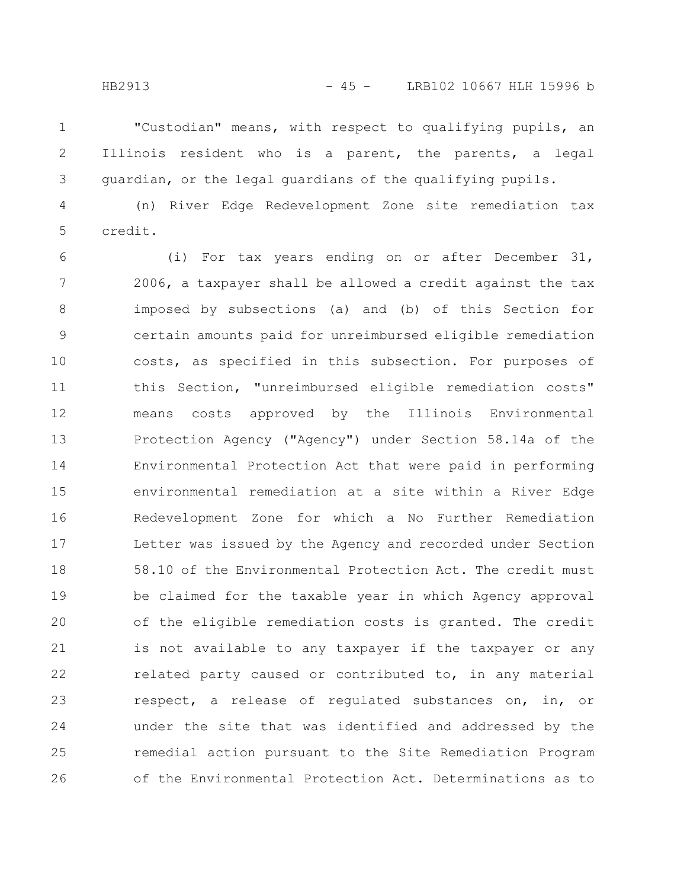"Custodian" means, with respect to qualifying pupils, an Illinois resident who is a parent, the parents, a legal guardian, or the legal guardians of the qualifying pupils.

(n) River Edge Redevelopment Zone site remediation tax credit.

(i) For tax years ending on or after December 31, 2006, a taxpayer shall be allowed a credit against the tax imposed by subsections (a) and (b) of this Section for certain amounts paid for unreimbursed eligible remediation costs, as specified in this subsection. For purposes of this Section, "unreimbursed eligible remediation costs" means costs approved by the Illinois Environmental Protection Agency ("Agency") under Section 58.14a of the Environmental Protection Act that were paid in performing environmental remediation at a site within a River Edge Redevelopment Zone for which a No Further Remediation Letter was issued by the Agency and recorded under Section 58.10 of the Environmental Protection Act. The credit must be claimed for the taxable year in which Agency approval of the eligible remediation costs is granted. The credit is not available to any taxpayer if the taxpayer or any related party caused or contributed to, in any material respect, a release of regulated substances on, in, or under the site that was identified and addressed by the remedial action pursuant to the Site Remediation Program of the Environmental Protection Act. Determinations as to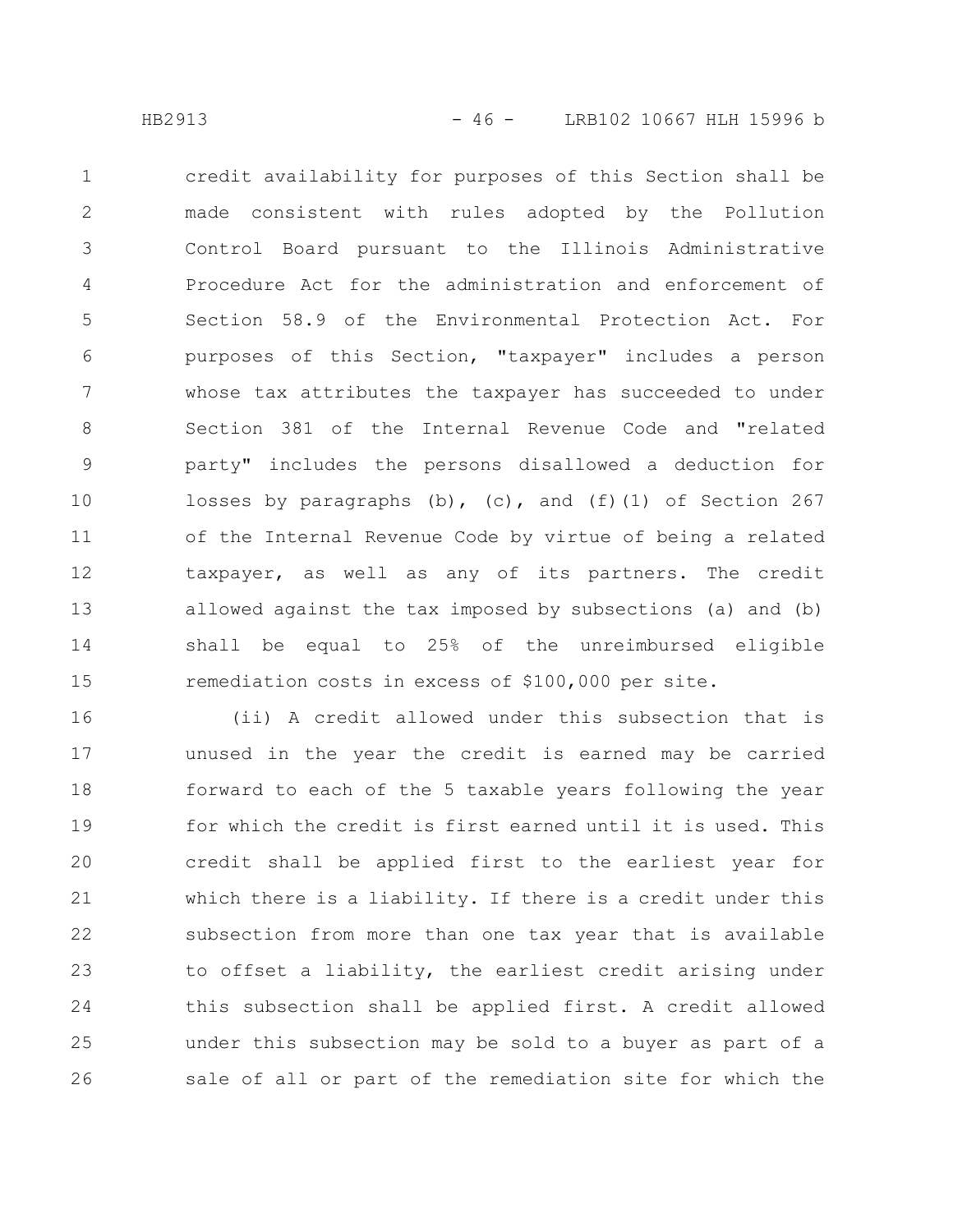credit availability for purposes of this Section shall be made consistent with rules adopted by the Pollution Control Board pursuant to the Illinois Administrative Procedure Act for the administration and enforcement of Section 58.9 of the Environmental Protection Act. For purposes of this Section, "taxpayer" includes a person whose tax attributes the taxpayer has succeeded to under Section 381 of the Internal Revenue Code and "related party" includes the persons disallowed a deduction for losses by paragraphs (b), (c), and (f)(1) of Section 267 of the Internal Revenue Code by virtue of being a related taxpayer, as well as any of its partners. The credit allowed against the tax imposed by subsections (a) and (b) shall be equal to 25% of the unreimbursed eligible remediation costs in excess of $100,000 per site.

(ii) A credit allowed under this subsection that is unused in the year the credit is earned may be carried forward to each of the 5 taxable years following the year for which the credit is first earned until it is used. This credit shall be applied first to the earliest year for which there is a liability. If there is a credit under this subsection from more than one tax year that is available to offset a liability, the earliest credit arising under this subsection shall be applied first. A credit allowed under this subsection may be sold to a buyer as part of a sale of all or part of the remediation site for which the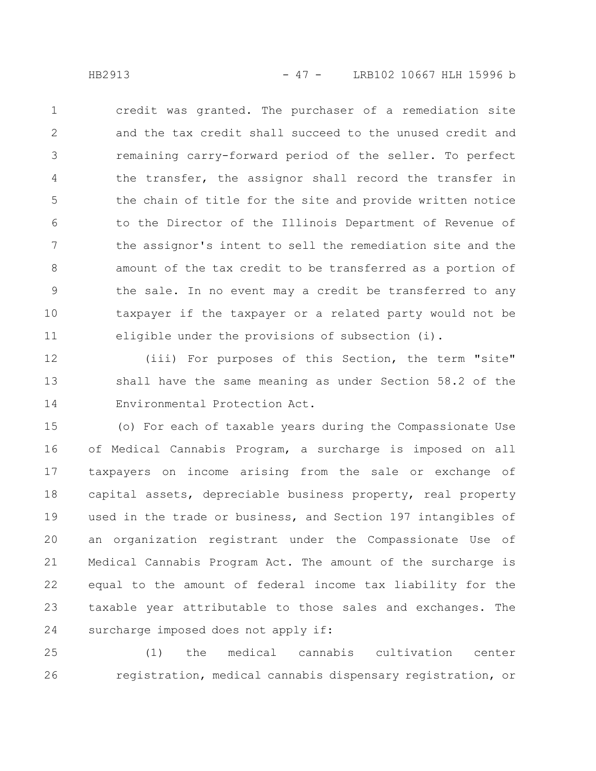credit was granted. The purchaser of a remediation site and the tax credit shall succeed to the unused credit and remaining carry-forward period of the seller. To perfect the transfer, the assignor shall record the transfer in the chain of title for the site and provide written notice to the Director of the Illinois Department of Revenue of the assignor's intent to sell the remediation site and the amount of the tax credit to be transferred as a portion of the sale. In no event may a credit be transferred to any taxpayer if the taxpayer or a related party would not be eligible under the provisions of subsection (i).

(iii) For purposes of this Section, the term "site" shall have the same meaning as under Section 58.2 of the Environmental Protection Act.

(o) For each of taxable years during the Compassionate Use of Medical Cannabis Program, a surcharge is imposed on all taxpayers on income arising from the sale or exchange of capital assets, depreciable business property, real property used in the trade or business, and Section 197 intangibles of an organization registrant under the Compassionate Use of Medical Cannabis Program Act. The amount of the surcharge is equal to the amount of federal income tax liability for the taxable year attributable to those sales and exchanges. The surcharge imposed does not apply if:

(1) the medical cannabis cultivation center registration, medical cannabis dispensary registration, or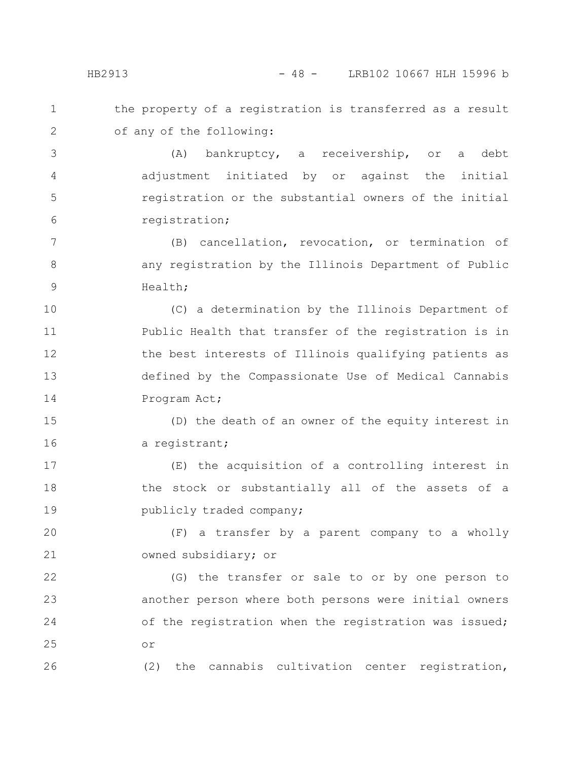the property of a registration is transferred as a result of any of the following:

(A) bankruptcy, a receivership, or a debt adjustment initiated by or against the initial registration or the substantial owners of the initial registration;

(B) cancellation, revocation, or termination of any registration by the Illinois Department of Public Health;

(C) a determination by the Illinois Department of Public Health that transfer of the registration is in the best interests of Illinois qualifying patients as defined by the Compassionate Use of Medical Cannabis Program Act;

(D) the death of an owner of the equity interest in a registrant;

(E) the acquisition of a controlling interest in the stock or substantially all of the assets of a publicly traded company;

(F) a transfer by a parent company to a wholly owned subsidiary; or

(G) the transfer or sale to or by one person to another person where both persons were initial owners of the registration when the registration was issued; or

(2) the cannabis cultivation center registration,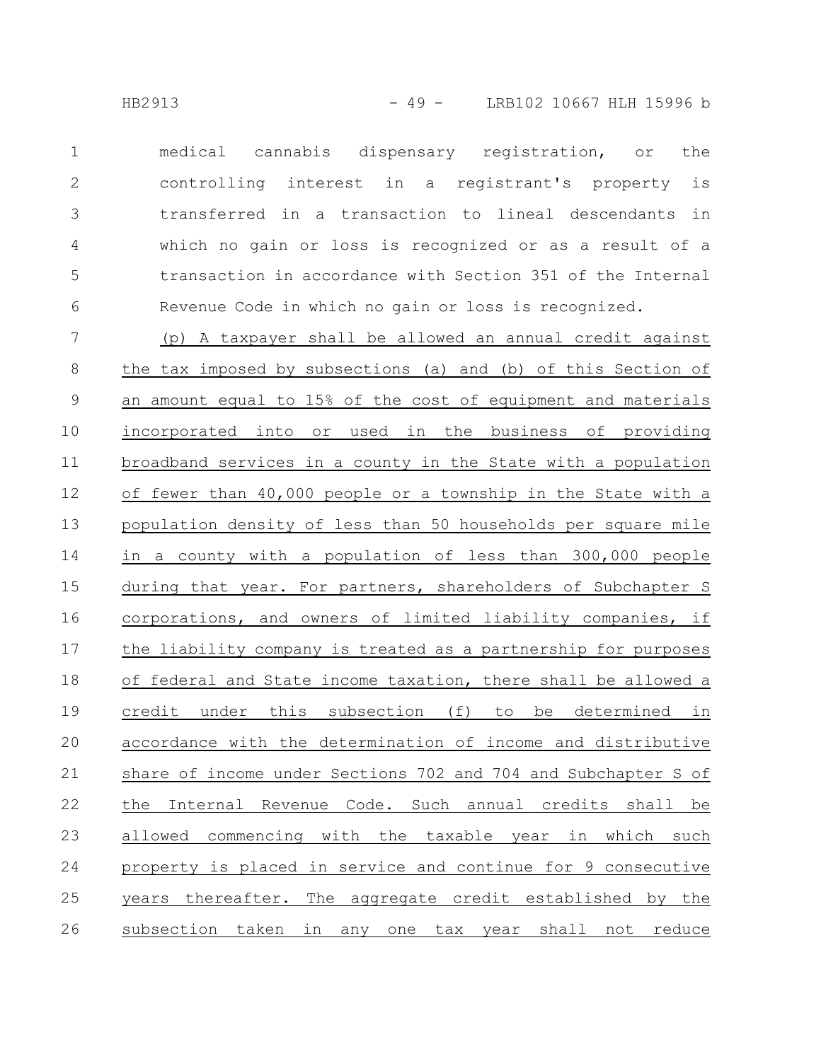medical cannabis dispensary registration, or the controlling interest in a registrant's property is transferred in a transaction to lineal descendants in which no gain or loss is recognized or as a result of a transaction in accordance with Section 351 of the Internal Revenue Code in which no gain or loss is recognized.

(p) A taxpayer shall be allowed an annual credit against the tax imposed by subsections (a) and (b) of this Section of an amount equal to 15% of the cost of equipment and materials incorporated into or used in the business of providing broadband services in a county in the State with a population of fewer than 40,000 people or a township in the State with a population density of less than 50 households per square mile in a county with a population of less than 300,000 people during that year. For partners, shareholders of Subchapter S corporations, and owners of limited liability companies, if the liability company is treated as a partnership for purposes of federal and State income taxation, there shall be allowed a credit under this subsection (f) to be determined in accordance with the determination of income and distributive share of income under Sections 702 and 704 and Subchapter S of the Internal Revenue Code. Such annual credits shall be allowed commencing with the taxable year in which such property is placed in service and continue for 9 consecutive years thereafter. The aggregate credit established by the subsection taken in any one tax year shall not reduce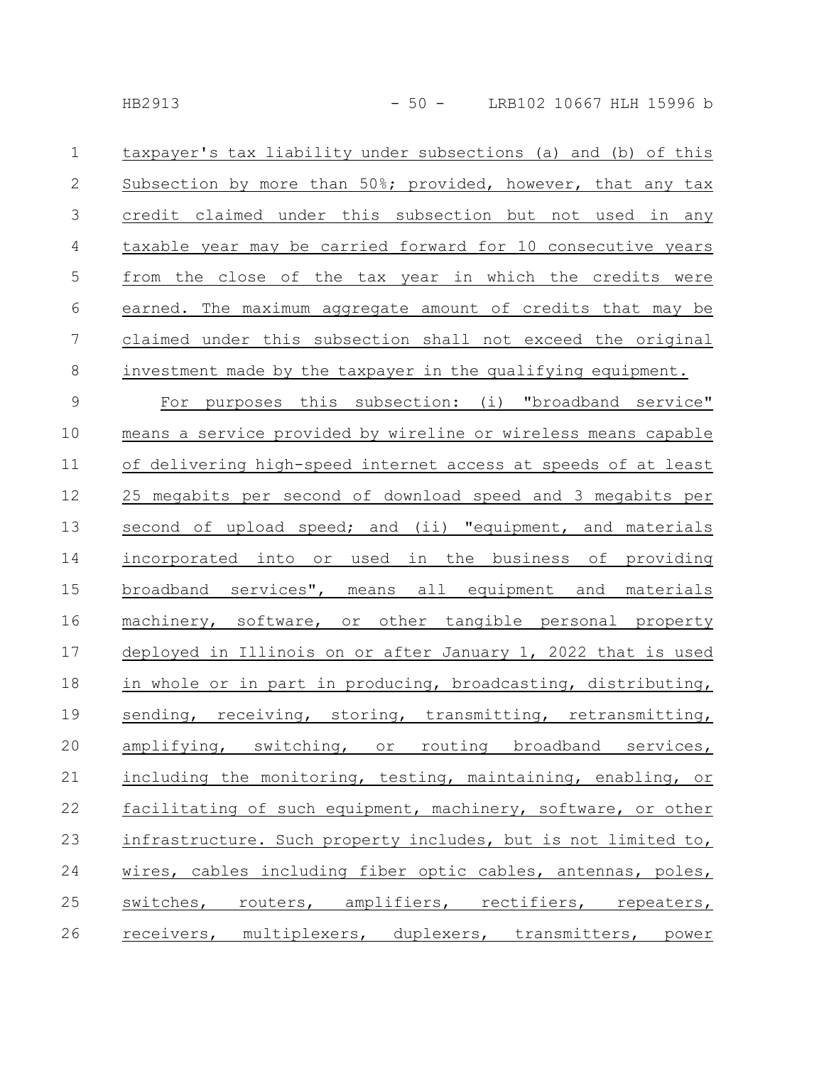taxpayer's tax liability under subsections (a) and (b) of this Subsection by more than 50%; provided, however, that any tax credit claimed under this subsection but not used in any taxable year may be carried forward for 10 consecutive years from the close of the tax year in which the credits were earned. The maximum aggregate amount of credits that may be claimed under this subsection shall not exceed the original investment made by the taxpayer in the qualifying equipment.

For purposes this subsection: (i) "broadband service" means a service provided by wireline or wireless means capable of delivering high-speed internet access at speeds of at least 25 megabits per second of download speed and 3 megabits per second of upload speed; and (ii) "equipment, and materials incorporated into or used in the business of providing broadband services", means all equipment and materials machinery, software, or other tangible personal property deployed in Illinois on or after January 1, 2022 that is used in whole or in part in producing, broadcasting, distributing, sending, receiving, storing, transmitting, retransmitting, amplifying, switching, or routing broadband services, including the monitoring, testing, maintaining, enabling, or facilitating of such equipment, machinery, software, or other infrastructure. Such property includes, but is not limited to, wires, cables including fiber optic cables, antennas, poles, switches, routers, amplifiers, rectifiers, repeaters, receivers, multiplexers, duplexers, transmitters, power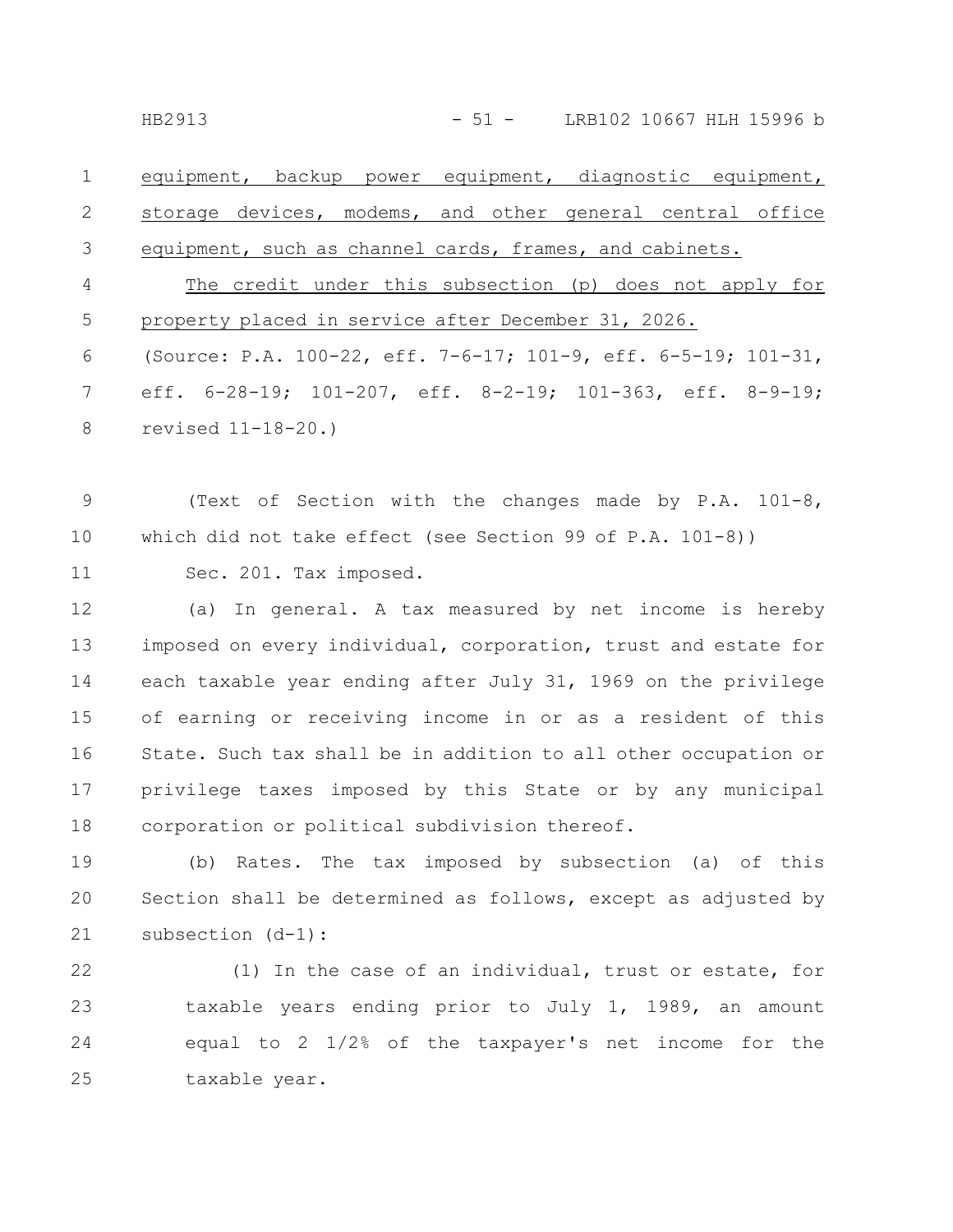equipment, backup power equipment, diagnostic equipment, storage devices, modems, and other general central office equipment, such as channel cards, frames, and cabinets.

The credit under this subsection (p) does not apply for property placed in service after December 31, 2026.

(Source: P.A. 100-22, eff. 7-6-17; 101-9, eff. 6-5-19; 101-31, eff. 6-28-19; 101-207, eff. 8-2-19; 101-363, eff. 8-9-19; revised 11-18-20.)

(Text of Section with the changes made by P.A. 101-8, which did not take effect (see Section 99 of P.A. 101-8))

Sec. 201. Tax imposed.

(a) In general. A tax measured by net income is hereby imposed on every individual, corporation, trust and estate for each taxable year ending after July 31, 1969 on the privilege of earning or receiving income in or as a resident of this State. Such tax shall be in addition to all other occupation or privilege taxes imposed by this State or by any municipal corporation or political subdivision thereof.

(b) Rates. The tax imposed by subsection (a) of this Section shall be determined as follows, except as adjusted by subsection (d-1):

(1) In the case of an individual, trust or estate, for taxable years ending prior to July 1, 1989, an amount equal to 2 1/2% of the taxpayer's net income for the taxable year.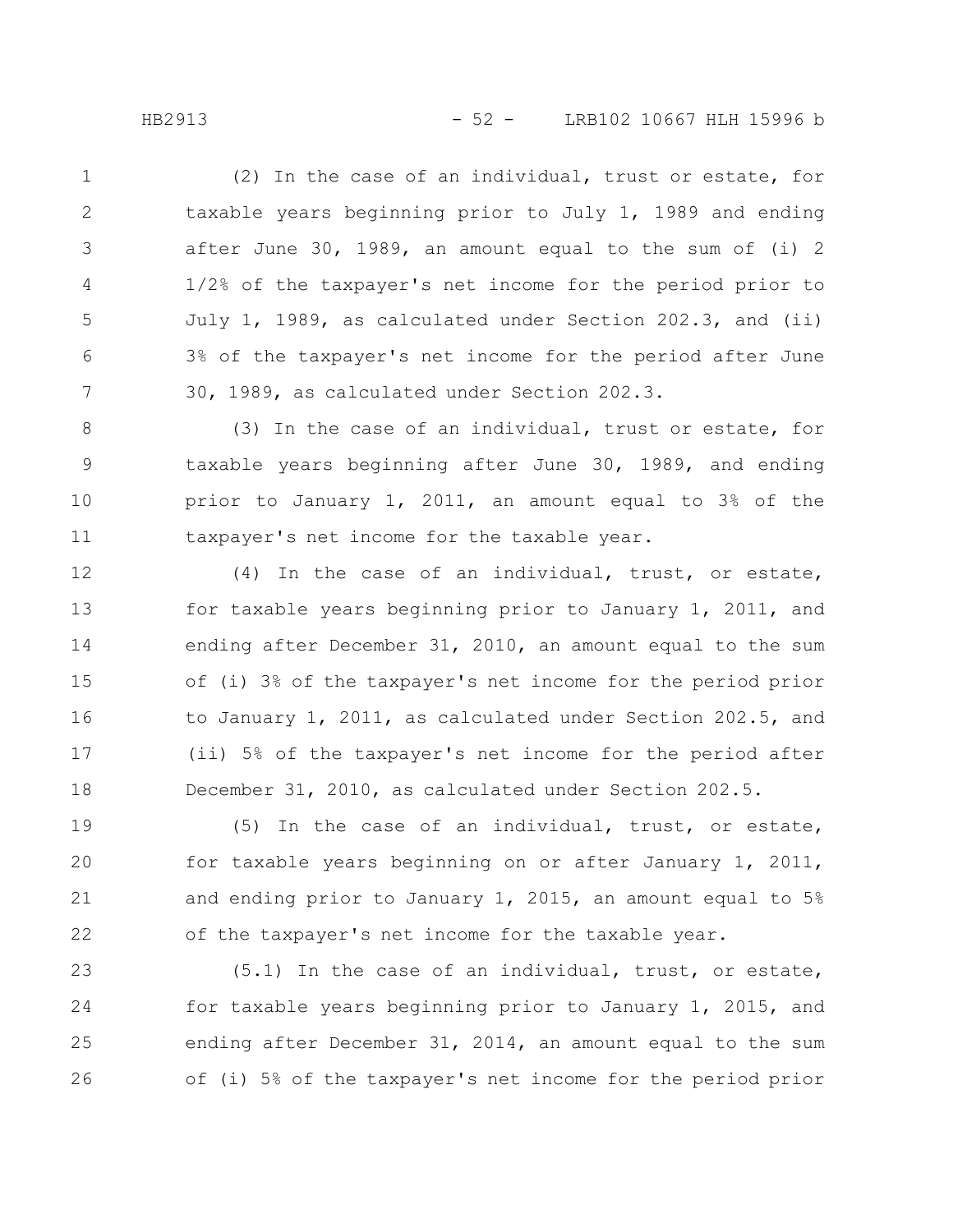(2) In the case of an individual, trust or estate, for taxable years beginning prior to July 1, 1989 and ending after June 30, 1989, an amount equal to the sum of (i) 2 1/2% of the taxpayer's net income for the period prior to July 1, 1989, as calculated under Section 202.3, and (ii) 3% of the taxpayer's net income for the period after June 30, 1989, as calculated under Section 202.3.

(3) In the case of an individual, trust or estate, for taxable years beginning after June 30, 1989, and ending prior to January 1, 2011, an amount equal to 3% of the taxpayer's net income for the taxable year.

(4) In the case of an individual, trust, or estate, for taxable years beginning prior to January 1, 2011, and ending after December 31, 2010, an amount equal to the sum of (i) 3% of the taxpayer's net income for the period prior to January 1, 2011, as calculated under Section 202.5, and (ii) 5% of the taxpayer's net income for the period after December 31, 2010, as calculated under Section 202.5.

(5) In the case of an individual, trust, or estate, for taxable years beginning on or after January 1, 2011, and ending prior to January 1, 2015, an amount equal to 5% of the taxpayer's net income for the taxable year.

(5.1) In the case of an individual, trust, or estate, for taxable years beginning prior to January 1, 2015, and ending after December 31, 2014, an amount equal to the sum of (i) 5% of the taxpayer's net income for the period prior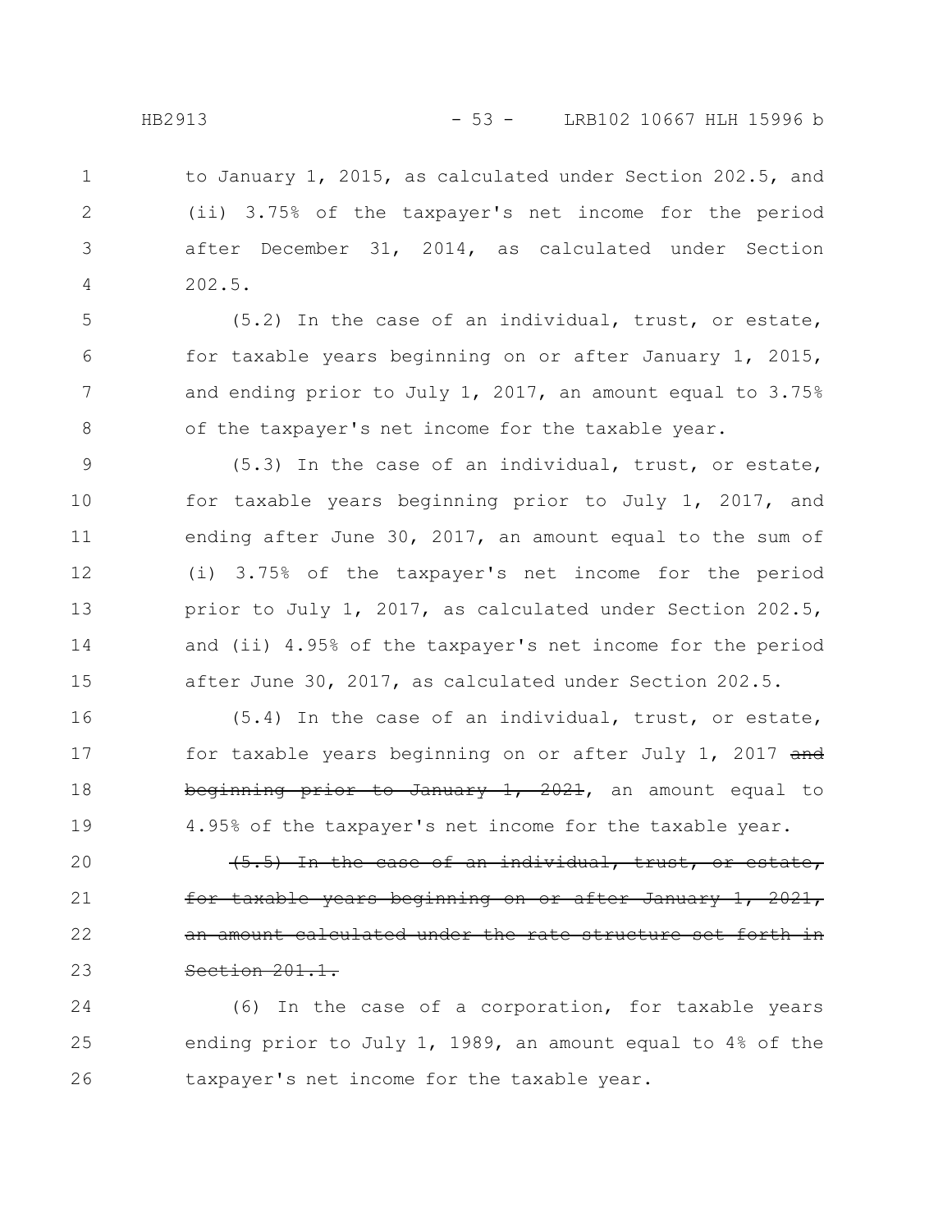to January 1, 2015, as calculated under Section 202.5, and (ii) 3.75% of the taxpayer's net income for the period after December 31, 2014, as calculated under Section 202.5.

(5.2) In the case of an individual, trust, or estate, for taxable years beginning on or after January 1, 2015, and ending prior to July 1, 2017, an amount equal to 3.75% of the taxpayer's net income for the taxable year.

(5.3) In the case of an individual, trust, or estate, for taxable years beginning prior to July 1, 2017, and ending after June 30, 2017, an amount equal to the sum of (i) 3.75% of the taxpayer's net income for the period prior to July 1, 2017, as calculated under Section 202.5, and (ii) 4.95% of the taxpayer's net income for the period after June 30, 2017, as calculated under Section 202.5.

(5.4) In the case of an individual, trust, or estate, for taxable years beginning on or after July 1, 2017 ~~and beginning prior to January 1, 2021~~, an amount equal to 4.95% of the taxpayer's net income for the taxable year.

~~(5.5) In the case of an individual, trust, or estate, for taxable years beginning on or after January 1, 2021, an amount calculated under the rate structure set forth in Section 201.1.~~

(6) In the case of a corporation, for taxable years ending prior to July 1, 1989, an amount equal to 4% of the taxpayer's net income for the taxable year.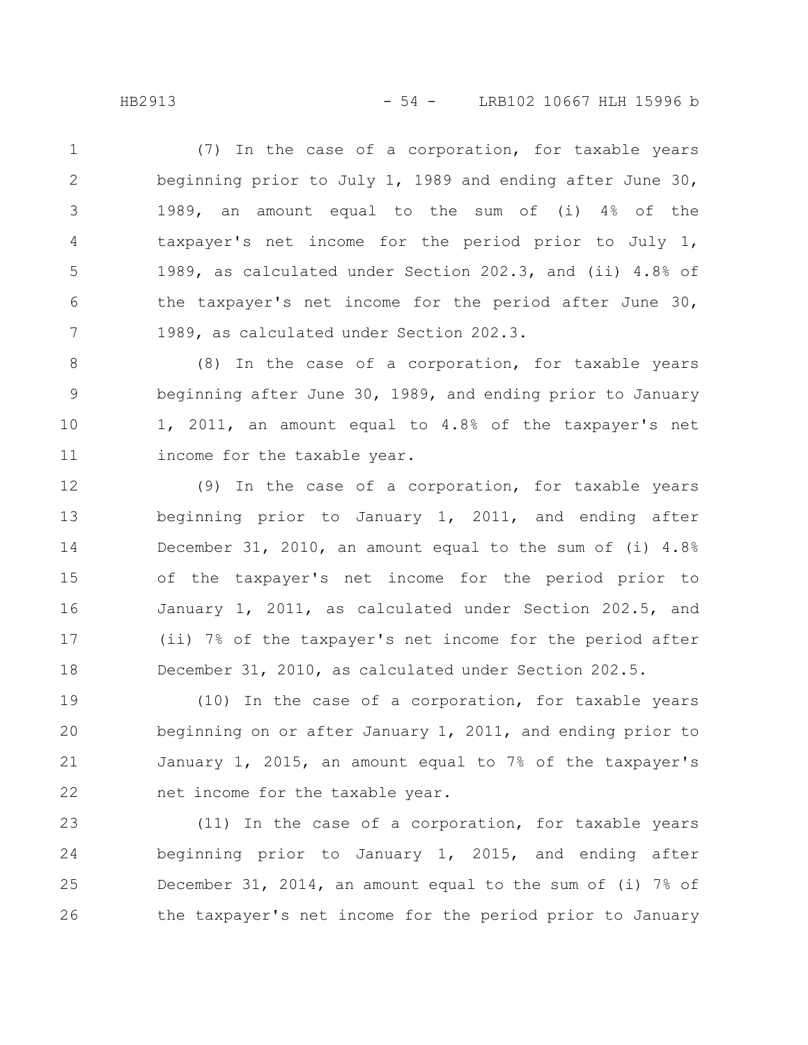(7) In the case of a corporation, for taxable years beginning prior to July 1, 1989 and ending after June 30, 1989, an amount equal to the sum of (i) 4% of the taxpayer's net income for the period prior to July 1, 1989, as calculated under Section 202.3, and (ii) 4.8% of the taxpayer's net income for the period after June 30, 1989, as calculated under Section 202.3.

(8) In the case of a corporation, for taxable years beginning after June 30, 1989, and ending prior to January 1, 2011, an amount equal to 4.8% of the taxpayer's net income for the taxable year.

(9) In the case of a corporation, for taxable years beginning prior to January 1, 2011, and ending after December 31, 2010, an amount equal to the sum of (i) 4.8% of the taxpayer's net income for the period prior to January 1, 2011, as calculated under Section 202.5, and (ii) 7% of the taxpayer's net income for the period after December 31, 2010, as calculated under Section 202.5.

(10) In the case of a corporation, for taxable years beginning on or after January 1, 2011, and ending prior to January 1, 2015, an amount equal to 7% of the taxpayer's net income for the taxable year.

(11) In the case of a corporation, for taxable years beginning prior to January 1, 2015, and ending after December 31, 2014, an amount equal to the sum of (i) 7% of the taxpayer's net income for the period prior to January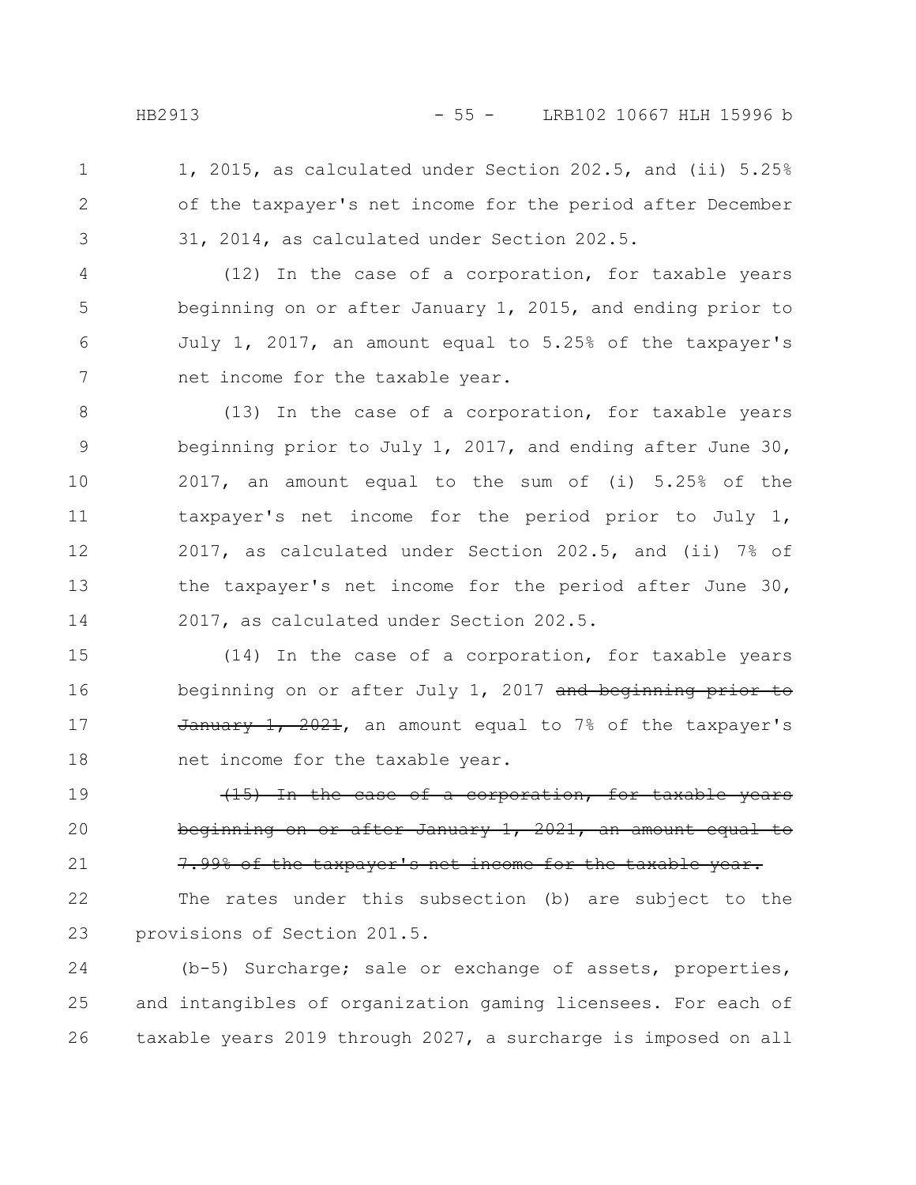1, 2015, as calculated under Section 202.5, and (ii) 5.25% of the taxpayer's net income for the period after December 31, 2014, as calculated under Section 202.5.

(12) In the case of a corporation, for taxable years beginning on or after January 1, 2015, and ending prior to July 1, 2017, an amount equal to 5.25% of the taxpayer's net income for the taxable year.

(13) In the case of a corporation, for taxable years beginning prior to July 1, 2017, and ending after June 30, 2017, an amount equal to the sum of (i) 5.25% of the taxpayer's net income for the period prior to July 1, 2017, as calculated under Section 202.5, and (ii) 7% of the taxpayer's net income for the period after June 30, 2017, as calculated under Section 202.5.

(14) In the case of a corporation, for taxable years beginning on or after July 1, 2017 ~~and beginning prior to January 1, 2021~~, an amount equal to 7% of the taxpayer's net income for the taxable year.

~~(15) In the case of a corporation, for taxable years beginning on or after January 1, 2021, an amount equal to 7.99% of the taxpayer's net income for the taxable year.~~

The rates under this subsection (b) are subject to the provisions of Section 201.5.

(b-5) Surcharge; sale or exchange of assets, properties, and intangibles of organization gaming licensees. For each of taxable years 2019 through 2027, a surcharge is imposed on all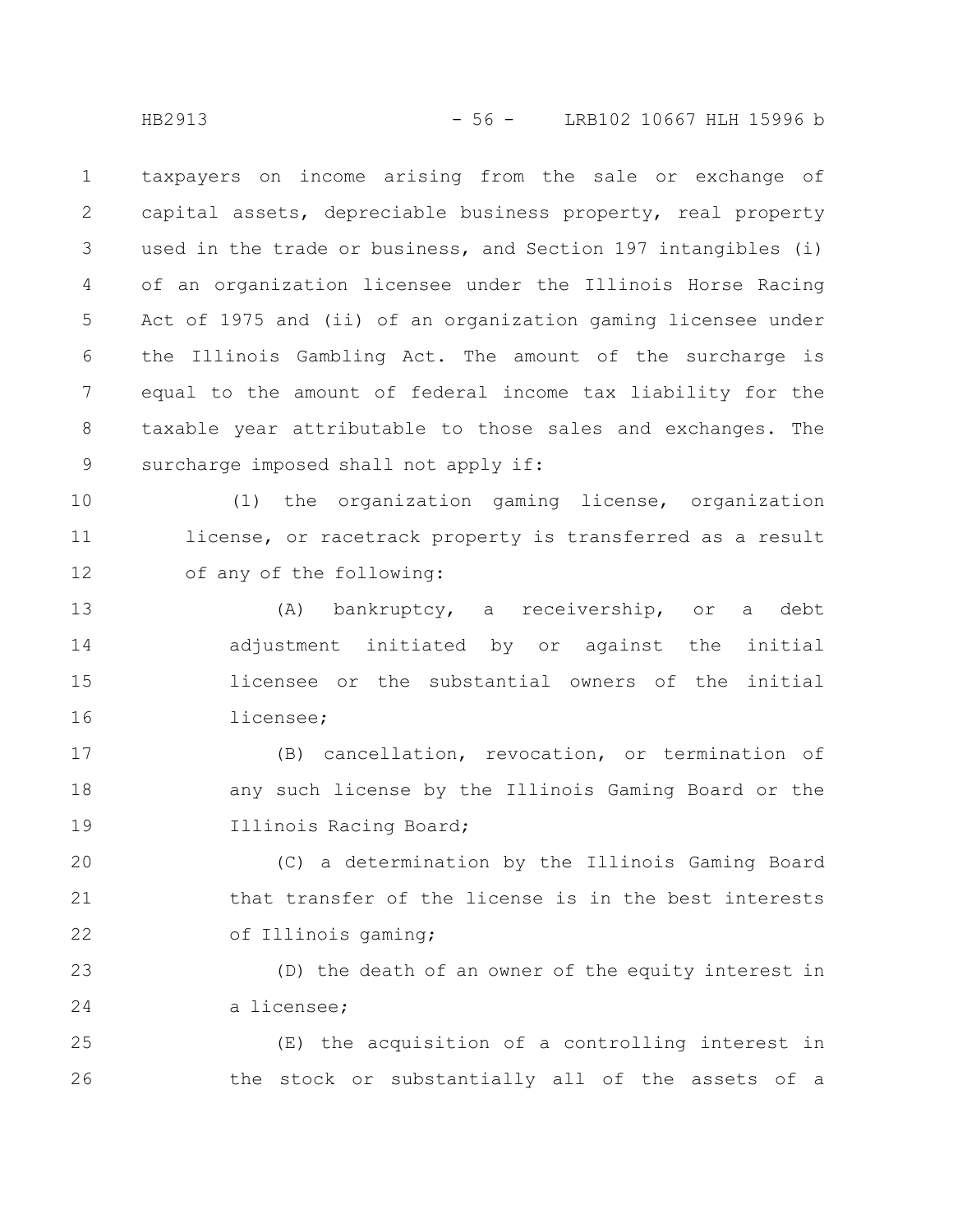taxpayers on income arising from the sale or exchange of capital assets, depreciable business property, real property used in the trade or business, and Section 197 intangibles (i) of an organization licensee under the Illinois Horse Racing Act of 1975 and (ii) of an organization gaming licensee under the Illinois Gambling Act. The amount of the surcharge is equal to the amount of federal income tax liability for the taxable year attributable to those sales and exchanges. The surcharge imposed shall not apply if:

(1) the organization gaming license, organization license, or racetrack property is transferred as a result of any of the following:

(A) bankruptcy, a receivership, or a debt adjustment initiated by or against the initial licensee or the substantial owners of the initial licensee;

(B) cancellation, revocation, or termination of any such license by the Illinois Gaming Board or the Illinois Racing Board;

(C) a determination by the Illinois Gaming Board that transfer of the license is in the best interests of Illinois gaming;

(D) the death of an owner of the equity interest in a licensee;

(E) the acquisition of a controlling interest in the stock or substantially all of the assets of a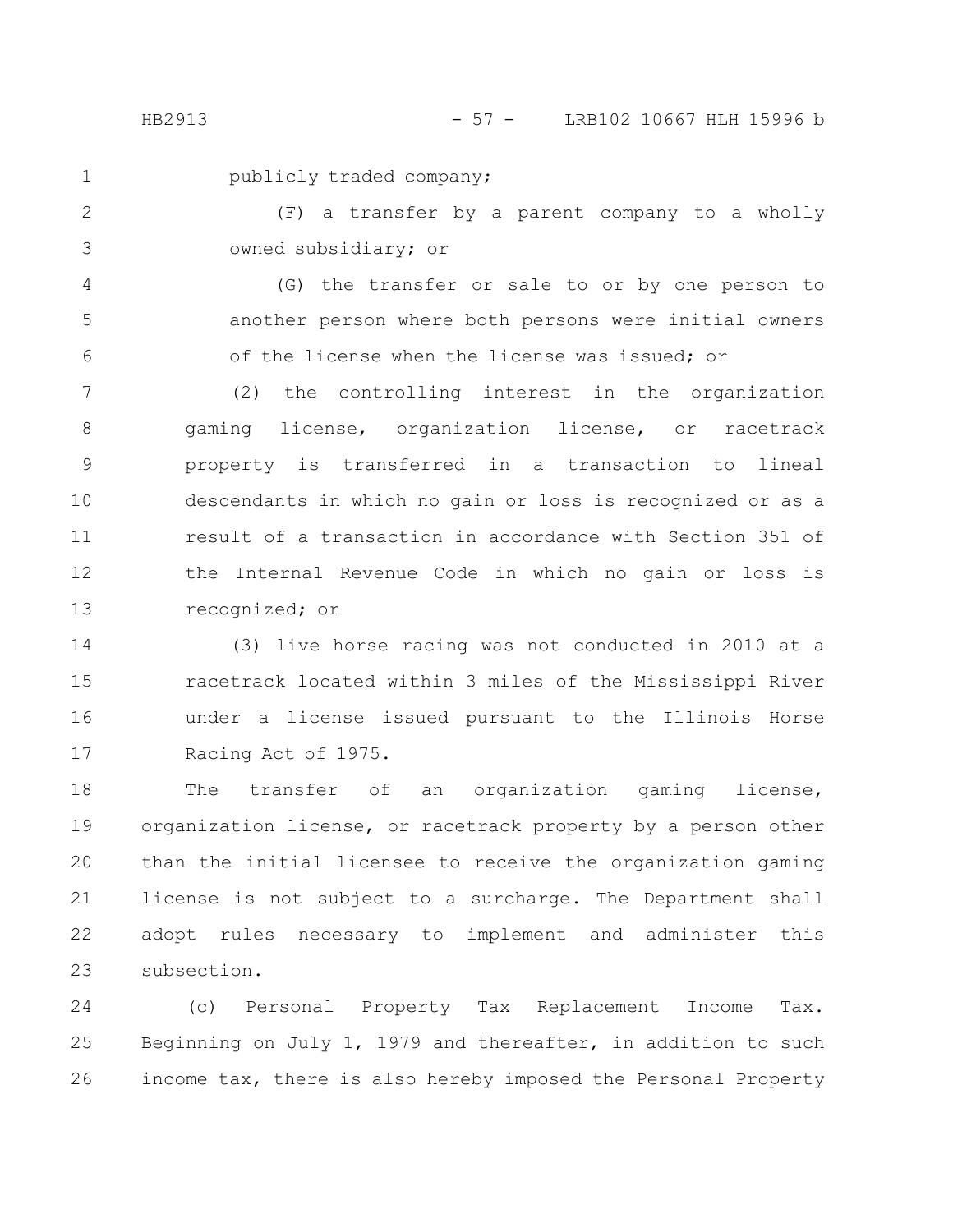publicly traded company;

(F) a transfer by a parent company to a wholly owned subsidiary; or

(G) the transfer or sale to or by one person to another person where both persons were initial owners of the license when the license was issued; or

(2) the controlling interest in the organization gaming license, organization license, or racetrack property is transferred in a transaction to lineal descendants in which no gain or loss is recognized or as a result of a transaction in accordance with Section 351 of the Internal Revenue Code in which no gain or loss is recognized; or

(3) live horse racing was not conducted in 2010 at a racetrack located within 3 miles of the Mississippi River under a license issued pursuant to the Illinois Horse Racing Act of 1975.

The transfer of an organization gaming license, organization license, or racetrack property by a person other than the initial licensee to receive the organization gaming license is not subject to a surcharge. The Department shall adopt rules necessary to implement and administer this subsection.

(c) Personal Property Tax Replacement Income Tax. Beginning on July 1, 1979 and thereafter, in addition to such income tax, there is also hereby imposed the Personal Property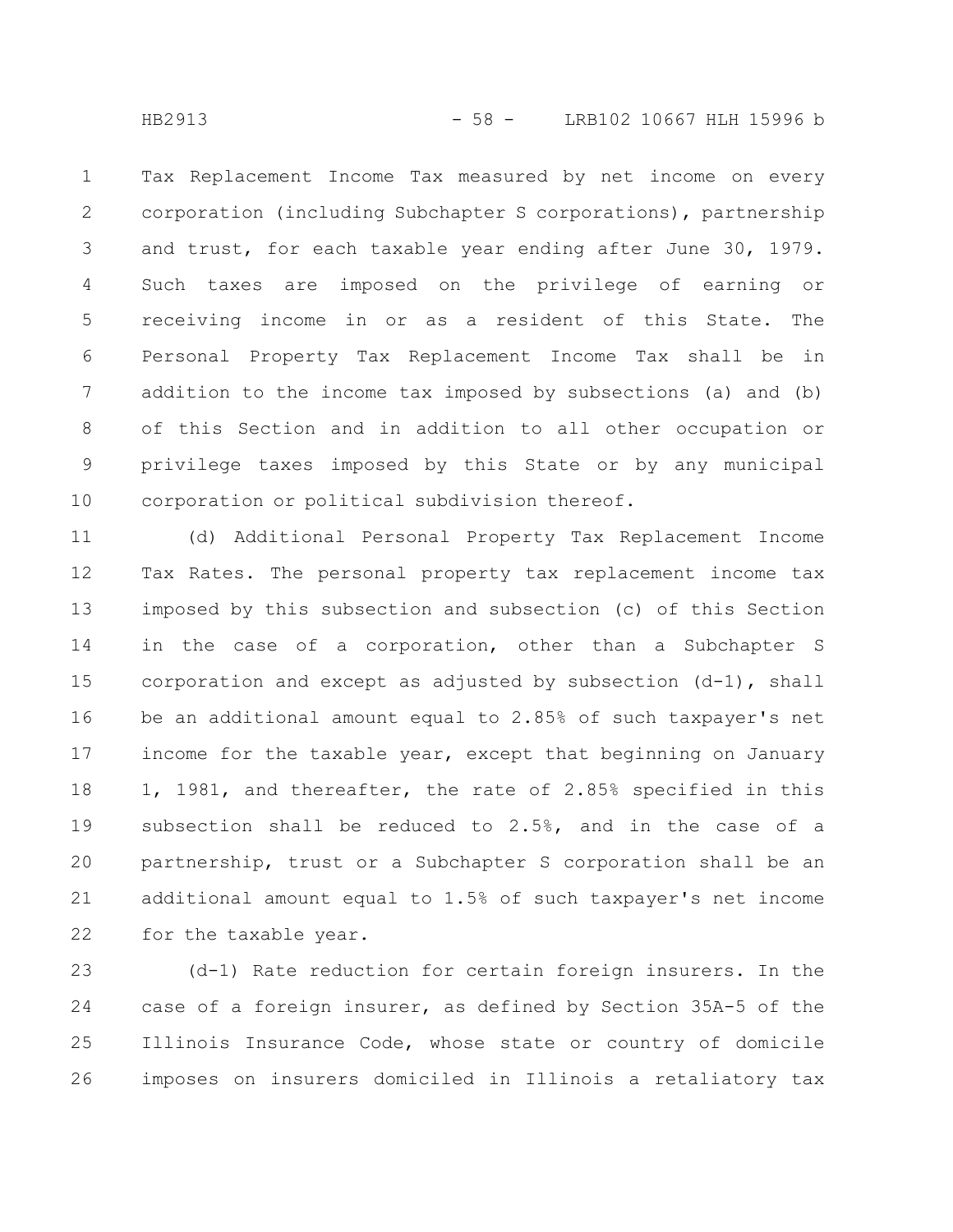Tax Replacement Income Tax measured by net income on every corporation (including Subchapter S corporations), partnership and trust, for each taxable year ending after June 30, 1979. Such taxes are imposed on the privilege of earning or receiving income in or as a resident of this State. The Personal Property Tax Replacement Income Tax shall be in addition to the income tax imposed by subsections (a) and (b) of this Section and in addition to all other occupation or privilege taxes imposed by this State or by any municipal corporation or political subdivision thereof.

(d) Additional Personal Property Tax Replacement Income Tax Rates. The personal property tax replacement income tax imposed by this subsection and subsection (c) of this Section in the case of a corporation, other than a Subchapter S corporation and except as adjusted by subsection (d-1), shall be an additional amount equal to 2.85% of such taxpayer's net income for the taxable year, except that beginning on January 1, 1981, and thereafter, the rate of 2.85% specified in this subsection shall be reduced to 2.5%, and in the case of a partnership, trust or a Subchapter S corporation shall be an additional amount equal to 1.5% of such taxpayer's net income for the taxable year.

(d-1) Rate reduction for certain foreign insurers. In the case of a foreign insurer, as defined by Section 35A-5 of the Illinois Insurance Code, whose state or country of domicile imposes on insurers domiciled in Illinois a retaliatory tax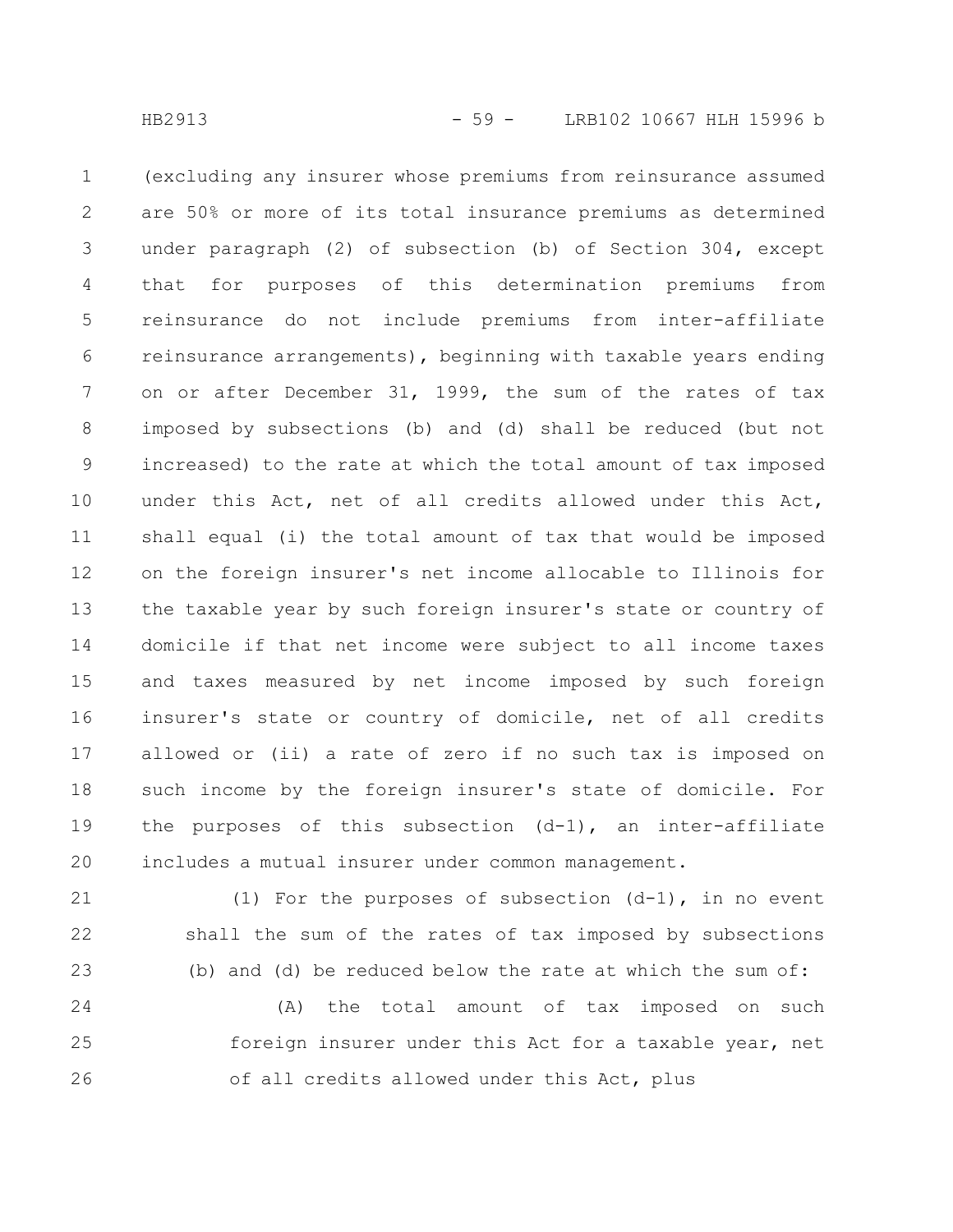(excluding any insurer whose premiums from reinsurance assumed are 50% or more of its total insurance premiums as determined under paragraph (2) of subsection (b) of Section 304, except that for purposes of this determination premiums from reinsurance do not include premiums from inter-affiliate reinsurance arrangements), beginning with taxable years ending on or after December 31, 1999, the sum of the rates of tax imposed by subsections (b) and (d) shall be reduced (but not increased) to the rate at which the total amount of tax imposed under this Act, net of all credits allowed under this Act, shall equal (i) the total amount of tax that would be imposed on the foreign insurer's net income allocable to Illinois for the taxable year by such foreign insurer's state or country of domicile if that net income were subject to all income taxes and taxes measured by net income imposed by such foreign insurer's state or country of domicile, net of all credits allowed or (ii) a rate of zero if no such tax is imposed on such income by the foreign insurer's state of domicile. For the purposes of this subsection (d-1), an inter-affiliate includes a mutual insurer under common management.

(1) For the purposes of subsection (d-1), in no event shall the sum of the rates of tax imposed by subsections (b) and (d) be reduced below the rate at which the sum of:

(A) the total amount of tax imposed on such foreign insurer under this Act for a taxable year, net of all credits allowed under this Act, plus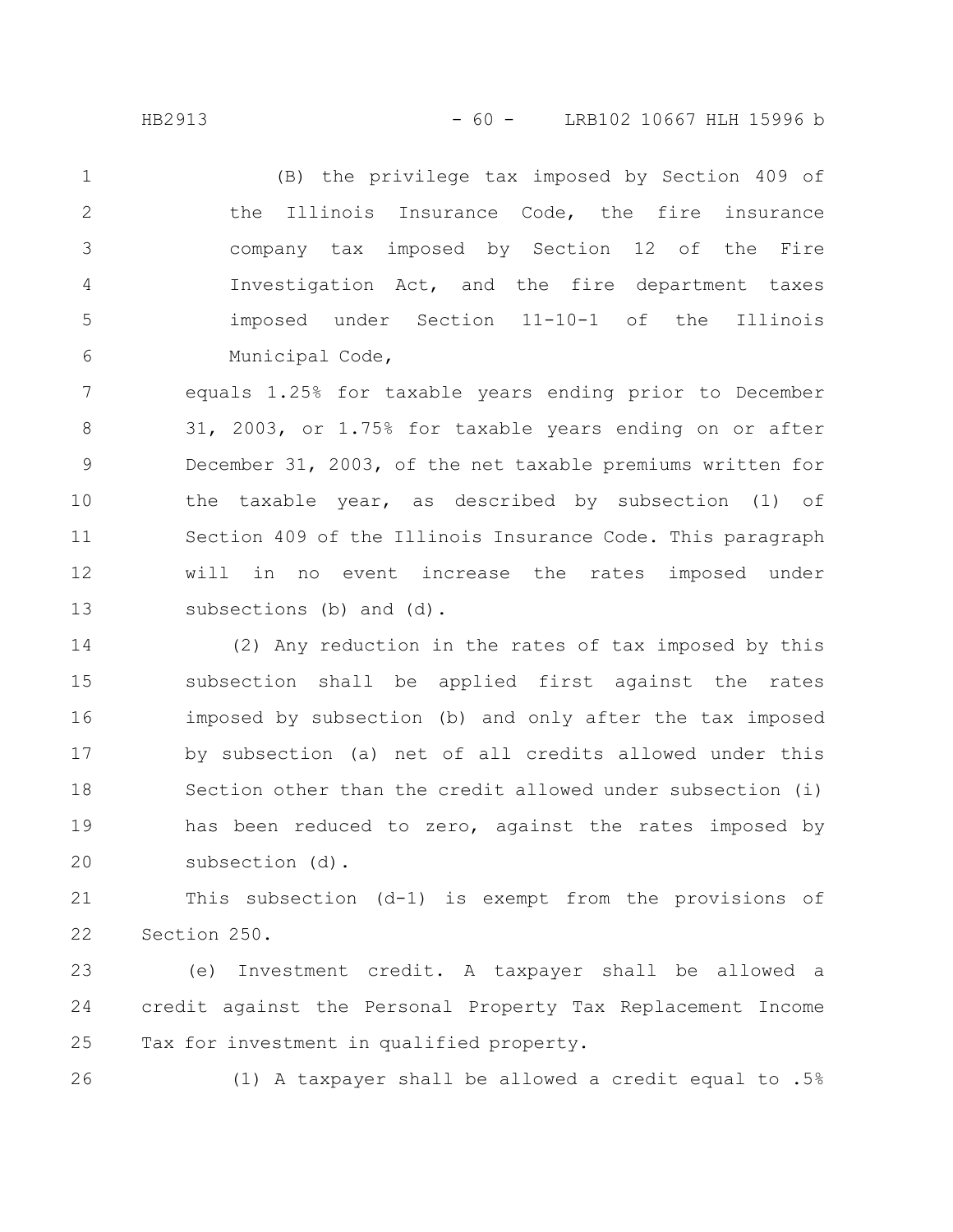(B) the privilege tax imposed by Section 409 of the Illinois Insurance Code, the fire insurance company tax imposed by Section 12 of the Fire Investigation Act, and the fire department taxes imposed under Section 11-10-1 of the Illinois Municipal Code,

equals 1.25% for taxable years ending prior to December 31, 2003, or 1.75% for taxable years ending on or after December 31, 2003, of the net taxable premiums written for the taxable year, as described by subsection (1) of Section 409 of the Illinois Insurance Code. This paragraph will in no event increase the rates imposed under subsections (b) and (d).

(2) Any reduction in the rates of tax imposed by this subsection shall be applied first against the rates imposed by subsection (b) and only after the tax imposed by subsection (a) net of all credits allowed under this Section other than the credit allowed under subsection (i) has been reduced to zero, against the rates imposed by subsection (d).

This subsection (d-1) is exempt from the provisions of Section 250.

(e) Investment credit. A taxpayer shall be allowed a credit against the Personal Property Tax Replacement Income Tax for investment in qualified property.

(1) A taxpayer shall be allowed a credit equal to .5%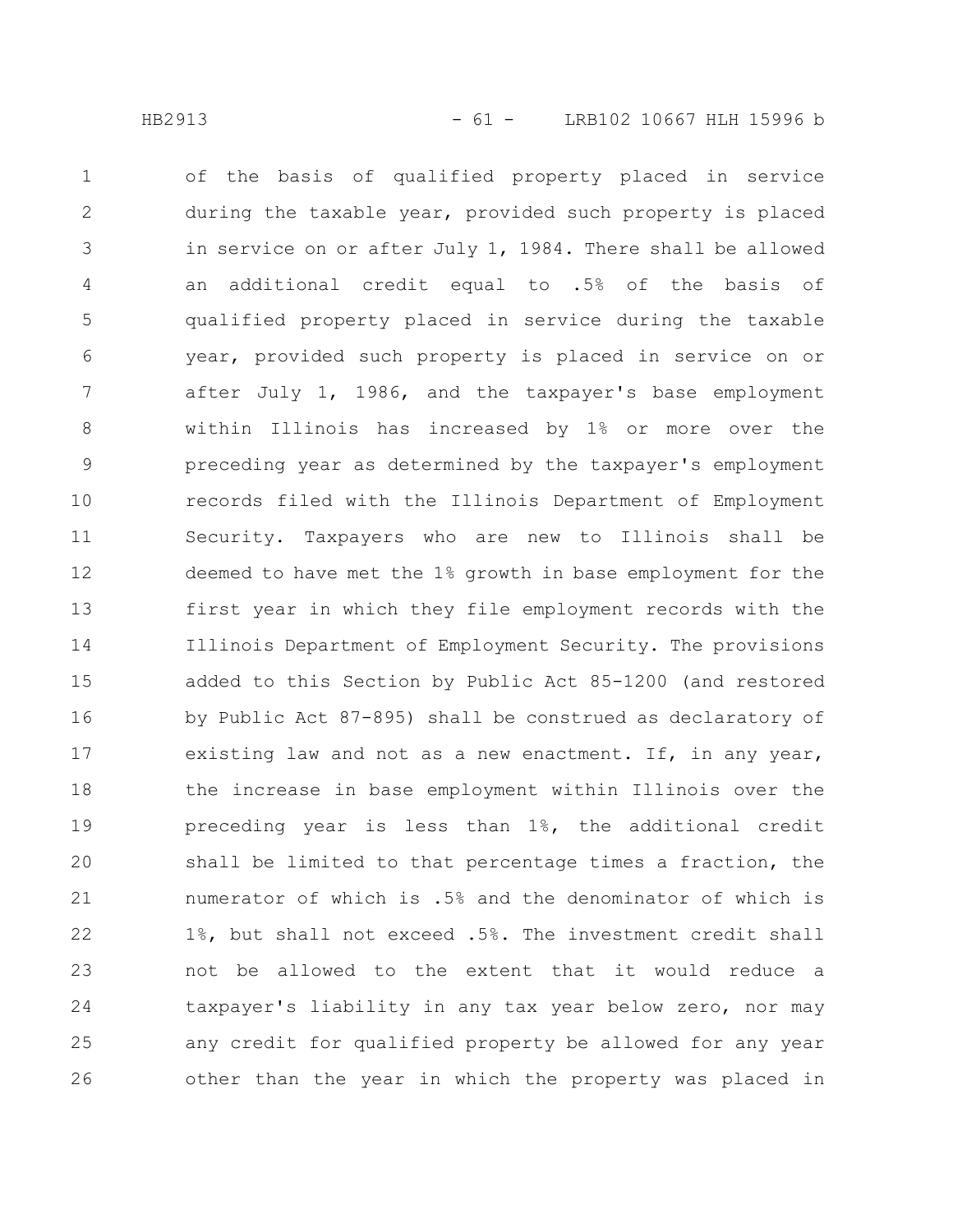of the basis of qualified property placed in service during the taxable year, provided such property is placed in service on or after July 1, 1984. There shall be allowed an additional credit equal to .5% of the basis of qualified property placed in service during the taxable year, provided such property is placed in service on or after July 1, 1986, and the taxpayer's base employment within Illinois has increased by 1% or more over the preceding year as determined by the taxpayer's employment records filed with the Illinois Department of Employment Security. Taxpayers who are new to Illinois shall be deemed to have met the 1% growth in base employment for the first year in which they file employment records with the Illinois Department of Employment Security. The provisions added to this Section by Public Act 85-1200 (and restored by Public Act 87-895) shall be construed as declaratory of existing law and not as a new enactment. If, in any year, the increase in base employment within Illinois over the preceding year is less than 1%, the additional credit shall be limited to that percentage times a fraction, the numerator of which is .5% and the denominator of which is 1%, but shall not exceed .5%. The investment credit shall not be allowed to the extent that it would reduce a taxpayer's liability in any tax year below zero, nor may any credit for qualified property be allowed for any year other than the year in which the property was placed in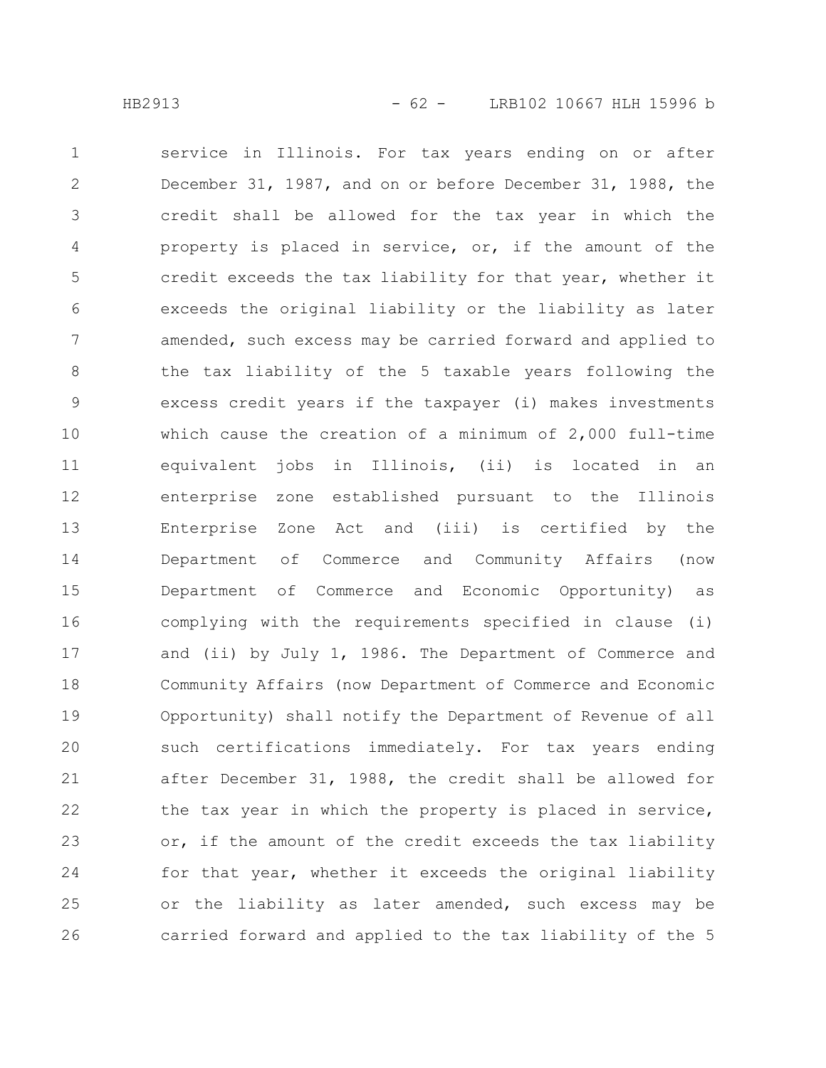service in Illinois. For tax years ending on or after December 31, 1987, and on or before December 31, 1988, the credit shall be allowed for the tax year in which the property is placed in service, or, if the amount of the credit exceeds the tax liability for that year, whether it exceeds the original liability or the liability as later amended, such excess may be carried forward and applied to the tax liability of the 5 taxable years following the excess credit years if the taxpayer (i) makes investments which cause the creation of a minimum of 2,000 full-time equivalent jobs in Illinois, (ii) is located in an enterprise zone established pursuant to the Illinois Enterprise Zone Act and (iii) is certified by the Department of Commerce and Community Affairs (now Department of Commerce and Economic Opportunity) as complying with the requirements specified in clause (i) and (ii) by July 1, 1986. The Department of Commerce and Community Affairs (now Department of Commerce and Economic Opportunity) shall notify the Department of Revenue of all such certifications immediately. For tax years ending after December 31, 1988, the credit shall be allowed for the tax year in which the property is placed in service, or, if the amount of the credit exceeds the tax liability for that year, whether it exceeds the original liability or the liability as later amended, such excess may be carried forward and applied to the tax liability of the 5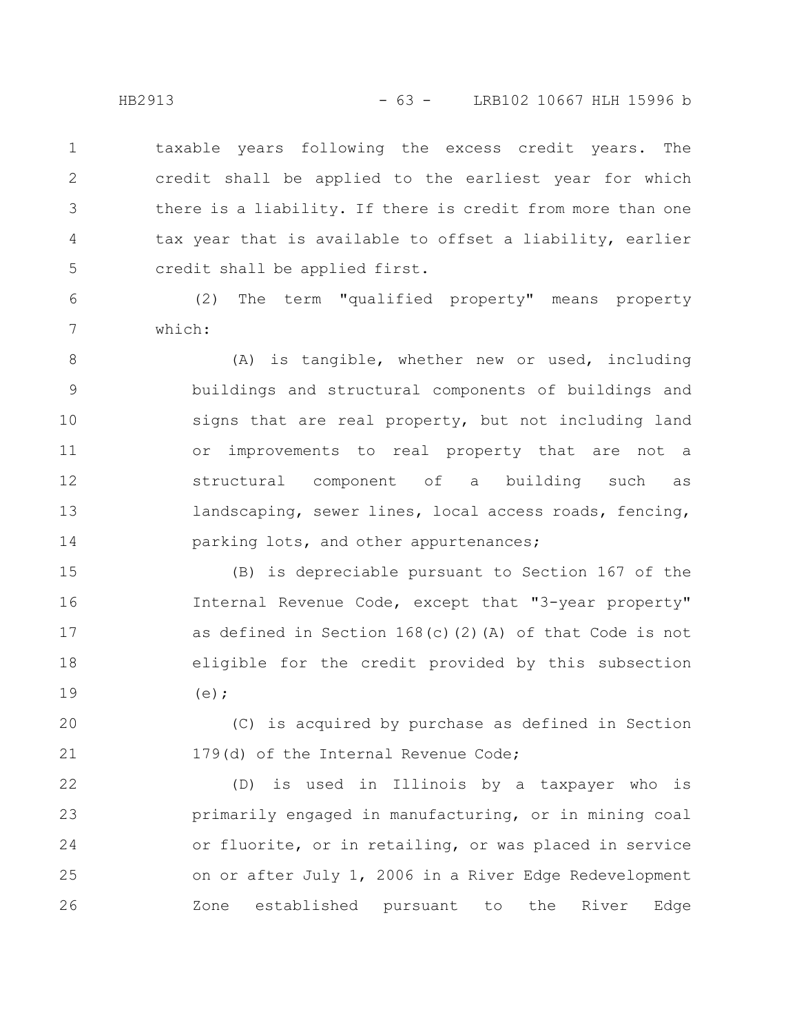taxable years following the excess credit years. The credit shall be applied to the earliest year for which there is a liability. If there is credit from more than one tax year that is available to offset a liability, earlier credit shall be applied first.

(2) The term "qualified property" means property which:

(A) is tangible, whether new or used, including buildings and structural components of buildings and signs that are real property, but not including land or improvements to real property that are not a structural component of a building such as landscaping, sewer lines, local access roads, fencing, parking lots, and other appurtenances;

(B) is depreciable pursuant to Section 167 of the Internal Revenue Code, except that "3-year property" as defined in Section 168(c)(2)(A) of that Code is not eligible for the credit provided by this subsection (e);

(C) is acquired by purchase as defined in Section 179(d) of the Internal Revenue Code;

(D) is used in Illinois by a taxpayer who is primarily engaged in manufacturing, or in mining coal or fluorite, or in retailing, or was placed in service on or after July 1, 2006 in a River Edge Redevelopment Zone established pursuant to the River Edge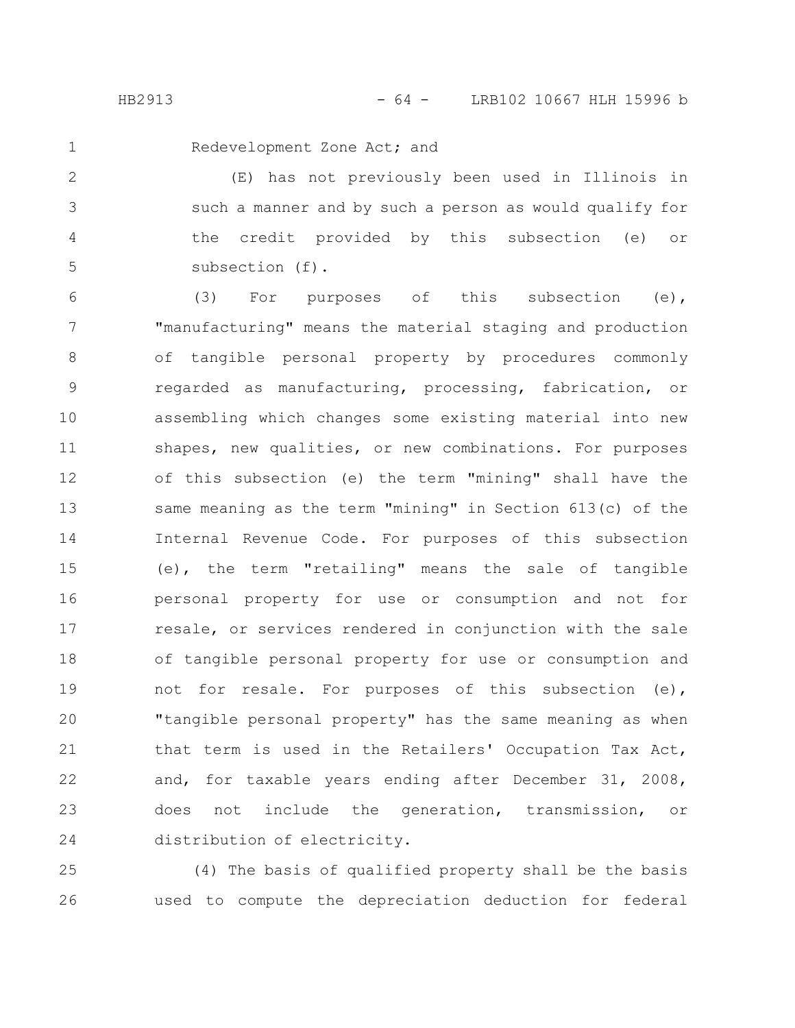Redevelopment Zone Act; and

(E) has not previously been used in Illinois in such a manner and by such a person as would qualify for the credit provided by this subsection (e) or subsection (f).

(3) For purposes of this subsection (e), "manufacturing" means the material staging and production of tangible personal property by procedures commonly regarded as manufacturing, processing, fabrication, or assembling which changes some existing material into new shapes, new qualities, or new combinations. For purposes of this subsection (e) the term "mining" shall have the same meaning as the term "mining" in Section 613(c) of the Internal Revenue Code. For purposes of this subsection (e), the term "retailing" means the sale of tangible personal property for use or consumption and not for resale, or services rendered in conjunction with the sale of tangible personal property for use or consumption and not for resale. For purposes of this subsection (e), "tangible personal property" has the same meaning as when that term is used in the Retailers' Occupation Tax Act, and, for taxable years ending after December 31, 2008, does not include the generation, transmission, or distribution of electricity.

(4) The basis of qualified property shall be the basis used to compute the depreciation deduction for federal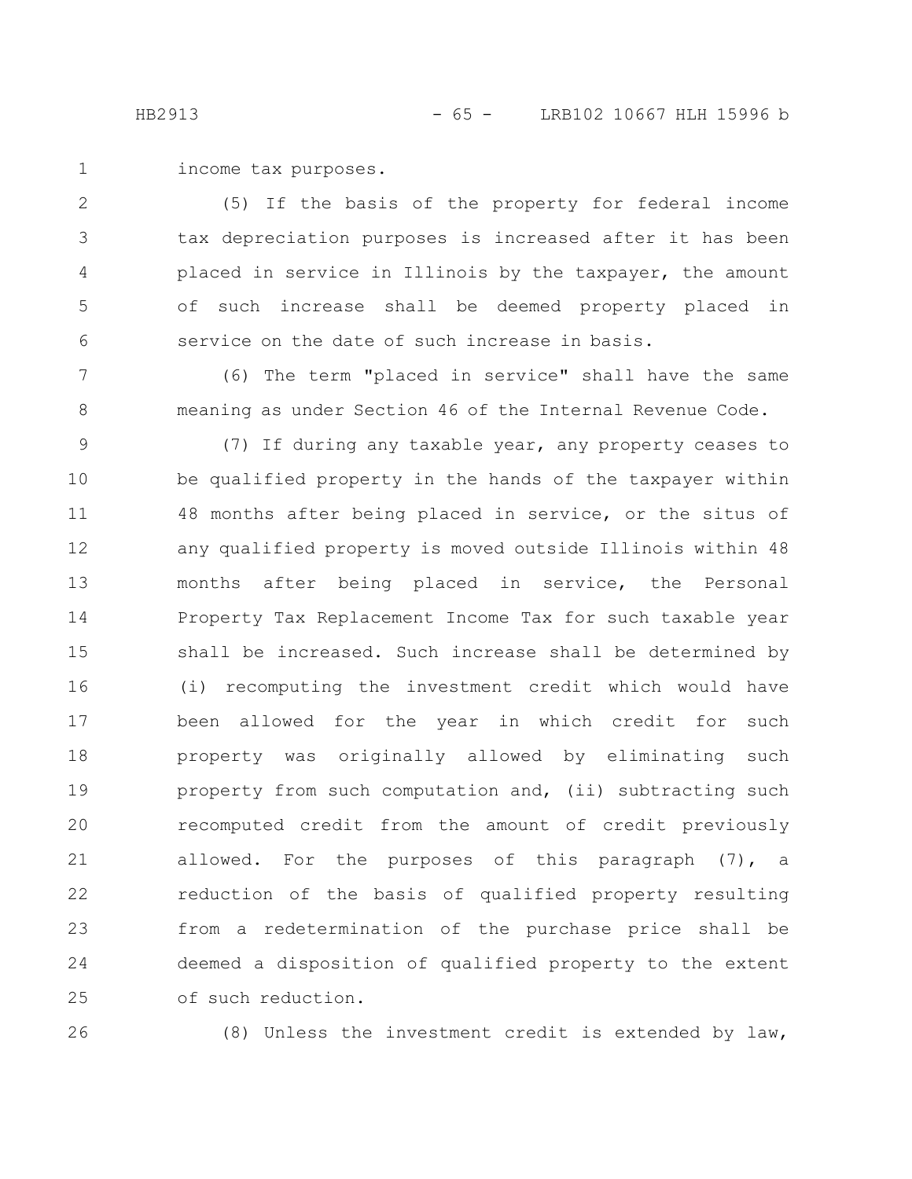income tax purposes.

(5) If the basis of the property for federal income tax depreciation purposes is increased after it has been placed in service in Illinois by the taxpayer, the amount of such increase shall be deemed property placed in service on the date of such increase in basis.

(6) The term "placed in service" shall have the same meaning as under Section 46 of the Internal Revenue Code.

(7) If during any taxable year, any property ceases to be qualified property in the hands of the taxpayer within 48 months after being placed in service, or the situs of any qualified property is moved outside Illinois within 48 months after being placed in service, the Personal Property Tax Replacement Income Tax for such taxable year shall be increased. Such increase shall be determined by (i) recomputing the investment credit which would have been allowed for the year in which credit for such property was originally allowed by eliminating such property from such computation and, (ii) subtracting such recomputed credit from the amount of credit previously allowed. For the purposes of this paragraph (7), a reduction of the basis of qualified property resulting from a redetermination of the purchase price shall be deemed a disposition of qualified property to the extent of such reduction.

(8) Unless the investment credit is extended by law,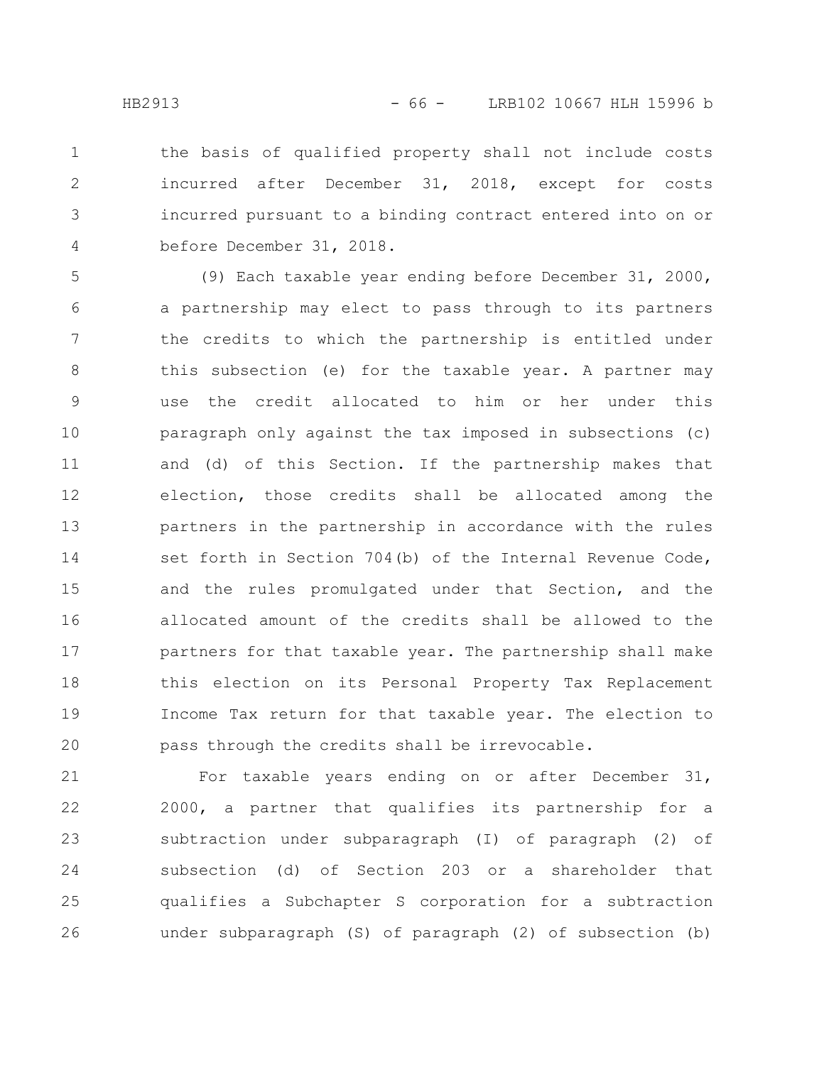the basis of qualified property shall not include costs incurred after December 31, 2018, except for costs incurred pursuant to a binding contract entered into on or before December 31, 2018.

(9) Each taxable year ending before December 31, 2000, a partnership may elect to pass through to its partners the credits to which the partnership is entitled under this subsection (e) for the taxable year. A partner may use the credit allocated to him or her under this paragraph only against the tax imposed in subsections (c) and (d) of this Section. If the partnership makes that election, those credits shall be allocated among the partners in the partnership in accordance with the rules set forth in Section 704(b) of the Internal Revenue Code, and the rules promulgated under that Section, and the allocated amount of the credits shall be allowed to the partners for that taxable year. The partnership shall make this election on its Personal Property Tax Replacement Income Tax return for that taxable year. The election to pass through the credits shall be irrevocable.

For taxable years ending on or after December 31, 2000, a partner that qualifies its partnership for a subtraction under subparagraph (I) of paragraph (2) of subsection (d) of Section 203 or a shareholder that qualifies a Subchapter S corporation for a subtraction under subparagraph (S) of paragraph (2) of subsection (b)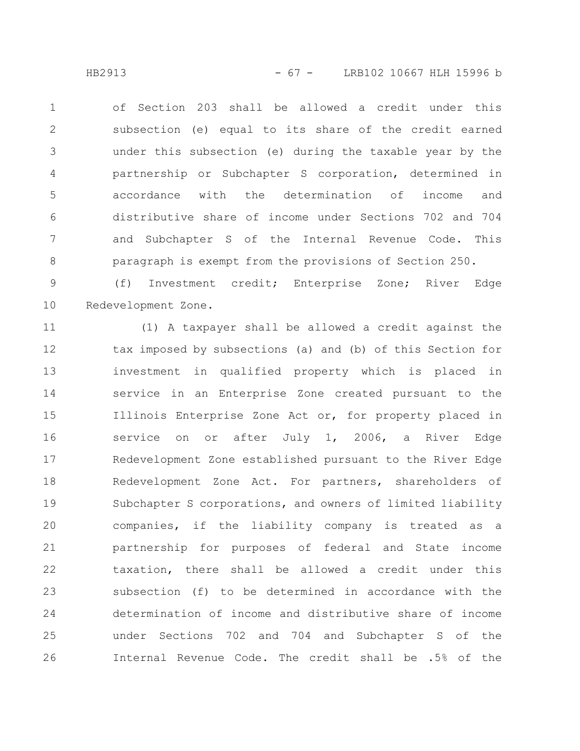of Section 203 shall be allowed a credit under this subsection (e) equal to its share of the credit earned under this subsection (e) during the taxable year by the partnership or Subchapter S corporation, determined in accordance with the determination of income and distributive share of income under Sections 702 and 704 and Subchapter S of the Internal Revenue Code. This paragraph is exempt from the provisions of Section 250.

(f) Investment credit; Enterprise Zone; River Edge Redevelopment Zone.

(1) A taxpayer shall be allowed a credit against the tax imposed by subsections (a) and (b) of this Section for investment in qualified property which is placed in service in an Enterprise Zone created pursuant to the Illinois Enterprise Zone Act or, for property placed in service on or after July 1, 2006, a River Edge Redevelopment Zone established pursuant to the River Edge Redevelopment Zone Act. For partners, shareholders of Subchapter S corporations, and owners of limited liability companies, if the liability company is treated as a partnership for purposes of federal and State income taxation, there shall be allowed a credit under this subsection (f) to be determined in accordance with the determination of income and distributive share of income under Sections 702 and 704 and Subchapter S of the Internal Revenue Code. The credit shall be .5% of the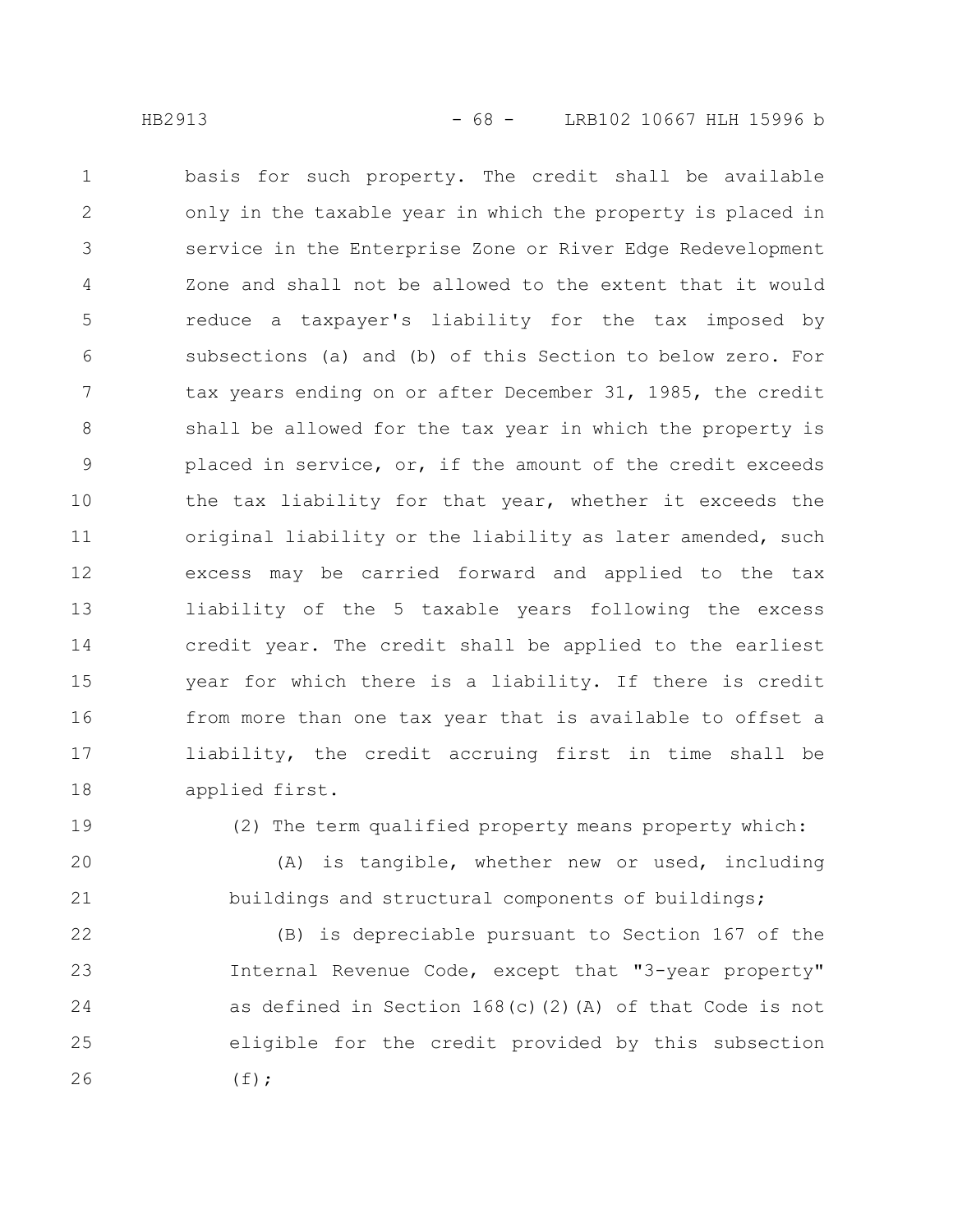basis for such property. The credit shall be available only in the taxable year in which the property is placed in service in the Enterprise Zone or River Edge Redevelopment Zone and shall not be allowed to the extent that it would reduce a taxpayer's liability for the tax imposed by subsections (a) and (b) of this Section to below zero. For tax years ending on or after December 31, 1985, the credit shall be allowed for the tax year in which the property is placed in service, or, if the amount of the credit exceeds the tax liability for that year, whether it exceeds the original liability or the liability as later amended, such excess may be carried forward and applied to the tax liability of the 5 taxable years following the excess credit year. The credit shall be applied to the earliest year for which there is a liability. If there is credit from more than one tax year that is available to offset a liability, the credit accruing first in time shall be applied first.

(2) The term qualified property means property which:

(A) is tangible, whether new or used, including buildings and structural components of buildings;

(B) is depreciable pursuant to Section 167 of the Internal Revenue Code, except that "3-year property" as defined in Section 168(c)(2)(A) of that Code is not eligible for the credit provided by this subsection (f);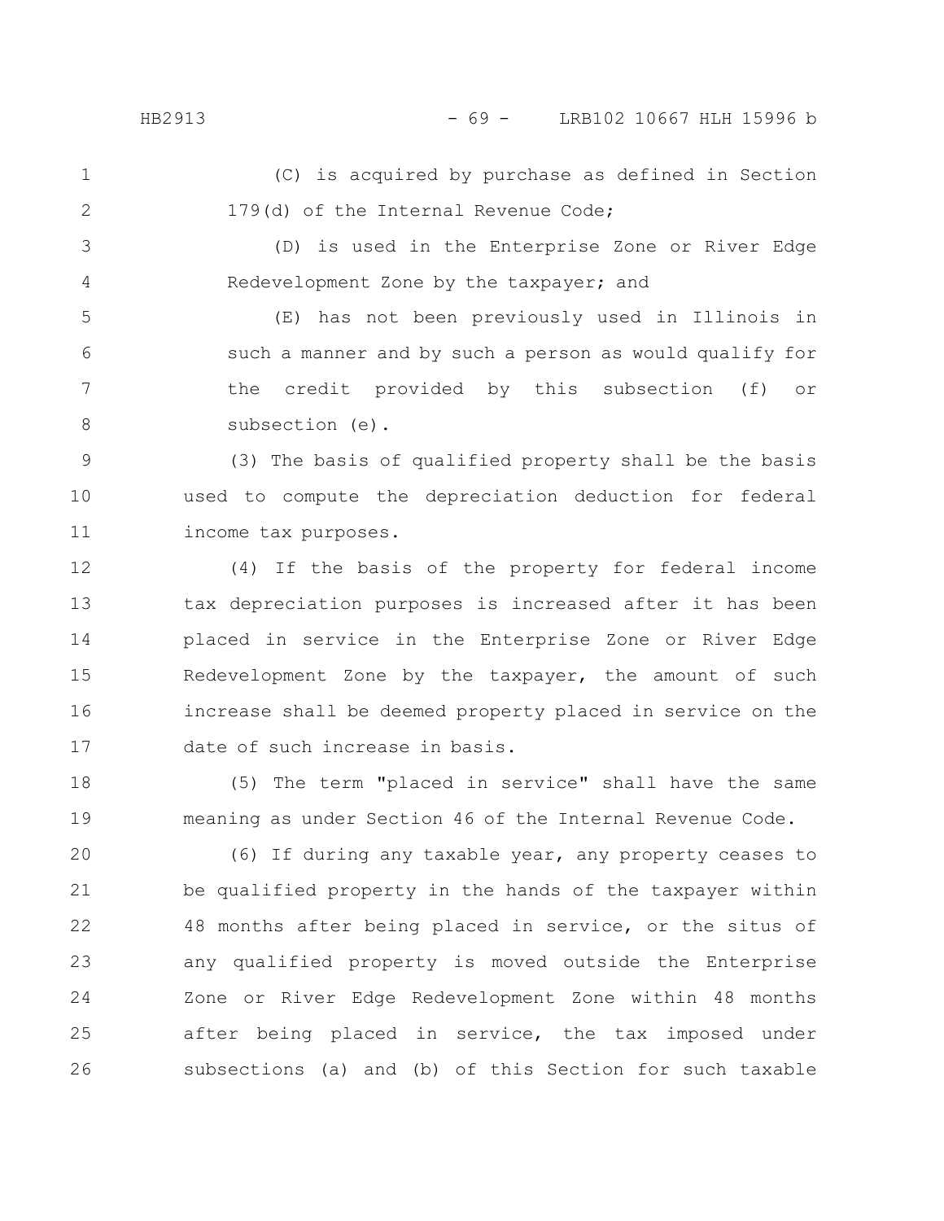(C) is acquired by purchase as defined in Section 179(d) of the Internal Revenue Code;

(D) is used in the Enterprise Zone or River Edge Redevelopment Zone by the taxpayer; and

(E) has not been previously used in Illinois in such a manner and by such a person as would qualify for the credit provided by this subsection (f) or subsection (e).

(3) The basis of qualified property shall be the basis used to compute the depreciation deduction for federal income tax purposes.

(4) If the basis of the property for federal income tax depreciation purposes is increased after it has been placed in service in the Enterprise Zone or River Edge Redevelopment Zone by the taxpayer, the amount of such increase shall be deemed property placed in service on the date of such increase in basis.

(5) The term "placed in service" shall have the same meaning as under Section 46 of the Internal Revenue Code.

(6) If during any taxable year, any property ceases to be qualified property in the hands of the taxpayer within 48 months after being placed in service, or the situs of any qualified property is moved outside the Enterprise Zone or River Edge Redevelopment Zone within 48 months after being placed in service, the tax imposed under subsections (a) and (b) of this Section for such taxable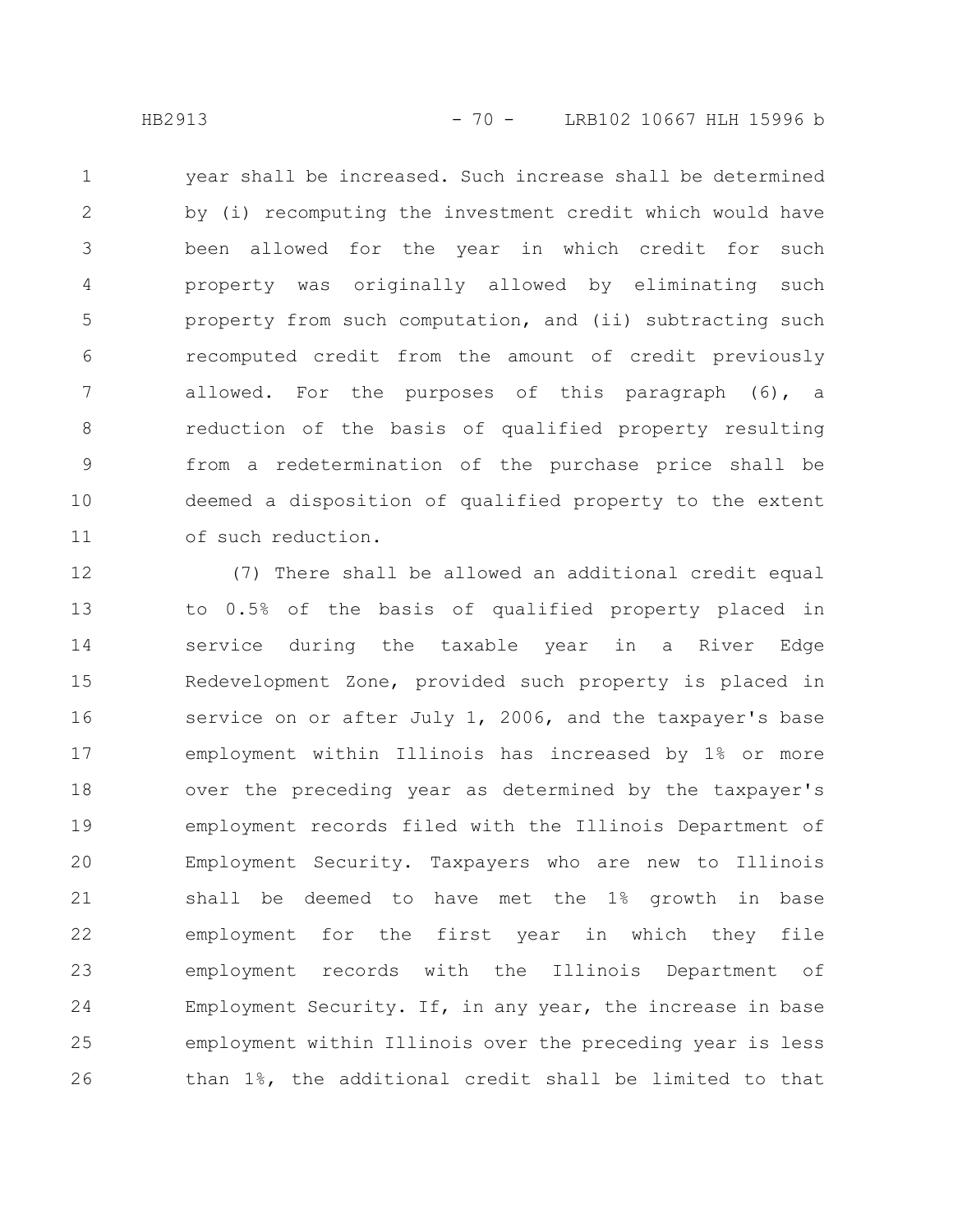year shall be increased. Such increase shall be determined by (i) recomputing the investment credit which would have been allowed for the year in which credit for such property was originally allowed by eliminating such property from such computation, and (ii) subtracting such recomputed credit from the amount of credit previously allowed. For the purposes of this paragraph (6), a reduction of the basis of qualified property resulting from a redetermination of the purchase price shall be deemed a disposition of qualified property to the extent of such reduction.

(7) There shall be allowed an additional credit equal to 0.5% of the basis of qualified property placed in service during the taxable year in a River Edge Redevelopment Zone, provided such property is placed in service on or after July 1, 2006, and the taxpayer's base employment within Illinois has increased by 1% or more over the preceding year as determined by the taxpayer's employment records filed with the Illinois Department of Employment Security. Taxpayers who are new to Illinois shall be deemed to have met the 1% growth in base employment for the first year in which they file employment records with the Illinois Department of Employment Security. If, in any year, the increase in base employment within Illinois over the preceding year is less than 1%, the additional credit shall be limited to that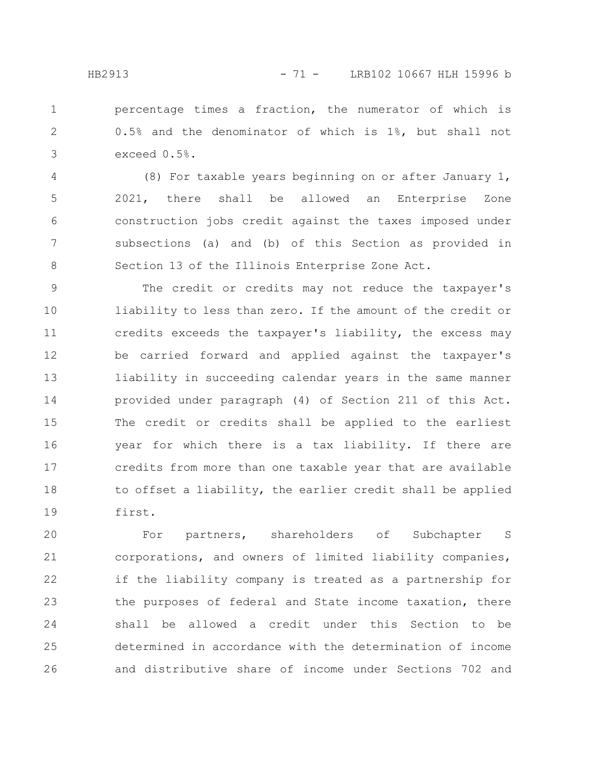percentage times a fraction, the numerator of which is 0.5% and the denominator of which is 1%, but shall not exceed 0.5%.

(8) For taxable years beginning on or after January 1, 2021, there shall be allowed an Enterprise Zone construction jobs credit against the taxes imposed under subsections (a) and (b) of this Section as provided in Section 13 of the Illinois Enterprise Zone Act.

The credit or credits may not reduce the taxpayer's liability to less than zero. If the amount of the credit or credits exceeds the taxpayer's liability, the excess may be carried forward and applied against the taxpayer's liability in succeeding calendar years in the same manner provided under paragraph (4) of Section 211 of this Act. The credit or credits shall be applied to the earliest year for which there is a tax liability. If there are credits from more than one taxable year that are available to offset a liability, the earlier credit shall be applied first.

For partners, shareholders of Subchapter S corporations, and owners of limited liability companies, if the liability company is treated as a partnership for the purposes of federal and State income taxation, there shall be allowed a credit under this Section to be determined in accordance with the determination of income and distributive share of income under Sections 702 and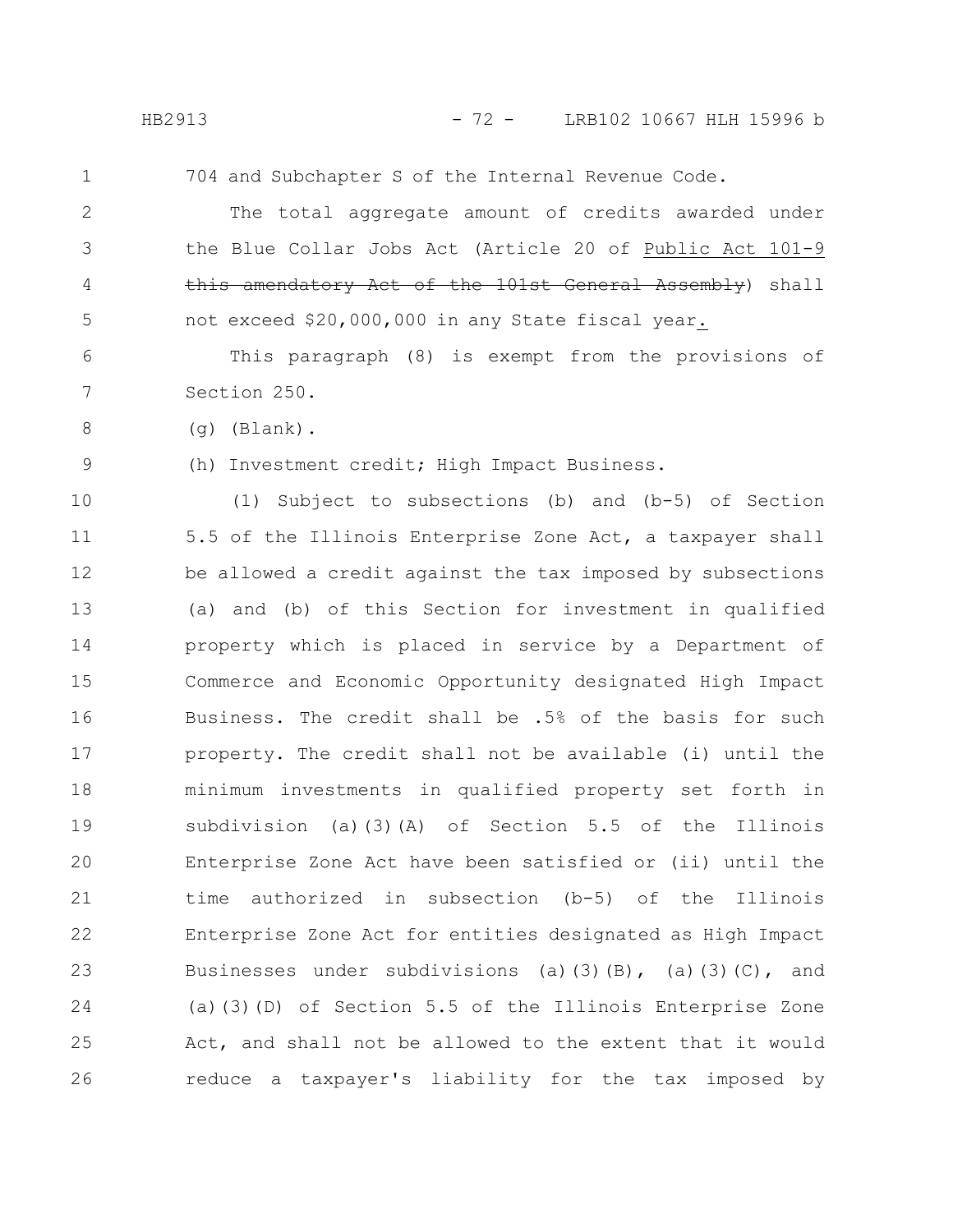704 and Subchapter S of the Internal Revenue Code.

The total aggregate amount of credits awarded under the Blue Collar Jobs Act (Article 20 of Public Act 101-9 ~~this amendatory Act of the 101st General Assembly~~) shall not exceed $20,000,000 in any State fiscal year.

This paragraph (8) is exempt from the provisions of Section 250.

(g) (Blank).

(h) Investment credit; High Impact Business.

(1) Subject to subsections (b) and (b-5) of Section 5.5 of the Illinois Enterprise Zone Act, a taxpayer shall be allowed a credit against the tax imposed by subsections (a) and (b) of this Section for investment in qualified property which is placed in service by a Department of Commerce and Economic Opportunity designated High Impact Business. The credit shall be .5% of the basis for such property. The credit shall not be available (i) until the minimum investments in qualified property set forth in subdivision (a)(3)(A) of Section 5.5 of the Illinois Enterprise Zone Act have been satisfied or (ii) until the time authorized in subsection (b-5) of the Illinois Enterprise Zone Act for entities designated as High Impact Businesses under subdivisions (a)(3)(B), (a)(3)(C), and (a)(3)(D) of Section 5.5 of the Illinois Enterprise Zone Act, and shall not be allowed to the extent that it would reduce a taxpayer's liability for the tax imposed by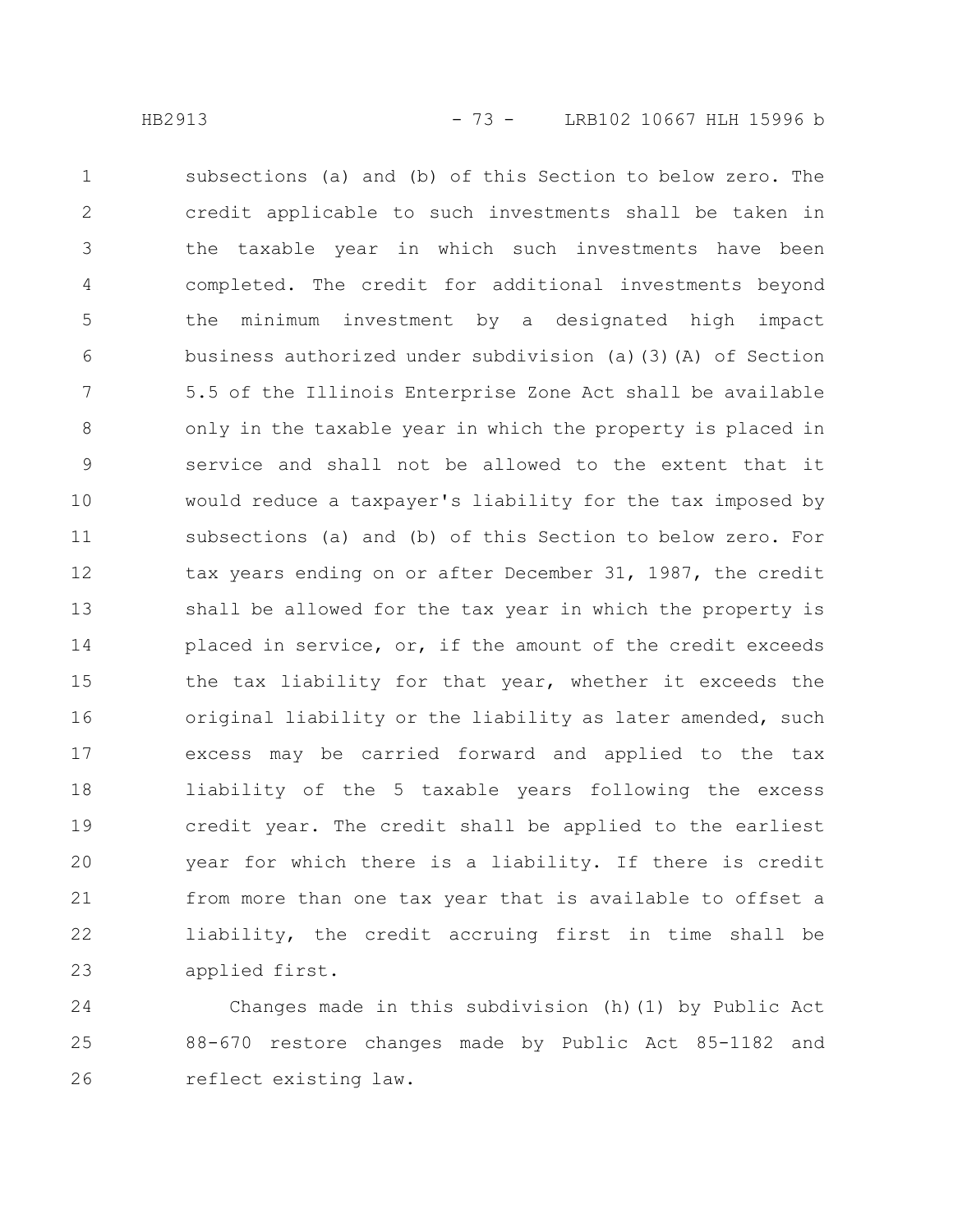subsections (a) and (b) of this Section to below zero. The credit applicable to such investments shall be taken in the taxable year in which such investments have been completed. The credit for additional investments beyond the minimum investment by a designated high impact business authorized under subdivision (a)(3)(A) of Section 5.5 of the Illinois Enterprise Zone Act shall be available only in the taxable year in which the property is placed in service and shall not be allowed to the extent that it would reduce a taxpayer's liability for the tax imposed by subsections (a) and (b) of this Section to below zero. For tax years ending on or after December 31, 1987, the credit shall be allowed for the tax year in which the property is placed in service, or, if the amount of the credit exceeds the tax liability for that year, whether it exceeds the original liability or the liability as later amended, such excess may be carried forward and applied to the tax liability of the 5 taxable years following the excess credit year. The credit shall be applied to the earliest year for which there is a liability. If there is credit from more than one tax year that is available to offset a liability, the credit accruing first in time shall be applied first.

Changes made in this subdivision (h)(1) by Public Act 88-670 restore changes made by Public Act 85-1182 and reflect existing law.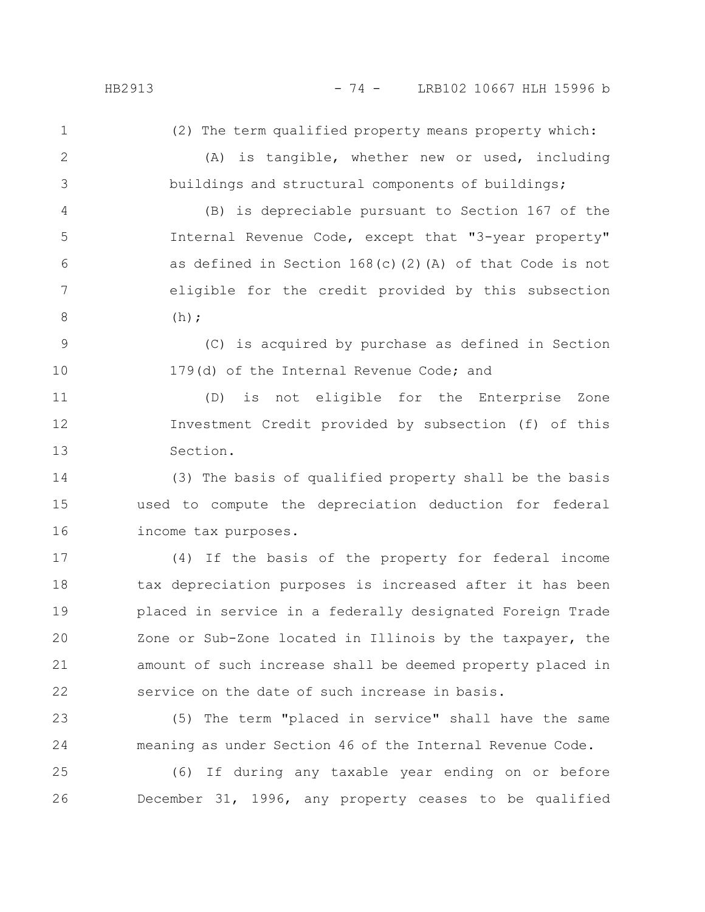(2) The term qualified property means property which:

(A) is tangible, whether new or used, including buildings and structural components of buildings;

(B) is depreciable pursuant to Section 167 of the Internal Revenue Code, except that "3-year property" as defined in Section 168(c)(2)(A) of that Code is not eligible for the credit provided by this subsection (h);

(C) is acquired by purchase as defined in Section 179(d) of the Internal Revenue Code; and

(D) is not eligible for the Enterprise Zone Investment Credit provided by subsection (f) of this Section.

(3) The basis of qualified property shall be the basis used to compute the depreciation deduction for federal income tax purposes.

(4) If the basis of the property for federal income tax depreciation purposes is increased after it has been placed in service in a federally designated Foreign Trade Zone or Sub-Zone located in Illinois by the taxpayer, the amount of such increase shall be deemed property placed in service on the date of such increase in basis.

(5) The term "placed in service" shall have the same meaning as under Section 46 of the Internal Revenue Code.

(6) If during any taxable year ending on or before December 31, 1996, any property ceases to be qualified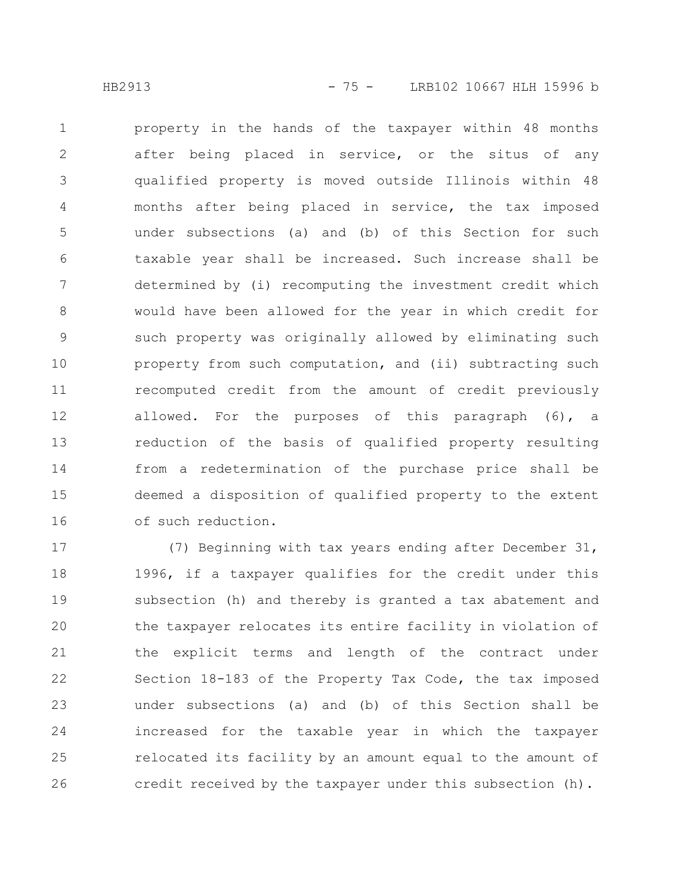property in the hands of the taxpayer within 48 months after being placed in service, or the situs of any qualified property is moved outside Illinois within 48 months after being placed in service, the tax imposed under subsections (a) and (b) of this Section for such taxable year shall be increased. Such increase shall be determined by (i) recomputing the investment credit which would have been allowed for the year in which credit for such property was originally allowed by eliminating such property from such computation, and (ii) subtracting such recomputed credit from the amount of credit previously allowed. For the purposes of this paragraph (6), a reduction of the basis of qualified property resulting from a redetermination of the purchase price shall be deemed a disposition of qualified property to the extent of such reduction.

(7) Beginning with tax years ending after December 31, 1996, if a taxpayer qualifies for the credit under this subsection (h) and thereby is granted a tax abatement and the taxpayer relocates its entire facility in violation of the explicit terms and length of the contract under Section 18-183 of the Property Tax Code, the tax imposed under subsections (a) and (b) of this Section shall be increased for the taxable year in which the taxpayer relocated its facility by an amount equal to the amount of credit received by the taxpayer under this subsection (h).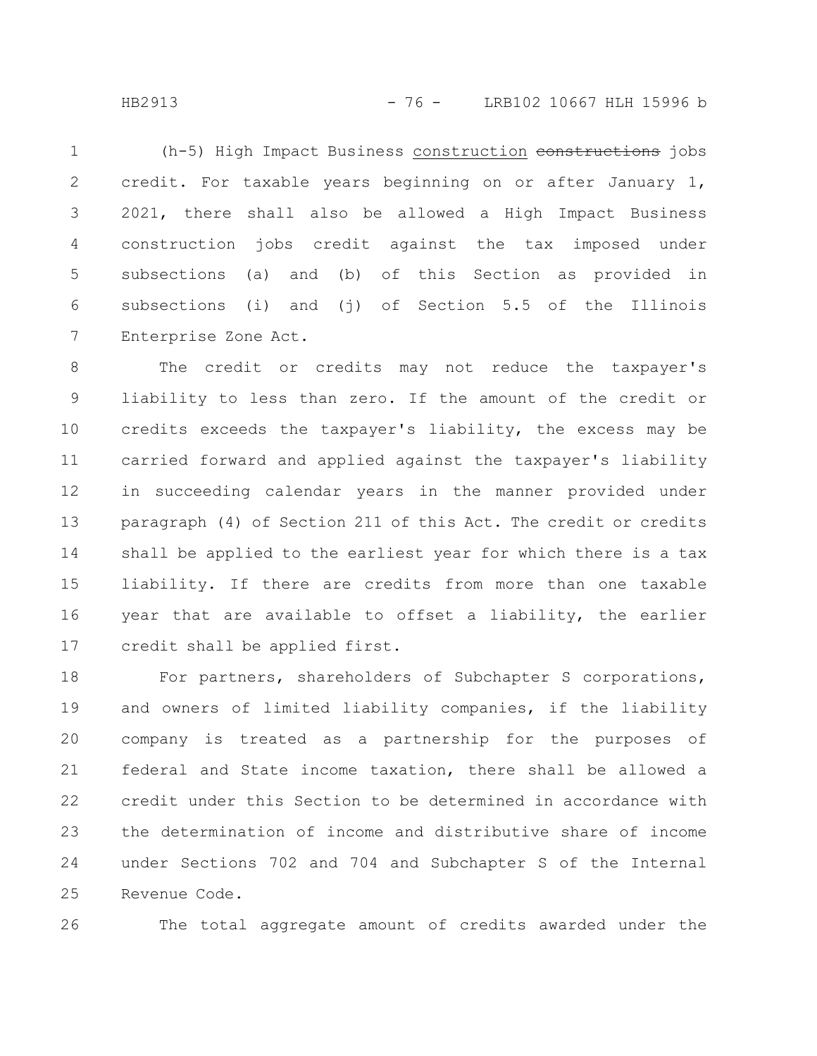(h-5) High Impact Business construction ~~constructions~~ jobs credit. For taxable years beginning on or after January 1, 2021, there shall also be allowed a High Impact Business construction jobs credit against the tax imposed under subsections (a) and (b) of this Section as provided in subsections (i) and (j) of Section 5.5 of the Illinois Enterprise Zone Act.

The credit or credits may not reduce the taxpayer's liability to less than zero. If the amount of the credit or credits exceeds the taxpayer's liability, the excess may be carried forward and applied against the taxpayer's liability in succeeding calendar years in the manner provided under paragraph (4) of Section 211 of this Act. The credit or credits shall be applied to the earliest year for which there is a tax liability. If there are credits from more than one taxable year that are available to offset a liability, the earlier credit shall be applied first.

For partners, shareholders of Subchapter S corporations, and owners of limited liability companies, if the liability company is treated as a partnership for the purposes of federal and State income taxation, there shall be allowed a credit under this Section to be determined in accordance with the determination of income and distributive share of income under Sections 702 and 704 and Subchapter S of the Internal Revenue Code.

The total aggregate amount of credits awarded under the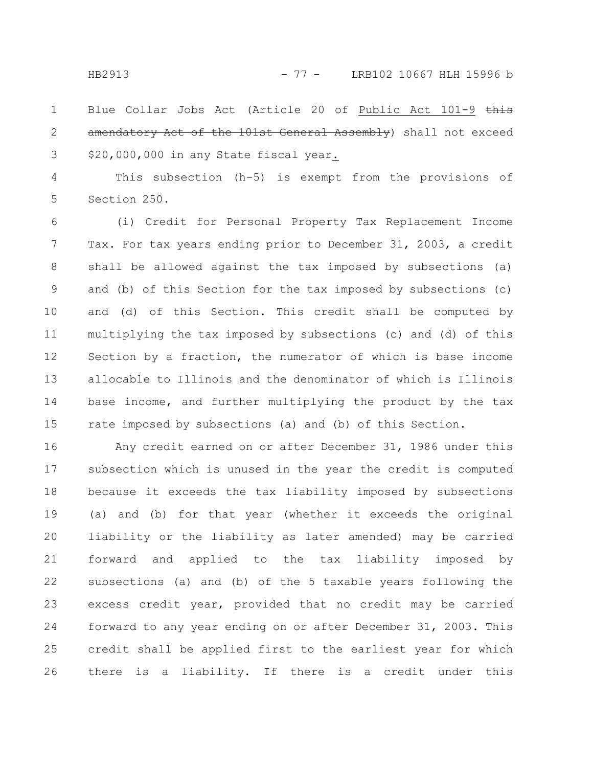Blue Collar Jobs Act (Article 20 of Public Act 101-9 ~~this amendatory Act of the 101st General Assembly~~) shall not exceed $20,000,000 in any State fiscal year.

This subsection (h-5) is exempt from the provisions of Section 250.

(i) Credit for Personal Property Tax Replacement Income Tax. For tax years ending prior to December 31, 2003, a credit shall be allowed against the tax imposed by subsections (a) and (b) of this Section for the tax imposed by subsections (c) and (d) of this Section. This credit shall be computed by multiplying the tax imposed by subsections (c) and (d) of this Section by a fraction, the numerator of which is base income allocable to Illinois and the denominator of which is Illinois base income, and further multiplying the product by the tax rate imposed by subsections (a) and (b) of this Section.

Any credit earned on or after December 31, 1986 under this subsection which is unused in the year the credit is computed because it exceeds the tax liability imposed by subsections (a) and (b) for that year (whether it exceeds the original liability or the liability as later amended) may be carried forward and applied to the tax liability imposed by subsections (a) and (b) of the 5 taxable years following the excess credit year, provided that no credit may be carried forward to any year ending on or after December 31, 2003. This credit shall be applied first to the earliest year for which there is a liability. If there is a credit under this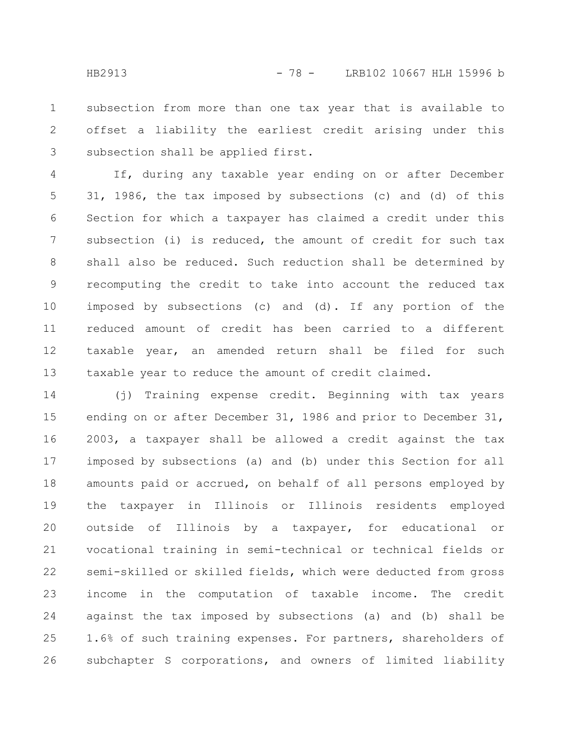subsection from more than one tax year that is available to offset a liability the earliest credit arising under this subsection shall be applied first.

If, during any taxable year ending on or after December 31, 1986, the tax imposed by subsections (c) and (d) of this Section for which a taxpayer has claimed a credit under this subsection (i) is reduced, the amount of credit for such tax shall also be reduced. Such reduction shall be determined by recomputing the credit to take into account the reduced tax imposed by subsections (c) and (d). If any portion of the reduced amount of credit has been carried to a different taxable year, an amended return shall be filed for such taxable year to reduce the amount of credit claimed.

(j) Training expense credit. Beginning with tax years ending on or after December 31, 1986 and prior to December 31, 2003, a taxpayer shall be allowed a credit against the tax imposed by subsections (a) and (b) under this Section for all amounts paid or accrued, on behalf of all persons employed by the taxpayer in Illinois or Illinois residents employed outside of Illinois by a taxpayer, for educational or vocational training in semi-technical or technical fields or semi-skilled or skilled fields, which were deducted from gross income in the computation of taxable income. The credit against the tax imposed by subsections (a) and (b) shall be 1.6% of such training expenses. For partners, shareholders of subchapter S corporations, and owners of limited liability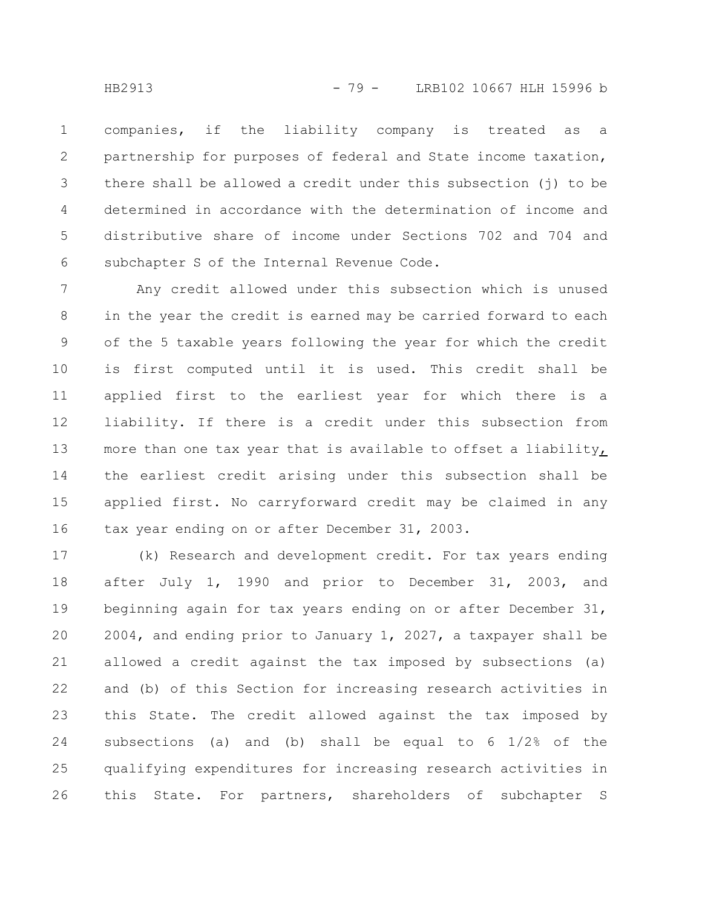companies, if the liability company is treated as a partnership for purposes of federal and State income taxation, there shall be allowed a credit under this subsection (j) to be determined in accordance with the determination of income and distributive share of income under Sections 702 and 704 and subchapter S of the Internal Revenue Code.

Any credit allowed under this subsection which is unused in the year the credit is earned may be carried forward to each of the 5 taxable years following the year for which the credit is first computed until it is used. This credit shall be applied first to the earliest year for which there is a liability. If there is a credit under this subsection from more than one tax year that is available to offset a liability, the earliest credit arising under this subsection shall be applied first. No carryforward credit may be claimed in any tax year ending on or after December 31, 2003.

(k) Research and development credit. For tax years ending after July 1, 1990 and prior to December 31, 2003, and beginning again for tax years ending on or after December 31, 2004, and ending prior to January 1, 2027, a taxpayer shall be allowed a credit against the tax imposed by subsections (a) and (b) of this Section for increasing research activities in this State. The credit allowed against the tax imposed by subsections (a) and (b) shall be equal to 6 1/2% of the qualifying expenditures for increasing research activities in this State. For partners, shareholders of subchapter S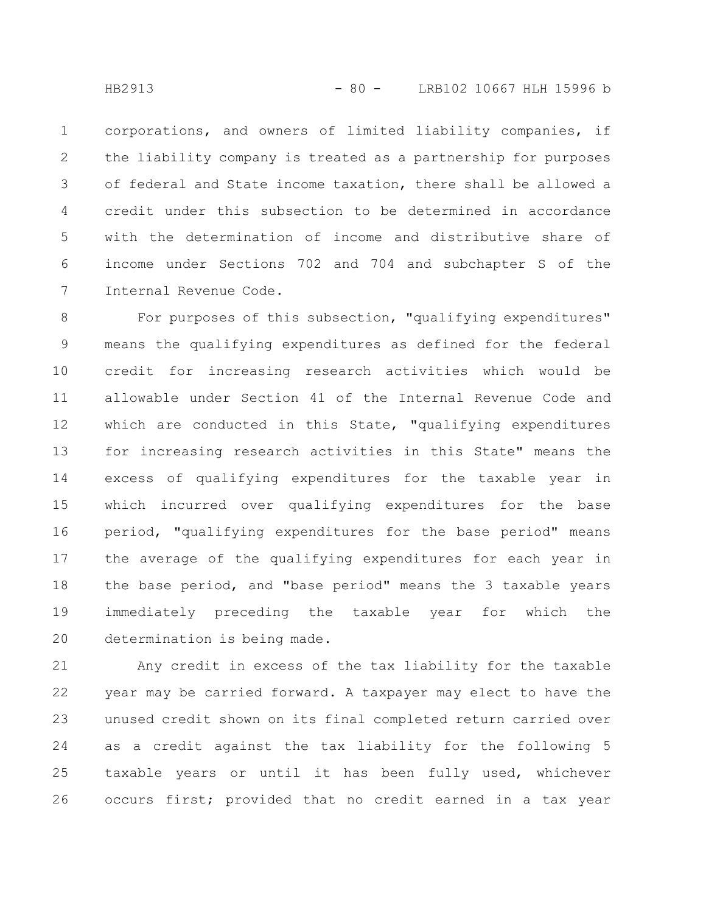corporations, and owners of limited liability companies, if the liability company is treated as a partnership for purposes of federal and State income taxation, there shall be allowed a credit under this subsection to be determined in accordance with the determination of income and distributive share of income under Sections 702 and 704 and subchapter S of the Internal Revenue Code.

For purposes of this subsection, "qualifying expenditures" means the qualifying expenditures as defined for the federal credit for increasing research activities which would be allowable under Section 41 of the Internal Revenue Code and which are conducted in this State, "qualifying expenditures for increasing research activities in this State" means the excess of qualifying expenditures for the taxable year in which incurred over qualifying expenditures for the base period, "qualifying expenditures for the base period" means the average of the qualifying expenditures for each year in the base period, and "base period" means the 3 taxable years immediately preceding the taxable year for which the determination is being made.

Any credit in excess of the tax liability for the taxable year may be carried forward. A taxpayer may elect to have the unused credit shown on its final completed return carried over as a credit against the tax liability for the following 5 taxable years or until it has been fully used, whichever occurs first; provided that no credit earned in a tax year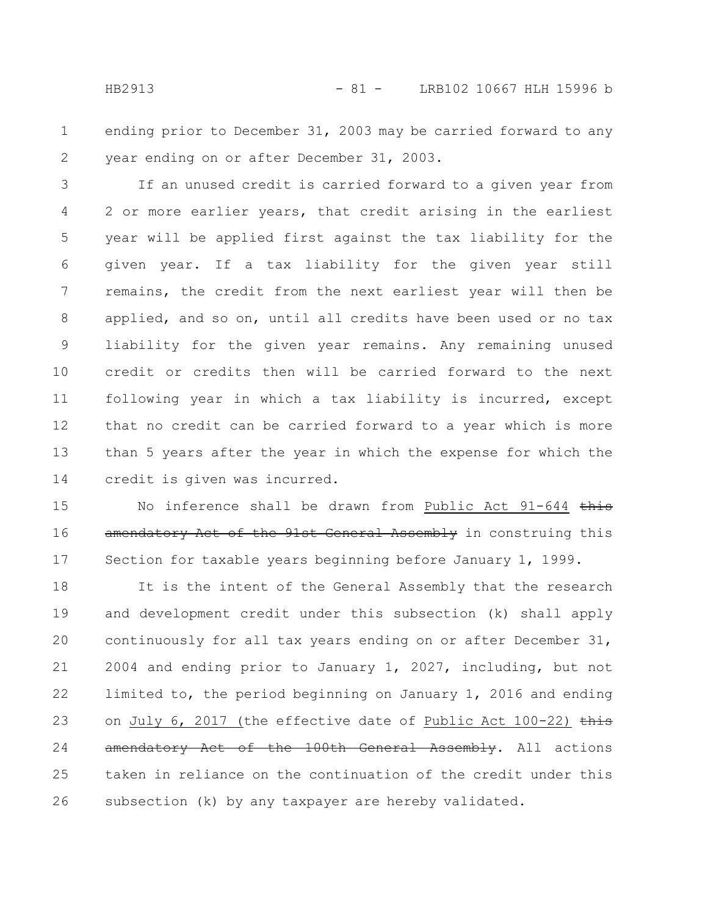ending prior to December 31, 2003 may be carried forward to any year ending on or after December 31, 2003.

If an unused credit is carried forward to a given year from 2 or more earlier years, that credit arising in the earliest year will be applied first against the tax liability for the given year. If a tax liability for the given year still remains, the credit from the next earliest year will then be applied, and so on, until all credits have been used or no tax liability for the given year remains. Any remaining unused credit or credits then will be carried forward to the next following year in which a tax liability is incurred, except that no credit can be carried forward to a year which is more than 5 years after the year in which the expense for which the credit is given was incurred.

No inference shall be drawn from Public Act 91-644 ~~this amendatory Act of the 91st General Assembly~~ in construing this Section for taxable years beginning before January 1, 1999.

It is the intent of the General Assembly that the research and development credit under this subsection (k) shall apply continuously for all tax years ending on or after December 31, 2004 and ending prior to January 1, 2027, including, but not limited to, the period beginning on January 1, 2016 and ending on July 6, 2017 (the effective date of Public Act 100-22) ~~this amendatory Act of the 100th General Assembly~~. All actions taken in reliance on the continuation of the credit under this subsection (k) by any taxpayer are hereby validated.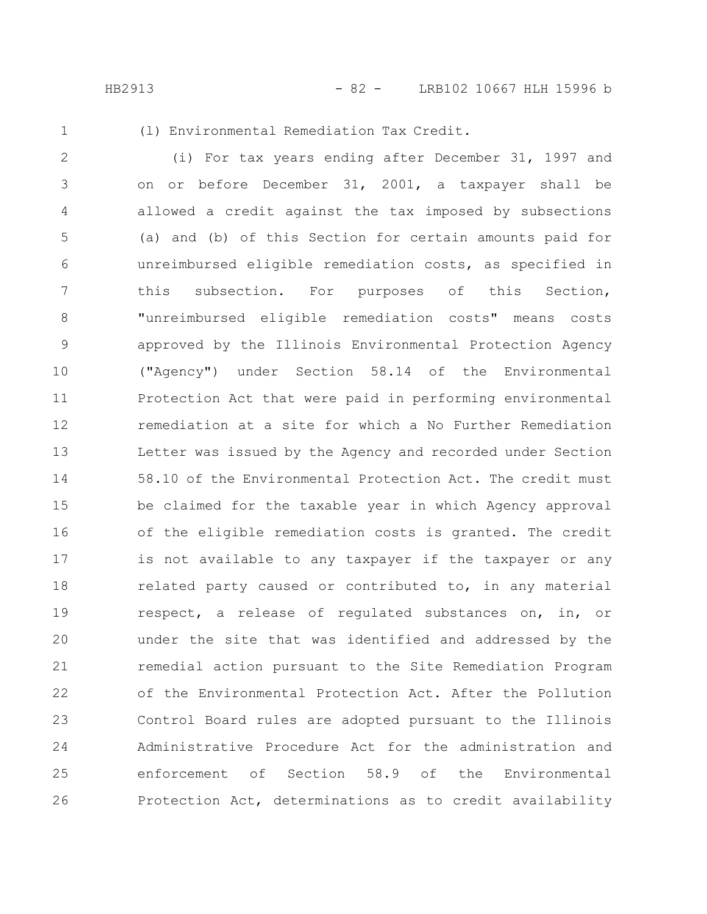(l) Environmental Remediation Tax Credit.

(i) For tax years ending after December 31, 1997 and on or before December 31, 2001, a taxpayer shall be allowed a credit against the tax imposed by subsections (a) and (b) of this Section for certain amounts paid for unreimbursed eligible remediation costs, as specified in this subsection. For purposes of this Section, "unreimbursed eligible remediation costs" means costs approved by the Illinois Environmental Protection Agency ("Agency") under Section 58.14 of the Environmental Protection Act that were paid in performing environmental remediation at a site for which a No Further Remediation Letter was issued by the Agency and recorded under Section 58.10 of the Environmental Protection Act. The credit must be claimed for the taxable year in which Agency approval of the eligible remediation costs is granted. The credit is not available to any taxpayer if the taxpayer or any related party caused or contributed to, in any material respect, a release of regulated substances on, in, or under the site that was identified and addressed by the remedial action pursuant to the Site Remediation Program of the Environmental Protection Act. After the Pollution Control Board rules are adopted pursuant to the Illinois Administrative Procedure Act for the administration and enforcement of Section 58.9 of the Environmental Protection Act, determinations as to credit availability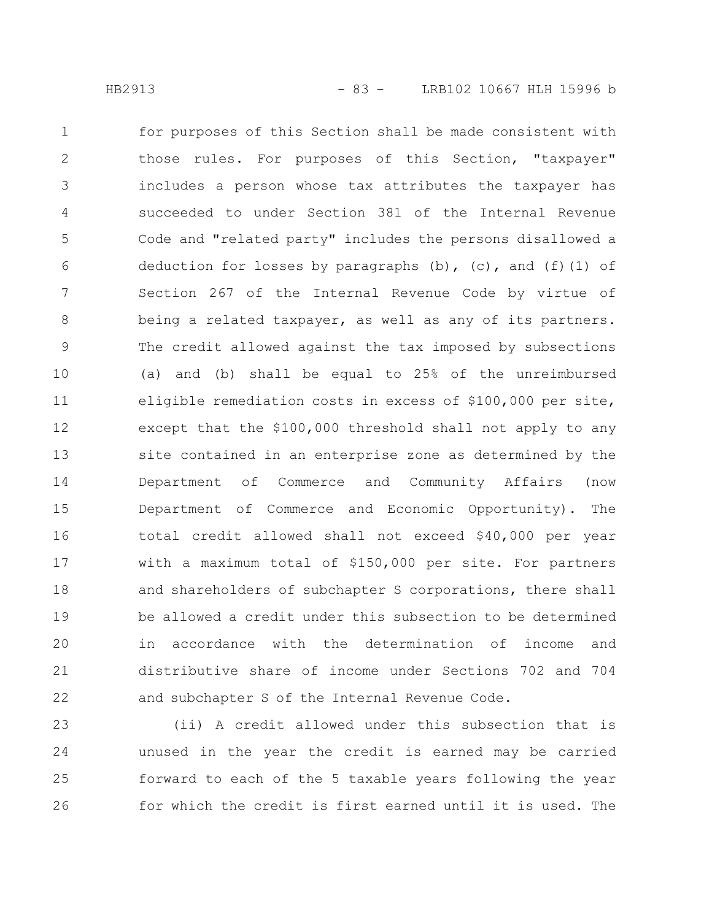for purposes of this Section shall be made consistent with those rules. For purposes of this Section, "taxpayer" includes a person whose tax attributes the taxpayer has succeeded to under Section 381 of the Internal Revenue Code and "related party" includes the persons disallowed a deduction for losses by paragraphs (b), (c), and (f)(1) of Section 267 of the Internal Revenue Code by virtue of being a related taxpayer, as well as any of its partners. The credit allowed against the tax imposed by subsections (a) and (b) shall be equal to 25% of the unreimbursed eligible remediation costs in excess of $100,000 per site, except that the $100,000 threshold shall not apply to any site contained in an enterprise zone as determined by the Department of Commerce and Community Affairs (now Department of Commerce and Economic Opportunity). The total credit allowed shall not exceed $40,000 per year with a maximum total of $150,000 per site. For partners and shareholders of subchapter S corporations, there shall be allowed a credit under this subsection to be determined in accordance with the determination of income and distributive share of income under Sections 702 and 704 and subchapter S of the Internal Revenue Code.

(ii) A credit allowed under this subsection that is unused in the year the credit is earned may be carried forward to each of the 5 taxable years following the year for which the credit is first earned until it is used. The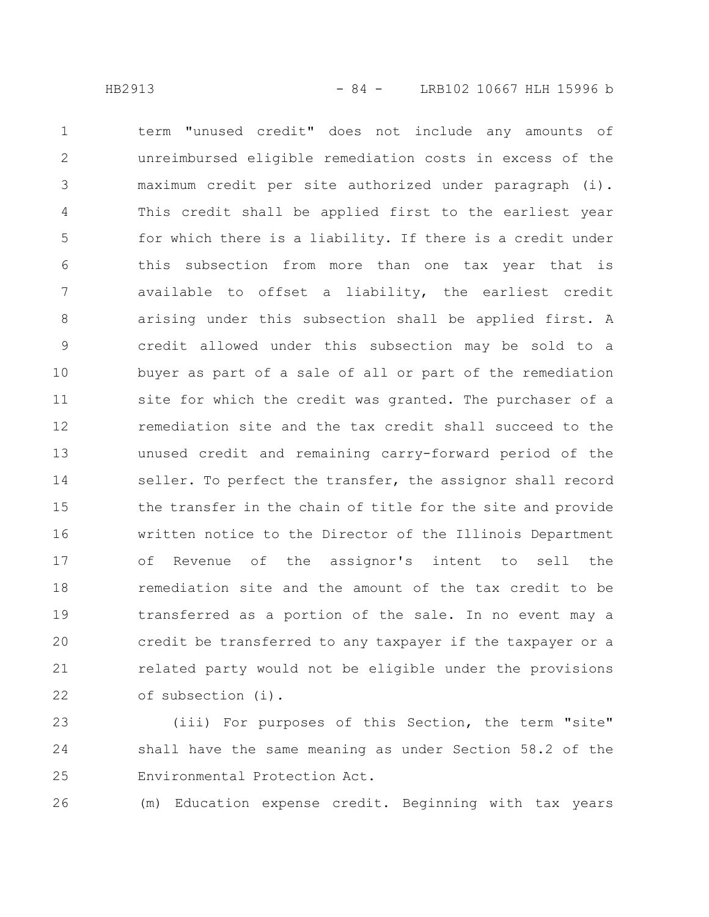term "unused credit" does not include any amounts of unreimbursed eligible remediation costs in excess of the maximum credit per site authorized under paragraph (i). This credit shall be applied first to the earliest year for which there is a liability. If there is a credit under this subsection from more than one tax year that is available to offset a liability, the earliest credit arising under this subsection shall be applied first. A credit allowed under this subsection may be sold to a buyer as part of a sale of all or part of the remediation site for which the credit was granted. The purchaser of a remediation site and the tax credit shall succeed to the unused credit and remaining carry-forward period of the seller. To perfect the transfer, the assignor shall record the transfer in the chain of title for the site and provide written notice to the Director of the Illinois Department of Revenue of the assignor's intent to sell the remediation site and the amount of the tax credit to be transferred as a portion of the sale. In no event may a credit be transferred to any taxpayer if the taxpayer or a related party would not be eligible under the provisions of subsection (i).

(iii) For purposes of this Section, the term "site" shall have the same meaning as under Section 58.2 of the Environmental Protection Act.

(m) Education expense credit. Beginning with tax years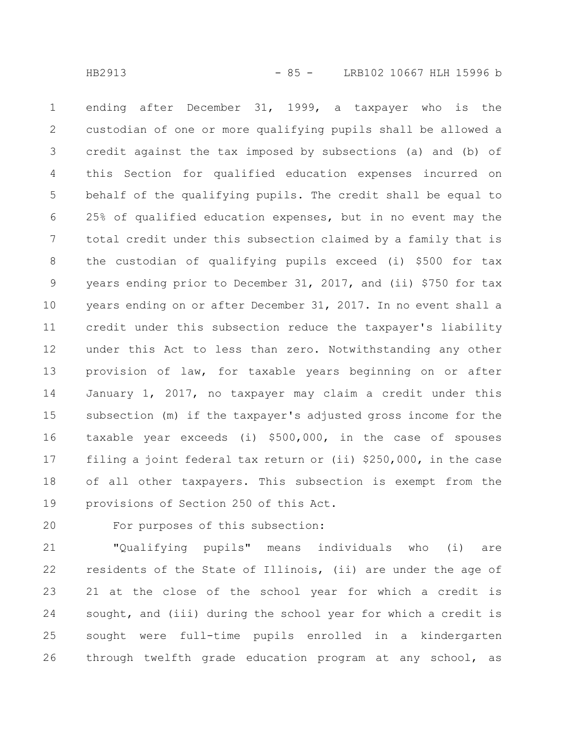ending after December 31, 1999, a taxpayer who is the custodian of one or more qualifying pupils shall be allowed a credit against the tax imposed by subsections (a) and (b) of this Section for qualified education expenses incurred on behalf of the qualifying pupils. The credit shall be equal to 25% of qualified education expenses, but in no event may the total credit under this subsection claimed by a family that is the custodian of qualifying pupils exceed (i) $500 for tax years ending prior to December 31, 2017, and (ii) $750 for tax years ending on or after December 31, 2017. In no event shall a credit under this subsection reduce the taxpayer's liability under this Act to less than zero. Notwithstanding any other provision of law, for taxable years beginning on or after January 1, 2017, no taxpayer may claim a credit under this subsection (m) if the taxpayer's adjusted gross income for the taxable year exceeds (i) $500,000, in the case of spouses filing a joint federal tax return or (ii) $250,000, in the case of all other taxpayers. This subsection is exempt from the provisions of Section 250 of this Act.

For purposes of this subsection:

"Qualifying pupils" means individuals who (i) are residents of the State of Illinois, (ii) are under the age of 21 at the close of the school year for which a credit is sought, and (iii) during the school year for which a credit is sought were full-time pupils enrolled in a kindergarten through twelfth grade education program at any school, as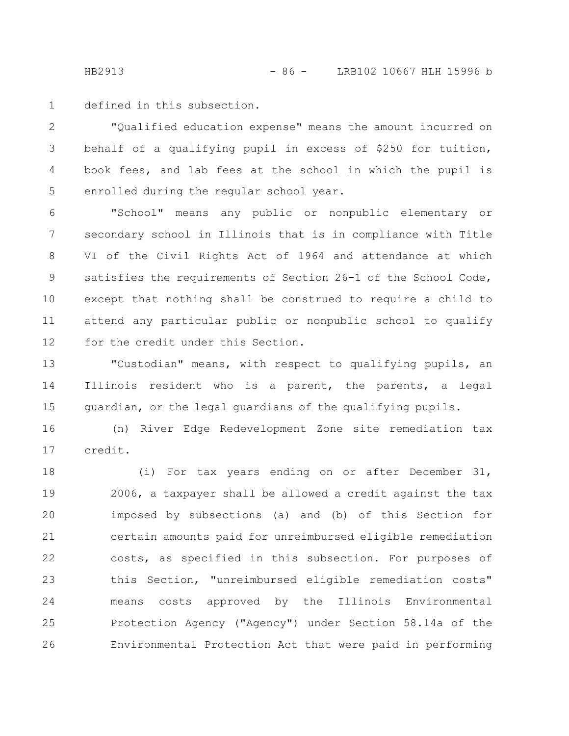defined in this subsection.

"Qualified education expense" means the amount incurred on behalf of a qualifying pupil in excess of $250 for tuition, book fees, and lab fees at the school in which the pupil is enrolled during the regular school year.

"School" means any public or nonpublic elementary or secondary school in Illinois that is in compliance with Title VI of the Civil Rights Act of 1964 and attendance at which satisfies the requirements of Section 26-1 of the School Code, except that nothing shall be construed to require a child to attend any particular public or nonpublic school to qualify for the credit under this Section.

"Custodian" means, with respect to qualifying pupils, an Illinois resident who is a parent, the parents, a legal guardian, or the legal guardians of the qualifying pupils.

(n) River Edge Redevelopment Zone site remediation tax credit.

(i) For tax years ending on or after December 31, 2006, a taxpayer shall be allowed a credit against the tax imposed by subsections (a) and (b) of this Section for certain amounts paid for unreimbursed eligible remediation costs, as specified in this subsection. For purposes of this Section, "unreimbursed eligible remediation costs" means costs approved by the Illinois Environmental Protection Agency ("Agency") under Section 58.14a of the Environmental Protection Act that were paid in performing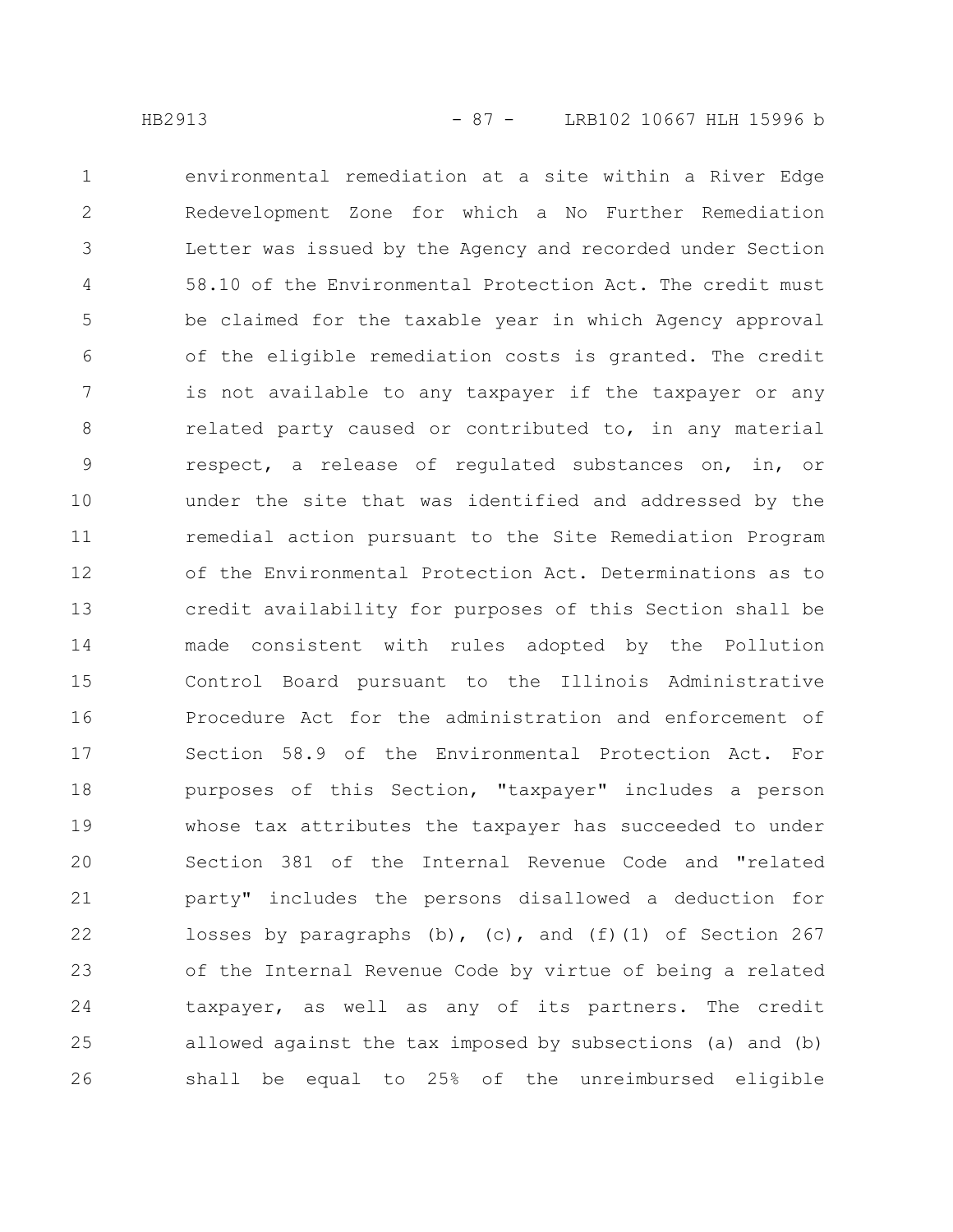environmental remediation at a site within a River Edge Redevelopment Zone for which a No Further Remediation Letter was issued by the Agency and recorded under Section 58.10 of the Environmental Protection Act. The credit must be claimed for the taxable year in which Agency approval of the eligible remediation costs is granted. The credit is not available to any taxpayer if the taxpayer or any related party caused or contributed to, in any material respect, a release of regulated substances on, in, or under the site that was identified and addressed by the remedial action pursuant to the Site Remediation Program of the Environmental Protection Act. Determinations as to credit availability for purposes of this Section shall be made consistent with rules adopted by the Pollution Control Board pursuant to the Illinois Administrative Procedure Act for the administration and enforcement of Section 58.9 of the Environmental Protection Act. For purposes of this Section, "taxpayer" includes a person whose tax attributes the taxpayer has succeeded to under Section 381 of the Internal Revenue Code and "related party" includes the persons disallowed a deduction for losses by paragraphs (b), (c), and (f)(1) of Section 267 of the Internal Revenue Code by virtue of being a related taxpayer, as well as any of its partners. The credit allowed against the tax imposed by subsections (a) and (b) shall be equal to 25% of the unreimbursed eligible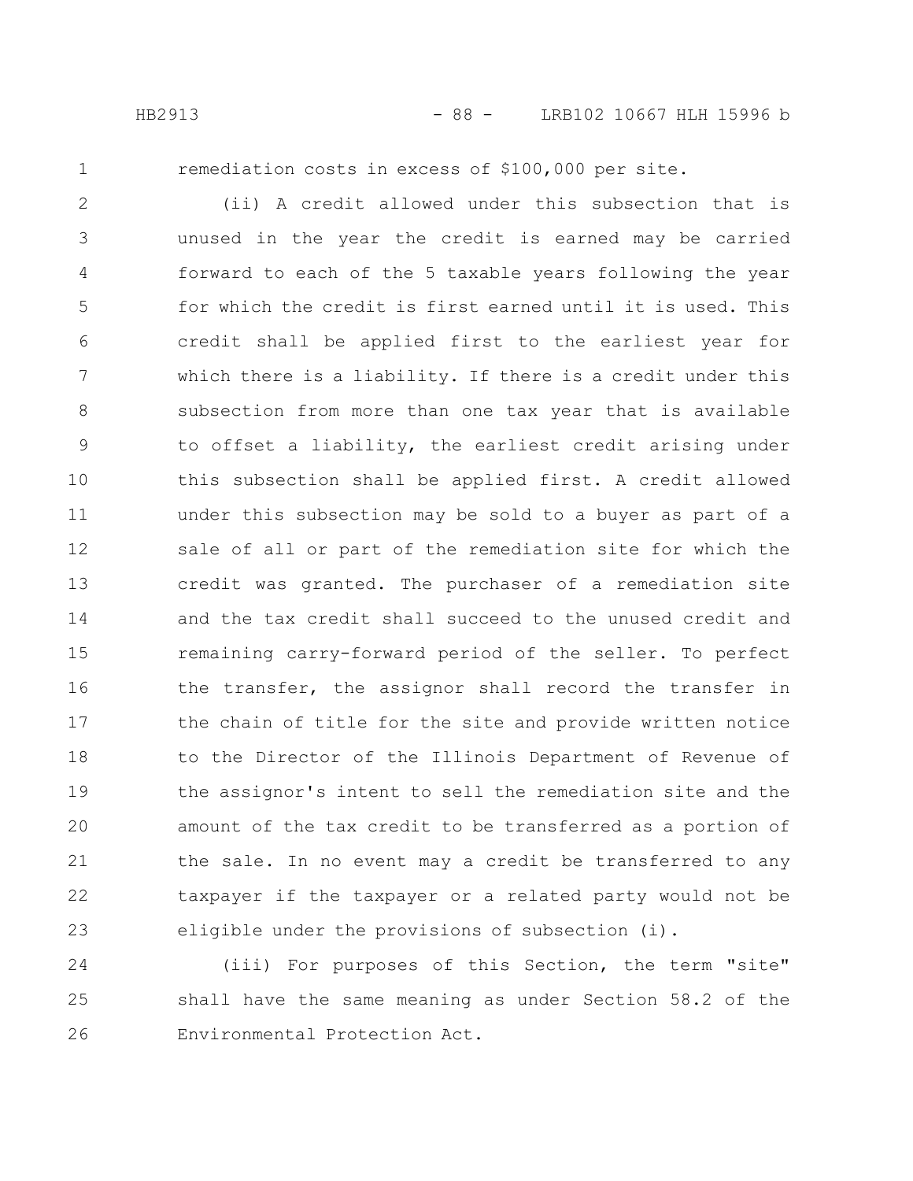remediation costs in excess of $100,000 per site.

(ii) A credit allowed under this subsection that is unused in the year the credit is earned may be carried forward to each of the 5 taxable years following the year for which the credit is first earned until it is used. This credit shall be applied first to the earliest year for which there is a liability. If there is a credit under this subsection from more than one tax year that is available to offset a liability, the earliest credit arising under this subsection shall be applied first. A credit allowed under this subsection may be sold to a buyer as part of a sale of all or part of the remediation site for which the credit was granted. The purchaser of a remediation site and the tax credit shall succeed to the unused credit and remaining carry-forward period of the seller. To perfect the transfer, the assignor shall record the transfer in the chain of title for the site and provide written notice to the Director of the Illinois Department of Revenue of the assignor's intent to sell the remediation site and the amount of the tax credit to be transferred as a portion of the sale. In no event may a credit be transferred to any taxpayer if the taxpayer or a related party would not be eligible under the provisions of subsection (i).

(iii) For purposes of this Section, the term "site" shall have the same meaning as under Section 58.2 of the Environmental Protection Act.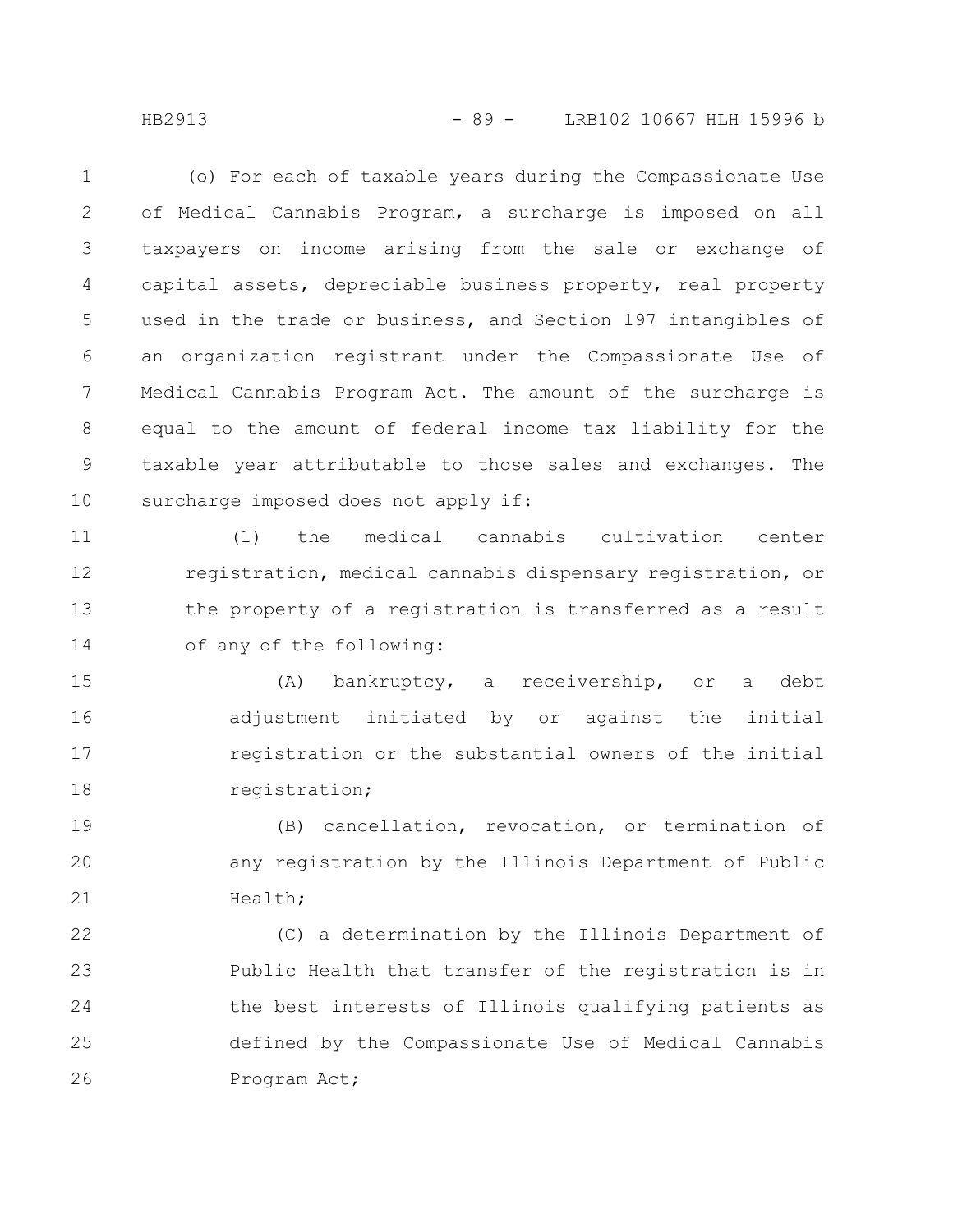(o) For each of taxable years during the Compassionate Use of Medical Cannabis Program, a surcharge is imposed on all taxpayers on income arising from the sale or exchange of capital assets, depreciable business property, real property used in the trade or business, and Section 197 intangibles of an organization registrant under the Compassionate Use of Medical Cannabis Program Act. The amount of the surcharge is equal to the amount of federal income tax liability for the taxable year attributable to those sales and exchanges. The surcharge imposed does not apply if:

(1) the medical cannabis cultivation center registration, medical cannabis dispensary registration, or the property of a registration is transferred as a result of any of the following:

(A) bankruptcy, a receivership, or a debt adjustment initiated by or against the initial registration or the substantial owners of the initial registration;

(B) cancellation, revocation, or termination of any registration by the Illinois Department of Public Health;

(C) a determination by the Illinois Department of Public Health that transfer of the registration is in the best interests of Illinois qualifying patients as defined by the Compassionate Use of Medical Cannabis Program Act;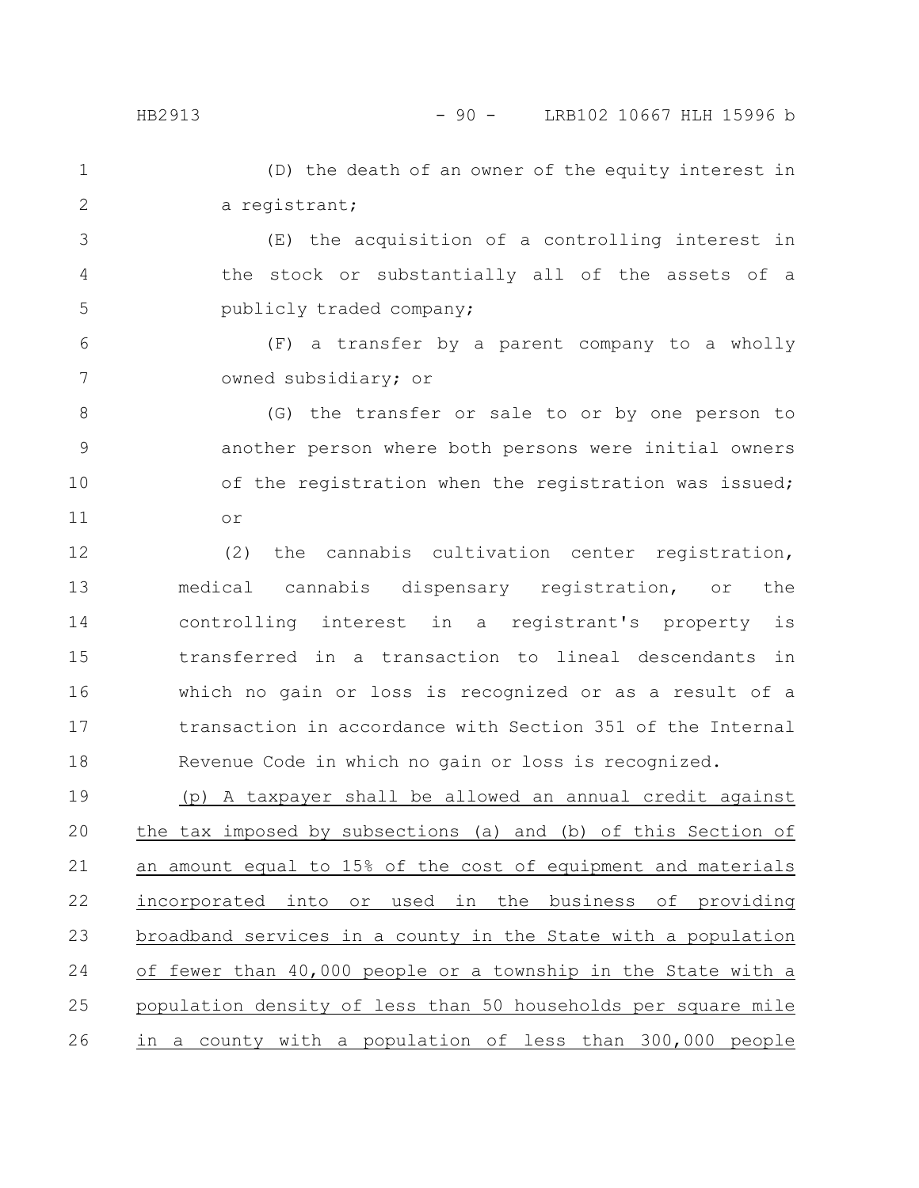(D) the death of an owner of the equity interest in a registrant;

(E) the acquisition of a controlling interest in the stock or substantially all of the assets of a publicly traded company;

(F) a transfer by a parent company to a wholly owned subsidiary; or

(G) the transfer or sale to or by one person to another person where both persons were initial owners of the registration when the registration was issued; or

(2) the cannabis cultivation center registration, medical cannabis dispensary registration, or the controlling interest in a registrant's property is transferred in a transaction to lineal descendants in which no gain or loss is recognized or as a result of a transaction in accordance with Section 351 of the Internal Revenue Code in which no gain or loss is recognized.

<u>(p) A taxpayer shall be allowed an annual credit against the tax imposed by subsections (a) and (b) of this Section of an amount equal to 15% of the cost of equipment and materials incorporated into or used in the business of providing broadband services in a county in the State with a population of fewer than 40,000 people or a township in the State with a population density of less than 50 households per square mile in a county with a population of less than 300,000 people</u>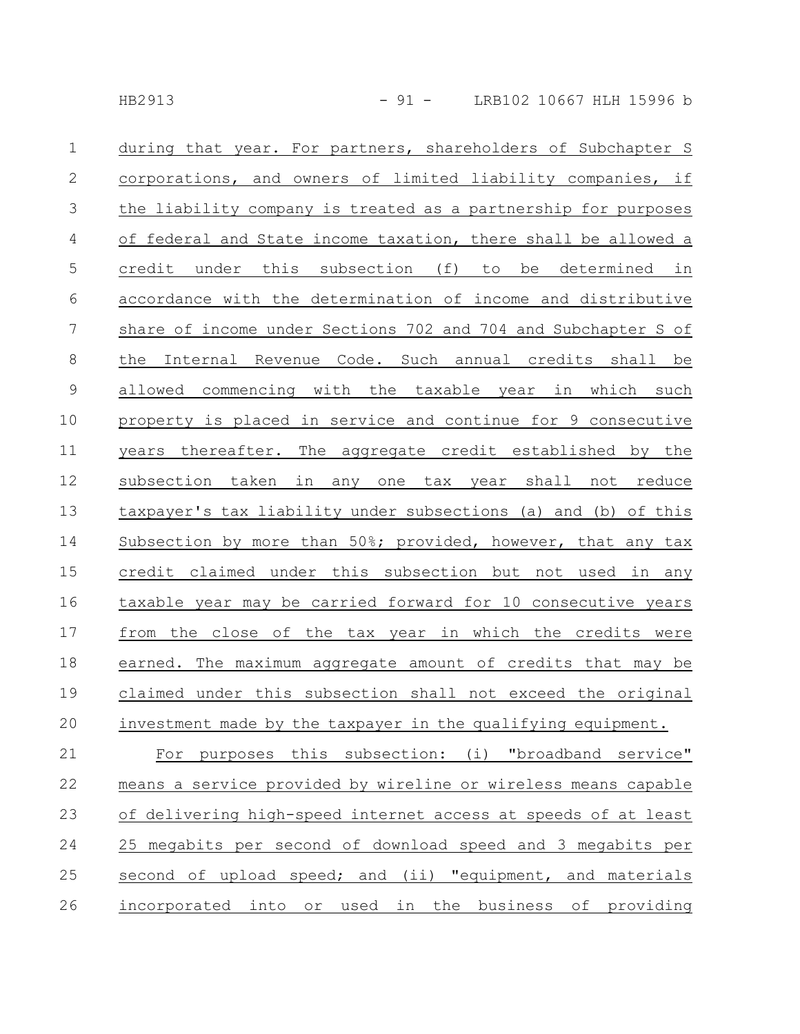during that year. For partners, shareholders of Subchapter S corporations, and owners of limited liability companies, if the liability company is treated as a partnership for purposes of federal and State income taxation, there shall be allowed a credit under this subsection (f) to be determined in accordance with the determination of income and distributive share of income under Sections 702 and 704 and Subchapter S of the Internal Revenue Code. Such annual credits shall be allowed commencing with the taxable year in which such property is placed in service and continue for 9 consecutive years thereafter. The aggregate credit established by the subsection taken in any one tax year shall not reduce taxpayer's tax liability under subsections (a) and (b) of this Subsection by more than 50%; provided, however, that any tax credit claimed under this subsection but not used in any taxable year may be carried forward for 10 consecutive years from the close of the tax year in which the credits were earned. The maximum aggregate amount of credits that may be claimed under this subsection shall not exceed the original investment made by the taxpayer in the qualifying equipment.

For purposes this subsection: (i) "broadband service" means a service provided by wireline or wireless means capable of delivering high-speed internet access at speeds of at least 25 megabits per second of download speed and 3 megabits per second of upload speed; and (ii) "equipment, and materials incorporated into or used in the business of providing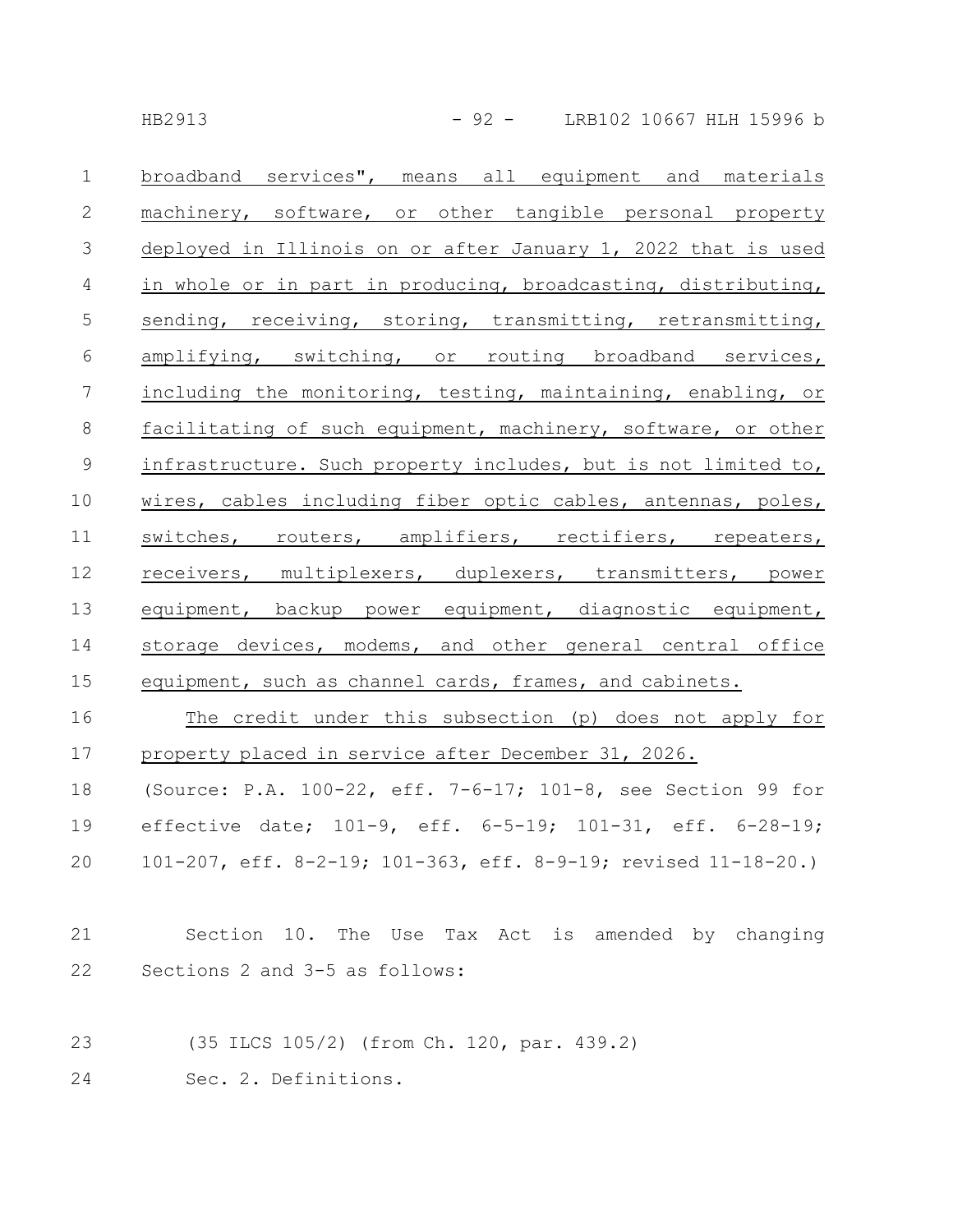broadband services", means all equipment and materials machinery, software, or other tangible personal property deployed in Illinois on or after January 1, 2022 that is used in whole or in part in producing, broadcasting, distributing, sending, receiving, storing, transmitting, retransmitting, amplifying, switching, or routing broadband services, including the monitoring, testing, maintaining, enabling, or facilitating of such equipment, machinery, software, or other infrastructure. Such property includes, but is not limited to, wires, cables including fiber optic cables, antennas, poles, switches, routers, amplifiers, rectifiers, repeaters, receivers, multiplexers, duplexers, transmitters, power equipment, backup power equipment, diagnostic equipment, storage devices, modems, and other general central office equipment, such as channel cards, frames, and cabinets.

The credit under this subsection (p) does not apply for property placed in service after December 31, 2026.

(Source: P.A. 100-22, eff. 7-6-17; 101-8, see Section 99 for effective date; 101-9, eff. 6-5-19; 101-31, eff. 6-28-19; 101-207, eff. 8-2-19; 101-363, eff. 8-9-19; revised 11-18-20.)

Section 10. The Use Tax Act is amended by changing Sections 2 and 3-5 as follows:

(35 ILCS 105/2) (from Ch. 120, par. 439.2)

Sec. 2. Definitions.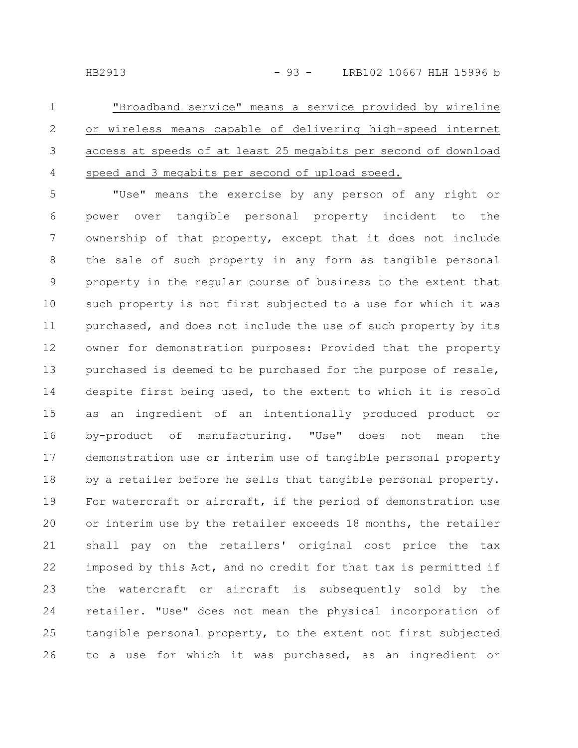"Broadband service" means a service provided by wireline or wireless means capable of delivering high-speed internet access at speeds of at least 25 megabits per second of download speed and 3 megabits per second of upload speed.

"Use" means the exercise by any person of any right or power over tangible personal property incident to the ownership of that property, except that it does not include the sale of such property in any form as tangible personal property in the regular course of business to the extent that such property is not first subjected to a use for which it was purchased, and does not include the use of such property by its owner for demonstration purposes: Provided that the property purchased is deemed to be purchased for the purpose of resale, despite first being used, to the extent to which it is resold as an ingredient of an intentionally produced product or by-product of manufacturing. "Use" does not mean the demonstration use or interim use of tangible personal property by a retailer before he sells that tangible personal property. For watercraft or aircraft, if the period of demonstration use or interim use by the retailer exceeds 18 months, the retailer shall pay on the retailers' original cost price the tax imposed by this Act, and no credit for that tax is permitted if the watercraft or aircraft is subsequently sold by the retailer. "Use" does not mean the physical incorporation of tangible personal property, to the extent not first subjected to a use for which it was purchased, as an ingredient or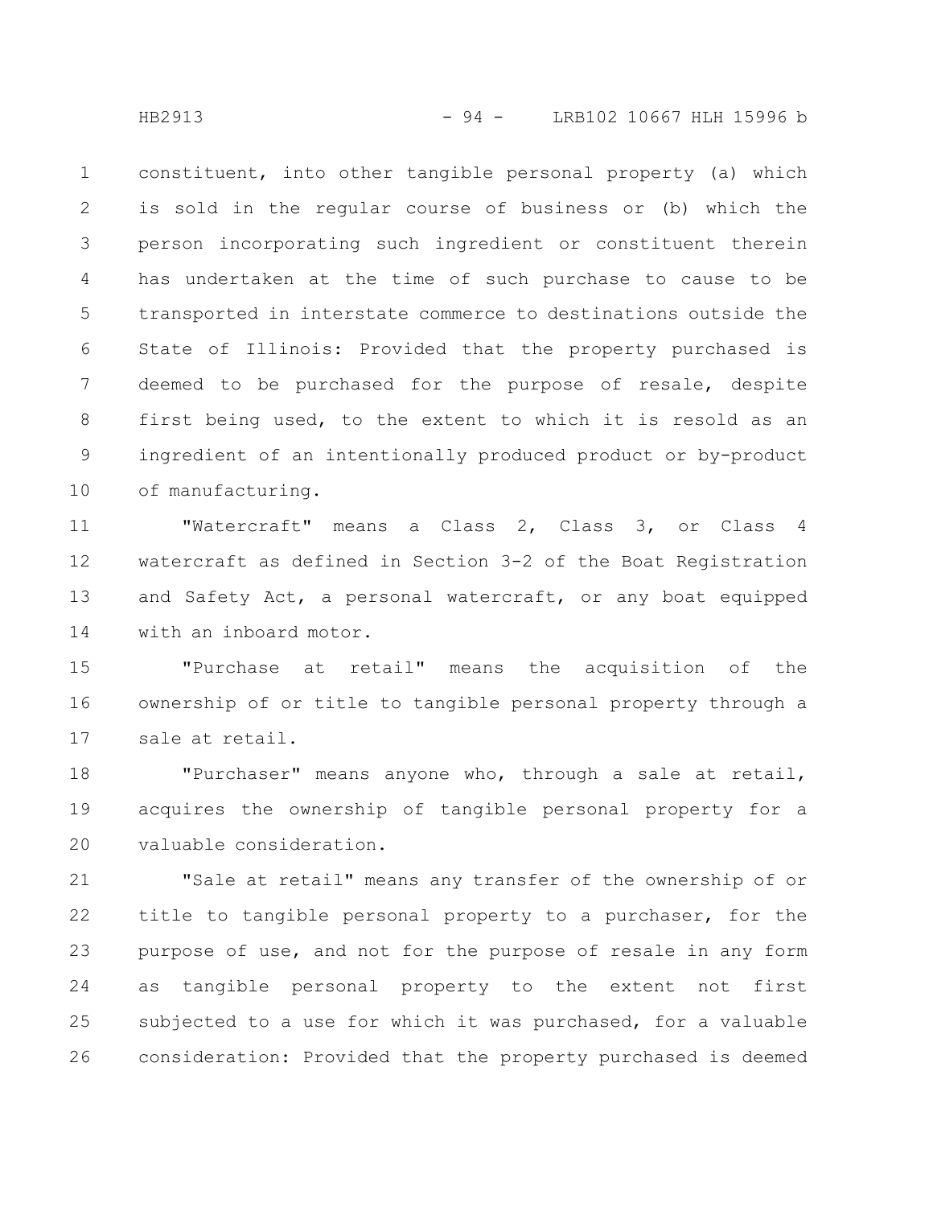constituent, into other tangible personal property (a) which is sold in the regular course of business or (b) which the person incorporating such ingredient or constituent therein has undertaken at the time of such purchase to cause to be transported in interstate commerce to destinations outside the State of Illinois: Provided that the property purchased is deemed to be purchased for the purpose of resale, despite first being used, to the extent to which it is resold as an ingredient of an intentionally produced product or by-product of manufacturing.

"Watercraft" means a Class 2, Class 3, or Class 4 watercraft as defined in Section 3-2 of the Boat Registration and Safety Act, a personal watercraft, or any boat equipped with an inboard motor.

"Purchase at retail" means the acquisition of the ownership of or title to tangible personal property through a sale at retail.

"Purchaser" means anyone who, through a sale at retail, acquires the ownership of tangible personal property for a valuable consideration.

"Sale at retail" means any transfer of the ownership of or title to tangible personal property to a purchaser, for the purpose of use, and not for the purpose of resale in any form as tangible personal property to the extent not first subjected to a use for which it was purchased, for a valuable consideration: Provided that the property purchased is deemed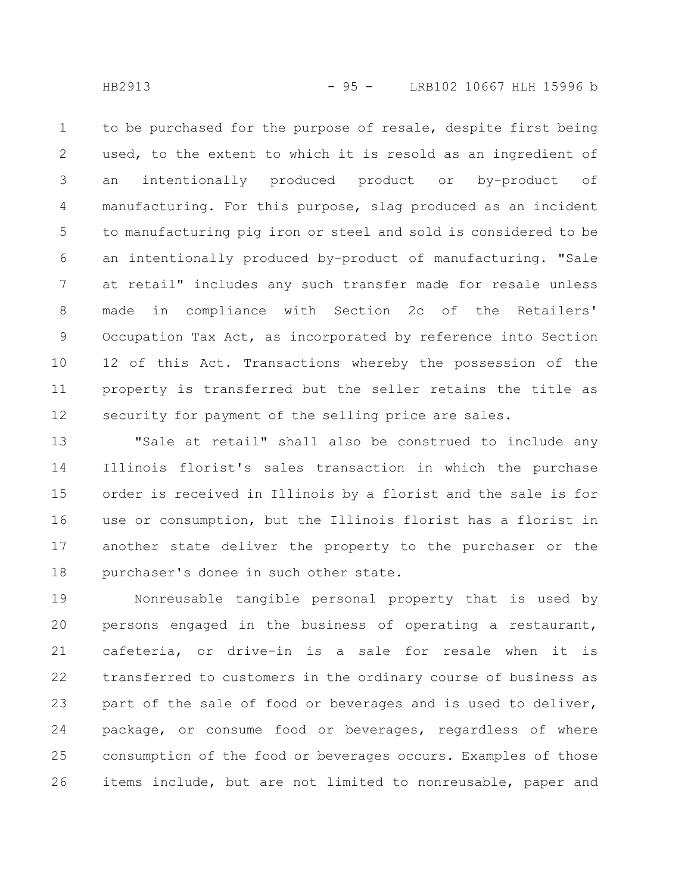to be purchased for the purpose of resale, despite first being used, to the extent to which it is resold as an ingredient of an intentionally produced product or by-product of manufacturing. For this purpose, slag produced as an incident to manufacturing pig iron or steel and sold is considered to be an intentionally produced by-product of manufacturing. "Sale at retail" includes any such transfer made for resale unless made in compliance with Section 2c of the Retailers' Occupation Tax Act, as incorporated by reference into Section 12 of this Act. Transactions whereby the possession of the property is transferred but the seller retains the title as security for payment of the selling price are sales.

"Sale at retail" shall also be construed to include any Illinois florist's sales transaction in which the purchase order is received in Illinois by a florist and the sale is for use or consumption, but the Illinois florist has a florist in another state deliver the property to the purchaser or the purchaser's donee in such other state.

Nonreusable tangible personal property that is used by persons engaged in the business of operating a restaurant, cafeteria, or drive-in is a sale for resale when it is transferred to customers in the ordinary course of business as part of the sale of food or beverages and is used to deliver, package, or consume food or beverages, regardless of where consumption of the food or beverages occurs. Examples of those items include, but are not limited to nonreusable, paper and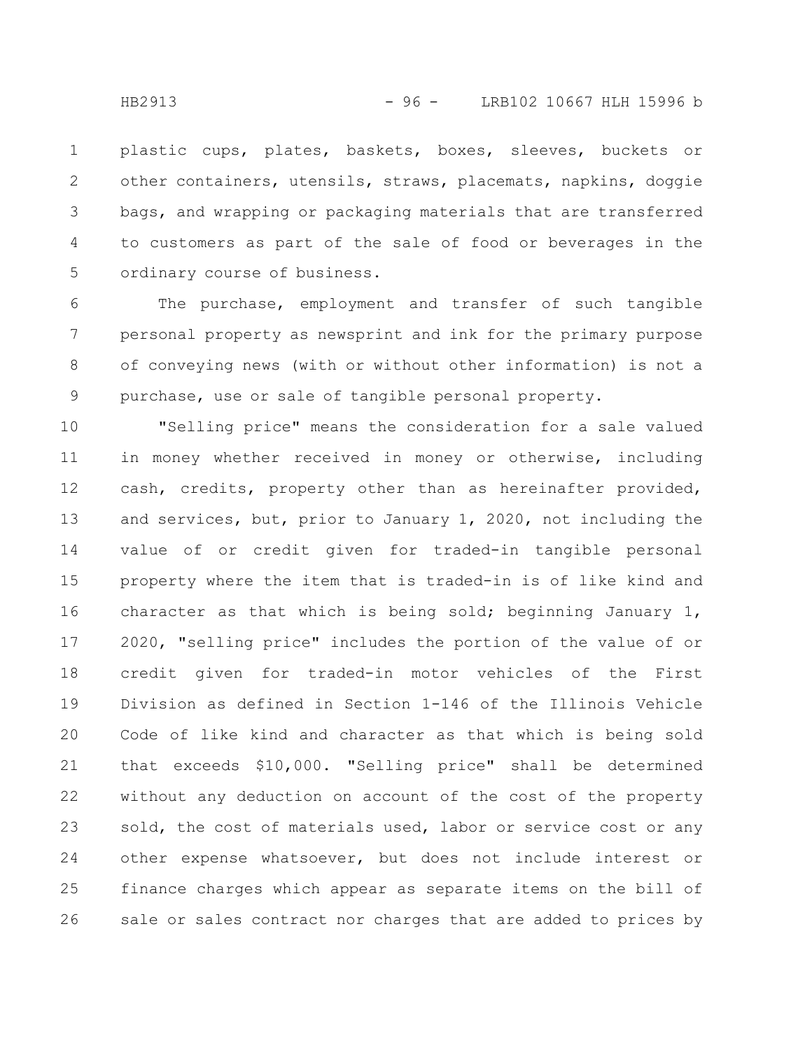plastic cups, plates, baskets, boxes, sleeves, buckets or other containers, utensils, straws, placemats, napkins, doggie bags, and wrapping or packaging materials that are transferred to customers as part of the sale of food or beverages in the ordinary course of business.

The purchase, employment and transfer of such tangible personal property as newsprint and ink for the primary purpose of conveying news (with or without other information) is not a purchase, use or sale of tangible personal property.

"Selling price" means the consideration for a sale valued in money whether received in money or otherwise, including cash, credits, property other than as hereinafter provided, and services, but, prior to January 1, 2020, not including the value of or credit given for traded-in tangible personal property where the item that is traded-in is of like kind and character as that which is being sold; beginning January 1, 2020, "selling price" includes the portion of the value of or credit given for traded-in motor vehicles of the First Division as defined in Section 1-146 of the Illinois Vehicle Code of like kind and character as that which is being sold that exceeds $10,000. "Selling price" shall be determined without any deduction on account of the cost of the property sold, the cost of materials used, labor or service cost or any other expense whatsoever, but does not include interest or finance charges which appear as separate items on the bill of sale or sales contract nor charges that are added to prices by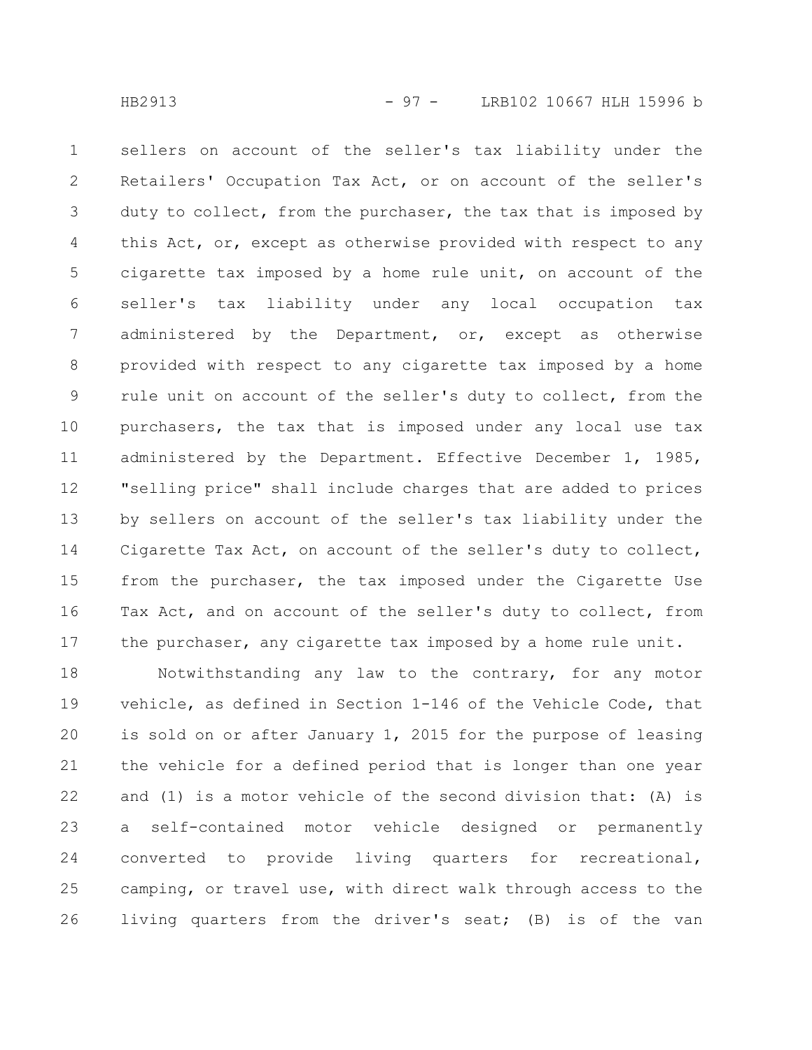sellers on account of the seller's tax liability under the Retailers' Occupation Tax Act, or on account of the seller's duty to collect, from the purchaser, the tax that is imposed by this Act, or, except as otherwise provided with respect to any cigarette tax imposed by a home rule unit, on account of the seller's tax liability under any local occupation tax administered by the Department, or, except as otherwise provided with respect to any cigarette tax imposed by a home rule unit on account of the seller's duty to collect, from the purchasers, the tax that is imposed under any local use tax administered by the Department. Effective December 1, 1985, "selling price" shall include charges that are added to prices by sellers on account of the seller's tax liability under the Cigarette Tax Act, on account of the seller's duty to collect, from the purchaser, the tax imposed under the Cigarette Use Tax Act, and on account of the seller's duty to collect, from the purchaser, any cigarette tax imposed by a home rule unit.

Notwithstanding any law to the contrary, for any motor vehicle, as defined in Section 1-146 of the Vehicle Code, that is sold on or after January 1, 2015 for the purpose of leasing the vehicle for a defined period that is longer than one year and (1) is a motor vehicle of the second division that: (A) is a self-contained motor vehicle designed or permanently converted to provide living quarters for recreational, camping, or travel use, with direct walk through access to the living quarters from the driver's seat; (B) is of the van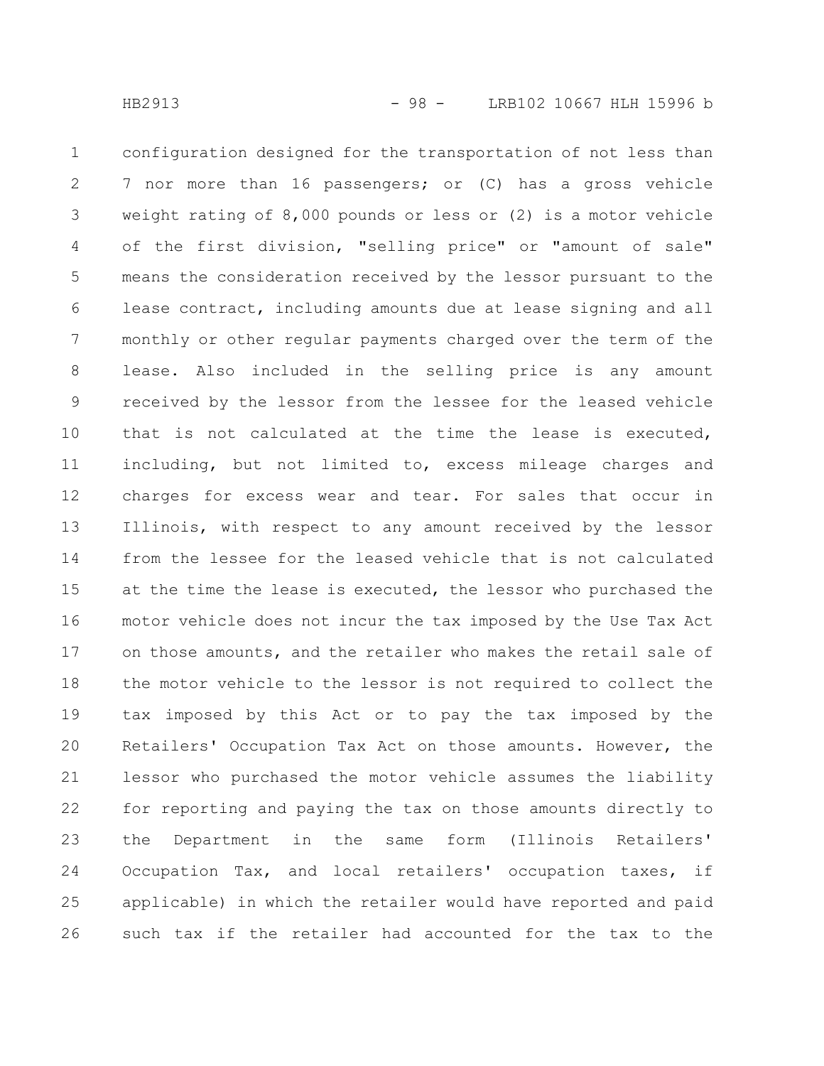configuration designed for the transportation of not less than 7 nor more than 16 passengers; or (C) has a gross vehicle weight rating of 8,000 pounds or less or (2) is a motor vehicle of the first division, "selling price" or "amount of sale" means the consideration received by the lessor pursuant to the lease contract, including amounts due at lease signing and all monthly or other regular payments charged over the term of the lease. Also included in the selling price is any amount received by the lessor from the lessee for the leased vehicle that is not calculated at the time the lease is executed, including, but not limited to, excess mileage charges and charges for excess wear and tear. For sales that occur in Illinois, with respect to any amount received by the lessor from the lessee for the leased vehicle that is not calculated at the time the lease is executed, the lessor who purchased the motor vehicle does not incur the tax imposed by the Use Tax Act on those amounts, and the retailer who makes the retail sale of the motor vehicle to the lessor is not required to collect the tax imposed by this Act or to pay the tax imposed by the Retailers' Occupation Tax Act on those amounts. However, the lessor who purchased the motor vehicle assumes the liability for reporting and paying the tax on those amounts directly to the Department in the same form (Illinois Retailers' Occupation Tax, and local retailers' occupation taxes, if applicable) in which the retailer would have reported and paid such tax if the retailer had accounted for the tax to the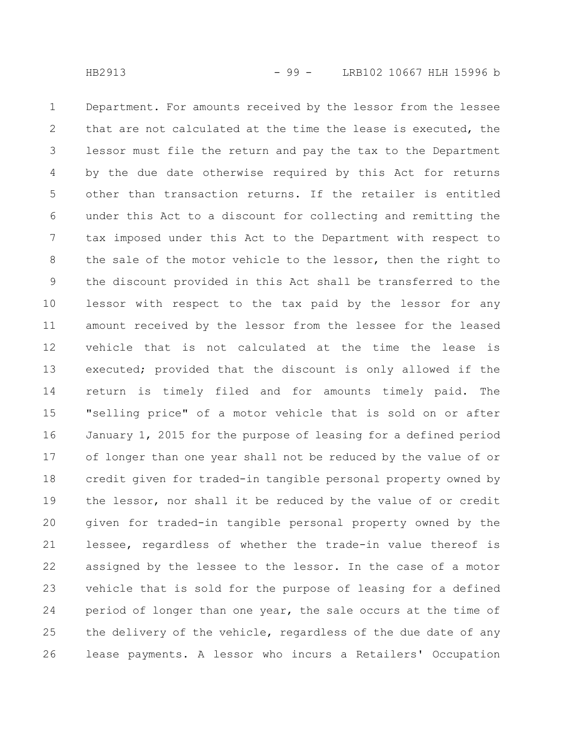Department. For amounts received by the lessor from the lessee that are not calculated at the time the lease is executed, the lessor must file the return and pay the tax to the Department by the due date otherwise required by this Act for returns other than transaction returns. If the retailer is entitled under this Act to a discount for collecting and remitting the tax imposed under this Act to the Department with respect to the sale of the motor vehicle to the lessor, then the right to the discount provided in this Act shall be transferred to the lessor with respect to the tax paid by the lessor for any amount received by the lessor from the lessee for the leased vehicle that is not calculated at the time the lease is executed; provided that the discount is only allowed if the return is timely filed and for amounts timely paid. The "selling price" of a motor vehicle that is sold on or after January 1, 2015 for the purpose of leasing for a defined period of longer than one year shall not be reduced by the value of or credit given for traded-in tangible personal property owned by the lessor, nor shall it be reduced by the value of or credit given for traded-in tangible personal property owned by the lessee, regardless of whether the trade-in value thereof is assigned by the lessee to the lessor. In the case of a motor vehicle that is sold for the purpose of leasing for a defined period of longer than one year, the sale occurs at the time of the delivery of the vehicle, regardless of the due date of any lease payments. A lessor who incurs a Retailers' Occupation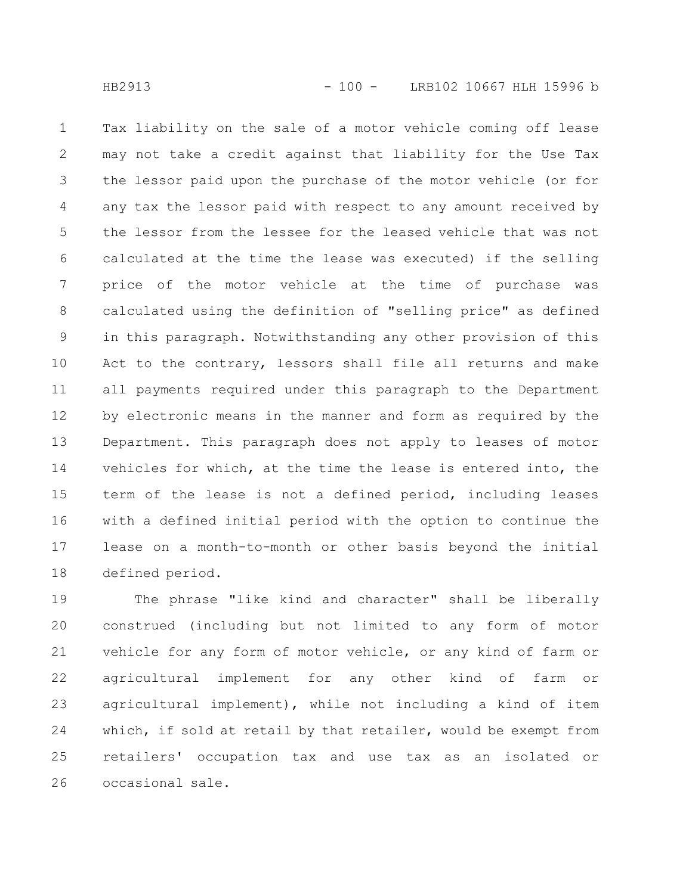Tax liability on the sale of a motor vehicle coming off lease may not take a credit against that liability for the Use Tax the lessor paid upon the purchase of the motor vehicle (or for any tax the lessor paid with respect to any amount received by the lessor from the lessee for the leased vehicle that was not calculated at the time the lease was executed) if the selling price of the motor vehicle at the time of purchase was calculated using the definition of "selling price" as defined in this paragraph. Notwithstanding any other provision of this Act to the contrary, lessors shall file all returns and make all payments required under this paragraph to the Department by electronic means in the manner and form as required by the Department. This paragraph does not apply to leases of motor vehicles for which, at the time the lease is entered into, the term of the lease is not a defined period, including leases with a defined initial period with the option to continue the lease on a month-to-month or other basis beyond the initial defined period.

The phrase "like kind and character" shall be liberally construed (including but not limited to any form of motor vehicle for any form of motor vehicle, or any kind of farm or agricultural implement for any other kind of farm or agricultural implement), while not including a kind of item which, if sold at retail by that retailer, would be exempt from retailers' occupation tax and use tax as an isolated or occasional sale.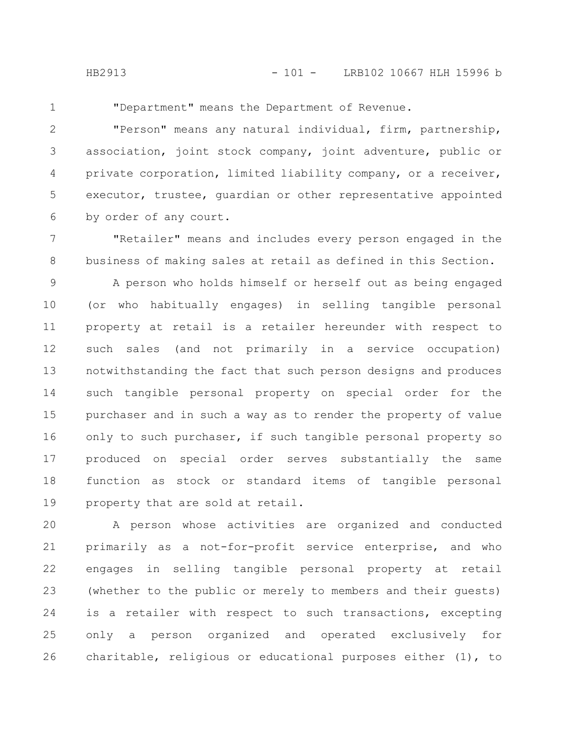"Department" means the Department of Revenue.

"Person" means any natural individual, firm, partnership, association, joint stock company, joint adventure, public or private corporation, limited liability company, or a receiver, executor, trustee, guardian or other representative appointed by order of any court.

"Retailer" means and includes every person engaged in the business of making sales at retail as defined in this Section.

A person who holds himself or herself out as being engaged (or who habitually engages) in selling tangible personal property at retail is a retailer hereunder with respect to such sales (and not primarily in a service occupation) notwithstanding the fact that such person designs and produces such tangible personal property on special order for the purchaser and in such a way as to render the property of value only to such purchaser, if such tangible personal property so produced on special order serves substantially the same function as stock or standard items of tangible personal property that are sold at retail.

A person whose activities are organized and conducted primarily as a not-for-profit service enterprise, and who engages in selling tangible personal property at retail (whether to the public or merely to members and their guests) is a retailer with respect to such transactions, excepting only a person organized and operated exclusively for charitable, religious or educational purposes either (1), to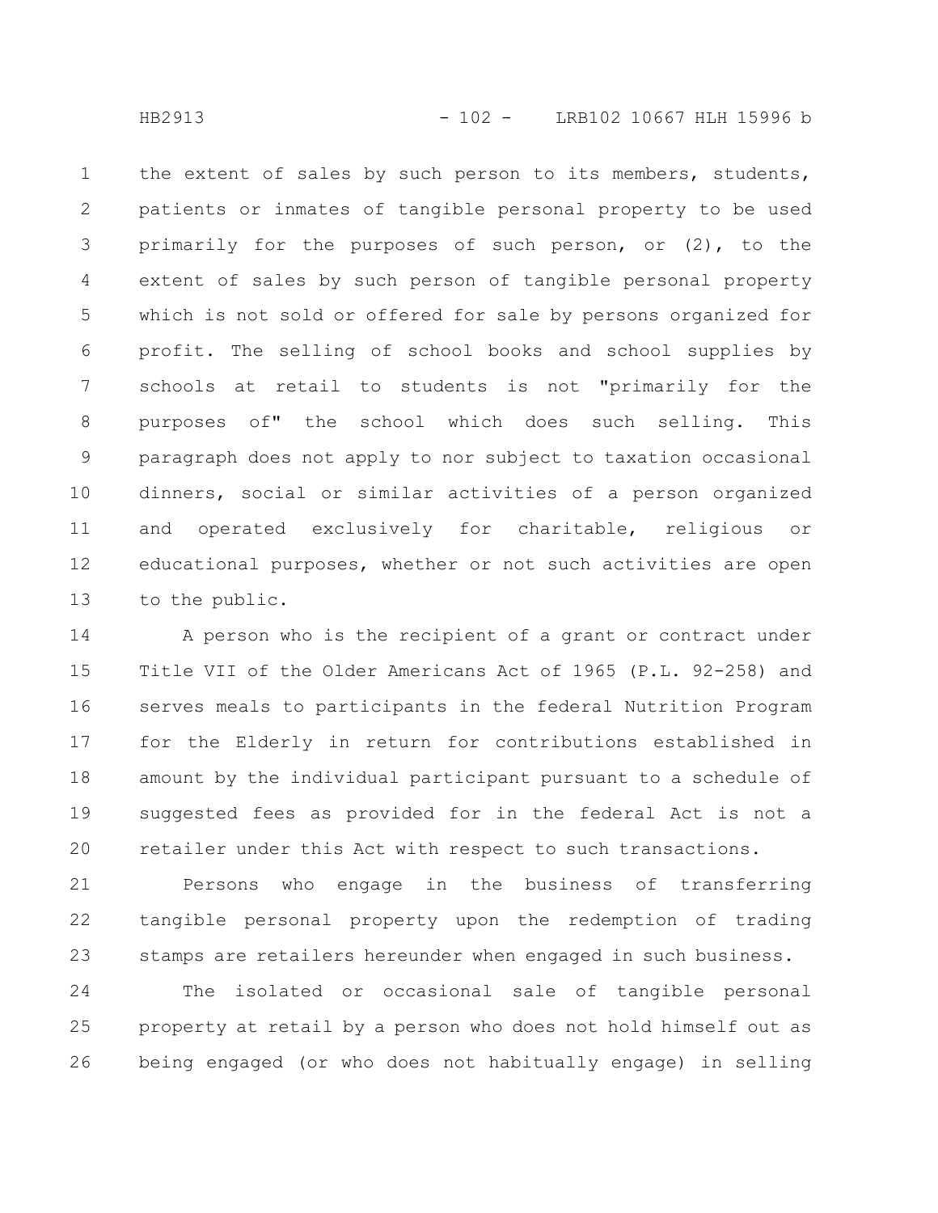the extent of sales by such person to its members, students, patients or inmates of tangible personal property to be used primarily for the purposes of such person, or (2), to the extent of sales by such person of tangible personal property which is not sold or offered for sale by persons organized for profit. The selling of school books and school supplies by schools at retail to students is not "primarily for the purposes of" the school which does such selling. This paragraph does not apply to nor subject to taxation occasional dinners, social or similar activities of a person organized and operated exclusively for charitable, religious or educational purposes, whether or not such activities are open to the public.

A person who is the recipient of a grant or contract under Title VII of the Older Americans Act of 1965 (P.L. 92-258) and serves meals to participants in the federal Nutrition Program for the Elderly in return for contributions established in amount by the individual participant pursuant to a schedule of suggested fees as provided for in the federal Act is not a retailer under this Act with respect to such transactions.

Persons who engage in the business of transferring tangible personal property upon the redemption of trading stamps are retailers hereunder when engaged in such business.

The isolated or occasional sale of tangible personal property at retail by a person who does not hold himself out as being engaged (or who does not habitually engage) in selling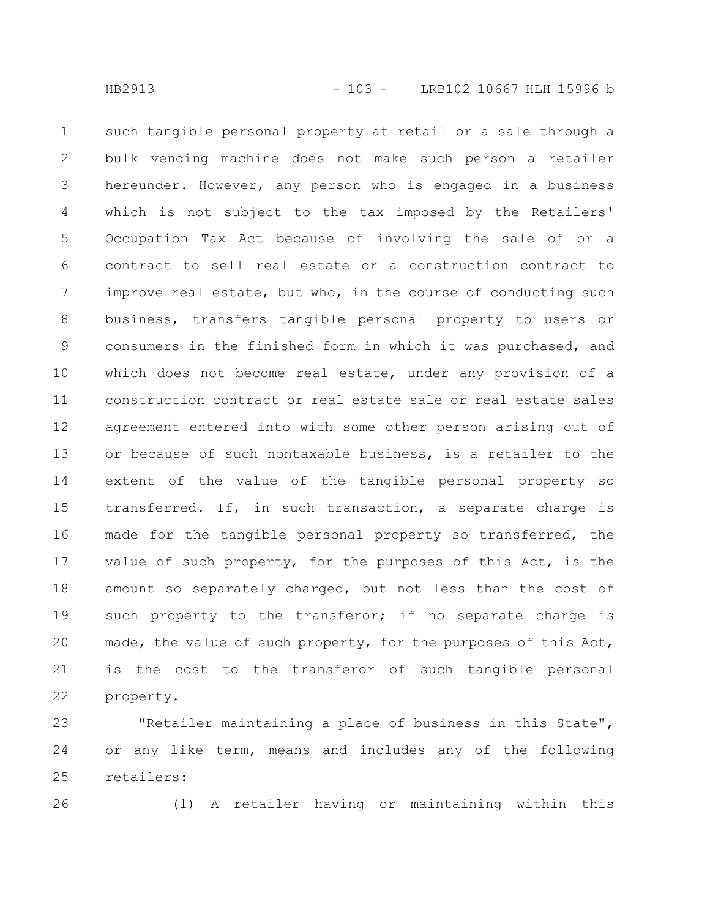such tangible personal property at retail or a sale through a bulk vending machine does not make such person a retailer hereunder. However, any person who is engaged in a business which is not subject to the tax imposed by the Retailers' Occupation Tax Act because of involving the sale of or a contract to sell real estate or a construction contract to improve real estate, but who, in the course of conducting such business, transfers tangible personal property to users or consumers in the finished form in which it was purchased, and which does not become real estate, under any provision of a construction contract or real estate sale or real estate sales agreement entered into with some other person arising out of or because of such nontaxable business, is a retailer to the extent of the value of the tangible personal property so transferred. If, in such transaction, a separate charge is made for the tangible personal property so transferred, the value of such property, for the purposes of this Act, is the amount so separately charged, but not less than the cost of such property to the transferor; if no separate charge is made, the value of such property, for the purposes of this Act, is the cost to the transferor of such tangible personal property.

"Retailer maintaining a place of business in this State", or any like term, means and includes any of the following retailers:

(1) A retailer having or maintaining within this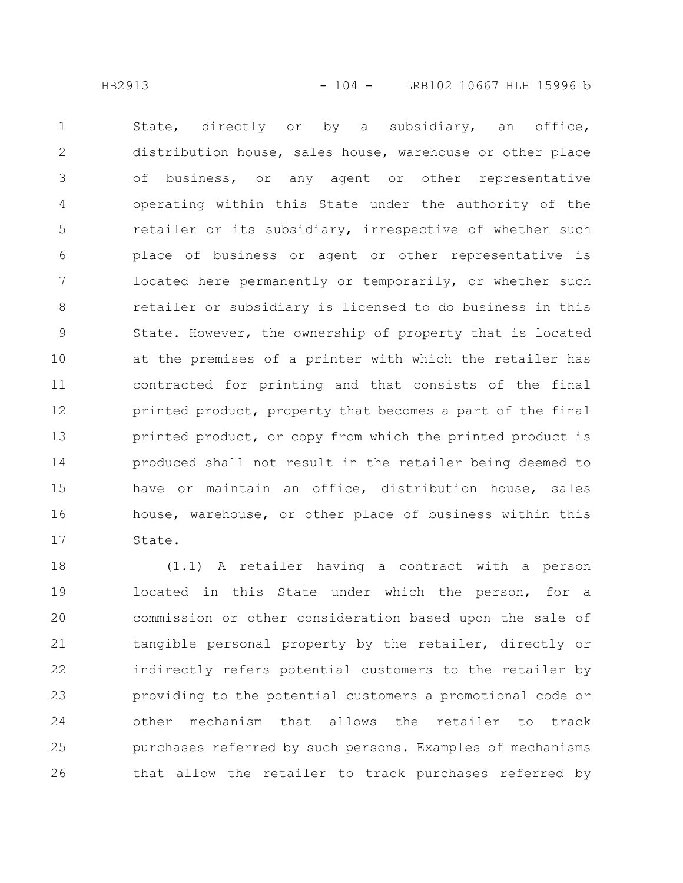State, directly or by a subsidiary, an office, distribution house, sales house, warehouse or other place of business, or any agent or other representative operating within this State under the authority of the retailer or its subsidiary, irrespective of whether such place of business or agent or other representative is located here permanently or temporarily, or whether such retailer or subsidiary is licensed to do business in this State. However, the ownership of property that is located at the premises of a printer with which the retailer has contracted for printing and that consists of the final printed product, property that becomes a part of the final printed product, or copy from which the printed product is produced shall not result in the retailer being deemed to have or maintain an office, distribution house, sales house, warehouse, or other place of business within this State.

(1.1) A retailer having a contract with a person located in this State under which the person, for a commission or other consideration based upon the sale of tangible personal property by the retailer, directly or indirectly refers potential customers to the retailer by providing to the potential customers a promotional code or other mechanism that allows the retailer to track purchases referred by such persons. Examples of mechanisms that allow the retailer to track purchases referred by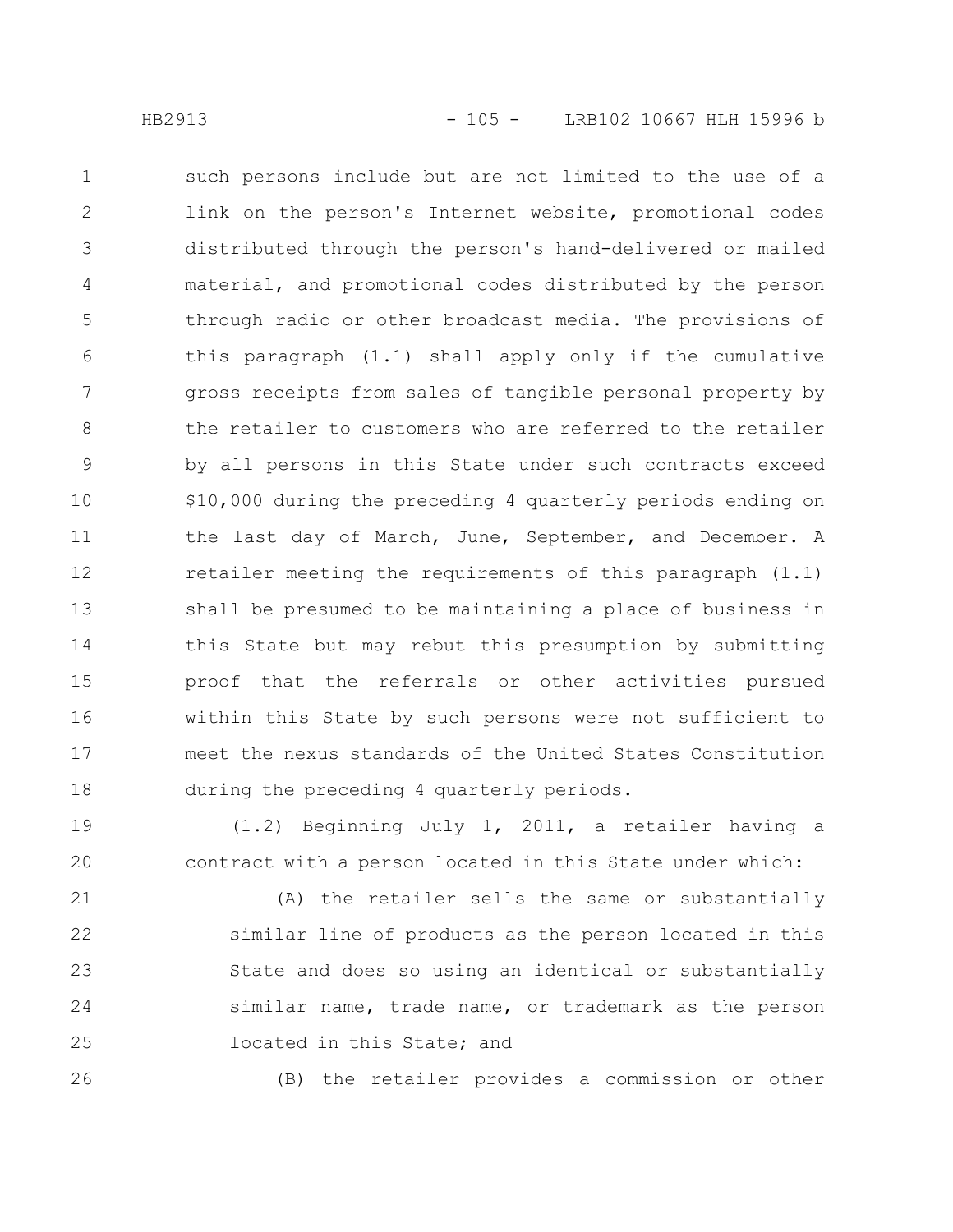such persons include but are not limited to the use of a link on the person's Internet website, promotional codes distributed through the person's hand-delivered or mailed material, and promotional codes distributed by the person through radio or other broadcast media. The provisions of this paragraph (1.1) shall apply only if the cumulative gross receipts from sales of tangible personal property by the retailer to customers who are referred to the retailer by all persons in this State under such contracts exceed $10,000 during the preceding 4 quarterly periods ending on the last day of March, June, September, and December. A retailer meeting the requirements of this paragraph (1.1) shall be presumed to be maintaining a place of business in this State but may rebut this presumption by submitting proof that the referrals or other activities pursued within this State by such persons were not sufficient to meet the nexus standards of the United States Constitution during the preceding 4 quarterly periods.

(1.2) Beginning July 1, 2011, a retailer having a contract with a person located in this State under which:

(A) the retailer sells the same or substantially similar line of products as the person located in this State and does so using an identical or substantially similar name, trade name, or trademark as the person located in this State; and

(B) the retailer provides a commission or other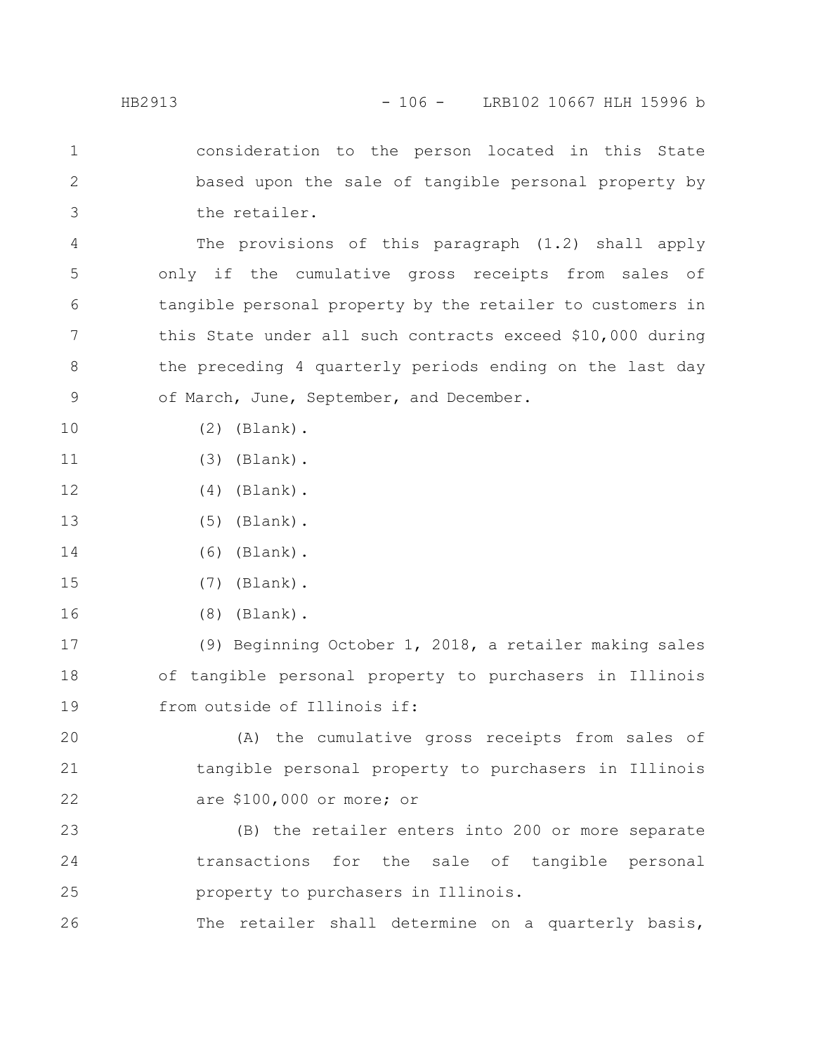consideration to the person located in this State based upon the sale of tangible personal property by the retailer.

The provisions of this paragraph (1.2) shall apply only if the cumulative gross receipts from sales of tangible personal property by the retailer to customers in this State under all such contracts exceed $10,000 during the preceding 4 quarterly periods ending on the last day of March, June, September, and December.

(2) (Blank).

(3) (Blank).

(4) (Blank).

(5) (Blank).

(6) (Blank).

(7) (Blank).

(8) (Blank).

(9) Beginning October 1, 2018, a retailer making sales of tangible personal property to purchasers in Illinois from outside of Illinois if:

(A) the cumulative gross receipts from sales of tangible personal property to purchasers in Illinois are $100,000 or more; or

(B) the retailer enters into 200 or more separate transactions for the sale of tangible personal property to purchasers in Illinois.

The retailer shall determine on a quarterly basis,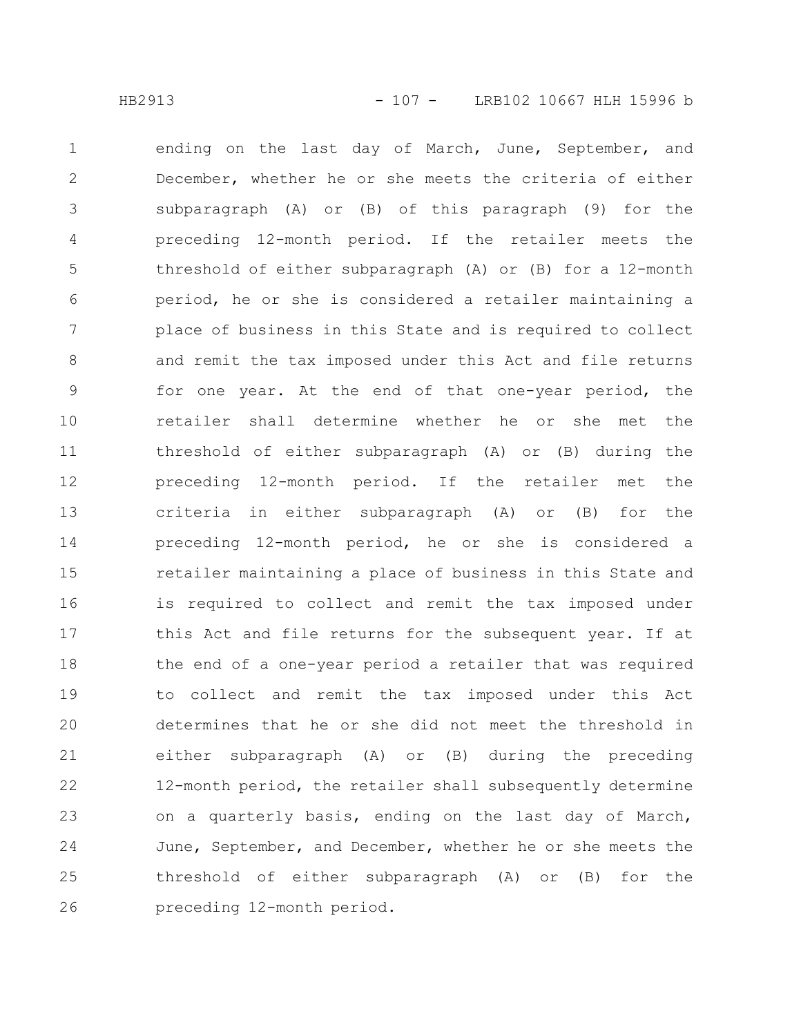ending on the last day of March, June, September, and December, whether he or she meets the criteria of either subparagraph (A) or (B) of this paragraph (9) for the preceding 12-month period. If the retailer meets the threshold of either subparagraph (A) or (B) for a 12-month period, he or she is considered a retailer maintaining a place of business in this State and is required to collect and remit the tax imposed under this Act and file returns for one year. At the end of that one-year period, the retailer shall determine whether he or she met the threshold of either subparagraph (A) or (B) during the preceding 12-month period. If the retailer met the criteria in either subparagraph (A) or (B) for the preceding 12-month period, he or she is considered a retailer maintaining a place of business in this State and is required to collect and remit the tax imposed under this Act and file returns for the subsequent year. If at the end of a one-year period a retailer that was required to collect and remit the tax imposed under this Act determines that he or she did not meet the threshold in either subparagraph (A) or (B) during the preceding 12-month period, the retailer shall subsequently determine on a quarterly basis, ending on the last day of March, June, September, and December, whether he or she meets the threshold of either subparagraph (A) or (B) for the preceding 12-month period.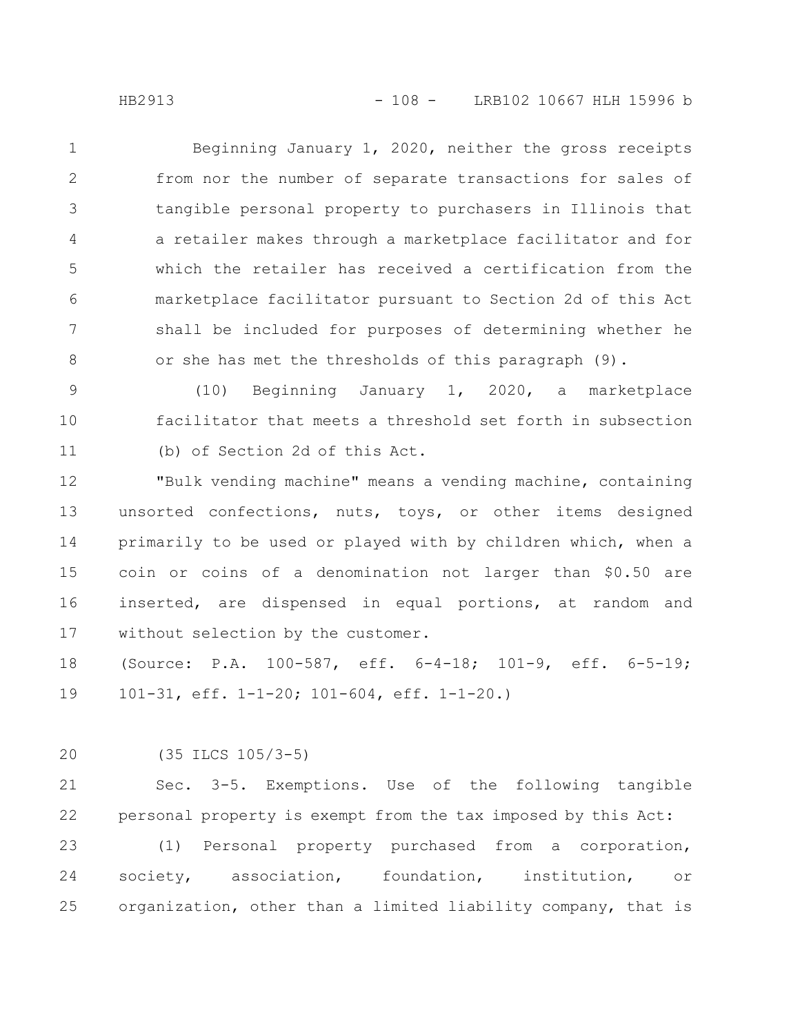Beginning January 1, 2020, neither the gross receipts from nor the number of separate transactions for sales of tangible personal property to purchasers in Illinois that a retailer makes through a marketplace facilitator and for which the retailer has received a certification from the marketplace facilitator pursuant to Section 2d of this Act shall be included for purposes of determining whether he or she has met the thresholds of this paragraph (9).

(10) Beginning January 1, 2020, a marketplace facilitator that meets a threshold set forth in subsection (b) of Section 2d of this Act.

"Bulk vending machine" means a vending machine, containing unsorted confections, nuts, toys, or other items designed primarily to be used or played with by children which, when a coin or coins of a denomination not larger than $0.50 are inserted, are dispensed in equal portions, at random and without selection by the customer.

(Source: P.A. 100-587, eff. 6-4-18; 101-9, eff. 6-5-19; 101-31, eff. 1-1-20; 101-604, eff. 1-1-20.)

(35 ILCS 105/3-5)

Sec. 3-5. Exemptions. Use of the following tangible personal property is exempt from the tax imposed by this Act:

(1) Personal property purchased from a corporation, society, association, foundation, institution, or organization, other than a limited liability company, that is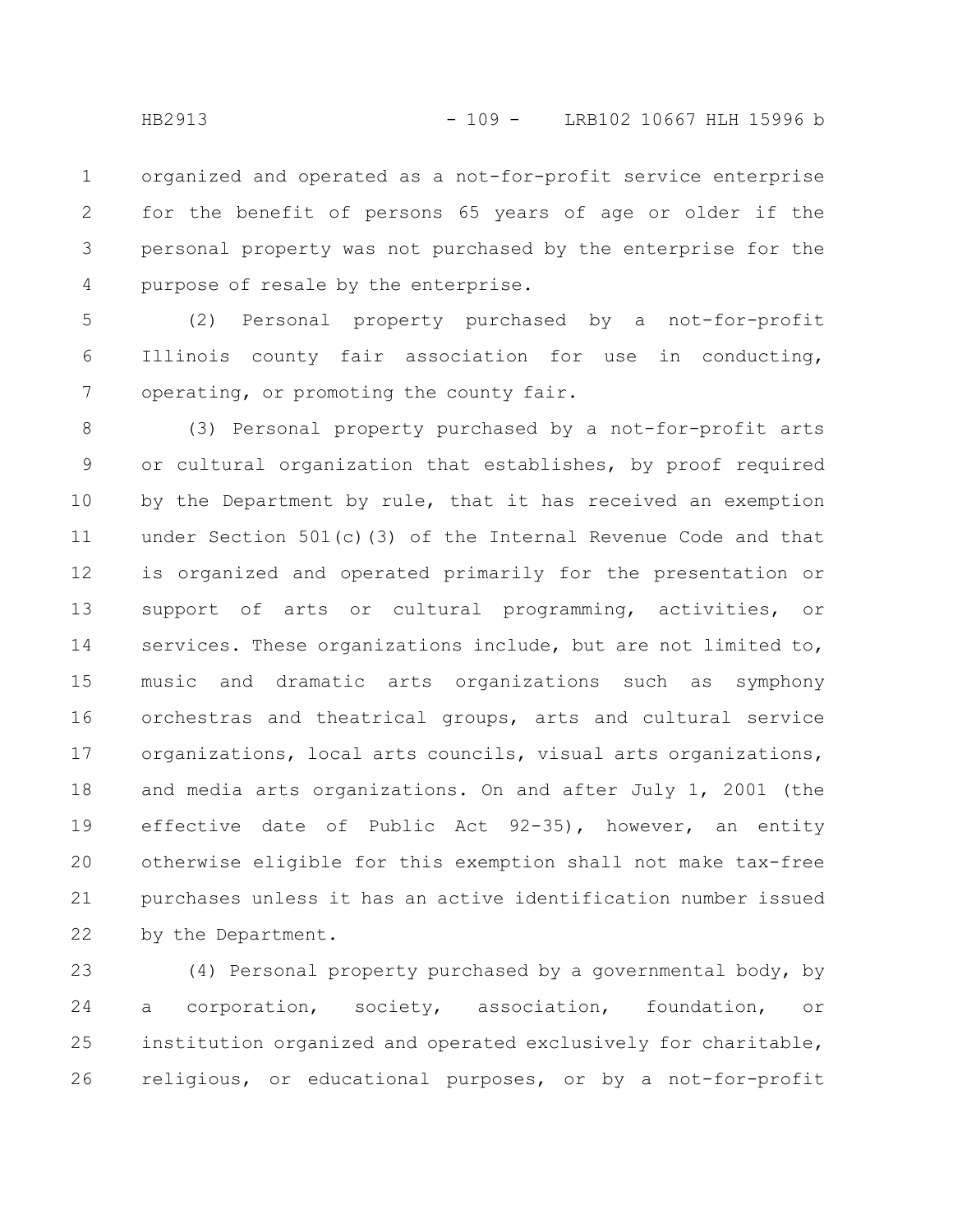organized and operated as a not-for-profit service enterprise for the benefit of persons 65 years of age or older if the personal property was not purchased by the enterprise for the purpose of resale by the enterprise.

(2) Personal property purchased by a not-for-profit Illinois county fair association for use in conducting, operating, or promoting the county fair.

(3) Personal property purchased by a not-for-profit arts or cultural organization that establishes, by proof required by the Department by rule, that it has received an exemption under Section 501(c)(3) of the Internal Revenue Code and that is organized and operated primarily for the presentation or support of arts or cultural programming, activities, or services. These organizations include, but are not limited to, music and dramatic arts organizations such as symphony orchestras and theatrical groups, arts and cultural service organizations, local arts councils, visual arts organizations, and media arts organizations. On and after July 1, 2001 (the effective date of Public Act 92-35), however, an entity otherwise eligible for this exemption shall not make tax-free purchases unless it has an active identification number issued by the Department.

(4) Personal property purchased by a governmental body, by a corporation, society, association, foundation, or institution organized and operated exclusively for charitable, religious, or educational purposes, or by a not-for-profit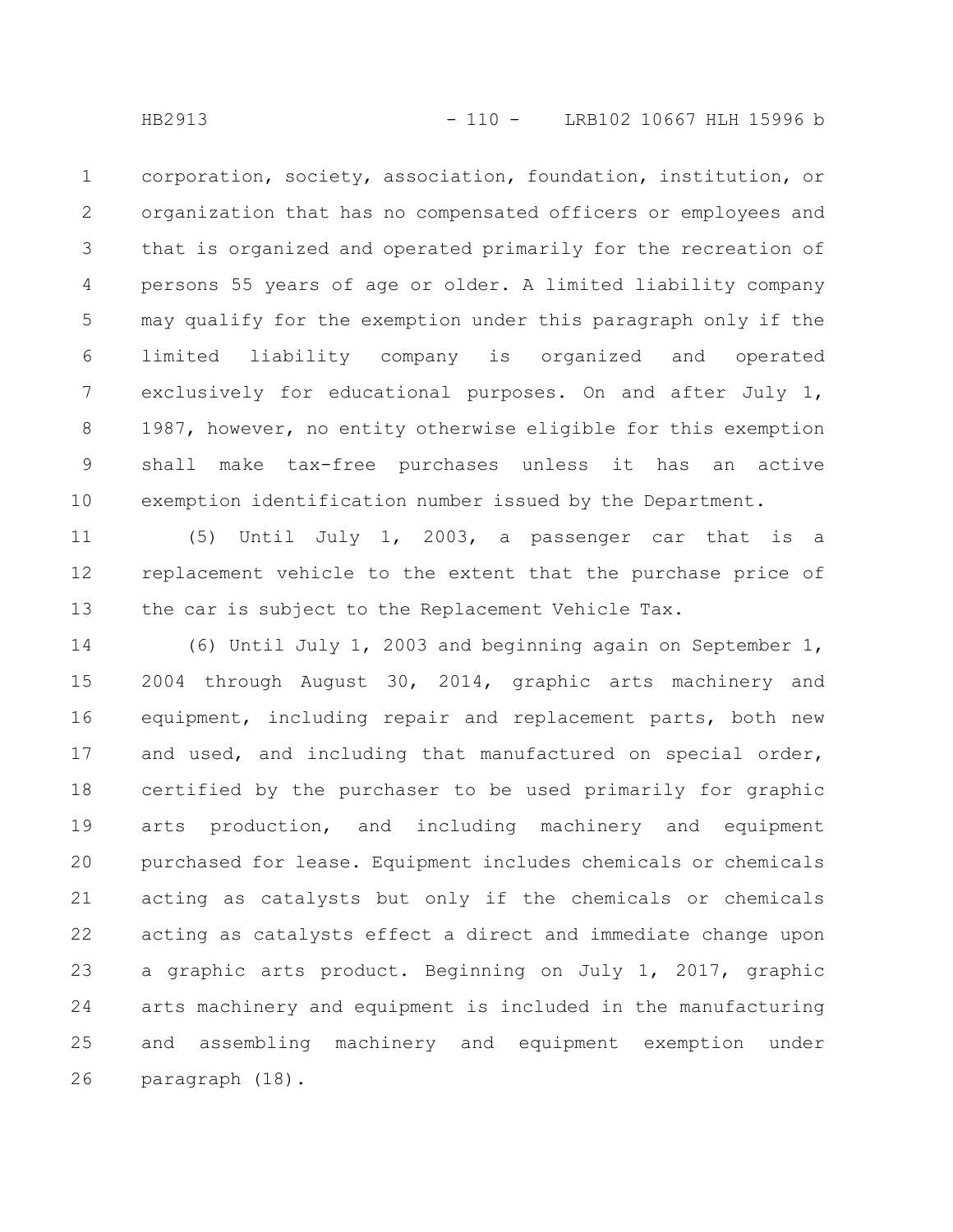corporation, society, association, foundation, institution, or organization that has no compensated officers or employees and that is organized and operated primarily for the recreation of persons 55 years of age or older. A limited liability company may qualify for the exemption under this paragraph only if the limited liability company is organized and operated exclusively for educational purposes. On and after July 1, 1987, however, no entity otherwise eligible for this exemption shall make tax-free purchases unless it has an active exemption identification number issued by the Department.

(5) Until July 1, 2003, a passenger car that is a replacement vehicle to the extent that the purchase price of the car is subject to the Replacement Vehicle Tax.

(6) Until July 1, 2003 and beginning again on September 1, 2004 through August 30, 2014, graphic arts machinery and equipment, including repair and replacement parts, both new and used, and including that manufactured on special order, certified by the purchaser to be used primarily for graphic arts production, and including machinery and equipment purchased for lease. Equipment includes chemicals or chemicals acting as catalysts but only if the chemicals or chemicals acting as catalysts effect a direct and immediate change upon a graphic arts product. Beginning on July 1, 2017, graphic arts machinery and equipment is included in the manufacturing and assembling machinery and equipment exemption under paragraph (18).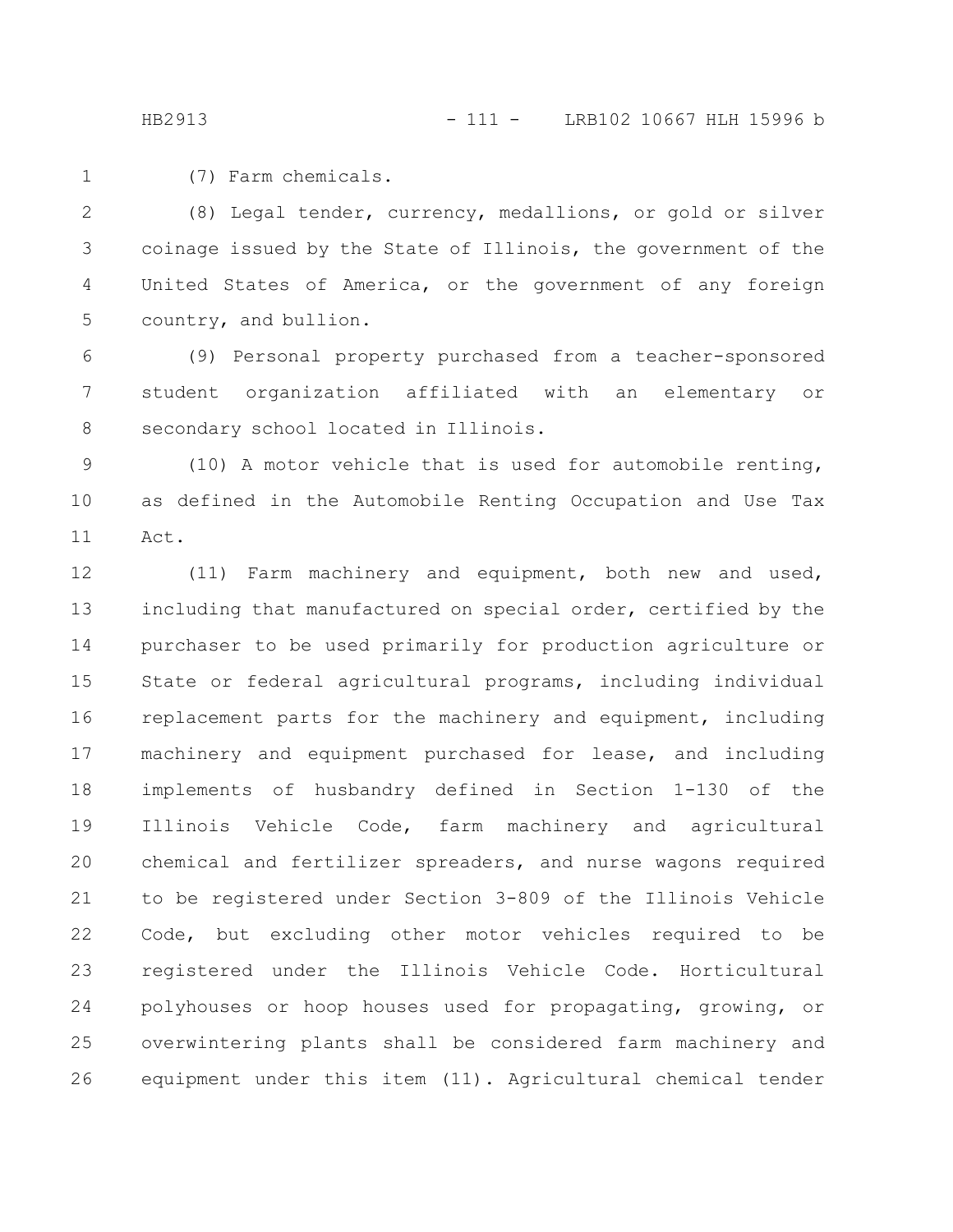(7) Farm chemicals.

(8) Legal tender, currency, medallions, or gold or silver coinage issued by the State of Illinois, the government of the United States of America, or the government of any foreign country, and bullion.

(9) Personal property purchased from a teacher-sponsored student organization affiliated with an elementary or secondary school located in Illinois.

(10) A motor vehicle that is used for automobile renting, as defined in the Automobile Renting Occupation and Use Tax Act.

(11) Farm machinery and equipment, both new and used, including that manufactured on special order, certified by the purchaser to be used primarily for production agriculture or State or federal agricultural programs, including individual replacement parts for the machinery and equipment, including machinery and equipment purchased for lease, and including implements of husbandry defined in Section 1-130 of the Illinois Vehicle Code, farm machinery and agricultural chemical and fertilizer spreaders, and nurse wagons required to be registered under Section 3-809 of the Illinois Vehicle Code, but excluding other motor vehicles required to be registered under the Illinois Vehicle Code. Horticultural polyhouses or hoop houses used for propagating, growing, or overwintering plants shall be considered farm machinery and equipment under this item (11). Agricultural chemical tender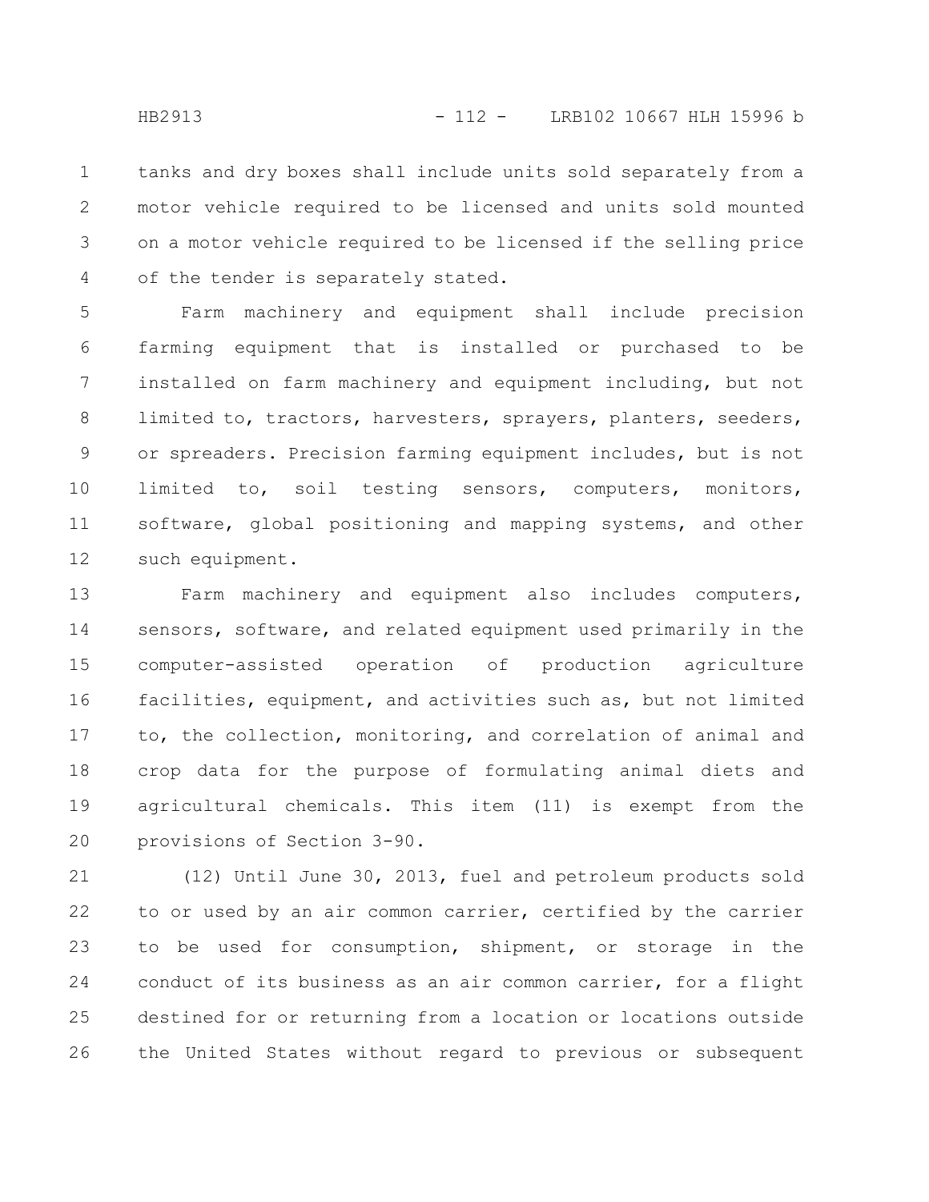tanks and dry boxes shall include units sold separately from a motor vehicle required to be licensed and units sold mounted on a motor vehicle required to be licensed if the selling price of the tender is separately stated.

Farm machinery and equipment shall include precision farming equipment that is installed or purchased to be installed on farm machinery and equipment including, but not limited to, tractors, harvesters, sprayers, planters, seeders, or spreaders. Precision farming equipment includes, but is not limited to, soil testing sensors, computers, monitors, software, global positioning and mapping systems, and other such equipment.

Farm machinery and equipment also includes computers, sensors, software, and related equipment used primarily in the computer-assisted operation of production agriculture facilities, equipment, and activities such as, but not limited to, the collection, monitoring, and correlation of animal and crop data for the purpose of formulating animal diets and agricultural chemicals. This item (11) is exempt from the provisions of Section 3-90.

(12) Until June 30, 2013, fuel and petroleum products sold to or used by an air common carrier, certified by the carrier to be used for consumption, shipment, or storage in the conduct of its business as an air common carrier, for a flight destined for or returning from a location or locations outside the United States without regard to previous or subsequent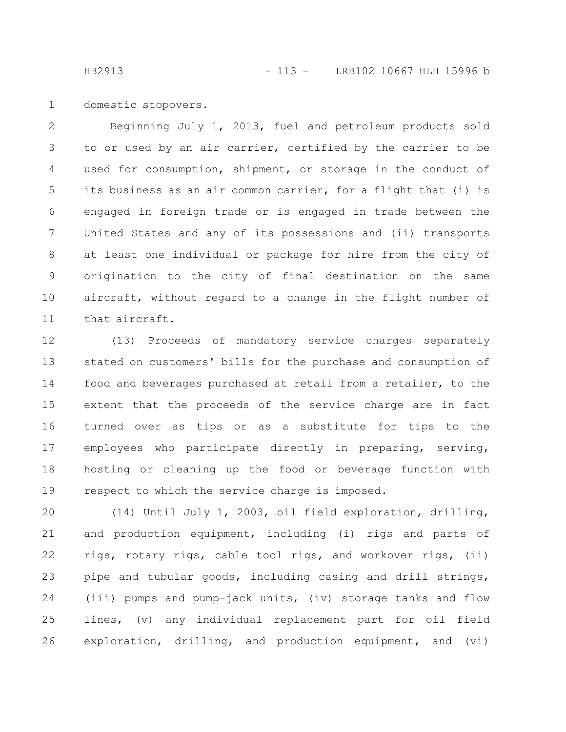domestic stopovers.

Beginning July 1, 2013, fuel and petroleum products sold to or used by an air carrier, certified by the carrier to be used for consumption, shipment, or storage in the conduct of its business as an air common carrier, for a flight that (i) is engaged in foreign trade or is engaged in trade between the United States and any of its possessions and (ii) transports at least one individual or package for hire from the city of origination to the city of final destination on the same aircraft, without regard to a change in the flight number of that aircraft.

(13) Proceeds of mandatory service charges separately stated on customers' bills for the purchase and consumption of food and beverages purchased at retail from a retailer, to the extent that the proceeds of the service charge are in fact turned over as tips or as a substitute for tips to the employees who participate directly in preparing, serving, hosting or cleaning up the food or beverage function with respect to which the service charge is imposed.

(14) Until July 1, 2003, oil field exploration, drilling, and production equipment, including (i) rigs and parts of rigs, rotary rigs, cable tool rigs, and workover rigs, (ii) pipe and tubular goods, including casing and drill strings, (iii) pumps and pump-jack units, (iv) storage tanks and flow lines, (v) any individual replacement part for oil field exploration, drilling, and production equipment, and (vi)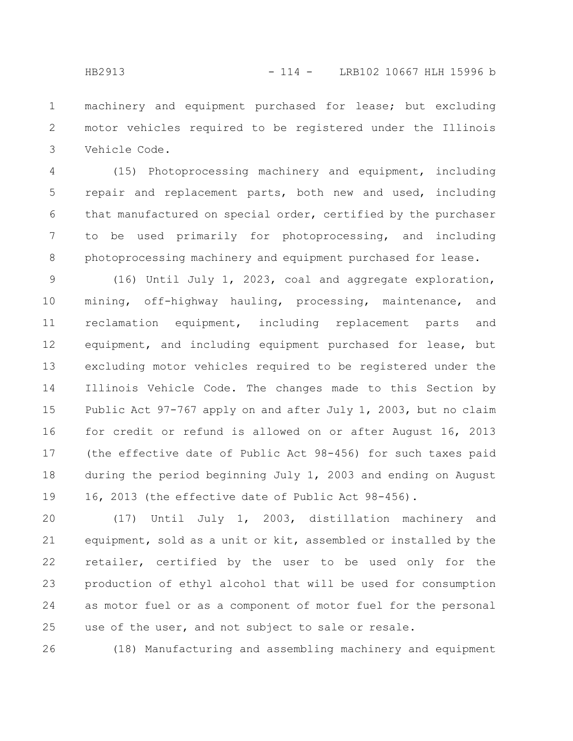machinery and equipment purchased for lease; but excluding motor vehicles required to be registered under the Illinois Vehicle Code.

(15) Photoprocessing machinery and equipment, including repair and replacement parts, both new and used, including that manufactured on special order, certified by the purchaser to be used primarily for photoprocessing, and including photoprocessing machinery and equipment purchased for lease.

(16) Until July 1, 2023, coal and aggregate exploration, mining, off-highway hauling, processing, maintenance, and reclamation equipment, including replacement parts and equipment, and including equipment purchased for lease, but excluding motor vehicles required to be registered under the Illinois Vehicle Code. The changes made to this Section by Public Act 97-767 apply on and after July 1, 2003, but no claim for credit or refund is allowed on or after August 16, 2013 (the effective date of Public Act 98-456) for such taxes paid during the period beginning July 1, 2003 and ending on August 16, 2013 (the effective date of Public Act 98-456).

(17) Until July 1, 2003, distillation machinery and equipment, sold as a unit or kit, assembled or installed by the retailer, certified by the user to be used only for the production of ethyl alcohol that will be used for consumption as motor fuel or as a component of motor fuel for the personal use of the user, and not subject to sale or resale.

(18) Manufacturing and assembling machinery and equipment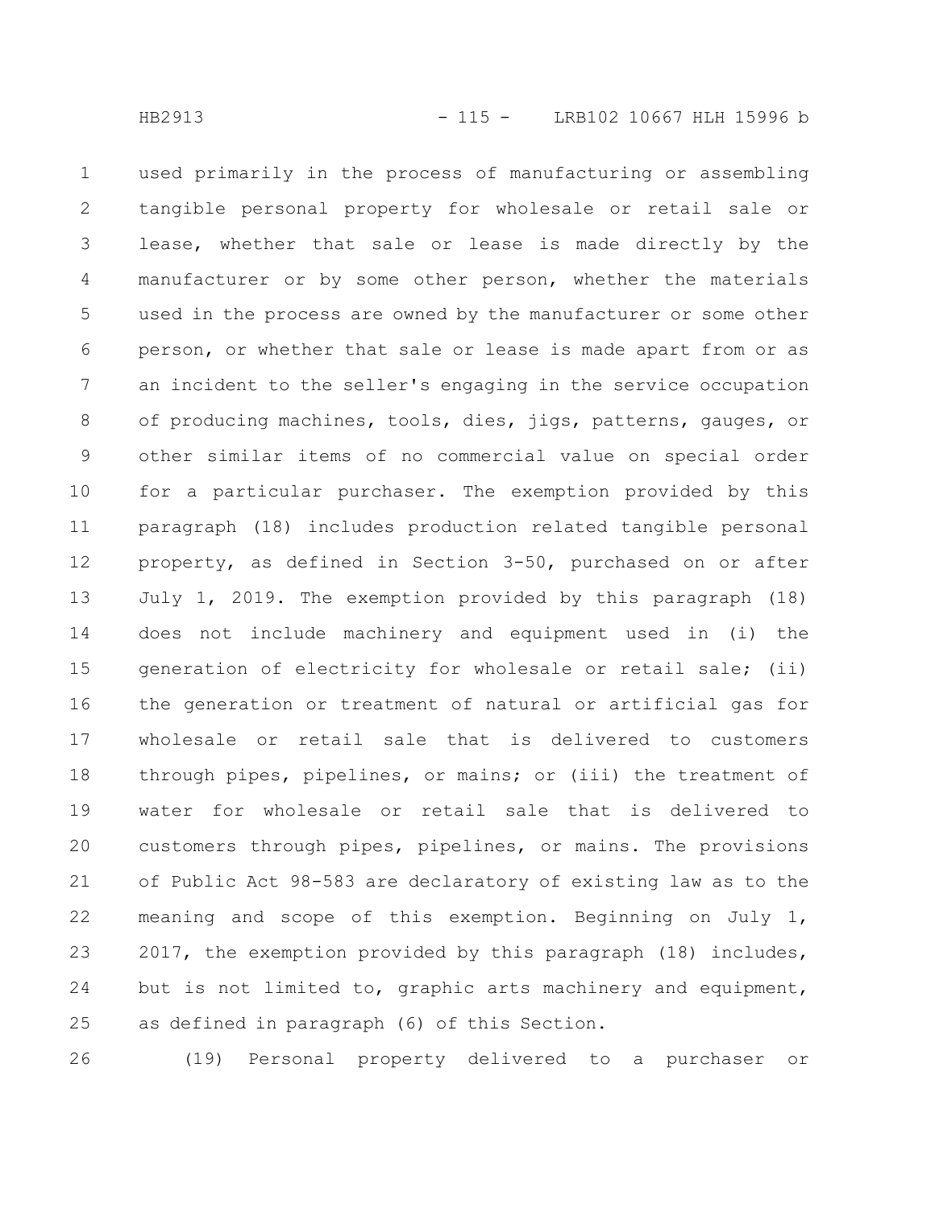used primarily in the process of manufacturing or assembling tangible personal property for wholesale or retail sale or lease, whether that sale or lease is made directly by the manufacturer or by some other person, whether the materials used in the process are owned by the manufacturer or some other person, or whether that sale or lease is made apart from or as an incident to the seller's engaging in the service occupation of producing machines, tools, dies, jigs, patterns, gauges, or other similar items of no commercial value on special order for a particular purchaser. The exemption provided by this paragraph (18) includes production related tangible personal property, as defined in Section 3-50, purchased on or after July 1, 2019. The exemption provided by this paragraph (18) does not include machinery and equipment used in (i) the generation of electricity for wholesale or retail sale; (ii) the generation or treatment of natural or artificial gas for wholesale or retail sale that is delivered to customers through pipes, pipelines, or mains; or (iii) the treatment of water for wholesale or retail sale that is delivered to customers through pipes, pipelines, or mains. The provisions of Public Act 98-583 are declaratory of existing law as to the meaning and scope of this exemption. Beginning on July 1, 2017, the exemption provided by this paragraph (18) includes, but is not limited to, graphic arts machinery and equipment, as defined in paragraph (6) of this Section.

(19) Personal property delivered to a purchaser or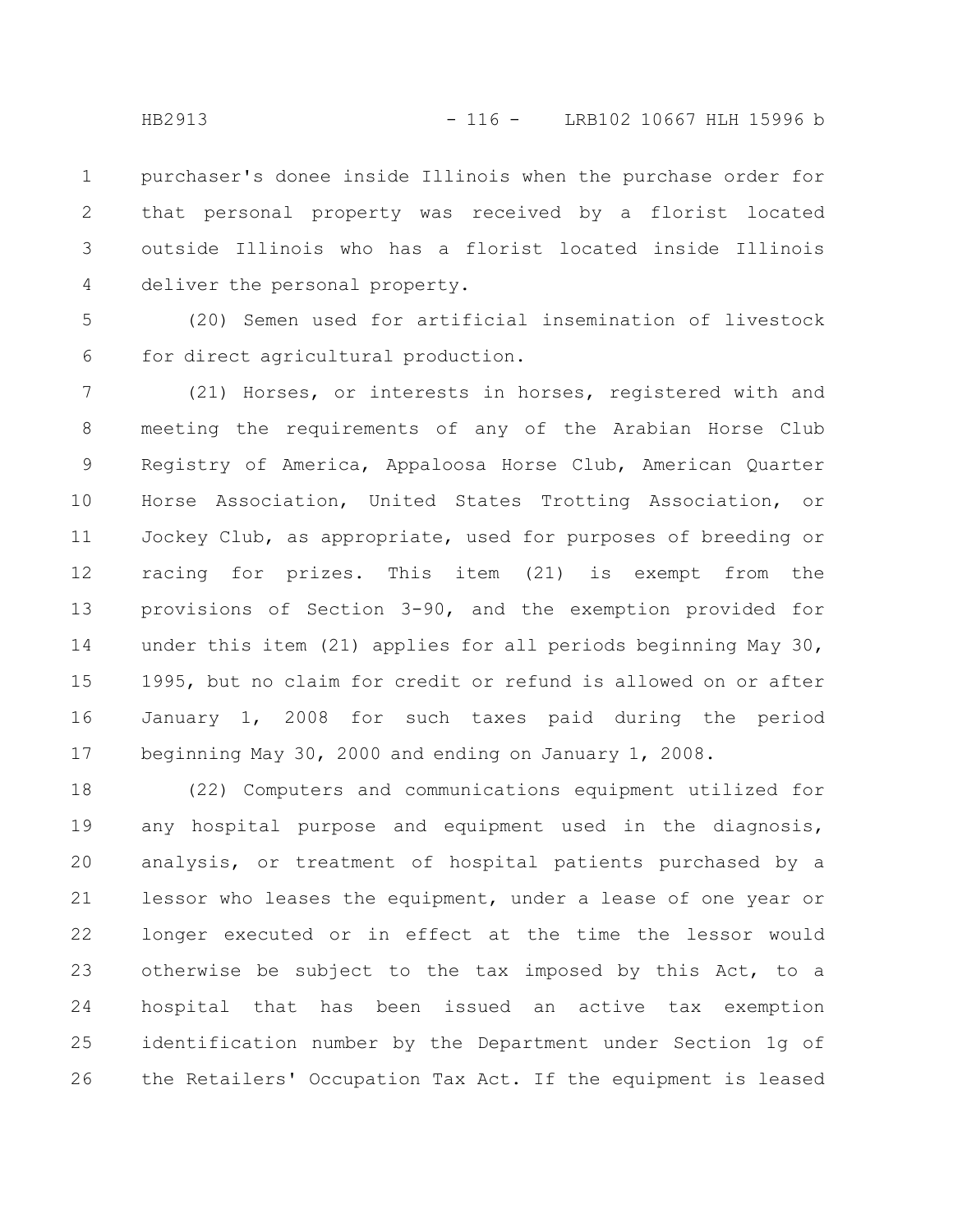purchaser's donee inside Illinois when the purchase order for that personal property was received by a florist located outside Illinois who has a florist located inside Illinois deliver the personal property.

(20) Semen used for artificial insemination of livestock for direct agricultural production.

(21) Horses, or interests in horses, registered with and meeting the requirements of any of the Arabian Horse Club Registry of America, Appaloosa Horse Club, American Quarter Horse Association, United States Trotting Association, or Jockey Club, as appropriate, used for purposes of breeding or racing for prizes. This item (21) is exempt from the provisions of Section 3-90, and the exemption provided for under this item (21) applies for all periods beginning May 30, 1995, but no claim for credit or refund is allowed on or after January 1, 2008 for such taxes paid during the period beginning May 30, 2000 and ending on January 1, 2008.

(22) Computers and communications equipment utilized for any hospital purpose and equipment used in the diagnosis, analysis, or treatment of hospital patients purchased by a lessor who leases the equipment, under a lease of one year or longer executed or in effect at the time the lessor would otherwise be subject to the tax imposed by this Act, to a hospital that has been issued an active tax exemption identification number by the Department under Section 1g of the Retailers' Occupation Tax Act. If the equipment is leased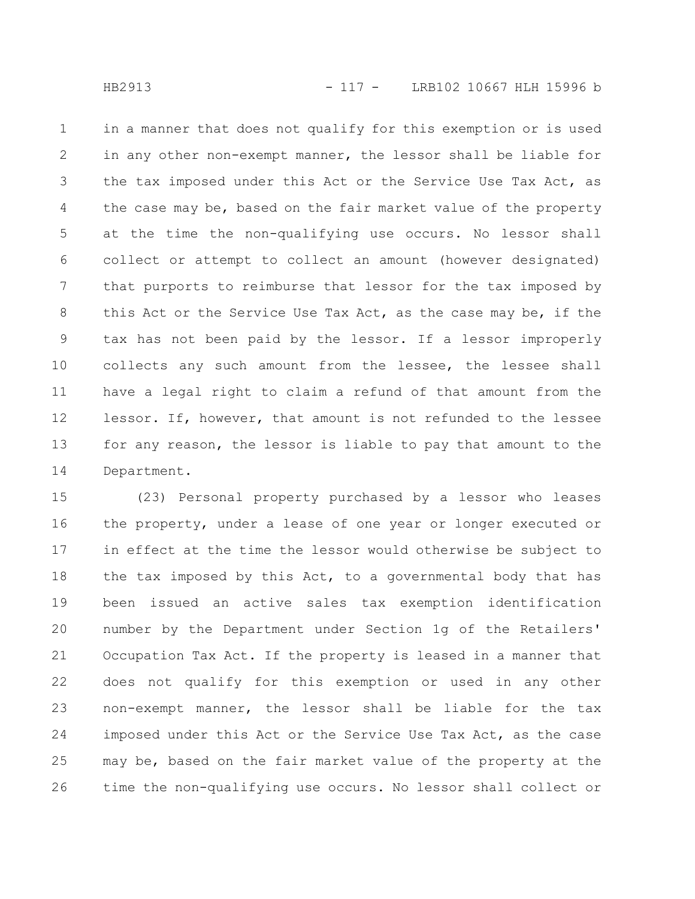in a manner that does not qualify for this exemption or is used in any other non-exempt manner, the lessor shall be liable for the tax imposed under this Act or the Service Use Tax Act, as the case may be, based on the fair market value of the property at the time the non-qualifying use occurs. No lessor shall collect or attempt to collect an amount (however designated) that purports to reimburse that lessor for the tax imposed by this Act or the Service Use Tax Act, as the case may be, if the tax has not been paid by the lessor. If a lessor improperly collects any such amount from the lessee, the lessee shall have a legal right to claim a refund of that amount from the lessor. If, however, that amount is not refunded to the lessee for any reason, the lessor is liable to pay that amount to the Department.

(23) Personal property purchased by a lessor who leases the property, under a lease of one year or longer executed or in effect at the time the lessor would otherwise be subject to the tax imposed by this Act, to a governmental body that has been issued an active sales tax exemption identification number by the Department under Section 1g of the Retailers' Occupation Tax Act. If the property is leased in a manner that does not qualify for this exemption or used in any other non-exempt manner, the lessor shall be liable for the tax imposed under this Act or the Service Use Tax Act, as the case may be, based on the fair market value of the property at the time the non-qualifying use occurs. No lessor shall collect or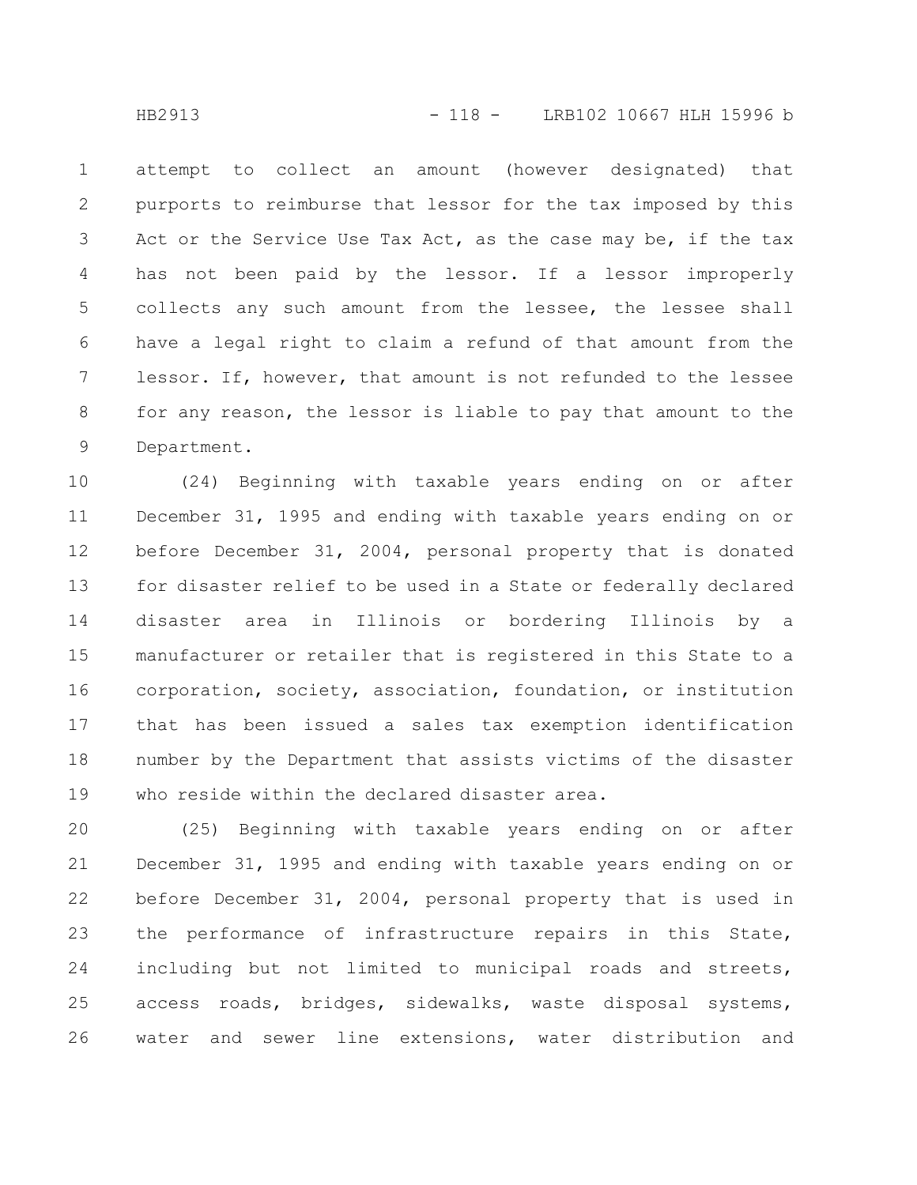attempt to collect an amount (however designated) that purports to reimburse that lessor for the tax imposed by this Act or the Service Use Tax Act, as the case may be, if the tax has not been paid by the lessor. If a lessor improperly collects any such amount from the lessee, the lessee shall have a legal right to claim a refund of that amount from the lessor. If, however, that amount is not refunded to the lessee for any reason, the lessor is liable to pay that amount to the Department.

(24) Beginning with taxable years ending on or after December 31, 1995 and ending with taxable years ending on or before December 31, 2004, personal property that is donated for disaster relief to be used in a State or federally declared disaster area in Illinois or bordering Illinois by a manufacturer or retailer that is registered in this State to a corporation, society, association, foundation, or institution that has been issued a sales tax exemption identification number by the Department that assists victims of the disaster who reside within the declared disaster area.

(25) Beginning with taxable years ending on or after December 31, 1995 and ending with taxable years ending on or before December 31, 2004, personal property that is used in the performance of infrastructure repairs in this State, including but not limited to municipal roads and streets, access roads, bridges, sidewalks, waste disposal systems, water and sewer line extensions, water distribution and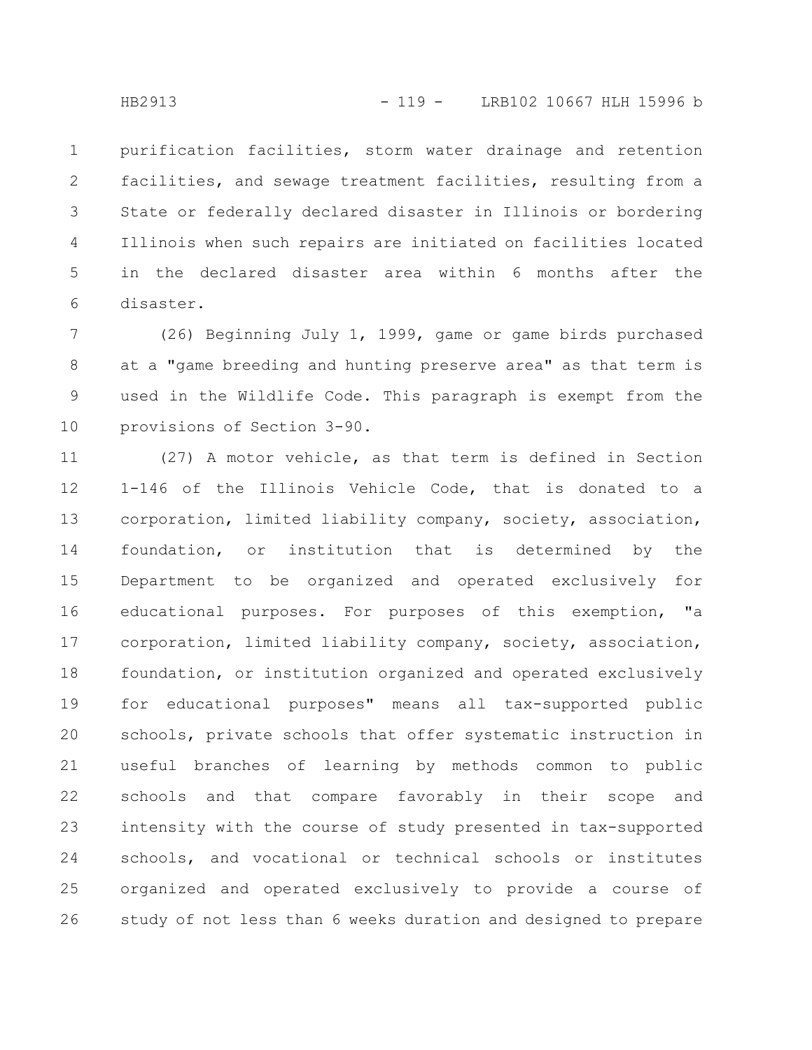purification facilities, storm water drainage and retention facilities, and sewage treatment facilities, resulting from a State or federally declared disaster in Illinois or bordering Illinois when such repairs are initiated on facilities located in the declared disaster area within 6 months after the disaster.

(26) Beginning July 1, 1999, game or game birds purchased at a "game breeding and hunting preserve area" as that term is used in the Wildlife Code. This paragraph is exempt from the provisions of Section 3-90.

(27) A motor vehicle, as that term is defined in Section 1-146 of the Illinois Vehicle Code, that is donated to a corporation, limited liability company, society, association, foundation, or institution that is determined by the Department to be organized and operated exclusively for educational purposes. For purposes of this exemption, "a corporation, limited liability company, society, association, foundation, or institution organized and operated exclusively for educational purposes" means all tax-supported public schools, private schools that offer systematic instruction in useful branches of learning by methods common to public schools and that compare favorably in their scope and intensity with the course of study presented in tax-supported schools, and vocational or technical schools or institutes organized and operated exclusively to provide a course of study of not less than 6 weeks duration and designed to prepare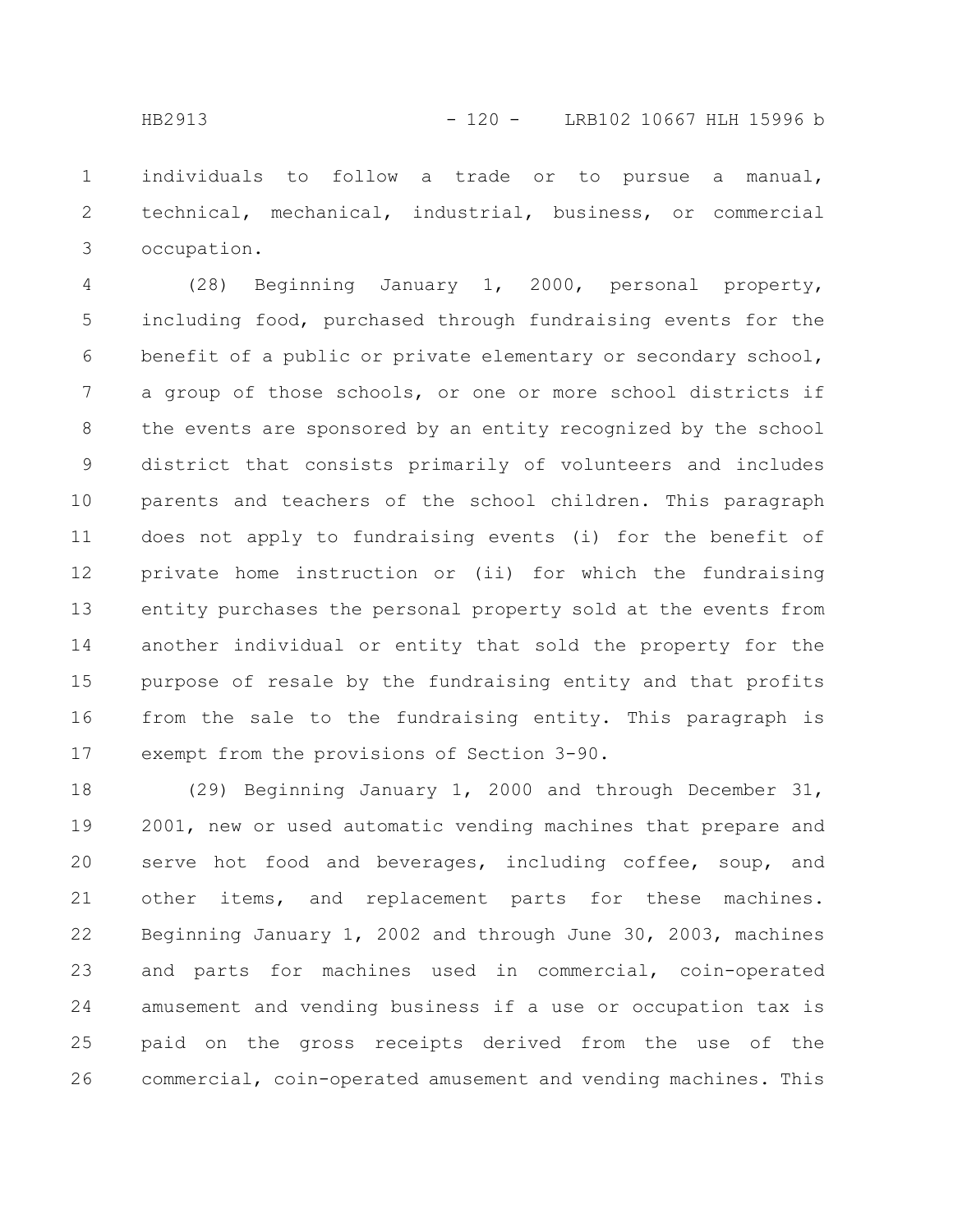individuals to follow a trade or to pursue a manual, technical, mechanical, industrial, business, or commercial occupation.

(28) Beginning January 1, 2000, personal property, including food, purchased through fundraising events for the benefit of a public or private elementary or secondary school, a group of those schools, or one or more school districts if the events are sponsored by an entity recognized by the school district that consists primarily of volunteers and includes parents and teachers of the school children. This paragraph does not apply to fundraising events (i) for the benefit of private home instruction or (ii) for which the fundraising entity purchases the personal property sold at the events from another individual or entity that sold the property for the purpose of resale by the fundraising entity and that profits from the sale to the fundraising entity. This paragraph is exempt from the provisions of Section 3-90.

(29) Beginning January 1, 2000 and through December 31, 2001, new or used automatic vending machines that prepare and serve hot food and beverages, including coffee, soup, and other items, and replacement parts for these machines. Beginning January 1, 2002 and through June 30, 2003, machines and parts for machines used in commercial, coin-operated amusement and vending business if a use or occupation tax is paid on the gross receipts derived from the use of the commercial, coin-operated amusement and vending machines. This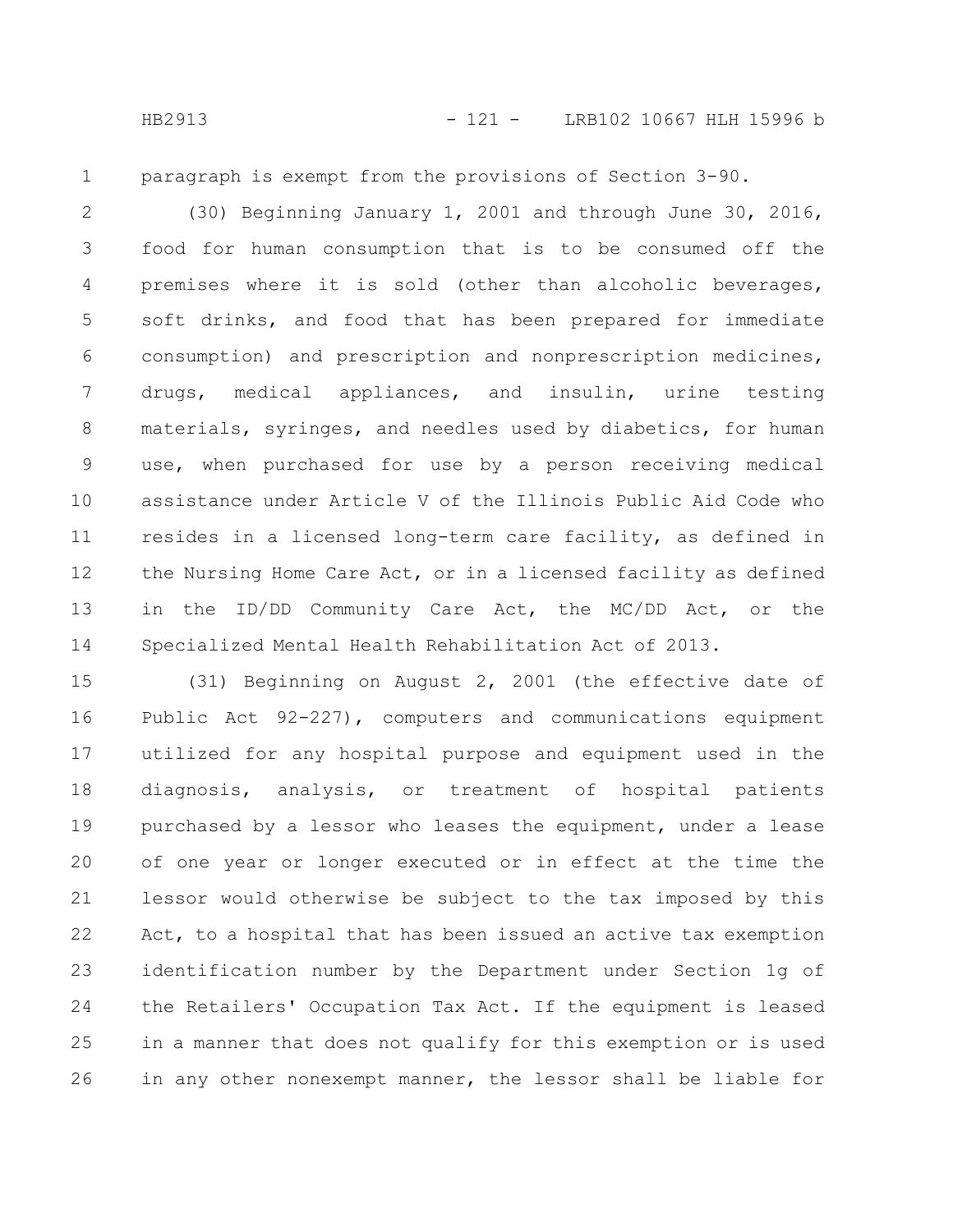paragraph is exempt from the provisions of Section 3-90.

(30) Beginning January 1, 2001 and through June 30, 2016, food for human consumption that is to be consumed off the premises where it is sold (other than alcoholic beverages, soft drinks, and food that has been prepared for immediate consumption) and prescription and nonprescription medicines, drugs, medical appliances, and insulin, urine testing materials, syringes, and needles used by diabetics, for human use, when purchased for use by a person receiving medical assistance under Article V of the Illinois Public Aid Code who resides in a licensed long-term care facility, as defined in the Nursing Home Care Act, or in a licensed facility as defined in the ID/DD Community Care Act, the MC/DD Act, or the Specialized Mental Health Rehabilitation Act of 2013.

(31) Beginning on August 2, 2001 (the effective date of Public Act 92-227), computers and communications equipment utilized for any hospital purpose and equipment used in the diagnosis, analysis, or treatment of hospital patients purchased by a lessor who leases the equipment, under a lease of one year or longer executed or in effect at the time the lessor would otherwise be subject to the tax imposed by this Act, to a hospital that has been issued an active tax exemption identification number by the Department under Section 1g of the Retailers' Occupation Tax Act. If the equipment is leased in a manner that does not qualify for this exemption or is used in any other nonexempt manner, the lessor shall be liable for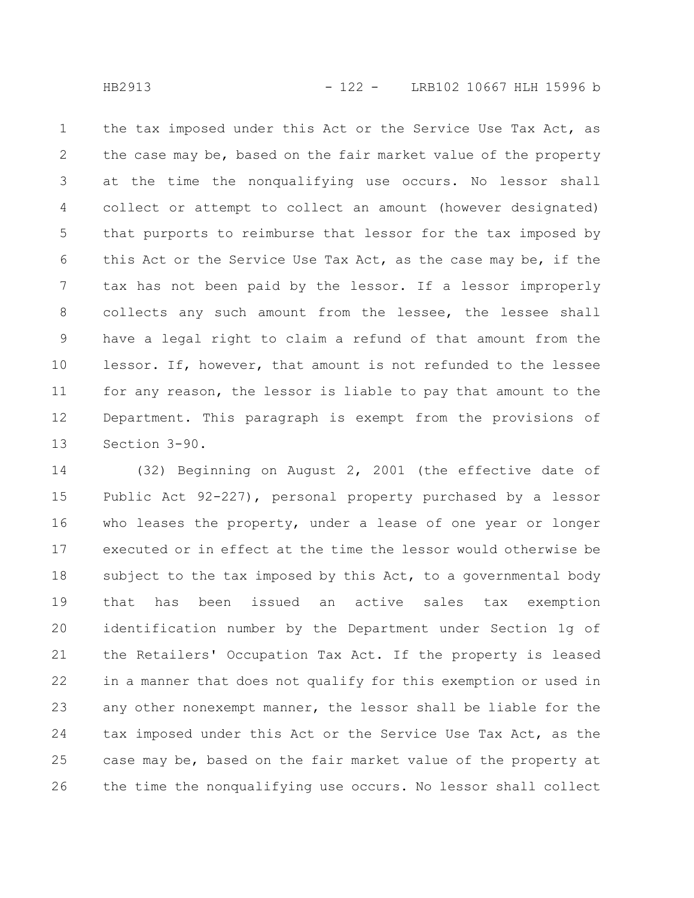the tax imposed under this Act or the Service Use Tax Act, as the case may be, based on the fair market value of the property at the time the nonqualifying use occurs. No lessor shall collect or attempt to collect an amount (however designated) that purports to reimburse that lessor for the tax imposed by this Act or the Service Use Tax Act, as the case may be, if the tax has not been paid by the lessor. If a lessor improperly collects any such amount from the lessee, the lessee shall have a legal right to claim a refund of that amount from the lessor. If, however, that amount is not refunded to the lessee for any reason, the lessor is liable to pay that amount to the Department. This paragraph is exempt from the provisions of Section 3-90.

(32) Beginning on August 2, 2001 (the effective date of Public Act 92-227), personal property purchased by a lessor who leases the property, under a lease of one year or longer executed or in effect at the time the lessor would otherwise be subject to the tax imposed by this Act, to a governmental body that has been issued an active sales tax exemption identification number by the Department under Section 1g of the Retailers' Occupation Tax Act. If the property is leased in a manner that does not qualify for this exemption or used in any other nonexempt manner, the lessor shall be liable for the tax imposed under this Act or the Service Use Tax Act, as the case may be, based on the fair market value of the property at the time the nonqualifying use occurs. No lessor shall collect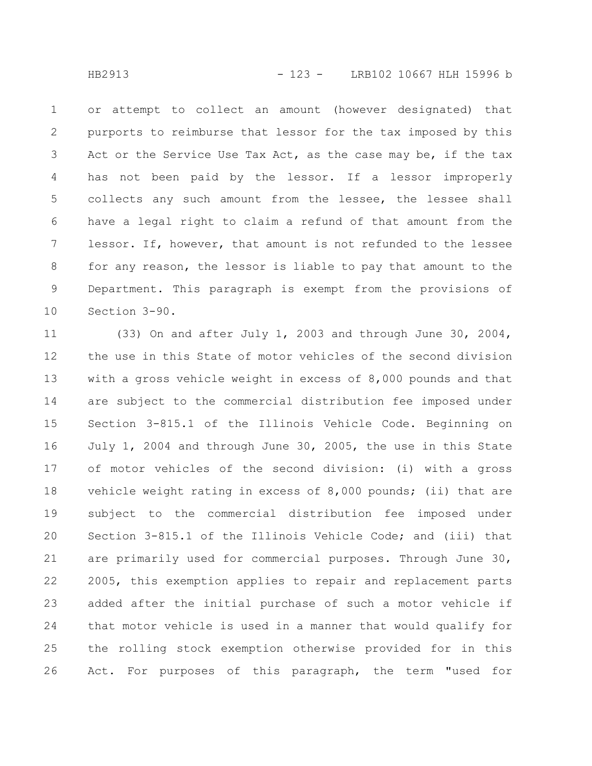or attempt to collect an amount (however designated) that purports to reimburse that lessor for the tax imposed by this Act or the Service Use Tax Act, as the case may be, if the tax has not been paid by the lessor. If a lessor improperly collects any such amount from the lessee, the lessee shall have a legal right to claim a refund of that amount from the lessor. If, however, that amount is not refunded to the lessee for any reason, the lessor is liable to pay that amount to the Department. This paragraph is exempt from the provisions of Section 3-90.

(33) On and after July 1, 2003 and through June 30, 2004, the use in this State of motor vehicles of the second division with a gross vehicle weight in excess of 8,000 pounds and that are subject to the commercial distribution fee imposed under Section 3-815.1 of the Illinois Vehicle Code. Beginning on July 1, 2004 and through June 30, 2005, the use in this State of motor vehicles of the second division: (i) with a gross vehicle weight rating in excess of 8,000 pounds; (ii) that are subject to the commercial distribution fee imposed under Section 3-815.1 of the Illinois Vehicle Code; and (iii) that are primarily used for commercial purposes. Through June 30, 2005, this exemption applies to repair and replacement parts added after the initial purchase of such a motor vehicle if that motor vehicle is used in a manner that would qualify for the rolling stock exemption otherwise provided for in this Act. For purposes of this paragraph, the term "used for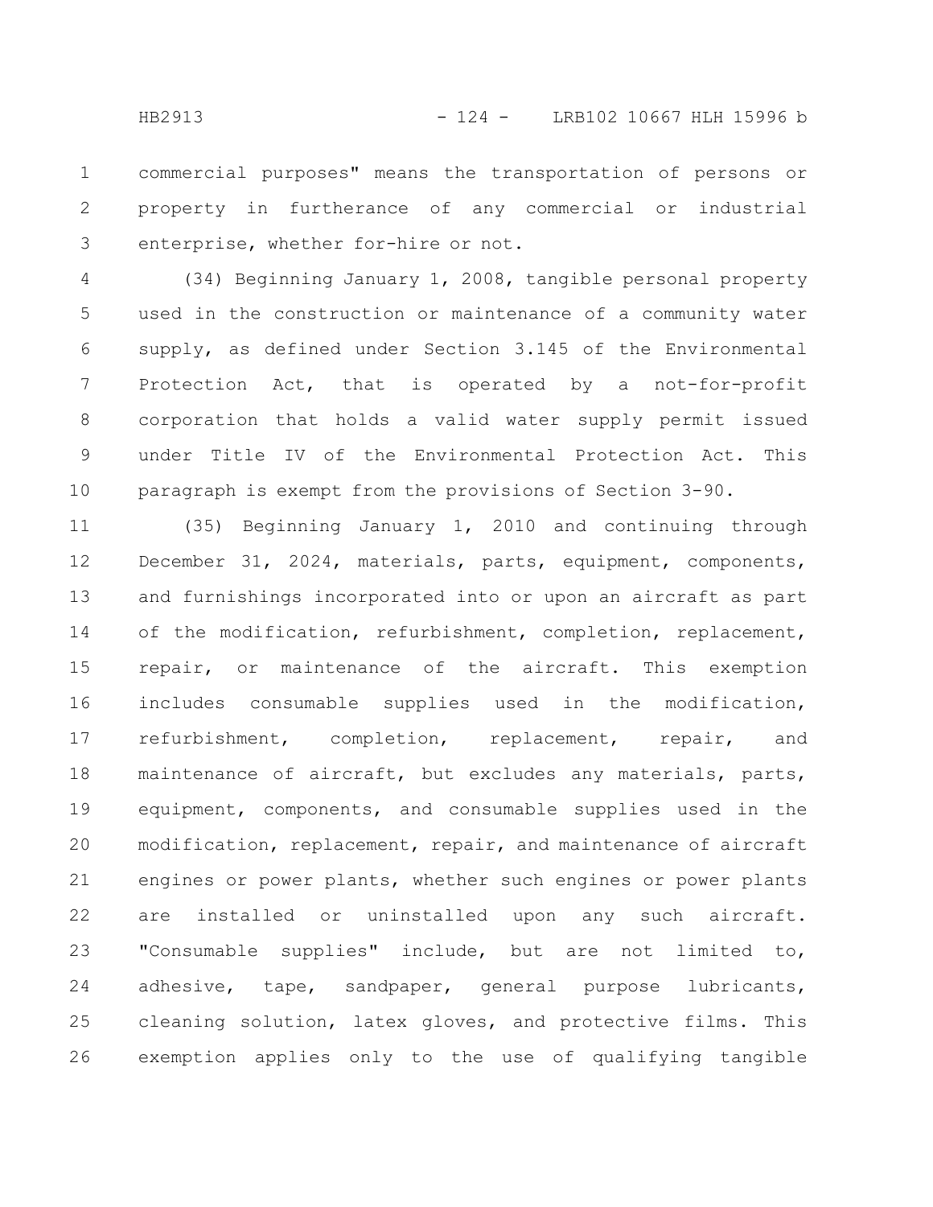commercial purposes" means the transportation of persons or property in furtherance of any commercial or industrial enterprise, whether for-hire or not.

(34) Beginning January 1, 2008, tangible personal property used in the construction or maintenance of a community water supply, as defined under Section 3.145 of the Environmental Protection Act, that is operated by a not-for-profit corporation that holds a valid water supply permit issued under Title IV of the Environmental Protection Act. This paragraph is exempt from the provisions of Section 3-90.

(35) Beginning January 1, 2010 and continuing through December 31, 2024, materials, parts, equipment, components, and furnishings incorporated into or upon an aircraft as part of the modification, refurbishment, completion, replacement, repair, or maintenance of the aircraft. This exemption includes consumable supplies used in the modification, refurbishment, completion, replacement, repair, and maintenance of aircraft, but excludes any materials, parts, equipment, components, and consumable supplies used in the modification, replacement, repair, and maintenance of aircraft engines or power plants, whether such engines or power plants are installed or uninstalled upon any such aircraft. "Consumable supplies" include, but are not limited to, adhesive, tape, sandpaper, general purpose lubricants, cleaning solution, latex gloves, and protective films. This exemption applies only to the use of qualifying tangible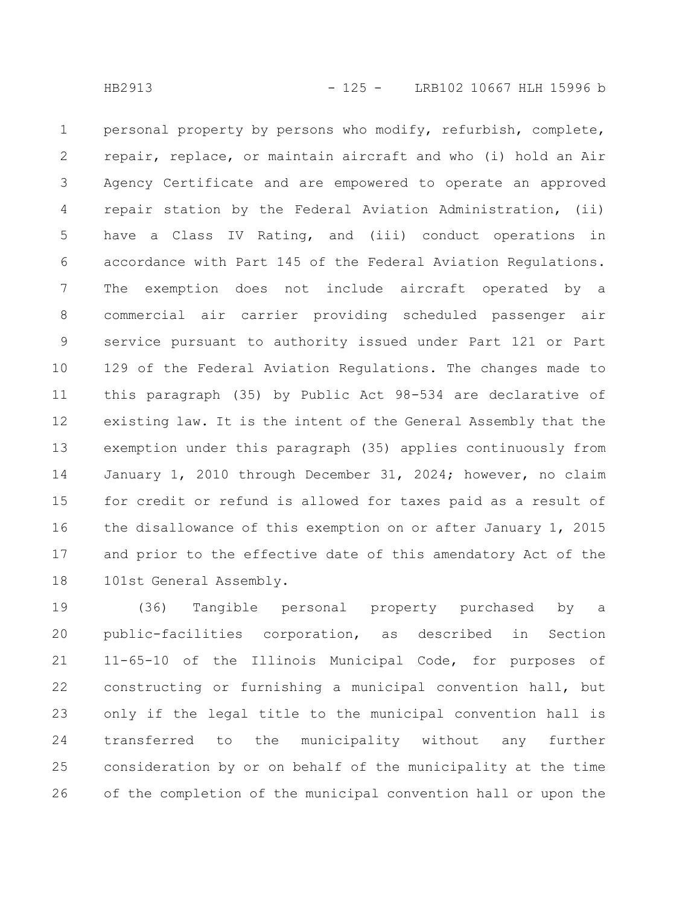personal property by persons who modify, refurbish, complete, repair, replace, or maintain aircraft and who (i) hold an Air Agency Certificate and are empowered to operate an approved repair station by the Federal Aviation Administration, (ii) have a Class IV Rating, and (iii) conduct operations in accordance with Part 145 of the Federal Aviation Regulations. The exemption does not include aircraft operated by a commercial air carrier providing scheduled passenger air service pursuant to authority issued under Part 121 or Part 129 of the Federal Aviation Regulations. The changes made to this paragraph (35) by Public Act 98-534 are declarative of existing law. It is the intent of the General Assembly that the exemption under this paragraph (35) applies continuously from January 1, 2010 through December 31, 2024; however, no claim for credit or refund is allowed for taxes paid as a result of the disallowance of this exemption on or after January 1, 2015 and prior to the effective date of this amendatory Act of the 101st General Assembly.

(36) Tangible personal property purchased by a public-facilities corporation, as described in Section 11-65-10 of the Illinois Municipal Code, for purposes of constructing or furnishing a municipal convention hall, but only if the legal title to the municipal convention hall is transferred to the municipality without any further consideration by or on behalf of the municipality at the time of the completion of the municipal convention hall or upon the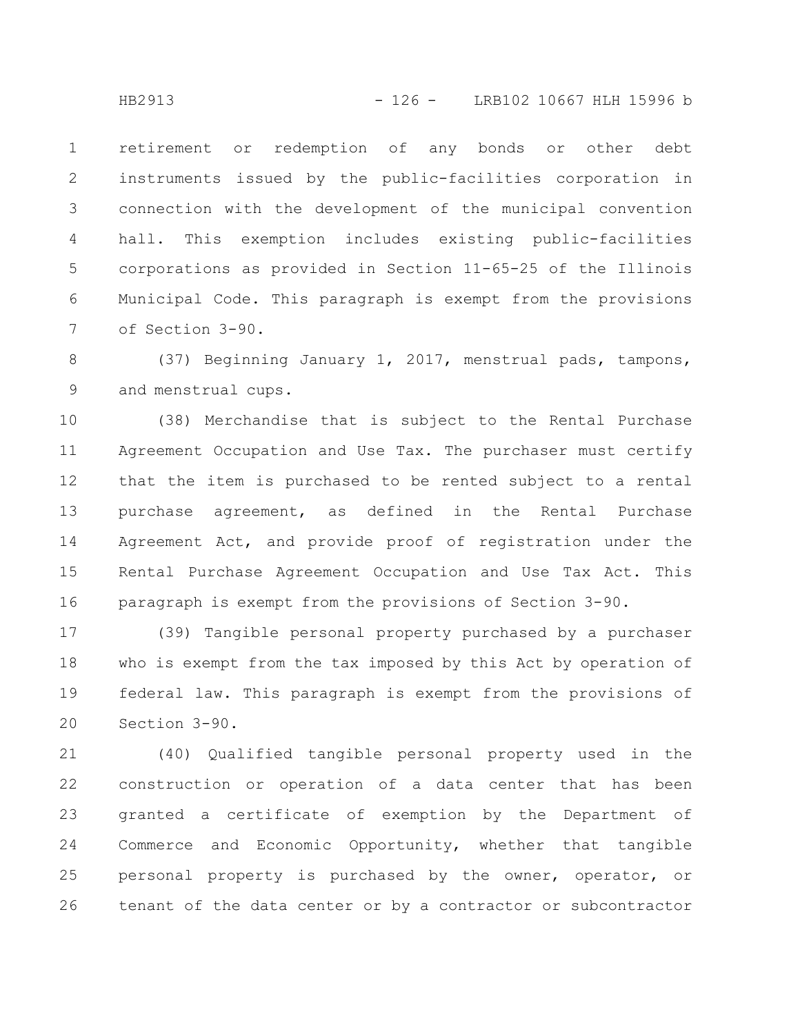retirement or redemption of any bonds or other debt instruments issued by the public-facilities corporation in connection with the development of the municipal convention hall. This exemption includes existing public-facilities corporations as provided in Section 11-65-25 of the Illinois Municipal Code. This paragraph is exempt from the provisions of Section 3-90.

(37) Beginning January 1, 2017, menstrual pads, tampons, and menstrual cups.

(38) Merchandise that is subject to the Rental Purchase Agreement Occupation and Use Tax. The purchaser must certify that the item is purchased to be rented subject to a rental purchase agreement, as defined in the Rental Purchase Agreement Act, and provide proof of registration under the Rental Purchase Agreement Occupation and Use Tax Act. This paragraph is exempt from the provisions of Section 3-90.

(39) Tangible personal property purchased by a purchaser who is exempt from the tax imposed by this Act by operation of federal law. This paragraph is exempt from the provisions of Section 3-90.

(40) Qualified tangible personal property used in the construction or operation of a data center that has been granted a certificate of exemption by the Department of Commerce and Economic Opportunity, whether that tangible personal property is purchased by the owner, operator, or tenant of the data center or by a contractor or subcontractor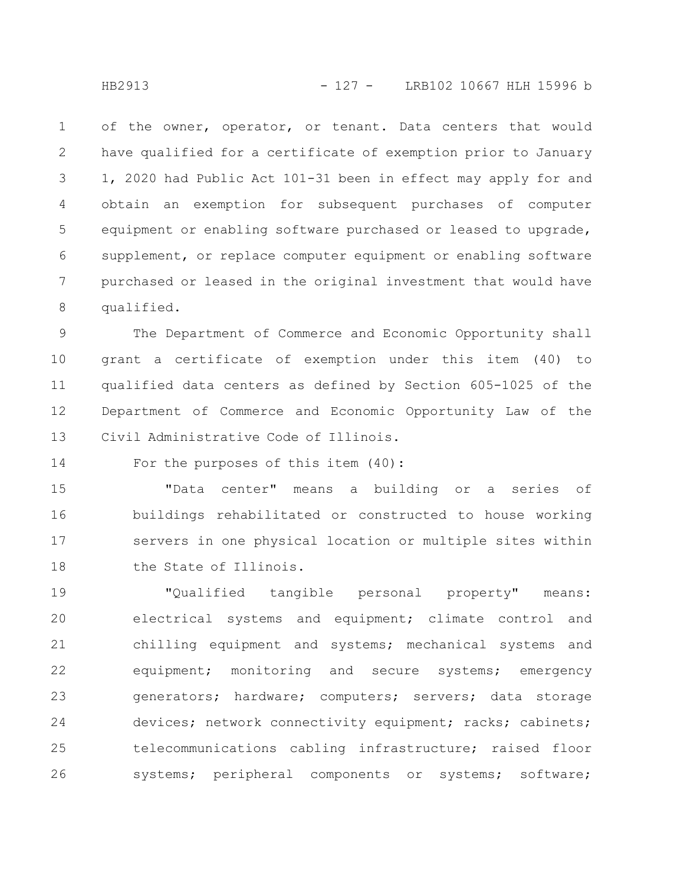of the owner, operator, or tenant. Data centers that would have qualified for a certificate of exemption prior to January 1, 2020 had Public Act 101-31 been in effect may apply for and obtain an exemption for subsequent purchases of computer equipment or enabling software purchased or leased to upgrade, supplement, or replace computer equipment or enabling software purchased or leased in the original investment that would have qualified.

The Department of Commerce and Economic Opportunity shall grant a certificate of exemption under this item (40) to qualified data centers as defined by Section 605-1025 of the Department of Commerce and Economic Opportunity Law of the Civil Administrative Code of Illinois.

For the purposes of this item (40):

"Data center" means a building or a series of buildings rehabilitated or constructed to house working servers in one physical location or multiple sites within the State of Illinois.

"Qualified tangible personal property" means: electrical systems and equipment; climate control and chilling equipment and systems; mechanical systems and equipment; monitoring and secure systems; emergency generators; hardware; computers; servers; data storage devices; network connectivity equipment; racks; cabinets; telecommunications cabling infrastructure; raised floor systems; peripheral components or systems; software;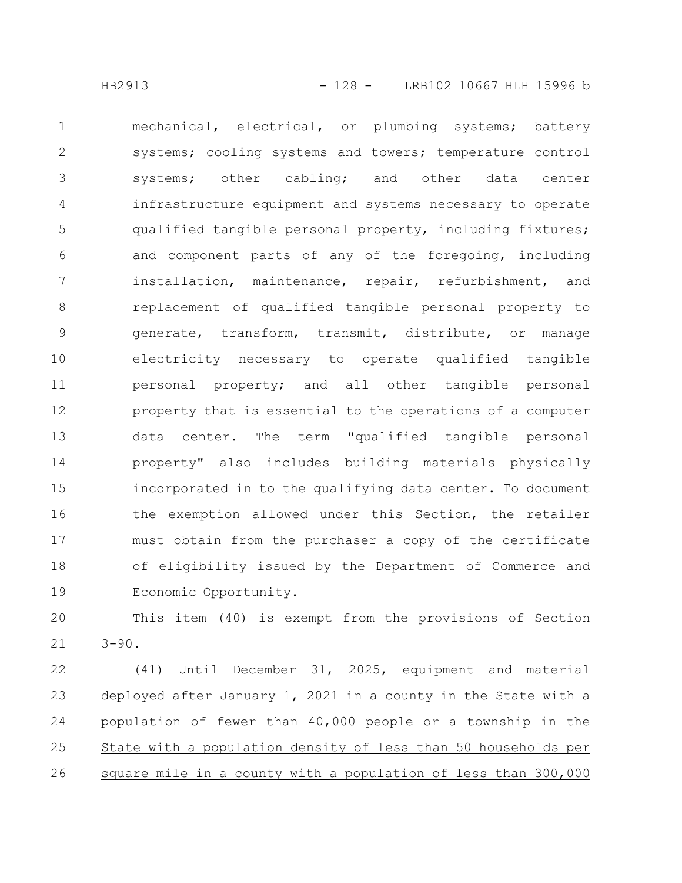mechanical, electrical, or plumbing systems; battery systems; cooling systems and towers; temperature control systems; other cabling; and other data center infrastructure equipment and systems necessary to operate qualified tangible personal property, including fixtures; and component parts of any of the foregoing, including installation, maintenance, repair, refurbishment, and replacement of qualified tangible personal property to generate, transform, transmit, distribute, or manage electricity necessary to operate qualified tangible personal property; and all other tangible personal property that is essential to the operations of a computer data center. The term "qualified tangible personal property" also includes building materials physically incorporated in to the qualifying data center. To document the exemption allowed under this Section, the retailer must obtain from the purchaser a copy of the certificate of eligibility issued by the Department of Commerce and Economic Opportunity.

This item (40) is exempt from the provisions of Section 3-90.

(41) Until December 31, 2025, equipment and material deployed after January 1, 2021 in a county in the State with a population of fewer than 40,000 people or a township in the State with a population density of less than 50 households per square mile in a county with a population of less than 300,000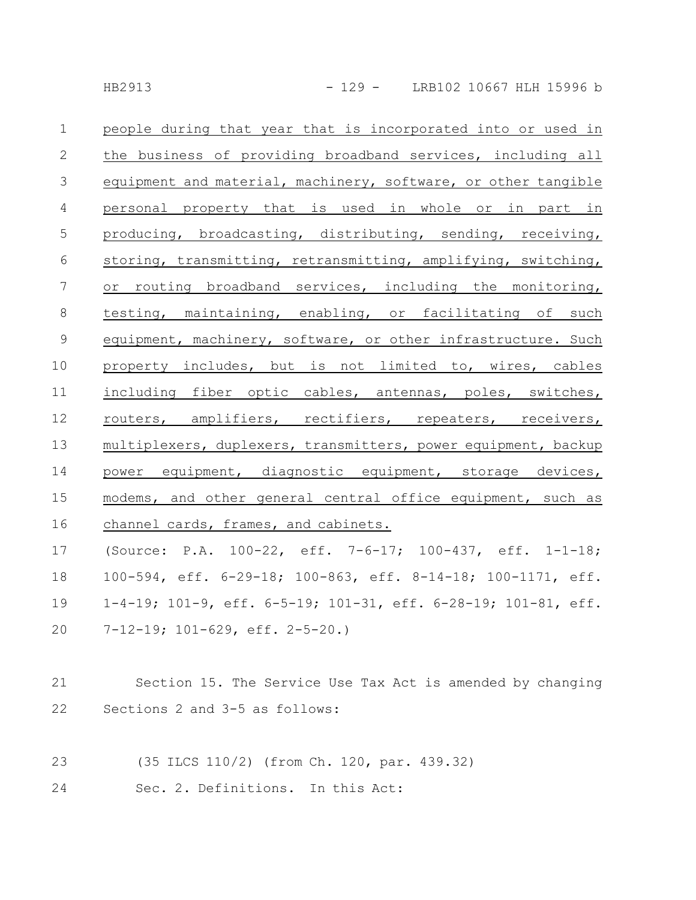people during that year that is incorporated into or used in the business of providing broadband services, including all equipment and material, machinery, software, or other tangible personal property that is used in whole or in part in producing, broadcasting, distributing, sending, receiving, storing, transmitting, retransmitting, amplifying, switching, or routing broadband services, including the monitoring, testing, maintaining, enabling, or facilitating of such equipment, machinery, software, or other infrastructure. Such property includes, but is not limited to, wires, cables including fiber optic cables, antennas, poles, switches, routers, amplifiers, rectifiers, repeaters, receivers, multiplexers, duplexers, transmitters, power equipment, backup power equipment, diagnostic equipment, storage devices, modems, and other general central office equipment, such as channel cards, frames, and cabinets.

(Source: P.A. 100-22, eff. 7-6-17; 100-437, eff. 1-1-18; 100-594, eff. 6-29-18; 100-863, eff. 8-14-18; 100-1171, eff. 1-4-19; 101-9, eff. 6-5-19; 101-31, eff. 6-28-19; 101-81, eff. 7-12-19; 101-629, eff. 2-5-20.)

Section 15. The Service Use Tax Act is amended by changing Sections 2 and 3-5 as follows:

(35 ILCS 110/2) (from Ch. 120, par. 439.32)

Sec. 2. Definitions. In this Act: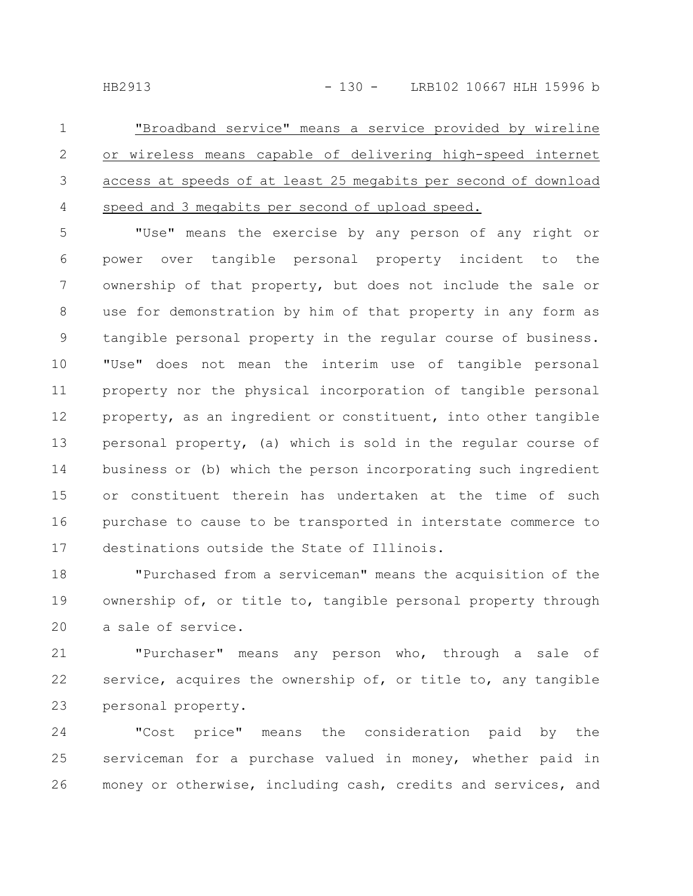"Broadband service" means a service provided by wireline or wireless means capable of delivering high-speed internet access at speeds of at least 25 megabits per second of download speed and 3 megabits per second of upload speed.

"Use" means the exercise by any person of any right or power over tangible personal property incident to the ownership of that property, but does not include the sale or use for demonstration by him of that property in any form as tangible personal property in the regular course of business. "Use" does not mean the interim use of tangible personal property nor the physical incorporation of tangible personal property, as an ingredient or constituent, into other tangible personal property, (a) which is sold in the regular course of business or (b) which the person incorporating such ingredient or constituent therein has undertaken at the time of such purchase to cause to be transported in interstate commerce to destinations outside the State of Illinois.

"Purchased from a serviceman" means the acquisition of the ownership of, or title to, tangible personal property through a sale of service.

"Purchaser" means any person who, through a sale of service, acquires the ownership of, or title to, any tangible personal property.

"Cost price" means the consideration paid by the serviceman for a purchase valued in money, whether paid in money or otherwise, including cash, credits and services, and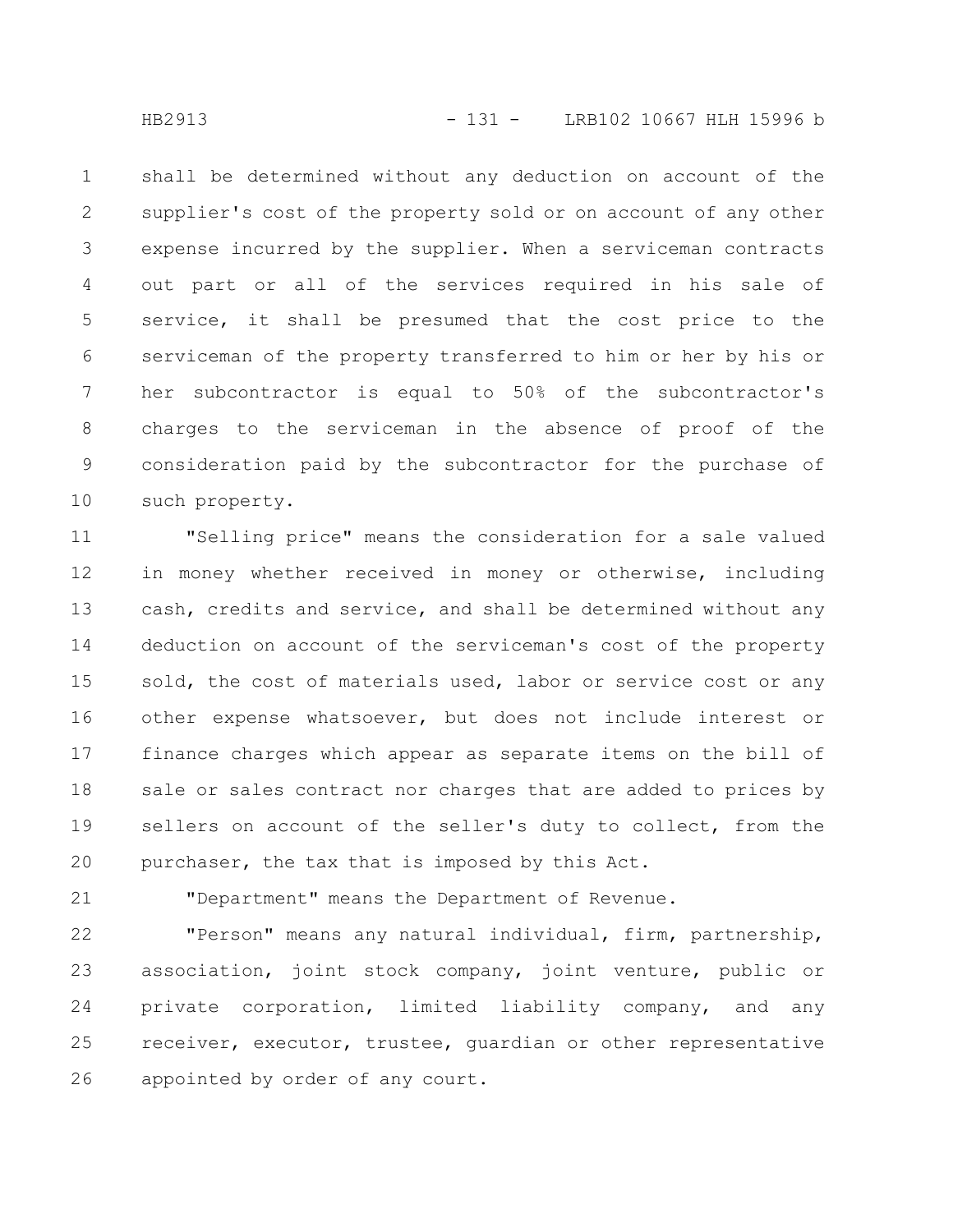shall be determined without any deduction on account of the supplier's cost of the property sold or on account of any other expense incurred by the supplier. When a serviceman contracts out part or all of the services required in his sale of service, it shall be presumed that the cost price to the serviceman of the property transferred to him or her by his or her subcontractor is equal to 50% of the subcontractor's charges to the serviceman in the absence of proof of the consideration paid by the subcontractor for the purchase of such property.

"Selling price" means the consideration for a sale valued in money whether received in money or otherwise, including cash, credits and service, and shall be determined without any deduction on account of the serviceman's cost of the property sold, the cost of materials used, labor or service cost or any other expense whatsoever, but does not include interest or finance charges which appear as separate items on the bill of sale or sales contract nor charges that are added to prices by sellers on account of the seller's duty to collect, from the purchaser, the tax that is imposed by this Act.

"Department" means the Department of Revenue.

"Person" means any natural individual, firm, partnership, association, joint stock company, joint venture, public or private corporation, limited liability company, and any receiver, executor, trustee, guardian or other representative appointed by order of any court.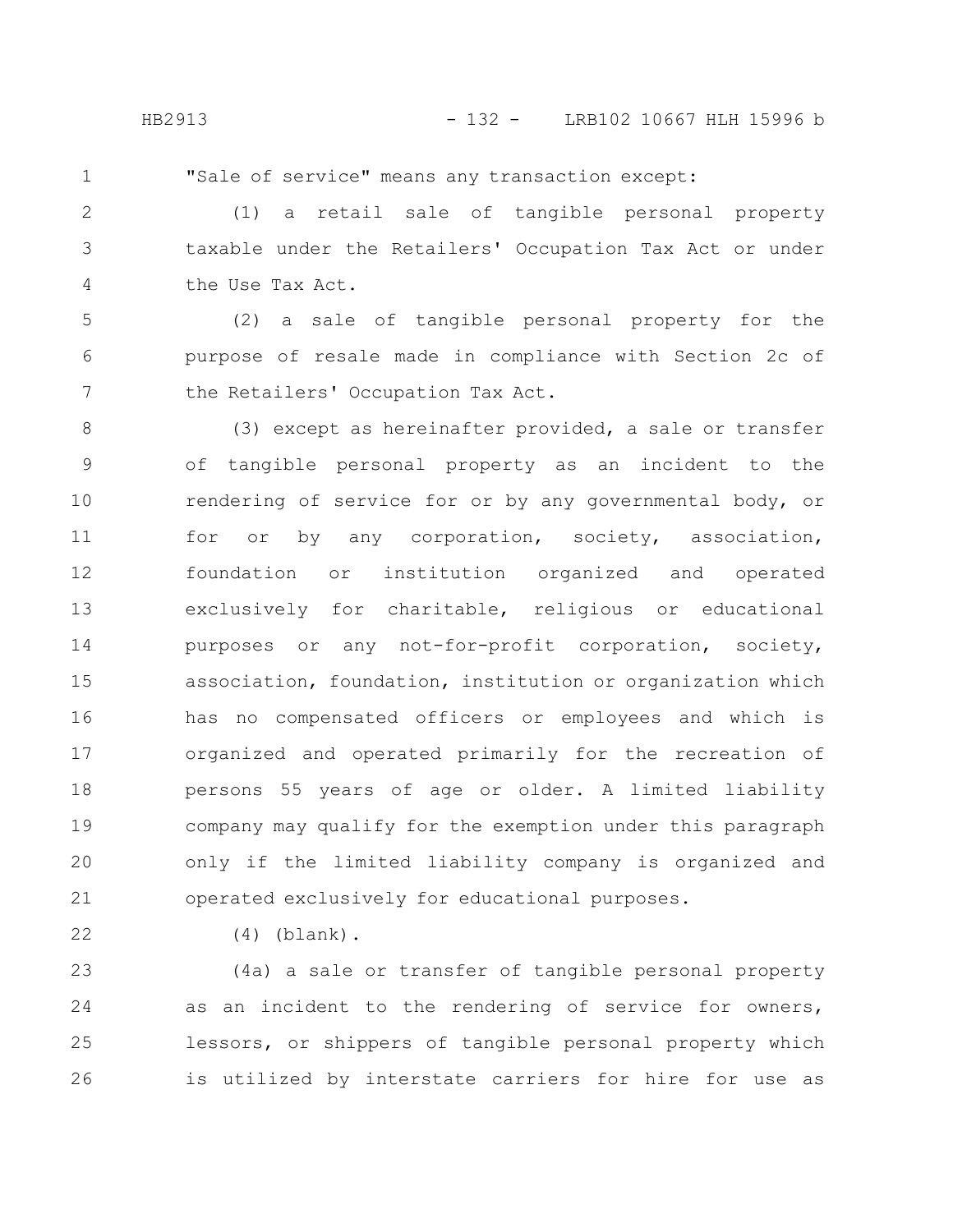"Sale of service" means any transaction except:

(1) a retail sale of tangible personal property taxable under the Retailers' Occupation Tax Act or under the Use Tax Act.

(2) a sale of tangible personal property for the purpose of resale made in compliance with Section 2c of the Retailers' Occupation Tax Act.

(3) except as hereinafter provided, a sale or transfer of tangible personal property as an incident to the rendering of service for or by any governmental body, or for or by any corporation, society, association, foundation or institution organized and operated exclusively for charitable, religious or educational purposes or any not-for-profit corporation, society, association, foundation, institution or organization which has no compensated officers or employees and which is organized and operated primarily for the recreation of persons 55 years of age or older. A limited liability company may qualify for the exemption under this paragraph only if the limited liability company is organized and operated exclusively for educational purposes.

(4) (blank).

(4a) a sale or transfer of tangible personal property as an incident to the rendering of service for owners, lessors, or shippers of tangible personal property which is utilized by interstate carriers for hire for use as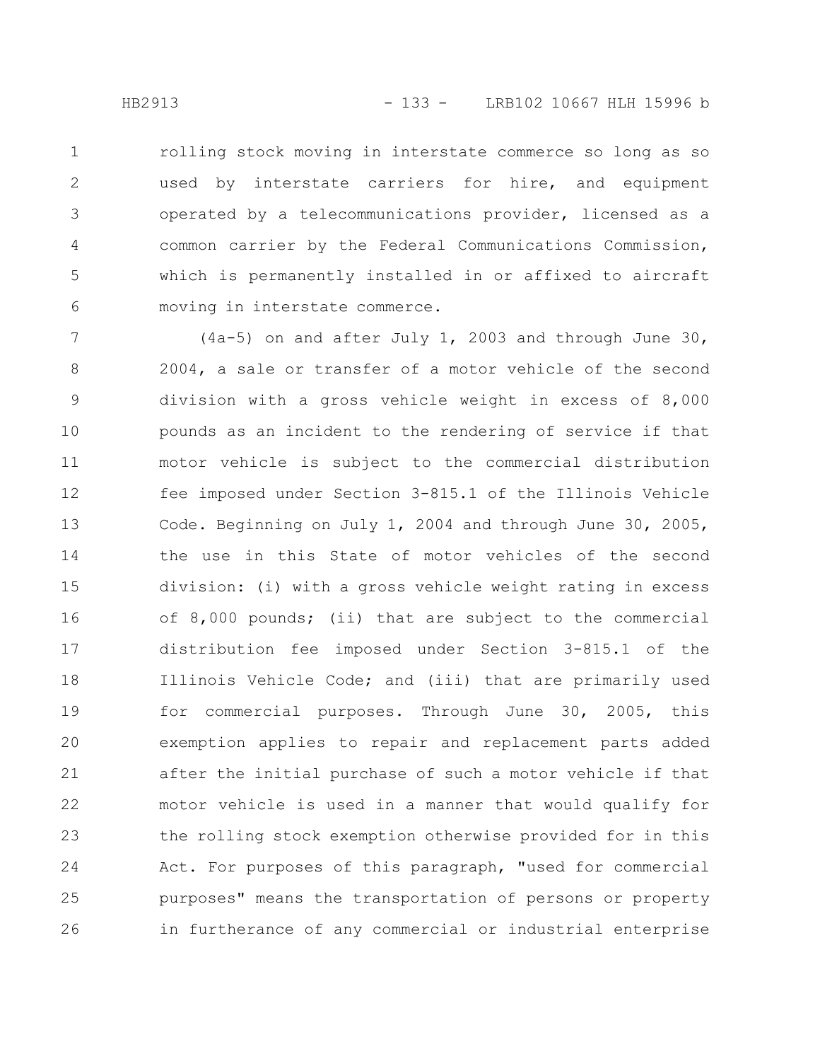rolling stock moving in interstate commerce so long as so used by interstate carriers for hire, and equipment operated by a telecommunications provider, licensed as a common carrier by the Federal Communications Commission, which is permanently installed in or affixed to aircraft moving in interstate commerce.

(4a-5) on and after July 1, 2003 and through June 30, 2004, a sale or transfer of a motor vehicle of the second division with a gross vehicle weight in excess of 8,000 pounds as an incident to the rendering of service if that motor vehicle is subject to the commercial distribution fee imposed under Section 3-815.1 of the Illinois Vehicle Code. Beginning on July 1, 2004 and through June 30, 2005, the use in this State of motor vehicles of the second division: (i) with a gross vehicle weight rating in excess of 8,000 pounds; (ii) that are subject to the commercial distribution fee imposed under Section 3-815.1 of the Illinois Vehicle Code; and (iii) that are primarily used for commercial purposes. Through June 30, 2005, this exemption applies to repair and replacement parts added after the initial purchase of such a motor vehicle if that motor vehicle is used in a manner that would qualify for the rolling stock exemption otherwise provided for in this Act. For purposes of this paragraph, "used for commercial purposes" means the transportation of persons or property in furtherance of any commercial or industrial enterprise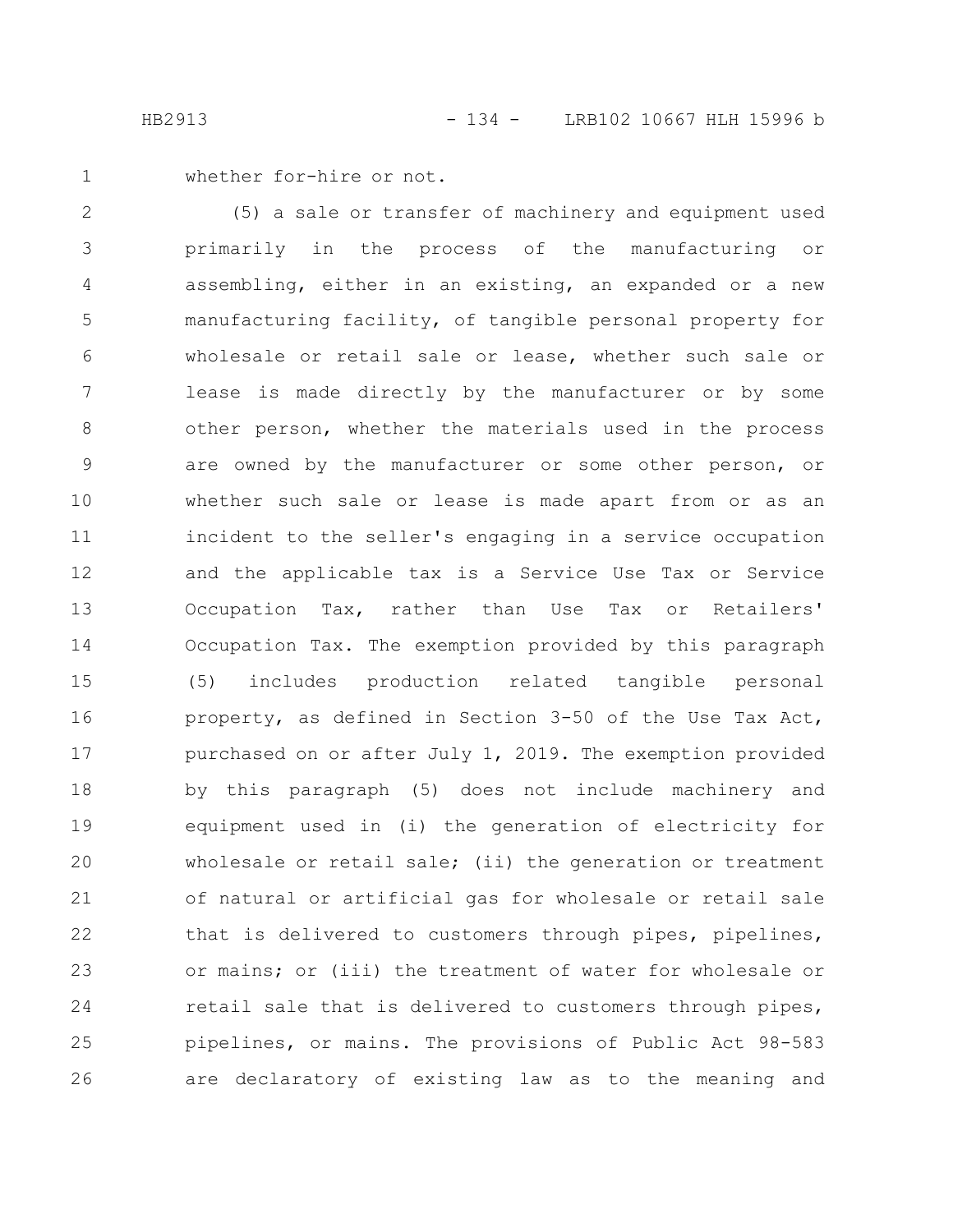whether for-hire or not.

(5) a sale or transfer of machinery and equipment used primarily in the process of the manufacturing or assembling, either in an existing, an expanded or a new manufacturing facility, of tangible personal property for wholesale or retail sale or lease, whether such sale or lease is made directly by the manufacturer or by some other person, whether the materials used in the process are owned by the manufacturer or some other person, or whether such sale or lease is made apart from or as an incident to the seller's engaging in a service occupation and the applicable tax is a Service Use Tax or Service Occupation Tax, rather than Use Tax or Retailers' Occupation Tax. The exemption provided by this paragraph (5) includes production related tangible personal property, as defined in Section 3-50 of the Use Tax Act, purchased on or after July 1, 2019. The exemption provided by this paragraph (5) does not include machinery and equipment used in (i) the generation of electricity for wholesale or retail sale; (ii) the generation or treatment of natural or artificial gas for wholesale or retail sale that is delivered to customers through pipes, pipelines, or mains; or (iii) the treatment of water for wholesale or retail sale that is delivered to customers through pipes, pipelines, or mains. The provisions of Public Act 98-583 are declaratory of existing law as to the meaning and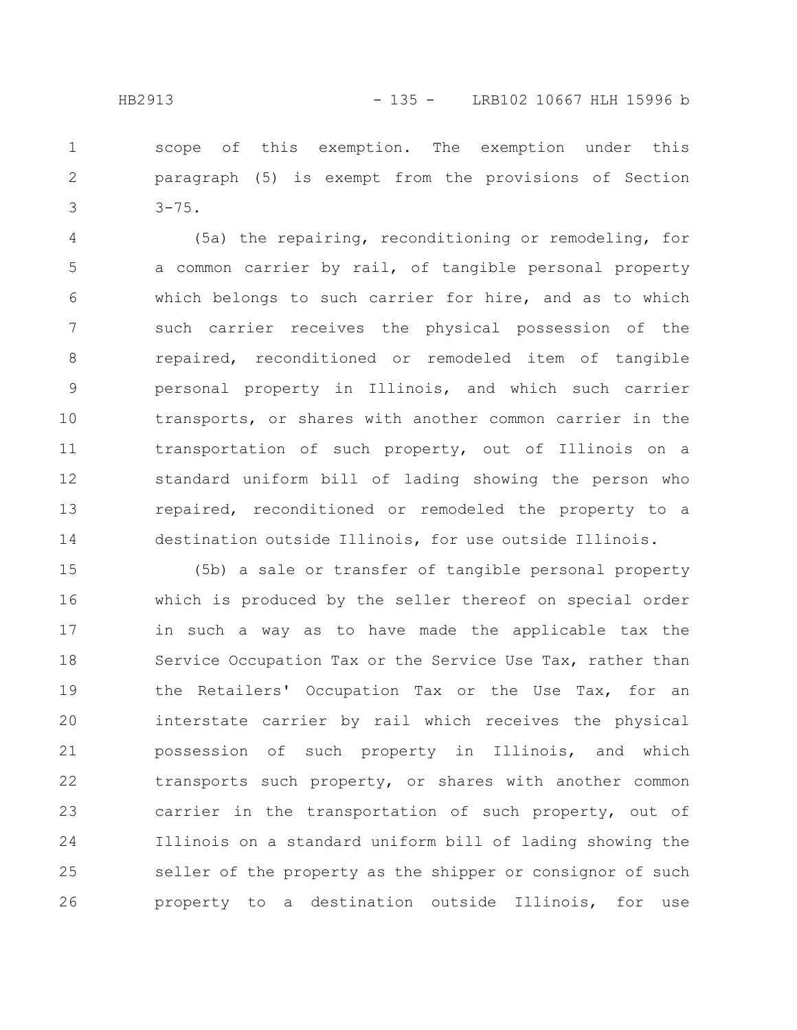scope of this exemption. The exemption under this paragraph (5) is exempt from the provisions of Section 3-75.

(5a) the repairing, reconditioning or remodeling, for a common carrier by rail, of tangible personal property which belongs to such carrier for hire, and as to which such carrier receives the physical possession of the repaired, reconditioned or remodeled item of tangible personal property in Illinois, and which such carrier transports, or shares with another common carrier in the transportation of such property, out of Illinois on a standard uniform bill of lading showing the person who repaired, reconditioned or remodeled the property to a destination outside Illinois, for use outside Illinois.

(5b) a sale or transfer of tangible personal property which is produced by the seller thereof on special order in such a way as to have made the applicable tax the Service Occupation Tax or the Service Use Tax, rather than the Retailers' Occupation Tax or the Use Tax, for an interstate carrier by rail which receives the physical possession of such property in Illinois, and which transports such property, or shares with another common carrier in the transportation of such property, out of Illinois on a standard uniform bill of lading showing the seller of the property as the shipper or consignor of such property to a destination outside Illinois, for use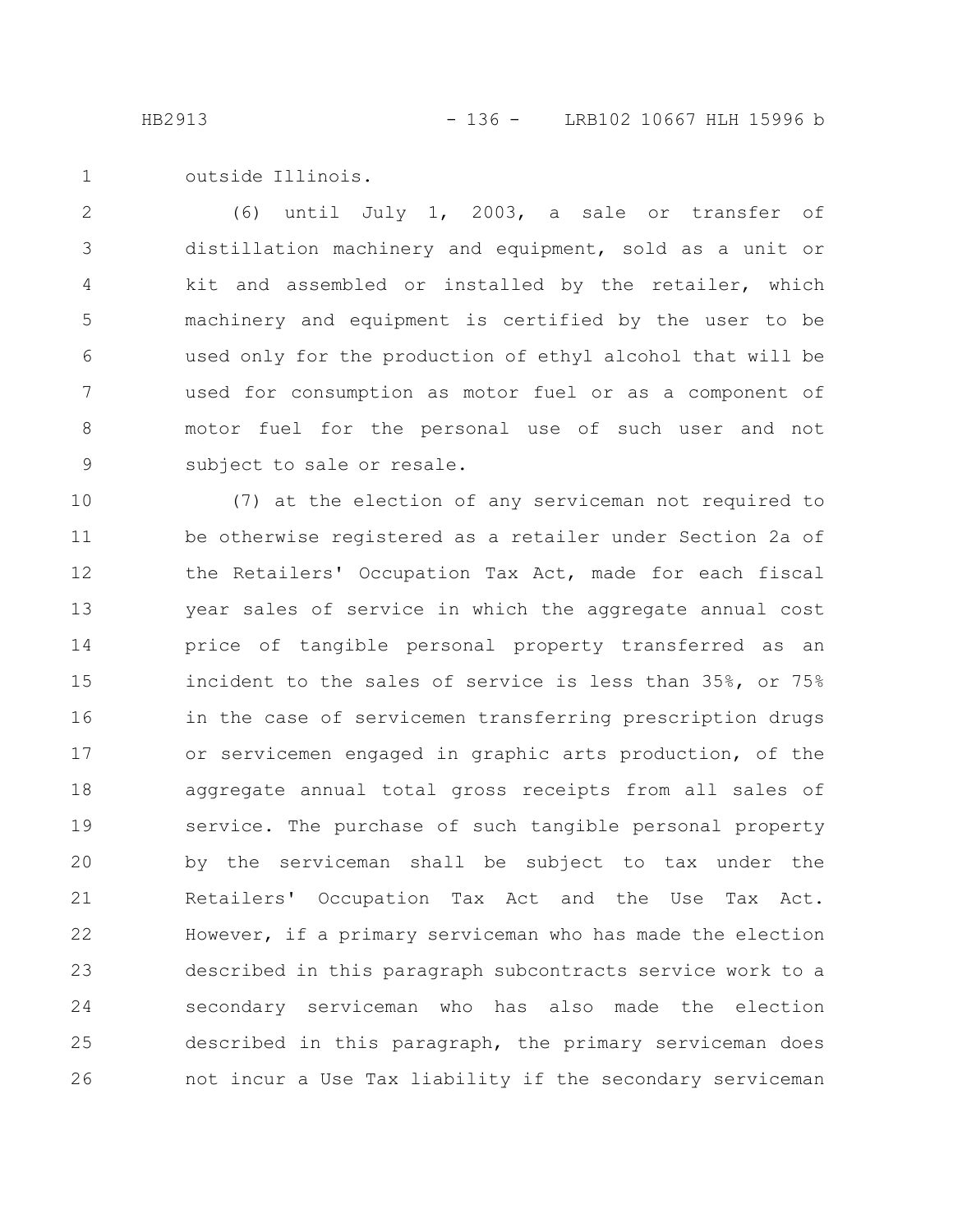outside Illinois.

(6) until July 1, 2003, a sale or transfer of distillation machinery and equipment, sold as a unit or kit and assembled or installed by the retailer, which machinery and equipment is certified by the user to be used only for the production of ethyl alcohol that will be used for consumption as motor fuel or as a component of motor fuel for the personal use of such user and not subject to sale or resale.

(7) at the election of any serviceman not required to be otherwise registered as a retailer under Section 2a of the Retailers' Occupation Tax Act, made for each fiscal year sales of service in which the aggregate annual cost price of tangible personal property transferred as an incident to the sales of service is less than 35%, or 75% in the case of servicemen transferring prescription drugs or servicemen engaged in graphic arts production, of the aggregate annual total gross receipts from all sales of service. The purchase of such tangible personal property by the serviceman shall be subject to tax under the Retailers' Occupation Tax Act and the Use Tax Act. However, if a primary serviceman who has made the election described in this paragraph subcontracts service work to a secondary serviceman who has also made the election described in this paragraph, the primary serviceman does not incur a Use Tax liability if the secondary serviceman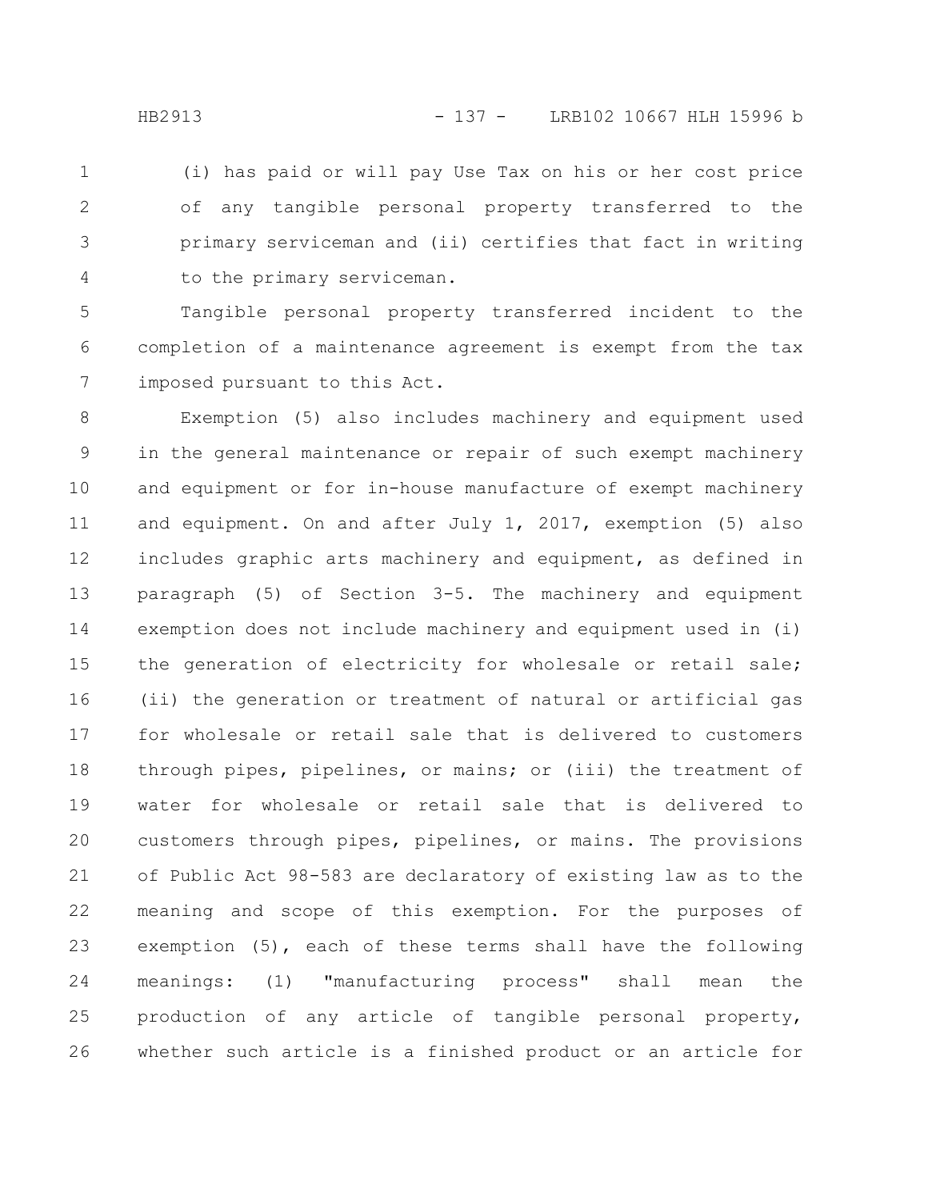(i) has paid or will pay Use Tax on his or her cost price of any tangible personal property transferred to the primary serviceman and (ii) certifies that fact in writing to the primary serviceman.

Tangible personal property transferred incident to the completion of a maintenance agreement is exempt from the tax imposed pursuant to this Act.

Exemption (5) also includes machinery and equipment used in the general maintenance or repair of such exempt machinery and equipment or for in-house manufacture of exempt machinery and equipment. On and after July 1, 2017, exemption (5) also includes graphic arts machinery and equipment, as defined in paragraph (5) of Section 3-5. The machinery and equipment exemption does not include machinery and equipment used in (i) the generation of electricity for wholesale or retail sale; (ii) the generation or treatment of natural or artificial gas for wholesale or retail sale that is delivered to customers through pipes, pipelines, or mains; or (iii) the treatment of water for wholesale or retail sale that is delivered to customers through pipes, pipelines, or mains. The provisions of Public Act 98-583 are declaratory of existing law as to the meaning and scope of this exemption. For the purposes of exemption (5), each of these terms shall have the following meanings: (1) "manufacturing process" shall mean the production of any article of tangible personal property, whether such article is a finished product or an article for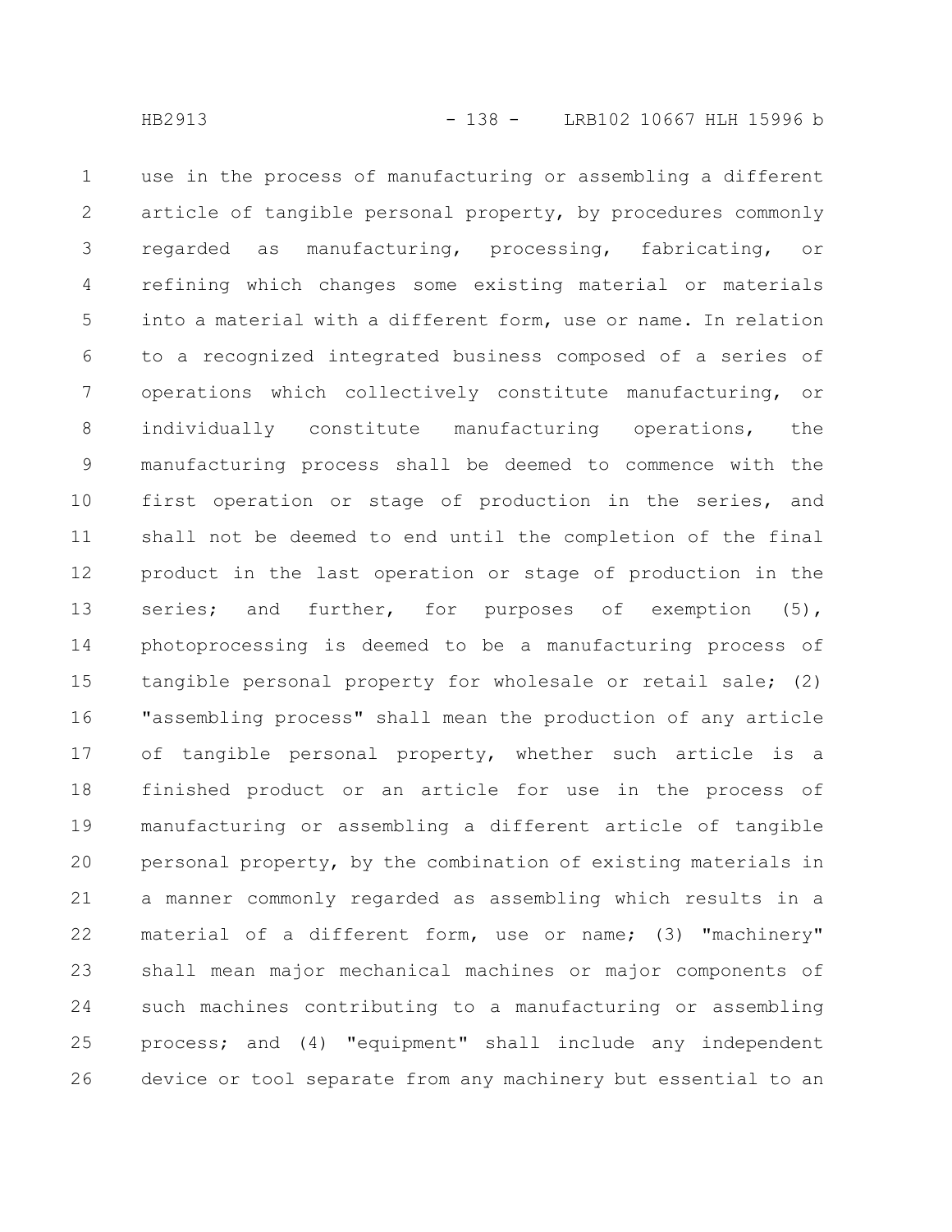use in the process of manufacturing or assembling a different article of tangible personal property, by procedures commonly regarded as manufacturing, processing, fabricating, or refining which changes some existing material or materials into a material with a different form, use or name. In relation to a recognized integrated business composed of a series of operations which collectively constitute manufacturing, or individually constitute manufacturing operations, the manufacturing process shall be deemed to commence with the first operation or stage of production in the series, and shall not be deemed to end until the completion of the final product in the last operation or stage of production in the series; and further, for purposes of exemption (5), photoprocessing is deemed to be a manufacturing process of tangible personal property for wholesale or retail sale; (2) "assembling process" shall mean the production of any article of tangible personal property, whether such article is a finished product or an article for use in the process of manufacturing or assembling a different article of tangible personal property, by the combination of existing materials in a manner commonly regarded as assembling which results in a material of a different form, use or name; (3) "machinery" shall mean major mechanical machines or major components of such machines contributing to a manufacturing or assembling process; and (4) "equipment" shall include any independent device or tool separate from any machinery but essential to an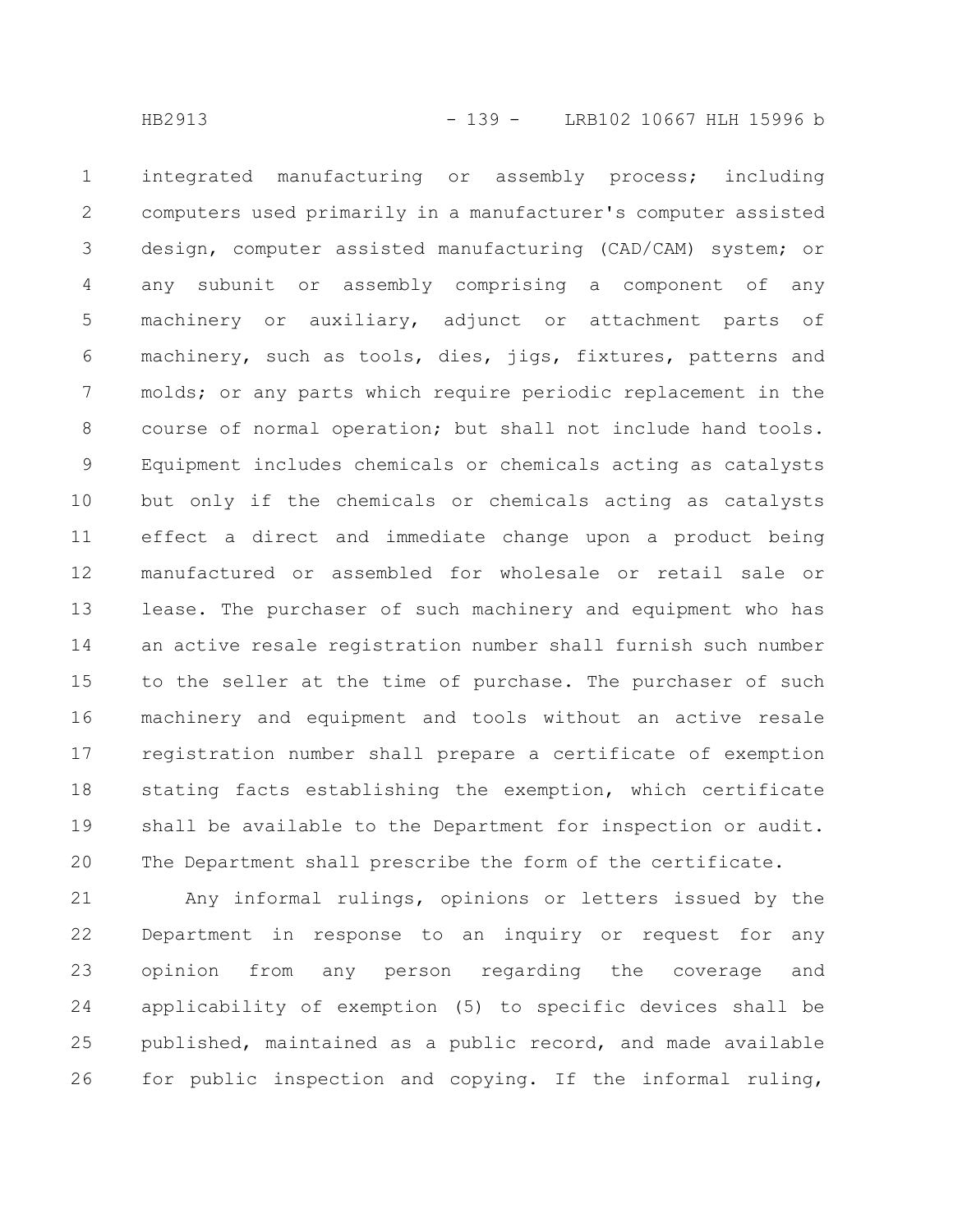integrated manufacturing or assembly process; including computers used primarily in a manufacturer's computer assisted design, computer assisted manufacturing (CAD/CAM) system; or any subunit or assembly comprising a component of any machinery or auxiliary, adjunct or attachment parts of machinery, such as tools, dies, jigs, fixtures, patterns and molds; or any parts which require periodic replacement in the course of normal operation; but shall not include hand tools. Equipment includes chemicals or chemicals acting as catalysts but only if the chemicals or chemicals acting as catalysts effect a direct and immediate change upon a product being manufactured or assembled for wholesale or retail sale or lease. The purchaser of such machinery and equipment who has an active resale registration number shall furnish such number to the seller at the time of purchase. The purchaser of such machinery and equipment and tools without an active resale registration number shall prepare a certificate of exemption stating facts establishing the exemption, which certificate shall be available to the Department for inspection or audit. The Department shall prescribe the form of the certificate.

Any informal rulings, opinions or letters issued by the Department in response to an inquiry or request for any opinion from any person regarding the coverage and applicability of exemption (5) to specific devices shall be published, maintained as a public record, and made available for public inspection and copying. If the informal ruling,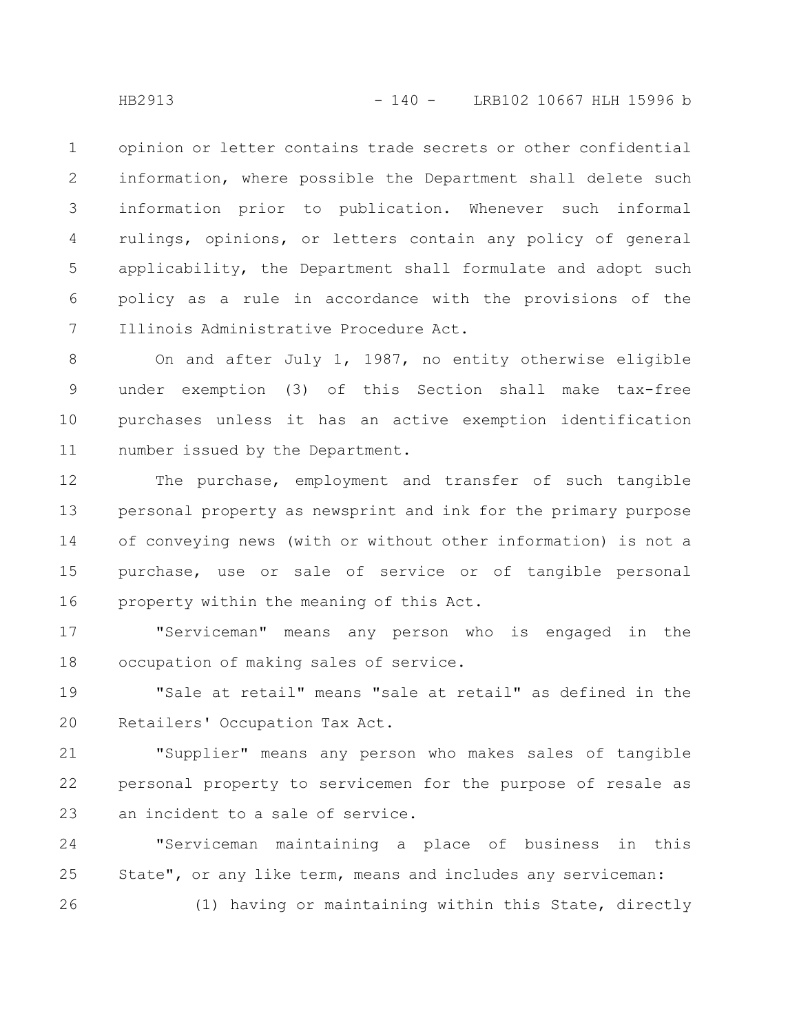opinion or letter contains trade secrets or other confidential information, where possible the Department shall delete such information prior to publication. Whenever such informal rulings, opinions, or letters contain any policy of general applicability, the Department shall formulate and adopt such policy as a rule in accordance with the provisions of the Illinois Administrative Procedure Act.

On and after July 1, 1987, no entity otherwise eligible under exemption (3) of this Section shall make tax-free purchases unless it has an active exemption identification number issued by the Department.

The purchase, employment and transfer of such tangible personal property as newsprint and ink for the primary purpose of conveying news (with or without other information) is not a purchase, use or sale of service or of tangible personal property within the meaning of this Act.

"Serviceman" means any person who is engaged in the occupation of making sales of service.

"Sale at retail" means "sale at retail" as defined in the Retailers' Occupation Tax Act.

"Supplier" means any person who makes sales of tangible personal property to servicemen for the purpose of resale as an incident to a sale of service.

"Serviceman maintaining a place of business in this State", or any like term, means and includes any serviceman:

(1) having or maintaining within this State, directly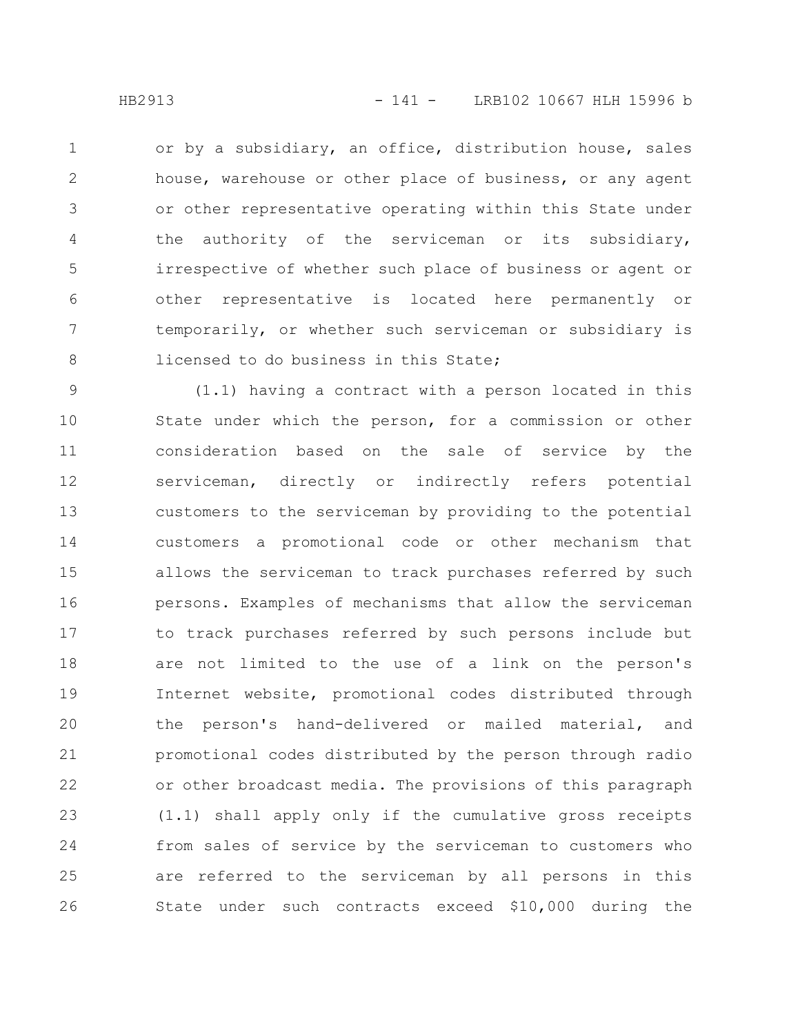or by a subsidiary, an office, distribution house, sales house, warehouse or other place of business, or any agent or other representative operating within this State under the authority of the serviceman or its subsidiary, irrespective of whether such place of business or agent or other representative is located here permanently or temporarily, or whether such serviceman or subsidiary is licensed to do business in this State;

(1.1) having a contract with a person located in this State under which the person, for a commission or other consideration based on the sale of service by the serviceman, directly or indirectly refers potential customers to the serviceman by providing to the potential customers a promotional code or other mechanism that allows the serviceman to track purchases referred by such persons. Examples of mechanisms that allow the serviceman to track purchases referred by such persons include but are not limited to the use of a link on the person's Internet website, promotional codes distributed through the person's hand-delivered or mailed material, and promotional codes distributed by the person through radio or other broadcast media. The provisions of this paragraph (1.1) shall apply only if the cumulative gross receipts from sales of service by the serviceman to customers who are referred to the serviceman by all persons in this State under such contracts exceed $10,000 during the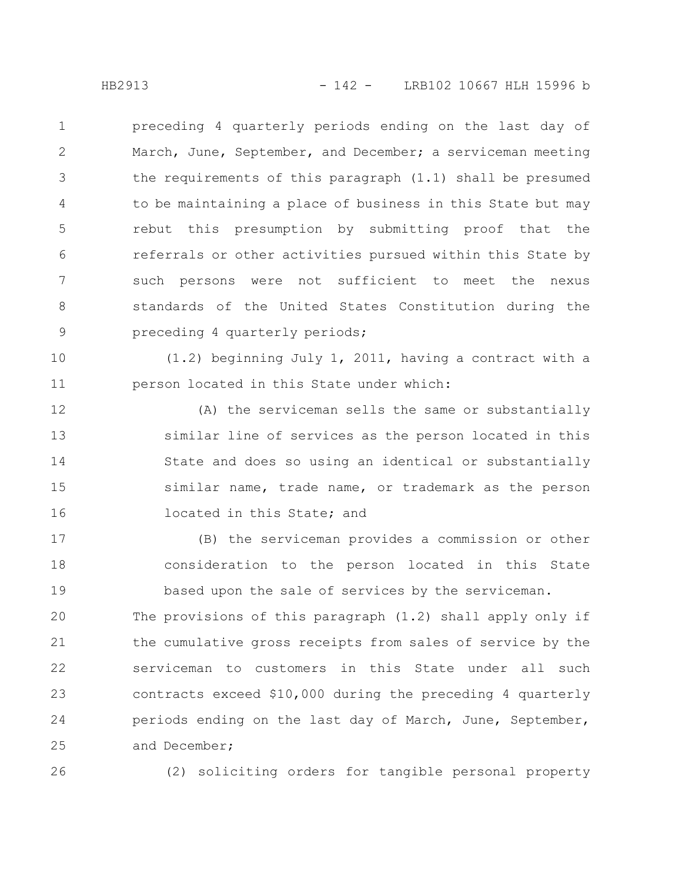preceding 4 quarterly periods ending on the last day of March, June, September, and December; a serviceman meeting the requirements of this paragraph (1.1) shall be presumed to be maintaining a place of business in this State but may rebut this presumption by submitting proof that the referrals or other activities pursued within this State by such persons were not sufficient to meet the nexus standards of the United States Constitution during the preceding 4 quarterly periods;

(1.2) beginning July 1, 2011, having a contract with a person located in this State under which:

(A) the serviceman sells the same or substantially similar line of services as the person located in this State and does so using an identical or substantially similar name, trade name, or trademark as the person located in this State; and

(B) the serviceman provides a commission or other consideration to the person located in this State based upon the sale of services by the serviceman.

The provisions of this paragraph (1.2) shall apply only if the cumulative gross receipts from sales of service by the serviceman to customers in this State under all such contracts exceed $10,000 during the preceding 4 quarterly periods ending on the last day of March, June, September, and December;

(2) soliciting orders for tangible personal property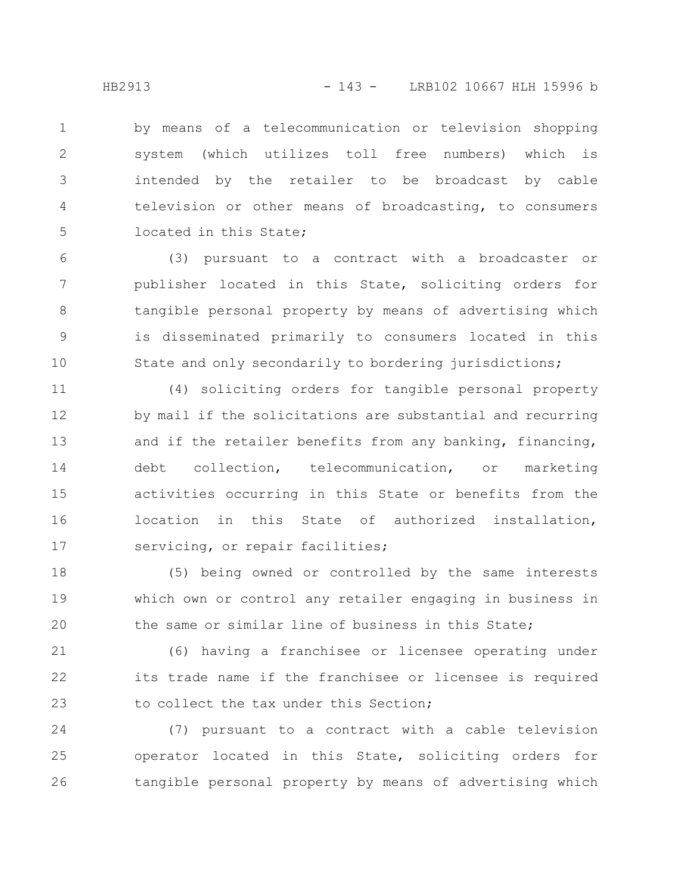by means of a telecommunication or television shopping system (which utilizes toll free numbers) which is intended by the retailer to be broadcast by cable television or other means of broadcasting, to consumers located in this State;

(3) pursuant to a contract with a broadcaster or publisher located in this State, soliciting orders for tangible personal property by means of advertising which is disseminated primarily to consumers located in this State and only secondarily to bordering jurisdictions;

(4) soliciting orders for tangible personal property by mail if the solicitations are substantial and recurring and if the retailer benefits from any banking, financing, debt collection, telecommunication, or marketing activities occurring in this State or benefits from the location in this State of authorized installation, servicing, or repair facilities;

(5) being owned or controlled by the same interests which own or control any retailer engaging in business in the same or similar line of business in this State;

(6) having a franchisee or licensee operating under its trade name if the franchisee or licensee is required to collect the tax under this Section;

(7) pursuant to a contract with a cable television operator located in this State, soliciting orders for tangible personal property by means of advertising which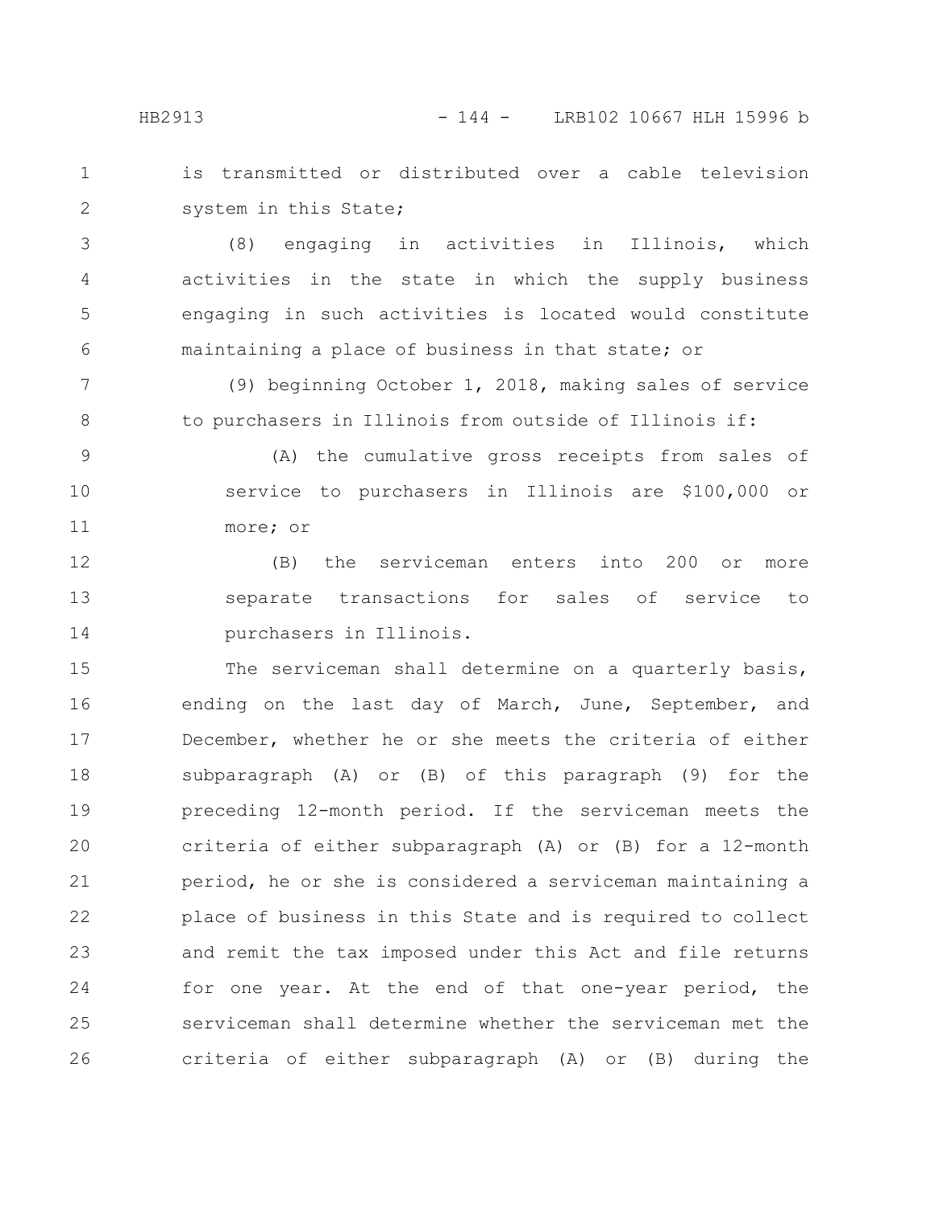is transmitted or distributed over a cable television system in this State;

(8) engaging in activities in Illinois, which activities in the state in which the supply business engaging in such activities is located would constitute maintaining a place of business in that state; or

(9) beginning October 1, 2018, making sales of service to purchasers in Illinois from outside of Illinois if:

(A) the cumulative gross receipts from sales of service to purchasers in Illinois are $100,000 or more; or

(B) the serviceman enters into 200 or more separate transactions for sales of service to purchasers in Illinois.

The serviceman shall determine on a quarterly basis, ending on the last day of March, June, September, and December, whether he or she meets the criteria of either subparagraph (A) or (B) of this paragraph (9) for the preceding 12-month period. If the serviceman meets the criteria of either subparagraph (A) or (B) for a 12-month period, he or she is considered a serviceman maintaining a place of business in this State and is required to collect and remit the tax imposed under this Act and file returns for one year. At the end of that one-year period, the serviceman shall determine whether the serviceman met the criteria of either subparagraph (A) or (B) during the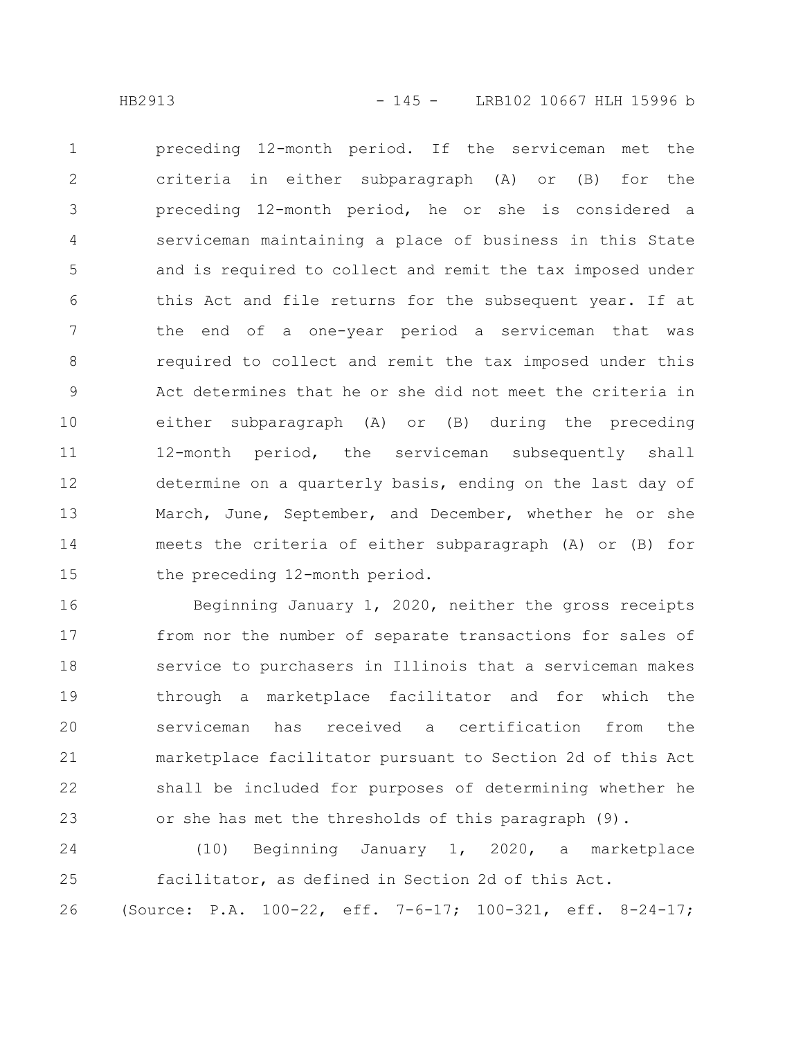preceding 12-month period. If the serviceman met the criteria in either subparagraph (A) or (B) for the preceding 12-month period, he or she is considered a serviceman maintaining a place of business in this State and is required to collect and remit the tax imposed under this Act and file returns for the subsequent year. If at the end of a one-year period a serviceman that was required to collect and remit the tax imposed under this Act determines that he or she did not meet the criteria in either subparagraph (A) or (B) during the preceding 12-month period, the serviceman subsequently shall determine on a quarterly basis, ending on the last day of March, June, September, and December, whether he or she meets the criteria of either subparagraph (A) or (B) for the preceding 12-month period.

Beginning January 1, 2020, neither the gross receipts from nor the number of separate transactions for sales of service to purchasers in Illinois that a serviceman makes through a marketplace facilitator and for which the serviceman has received a certification from the marketplace facilitator pursuant to Section 2d of this Act shall be included for purposes of determining whether he or she has met the thresholds of this paragraph (9).

(10) Beginning January 1, 2020, a marketplace facilitator, as defined in Section 2d of this Act.

(Source: P.A. 100-22, eff. 7-6-17; 100-321, eff. 8-24-17;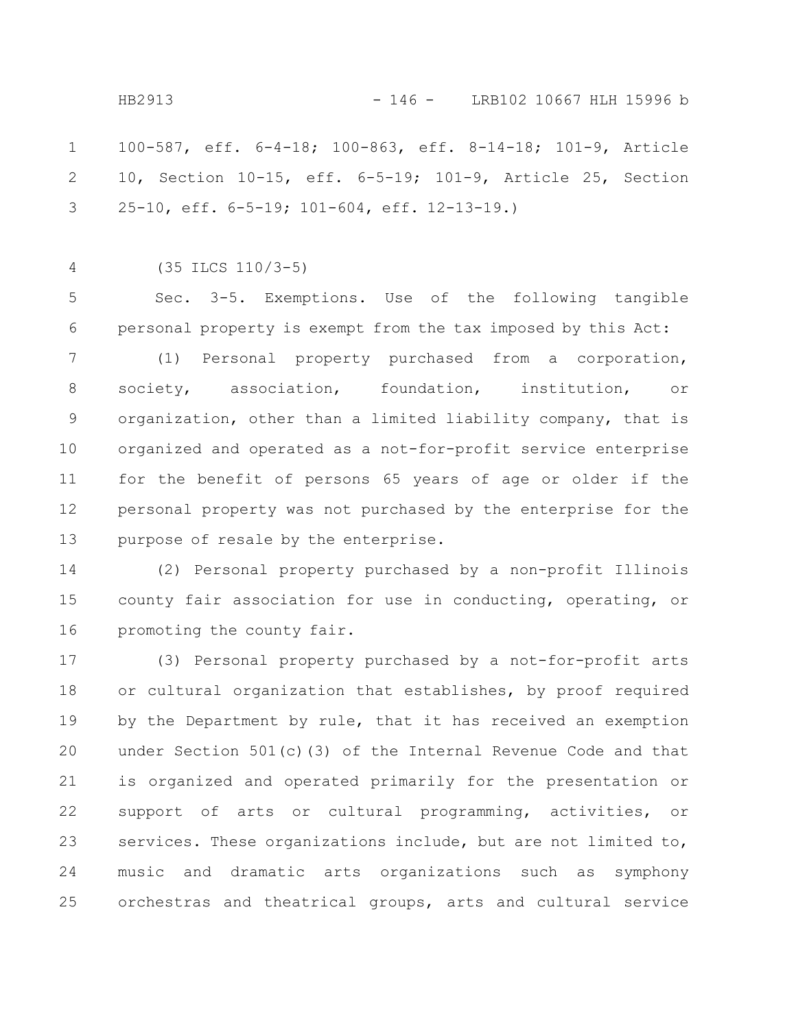100-587, eff. 6-4-18; 100-863, eff. 8-14-18; 101-9, Article 10, Section 10-15, eff. 6-5-19; 101-9, Article 25, Section 25-10, eff. 6-5-19; 101-604, eff. 12-13-19.)

(35 ILCS 110/3-5)

Sec. 3-5. Exemptions. Use of the following tangible personal property is exempt from the tax imposed by this Act:

(1) Personal property purchased from a corporation, society, association, foundation, institution, or organization, other than a limited liability company, that is organized and operated as a not-for-profit service enterprise for the benefit of persons 65 years of age or older if the personal property was not purchased by the enterprise for the purpose of resale by the enterprise.

(2) Personal property purchased by a non-profit Illinois county fair association for use in conducting, operating, or promoting the county fair.

(3) Personal property purchased by a not-for-profit arts or cultural organization that establishes, by proof required by the Department by rule, that it has received an exemption under Section 501(c)(3) of the Internal Revenue Code and that is organized and operated primarily for the presentation or support of arts or cultural programming, activities, or services. These organizations include, but are not limited to, music and dramatic arts organizations such as symphony orchestras and theatrical groups, arts and cultural service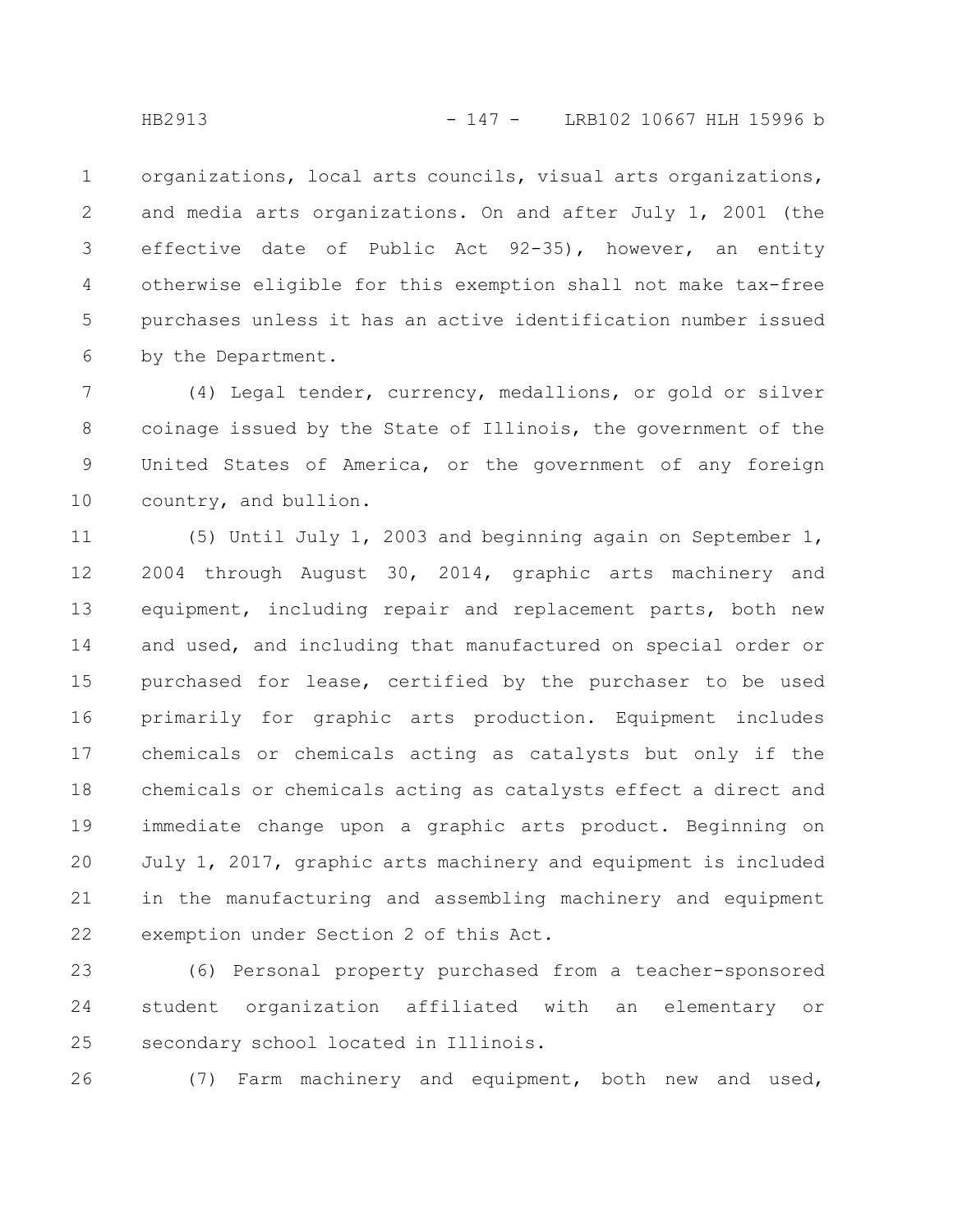organizations, local arts councils, visual arts organizations, and media arts organizations. On and after July 1, 2001 (the effective date of Public Act 92-35), however, an entity otherwise eligible for this exemption shall not make tax-free purchases unless it has an active identification number issued by the Department.

(4) Legal tender, currency, medallions, or gold or silver coinage issued by the State of Illinois, the government of the United States of America, or the government of any foreign country, and bullion.

(5) Until July 1, 2003 and beginning again on September 1, 2004 through August 30, 2014, graphic arts machinery and equipment, including repair and replacement parts, both new and used, and including that manufactured on special order or purchased for lease, certified by the purchaser to be used primarily for graphic arts production. Equipment includes chemicals or chemicals acting as catalysts but only if the chemicals or chemicals acting as catalysts effect a direct and immediate change upon a graphic arts product. Beginning on July 1, 2017, graphic arts machinery and equipment is included in the manufacturing and assembling machinery and equipment exemption under Section 2 of this Act.

(6) Personal property purchased from a teacher-sponsored student organization affiliated with an elementary or secondary school located in Illinois.

(7) Farm machinery and equipment, both new and used,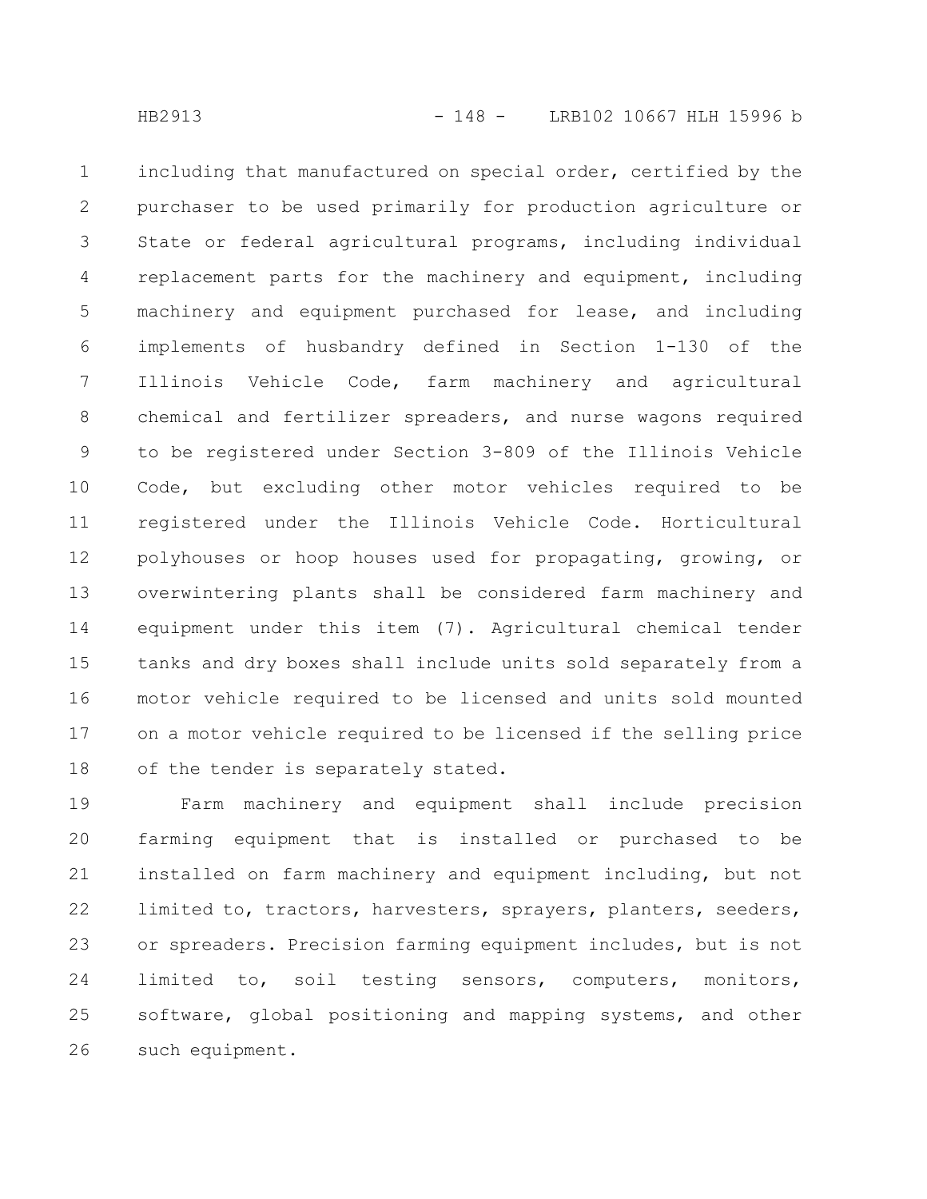including that manufactured on special order, certified by the purchaser to be used primarily for production agriculture or State or federal agricultural programs, including individual replacement parts for the machinery and equipment, including machinery and equipment purchased for lease, and including implements of husbandry defined in Section 1-130 of the Illinois Vehicle Code, farm machinery and agricultural chemical and fertilizer spreaders, and nurse wagons required to be registered under Section 3-809 of the Illinois Vehicle Code, but excluding other motor vehicles required to be registered under the Illinois Vehicle Code. Horticultural polyhouses or hoop houses used for propagating, growing, or overwintering plants shall be considered farm machinery and equipment under this item (7). Agricultural chemical tender tanks and dry boxes shall include units sold separately from a motor vehicle required to be licensed and units sold mounted on a motor vehicle required to be licensed if the selling price of the tender is separately stated.

Farm machinery and equipment shall include precision farming equipment that is installed or purchased to be installed on farm machinery and equipment including, but not limited to, tractors, harvesters, sprayers, planters, seeders, or spreaders. Precision farming equipment includes, but is not limited to, soil testing sensors, computers, monitors, software, global positioning and mapping systems, and other such equipment.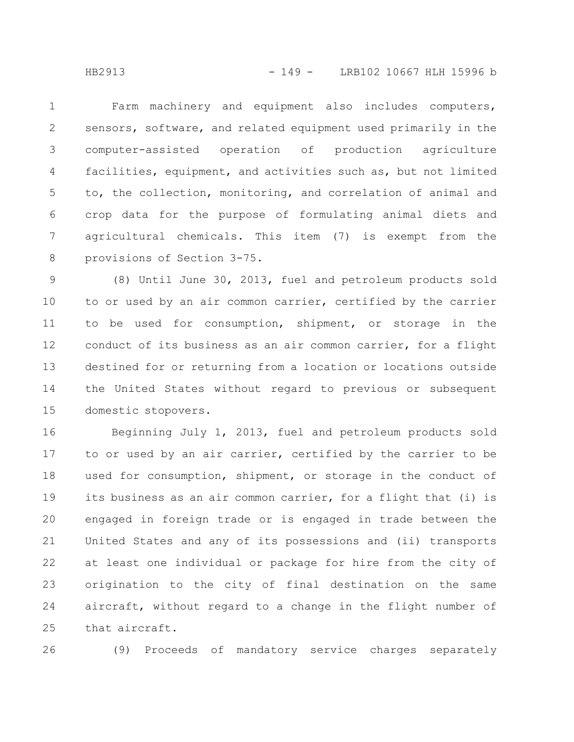Farm machinery and equipment also includes computers, sensors, software, and related equipment used primarily in the computer-assisted operation of production agriculture facilities, equipment, and activities such as, but not limited to, the collection, monitoring, and correlation of animal and crop data for the purpose of formulating animal diets and agricultural chemicals. This item (7) is exempt from the provisions of Section 3-75.

(8) Until June 30, 2013, fuel and petroleum products sold to or used by an air common carrier, certified by the carrier to be used for consumption, shipment, or storage in the conduct of its business as an air common carrier, for a flight destined for or returning from a location or locations outside the United States without regard to previous or subsequent domestic stopovers.

Beginning July 1, 2013, fuel and petroleum products sold to or used by an air carrier, certified by the carrier to be used for consumption, shipment, or storage in the conduct of its business as an air common carrier, for a flight that (i) is engaged in foreign trade or is engaged in trade between the United States and any of its possessions and (ii) transports at least one individual or package for hire from the city of origination to the city of final destination on the same aircraft, without regard to a change in the flight number of that aircraft.

(9) Proceeds of mandatory service charges separately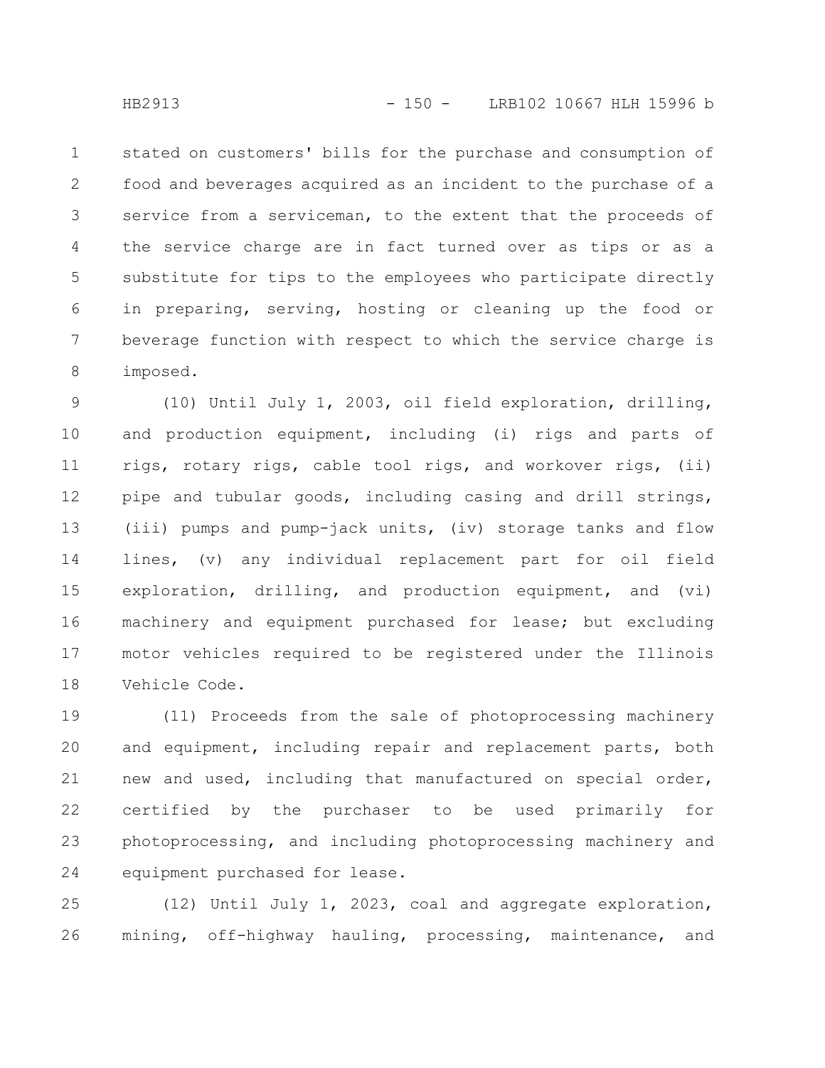stated on customers' bills for the purchase and consumption of food and beverages acquired as an incident to the purchase of a service from a serviceman, to the extent that the proceeds of the service charge are in fact turned over as tips or as a substitute for tips to the employees who participate directly in preparing, serving, hosting or cleaning up the food or beverage function with respect to which the service charge is imposed.

(10) Until July 1, 2003, oil field exploration, drilling, and production equipment, including (i) rigs and parts of rigs, rotary rigs, cable tool rigs, and workover rigs, (ii) pipe and tubular goods, including casing and drill strings, (iii) pumps and pump-jack units, (iv) storage tanks and flow lines, (v) any individual replacement part for oil field exploration, drilling, and production equipment, and (vi) machinery and equipment purchased for lease; but excluding motor vehicles required to be registered under the Illinois Vehicle Code.

(11) Proceeds from the sale of photoprocessing machinery and equipment, including repair and replacement parts, both new and used, including that manufactured on special order, certified by the purchaser to be used primarily for photoprocessing, and including photoprocessing machinery and equipment purchased for lease.

(12) Until July 1, 2023, coal and aggregate exploration, mining, off-highway hauling, processing, maintenance, and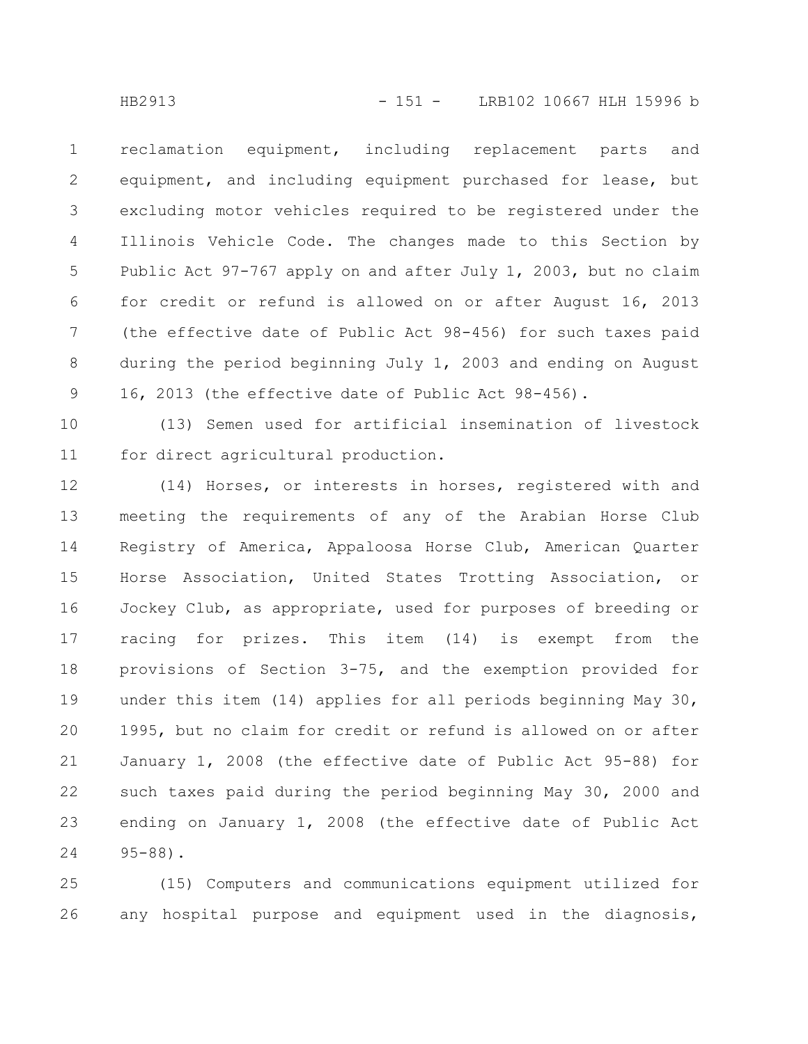reclamation equipment, including replacement parts and equipment, and including equipment purchased for lease, but excluding motor vehicles required to be registered under the Illinois Vehicle Code. The changes made to this Section by Public Act 97-767 apply on and after July 1, 2003, but no claim for credit or refund is allowed on or after August 16, 2013 (the effective date of Public Act 98-456) for such taxes paid during the period beginning July 1, 2003 and ending on August 16, 2013 (the effective date of Public Act 98-456).

(13) Semen used for artificial insemination of livestock for direct agricultural production.

(14) Horses, or interests in horses, registered with and meeting the requirements of any of the Arabian Horse Club Registry of America, Appaloosa Horse Club, American Quarter Horse Association, United States Trotting Association, or Jockey Club, as appropriate, used for purposes of breeding or racing for prizes. This item (14) is exempt from the provisions of Section 3-75, and the exemption provided for under this item (14) applies for all periods beginning May 30, 1995, but no claim for credit or refund is allowed on or after January 1, 2008 (the effective date of Public Act 95-88) for such taxes paid during the period beginning May 30, 2000 and ending on January 1, 2008 (the effective date of Public Act 95-88).

(15) Computers and communications equipment utilized for any hospital purpose and equipment used in the diagnosis,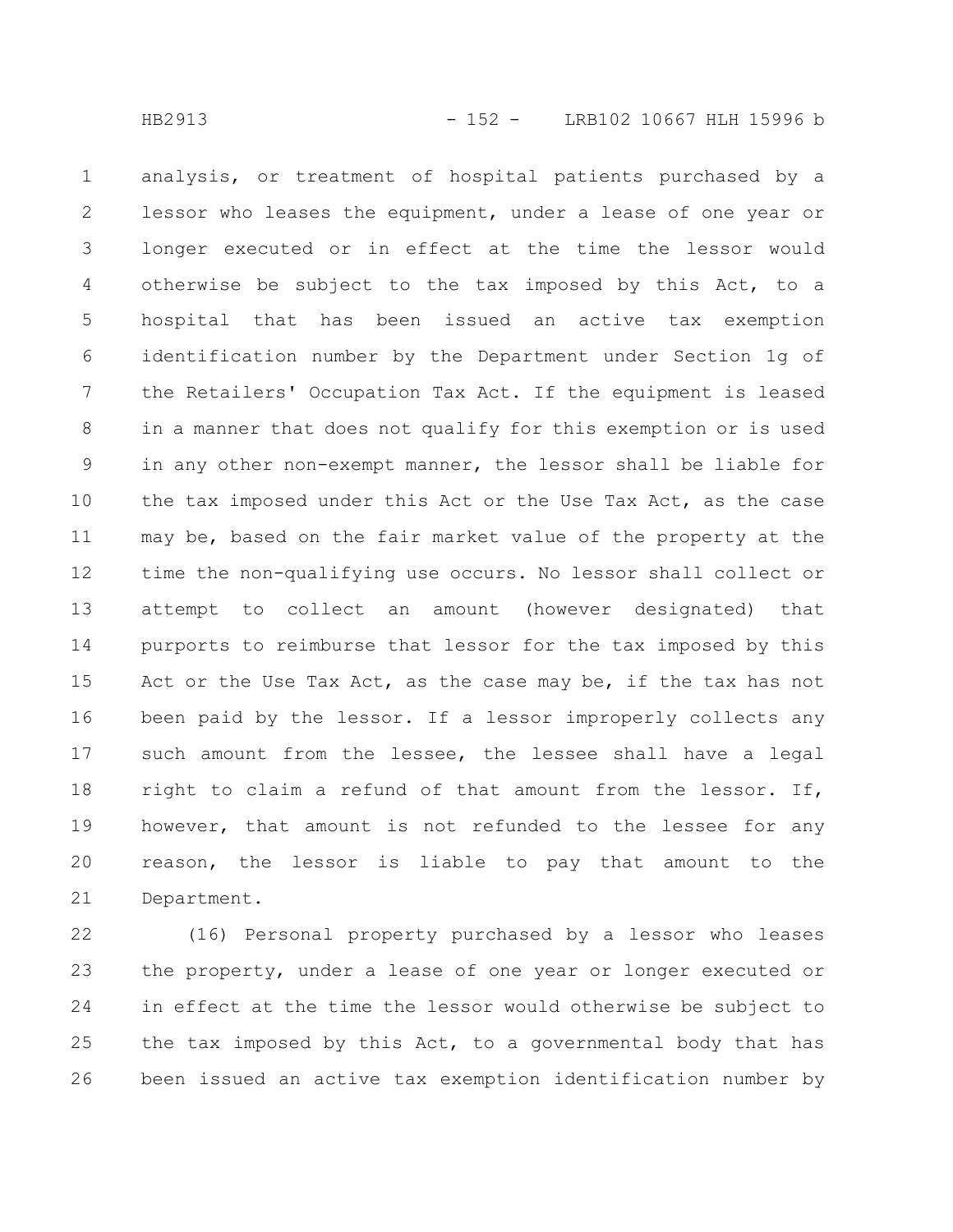analysis, or treatment of hospital patients purchased by a lessor who leases the equipment, under a lease of one year or longer executed or in effect at the time the lessor would otherwise be subject to the tax imposed by this Act, to a hospital that has been issued an active tax exemption identification number by the Department under Section 1g of the Retailers' Occupation Tax Act. If the equipment is leased in a manner that does not qualify for this exemption or is used in any other non-exempt manner, the lessor shall be liable for the tax imposed under this Act or the Use Tax Act, as the case may be, based on the fair market value of the property at the time the non-qualifying use occurs. No lessor shall collect or attempt to collect an amount (however designated) that purports to reimburse that lessor for the tax imposed by this Act or the Use Tax Act, as the case may be, if the tax has not been paid by the lessor. If a lessor improperly collects any such amount from the lessee, the lessee shall have a legal right to claim a refund of that amount from the lessor. If, however, that amount is not refunded to the lessee for any reason, the lessor is liable to pay that amount to the Department.

(16) Personal property purchased by a lessor who leases the property, under a lease of one year or longer executed or in effect at the time the lessor would otherwise be subject to the tax imposed by this Act, to a governmental body that has been issued an active tax exemption identification number by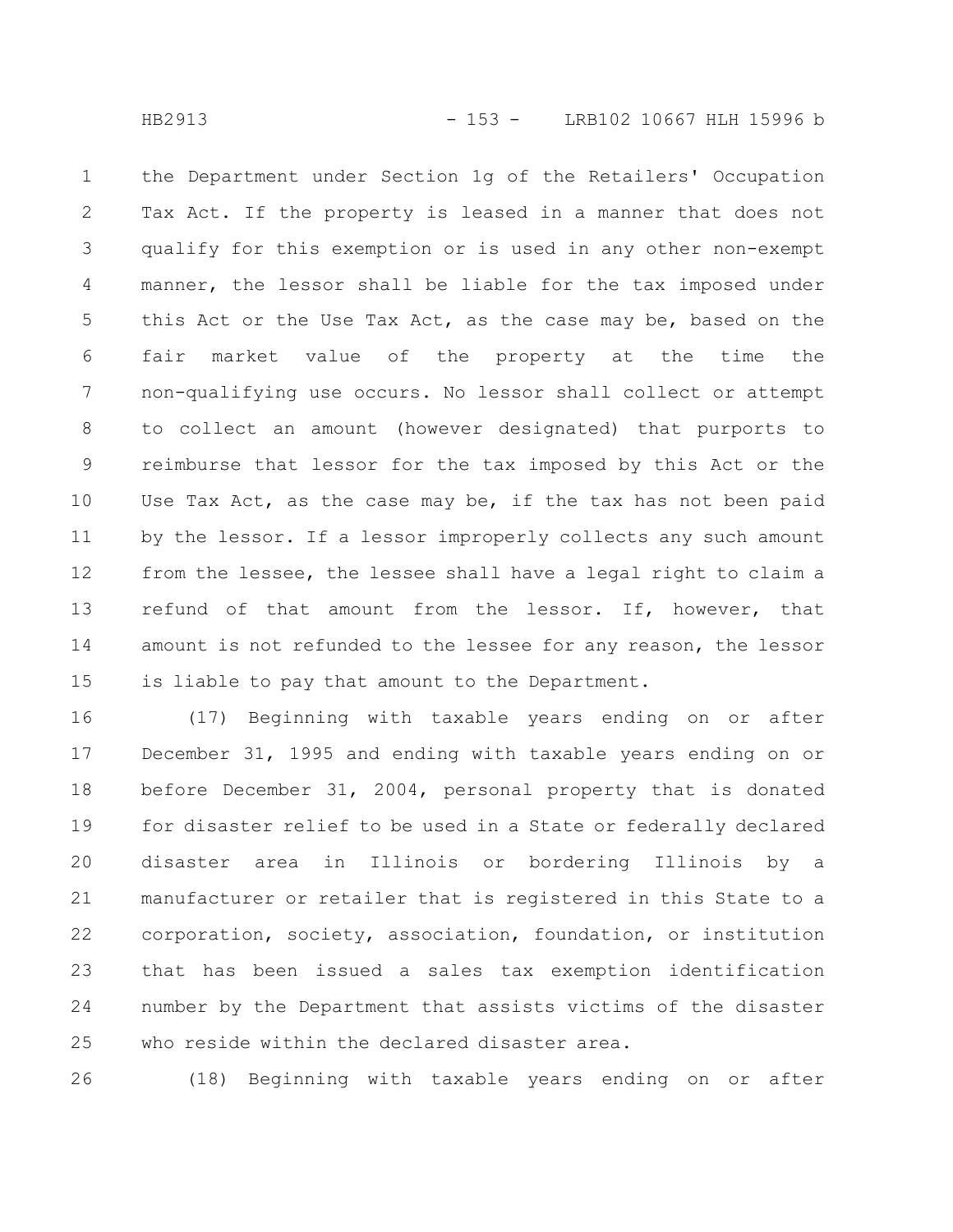the Department under Section 1g of the Retailers' Occupation Tax Act. If the property is leased in a manner that does not qualify for this exemption or is used in any other non-exempt manner, the lessor shall be liable for the tax imposed under this Act or the Use Tax Act, as the case may be, based on the fair market value of the property at the time the non-qualifying use occurs. No lessor shall collect or attempt to collect an amount (however designated) that purports to reimburse that lessor for the tax imposed by this Act or the Use Tax Act, as the case may be, if the tax has not been paid by the lessor. If a lessor improperly collects any such amount from the lessee, the lessee shall have a legal right to claim a refund of that amount from the lessor. If, however, that amount is not refunded to the lessee for any reason, the lessor is liable to pay that amount to the Department.

(17) Beginning with taxable years ending on or after December 31, 1995 and ending with taxable years ending on or before December 31, 2004, personal property that is donated for disaster relief to be used in a State or federally declared disaster area in Illinois or bordering Illinois by a manufacturer or retailer that is registered in this State to a corporation, society, association, foundation, or institution that has been issued a sales tax exemption identification number by the Department that assists victims of the disaster who reside within the declared disaster area.

(18) Beginning with taxable years ending on or after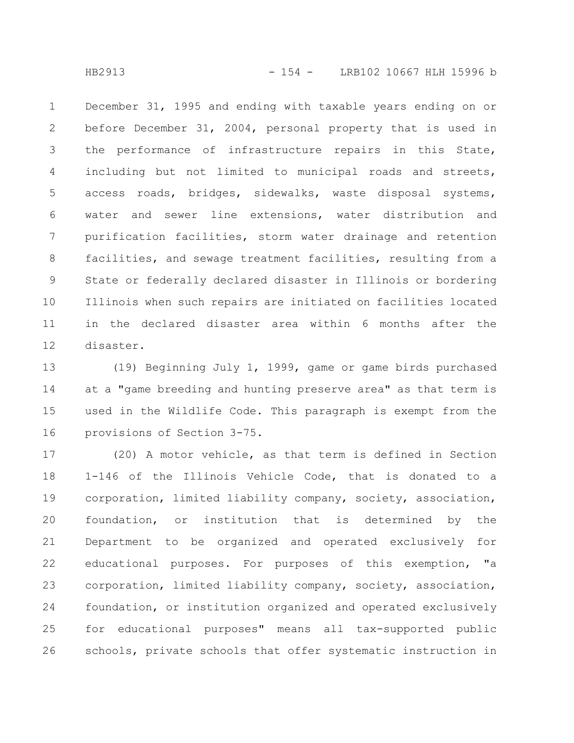December 31, 1995 and ending with taxable years ending on or before December 31, 2004, personal property that is used in the performance of infrastructure repairs in this State, including but not limited to municipal roads and streets, access roads, bridges, sidewalks, waste disposal systems, water and sewer line extensions, water distribution and purification facilities, storm water drainage and retention facilities, and sewage treatment facilities, resulting from a State or federally declared disaster in Illinois or bordering Illinois when such repairs are initiated on facilities located in the declared disaster area within 6 months after the disaster.

(19) Beginning July 1, 1999, game or game birds purchased at a "game breeding and hunting preserve area" as that term is used in the Wildlife Code. This paragraph is exempt from the provisions of Section 3-75.

(20) A motor vehicle, as that term is defined in Section 1-146 of the Illinois Vehicle Code, that is donated to a corporation, limited liability company, society, association, foundation, or institution that is determined by the Department to be organized and operated exclusively for educational purposes. For purposes of this exemption, "a corporation, limited liability company, society, association, foundation, or institution organized and operated exclusively for educational purposes" means all tax-supported public schools, private schools that offer systematic instruction in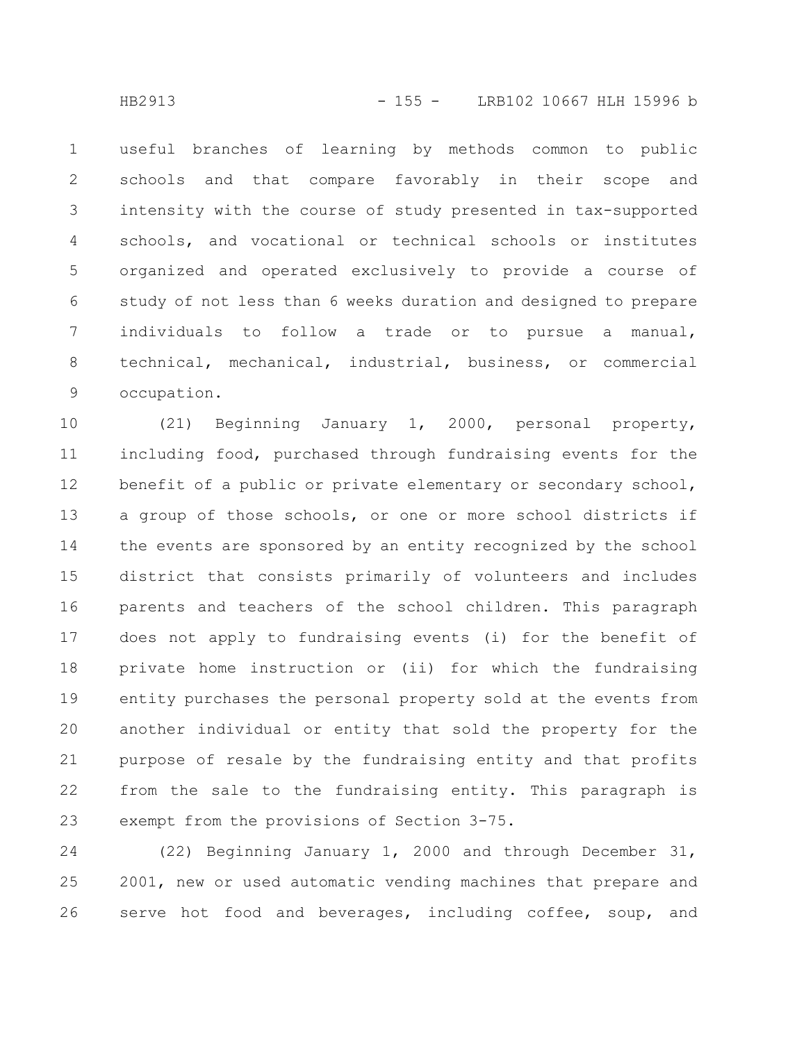useful branches of learning by methods common to public schools and that compare favorably in their scope and intensity with the course of study presented in tax-supported schools, and vocational or technical schools or institutes organized and operated exclusively to provide a course of study of not less than 6 weeks duration and designed to prepare individuals to follow a trade or to pursue a manual, technical, mechanical, industrial, business, or commercial occupation.

(21) Beginning January 1, 2000, personal property, including food, purchased through fundraising events for the benefit of a public or private elementary or secondary school, a group of those schools, or one or more school districts if the events are sponsored by an entity recognized by the school district that consists primarily of volunteers and includes parents and teachers of the school children. This paragraph does not apply to fundraising events (i) for the benefit of private home instruction or (ii) for which the fundraising entity purchases the personal property sold at the events from another individual or entity that sold the property for the purpose of resale by the fundraising entity and that profits from the sale to the fundraising entity. This paragraph is exempt from the provisions of Section 3-75.

(22) Beginning January 1, 2000 and through December 31, 2001, new or used automatic vending machines that prepare and serve hot food and beverages, including coffee, soup, and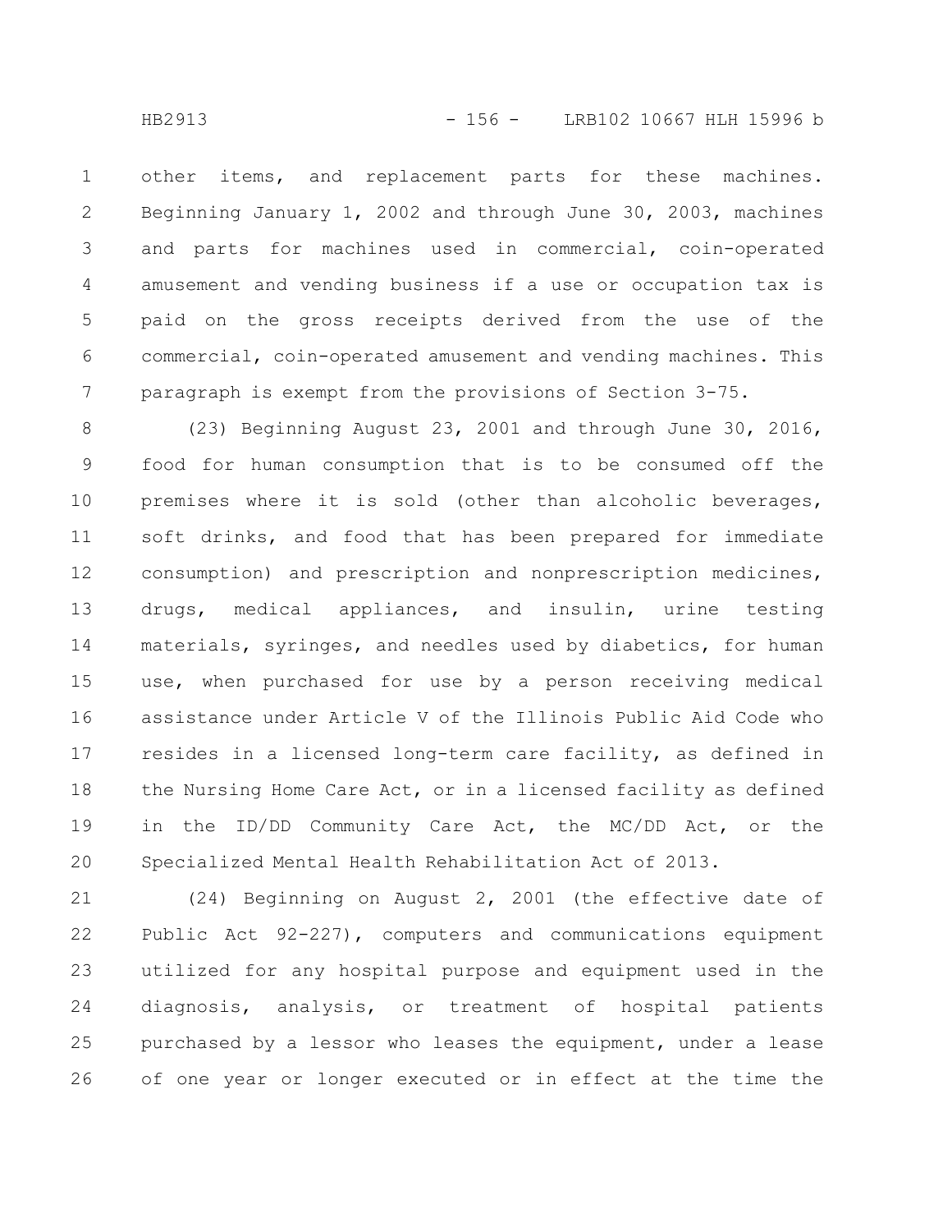other items, and replacement parts for these machines. Beginning January 1, 2002 and through June 30, 2003, machines and parts for machines used in commercial, coin-operated amusement and vending business if a use or occupation tax is paid on the gross receipts derived from the use of the commercial, coin-operated amusement and vending machines. This paragraph is exempt from the provisions of Section 3-75.

(23) Beginning August 23, 2001 and through June 30, 2016, food for human consumption that is to be consumed off the premises where it is sold (other than alcoholic beverages, soft drinks, and food that has been prepared for immediate consumption) and prescription and nonprescription medicines, drugs, medical appliances, and insulin, urine testing materials, syringes, and needles used by diabetics, for human use, when purchased for use by a person receiving medical assistance under Article V of the Illinois Public Aid Code who resides in a licensed long-term care facility, as defined in the Nursing Home Care Act, or in a licensed facility as defined in the ID/DD Community Care Act, the MC/DD Act, or the Specialized Mental Health Rehabilitation Act of 2013.

(24) Beginning on August 2, 2001 (the effective date of Public Act 92-227), computers and communications equipment utilized for any hospital purpose and equipment used in the diagnosis, analysis, or treatment of hospital patients purchased by a lessor who leases the equipment, under a lease of one year or longer executed or in effect at the time the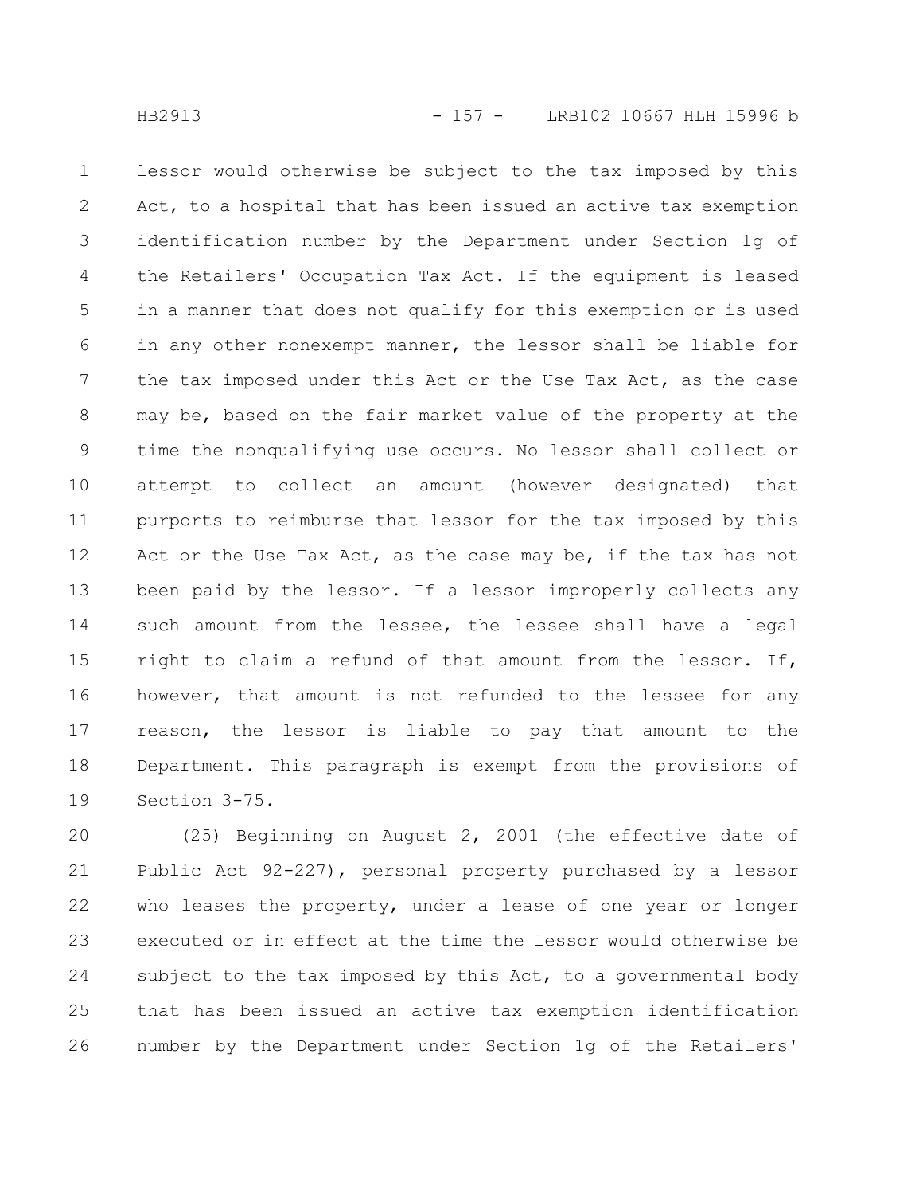lessor would otherwise be subject to the tax imposed by this Act, to a hospital that has been issued an active tax exemption identification number by the Department under Section 1g of the Retailers' Occupation Tax Act. If the equipment is leased in a manner that does not qualify for this exemption or is used in any other nonexempt manner, the lessor shall be liable for the tax imposed under this Act or the Use Tax Act, as the case may be, based on the fair market value of the property at the time the nonqualifying use occurs. No lessor shall collect or attempt to collect an amount (however designated) that purports to reimburse that lessor for the tax imposed by this Act or the Use Tax Act, as the case may be, if the tax has not been paid by the lessor. If a lessor improperly collects any such amount from the lessee, the lessee shall have a legal right to claim a refund of that amount from the lessor. If, however, that amount is not refunded to the lessee for any reason, the lessor is liable to pay that amount to the Department. This paragraph is exempt from the provisions of Section 3-75.

(25) Beginning on August 2, 2001 (the effective date of Public Act 92-227), personal property purchased by a lessor who leases the property, under a lease of one year or longer executed or in effect at the time the lessor would otherwise be subject to the tax imposed by this Act, to a governmental body that has been issued an active tax exemption identification number by the Department under Section 1g of the Retailers'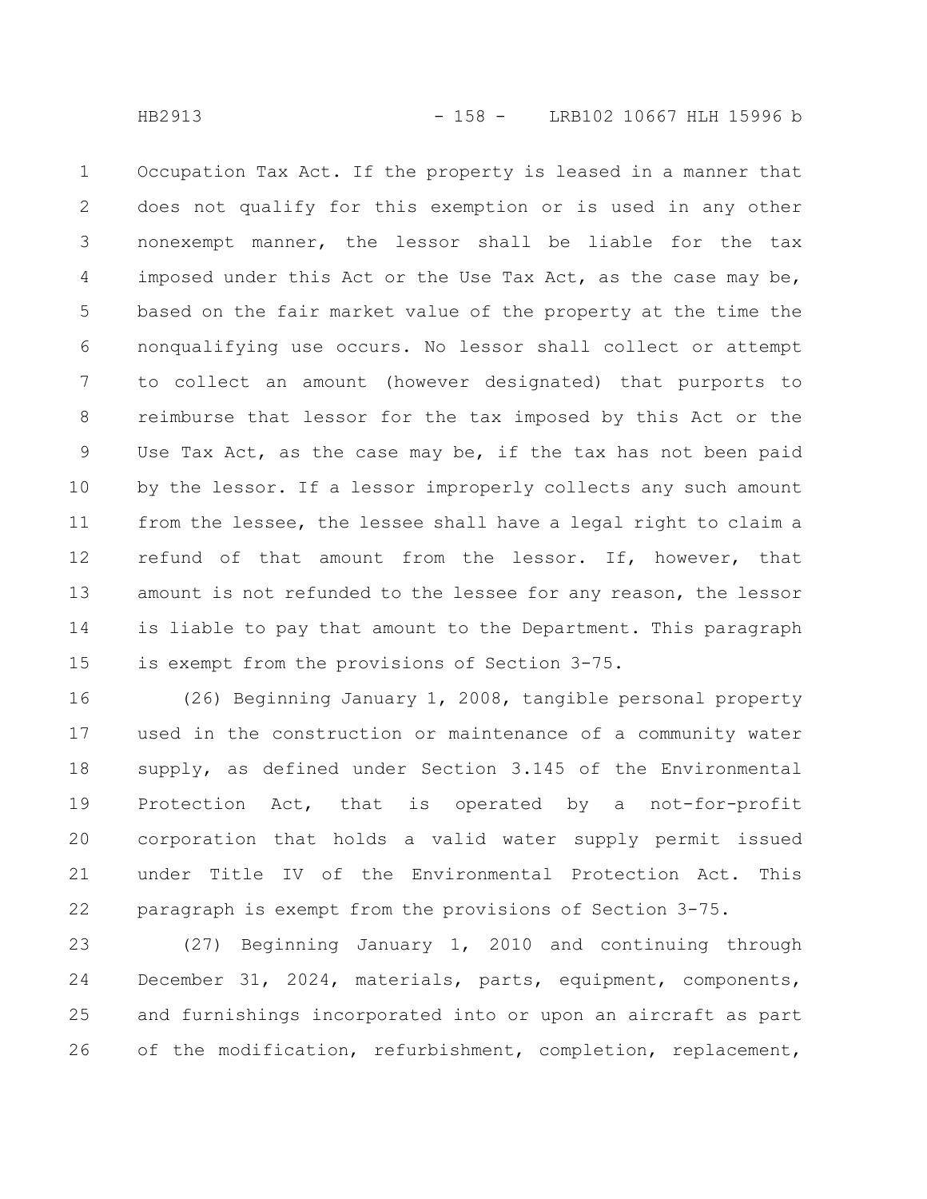Occupation Tax Act. If the property is leased in a manner that does not qualify for this exemption or is used in any other nonexempt manner, the lessor shall be liable for the tax imposed under this Act or the Use Tax Act, as the case may be, based on the fair market value of the property at the time the nonqualifying use occurs. No lessor shall collect or attempt to collect an amount (however designated) that purports to reimburse that lessor for the tax imposed by this Act or the Use Tax Act, as the case may be, if the tax has not been paid by the lessor. If a lessor improperly collects any such amount from the lessee, the lessee shall have a legal right to claim a refund of that amount from the lessor. If, however, that amount is not refunded to the lessee for any reason, the lessor is liable to pay that amount to the Department. This paragraph is exempt from the provisions of Section 3-75.

(26) Beginning January 1, 2008, tangible personal property used in the construction or maintenance of a community water supply, as defined under Section 3.145 of the Environmental Protection Act, that is operated by a not-for-profit corporation that holds a valid water supply permit issued under Title IV of the Environmental Protection Act. This paragraph is exempt from the provisions of Section 3-75.

(27) Beginning January 1, 2010 and continuing through December 31, 2024, materials, parts, equipment, components, and furnishings incorporated into or upon an aircraft as part of the modification, refurbishment, completion, replacement,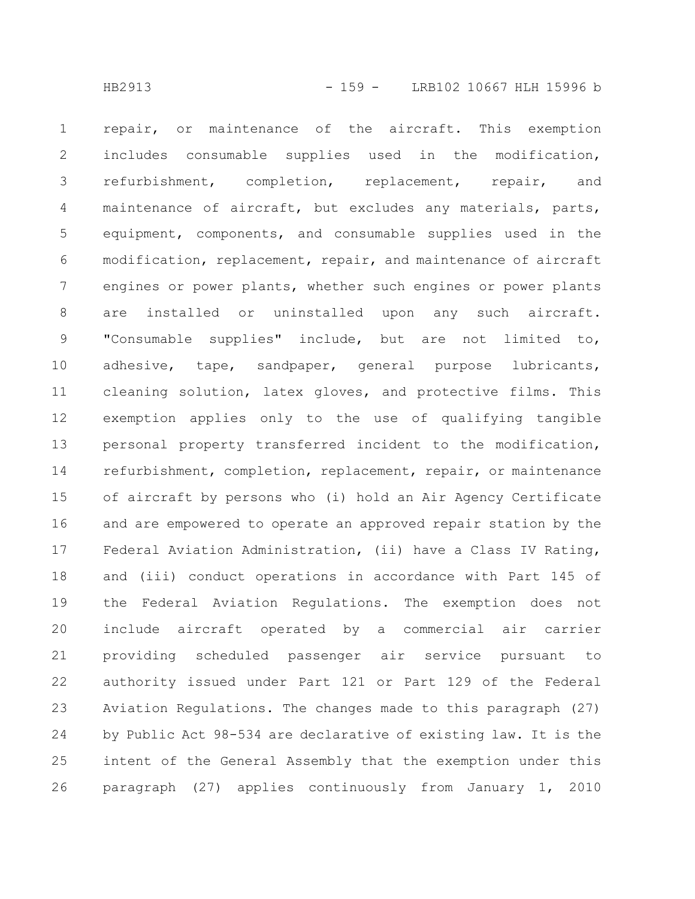repair, or maintenance of the aircraft. This exemption includes consumable supplies used in the modification, refurbishment, completion, replacement, repair, and maintenance of aircraft, but excludes any materials, parts, equipment, components, and consumable supplies used in the modification, replacement, repair, and maintenance of aircraft engines or power plants, whether such engines or power plants are installed or uninstalled upon any such aircraft. "Consumable supplies" include, but are not limited to, adhesive, tape, sandpaper, general purpose lubricants, cleaning solution, latex gloves, and protective films. This exemption applies only to the use of qualifying tangible personal property transferred incident to the modification, refurbishment, completion, replacement, repair, or maintenance of aircraft by persons who (i) hold an Air Agency Certificate and are empowered to operate an approved repair station by the Federal Aviation Administration, (ii) have a Class IV Rating, and (iii) conduct operations in accordance with Part 145 of the Federal Aviation Regulations. The exemption does not include aircraft operated by a commercial air carrier providing scheduled passenger air service pursuant to authority issued under Part 121 or Part 129 of the Federal Aviation Regulations. The changes made to this paragraph (27) by Public Act 98-534 are declarative of existing law. It is the intent of the General Assembly that the exemption under this paragraph (27) applies continuously from January 1, 2010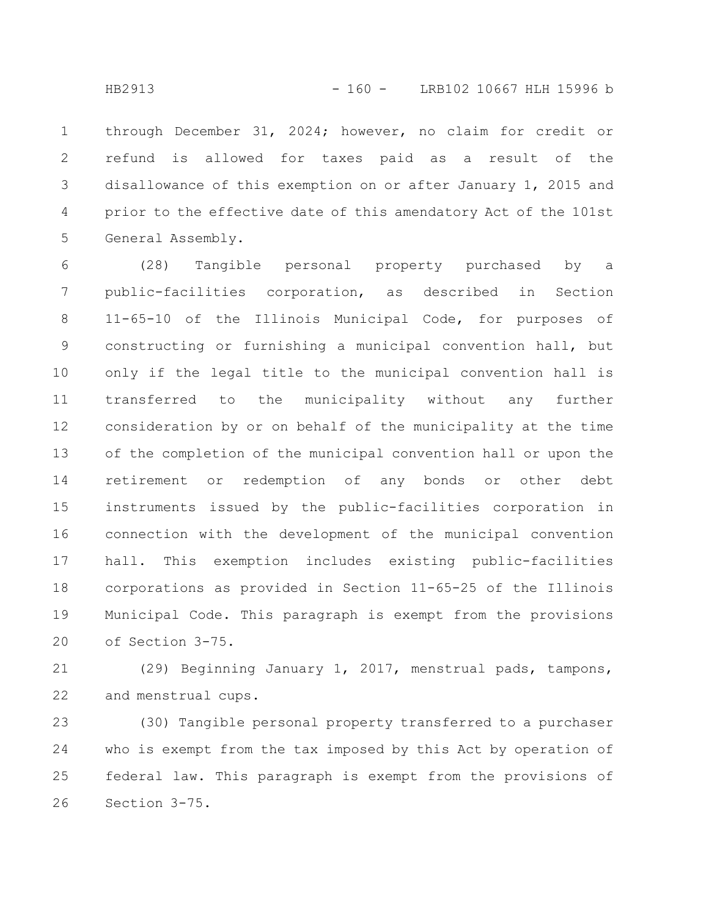through December 31, 2024; however, no claim for credit or refund is allowed for taxes paid as a result of the disallowance of this exemption on or after January 1, 2015 and prior to the effective date of this amendatory Act of the 101st General Assembly.

(28) Tangible personal property purchased by a public-facilities corporation, as described in Section 11-65-10 of the Illinois Municipal Code, for purposes of constructing or furnishing a municipal convention hall, but only if the legal title to the municipal convention hall is transferred to the municipality without any further consideration by or on behalf of the municipality at the time of the completion of the municipal convention hall or upon the retirement or redemption of any bonds or other debt instruments issued by the public-facilities corporation in connection with the development of the municipal convention hall. This exemption includes existing public-facilities corporations as provided in Section 11-65-25 of the Illinois Municipal Code. This paragraph is exempt from the provisions of Section 3-75.

(29) Beginning January 1, 2017, menstrual pads, tampons, and menstrual cups.

(30) Tangible personal property transferred to a purchaser who is exempt from the tax imposed by this Act by operation of federal law. This paragraph is exempt from the provisions of Section 3-75.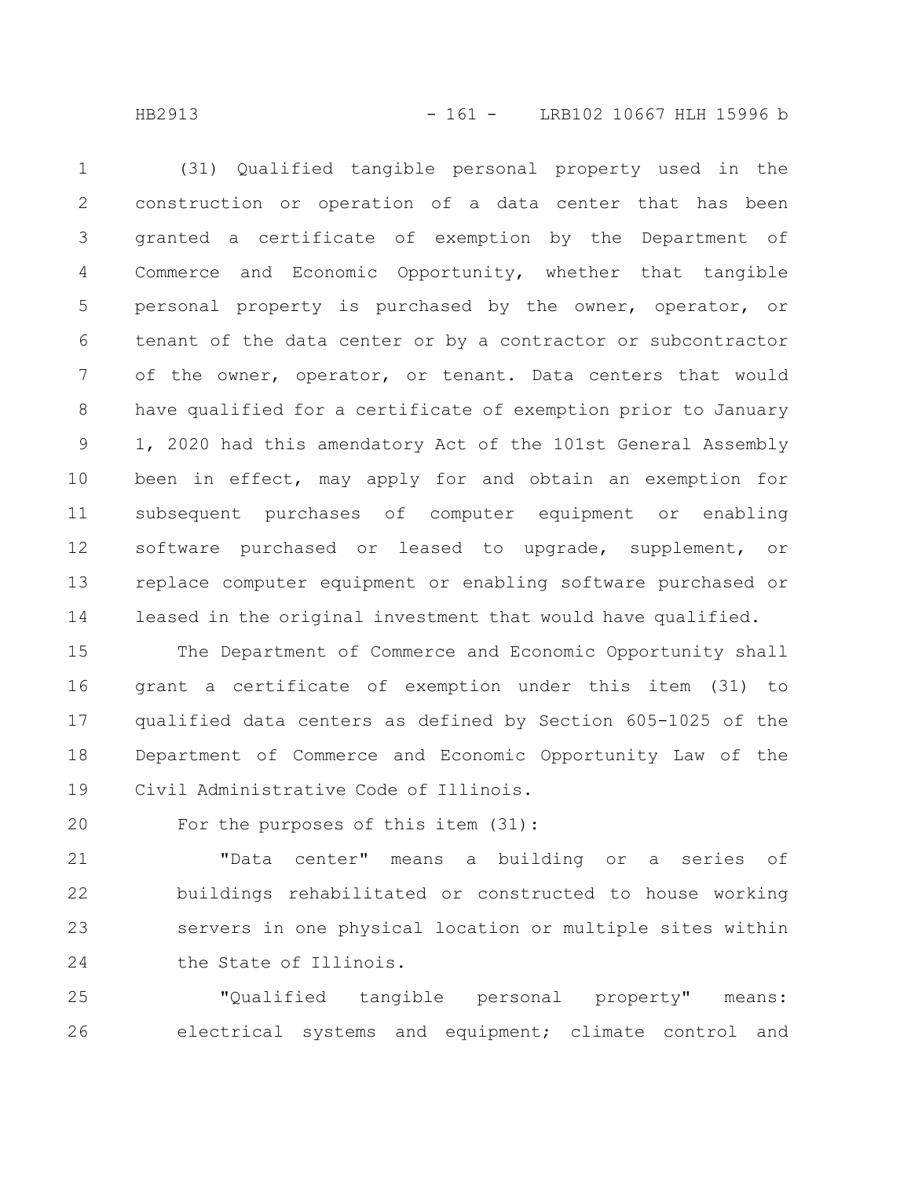(31) Qualified tangible personal property used in the construction or operation of a data center that has been granted a certificate of exemption by the Department of Commerce and Economic Opportunity, whether that tangible personal property is purchased by the owner, operator, or tenant of the data center or by a contractor or subcontractor of the owner, operator, or tenant. Data centers that would have qualified for a certificate of exemption prior to January 1, 2020 had this amendatory Act of the 101st General Assembly been in effect, may apply for and obtain an exemption for subsequent purchases of computer equipment or enabling software purchased or leased to upgrade, supplement, or replace computer equipment or enabling software purchased or leased in the original investment that would have qualified.

The Department of Commerce and Economic Opportunity shall grant a certificate of exemption under this item (31) to qualified data centers as defined by Section 605-1025 of the Department of Commerce and Economic Opportunity Law of the Civil Administrative Code of Illinois.

For the purposes of this item (31):

"Data center" means a building or a series of buildings rehabilitated or constructed to house working servers in one physical location or multiple sites within the State of Illinois.

"Qualified tangible personal property" means: electrical systems and equipment; climate control and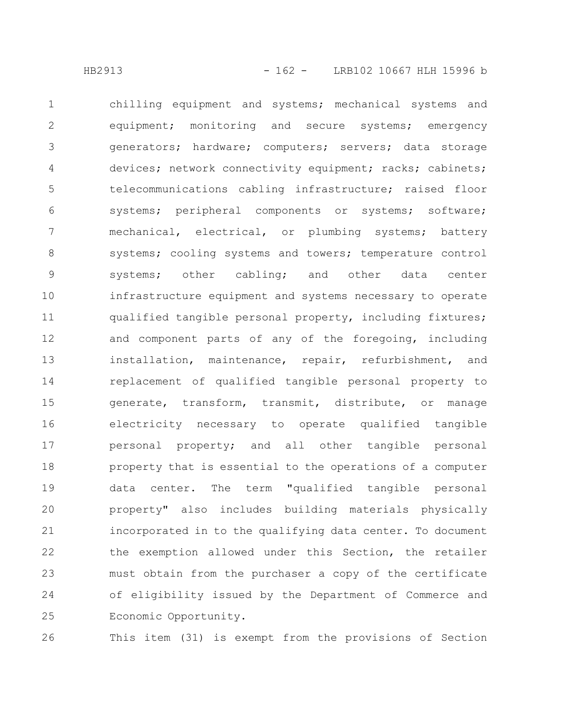chilling equipment and systems; mechanical systems and equipment; monitoring and secure systems; emergency generators; hardware; computers; servers; data storage devices; network connectivity equipment; racks; cabinets; telecommunications cabling infrastructure; raised floor systems; peripheral components or systems; software; mechanical, electrical, or plumbing systems; battery systems; cooling systems and towers; temperature control systems; other cabling; and other data center infrastructure equipment and systems necessary to operate qualified tangible personal property, including fixtures; and component parts of any of the foregoing, including installation, maintenance, repair, refurbishment, and replacement of qualified tangible personal property to generate, transform, transmit, distribute, or manage electricity necessary to operate qualified tangible personal property; and all other tangible personal property that is essential to the operations of a computer data center. The term "qualified tangible personal property" also includes building materials physically incorporated in to the qualifying data center. To document the exemption allowed under this Section, the retailer must obtain from the purchaser a copy of the certificate of eligibility issued by the Department of Commerce and Economic Opportunity.

This item (31) is exempt from the provisions of Section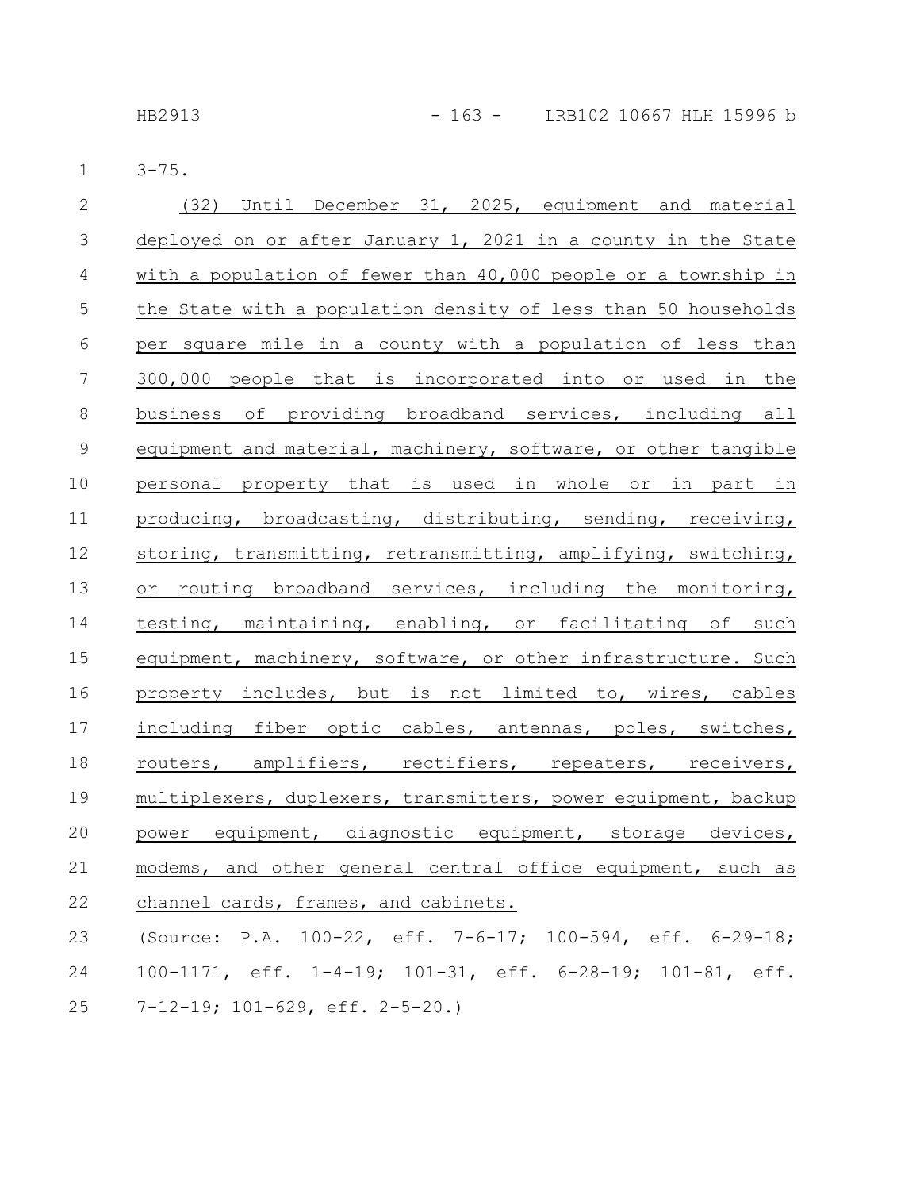3-75.

(32) Until December 31, 2025, equipment and material deployed on or after January 1, 2021 in a county in the State with a population of fewer than 40,000 people or a township in the State with a population density of less than 50 households per square mile in a county with a population of less than 300,000 people that is incorporated into or used in the business of providing broadband services, including all equipment and material, machinery, software, or other tangible personal property that is used in whole or in part in producing, broadcasting, distributing, sending, receiving, storing, transmitting, retransmitting, amplifying, switching, or routing broadband services, including the monitoring, testing, maintaining, enabling, or facilitating of such equipment, machinery, software, or other infrastructure. Such property includes, but is not limited to, wires, cables including fiber optic cables, antennas, poles, switches, routers, amplifiers, rectifiers, repeaters, receivers, multiplexers, duplexers, transmitters, power equipment, backup power equipment, diagnostic equipment, storage devices, modems, and other general central office equipment, such as channel cards, frames, and cabinets.

(Source: P.A. 100-22, eff. 7-6-17; 100-594, eff. 6-29-18; 100-1171, eff. 1-4-19; 101-31, eff. 6-28-19; 101-81, eff. 7-12-19; 101-629, eff. 2-5-20.)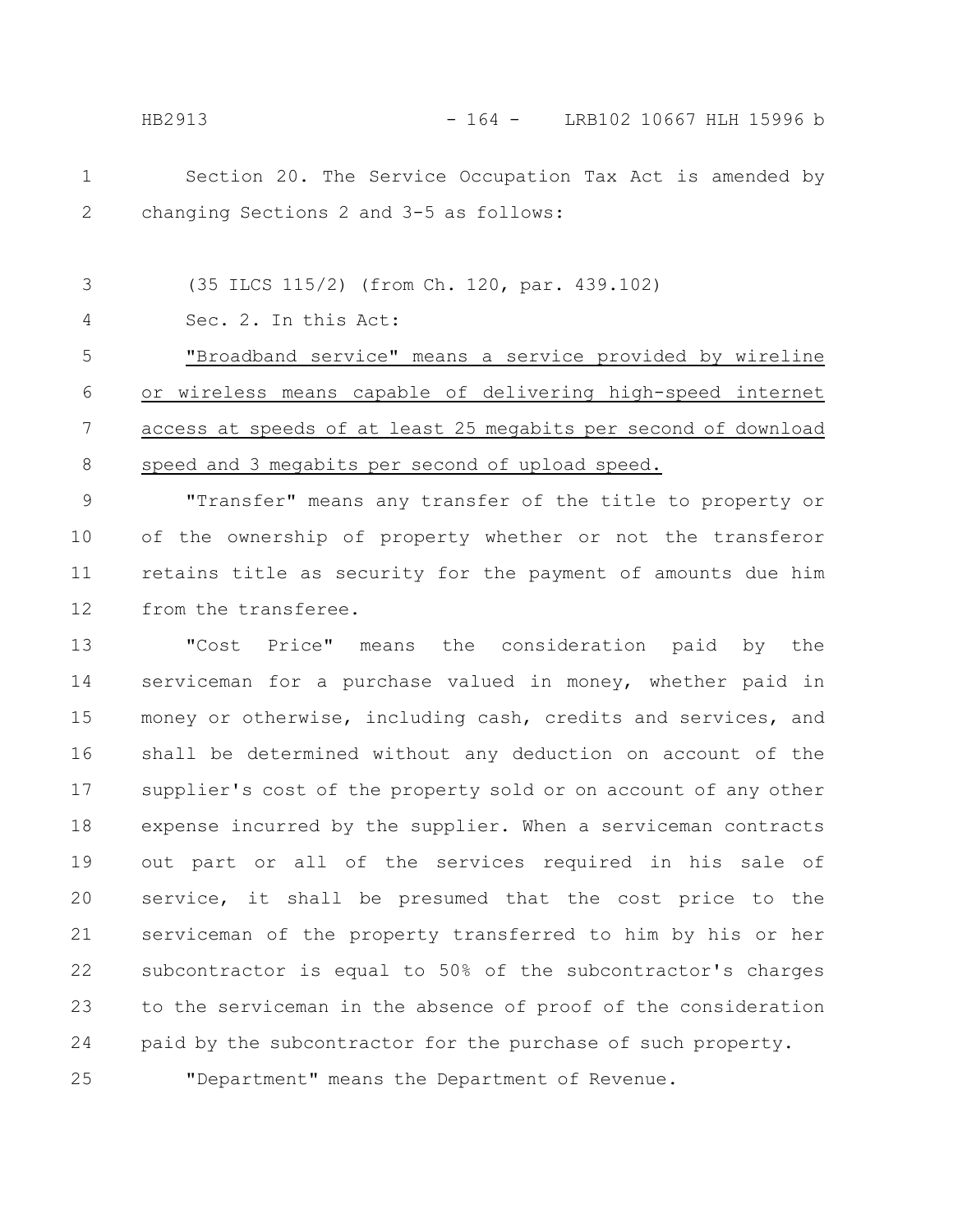Section 20. The Service Occupation Tax Act is amended by changing Sections 2 and 3-5 as follows:

(35 ILCS 115/2) (from Ch. 120, par. 439.102)

Sec. 2. In this Act:

"Broadband service" means a service provided by wireline or wireless means capable of delivering high-speed internet access at speeds of at least 25 megabits per second of download speed and 3 megabits per second of upload speed.

"Transfer" means any transfer of the title to property or of the ownership of property whether or not the transferor retains title as security for the payment of amounts due him from the transferee.

"Cost Price" means the consideration paid by the serviceman for a purchase valued in money, whether paid in money or otherwise, including cash, credits and services, and shall be determined without any deduction on account of the supplier's cost of the property sold or on account of any other expense incurred by the supplier. When a serviceman contracts out part or all of the services required in his sale of service, it shall be presumed that the cost price to the serviceman of the property transferred to him by his or her subcontractor is equal to 50% of the subcontractor's charges to the serviceman in the absence of proof of the consideration paid by the subcontractor for the purchase of such property.

"Department" means the Department of Revenue.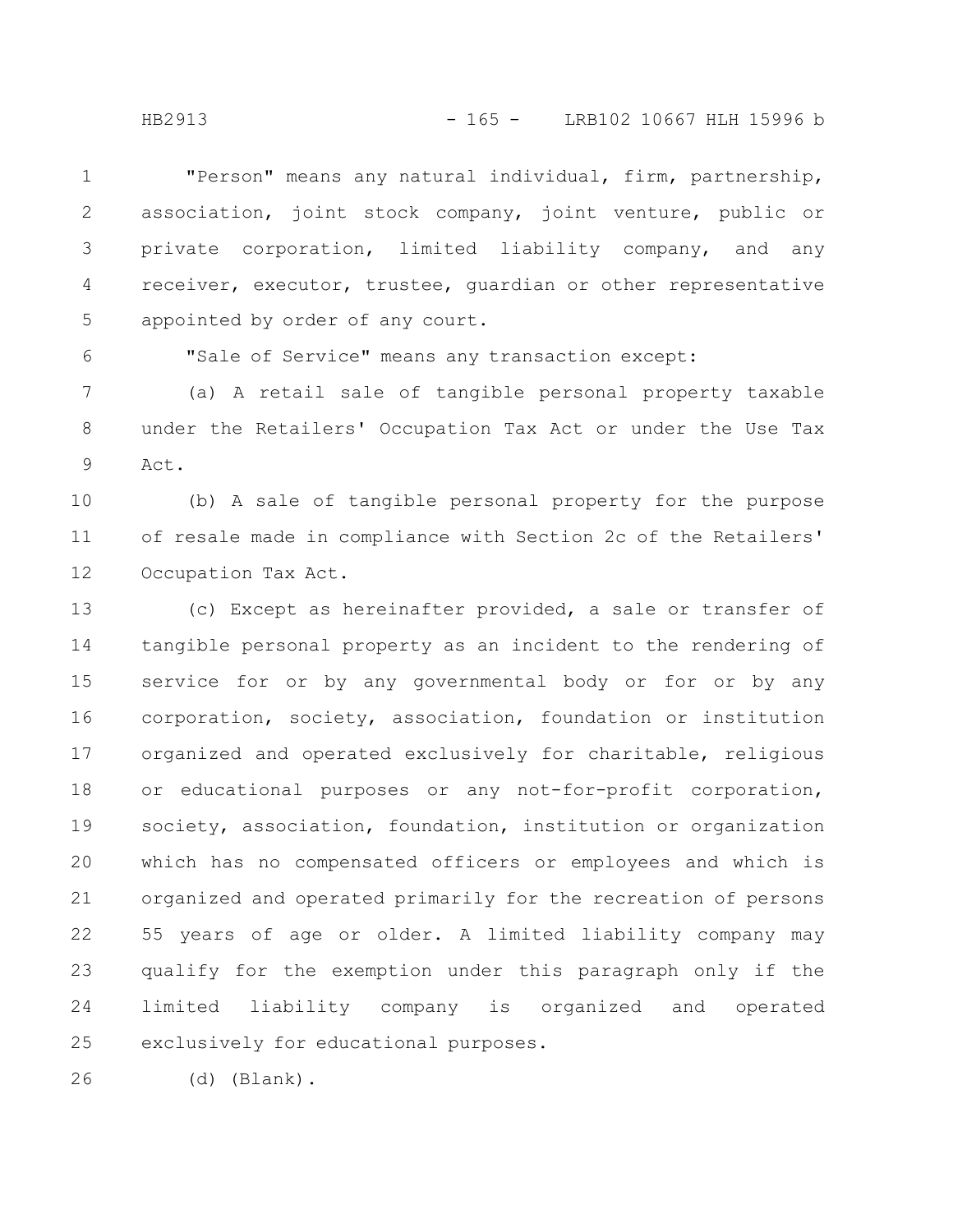"Person" means any natural individual, firm, partnership, association, joint stock company, joint venture, public or private corporation, limited liability company, and any receiver, executor, trustee, guardian or other representative appointed by order of any court.

"Sale of Service" means any transaction except:

(a) A retail sale of tangible personal property taxable under the Retailers' Occupation Tax Act or under the Use Tax Act.

(b) A sale of tangible personal property for the purpose of resale made in compliance with Section 2c of the Retailers' Occupation Tax Act.

(c) Except as hereinafter provided, a sale or transfer of tangible personal property as an incident to the rendering of service for or by any governmental body or for or by any corporation, society, association, foundation or institution organized and operated exclusively for charitable, religious or educational purposes or any not-for-profit corporation, society, association, foundation, institution or organization which has no compensated officers or employees and which is organized and operated primarily for the recreation of persons 55 years of age or older. A limited liability company may qualify for the exemption under this paragraph only if the limited liability company is organized and operated exclusively for educational purposes.

(d) (Blank).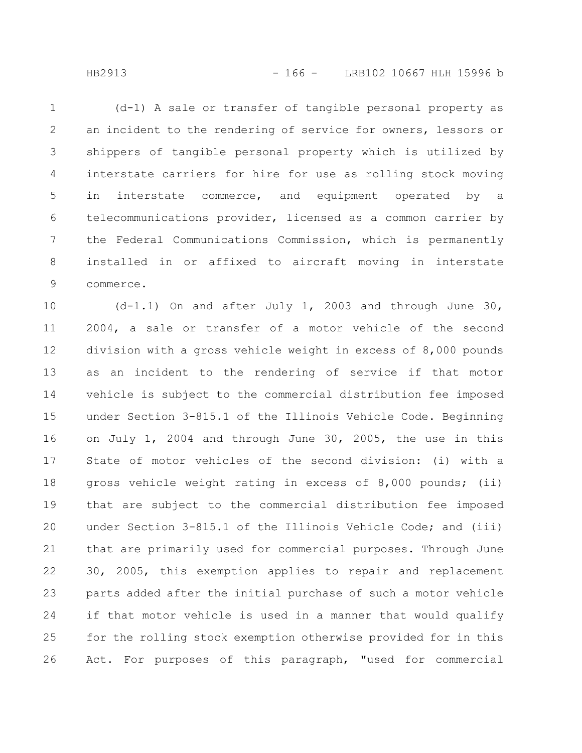(d-1) A sale or transfer of tangible personal property as an incident to the rendering of service for owners, lessors or shippers of tangible personal property which is utilized by interstate carriers for hire for use as rolling stock moving in interstate commerce, and equipment operated by a telecommunications provider, licensed as a common carrier by the Federal Communications Commission, which is permanently installed in or affixed to aircraft moving in interstate commerce.

(d-1.1) On and after July 1, 2003 and through June 30, 2004, a sale or transfer of a motor vehicle of the second division with a gross vehicle weight in excess of 8,000 pounds as an incident to the rendering of service if that motor vehicle is subject to the commercial distribution fee imposed under Section 3-815.1 of the Illinois Vehicle Code. Beginning on July 1, 2004 and through June 30, 2005, the use in this State of motor vehicles of the second division: (i) with a gross vehicle weight rating in excess of 8,000 pounds; (ii) that are subject to the commercial distribution fee imposed under Section 3-815.1 of the Illinois Vehicle Code; and (iii) that are primarily used for commercial purposes. Through June 30, 2005, this exemption applies to repair and replacement parts added after the initial purchase of such a motor vehicle if that motor vehicle is used in a manner that would qualify for the rolling stock exemption otherwise provided for in this Act. For purposes of this paragraph, "used for commercial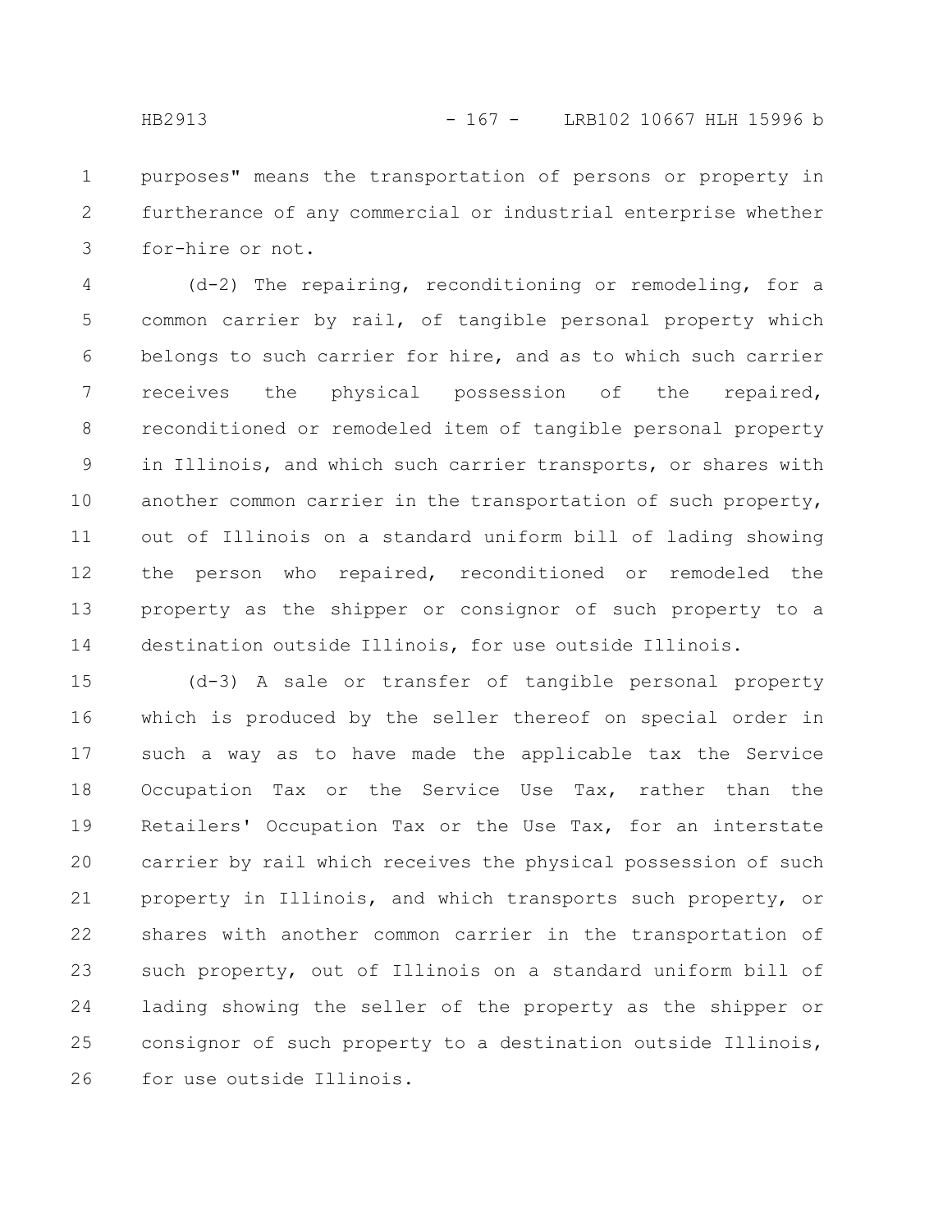purposes" means the transportation of persons or property in furtherance of any commercial or industrial enterprise whether for-hire or not.

(d-2) The repairing, reconditioning or remodeling, for a common carrier by rail, of tangible personal property which belongs to such carrier for hire, and as to which such carrier receives the physical possession of the repaired, reconditioned or remodeled item of tangible personal property in Illinois, and which such carrier transports, or shares with another common carrier in the transportation of such property, out of Illinois on a standard uniform bill of lading showing the person who repaired, reconditioned or remodeled the property as the shipper or consignor of such property to a destination outside Illinois, for use outside Illinois.

(d-3) A sale or transfer of tangible personal property which is produced by the seller thereof on special order in such a way as to have made the applicable tax the Service Occupation Tax or the Service Use Tax, rather than the Retailers' Occupation Tax or the Use Tax, for an interstate carrier by rail which receives the physical possession of such property in Illinois, and which transports such property, or shares with another common carrier in the transportation of such property, out of Illinois on a standard uniform bill of lading showing the seller of the property as the shipper or consignor of such property to a destination outside Illinois, for use outside Illinois.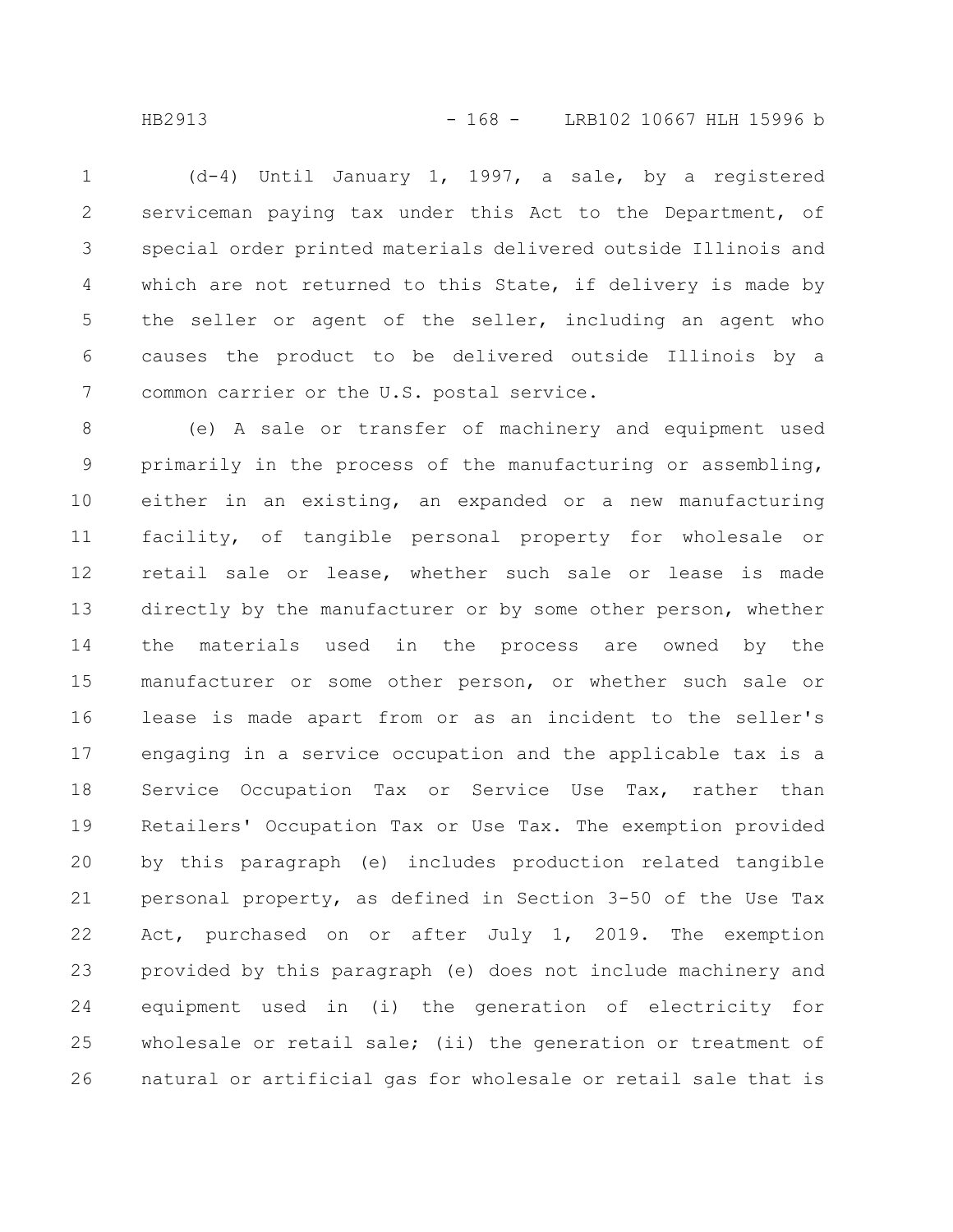(d-4) Until January 1, 1997, a sale, by a registered serviceman paying tax under this Act to the Department, of special order printed materials delivered outside Illinois and which are not returned to this State, if delivery is made by the seller or agent of the seller, including an agent who causes the product to be delivered outside Illinois by a common carrier or the U.S. postal service.

(e) A sale or transfer of machinery and equipment used primarily in the process of the manufacturing or assembling, either in an existing, an expanded or a new manufacturing facility, of tangible personal property for wholesale or retail sale or lease, whether such sale or lease is made directly by the manufacturer or by some other person, whether the materials used in the process are owned by the manufacturer or some other person, or whether such sale or lease is made apart from or as an incident to the seller's engaging in a service occupation and the applicable tax is a Service Occupation Tax or Service Use Tax, rather than Retailers' Occupation Tax or Use Tax. The exemption provided by this paragraph (e) includes production related tangible personal property, as defined in Section 3-50 of the Use Tax Act, purchased on or after July 1, 2019. The exemption provided by this paragraph (e) does not include machinery and equipment used in (i) the generation of electricity for wholesale or retail sale; (ii) the generation or treatment of natural or artificial gas for wholesale or retail sale that is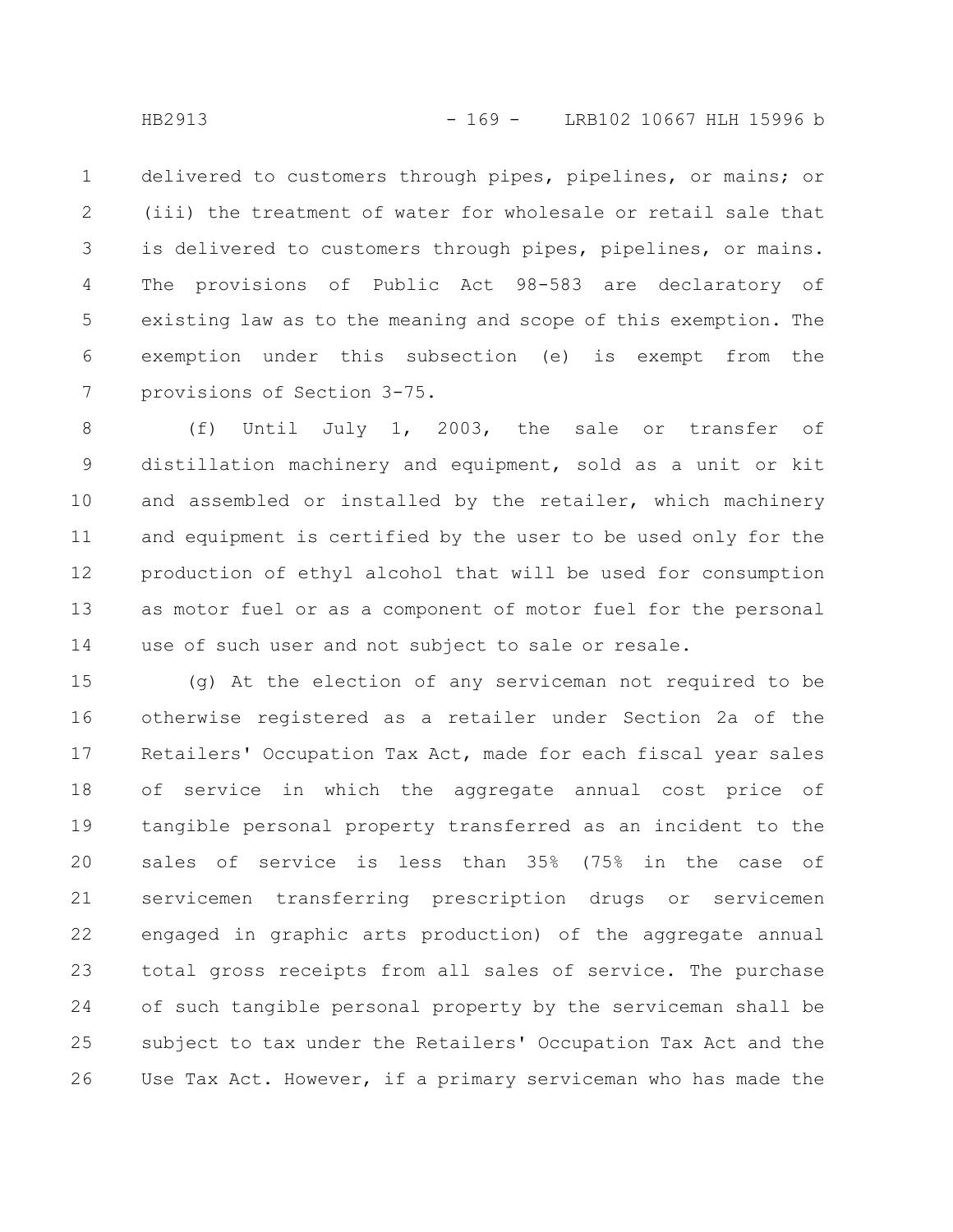delivered to customers through pipes, pipelines, or mains; or (iii) the treatment of water for wholesale or retail sale that is delivered to customers through pipes, pipelines, or mains. The provisions of Public Act 98-583 are declaratory of existing law as to the meaning and scope of this exemption. The exemption under this subsection (e) is exempt from the provisions of Section 3-75.

(f) Until July 1, 2003, the sale or transfer of distillation machinery and equipment, sold as a unit or kit and assembled or installed by the retailer, which machinery and equipment is certified by the user to be used only for the production of ethyl alcohol that will be used for consumption as motor fuel or as a component of motor fuel for the personal use of such user and not subject to sale or resale.

(g) At the election of any serviceman not required to be otherwise registered as a retailer under Section 2a of the Retailers' Occupation Tax Act, made for each fiscal year sales of service in which the aggregate annual cost price of tangible personal property transferred as an incident to the sales of service is less than 35% (75% in the case of servicemen transferring prescription drugs or servicemen engaged in graphic arts production) of the aggregate annual total gross receipts from all sales of service. The purchase of such tangible personal property by the serviceman shall be subject to tax under the Retailers' Occupation Tax Act and the Use Tax Act. However, if a primary serviceman who has made the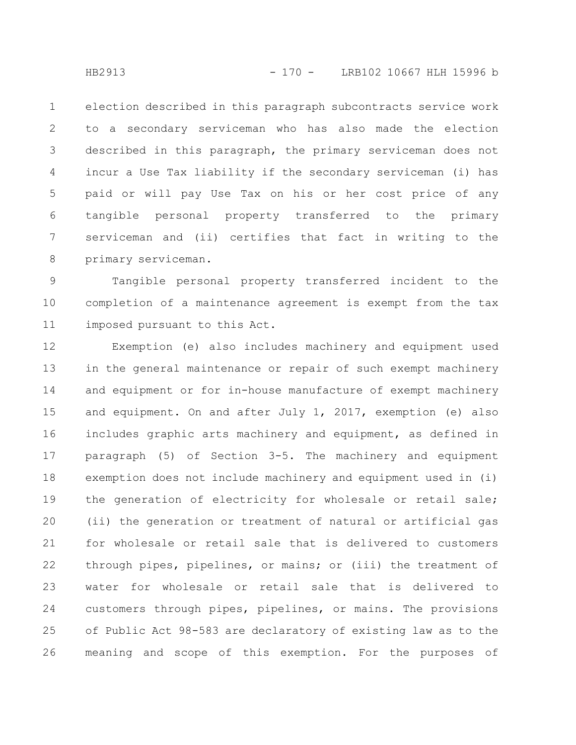election described in this paragraph subcontracts service work to a secondary serviceman who has also made the election described in this paragraph, the primary serviceman does not incur a Use Tax liability if the secondary serviceman (i) has paid or will pay Use Tax on his or her cost price of any tangible personal property transferred to the primary serviceman and (ii) certifies that fact in writing to the primary serviceman.

Tangible personal property transferred incident to the completion of a maintenance agreement is exempt from the tax imposed pursuant to this Act.

Exemption (e) also includes machinery and equipment used in the general maintenance or repair of such exempt machinery and equipment or for in-house manufacture of exempt machinery and equipment. On and after July 1, 2017, exemption (e) also includes graphic arts machinery and equipment, as defined in paragraph (5) of Section 3-5. The machinery and equipment exemption does not include machinery and equipment used in (i) the generation of electricity for wholesale or retail sale; (ii) the generation or treatment of natural or artificial gas for wholesale or retail sale that is delivered to customers through pipes, pipelines, or mains; or (iii) the treatment of water for wholesale or retail sale that is delivered to customers through pipes, pipelines, or mains. The provisions of Public Act 98-583 are declaratory of existing law as to the meaning and scope of this exemption. For the purposes of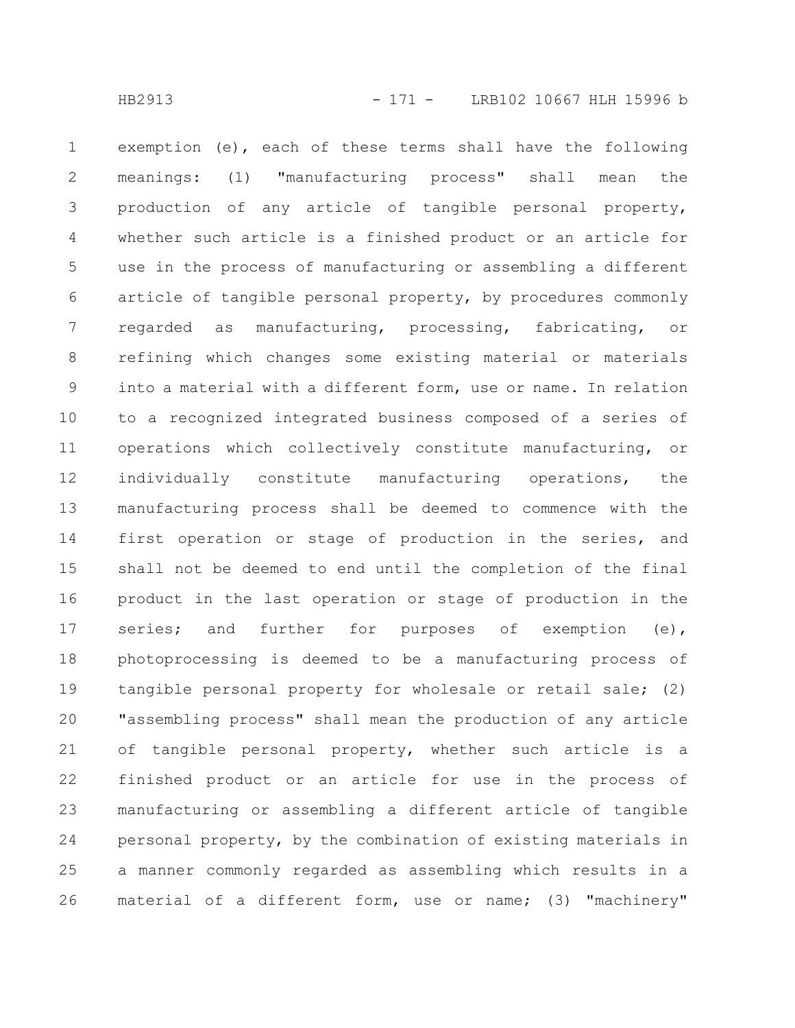exemption (e), each of these terms shall have the following meanings: (1) "manufacturing process" shall mean the production of any article of tangible personal property, whether such article is a finished product or an article for use in the process of manufacturing or assembling a different article of tangible personal property, by procedures commonly regarded as manufacturing, processing, fabricating, or refining which changes some existing material or materials into a material with a different form, use or name. In relation to a recognized integrated business composed of a series of operations which collectively constitute manufacturing, or individually constitute manufacturing operations, the manufacturing process shall be deemed to commence with the first operation or stage of production in the series, and shall not be deemed to end until the completion of the final product in the last operation or stage of production in the series; and further for purposes of exemption (e), photoprocessing is deemed to be a manufacturing process of tangible personal property for wholesale or retail sale; (2) "assembling process" shall mean the production of any article of tangible personal property, whether such article is a finished product or an article for use in the process of manufacturing or assembling a different article of tangible personal property, by the combination of existing materials in a manner commonly regarded as assembling which results in a material of a different form, use or name; (3) "machinery"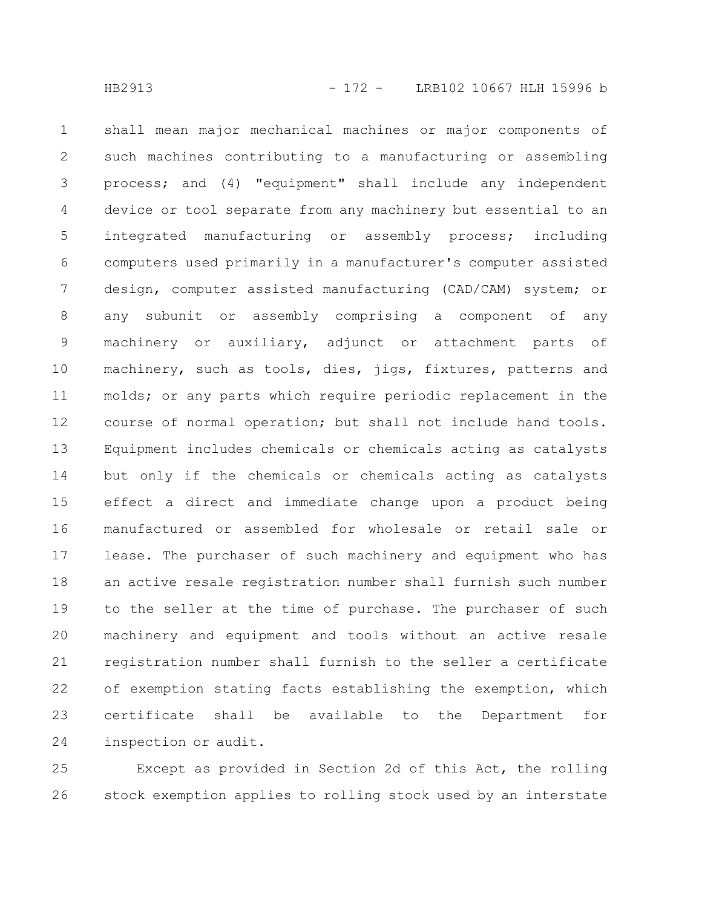shall mean major mechanical machines or major components of such machines contributing to a manufacturing or assembling process; and (4) "equipment" shall include any independent device or tool separate from any machinery but essential to an integrated manufacturing or assembly process; including computers used primarily in a manufacturer's computer assisted design, computer assisted manufacturing (CAD/CAM) system; or any subunit or assembly comprising a component of any machinery or auxiliary, adjunct or attachment parts of machinery, such as tools, dies, jigs, fixtures, patterns and molds; or any parts which require periodic replacement in the course of normal operation; but shall not include hand tools. Equipment includes chemicals or chemicals acting as catalysts but only if the chemicals or chemicals acting as catalysts effect a direct and immediate change upon a product being manufactured or assembled for wholesale or retail sale or lease. The purchaser of such machinery and equipment who has an active resale registration number shall furnish such number to the seller at the time of purchase. The purchaser of such machinery and equipment and tools without an active resale registration number shall furnish to the seller a certificate of exemption stating facts establishing the exemption, which certificate shall be available to the Department for inspection or audit.

Except as provided in Section 2d of this Act, the rolling stock exemption applies to rolling stock used by an interstate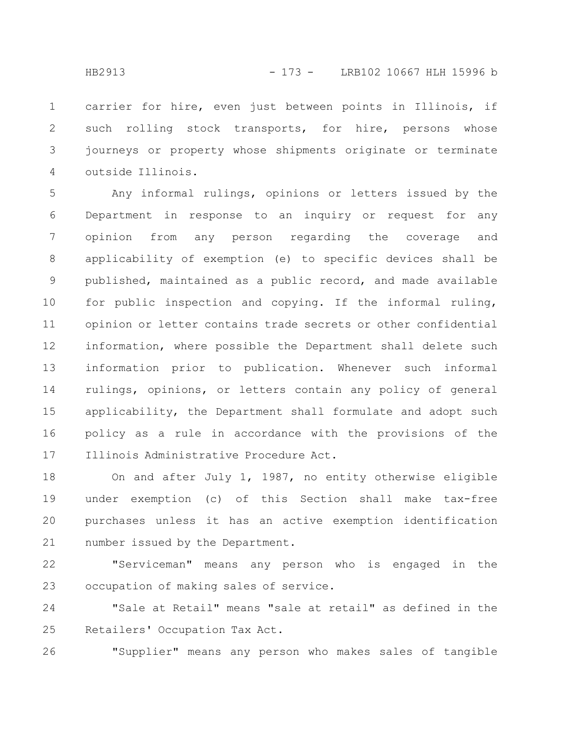carrier for hire, even just between points in Illinois, if such rolling stock transports, for hire, persons whose journeys or property whose shipments originate or terminate outside Illinois.

Any informal rulings, opinions or letters issued by the Department in response to an inquiry or request for any opinion from any person regarding the coverage and applicability of exemption (e) to specific devices shall be published, maintained as a public record, and made available for public inspection and copying. If the informal ruling, opinion or letter contains trade secrets or other confidential information, where possible the Department shall delete such information prior to publication. Whenever such informal rulings, opinions, or letters contain any policy of general applicability, the Department shall formulate and adopt such policy as a rule in accordance with the provisions of the Illinois Administrative Procedure Act.

On and after July 1, 1987, no entity otherwise eligible under exemption (c) of this Section shall make tax-free purchases unless it has an active exemption identification number issued by the Department.

"Serviceman" means any person who is engaged in the occupation of making sales of service.

"Sale at Retail" means "sale at retail" as defined in the Retailers' Occupation Tax Act.

"Supplier" means any person who makes sales of tangible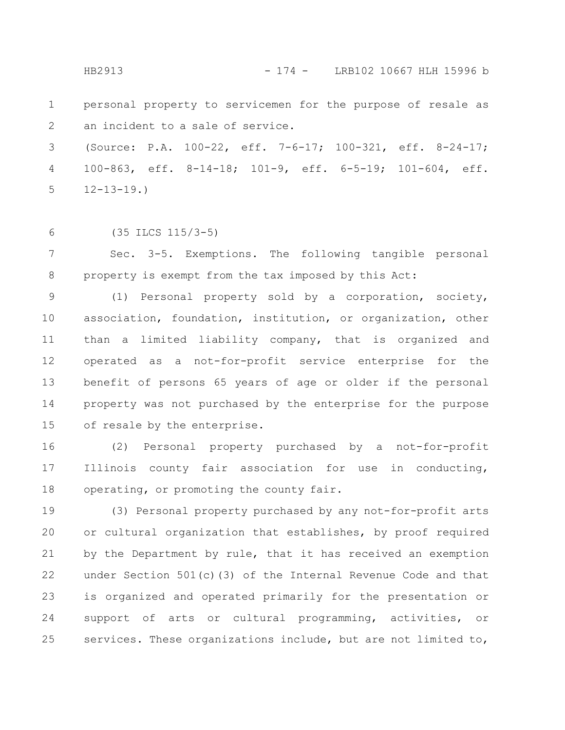personal property to servicemen for the purpose of resale as an incident to a sale of service.

(Source: P.A. 100-22, eff. 7-6-17; 100-321, eff. 8-24-17; 100-863, eff. 8-14-18; 101-9, eff. 6-5-19; 101-604, eff. 12-13-19.)

(35 ILCS 115/3-5)

Sec. 3-5. Exemptions. The following tangible personal property is exempt from the tax imposed by this Act:

(1) Personal property sold by a corporation, society, association, foundation, institution, or organization, other than a limited liability company, that is organized and operated as a not-for-profit service enterprise for the benefit of persons 65 years of age or older if the personal property was not purchased by the enterprise for the purpose of resale by the enterprise.

(2) Personal property purchased by a not-for-profit Illinois county fair association for use in conducting, operating, or promoting the county fair.

(3) Personal property purchased by any not-for-profit arts or cultural organization that establishes, by proof required by the Department by rule, that it has received an exemption under Section 501(c)(3) of the Internal Revenue Code and that is organized and operated primarily for the presentation or support of arts or cultural programming, activities, or services. These organizations include, but are not limited to,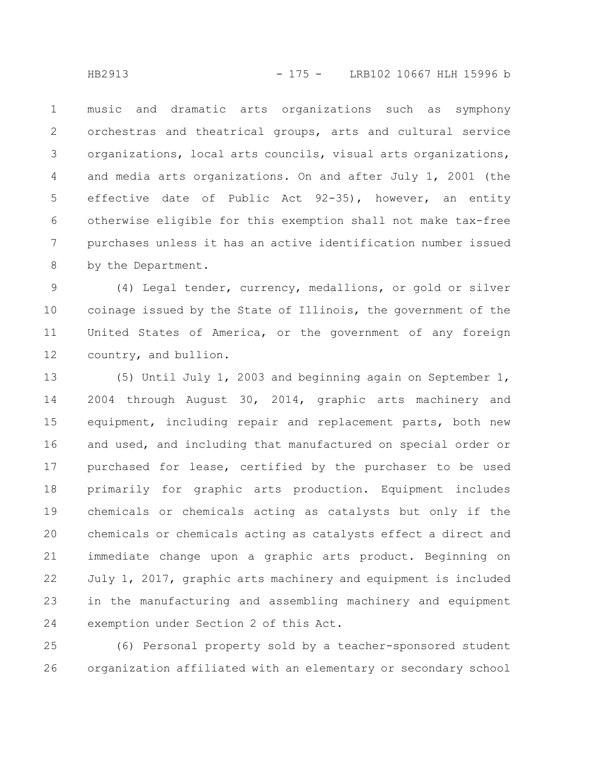music and dramatic arts organizations such as symphony orchestras and theatrical groups, arts and cultural service organizations, local arts councils, visual arts organizations, and media arts organizations. On and after July 1, 2001 (the effective date of Public Act 92-35), however, an entity otherwise eligible for this exemption shall not make tax-free purchases unless it has an active identification number issued by the Department.

(4) Legal tender, currency, medallions, or gold or silver coinage issued by the State of Illinois, the government of the United States of America, or the government of any foreign country, and bullion.

(5) Until July 1, 2003 and beginning again on September 1, 2004 through August 30, 2014, graphic arts machinery and equipment, including repair and replacement parts, both new and used, and including that manufactured on special order or purchased for lease, certified by the purchaser to be used primarily for graphic arts production. Equipment includes chemicals or chemicals acting as catalysts but only if the chemicals or chemicals acting as catalysts effect a direct and immediate change upon a graphic arts product. Beginning on July 1, 2017, graphic arts machinery and equipment is included in the manufacturing and assembling machinery and equipment exemption under Section 2 of this Act.

(6) Personal property sold by a teacher-sponsored student organization affiliated with an elementary or secondary school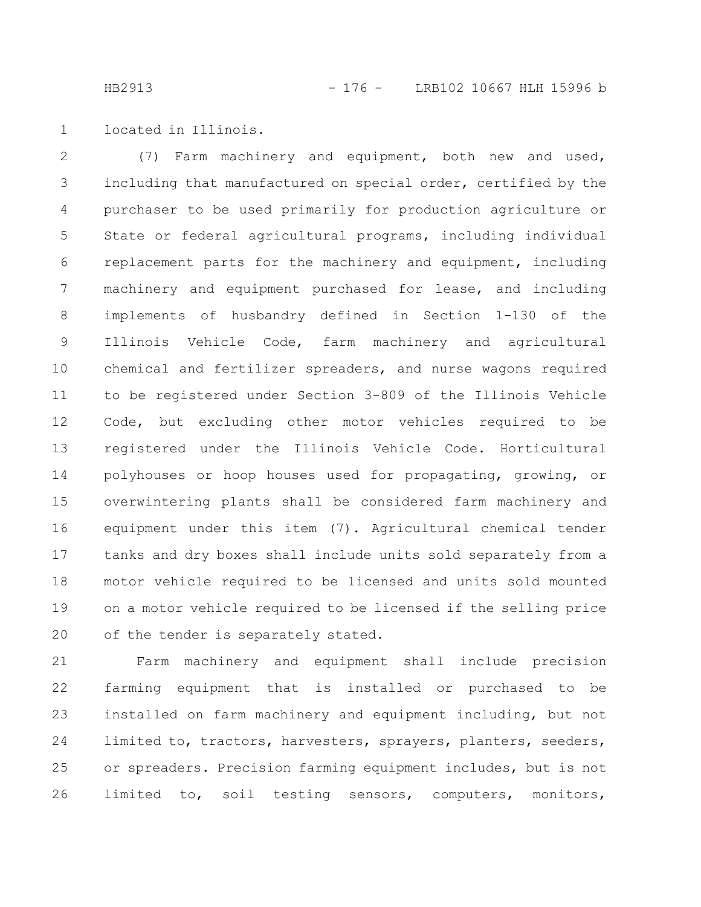located in Illinois.

(7) Farm machinery and equipment, both new and used, including that manufactured on special order, certified by the purchaser to be used primarily for production agriculture or State or federal agricultural programs, including individual replacement parts for the machinery and equipment, including machinery and equipment purchased for lease, and including implements of husbandry defined in Section 1-130 of the Illinois Vehicle Code, farm machinery and agricultural chemical and fertilizer spreaders, and nurse wagons required to be registered under Section 3-809 of the Illinois Vehicle Code, but excluding other motor vehicles required to be registered under the Illinois Vehicle Code. Horticultural polyhouses or hoop houses used for propagating, growing, or overwintering plants shall be considered farm machinery and equipment under this item (7). Agricultural chemical tender tanks and dry boxes shall include units sold separately from a motor vehicle required to be licensed and units sold mounted on a motor vehicle required to be licensed if the selling price of the tender is separately stated.

Farm machinery and equipment shall include precision farming equipment that is installed or purchased to be installed on farm machinery and equipment including, but not limited to, tractors, harvesters, sprayers, planters, seeders, or spreaders. Precision farming equipment includes, but is not limited to, soil testing sensors, computers, monitors,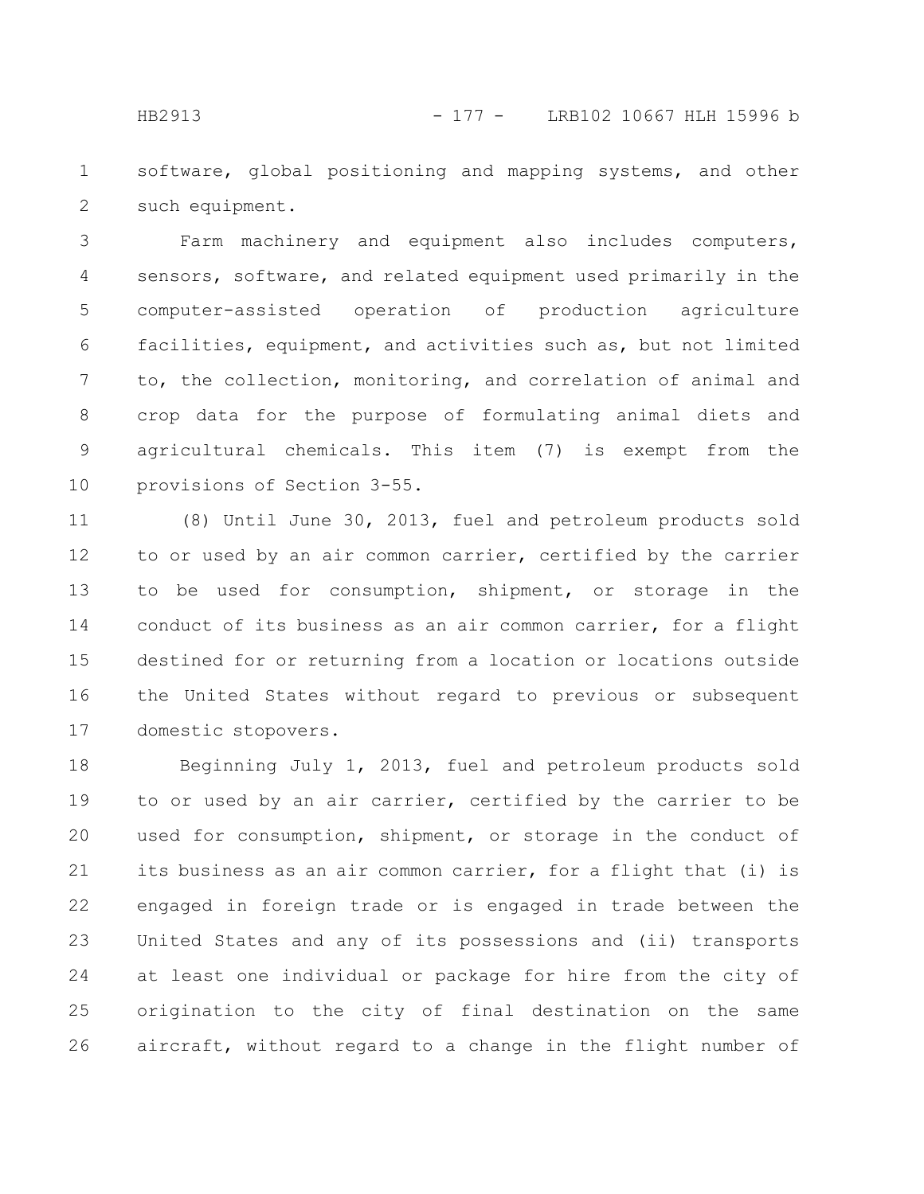software, global positioning and mapping systems, and other such equipment.

Farm machinery and equipment also includes computers, sensors, software, and related equipment used primarily in the computer-assisted operation of production agriculture facilities, equipment, and activities such as, but not limited to, the collection, monitoring, and correlation of animal and crop data for the purpose of formulating animal diets and agricultural chemicals. This item (7) is exempt from the provisions of Section 3-55.

(8) Until June 30, 2013, fuel and petroleum products sold to or used by an air common carrier, certified by the carrier to be used for consumption, shipment, or storage in the conduct of its business as an air common carrier, for a flight destined for or returning from a location or locations outside the United States without regard to previous or subsequent domestic stopovers.

Beginning July 1, 2013, fuel and petroleum products sold to or used by an air carrier, certified by the carrier to be used for consumption, shipment, or storage in the conduct of its business as an air common carrier, for a flight that (i) is engaged in foreign trade or is engaged in trade between the United States and any of its possessions and (ii) transports at least one individual or package for hire from the city of origination to the city of final destination on the same aircraft, without regard to a change in the flight number of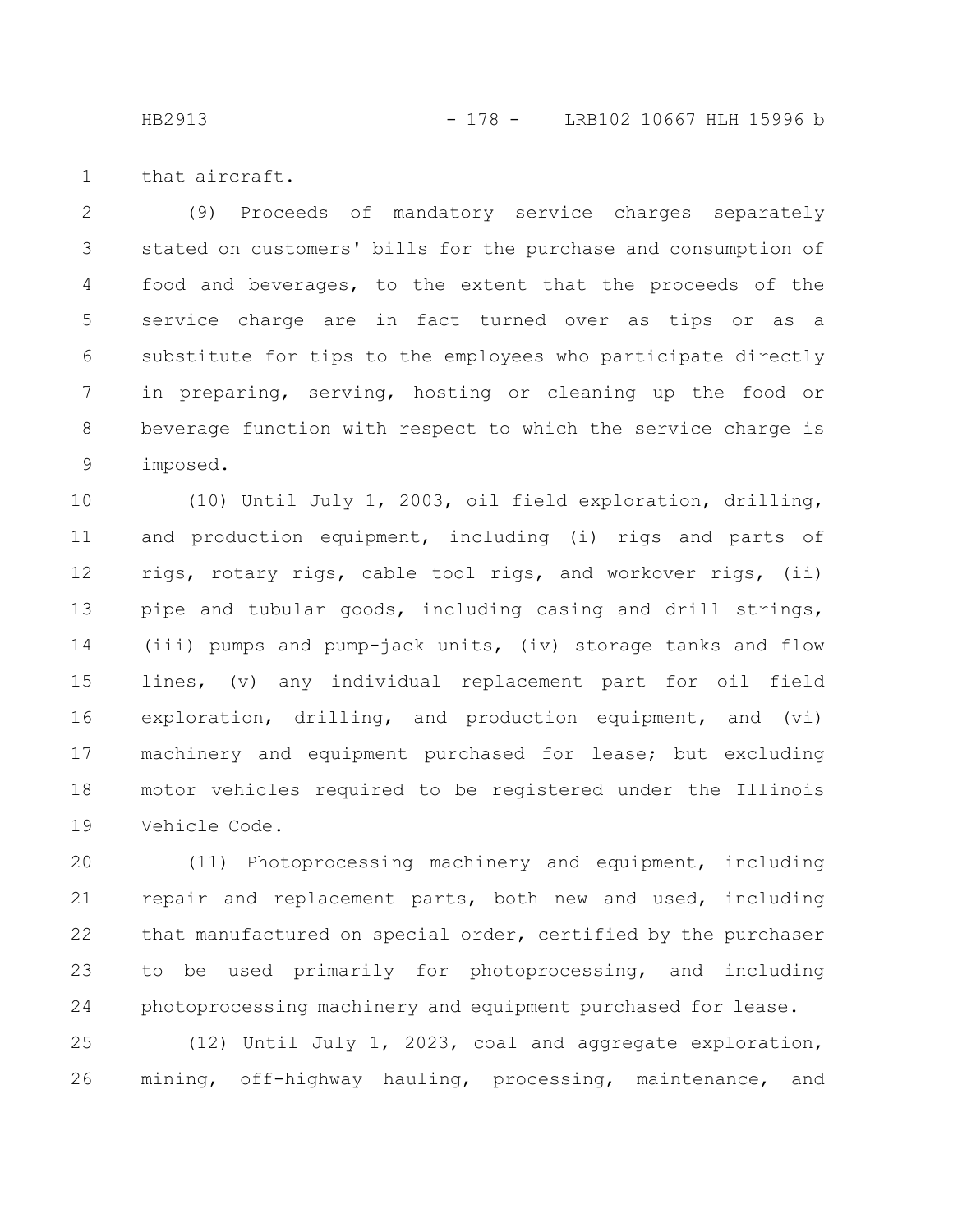that aircraft.

(9) Proceeds of mandatory service charges separately stated on customers' bills for the purchase and consumption of food and beverages, to the extent that the proceeds of the service charge are in fact turned over as tips or as a substitute for tips to the employees who participate directly in preparing, serving, hosting or cleaning up the food or beverage function with respect to which the service charge is imposed.

(10) Until July 1, 2003, oil field exploration, drilling, and production equipment, including (i) rigs and parts of rigs, rotary rigs, cable tool rigs, and workover rigs, (ii) pipe and tubular goods, including casing and drill strings, (iii) pumps and pump-jack units, (iv) storage tanks and flow lines, (v) any individual replacement part for oil field exploration, drilling, and production equipment, and (vi) machinery and equipment purchased for lease; but excluding motor vehicles required to be registered under the Illinois Vehicle Code.

(11) Photoprocessing machinery and equipment, including repair and replacement parts, both new and used, including that manufactured on special order, certified by the purchaser to be used primarily for photoprocessing, and including photoprocessing machinery and equipment purchased for lease.

(12) Until July 1, 2023, coal and aggregate exploration, mining, off-highway hauling, processing, maintenance, and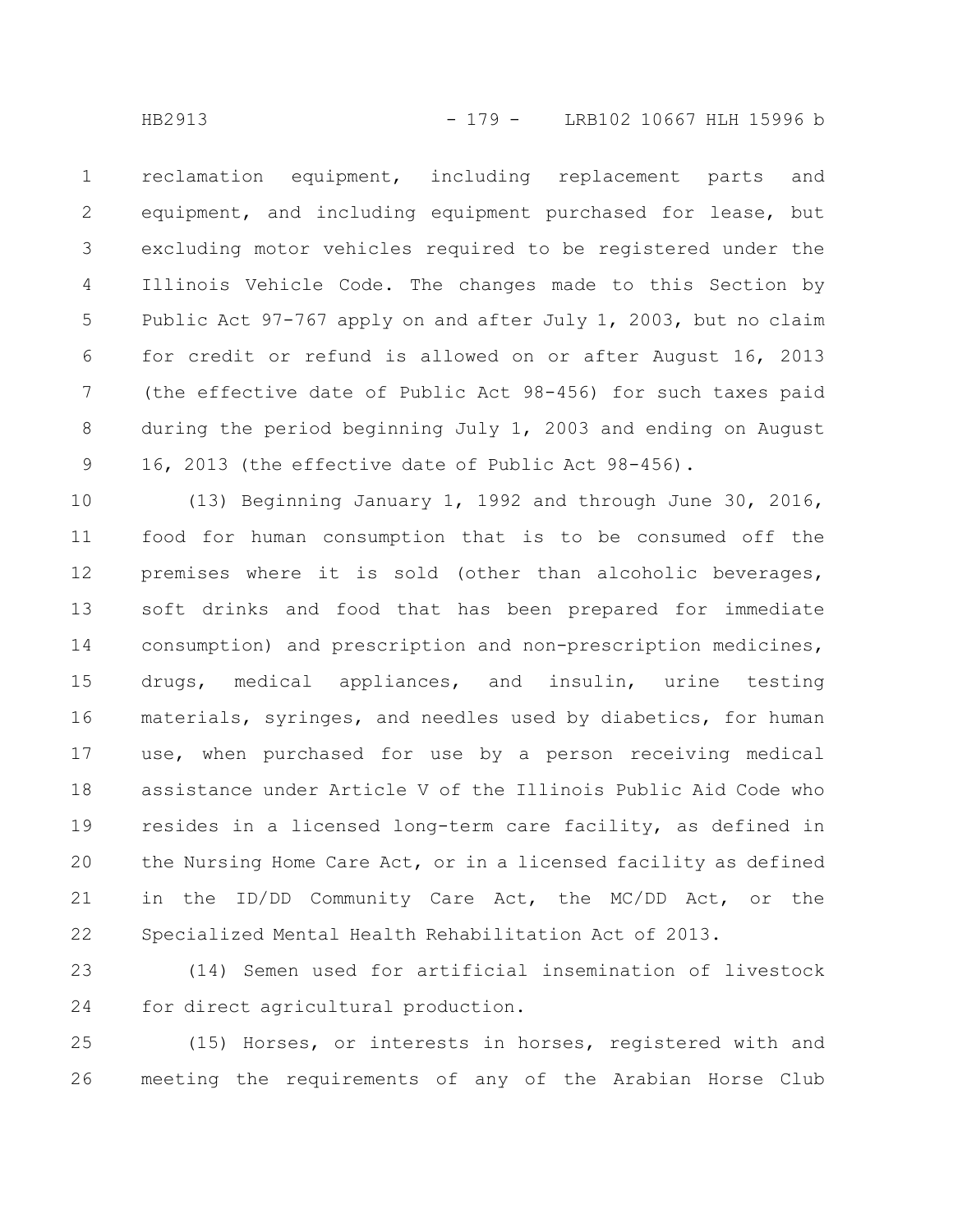reclamation equipment, including replacement parts and equipment, and including equipment purchased for lease, but excluding motor vehicles required to be registered under the Illinois Vehicle Code. The changes made to this Section by Public Act 97-767 apply on and after July 1, 2003, but no claim for credit or refund is allowed on or after August 16, 2013 (the effective date of Public Act 98-456) for such taxes paid during the period beginning July 1, 2003 and ending on August 16, 2013 (the effective date of Public Act 98-456).

(13) Beginning January 1, 1992 and through June 30, 2016, food for human consumption that is to be consumed off the premises where it is sold (other than alcoholic beverages, soft drinks and food that has been prepared for immediate consumption) and prescription and non-prescription medicines, drugs, medical appliances, and insulin, urine testing materials, syringes, and needles used by diabetics, for human use, when purchased for use by a person receiving medical assistance under Article V of the Illinois Public Aid Code who resides in a licensed long-term care facility, as defined in the Nursing Home Care Act, or in a licensed facility as defined in the ID/DD Community Care Act, the MC/DD Act, or the Specialized Mental Health Rehabilitation Act of 2013.

(14) Semen used for artificial insemination of livestock for direct agricultural production.

(15) Horses, or interests in horses, registered with and meeting the requirements of any of the Arabian Horse Club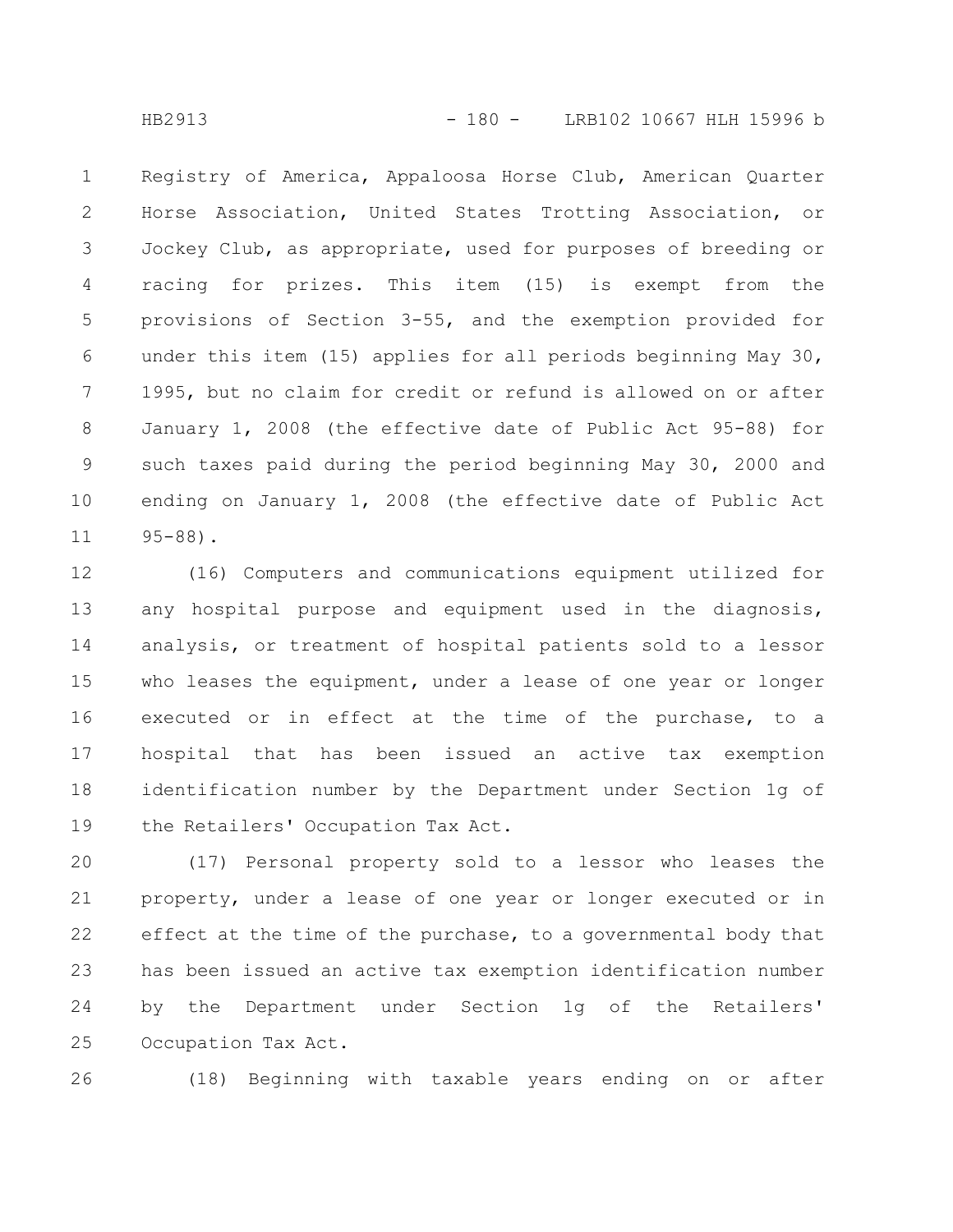Registry of America, Appaloosa Horse Club, American Quarter Horse Association, United States Trotting Association, or Jockey Club, as appropriate, used for purposes of breeding or racing for prizes. This item (15) is exempt from the provisions of Section 3-55, and the exemption provided for under this item (15) applies for all periods beginning May 30, 1995, but no claim for credit or refund is allowed on or after January 1, 2008 (the effective date of Public Act 95-88) for such taxes paid during the period beginning May 30, 2000 and ending on January 1, 2008 (the effective date of Public Act 95-88).

(16) Computers and communications equipment utilized for any hospital purpose and equipment used in the diagnosis, analysis, or treatment of hospital patients sold to a lessor who leases the equipment, under a lease of one year or longer executed or in effect at the time of the purchase, to a hospital that has been issued an active tax exemption identification number by the Department under Section 1g of the Retailers' Occupation Tax Act.

(17) Personal property sold to a lessor who leases the property, under a lease of one year or longer executed or in effect at the time of the purchase, to a governmental body that has been issued an active tax exemption identification number by the Department under Section 1g of the Retailers' Occupation Tax Act.

(18) Beginning with taxable years ending on or after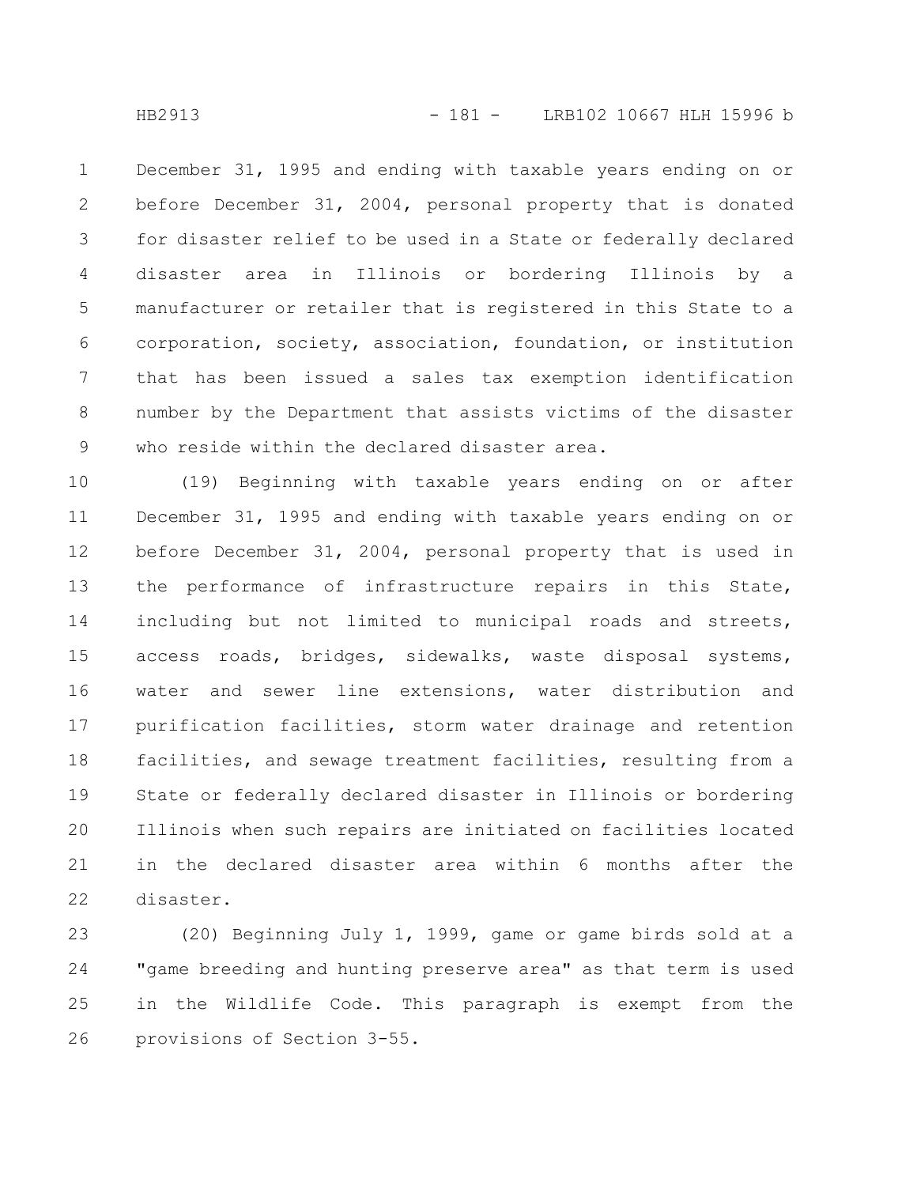December 31, 1995 and ending with taxable years ending on or before December 31, 2004, personal property that is donated for disaster relief to be used in a State or federally declared disaster area in Illinois or bordering Illinois by a manufacturer or retailer that is registered in this State to a corporation, society, association, foundation, or institution that has been issued a sales tax exemption identification number by the Department that assists victims of the disaster who reside within the declared disaster area.

(19) Beginning with taxable years ending on or after December 31, 1995 and ending with taxable years ending on or before December 31, 2004, personal property that is used in the performance of infrastructure repairs in this State, including but not limited to municipal roads and streets, access roads, bridges, sidewalks, waste disposal systems, water and sewer line extensions, water distribution and purification facilities, storm water drainage and retention facilities, and sewage treatment facilities, resulting from a State or federally declared disaster in Illinois or bordering Illinois when such repairs are initiated on facilities located in the declared disaster area within 6 months after the disaster.

(20) Beginning July 1, 1999, game or game birds sold at a "game breeding and hunting preserve area" as that term is used in the Wildlife Code. This paragraph is exempt from the provisions of Section 3-55.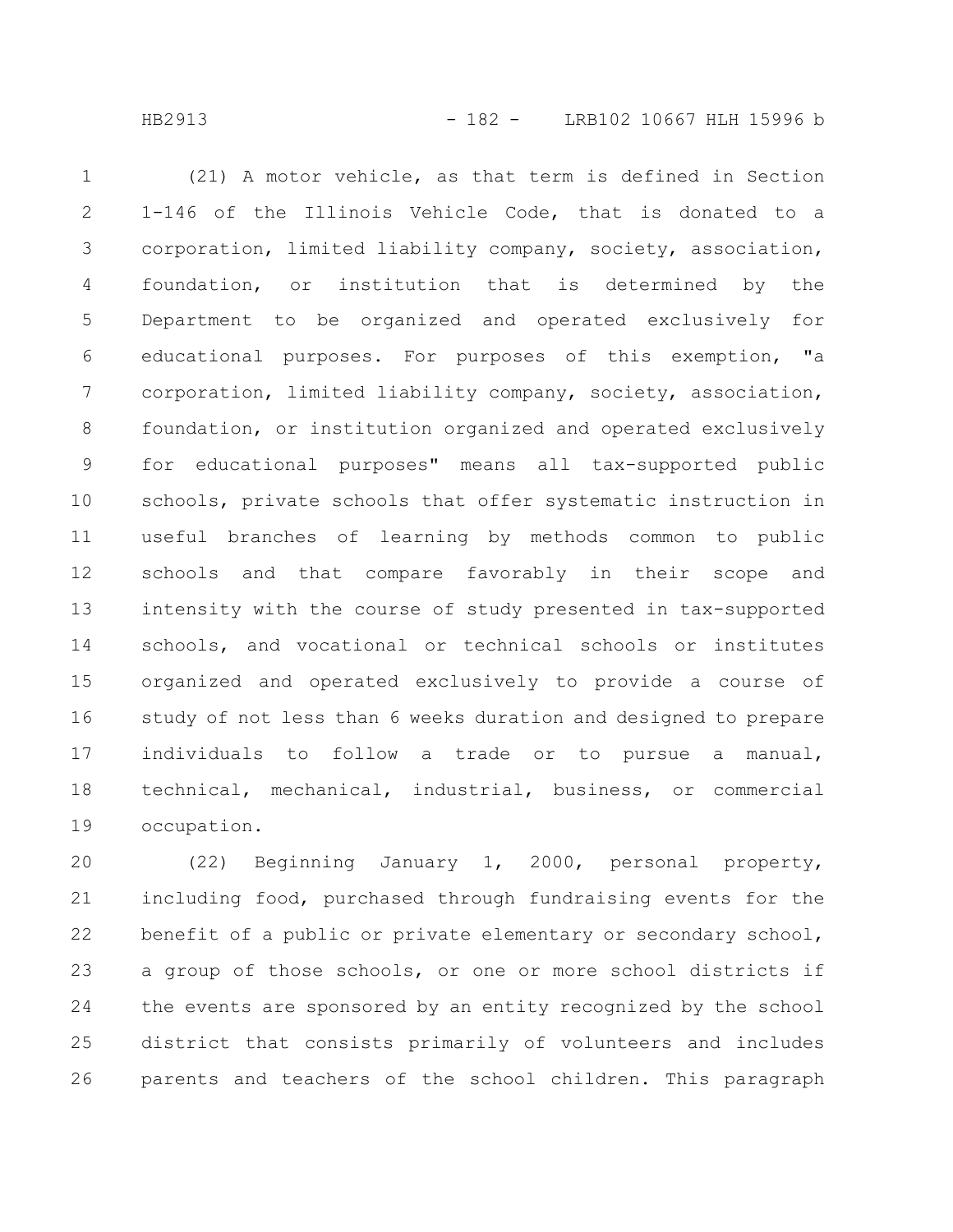(21) A motor vehicle, as that term is defined in Section 1-146 of the Illinois Vehicle Code, that is donated to a corporation, limited liability company, society, association, foundation, or institution that is determined by the Department to be organized and operated exclusively for educational purposes. For purposes of this exemption, "a corporation, limited liability company, society, association, foundation, or institution organized and operated exclusively for educational purposes" means all tax-supported public schools, private schools that offer systematic instruction in useful branches of learning by methods common to public schools and that compare favorably in their scope and intensity with the course of study presented in tax-supported schools, and vocational or technical schools or institutes organized and operated exclusively to provide a course of study of not less than 6 weeks duration and designed to prepare individuals to follow a trade or to pursue a manual, technical, mechanical, industrial, business, or commercial occupation.

(22) Beginning January 1, 2000, personal property, including food, purchased through fundraising events for the benefit of a public or private elementary or secondary school, a group of those schools, or one or more school districts if the events are sponsored by an entity recognized by the school district that consists primarily of volunteers and includes parents and teachers of the school children. This paragraph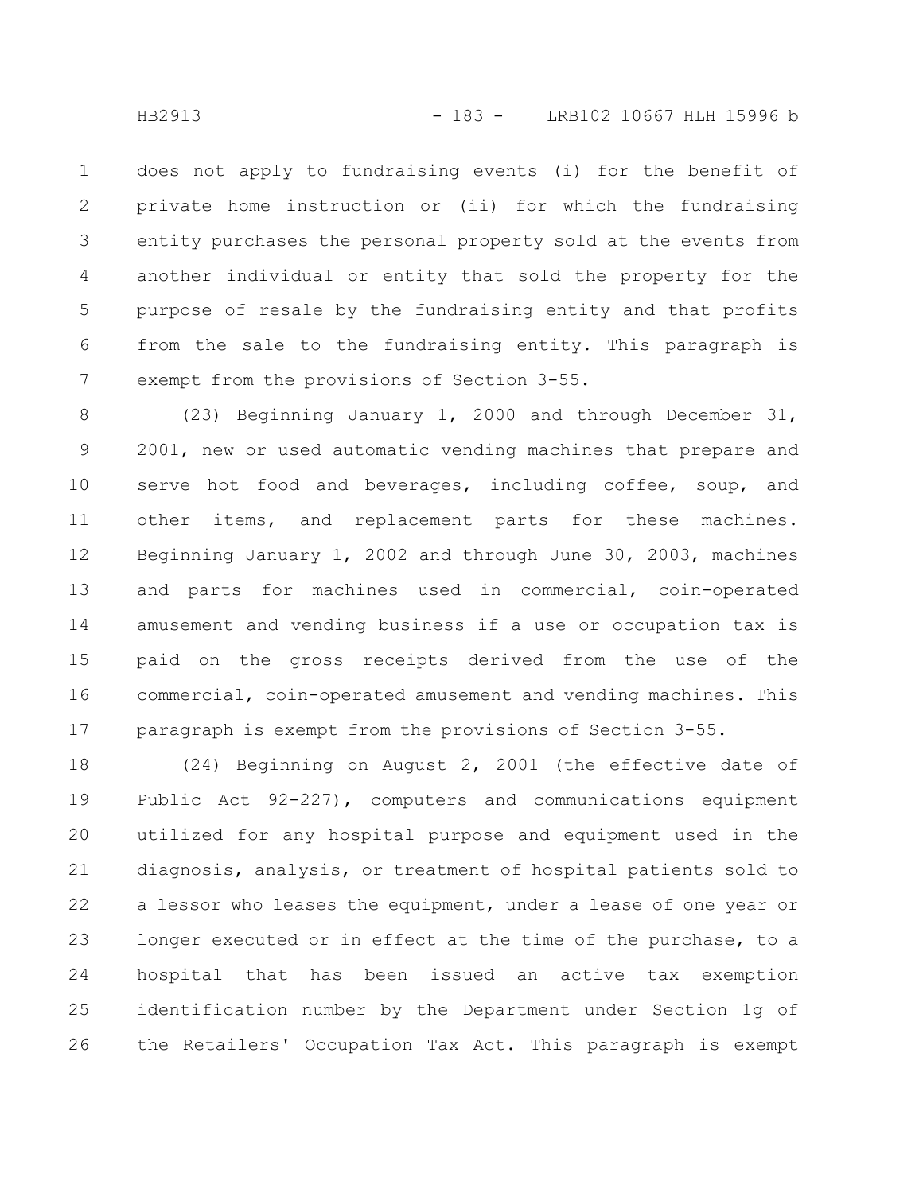does not apply to fundraising events (i) for the benefit of private home instruction or (ii) for which the fundraising entity purchases the personal property sold at the events from another individual or entity that sold the property for the purpose of resale by the fundraising entity and that profits from the sale to the fundraising entity. This paragraph is exempt from the provisions of Section 3-55.

(23) Beginning January 1, 2000 and through December 31, 2001, new or used automatic vending machines that prepare and serve hot food and beverages, including coffee, soup, and other items, and replacement parts for these machines. Beginning January 1, 2002 and through June 30, 2003, machines and parts for machines used in commercial, coin-operated amusement and vending business if a use or occupation tax is paid on the gross receipts derived from the use of the commercial, coin-operated amusement and vending machines. This paragraph is exempt from the provisions of Section 3-55.

(24) Beginning on August 2, 2001 (the effective date of Public Act 92-227), computers and communications equipment utilized for any hospital purpose and equipment used in the diagnosis, analysis, or treatment of hospital patients sold to a lessor who leases the equipment, under a lease of one year or longer executed or in effect at the time of the purchase, to a hospital that has been issued an active tax exemption identification number by the Department under Section 1g of the Retailers' Occupation Tax Act. This paragraph is exempt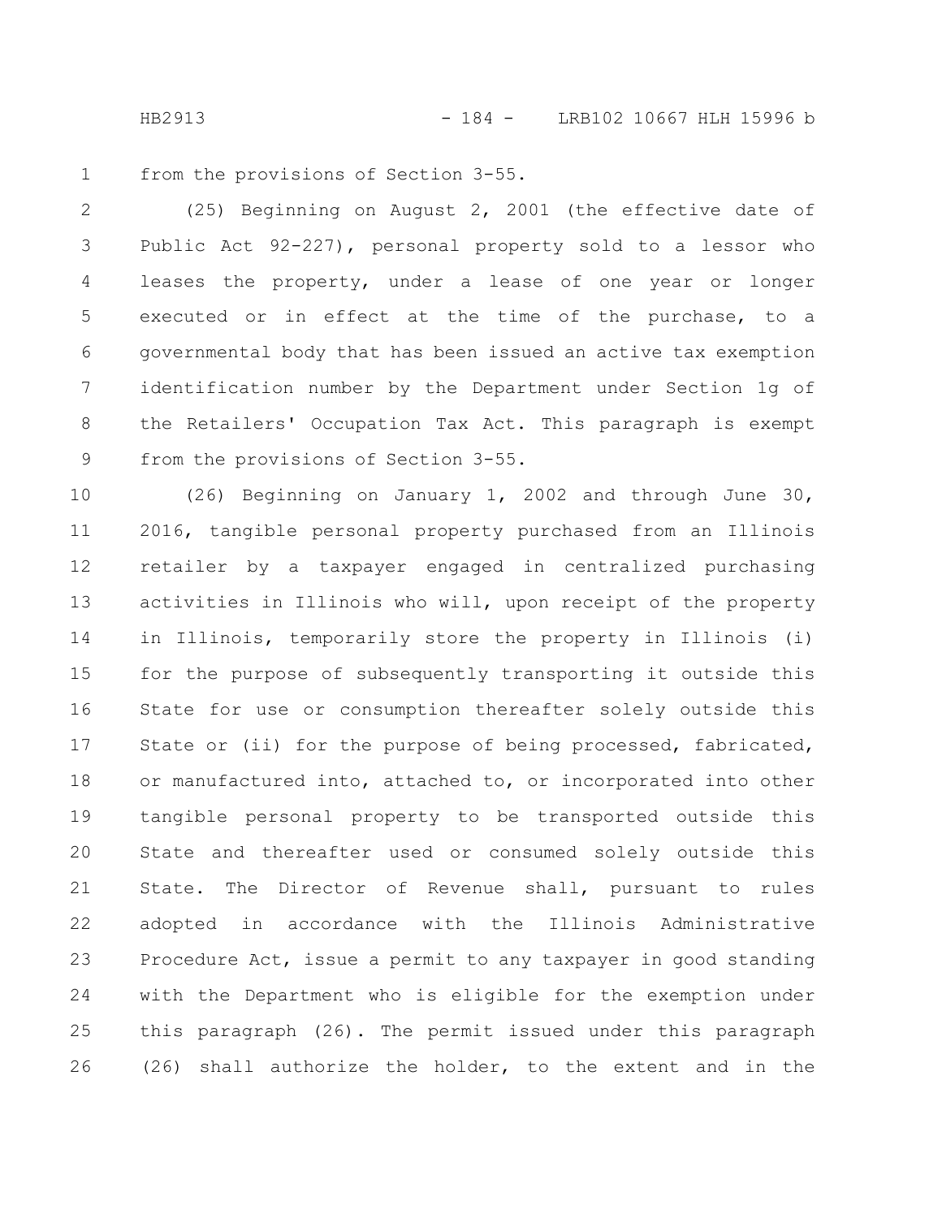from the provisions of Section 3-55.

(25) Beginning on August 2, 2001 (the effective date of Public Act 92-227), personal property sold to a lessor who leases the property, under a lease of one year or longer executed or in effect at the time of the purchase, to a governmental body that has been issued an active tax exemption identification number by the Department under Section 1g of the Retailers' Occupation Tax Act. This paragraph is exempt from the provisions of Section 3-55.

(26) Beginning on January 1, 2002 and through June 30, 2016, tangible personal property purchased from an Illinois retailer by a taxpayer engaged in centralized purchasing activities in Illinois who will, upon receipt of the property in Illinois, temporarily store the property in Illinois (i) for the purpose of subsequently transporting it outside this State for use or consumption thereafter solely outside this State or (ii) for the purpose of being processed, fabricated, or manufactured into, attached to, or incorporated into other tangible personal property to be transported outside this State and thereafter used or consumed solely outside this State. The Director of Revenue shall, pursuant to rules adopted in accordance with the Illinois Administrative Procedure Act, issue a permit to any taxpayer in good standing with the Department who is eligible for the exemption under this paragraph (26). The permit issued under this paragraph (26) shall authorize the holder, to the extent and in the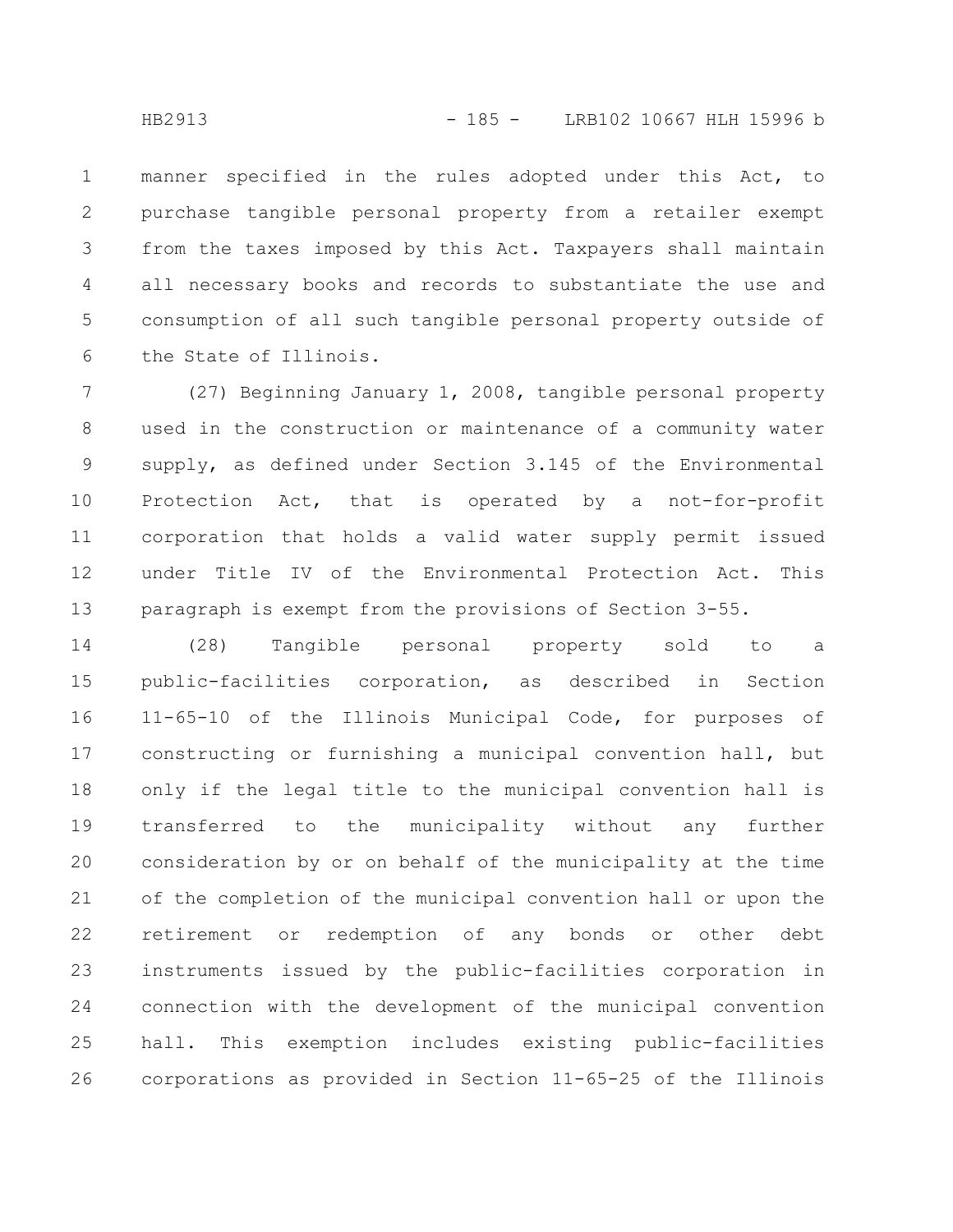manner specified in the rules adopted under this Act, to purchase tangible personal property from a retailer exempt from the taxes imposed by this Act. Taxpayers shall maintain all necessary books and records to substantiate the use and consumption of all such tangible personal property outside of the State of Illinois.

(27) Beginning January 1, 2008, tangible personal property used in the construction or maintenance of a community water supply, as defined under Section 3.145 of the Environmental Protection Act, that is operated by a not-for-profit corporation that holds a valid water supply permit issued under Title IV of the Environmental Protection Act. This paragraph is exempt from the provisions of Section 3-55.

(28) Tangible personal property sold to a public-facilities corporation, as described in Section 11-65-10 of the Illinois Municipal Code, for purposes of constructing or furnishing a municipal convention hall, but only if the legal title to the municipal convention hall is transferred to the municipality without any further consideration by or on behalf of the municipality at the time of the completion of the municipal convention hall or upon the retirement or redemption of any bonds or other debt instruments issued by the public-facilities corporation in connection with the development of the municipal convention hall. This exemption includes existing public-facilities corporations as provided in Section 11-65-25 of the Illinois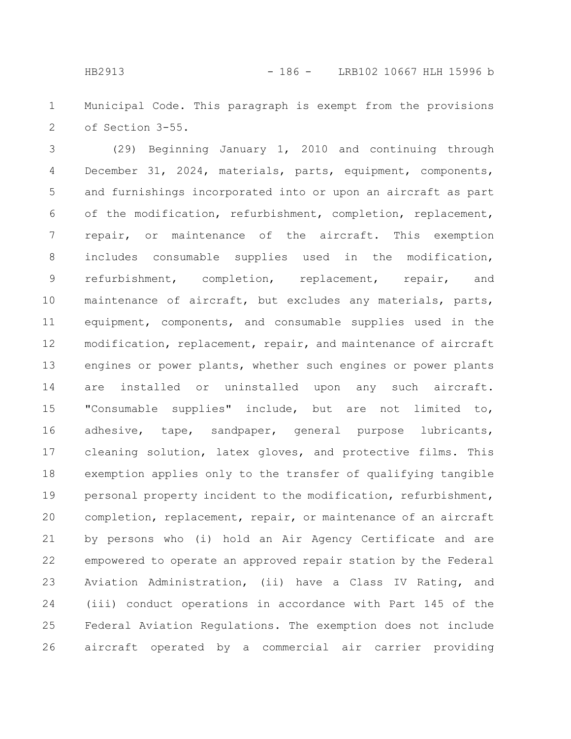Municipal Code. This paragraph is exempt from the provisions of Section 3-55.

(29) Beginning January 1, 2010 and continuing through December 31, 2024, materials, parts, equipment, components, and furnishings incorporated into or upon an aircraft as part of the modification, refurbishment, completion, replacement, repair, or maintenance of the aircraft. This exemption includes consumable supplies used in the modification, refurbishment, completion, replacement, repair, and maintenance of aircraft, but excludes any materials, parts, equipment, components, and consumable supplies used in the modification, replacement, repair, and maintenance of aircraft engines or power plants, whether such engines or power plants are installed or uninstalled upon any such aircraft. "Consumable supplies" include, but are not limited to, adhesive, tape, sandpaper, general purpose lubricants, cleaning solution, latex gloves, and protective films. This exemption applies only to the transfer of qualifying tangible personal property incident to the modification, refurbishment, completion, replacement, repair, or maintenance of an aircraft by persons who (i) hold an Air Agency Certificate and are empowered to operate an approved repair station by the Federal Aviation Administration, (ii) have a Class IV Rating, and (iii) conduct operations in accordance with Part 145 of the Federal Aviation Regulations. The exemption does not include aircraft operated by a commercial air carrier providing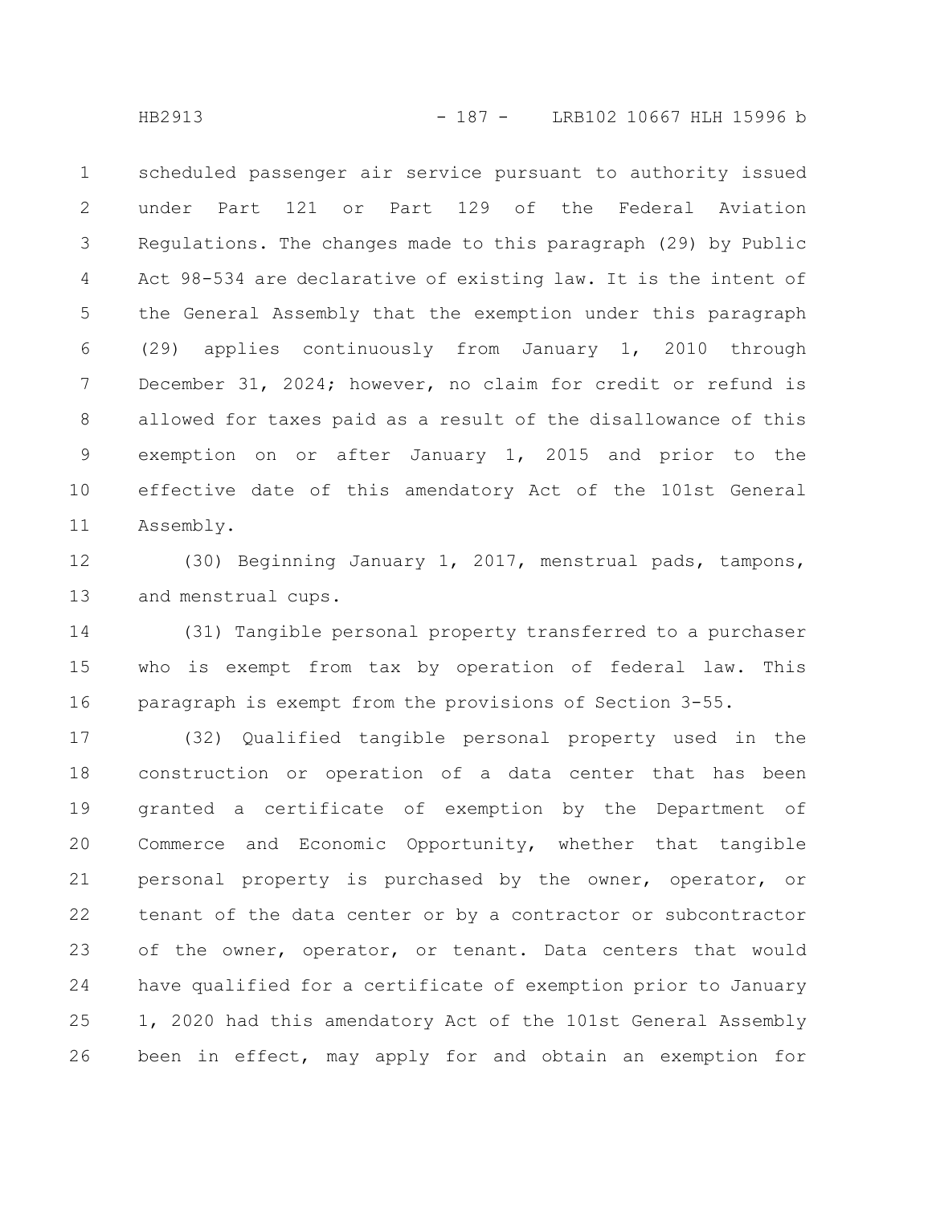scheduled passenger air service pursuant to authority issued under Part 121 or Part 129 of the Federal Aviation Regulations. The changes made to this paragraph (29) by Public Act 98-534 are declarative of existing law. It is the intent of the General Assembly that the exemption under this paragraph (29) applies continuously from January 1, 2010 through December 31, 2024; however, no claim for credit or refund is allowed for taxes paid as a result of the disallowance of this exemption on or after January 1, 2015 and prior to the effective date of this amendatory Act of the 101st General Assembly.

(30) Beginning January 1, 2017, menstrual pads, tampons, and menstrual cups.

(31) Tangible personal property transferred to a purchaser who is exempt from tax by operation of federal law. This paragraph is exempt from the provisions of Section 3-55.

(32) Qualified tangible personal property used in the construction or operation of a data center that has been granted a certificate of exemption by the Department of Commerce and Economic Opportunity, whether that tangible personal property is purchased by the owner, operator, or tenant of the data center or by a contractor or subcontractor of the owner, operator, or tenant. Data centers that would have qualified for a certificate of exemption prior to January 1, 2020 had this amendatory Act of the 101st General Assembly been in effect, may apply for and obtain an exemption for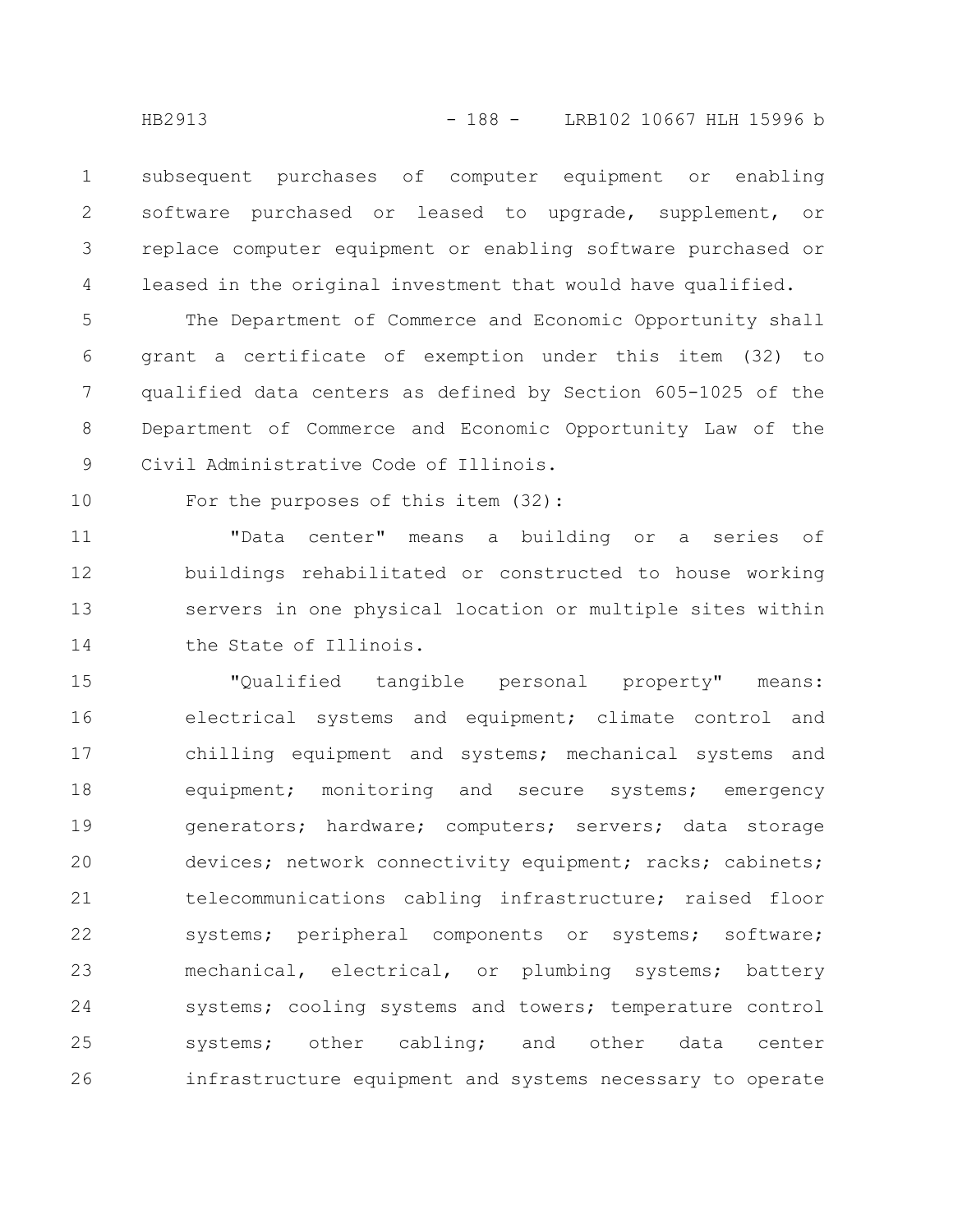subsequent purchases of computer equipment or enabling software purchased or leased to upgrade, supplement, or replace computer equipment or enabling software purchased or leased in the original investment that would have qualified.

The Department of Commerce and Economic Opportunity shall grant a certificate of exemption under this item (32) to qualified data centers as defined by Section 605-1025 of the Department of Commerce and Economic Opportunity Law of the Civil Administrative Code of Illinois.

For the purposes of this item (32):

"Data center" means a building or a series of buildings rehabilitated or constructed to house working servers in one physical location or multiple sites within the State of Illinois.

"Qualified tangible personal property" means: electrical systems and equipment; climate control and chilling equipment and systems; mechanical systems and equipment; monitoring and secure systems; emergency generators; hardware; computers; servers; data storage devices; network connectivity equipment; racks; cabinets; telecommunications cabling infrastructure; raised floor systems; peripheral components or systems; software; mechanical, electrical, or plumbing systems; battery systems; cooling systems and towers; temperature control systems; other cabling; and other data center infrastructure equipment and systems necessary to operate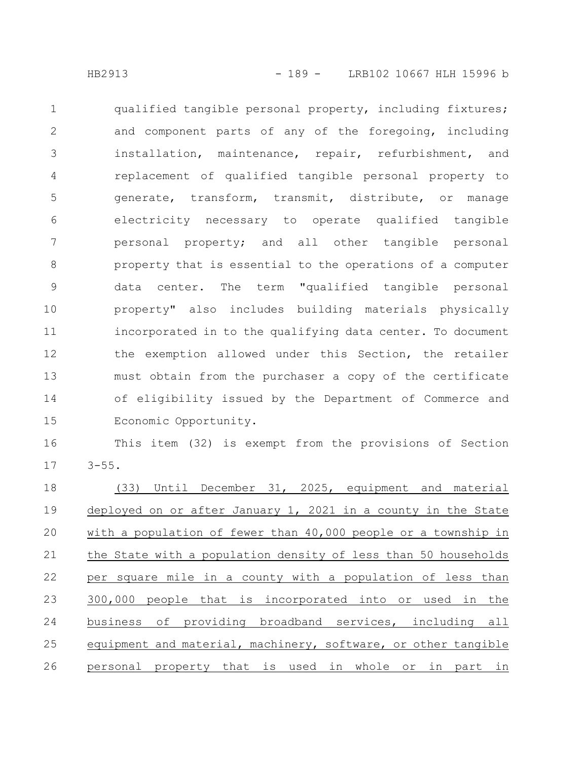qualified tangible personal property, including fixtures; and component parts of any of the foregoing, including installation, maintenance, repair, refurbishment, and replacement of qualified tangible personal property to generate, transform, transmit, distribute, or manage electricity necessary to operate qualified tangible personal property; and all other tangible personal property that is essential to the operations of a computer data center. The term "qualified tangible personal property" also includes building materials physically incorporated in to the qualifying data center. To document the exemption allowed under this Section, the retailer must obtain from the purchaser a copy of the certificate of eligibility issued by the Department of Commerce and Economic Opportunity.

This item (32) is exempt from the provisions of Section 3-55.

(33) Until December 31, 2025, equipment and material deployed on or after January 1, 2021 in a county in the State with a population of fewer than 40,000 people or a township in the State with a population density of less than 50 households per square mile in a county with a population of less than 300,000 people that is incorporated into or used in the business of providing broadband services, including all equipment and material, machinery, software, or other tangible personal property that is used in whole or in part in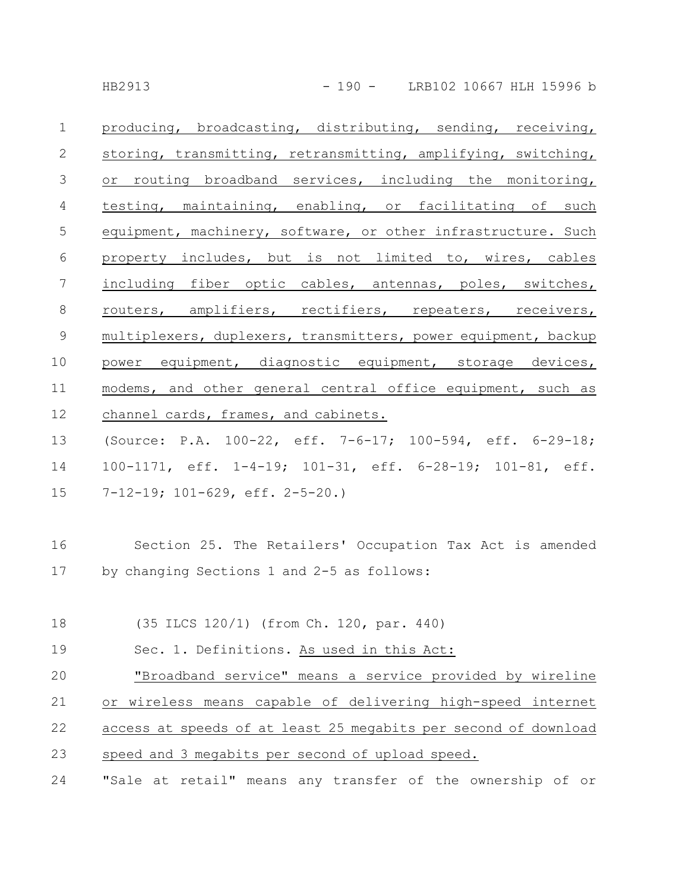producing, broadcasting, distributing, sending, receiving, storing, transmitting, retransmitting, amplifying, switching, or routing broadband services, including the monitoring, testing, maintaining, enabling, or facilitating of such equipment, machinery, software, or other infrastructure. Such property includes, but is not limited to, wires, cables including fiber optic cables, antennas, poles, switches, routers, amplifiers, rectifiers, repeaters, receivers, multiplexers, duplexers, transmitters, power equipment, backup power equipment, diagnostic equipment, storage devices, modems, and other general central office equipment, such as channel cards, frames, and cabinets.

(Source: P.A. 100-22, eff. 7-6-17; 100-594, eff. 6-29-18; 100-1171, eff. 1-4-19; 101-31, eff. 6-28-19; 101-81, eff. 7-12-19; 101-629, eff. 2-5-20.)

Section 25. The Retailers' Occupation Tax Act is amended by changing Sections 1 and 2-5 as follows:

(35 ILCS 120/1) (from Ch. 120, par. 440)

Sec. 1. Definitions. As used in this Act:

"Broadband service" means a service provided by wireline or wireless means capable of delivering high-speed internet access at speeds of at least 25 megabits per second of download speed and 3 megabits per second of upload speed.

"Sale at retail" means any transfer of the ownership of or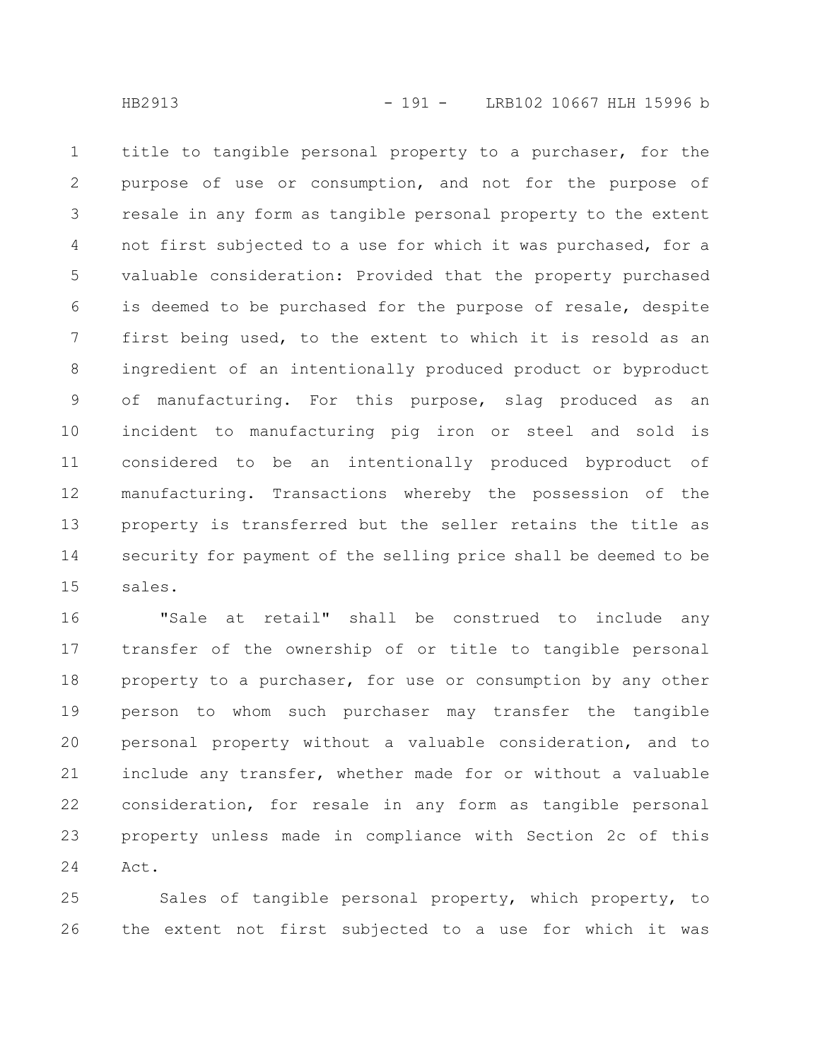title to tangible personal property to a purchaser, for the purpose of use or consumption, and not for the purpose of resale in any form as tangible personal property to the extent not first subjected to a use for which it was purchased, for a valuable consideration: Provided that the property purchased is deemed to be purchased for the purpose of resale, despite first being used, to the extent to which it is resold as an ingredient of an intentionally produced product or byproduct of manufacturing. For this purpose, slag produced as an incident to manufacturing pig iron or steel and sold is considered to be an intentionally produced byproduct of manufacturing. Transactions whereby the possession of the property is transferred but the seller retains the title as security for payment of the selling price shall be deemed to be sales.

"Sale at retail" shall be construed to include any transfer of the ownership of or title to tangible personal property to a purchaser, for use or consumption by any other person to whom such purchaser may transfer the tangible personal property without a valuable consideration, and to include any transfer, whether made for or without a valuable consideration, for resale in any form as tangible personal property unless made in compliance with Section 2c of this Act.

Sales of tangible personal property, which property, to the extent not first subjected to a use for which it was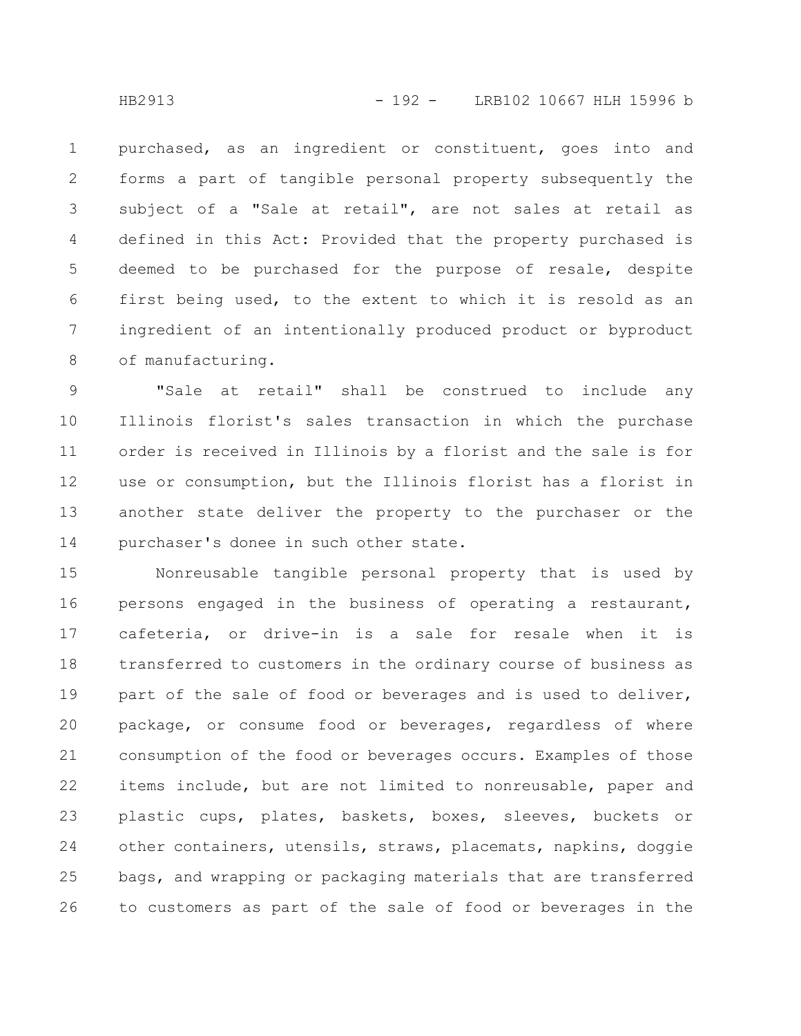purchased, as an ingredient or constituent, goes into and forms a part of tangible personal property subsequently the subject of a "Sale at retail", are not sales at retail as defined in this Act: Provided that the property purchased is deemed to be purchased for the purpose of resale, despite first being used, to the extent to which it is resold as an ingredient of an intentionally produced product or byproduct of manufacturing.

"Sale at retail" shall be construed to include any Illinois florist's sales transaction in which the purchase order is received in Illinois by a florist and the sale is for use or consumption, but the Illinois florist has a florist in another state deliver the property to the purchaser or the purchaser's donee in such other state.

Nonreusable tangible personal property that is used by persons engaged in the business of operating a restaurant, cafeteria, or drive-in is a sale for resale when it is transferred to customers in the ordinary course of business as part of the sale of food or beverages and is used to deliver, package, or consume food or beverages, regardless of where consumption of the food or beverages occurs. Examples of those items include, but are not limited to nonreusable, paper and plastic cups, plates, baskets, boxes, sleeves, buckets or other containers, utensils, straws, placemats, napkins, doggie bags, and wrapping or packaging materials that are transferred to customers as part of the sale of food or beverages in the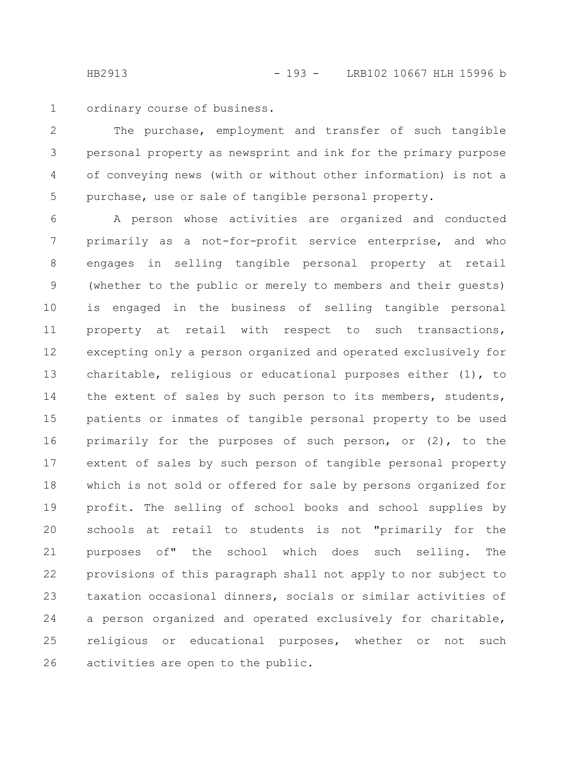ordinary course of business.

The purchase, employment and transfer of such tangible personal property as newsprint and ink for the primary purpose of conveying news (with or without other information) is not a purchase, use or sale of tangible personal property.

A person whose activities are organized and conducted primarily as a not-for-profit service enterprise, and who engages in selling tangible personal property at retail (whether to the public or merely to members and their guests) is engaged in the business of selling tangible personal property at retail with respect to such transactions, excepting only a person organized and operated exclusively for charitable, religious or educational purposes either (1), to the extent of sales by such person to its members, students, patients or inmates of tangible personal property to be used primarily for the purposes of such person, or (2), to the extent of sales by such person of tangible personal property which is not sold or offered for sale by persons organized for profit. The selling of school books and school supplies by schools at retail to students is not "primarily for the purposes of" the school which does such selling. The provisions of this paragraph shall not apply to nor subject to taxation occasional dinners, socials or similar activities of a person organized and operated exclusively for charitable, religious or educational purposes, whether or not such activities are open to the public.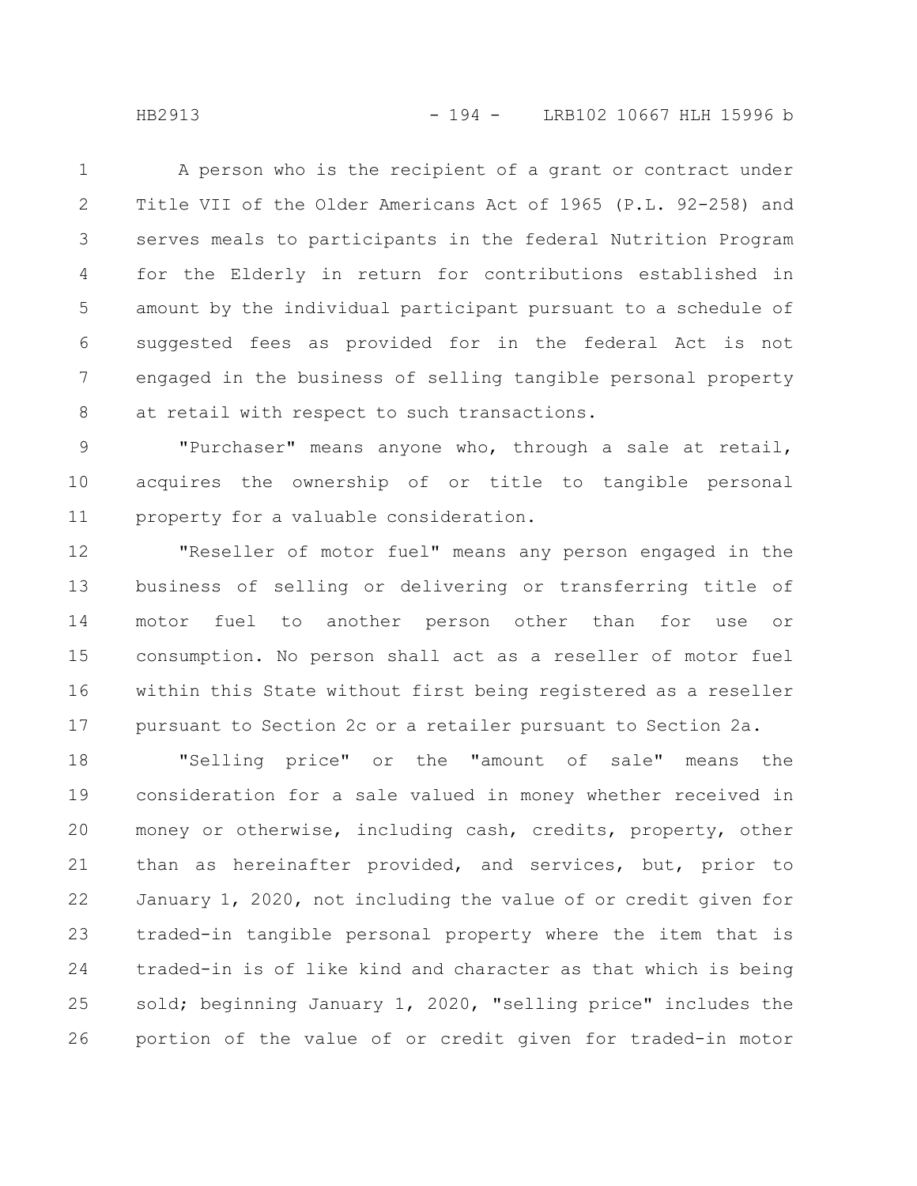A person who is the recipient of a grant or contract under Title VII of the Older Americans Act of 1965 (P.L. 92-258) and serves meals to participants in the federal Nutrition Program for the Elderly in return for contributions established in amount by the individual participant pursuant to a schedule of suggested fees as provided for in the federal Act is not engaged in the business of selling tangible personal property at retail with respect to such transactions.

"Purchaser" means anyone who, through a sale at retail, acquires the ownership of or title to tangible personal property for a valuable consideration.

"Reseller of motor fuel" means any person engaged in the business of selling or delivering or transferring title of motor fuel to another person other than for use or consumption. No person shall act as a reseller of motor fuel within this State without first being registered as a reseller pursuant to Section 2c or a retailer pursuant to Section 2a.

"Selling price" or the "amount of sale" means the consideration for a sale valued in money whether received in money or otherwise, including cash, credits, property, other than as hereinafter provided, and services, but, prior to January 1, 2020, not including the value of or credit given for traded-in tangible personal property where the item that is traded-in is of like kind and character as that which is being sold; beginning January 1, 2020, "selling price" includes the portion of the value of or credit given for traded-in motor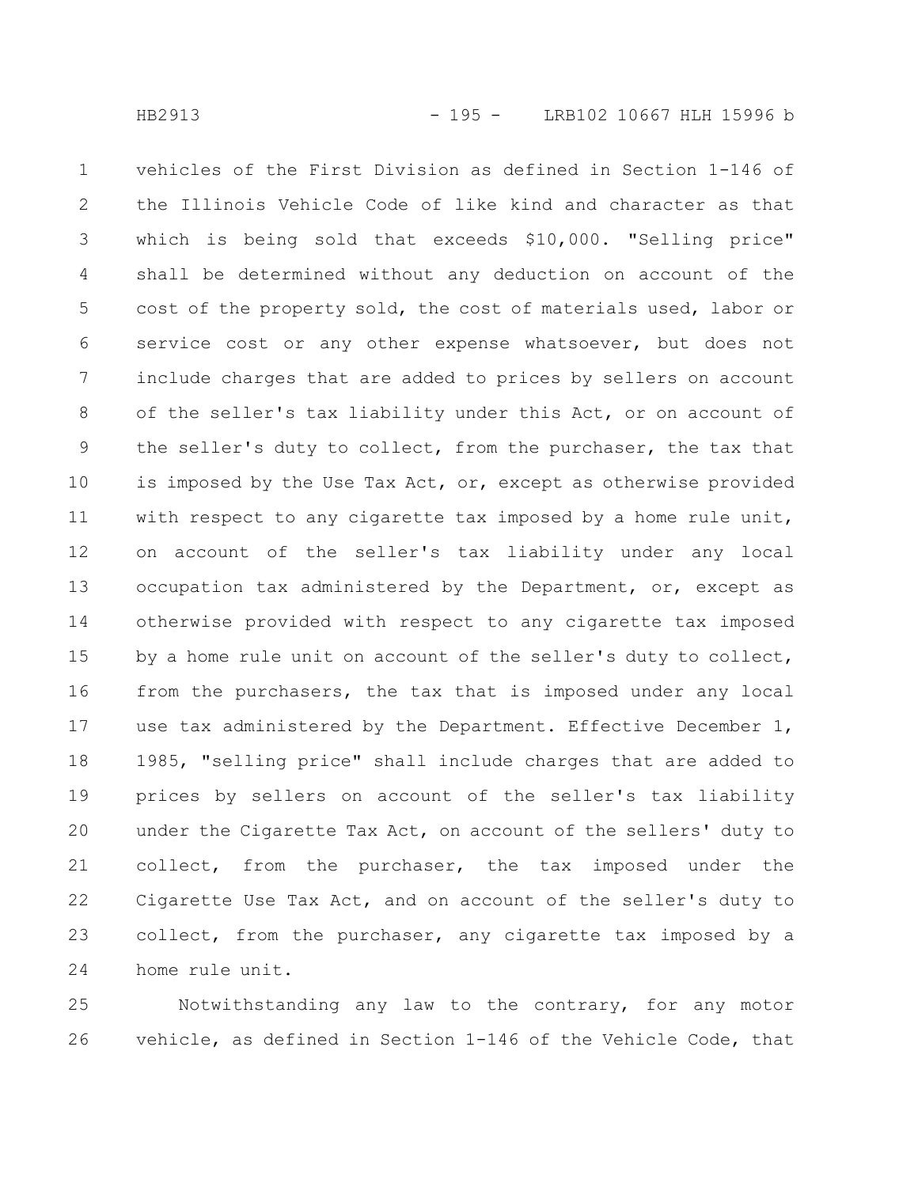vehicles of the First Division as defined in Section 1-146 of the Illinois Vehicle Code of like kind and character as that which is being sold that exceeds $10,000. "Selling price" shall be determined without any deduction on account of the cost of the property sold, the cost of materials used, labor or service cost or any other expense whatsoever, but does not include charges that are added to prices by sellers on account of the seller's tax liability under this Act, or on account of the seller's duty to collect, from the purchaser, the tax that is imposed by the Use Tax Act, or, except as otherwise provided with respect to any cigarette tax imposed by a home rule unit, on account of the seller's tax liability under any local occupation tax administered by the Department, or, except as otherwise provided with respect to any cigarette tax imposed by a home rule unit on account of the seller's duty to collect, from the purchasers, the tax that is imposed under any local use tax administered by the Department. Effective December 1, 1985, "selling price" shall include charges that are added to prices by sellers on account of the seller's tax liability under the Cigarette Tax Act, on account of the sellers' duty to collect, from the purchaser, the tax imposed under the Cigarette Use Tax Act, and on account of the seller's duty to collect, from the purchaser, any cigarette tax imposed by a home rule unit.

Notwithstanding any law to the contrary, for any motor vehicle, as defined in Section 1-146 of the Vehicle Code, that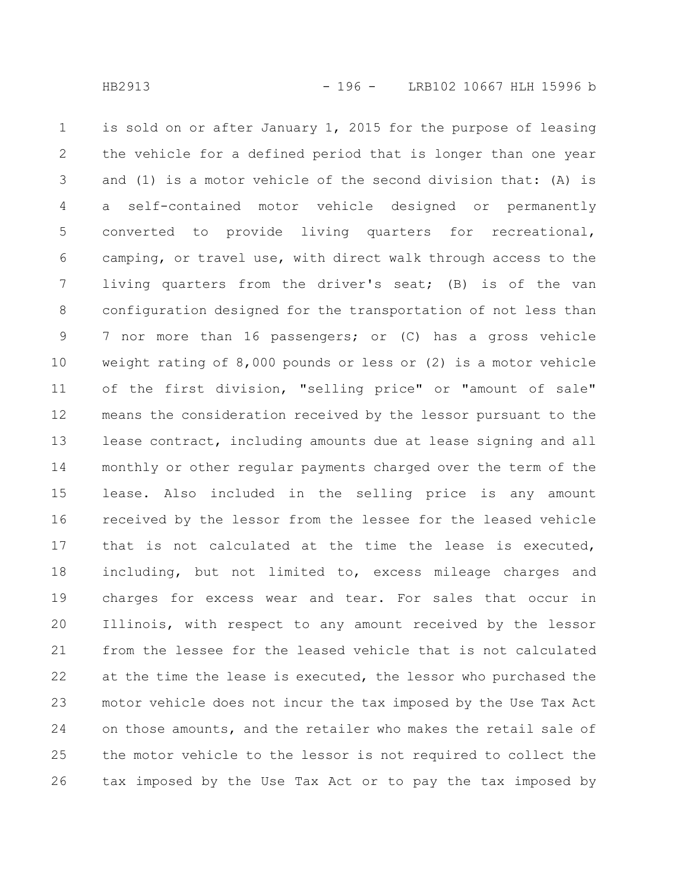is sold on or after January 1, 2015 for the purpose of leasing the vehicle for a defined period that is longer than one year and (1) is a motor vehicle of the second division that: (A) is a self-contained motor vehicle designed or permanently converted to provide living quarters for recreational, camping, or travel use, with direct walk through access to the living quarters from the driver's seat; (B) is of the van configuration designed for the transportation of not less than 7 nor more than 16 passengers; or (C) has a gross vehicle weight rating of 8,000 pounds or less or (2) is a motor vehicle of the first division, "selling price" or "amount of sale" means the consideration received by the lessor pursuant to the lease contract, including amounts due at lease signing and all monthly or other regular payments charged over the term of the lease. Also included in the selling price is any amount received by the lessor from the lessee for the leased vehicle that is not calculated at the time the lease is executed, including, but not limited to, excess mileage charges and charges for excess wear and tear. For sales that occur in Illinois, with respect to any amount received by the lessor from the lessee for the leased vehicle that is not calculated at the time the lease is executed, the lessor who purchased the motor vehicle does not incur the tax imposed by the Use Tax Act on those amounts, and the retailer who makes the retail sale of the motor vehicle to the lessor is not required to collect the tax imposed by the Use Tax Act or to pay the tax imposed by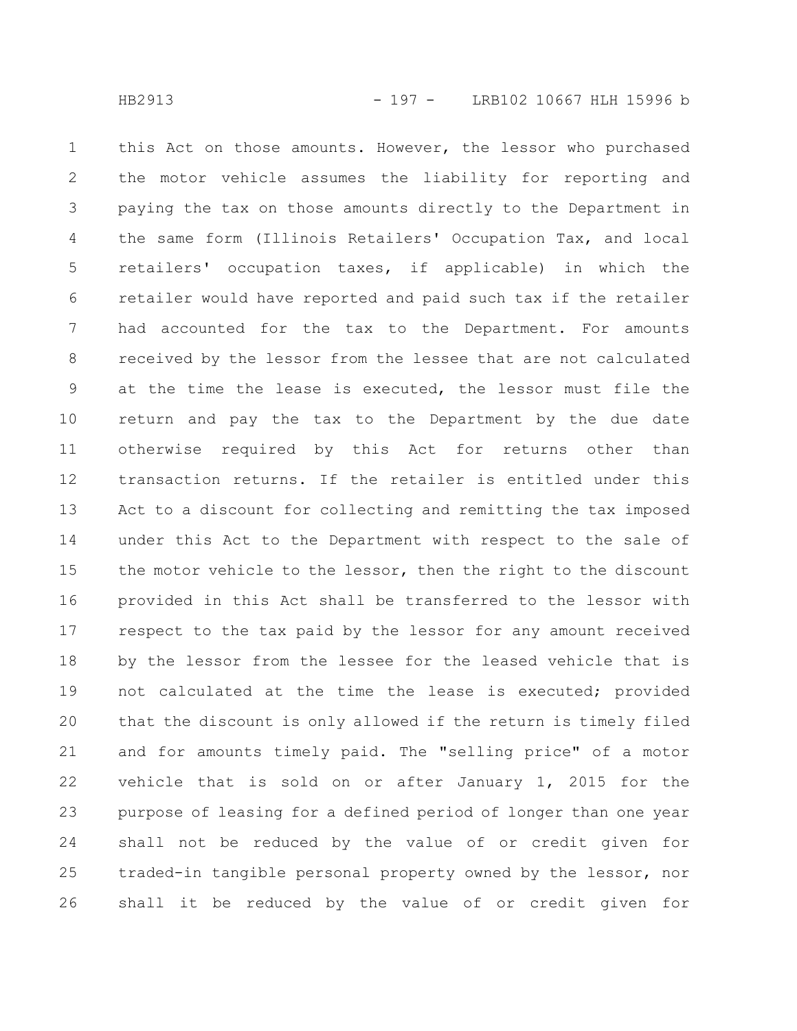this Act on those amounts. However, the lessor who purchased the motor vehicle assumes the liability for reporting and paying the tax on those amounts directly to the Department in the same form (Illinois Retailers' Occupation Tax, and local retailers' occupation taxes, if applicable) in which the retailer would have reported and paid such tax if the retailer had accounted for the tax to the Department. For amounts received by the lessor from the lessee that are not calculated at the time the lease is executed, the lessor must file the return and pay the tax to the Department by the due date otherwise required by this Act for returns other than transaction returns. If the retailer is entitled under this Act to a discount for collecting and remitting the tax imposed under this Act to the Department with respect to the sale of the motor vehicle to the lessor, then the right to the discount provided in this Act shall be transferred to the lessor with respect to the tax paid by the lessor for any amount received by the lessor from the lessee for the leased vehicle that is not calculated at the time the lease is executed; provided that the discount is only allowed if the return is timely filed and for amounts timely paid. The "selling price" of a motor vehicle that is sold on or after January 1, 2015 for the purpose of leasing for a defined period of longer than one year shall not be reduced by the value of or credit given for traded-in tangible personal property owned by the lessor, nor shall it be reduced by the value of or credit given for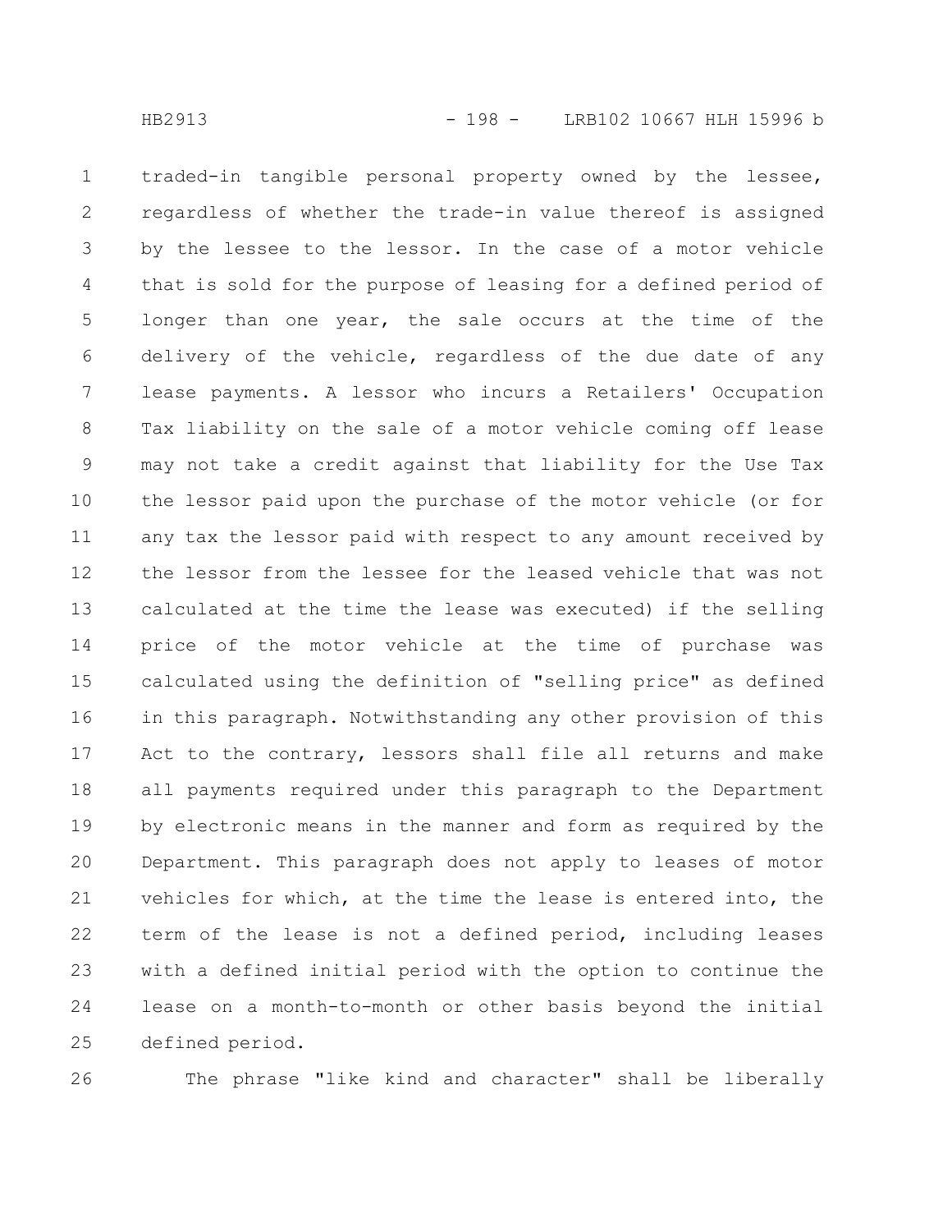traded-in tangible personal property owned by the lessee, regardless of whether the trade-in value thereof is assigned by the lessee to the lessor. In the case of a motor vehicle that is sold for the purpose of leasing for a defined period of longer than one year, the sale occurs at the time of the delivery of the vehicle, regardless of the due date of any lease payments. A lessor who incurs a Retailers' Occupation Tax liability on the sale of a motor vehicle coming off lease may not take a credit against that liability for the Use Tax the lessor paid upon the purchase of the motor vehicle (or for any tax the lessor paid with respect to any amount received by the lessor from the lessee for the leased vehicle that was not calculated at the time the lease was executed) if the selling price of the motor vehicle at the time of purchase was calculated using the definition of "selling price" as defined in this paragraph. Notwithstanding any other provision of this Act to the contrary, lessors shall file all returns and make all payments required under this paragraph to the Department by electronic means in the manner and form as required by the Department. This paragraph does not apply to leases of motor vehicles for which, at the time the lease is entered into, the term of the lease is not a defined period, including leases with a defined initial period with the option to continue the lease on a month-to-month or other basis beyond the initial defined period.

The phrase "like kind and character" shall be liberally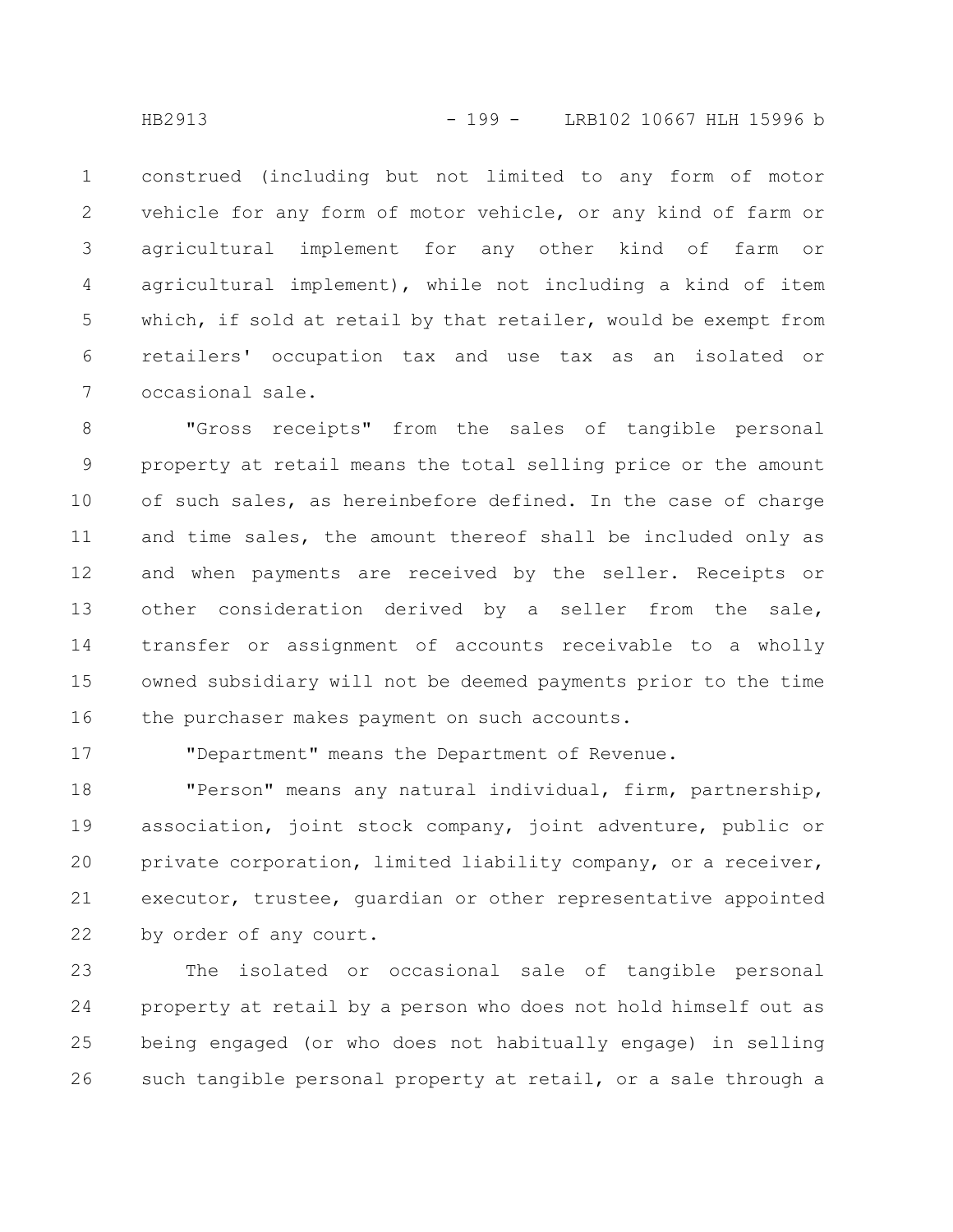construed (including but not limited to any form of motor vehicle for any form of motor vehicle, or any kind of farm or agricultural implement for any other kind of farm or agricultural implement), while not including a kind of item which, if sold at retail by that retailer, would be exempt from retailers' occupation tax and use tax as an isolated or occasional sale.

"Gross receipts" from the sales of tangible personal property at retail means the total selling price or the amount of such sales, as hereinbefore defined. In the case of charge and time sales, the amount thereof shall be included only as and when payments are received by the seller. Receipts or other consideration derived by a seller from the sale, transfer or assignment of accounts receivable to a wholly owned subsidiary will not be deemed payments prior to the time the purchaser makes payment on such accounts.

"Department" means the Department of Revenue.

"Person" means any natural individual, firm, partnership, association, joint stock company, joint adventure, public or private corporation, limited liability company, or a receiver, executor, trustee, guardian or other representative appointed by order of any court.

The isolated or occasional sale of tangible personal property at retail by a person who does not hold himself out as being engaged (or who does not habitually engage) in selling such tangible personal property at retail, or a sale through a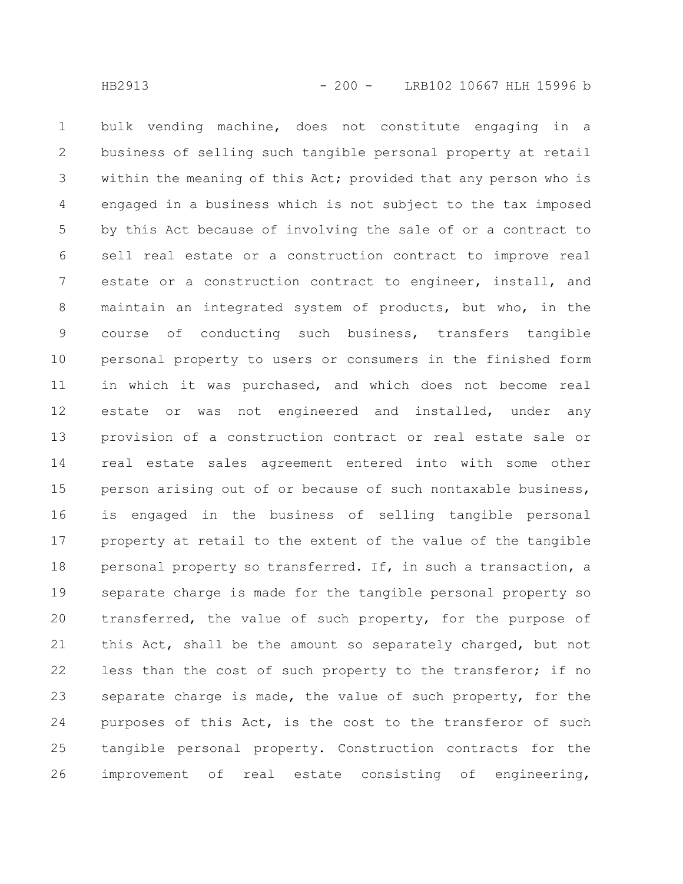bulk vending machine, does not constitute engaging in a business of selling such tangible personal property at retail within the meaning of this Act; provided that any person who is engaged in a business which is not subject to the tax imposed by this Act because of involving the sale of or a contract to sell real estate or a construction contract to improve real estate or a construction contract to engineer, install, and maintain an integrated system of products, but who, in the course of conducting such business, transfers tangible personal property to users or consumers in the finished form in which it was purchased, and which does not become real estate or was not engineered and installed, under any provision of a construction contract or real estate sale or real estate sales agreement entered into with some other person arising out of or because of such nontaxable business, is engaged in the business of selling tangible personal property at retail to the extent of the value of the tangible personal property so transferred. If, in such a transaction, a separate charge is made for the tangible personal property so transferred, the value of such property, for the purpose of this Act, shall be the amount so separately charged, but not less than the cost of such property to the transferor; if no separate charge is made, the value of such property, for the purposes of this Act, is the cost to the transferor of such tangible personal property. Construction contracts for the improvement of real estate consisting of engineering,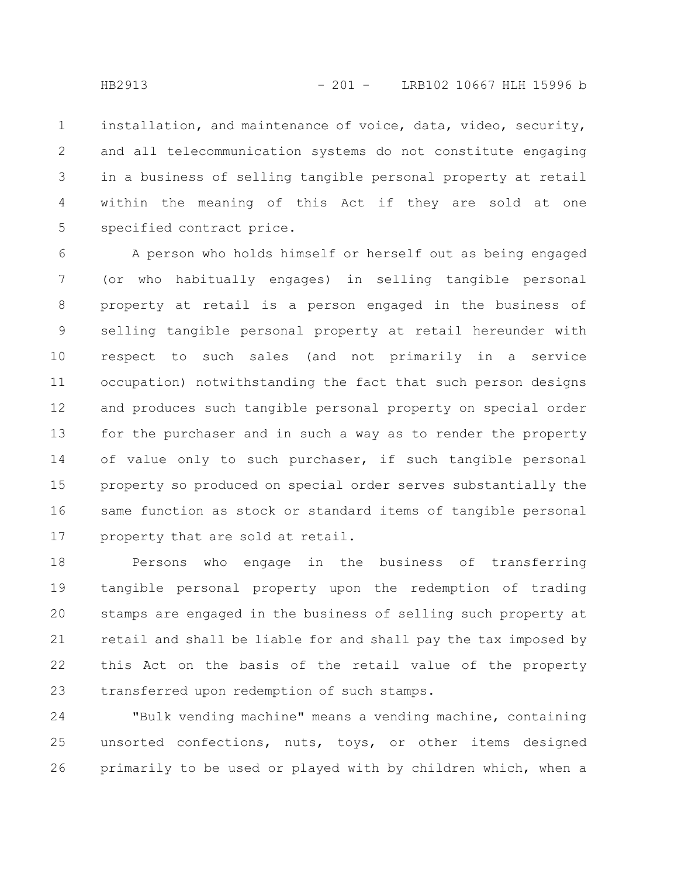installation, and maintenance of voice, data, video, security, and all telecommunication systems do not constitute engaging in a business of selling tangible personal property at retail within the meaning of this Act if they are sold at one specified contract price.

A person who holds himself or herself out as being engaged (or who habitually engages) in selling tangible personal property at retail is a person engaged in the business of selling tangible personal property at retail hereunder with respect to such sales (and not primarily in a service occupation) notwithstanding the fact that such person designs and produces such tangible personal property on special order for the purchaser and in such a way as to render the property of value only to such purchaser, if such tangible personal property so produced on special order serves substantially the same function as stock or standard items of tangible personal property that are sold at retail.

Persons who engage in the business of transferring tangible personal property upon the redemption of trading stamps are engaged in the business of selling such property at retail and shall be liable for and shall pay the tax imposed by this Act on the basis of the retail value of the property transferred upon redemption of such stamps.

"Bulk vending machine" means a vending machine, containing unsorted confections, nuts, toys, or other items designed primarily to be used or played with by children which, when a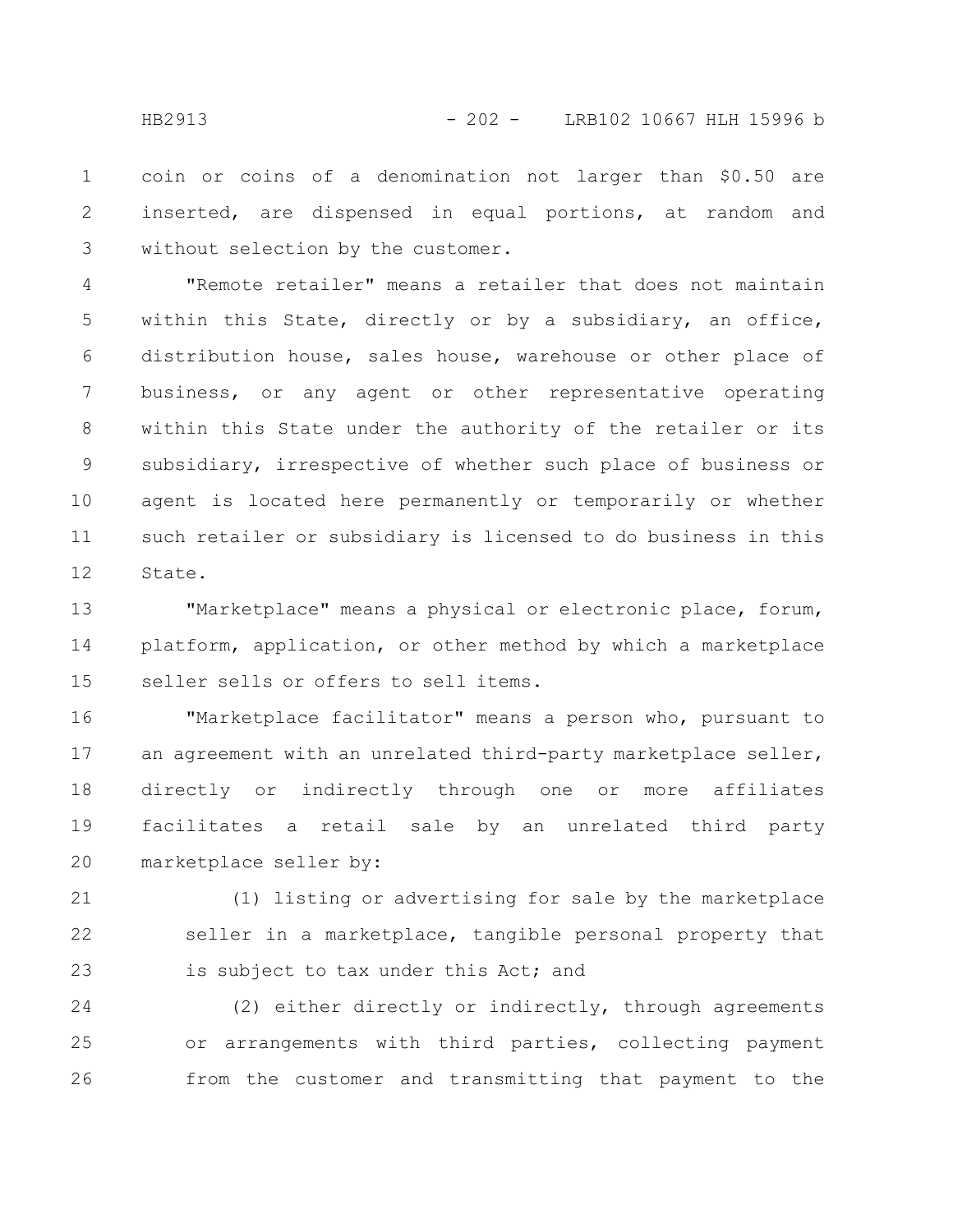coin or coins of a denomination not larger than $0.50 are inserted, are dispensed in equal portions, at random and without selection by the customer.

"Remote retailer" means a retailer that does not maintain within this State, directly or by a subsidiary, an office, distribution house, sales house, warehouse or other place of business, or any agent or other representative operating within this State under the authority of the retailer or its subsidiary, irrespective of whether such place of business or agent is located here permanently or temporarily or whether such retailer or subsidiary is licensed to do business in this State.

"Marketplace" means a physical or electronic place, forum, platform, application, or other method by which a marketplace seller sells or offers to sell items.

"Marketplace facilitator" means a person who, pursuant to an agreement with an unrelated third-party marketplace seller, directly or indirectly through one or more affiliates facilitates a retail sale by an unrelated third party marketplace seller by:

(1) listing or advertising for sale by the marketplace seller in a marketplace, tangible personal property that is subject to tax under this Act; and

(2) either directly or indirectly, through agreements or arrangements with third parties, collecting payment from the customer and transmitting that payment to the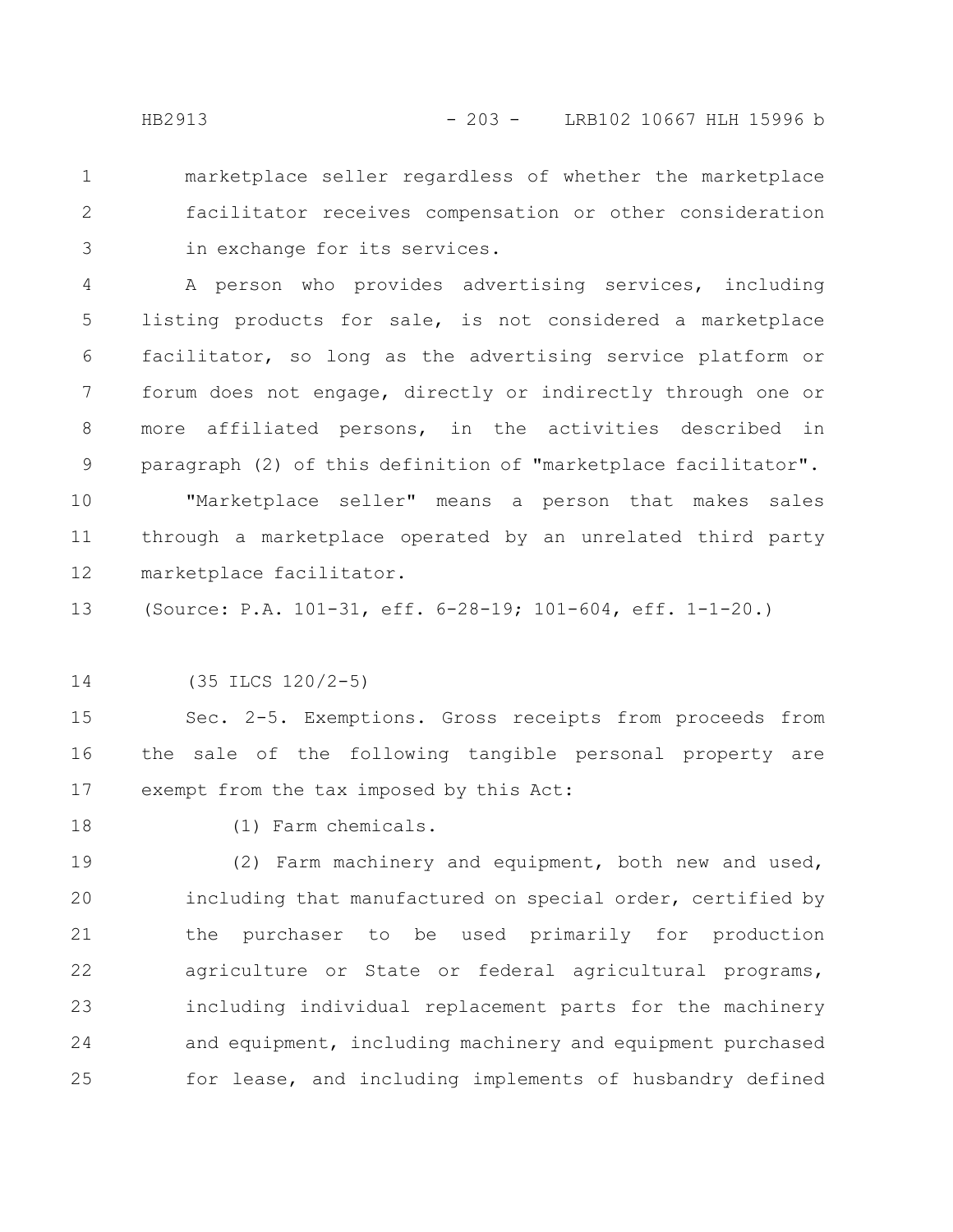marketplace seller regardless of whether the marketplace facilitator receives compensation or other consideration in exchange for its services.

A person who provides advertising services, including listing products for sale, is not considered a marketplace facilitator, so long as the advertising service platform or forum does not engage, directly or indirectly through one or more affiliated persons, in the activities described in paragraph (2) of this definition of "marketplace facilitator".

"Marketplace seller" means a person that makes sales through a marketplace operated by an unrelated third party marketplace facilitator.

(Source: P.A. 101-31, eff. 6-28-19; 101-604, eff. 1-1-20.)

(35 ILCS 120/2-5)

Sec. 2-5. Exemptions. Gross receipts from proceeds from the sale of the following tangible personal property are exempt from the tax imposed by this Act:

(1) Farm chemicals.

(2) Farm machinery and equipment, both new and used, including that manufactured on special order, certified by the purchaser to be used primarily for production agriculture or State or federal agricultural programs, including individual replacement parts for the machinery and equipment, including machinery and equipment purchased for lease, and including implements of husbandry defined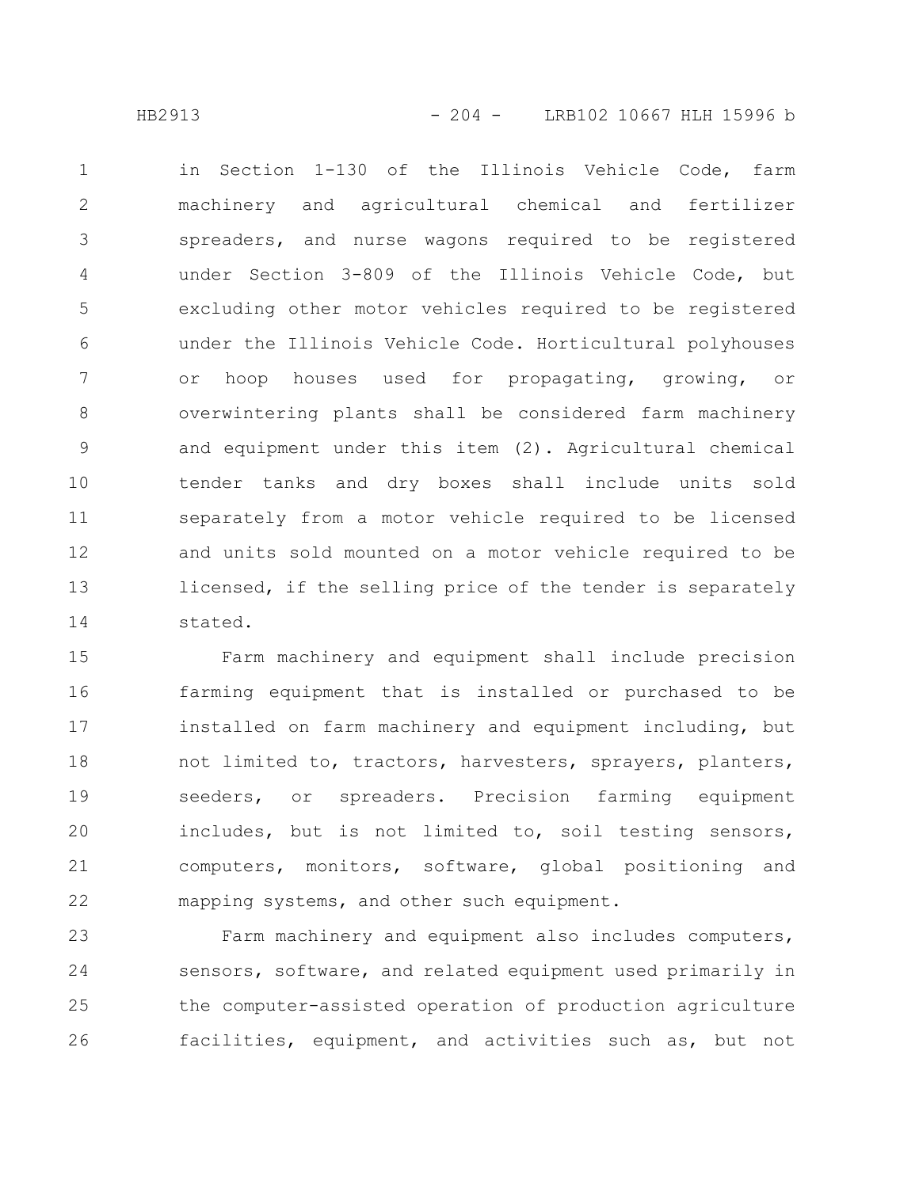in Section 1-130 of the Illinois Vehicle Code, farm machinery and agricultural chemical and fertilizer spreaders, and nurse wagons required to be registered under Section 3-809 of the Illinois Vehicle Code, but excluding other motor vehicles required to be registered under the Illinois Vehicle Code. Horticultural polyhouses or hoop houses used for propagating, growing, or overwintering plants shall be considered farm machinery and equipment under this item (2). Agricultural chemical tender tanks and dry boxes shall include units sold separately from a motor vehicle required to be licensed and units sold mounted on a motor vehicle required to be licensed, if the selling price of the tender is separately stated.

Farm machinery and equipment shall include precision farming equipment that is installed or purchased to be installed on farm machinery and equipment including, but not limited to, tractors, harvesters, sprayers, planters, seeders, or spreaders. Precision farming equipment includes, but is not limited to, soil testing sensors, computers, monitors, software, global positioning and mapping systems, and other such equipment.

Farm machinery and equipment also includes computers, sensors, software, and related equipment used primarily in the computer-assisted operation of production agriculture facilities, equipment, and activities such as, but not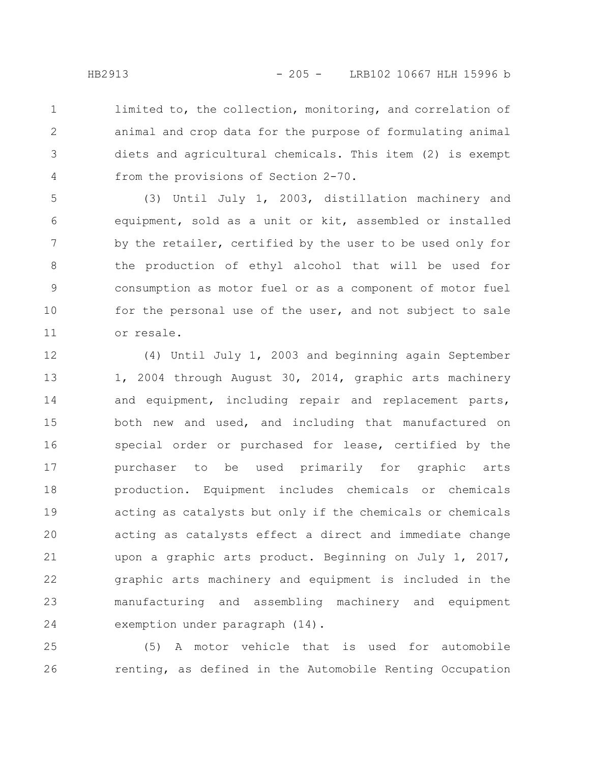limited to, the collection, monitoring, and correlation of animal and crop data for the purpose of formulating animal diets and agricultural chemicals. This item (2) is exempt from the provisions of Section 2-70.

(3) Until July 1, 2003, distillation machinery and equipment, sold as a unit or kit, assembled or installed by the retailer, certified by the user to be used only for the production of ethyl alcohol that will be used for consumption as motor fuel or as a component of motor fuel for the personal use of the user, and not subject to sale or resale.

(4) Until July 1, 2003 and beginning again September 1, 2004 through August 30, 2014, graphic arts machinery and equipment, including repair and replacement parts, both new and used, and including that manufactured on special order or purchased for lease, certified by the purchaser to be used primarily for graphic arts production. Equipment includes chemicals or chemicals acting as catalysts but only if the chemicals or chemicals acting as catalysts effect a direct and immediate change upon a graphic arts product. Beginning on July 1, 2017, graphic arts machinery and equipment is included in the manufacturing and assembling machinery and equipment exemption under paragraph (14).

(5) A motor vehicle that is used for automobile renting, as defined in the Automobile Renting Occupation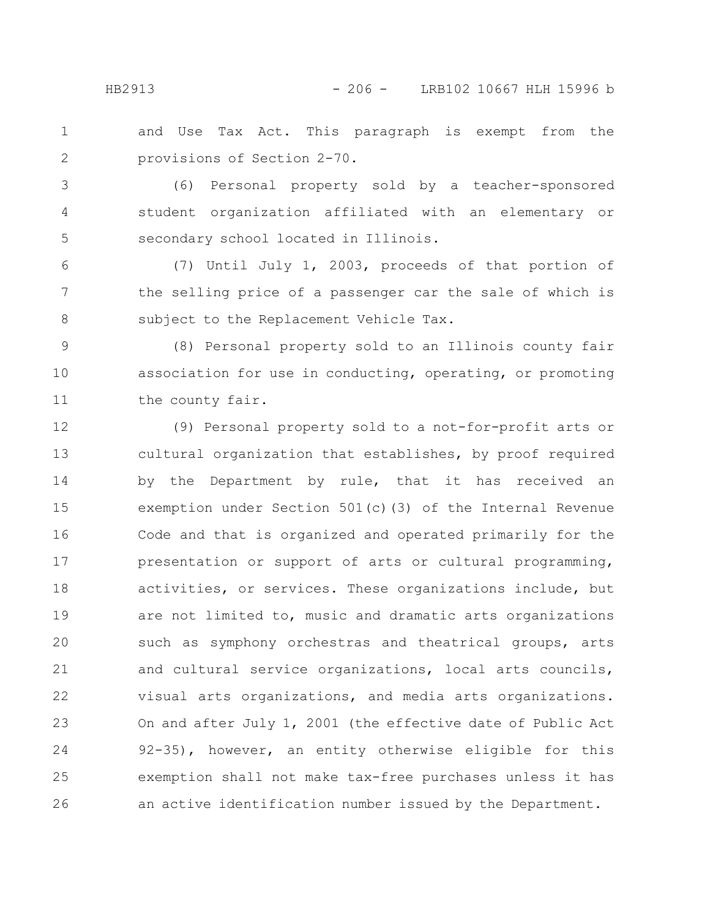and Use Tax Act. This paragraph is exempt from the provisions of Section 2-70.

(6) Personal property sold by a teacher-sponsored student organization affiliated with an elementary or secondary school located in Illinois.

(7) Until July 1, 2003, proceeds of that portion of the selling price of a passenger car the sale of which is subject to the Replacement Vehicle Tax.

(8) Personal property sold to an Illinois county fair association for use in conducting, operating, or promoting the county fair.

(9) Personal property sold to a not-for-profit arts or cultural organization that establishes, by proof required by the Department by rule, that it has received an exemption under Section 501(c)(3) of the Internal Revenue Code and that is organized and operated primarily for the presentation or support of arts or cultural programming, activities, or services. These organizations include, but are not limited to, music and dramatic arts organizations such as symphony orchestras and theatrical groups, arts and cultural service organizations, local arts councils, visual arts organizations, and media arts organizations. On and after July 1, 2001 (the effective date of Public Act 92-35), however, an entity otherwise eligible for this exemption shall not make tax-free purchases unless it has an active identification number issued by the Department.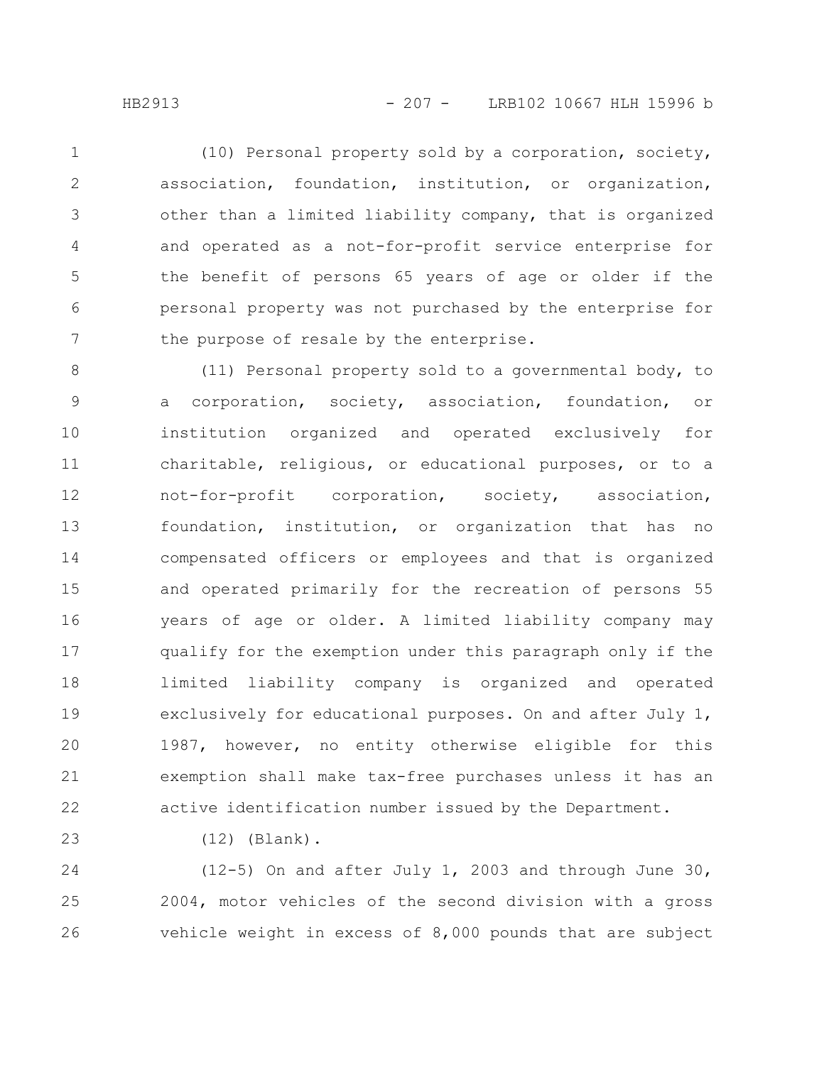(10) Personal property sold by a corporation, society, association, foundation, institution, or organization, other than a limited liability company, that is organized and operated as a not-for-profit service enterprise for the benefit of persons 65 years of age or older if the personal property was not purchased by the enterprise for the purpose of resale by the enterprise.

(11) Personal property sold to a governmental body, to a corporation, society, association, foundation, or institution organized and operated exclusively for charitable, religious, or educational purposes, or to a not-for-profit corporation, society, association, foundation, institution, or organization that has no compensated officers or employees and that is organized and operated primarily for the recreation of persons 55 years of age or older. A limited liability company may qualify for the exemption under this paragraph only if the limited liability company is organized and operated exclusively for educational purposes. On and after July 1, 1987, however, no entity otherwise eligible for this exemption shall make tax-free purchases unless it has an active identification number issued by the Department.

(12) (Blank).

(12-5) On and after July 1, 2003 and through June 30, 2004, motor vehicles of the second division with a gross vehicle weight in excess of 8,000 pounds that are subject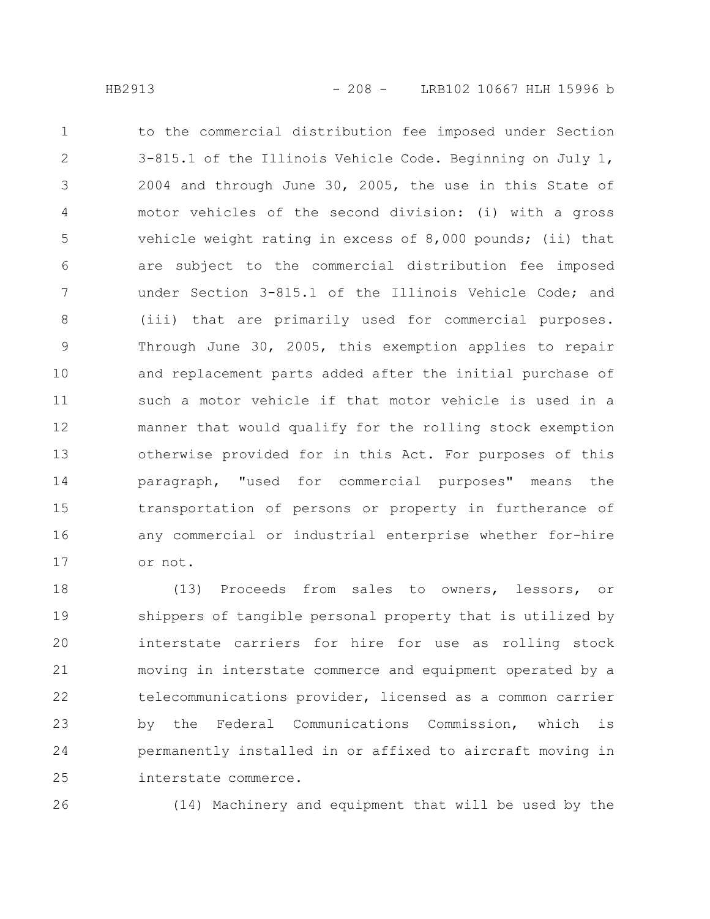to the commercial distribution fee imposed under Section 3-815.1 of the Illinois Vehicle Code. Beginning on July 1, 2004 and through June 30, 2005, the use in this State of motor vehicles of the second division: (i) with a gross vehicle weight rating in excess of 8,000 pounds; (ii) that are subject to the commercial distribution fee imposed under Section 3-815.1 of the Illinois Vehicle Code; and (iii) that are primarily used for commercial purposes. Through June 30, 2005, this exemption applies to repair and replacement parts added after the initial purchase of such a motor vehicle if that motor vehicle is used in a manner that would qualify for the rolling stock exemption otherwise provided for in this Act. For purposes of this paragraph, "used for commercial purposes" means the transportation of persons or property in furtherance of any commercial or industrial enterprise whether for-hire or not.

(13) Proceeds from sales to owners, lessors, or shippers of tangible personal property that is utilized by interstate carriers for hire for use as rolling stock moving in interstate commerce and equipment operated by a telecommunications provider, licensed as a common carrier by the Federal Communications Commission, which is permanently installed in or affixed to aircraft moving in interstate commerce.

(14) Machinery and equipment that will be used by the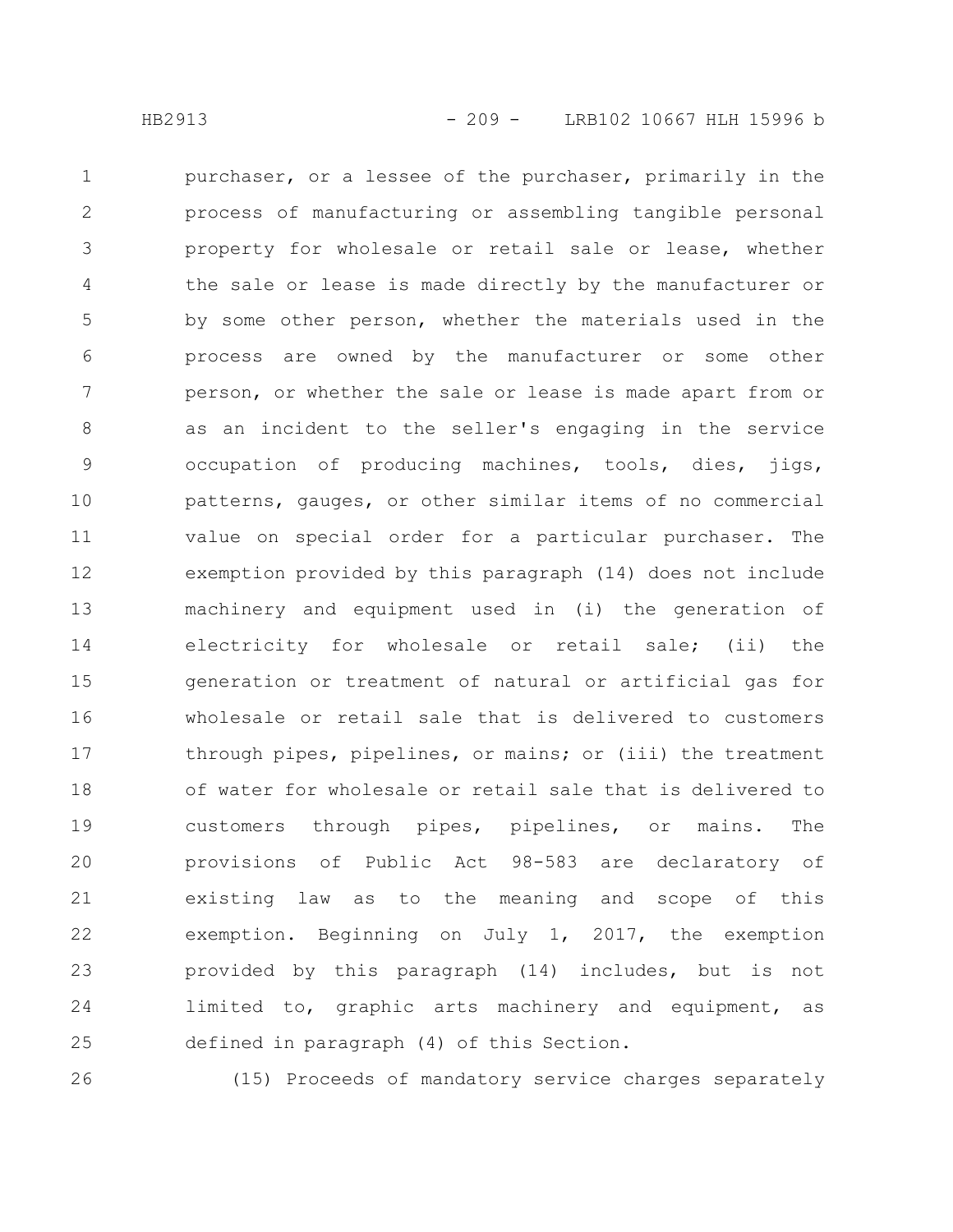purchaser, or a lessee of the purchaser, primarily in the process of manufacturing or assembling tangible personal property for wholesale or retail sale or lease, whether the sale or lease is made directly by the manufacturer or by some other person, whether the materials used in the process are owned by the manufacturer or some other person, or whether the sale or lease is made apart from or as an incident to the seller's engaging in the service occupation of producing machines, tools, dies, jigs, patterns, gauges, or other similar items of no commercial value on special order for a particular purchaser. The exemption provided by this paragraph (14) does not include machinery and equipment used in (i) the generation of electricity for wholesale or retail sale; (ii) the generation or treatment of natural or artificial gas for wholesale or retail sale that is delivered to customers through pipes, pipelines, or mains; or (iii) the treatment of water for wholesale or retail sale that is delivered to customers through pipes, pipelines, or mains. The provisions of Public Act 98-583 are declaratory of existing law as to the meaning and scope of this exemption. Beginning on July 1, 2017, the exemption provided by this paragraph (14) includes, but is not limited to, graphic arts machinery and equipment, as defined in paragraph (4) of this Section.

(15) Proceeds of mandatory service charges separately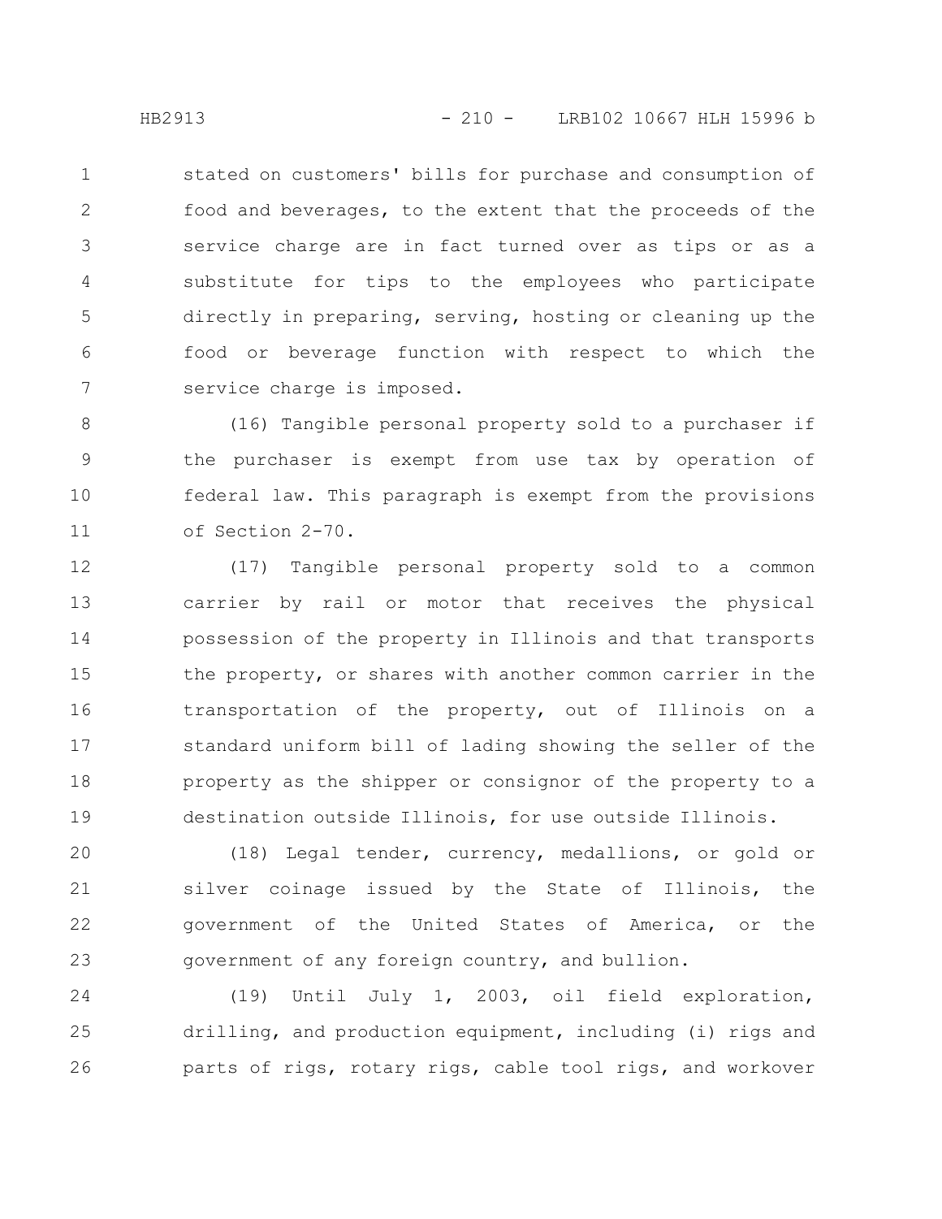stated on customers' bills for purchase and consumption of food and beverages, to the extent that the proceeds of the service charge are in fact turned over as tips or as a substitute for tips to the employees who participate directly in preparing, serving, hosting or cleaning up the food or beverage function with respect to which the service charge is imposed.

(16) Tangible personal property sold to a purchaser if the purchaser is exempt from use tax by operation of federal law. This paragraph is exempt from the provisions of Section 2-70.

(17) Tangible personal property sold to a common carrier by rail or motor that receives the physical possession of the property in Illinois and that transports the property, or shares with another common carrier in the transportation of the property, out of Illinois on a standard uniform bill of lading showing the seller of the property as the shipper or consignor of the property to a destination outside Illinois, for use outside Illinois.

(18) Legal tender, currency, medallions, or gold or silver coinage issued by the State of Illinois, the government of the United States of America, or the government of any foreign country, and bullion.

(19) Until July 1, 2003, oil field exploration, drilling, and production equipment, including (i) rigs and parts of rigs, rotary rigs, cable tool rigs, and workover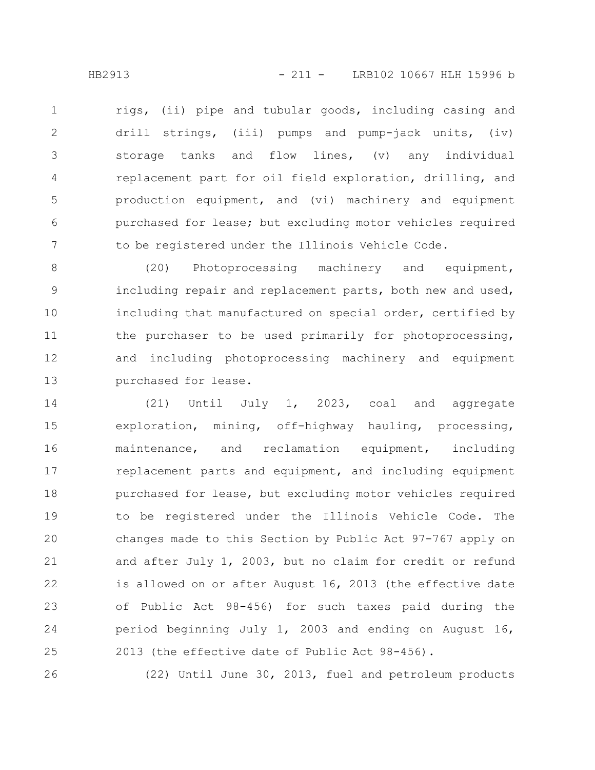rigs, (ii) pipe and tubular goods, including casing and drill strings, (iii) pumps and pump-jack units, (iv) storage tanks and flow lines, (v) any individual replacement part for oil field exploration, drilling, and production equipment, and (vi) machinery and equipment purchased for lease; but excluding motor vehicles required to be registered under the Illinois Vehicle Code.

(20) Photoprocessing machinery and equipment, including repair and replacement parts, both new and used, including that manufactured on special order, certified by the purchaser to be used primarily for photoprocessing, and including photoprocessing machinery and equipment purchased for lease.

(21) Until July 1, 2023, coal and aggregate exploration, mining, off-highway hauling, processing, maintenance, and reclamation equipment, including replacement parts and equipment, and including equipment purchased for lease, but excluding motor vehicles required to be registered under the Illinois Vehicle Code. The changes made to this Section by Public Act 97-767 apply on and after July 1, 2003, but no claim for credit or refund is allowed on or after August 16, 2013 (the effective date of Public Act 98-456) for such taxes paid during the period beginning July 1, 2003 and ending on August 16, 2013 (the effective date of Public Act 98-456).

(22) Until June 30, 2013, fuel and petroleum products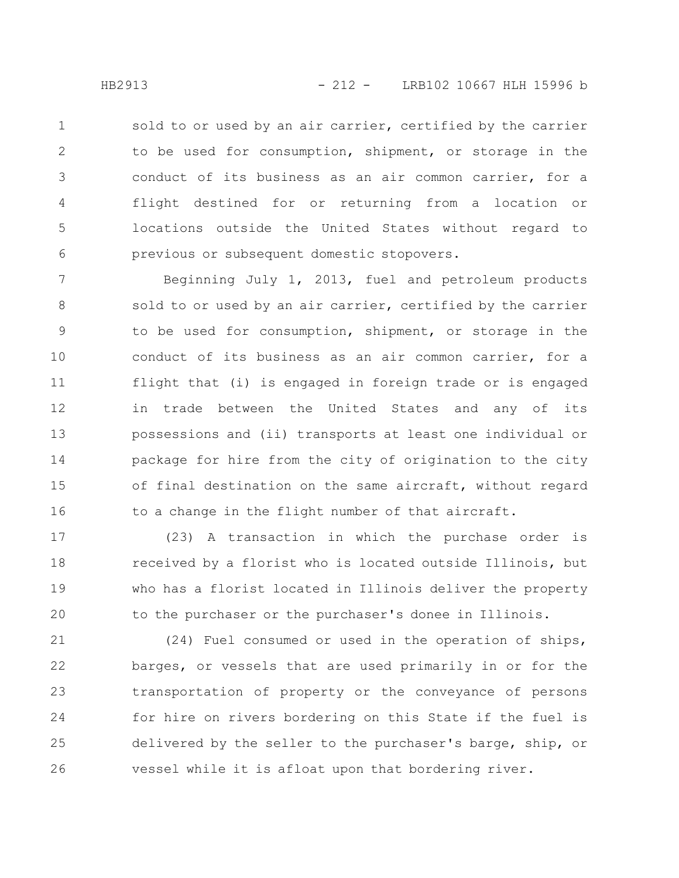sold to or used by an air carrier, certified by the carrier to be used for consumption, shipment, or storage in the conduct of its business as an air common carrier, for a flight destined for or returning from a location or locations outside the United States without regard to previous or subsequent domestic stopovers.

Beginning July 1, 2013, fuel and petroleum products sold to or used by an air carrier, certified by the carrier to be used for consumption, shipment, or storage in the conduct of its business as an air common carrier, for a flight that (i) is engaged in foreign trade or is engaged in trade between the United States and any of its possessions and (ii) transports at least one individual or package for hire from the city of origination to the city of final destination on the same aircraft, without regard to a change in the flight number of that aircraft.

(23) A transaction in which the purchase order is received by a florist who is located outside Illinois, but who has a florist located in Illinois deliver the property to the purchaser or the purchaser's donee in Illinois.

(24) Fuel consumed or used in the operation of ships, barges, or vessels that are used primarily in or for the transportation of property or the conveyance of persons for hire on rivers bordering on this State if the fuel is delivered by the seller to the purchaser's barge, ship, or vessel while it is afloat upon that bordering river.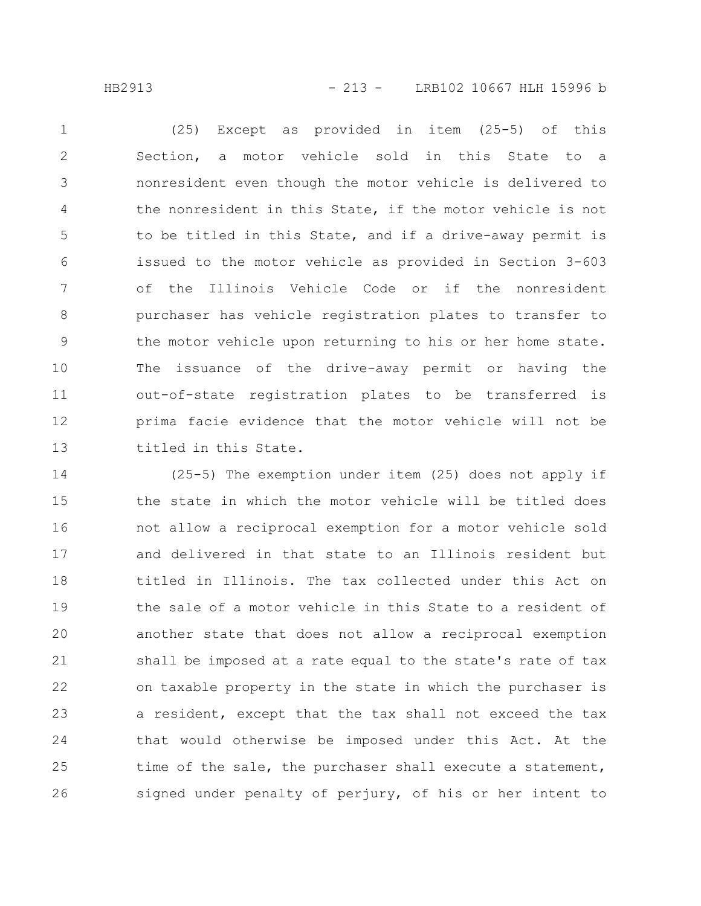(25) Except as provided in item (25-5) of this Section, a motor vehicle sold in this State to a nonresident even though the motor vehicle is delivered to the nonresident in this State, if the motor vehicle is not to be titled in this State, and if a drive-away permit is issued to the motor vehicle as provided in Section 3-603 of the Illinois Vehicle Code or if the nonresident purchaser has vehicle registration plates to transfer to the motor vehicle upon returning to his or her home state. The issuance of the drive-away permit or having the out-of-state registration plates to be transferred is prima facie evidence that the motor vehicle will not be titled in this State.

(25-5) The exemption under item (25) does not apply if the state in which the motor vehicle will be titled does not allow a reciprocal exemption for a motor vehicle sold and delivered in that state to an Illinois resident but titled in Illinois. The tax collected under this Act on the sale of a motor vehicle in this State to a resident of another state that does not allow a reciprocal exemption shall be imposed at a rate equal to the state's rate of tax on taxable property in the state in which the purchaser is a resident, except that the tax shall not exceed the tax that would otherwise be imposed under this Act. At the time of the sale, the purchaser shall execute a statement, signed under penalty of perjury, of his or her intent to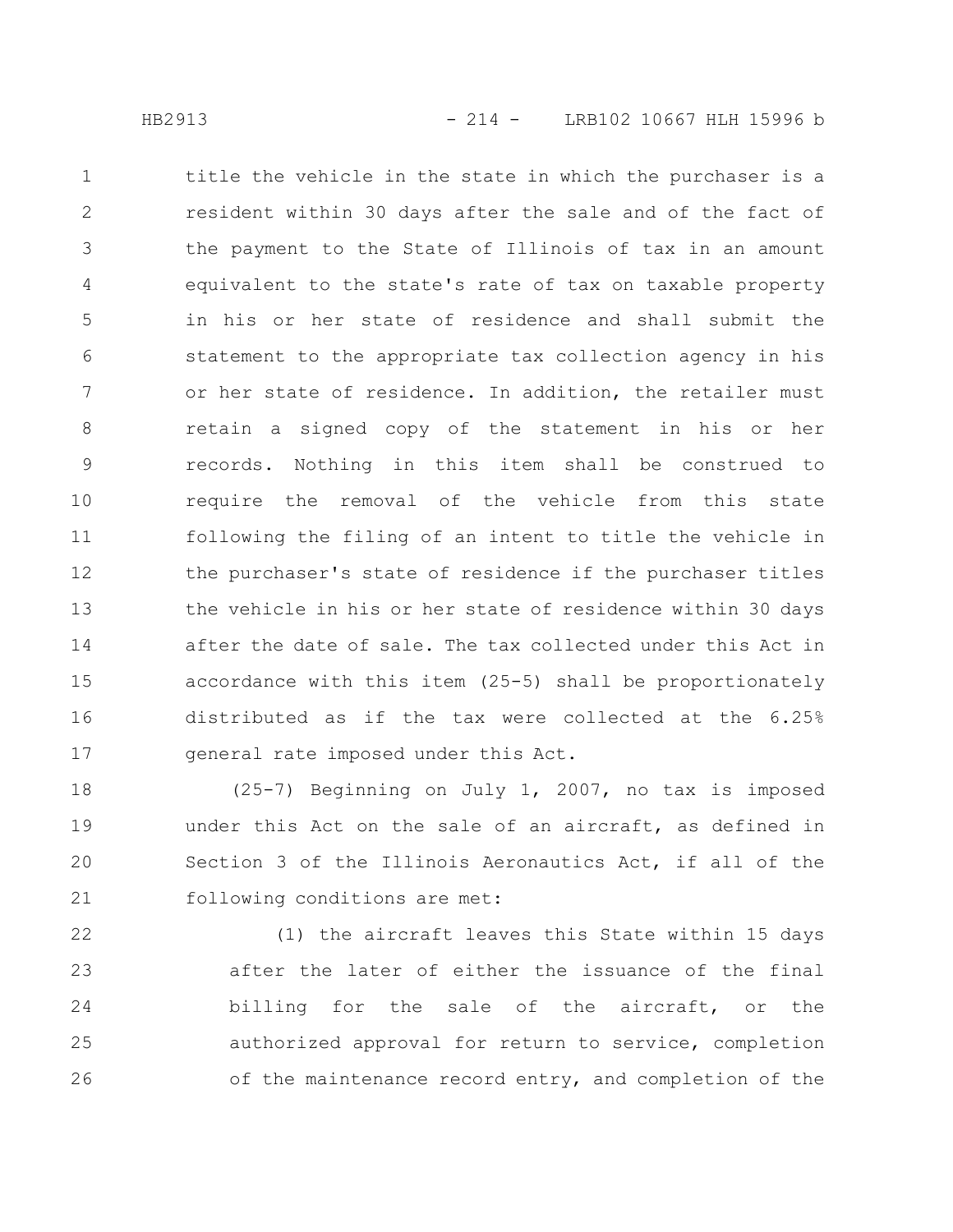title the vehicle in the state in which the purchaser is a resident within 30 days after the sale and of the fact of the payment to the State of Illinois of tax in an amount equivalent to the state's rate of tax on taxable property in his or her state of residence and shall submit the statement to the appropriate tax collection agency in his or her state of residence. In addition, the retailer must retain a signed copy of the statement in his or her records. Nothing in this item shall be construed to require the removal of the vehicle from this state following the filing of an intent to title the vehicle in the purchaser's state of residence if the purchaser titles the vehicle in his or her state of residence within 30 days after the date of sale. The tax collected under this Act in accordance with this item (25-5) shall be proportionately distributed as if the tax were collected at the 6.25% general rate imposed under this Act.

(25-7) Beginning on July 1, 2007, no tax is imposed under this Act on the sale of an aircraft, as defined in Section 3 of the Illinois Aeronautics Act, if all of the following conditions are met:

(1) the aircraft leaves this State within 15 days after the later of either the issuance of the final billing for the sale of the aircraft, or the authorized approval for return to service, completion of the maintenance record entry, and completion of the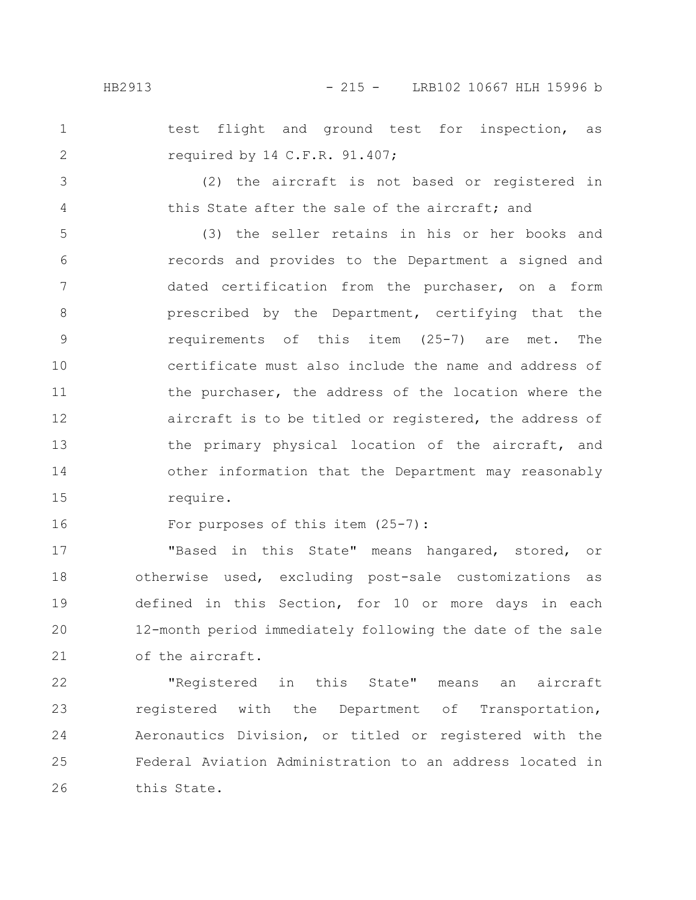test flight and ground test for inspection, as required by 14 C.F.R. 91.407;

(2) the aircraft is not based or registered in this State after the sale of the aircraft; and

(3) the seller retains in his or her books and records and provides to the Department a signed and dated certification from the purchaser, on a form prescribed by the Department, certifying that the requirements of this item (25-7) are met. The certificate must also include the name and address of the purchaser, the address of the location where the aircraft is to be titled or registered, the address of the primary physical location of the aircraft, and other information that the Department may reasonably require.

For purposes of this item (25-7):

"Based in this State" means hangared, stored, or otherwise used, excluding post-sale customizations as defined in this Section, for 10 or more days in each 12-month period immediately following the date of the sale of the aircraft.

"Registered in this State" means an aircraft registered with the Department of Transportation, Aeronautics Division, or titled or registered with the Federal Aviation Administration to an address located in this State.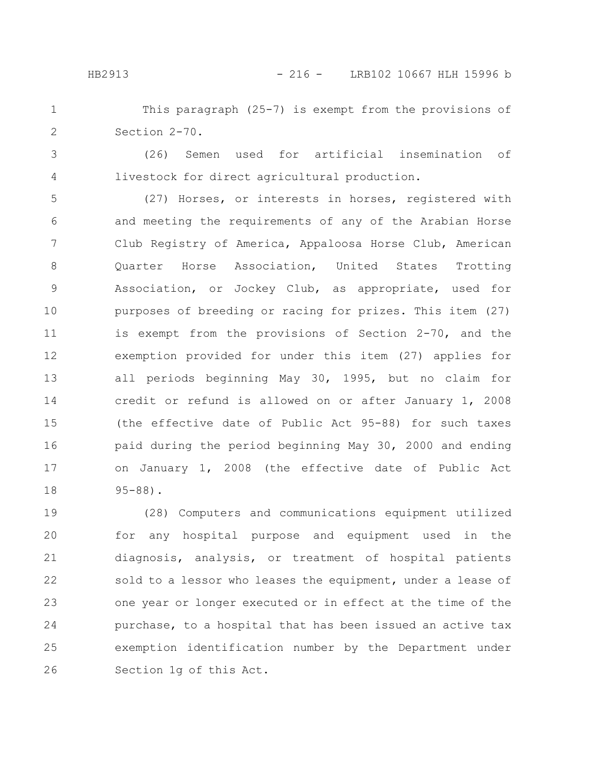This paragraph (25-7) is exempt from the provisions of Section 2-70.

(26) Semen used for artificial insemination of livestock for direct agricultural production.

(27) Horses, or interests in horses, registered with and meeting the requirements of any of the Arabian Horse Club Registry of America, Appaloosa Horse Club, American Quarter Horse Association, United States Trotting Association, or Jockey Club, as appropriate, used for purposes of breeding or racing for prizes. This item (27) is exempt from the provisions of Section 2-70, and the exemption provided for under this item (27) applies for all periods beginning May 30, 1995, but no claim for credit or refund is allowed on or after January 1, 2008 (the effective date of Public Act 95-88) for such taxes paid during the period beginning May 30, 2000 and ending on January 1, 2008 (the effective date of Public Act 95-88).

(28) Computers and communications equipment utilized for any hospital purpose and equipment used in the diagnosis, analysis, or treatment of hospital patients sold to a lessor who leases the equipment, under a lease of one year or longer executed or in effect at the time of the purchase, to a hospital that has been issued an active tax exemption identification number by the Department under Section 1g of this Act.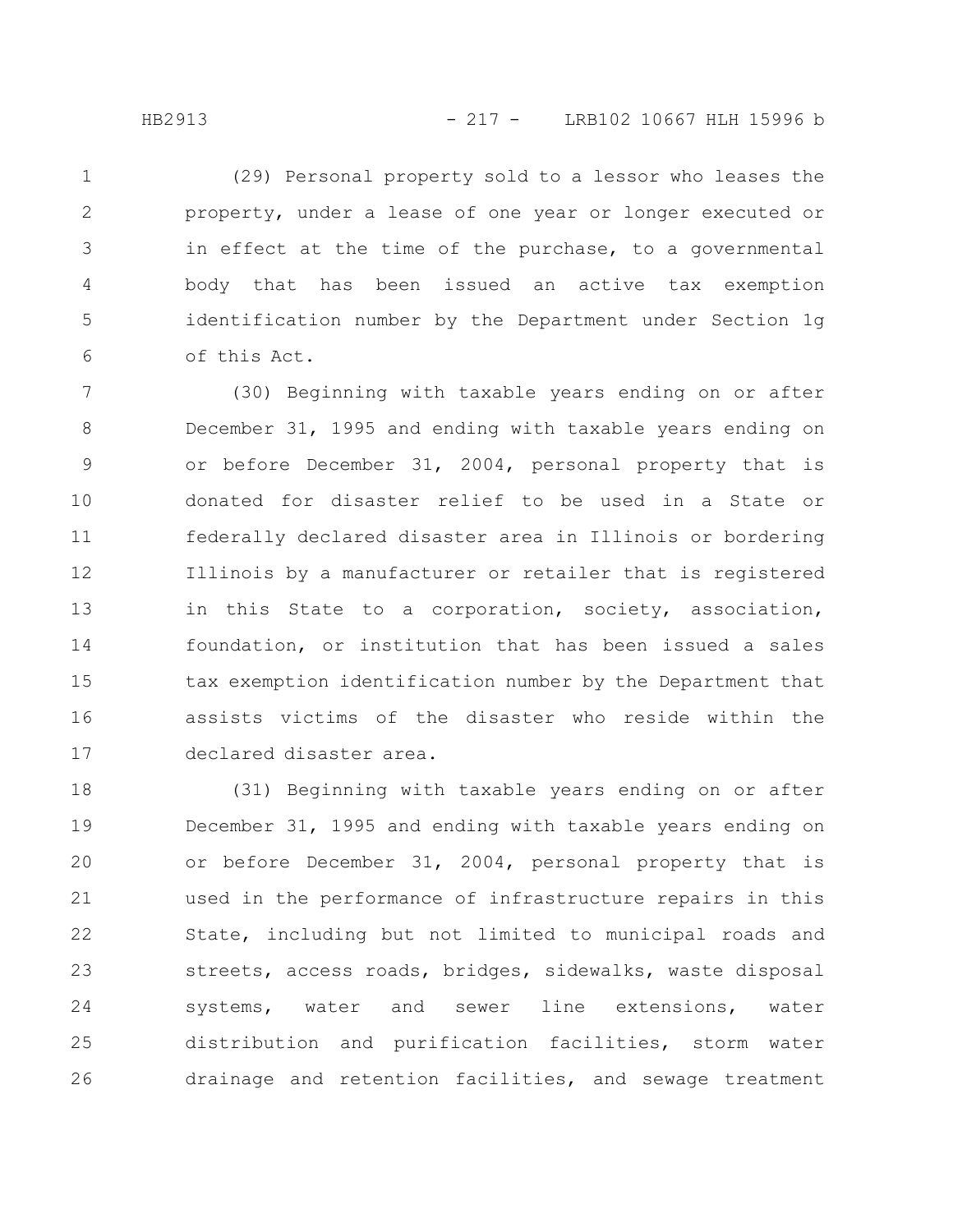(29) Personal property sold to a lessor who leases the property, under a lease of one year or longer executed or in effect at the time of the purchase, to a governmental body that has been issued an active tax exemption identification number by the Department under Section 1g of this Act.

(30) Beginning with taxable years ending on or after December 31, 1995 and ending with taxable years ending on or before December 31, 2004, personal property that is donated for disaster relief to be used in a State or federally declared disaster area in Illinois or bordering Illinois by a manufacturer or retailer that is registered in this State to a corporation, society, association, foundation, or institution that has been issued a sales tax exemption identification number by the Department that assists victims of the disaster who reside within the declared disaster area.

(31) Beginning with taxable years ending on or after December 31, 1995 and ending with taxable years ending on or before December 31, 2004, personal property that is used in the performance of infrastructure repairs in this State, including but not limited to municipal roads and streets, access roads, bridges, sidewalks, waste disposal systems, water and sewer line extensions, water distribution and purification facilities, storm water drainage and retention facilities, and sewage treatment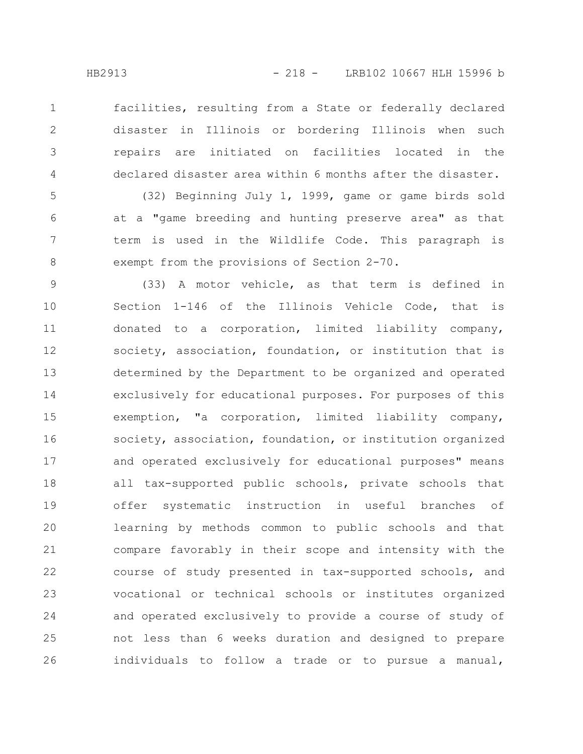facilities, resulting from a State or federally declared disaster in Illinois or bordering Illinois when such repairs are initiated on facilities located in the declared disaster area within 6 months after the disaster.

(32) Beginning July 1, 1999, game or game birds sold at a "game breeding and hunting preserve area" as that term is used in the Wildlife Code. This paragraph is exempt from the provisions of Section 2-70.

(33) A motor vehicle, as that term is defined in Section 1-146 of the Illinois Vehicle Code, that is donated to a corporation, limited liability company, society, association, foundation, or institution that is determined by the Department to be organized and operated exclusively for educational purposes. For purposes of this exemption, "a corporation, limited liability company, society, association, foundation, or institution organized and operated exclusively for educational purposes" means all tax-supported public schools, private schools that offer systematic instruction in useful branches of learning by methods common to public schools and that compare favorably in their scope and intensity with the course of study presented in tax-supported schools, and vocational or technical schools or institutes organized and operated exclusively to provide a course of study of not less than 6 weeks duration and designed to prepare individuals to follow a trade or to pursue a manual,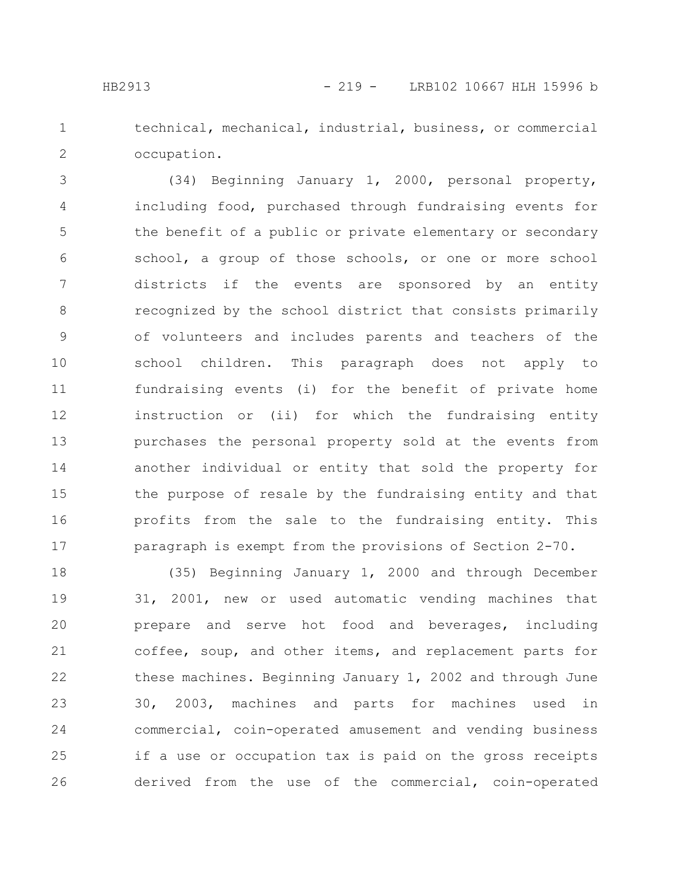technical, mechanical, industrial, business, or commercial occupation.

(34) Beginning January 1, 2000, personal property, including food, purchased through fundraising events for the benefit of a public or private elementary or secondary school, a group of those schools, or one or more school districts if the events are sponsored by an entity recognized by the school district that consists primarily of volunteers and includes parents and teachers of the school children. This paragraph does not apply to fundraising events (i) for the benefit of private home instruction or (ii) for which the fundraising entity purchases the personal property sold at the events from another individual or entity that sold the property for the purpose of resale by the fundraising entity and that profits from the sale to the fundraising entity. This paragraph is exempt from the provisions of Section 2-70.

(35) Beginning January 1, 2000 and through December 31, 2001, new or used automatic vending machines that prepare and serve hot food and beverages, including coffee, soup, and other items, and replacement parts for these machines. Beginning January 1, 2002 and through June 30, 2003, machines and parts for machines used in commercial, coin-operated amusement and vending business if a use or occupation tax is paid on the gross receipts derived from the use of the commercial, coin-operated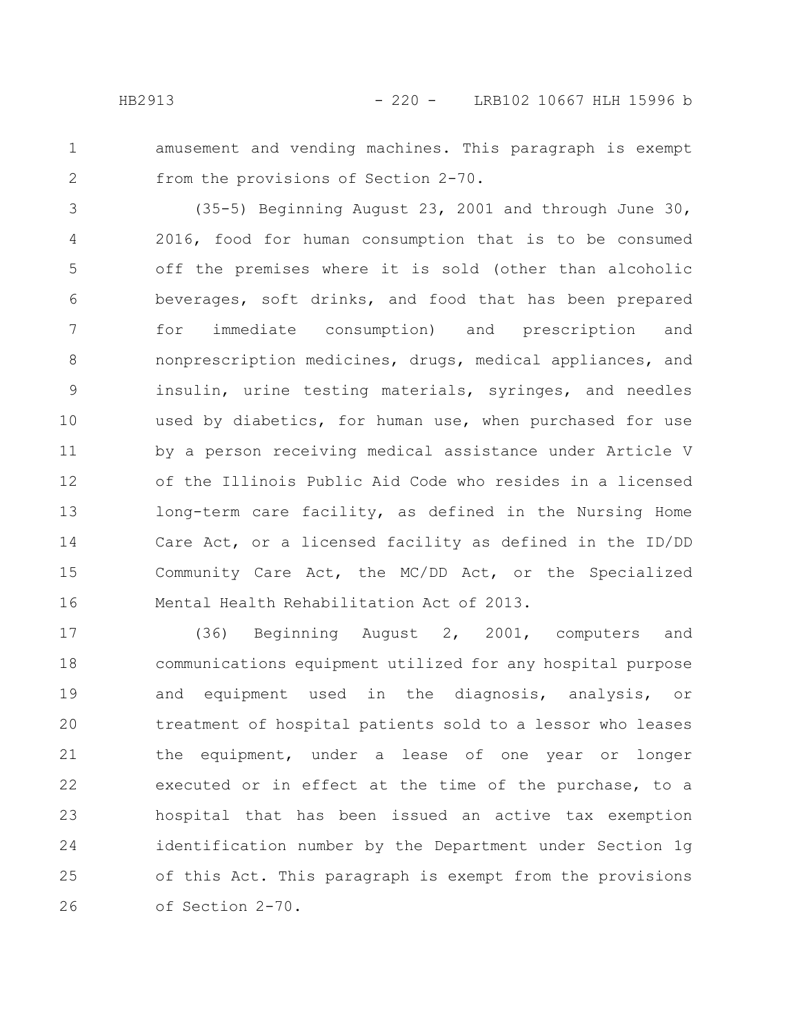amusement and vending machines. This paragraph is exempt from the provisions of Section 2-70.

(35-5) Beginning August 23, 2001 and through June 30, 2016, food for human consumption that is to be consumed off the premises where it is sold (other than alcoholic beverages, soft drinks, and food that has been prepared for immediate consumption) and prescription and nonprescription medicines, drugs, medical appliances, and insulin, urine testing materials, syringes, and needles used by diabetics, for human use, when purchased for use by a person receiving medical assistance under Article V of the Illinois Public Aid Code who resides in a licensed long-term care facility, as defined in the Nursing Home Care Act, or a licensed facility as defined in the ID/DD Community Care Act, the MC/DD Act, or the Specialized Mental Health Rehabilitation Act of 2013.

(36) Beginning August 2, 2001, computers and communications equipment utilized for any hospital purpose and equipment used in the diagnosis, analysis, or treatment of hospital patients sold to a lessor who leases the equipment, under a lease of one year or longer executed or in effect at the time of the purchase, to a hospital that has been issued an active tax exemption identification number by the Department under Section 1g of this Act. This paragraph is exempt from the provisions of Section 2-70.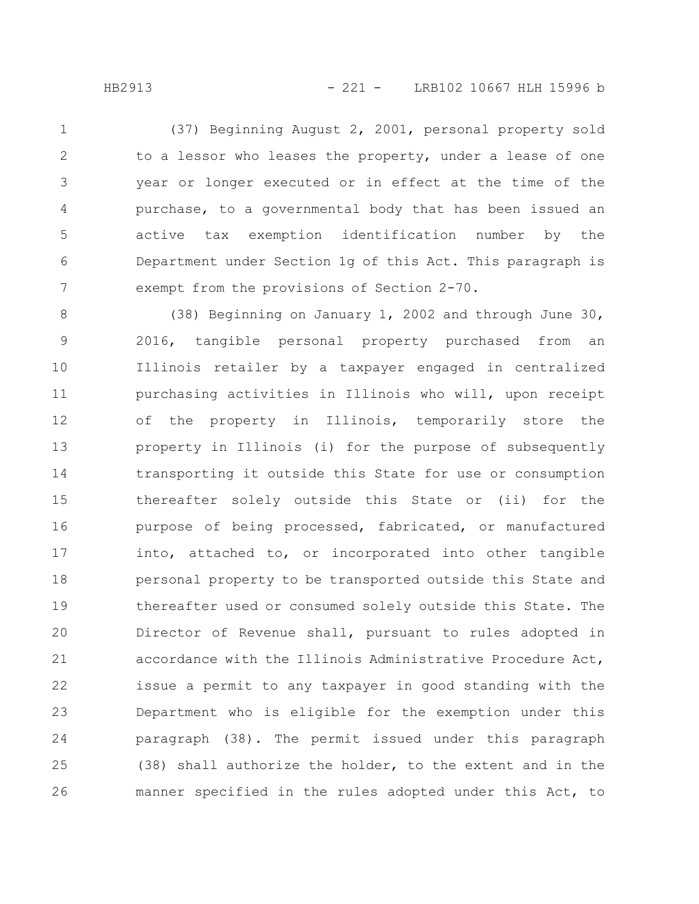(37) Beginning August 2, 2001, personal property sold to a lessor who leases the property, under a lease of one year or longer executed or in effect at the time of the purchase, to a governmental body that has been issued an active tax exemption identification number by the Department under Section 1g of this Act. This paragraph is exempt from the provisions of Section 2-70.

(38) Beginning on January 1, 2002 and through June 30, 2016, tangible personal property purchased from an Illinois retailer by a taxpayer engaged in centralized purchasing activities in Illinois who will, upon receipt of the property in Illinois, temporarily store the property in Illinois (i) for the purpose of subsequently transporting it outside this State for use or consumption thereafter solely outside this State or (ii) for the purpose of being processed, fabricated, or manufactured into, attached to, or incorporated into other tangible personal property to be transported outside this State and thereafter used or consumed solely outside this State. The Director of Revenue shall, pursuant to rules adopted in accordance with the Illinois Administrative Procedure Act, issue a permit to any taxpayer in good standing with the Department who is eligible for the exemption under this paragraph (38). The permit issued under this paragraph (38) shall authorize the holder, to the extent and in the manner specified in the rules adopted under this Act, to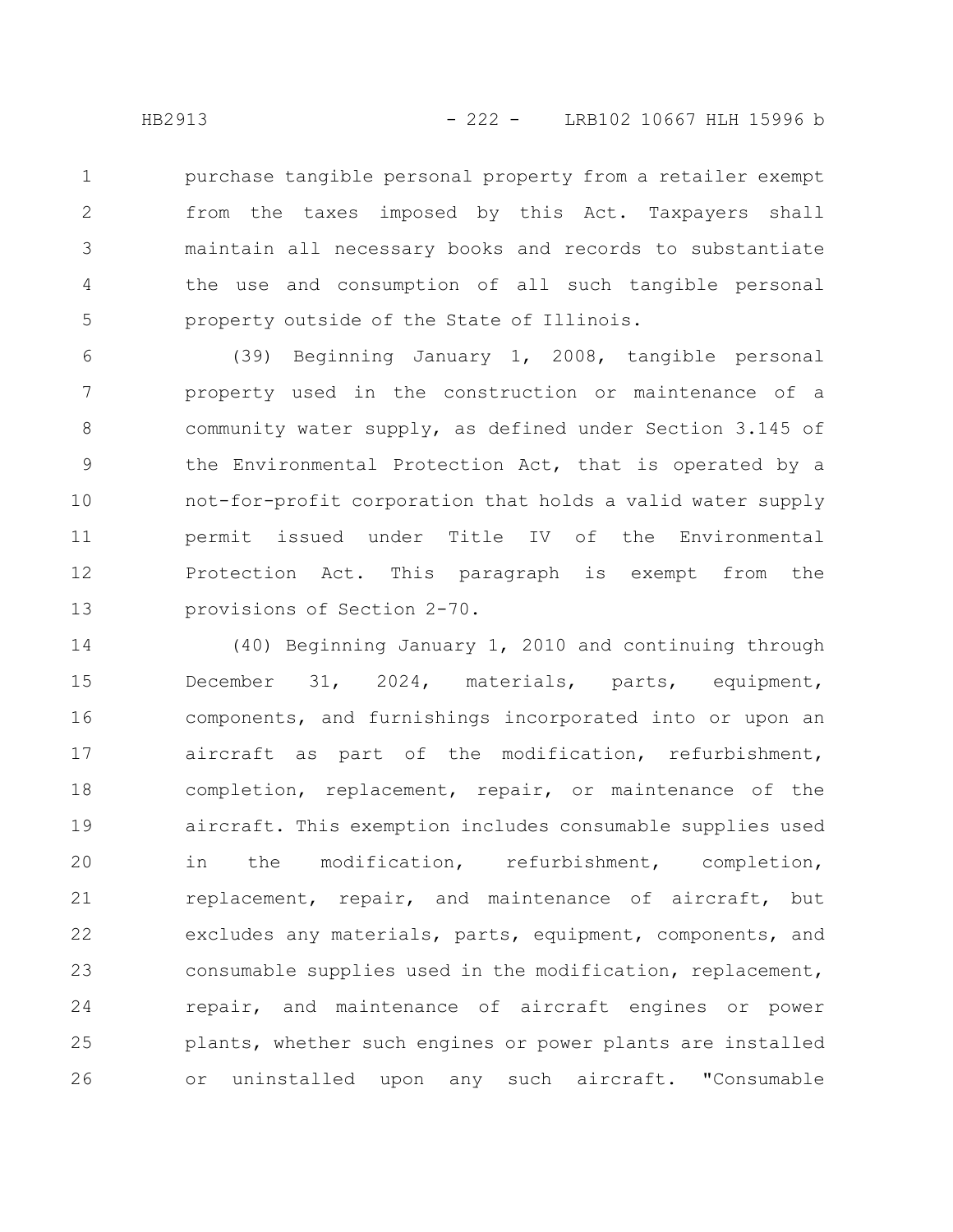purchase tangible personal property from a retailer exempt from the taxes imposed by this Act. Taxpayers shall maintain all necessary books and records to substantiate the use and consumption of all such tangible personal property outside of the State of Illinois.

(39) Beginning January 1, 2008, tangible personal property used in the construction or maintenance of a community water supply, as defined under Section 3.145 of the Environmental Protection Act, that is operated by a not-for-profit corporation that holds a valid water supply permit issued under Title IV of the Environmental Protection Act. This paragraph is exempt from the provisions of Section 2-70.

(40) Beginning January 1, 2010 and continuing through December 31, 2024, materials, parts, equipment, components, and furnishings incorporated into or upon an aircraft as part of the modification, refurbishment, completion, replacement, repair, or maintenance of the aircraft. This exemption includes consumable supplies used in the modification, refurbishment, completion, replacement, repair, and maintenance of aircraft, but excludes any materials, parts, equipment, components, and consumable supplies used in the modification, replacement, repair, and maintenance of aircraft engines or power plants, whether such engines or power plants are installed or uninstalled upon any such aircraft. "Consumable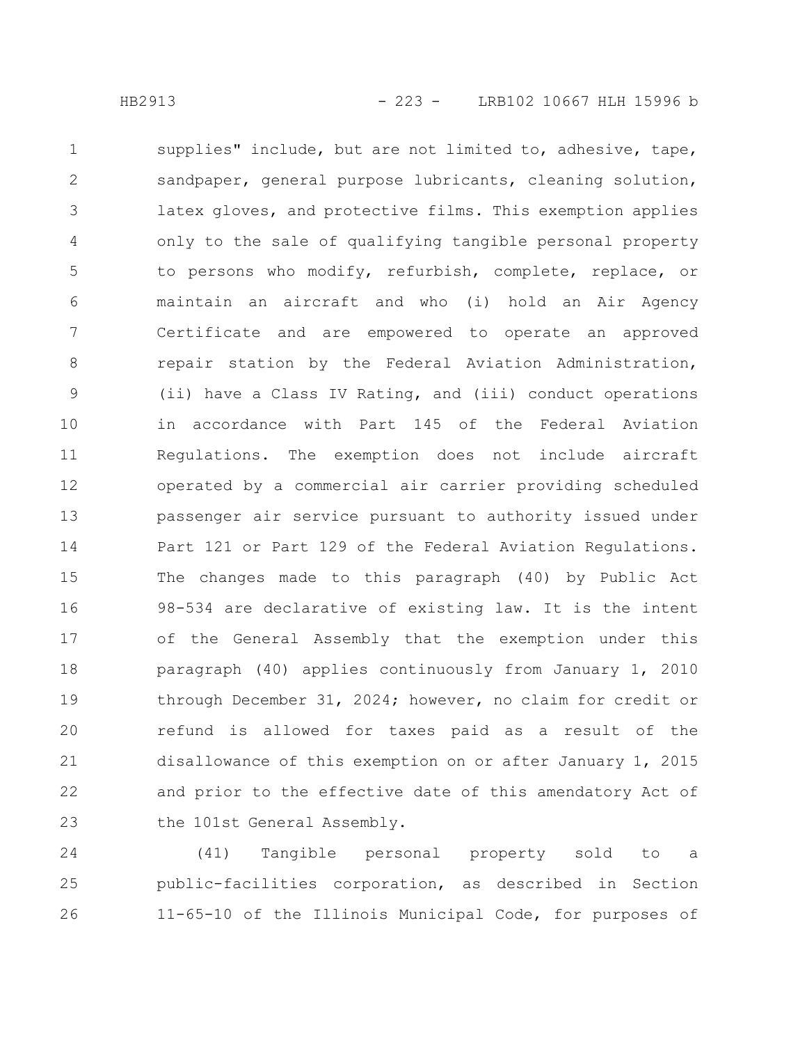supplies" include, but are not limited to, adhesive, tape, sandpaper, general purpose lubricants, cleaning solution, latex gloves, and protective films. This exemption applies only to the sale of qualifying tangible personal property to persons who modify, refurbish, complete, replace, or maintain an aircraft and who (i) hold an Air Agency Certificate and are empowered to operate an approved repair station by the Federal Aviation Administration, (ii) have a Class IV Rating, and (iii) conduct operations in accordance with Part 145 of the Federal Aviation Regulations. The exemption does not include aircraft operated by a commercial air carrier providing scheduled passenger air service pursuant to authority issued under Part 121 or Part 129 of the Federal Aviation Regulations. The changes made to this paragraph (40) by Public Act 98-534 are declarative of existing law. It is the intent of the General Assembly that the exemption under this paragraph (40) applies continuously from January 1, 2010 through December 31, 2024; however, no claim for credit or refund is allowed for taxes paid as a result of the disallowance of this exemption on or after January 1, 2015 and prior to the effective date of this amendatory Act of the 101st General Assembly.

(41) Tangible personal property sold to a public-facilities corporation, as described in Section 11-65-10 of the Illinois Municipal Code, for purposes of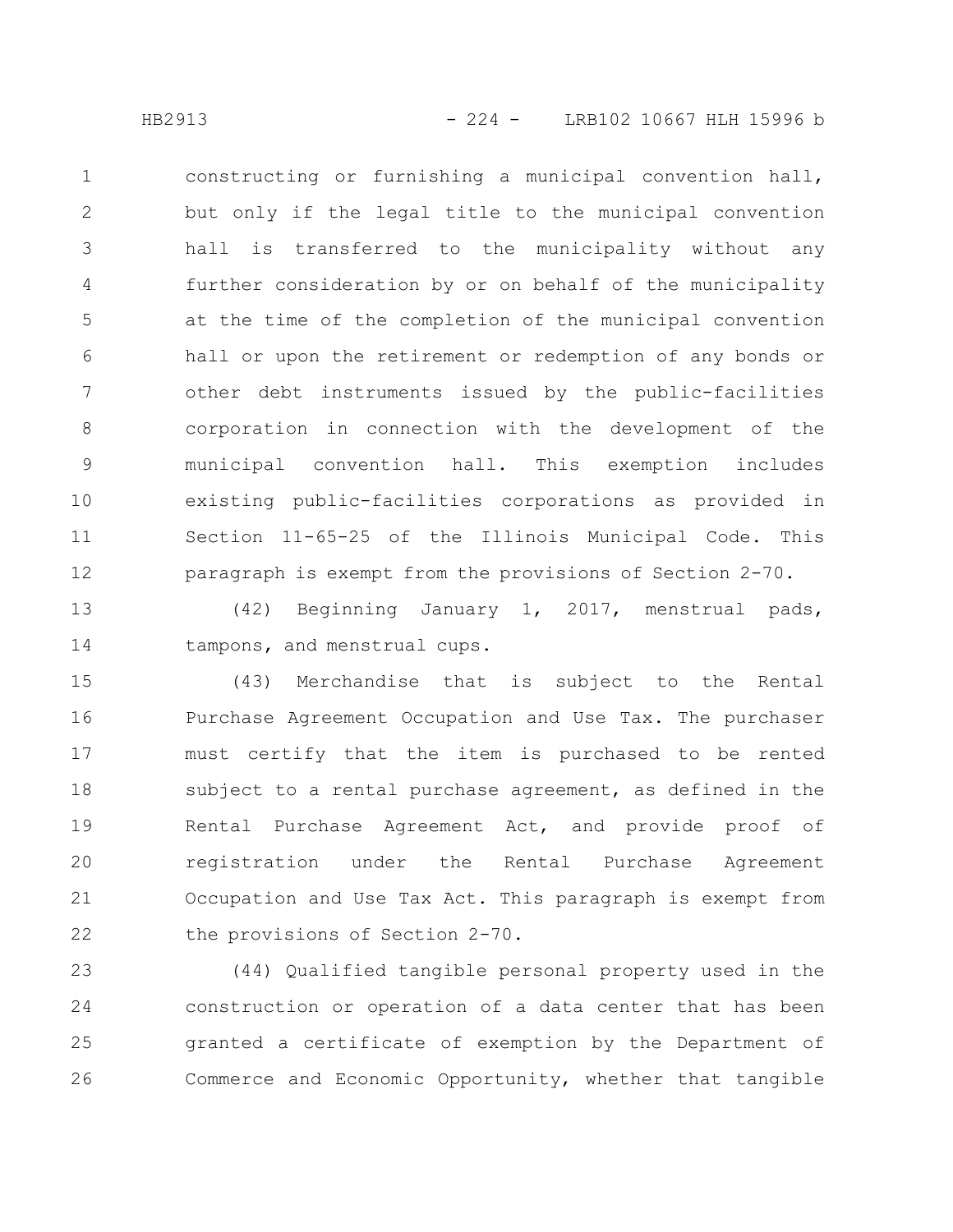constructing or furnishing a municipal convention hall, but only if the legal title to the municipal convention hall is transferred to the municipality without any further consideration by or on behalf of the municipality at the time of the completion of the municipal convention hall or upon the retirement or redemption of any bonds or other debt instruments issued by the public-facilities corporation in connection with the development of the municipal convention hall. This exemption includes existing public-facilities corporations as provided in Section 11-65-25 of the Illinois Municipal Code. This paragraph is exempt from the provisions of Section 2-70.

(42) Beginning January 1, 2017, menstrual pads, tampons, and menstrual cups.

(43) Merchandise that is subject to the Rental Purchase Agreement Occupation and Use Tax. The purchaser must certify that the item is purchased to be rented subject to a rental purchase agreement, as defined in the Rental Purchase Agreement Act, and provide proof of registration under the Rental Purchase Agreement Occupation and Use Tax Act. This paragraph is exempt from the provisions of Section 2-70.

(44) Qualified tangible personal property used in the construction or operation of a data center that has been granted a certificate of exemption by the Department of Commerce and Economic Opportunity, whether that tangible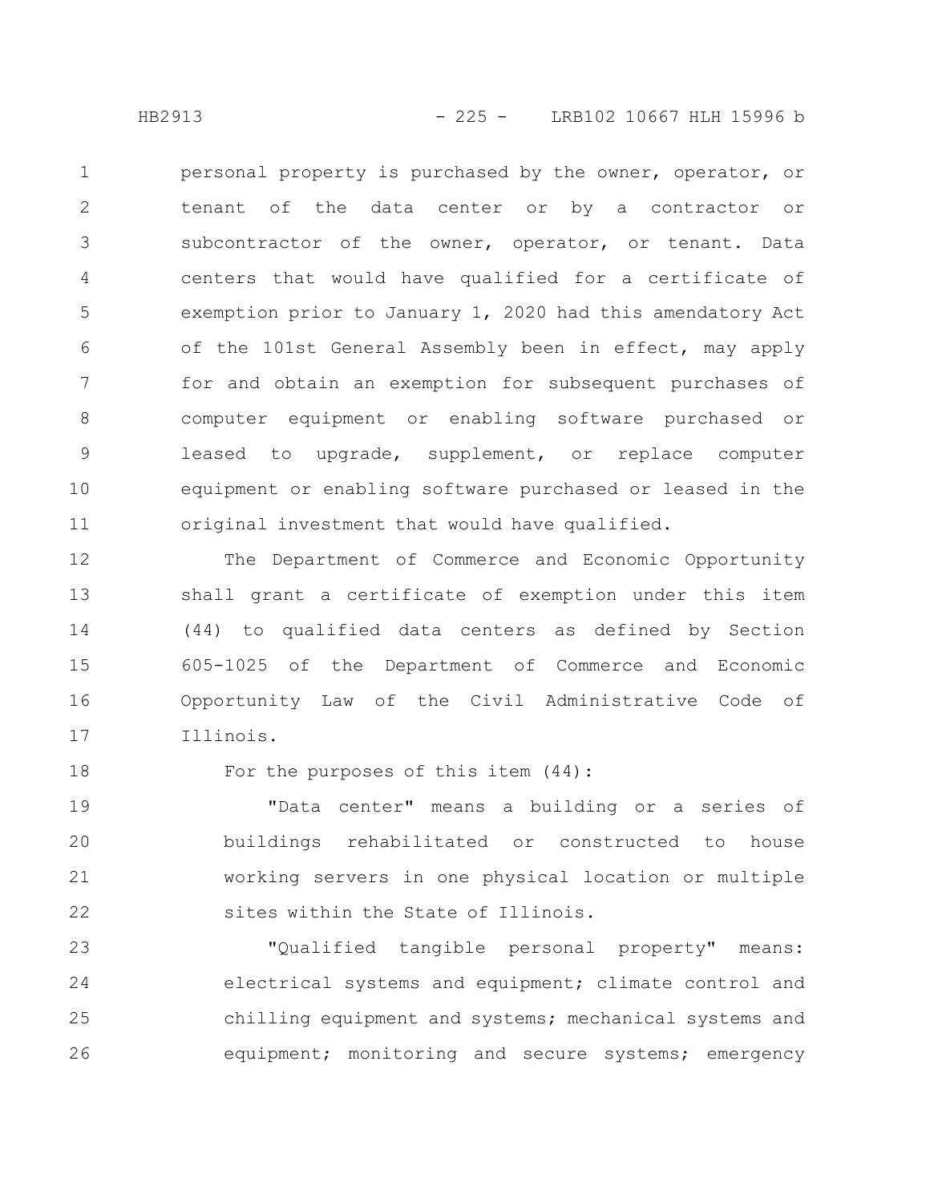personal property is purchased by the owner, operator, or tenant of the data center or by a contractor or subcontractor of the owner, operator, or tenant. Data centers that would have qualified for a certificate of exemption prior to January 1, 2020 had this amendatory Act of the 101st General Assembly been in effect, may apply for and obtain an exemption for subsequent purchases of computer equipment or enabling software purchased or leased to upgrade, supplement, or replace computer equipment or enabling software purchased or leased in the original investment that would have qualified.

The Department of Commerce and Economic Opportunity shall grant a certificate of exemption under this item (44) to qualified data centers as defined by Section 605-1025 of the Department of Commerce and Economic Opportunity Law of the Civil Administrative Code of Illinois.

For the purposes of this item (44):

"Data center" means a building or a series of buildings rehabilitated or constructed to house working servers in one physical location or multiple sites within the State of Illinois.

"Qualified tangible personal property" means: electrical systems and equipment; climate control and chilling equipment and systems; mechanical systems and equipment; monitoring and secure systems; emergency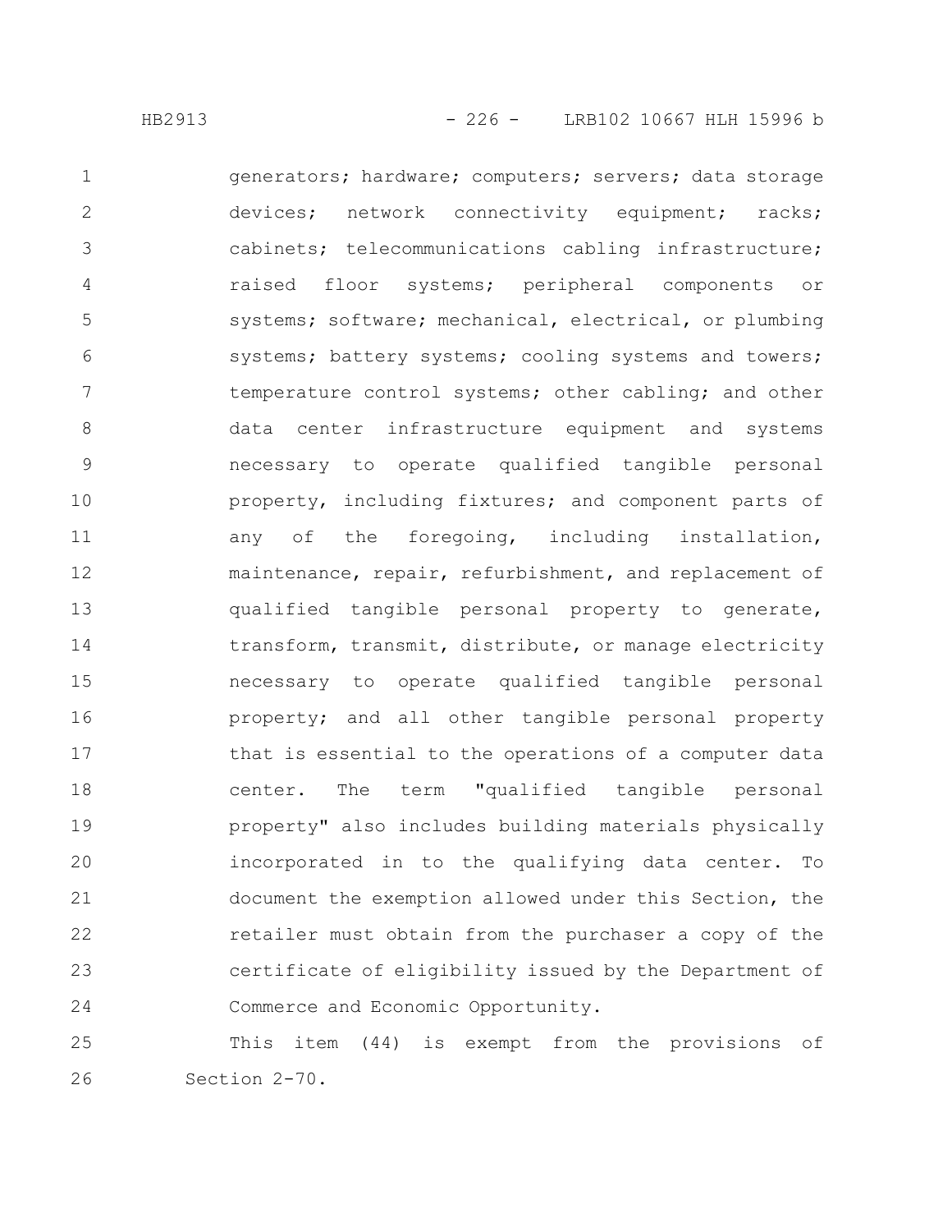generators; hardware; computers; servers; data storage devices; network connectivity equipment; racks; cabinets; telecommunications cabling infrastructure; raised floor systems; peripheral components or systems; software; mechanical, electrical, or plumbing systems; battery systems; cooling systems and towers; temperature control systems; other cabling; and other data center infrastructure equipment and systems necessary to operate qualified tangible personal property, including fixtures; and component parts of any of the foregoing, including installation, maintenance, repair, refurbishment, and replacement of qualified tangible personal property to generate, transform, transmit, distribute, or manage electricity necessary to operate qualified tangible personal property; and all other tangible personal property that is essential to the operations of a computer data center. The term "qualified tangible personal property" also includes building materials physically incorporated in to the qualifying data center. To document the exemption allowed under this Section, the retailer must obtain from the purchaser a copy of the certificate of eligibility issued by the Department of Commerce and Economic Opportunity.

This item (44) is exempt from the provisions of Section 2-70.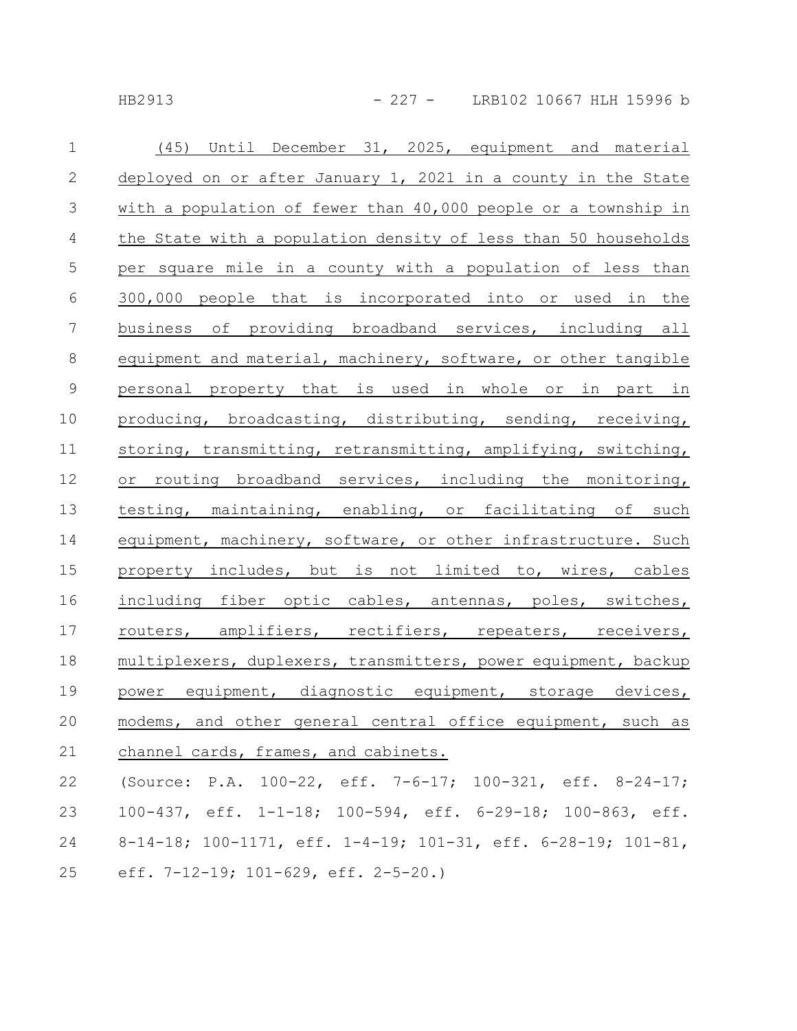(45) Until December 31, 2025, equipment and material deployed on or after January 1, 2021 in a county in the State with a population of fewer than 40,000 people or a township in the State with a population density of less than 50 households per square mile in a county with a population of less than 300,000 people that is incorporated into or used in the business of providing broadband services, including all equipment and material, machinery, software, or other tangible personal property that is used in whole or in part in producing, broadcasting, distributing, sending, receiving, storing, transmitting, retransmitting, amplifying, switching, or routing broadband services, including the monitoring, testing, maintaining, enabling, or facilitating of such equipment, machinery, software, or other infrastructure. Such property includes, but is not limited to, wires, cables including fiber optic cables, antennas, poles, switches, routers, amplifiers, rectifiers, repeaters, receivers, multiplexers, duplexers, transmitters, power equipment, backup power equipment, diagnostic equipment, storage devices, modems, and other general central office equipment, such as channel cards, frames, and cabinets.

(Source: P.A. 100-22, eff. 7-6-17; 100-321, eff. 8-24-17; 100-437, eff. 1-1-18; 100-594, eff. 6-29-18; 100-863, eff. 8-14-18; 100-1171, eff. 1-4-19; 101-31, eff. 6-28-19; 101-81, eff. 7-12-19; 101-629, eff. 2-5-20.)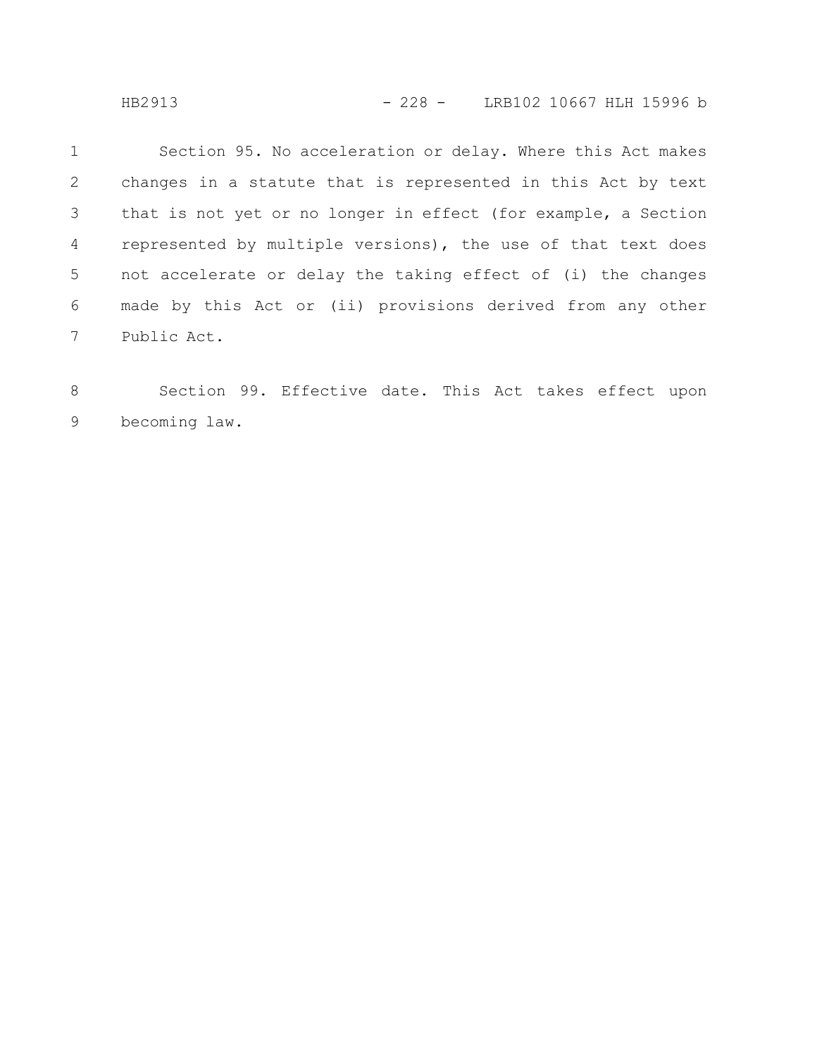Section 95. No acceleration or delay. Where this Act makes changes in a statute that is represented in this Act by text that is not yet or no longer in effect (for example, a Section represented by multiple versions), the use of that text does not accelerate or delay the taking effect of (i) the changes made by this Act or (ii) provisions derived from any other Public Act.

Section 99. Effective date. This Act takes effect upon becoming law.